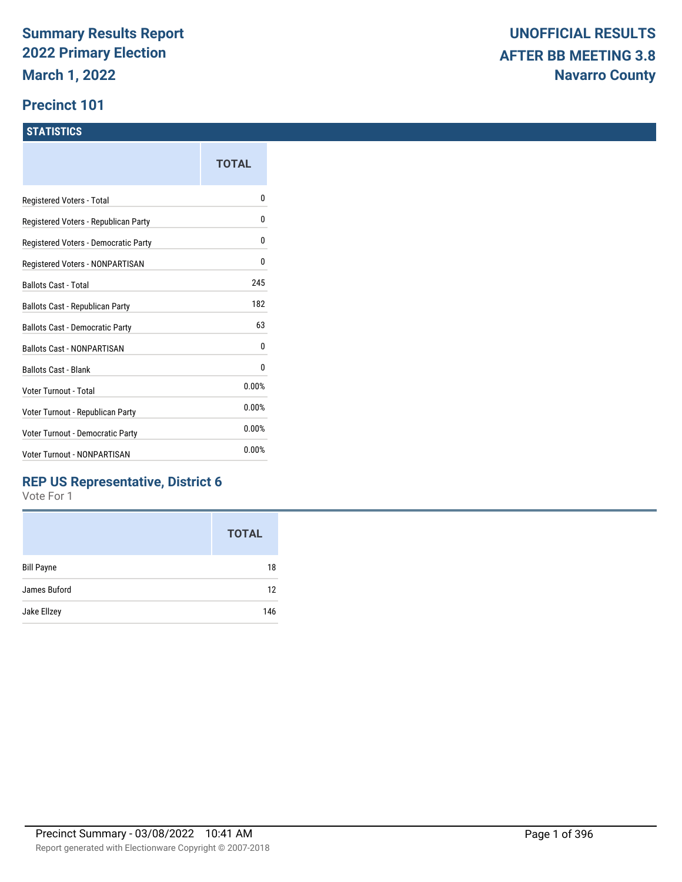# Summary Results Report
# 2022 Primary Election
# March 1, 2022

# UNOFFICIAL RESULTS
# AFTER BB MEETING 3.8
# Navarro County

## Precinct 101

### STATISTICS

| | TOTAL |
|---|---|
| Registered Voters - Total | 0 |
| Registered Voters - Republican Party | 0 |
| Registered Voters - Democratic Party | 0 |
| Registered Voters - NONPARTISAN | 0 |
| Ballots Cast - Total | 245 |
| Ballots Cast - Republican Party | 182 |
| Ballots Cast - Democratic Party | 63 |
| Ballots Cast - NONPARTISAN | 0 |
| Ballots Cast - Blank | 0 |
| Voter Turnout - Total | 0.00% |
| Voter Turnout - Republican Party | 0.00% |
| Voter Turnout - Democratic Party | 0.00% |
| Voter Turnout - NONPARTISAN | 0.00% |

### REP US Representative, District 6

Vote For 1

| | TOTAL |
|---|---|
| Bill Payne | 18 |
| James Buford | 12 |
| Jake Ellzey | 146 |

Precinct Summary - 03/08/2022 10:41 AM

Report generated with Electionware Copyright © 2007-2018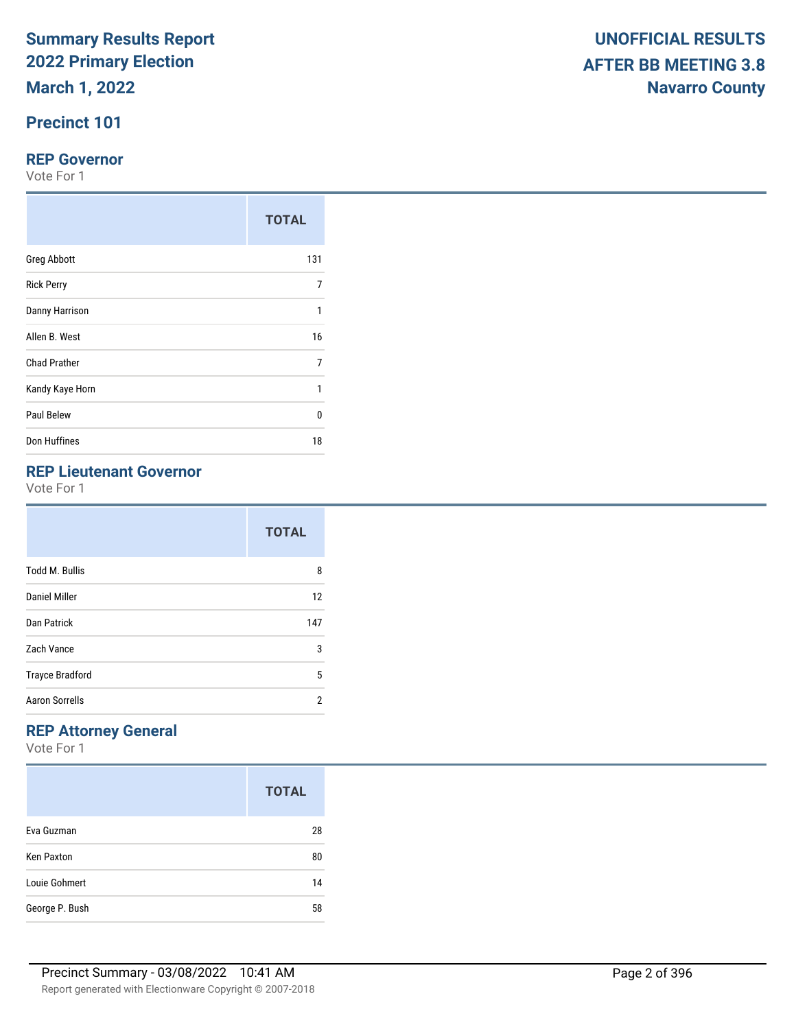# Summary Results Report
# 2022 Primary Election
# March 1, 2022

**UNOFFICIAL RESULTS**
**AFTER BB MEETING 3.8**
**Navarro County**

## Precinct 101

### REP Governor

Vote For 1

| | TOTAL |
|---|---|
| Greg Abbott | 131 |
| Rick Perry | 7 |
| Danny Harrison | 1 |
| Allen B. West | 16 |
| Chad Prather | 7 |
| Kandy Kaye Horn | 1 |
| Paul Belew | 0 |
| Don Huffines | 18 |

### REP Lieutenant Governor

Vote For 1

| | TOTAL |
|---|---|
| Todd M. Bullis | 8 |
| Daniel Miller | 12 |
| Dan Patrick | 147 |
| Zach Vance | 3 |
| Trayce Bradford | 5 |
| Aaron Sorrells | 2 |

### REP Attorney General

Vote For 1

| | TOTAL |
|---|---|
| Eva Guzman | 28 |
| Ken Paxton | 80 |
| Louie Gohmert | 14 |
| George P. Bush | 58 |

Precinct Summary - 03/08/2022 10:41 AM

Report generated with Electionware Copyright © 2007-2018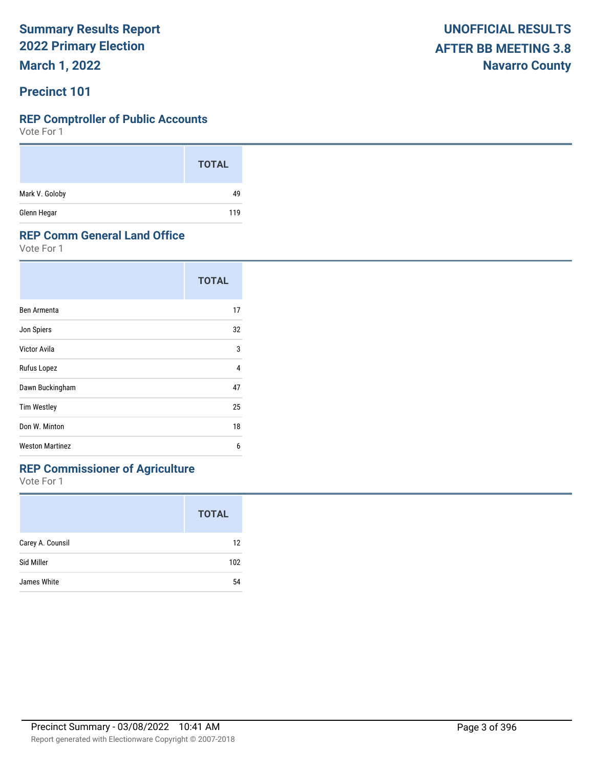# Summary Results Report
## 2022 Primary Election
## March 1, 2022

**UNOFFICIAL RESULTS**
**AFTER BB MEETING 3.8**
**Navarro County**

## Precinct 101

### REP Comptroller of Public Accounts

Vote For 1

| | TOTAL |
|---|---|
| Mark V. Goloby | 49 |
| Glenn Hegar | 119 |

### REP Comm General Land Office

Vote For 1

| | TOTAL |
|---|---|
| Ben Armenta | 17 |
| Jon Spiers | 32 |
| Victor Avila | 3 |
| Rufus Lopez | 4 |
| Dawn Buckingham | 47 |
| Tim Westley | 25 |
| Don W. Minton | 18 |
| Weston Martinez | 6 |

### REP Commissioner of Agriculture

Vote For 1

| | TOTAL |
|---|---|
| Carey A. Counsil | 12 |
| Sid Miller | 102 |
| James White | 54 |

Precinct Summary - 03/08/2022 10:41 AM

Report generated with Electionware Copyright © 2007-2018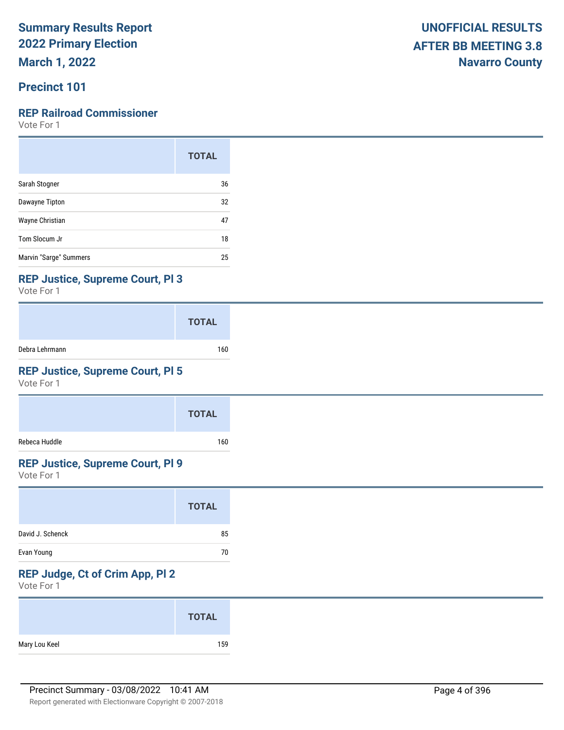# Summary Results Report
# 2022 Primary Election
# March 1, 2022

**UNOFFICIAL RESULTS**
**AFTER BB MEETING 3.8**
**Navarro County**

## Precinct 101

### REP Railroad Commissioner

Vote For 1

| | TOTAL |
|---|---|
| Sarah Stogner | 36 |
| Dawayne Tipton | 32 |
| Wayne Christian | 47 |
| Tom Slocum Jr | 18 |
| Marvin "Sarge" Summers | 25 |

### REP Justice, Supreme Court, Pl 3

Vote For 1

| | TOTAL |
|---|---|
| Debra Lehrmann | 160 |

### REP Justice, Supreme Court, Pl 5

Vote For 1

| | TOTAL |
|---|---|
| Rebeca Huddle | 160 |

### REP Justice, Supreme Court, Pl 9

Vote For 1

| | TOTAL |
|---|---|
| David J. Schenck | 85 |
| Evan Young | 70 |

### REP Judge, Ct of Crim App, Pl 2

Vote For 1

| | TOTAL |
|---|---|
| Mary Lou Keel | 159 |

Precinct Summary - 03/08/2022 10:41 AM

Report generated with Electionware Copyright © 2007-2018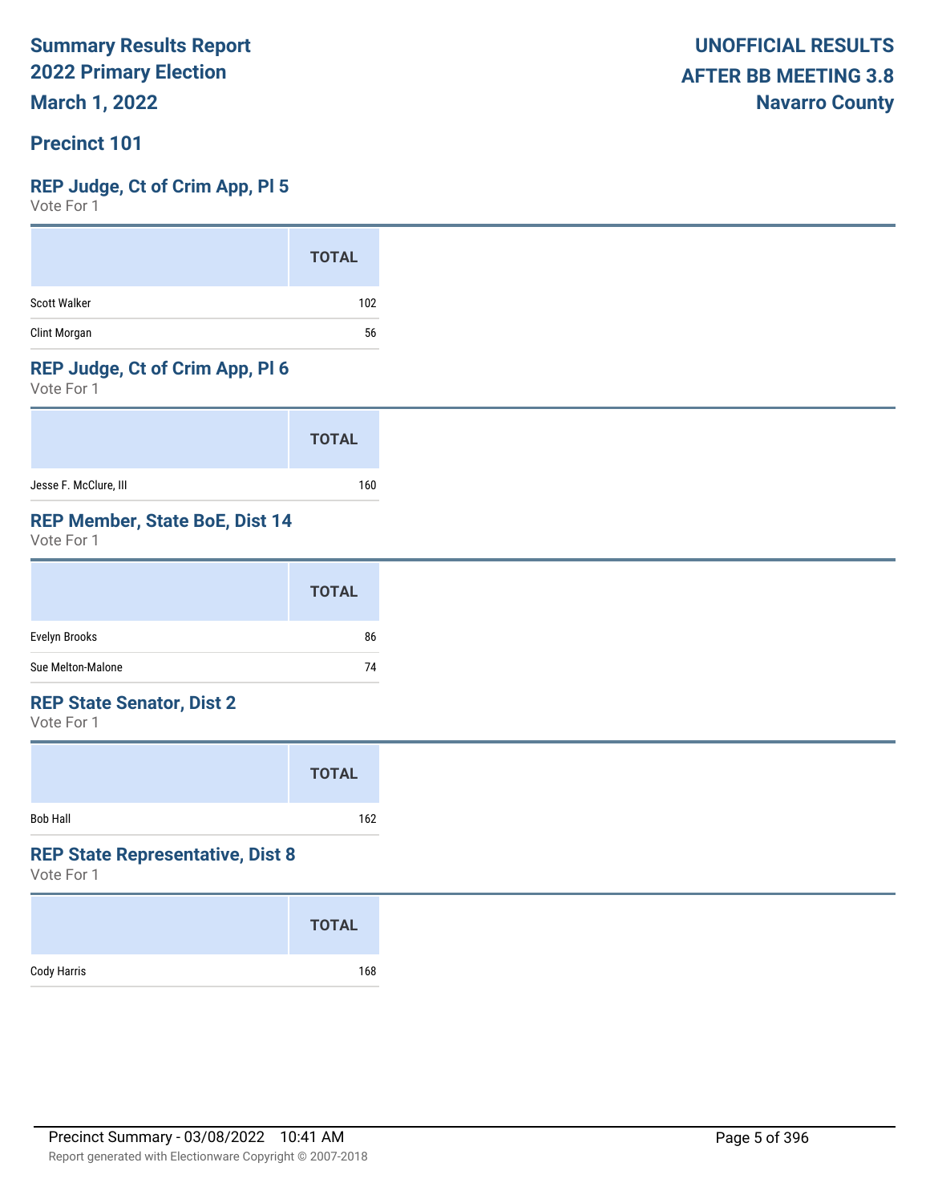**Summary Results Report**
**2022 Primary Election**
**March 1, 2022**

**UNOFFICIAL RESULTS**
**AFTER BB MEETING 3.8**
**Navarro County**

## Precinct 101

### REP Judge, Ct of Crim App, Pl 5

Vote For 1

| | TOTAL |
|---|---|
| Scott Walker | 102 |
| Clint Morgan | 56 |

### REP Judge, Ct of Crim App, Pl 6

Vote For 1

| | TOTAL |
|---|---|
| Jesse F. McClure, III | 160 |

### REP Member, State BoE, Dist 14

Vote For 1

| | TOTAL |
|---|---|
| Evelyn Brooks | 86 |
| Sue Melton-Malone | 74 |

### REP State Senator, Dist 2

Vote For 1

| | TOTAL |
|---|---|
| Bob Hall | 162 |

### REP State Representative, Dist 8

Vote For 1

| | TOTAL |
|---|---|
| Cody Harris | 168 |

Precinct Summary - 03/08/2022 10:41 AM

Report generated with Electionware Copyright © 2007-2018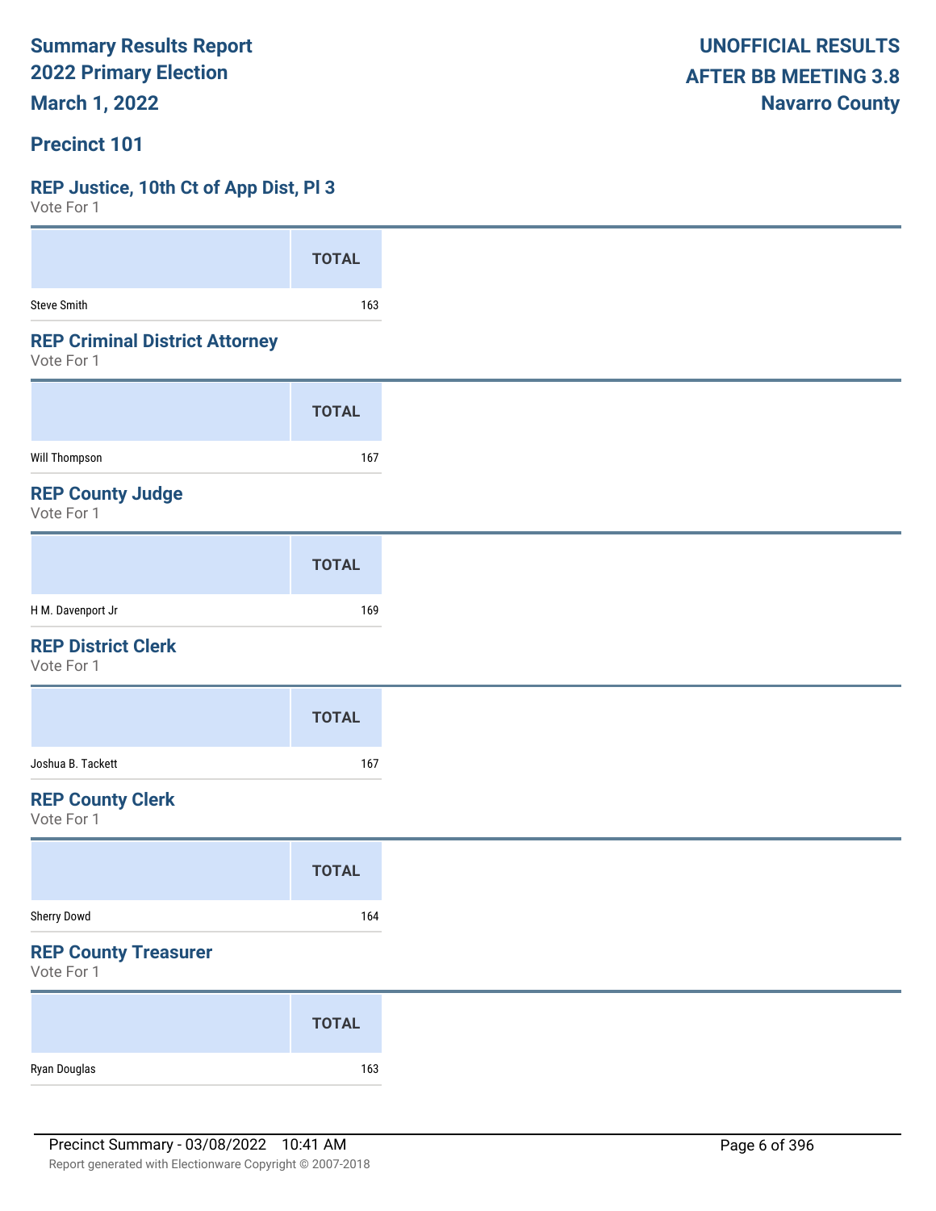# Summary Results Report
# 2022 Primary Election
# March 1, 2022

**UNOFFICIAL RESULTS**
**AFTER BB MEETING 3.8**
**Navarro County**

## Precinct 101

### REP Justice, 10th Ct of App Dist, Pl 3
Vote For 1

| | TOTAL |
|---|---|
| Steve Smith | 163 |

### REP Criminal District Attorney
Vote For 1

| | TOTAL |
|---|---|
| Will Thompson | 167 |

### REP County Judge
Vote For 1

| | TOTAL |
|---|---|
| H M. Davenport Jr | 169 |

### REP District Clerk
Vote For 1

| | TOTAL |
|---|---|
| Joshua B. Tackett | 167 |

### REP County Clerk
Vote For 1

| | TOTAL |
|---|---|
| Sherry Dowd | 164 |

### REP County Treasurer
Vote For 1

| | TOTAL |
|---|---|
| Ryan Douglas | 163 |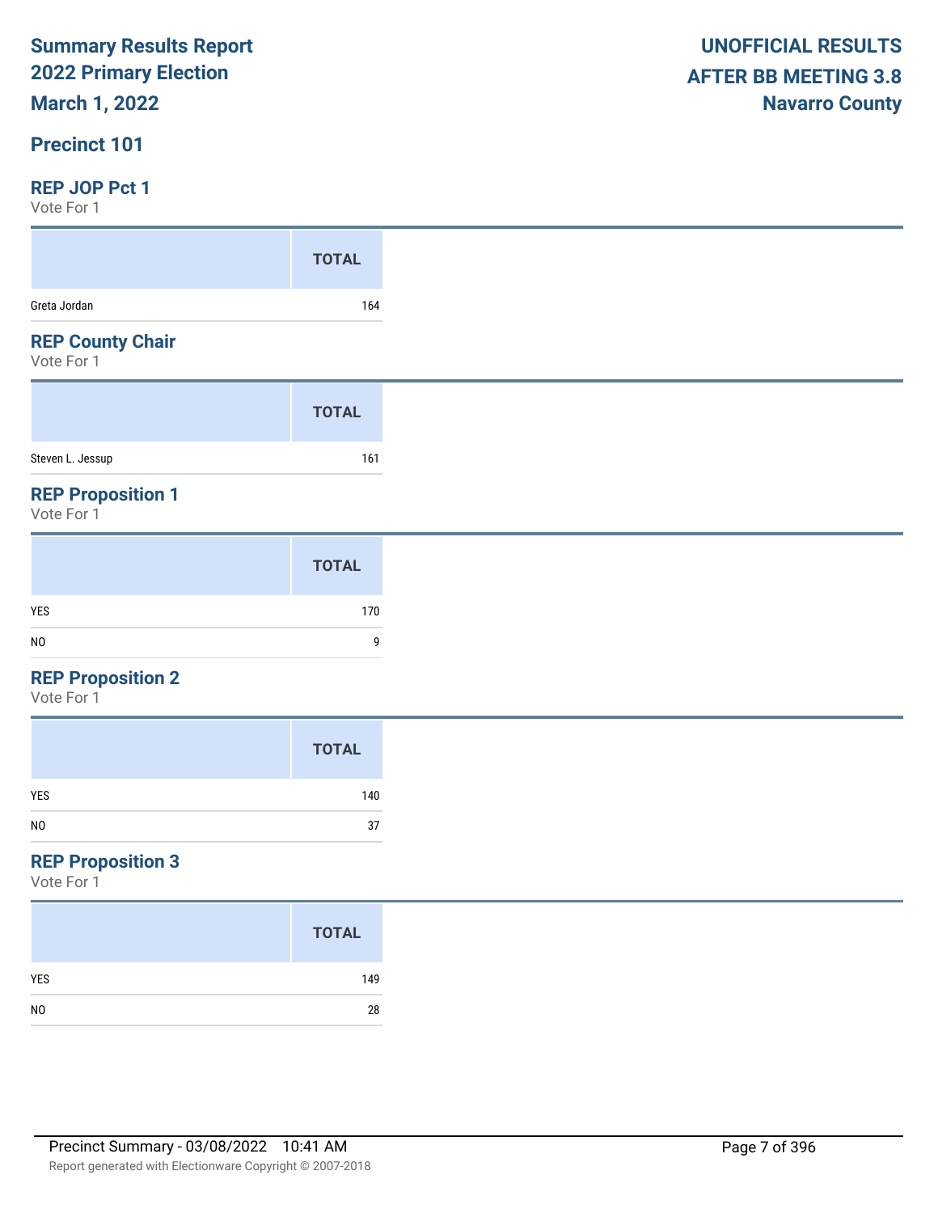**Summary Results Report**
**2022 Primary Election**
**March 1, 2022**

**UNOFFICIAL RESULTS**
**AFTER BB MEETING 3.8**
**Navarro County**

## Precinct 101

### REP JOP Pct 1

Vote For 1

| | TOTAL |
|---|---|
| Greta Jordan | 164 |

### REP County Chair

Vote For 1

| | TOTAL |
|---|---|
| Steven L. Jessup | 161 |

### REP Proposition 1

Vote For 1

| | TOTAL |
|---|---|
| YES | 170 |
| NO | 9 |

### REP Proposition 2

Vote For 1

| | TOTAL |
|---|---|
| YES | 140 |
| NO | 37 |

### REP Proposition 3

Vote For 1

| | TOTAL |
|---|---|
| YES | 149 |
| NO | 28 |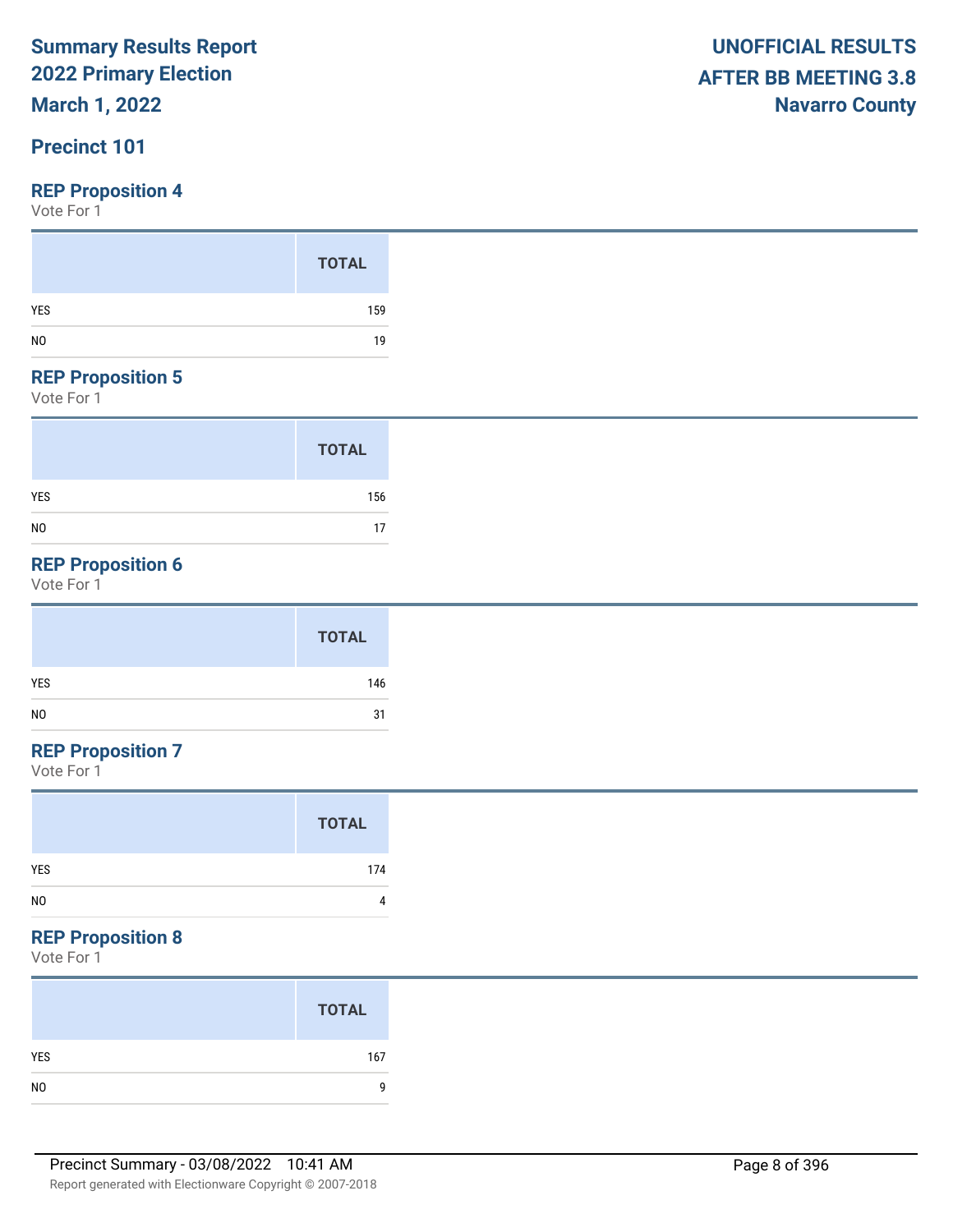**Summary Results Report**
**2022 Primary Election**
**March 1, 2022**

**UNOFFICIAL RESULTS**
**AFTER BB MEETING 3.8**
**Navarro County**

## Precinct 101

### REP Proposition 4

Vote For 1

| | TOTAL |
|---|---|
| YES | 159 |
| NO | 19 |

### REP Proposition 5

Vote For 1

| | TOTAL |
|---|---|
| YES | 156 |
| NO | 17 |

### REP Proposition 6

Vote For 1

| | TOTAL |
|---|---|
| YES | 146 |
| NO | 31 |

### REP Proposition 7

Vote For 1

| | TOTAL |
|---|---|
| YES | 174 |
| NO | 4 |

### REP Proposition 8

Vote For 1

| | TOTAL |
|---|---|
| YES | 167 |
| NO | 9 |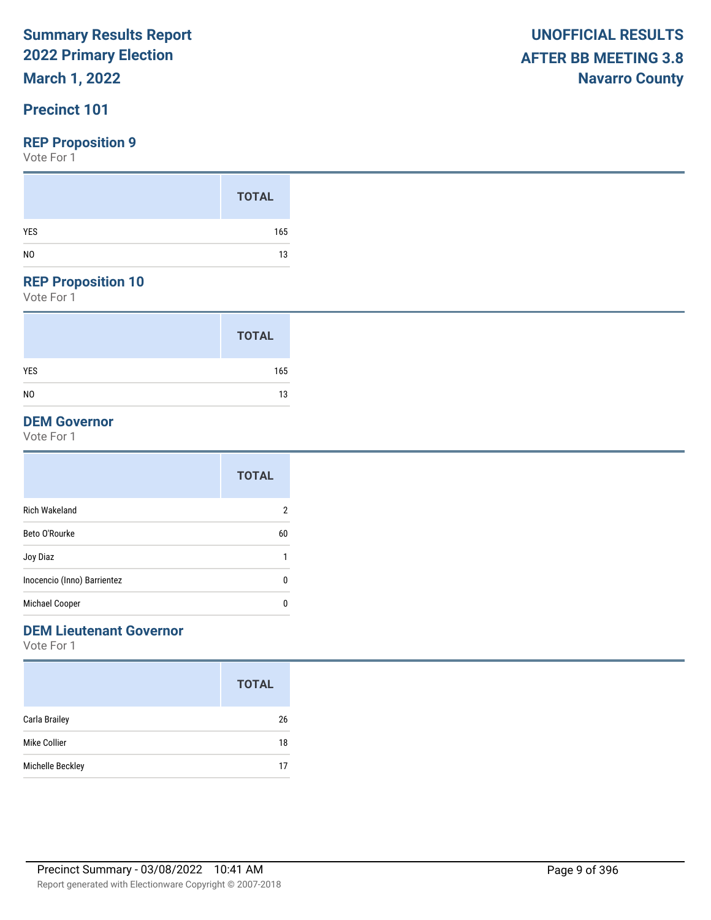# Summary Results Report
# 2022 Primary Election
# March 1, 2022

**UNOFFICIAL RESULTS**
**AFTER BB MEETING 3.8**
**Navarro County**

## Precinct 101

### REP Proposition 9

Vote For 1

| | TOTAL |
|---|---|
| YES | 165 |
| NO | 13 |

### REP Proposition 10

Vote For 1

| | TOTAL |
|---|---|
| YES | 165 |
| NO | 13 |

### DEM Governor

Vote For 1

| | TOTAL |
|---|---|
| Rich Wakeland | 2 |
| Beto O'Rourke | 60 |
| Joy Diaz | 1 |
| Inocencio (Inno) Barrientez | 0 |
| Michael Cooper | 0 |

### DEM Lieutenant Governor

Vote For 1

| | TOTAL |
|---|---|
| Carla Brailey | 26 |
| Mike Collier | 18 |
| Michelle Beckley | 17 |

Precinct Summary - 03/08/2022 10:41 AM

Report generated with Electionware Copyright © 2007-2018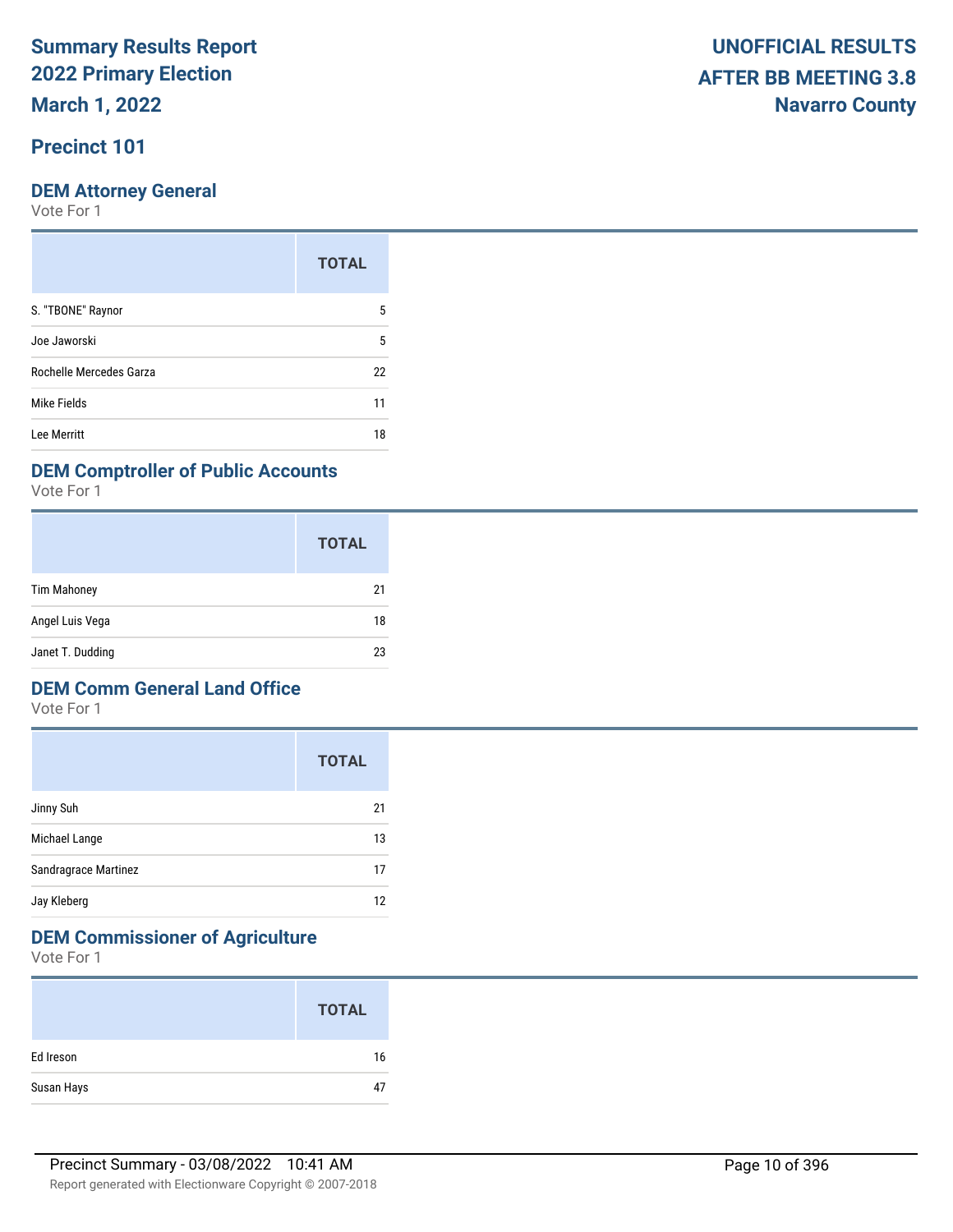# Summary Results Report
# 2022 Primary Election
# March 1, 2022

**UNOFFICIAL RESULTS**
**AFTER BB MEETING 3.8**
**Navarro County**

## Precinct 101

### DEM Attorney General

Vote For 1

| | TOTAL |
|---|---|
| S. "TBONE" Raynor | 5 |
| Joe Jaworski | 5 |
| Rochelle Mercedes Garza | 22 |
| Mike Fields | 11 |
| Lee Merritt | 18 |

### DEM Comptroller of Public Accounts

Vote For 1

| | TOTAL |
|---|---|
| Tim Mahoney | 21 |
| Angel Luis Vega | 18 |
| Janet T. Dudding | 23 |

### DEM Comm General Land Office

Vote For 1

| | TOTAL |
|---|---|
| Jinny Suh | 21 |
| Michael Lange | 13 |
| Sandragrace Martinez | 17 |
| Jay Kleberg | 12 |

### DEM Commissioner of Agriculture

Vote For 1

| | TOTAL |
|---|---|
| Ed Ireson | 16 |
| Susan Hays | 47 |

Precinct Summary - 03/08/2022 10:41 AM

Report generated with Electionware Copyright © 2007-2018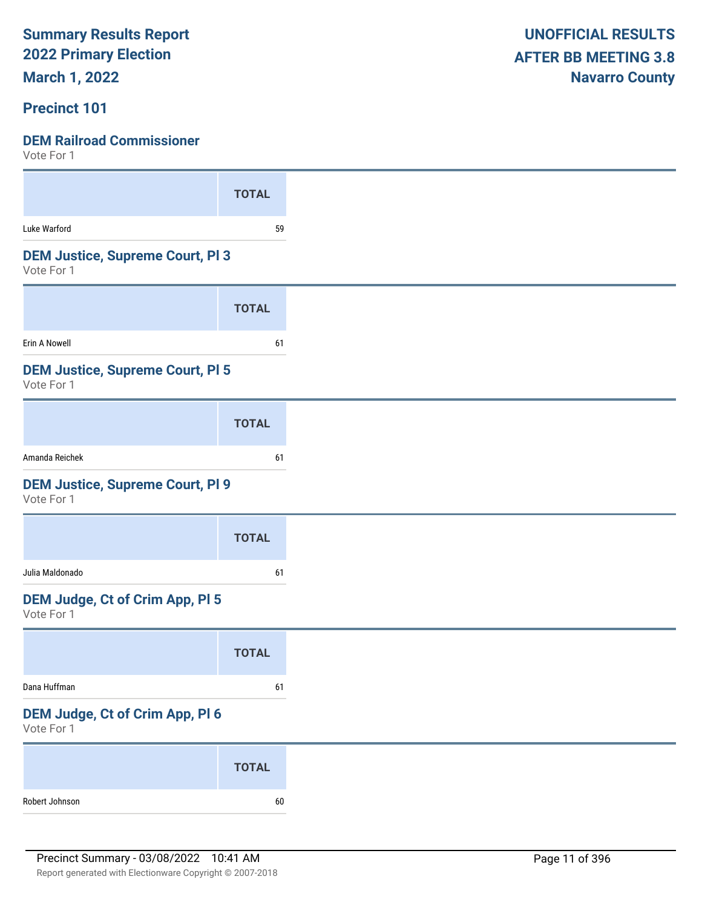# Summary Results Report
## 2022 Primary Election
## March 1, 2022

**UNOFFICIAL RESULTS**
**AFTER BB MEETING 3.8**
**Navarro County**

## Precinct 101

### DEM Railroad Commissioner
Vote For 1

| | TOTAL |
|---|---|
| Luke Warford | 59 |

### DEM Justice, Supreme Court, Pl 3
Vote For 1

| | TOTAL |
|---|---|
| Erin A Nowell | 61 |

### DEM Justice, Supreme Court, Pl 5
Vote For 1

| | TOTAL |
|---|---|
| Amanda Reichek | 61 |

### DEM Justice, Supreme Court, Pl 9
Vote For 1

| | TOTAL |
|---|---|
| Julia Maldonado | 61 |

### DEM Judge, Ct of Crim App, Pl 5
Vote For 1

| | TOTAL |
|---|---|
| Dana Huffman | 61 |

### DEM Judge, Ct of Crim App, Pl 6
Vote For 1

| | TOTAL |
|---|---|
| Robert Johnson | 60 |

Precinct Summary - 03/08/2022 10:41 AM

Report generated with Electionware Copyright © 2007-2018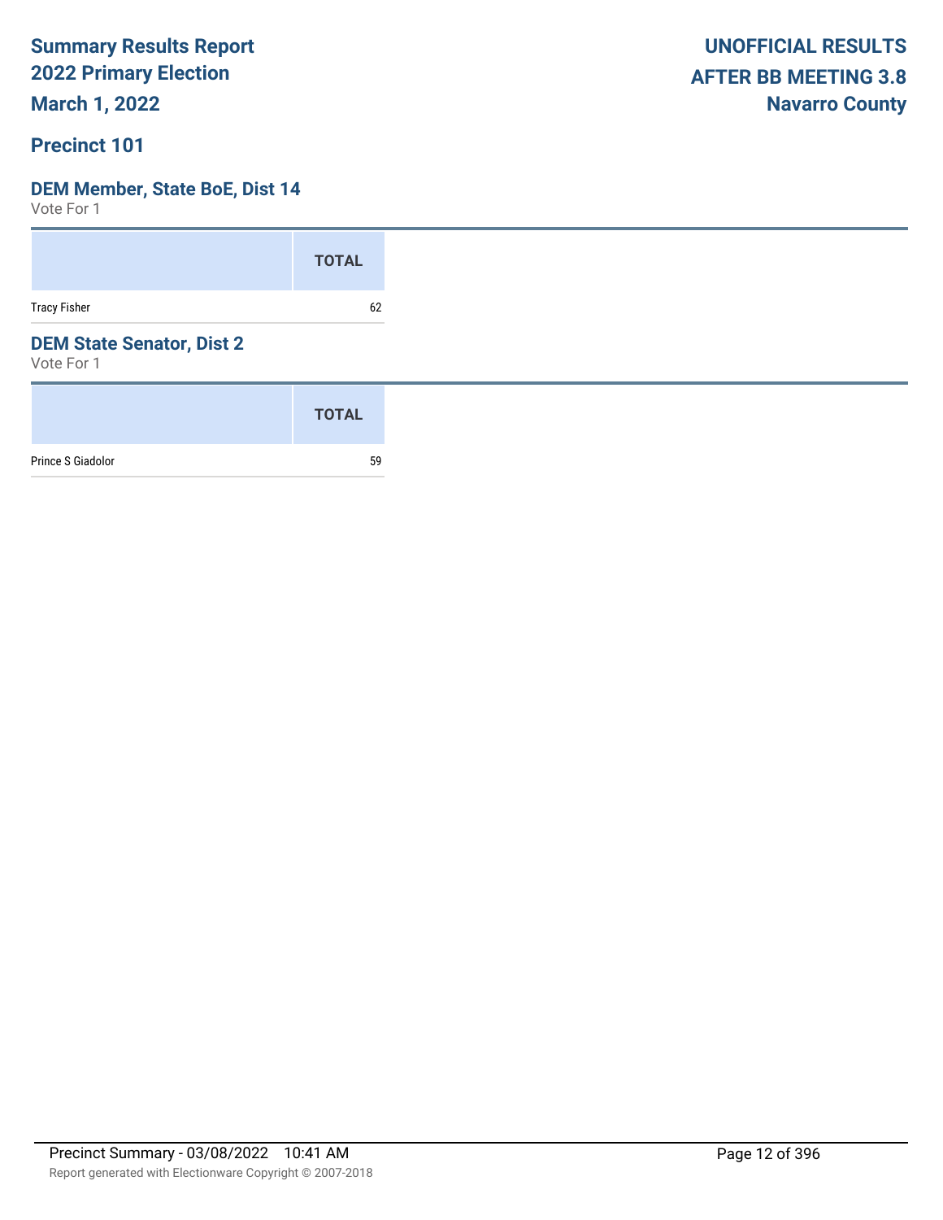# Summary Results Report
# 2022 Primary Election
# March 1, 2022

**UNOFFICIAL RESULTS**
**AFTER BB MEETING 3.8**
**Navarro County**

## Precinct 101

### DEM Member, State BoE, Dist 14

Vote For 1

| | TOTAL |
|---|---|
| Tracy Fisher | 62 |

### DEM State Senator, Dist 2

Vote For 1

| | TOTAL |
|---|---|
| Prince S Giadolor | 59 |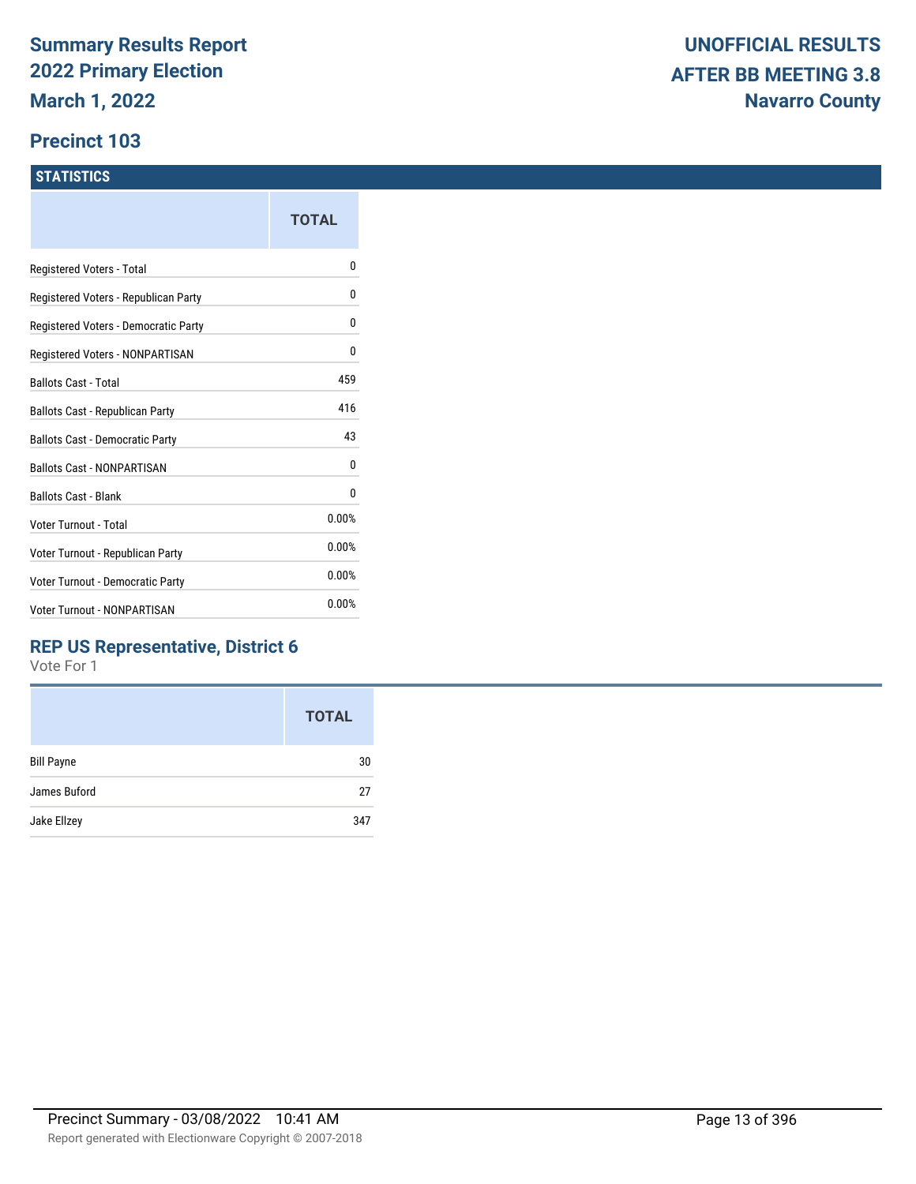# Summary Results Report
# 2022 Primary Election
# March 1, 2022

**UNOFFICIAL RESULTS**
**AFTER BB MEETING 3.8**
**Navarro County**

## Precinct 103

### STATISTICS

| | TOTAL |
|---|---|
| Registered Voters - Total | 0 |
| Registered Voters - Republican Party | 0 |
| Registered Voters - Democratic Party | 0 |
| Registered Voters - NONPARTISAN | 0 |
| Ballots Cast - Total | 459 |
| Ballots Cast - Republican Party | 416 |
| Ballots Cast - Democratic Party | 43 |
| Ballots Cast - NONPARTISAN | 0 |
| Ballots Cast - Blank | 0 |
| Voter Turnout - Total | 0.00% |
| Voter Turnout - Republican Party | 0.00% |
| Voter Turnout - Democratic Party | 0.00% |
| Voter Turnout - NONPARTISAN | 0.00% |

### REP US Representative, District 6

Vote For 1

| | TOTAL |
|---|---|
| Bill Payne | 30 |
| James Buford | 27 |
| Jake Ellzey | 347 |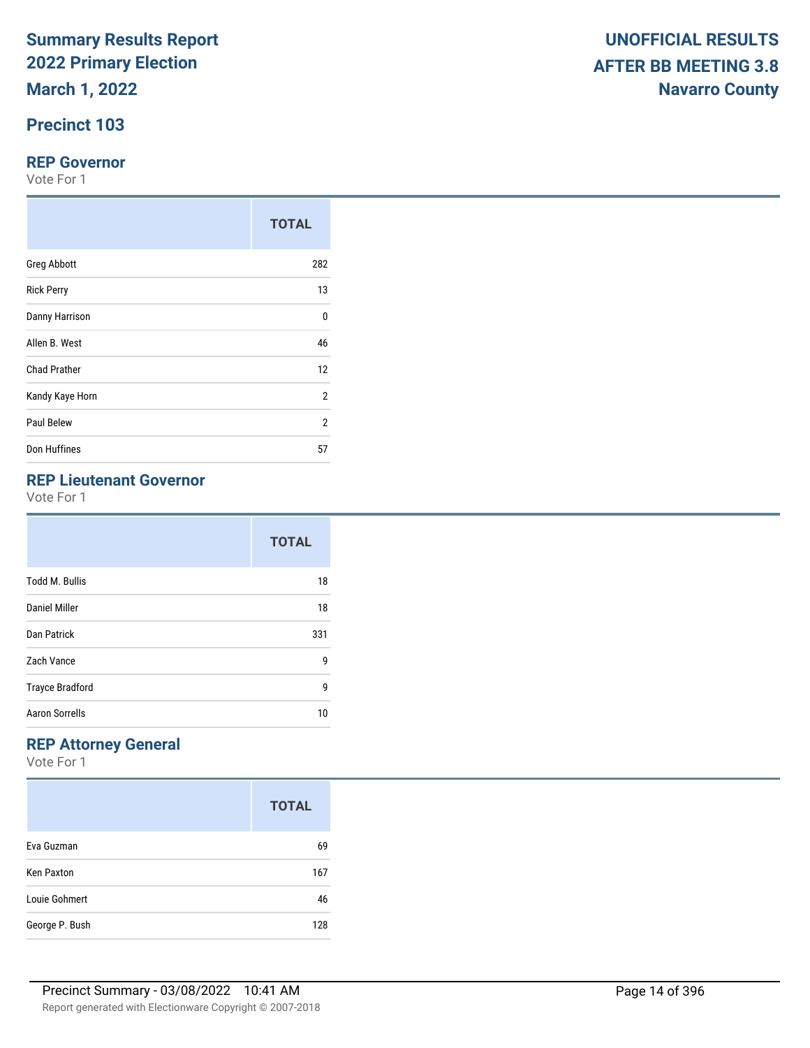# Summary Results Report
## 2022 Primary Election
## March 1, 2022

**UNOFFICIAL RESULTS**
**AFTER BB MEETING 3.8**
**Navarro County**

## Precinct 103

### REP Governor

Vote For 1

| | TOTAL |
|---|---|
| Greg Abbott | 282 |
| Rick Perry | 13 |
| Danny Harrison | 0 |
| Allen B. West | 46 |
| Chad Prather | 12 |
| Kandy Kaye Horn | 2 |
| Paul Belew | 2 |
| Don Huffines | 57 |

### REP Lieutenant Governor

Vote For 1

| | TOTAL |
|---|---|
| Todd M. Bullis | 18 |
| Daniel Miller | 18 |
| Dan Patrick | 331 |
| Zach Vance | 9 |
| Trayce Bradford | 9 |
| Aaron Sorrells | 10 |

### REP Attorney General

Vote For 1

| | TOTAL |
|---|---|
| Eva Guzman | 69 |
| Ken Paxton | 167 |
| Louie Gohmert | 46 |
| George P. Bush | 128 |

Precinct Summary - 03/08/2022 10:41 AM

Report generated with Electionware Copyright © 2007-2018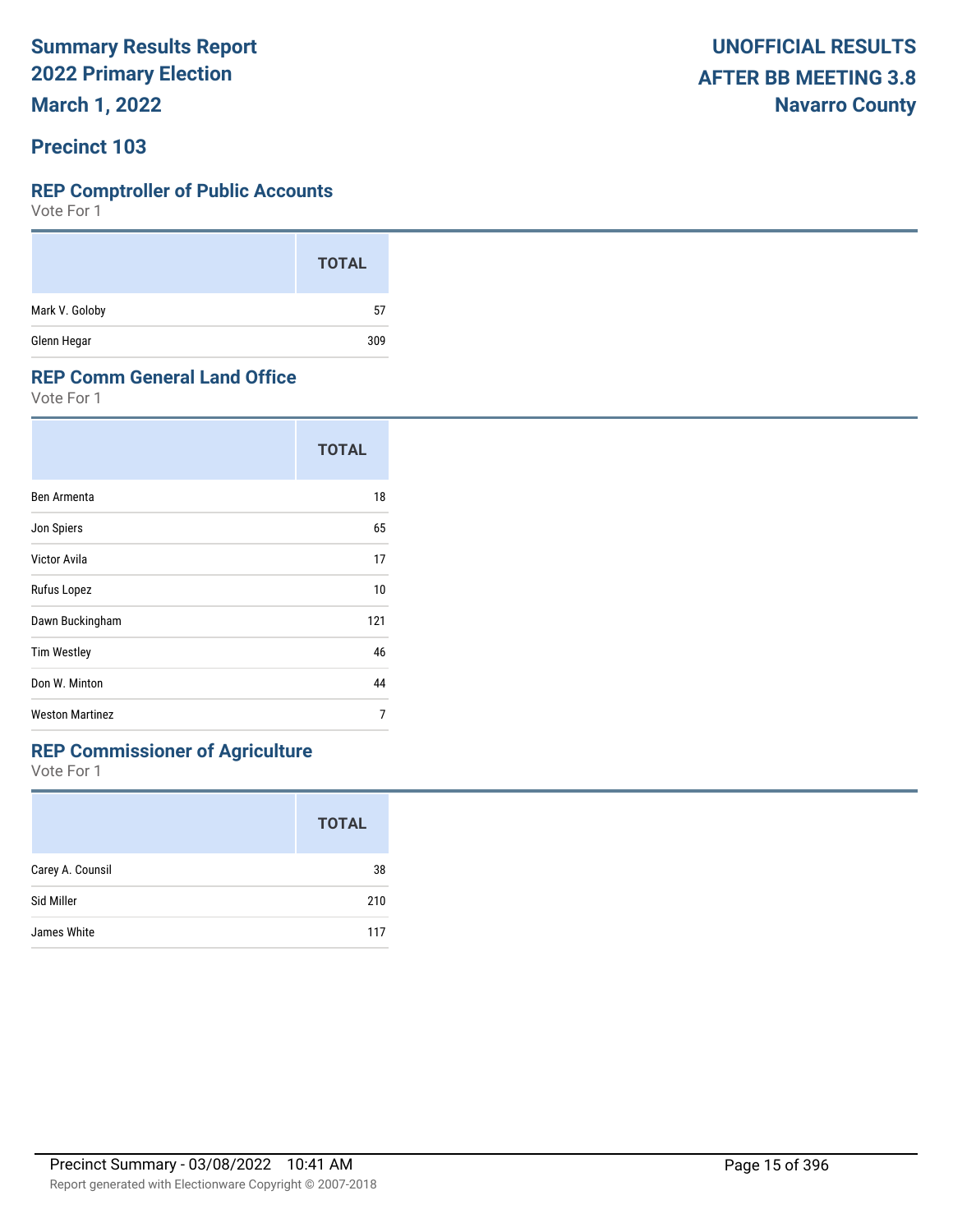# Summary Results Report
# 2022 Primary Election
# March 1, 2022

**UNOFFICIAL RESULTS**
**AFTER BB MEETING 3.8**
**Navarro County**

## Precinct 103

### REP Comptroller of Public Accounts

Vote For 1

| | TOTAL |
|---|---|
| Mark V. Goloby | 57 |
| Glenn Hegar | 309 |

### REP Comm General Land Office

Vote For 1

| | TOTAL |
|---|---|
| Ben Armenta | 18 |
| Jon Spiers | 65 |
| Victor Avila | 17 |
| Rufus Lopez | 10 |
| Dawn Buckingham | 121 |
| Tim Westley | 46 |
| Don W. Minton | 44 |
| Weston Martinez | 7 |

### REP Commissioner of Agriculture

Vote For 1

| | TOTAL |
|---|---|
| Carey A. Counsil | 38 |
| Sid Miller | 210 |
| James White | 117 |

Precinct Summary - 03/08/2022 10:41 AM

Report generated with Electionware Copyright © 2007-2018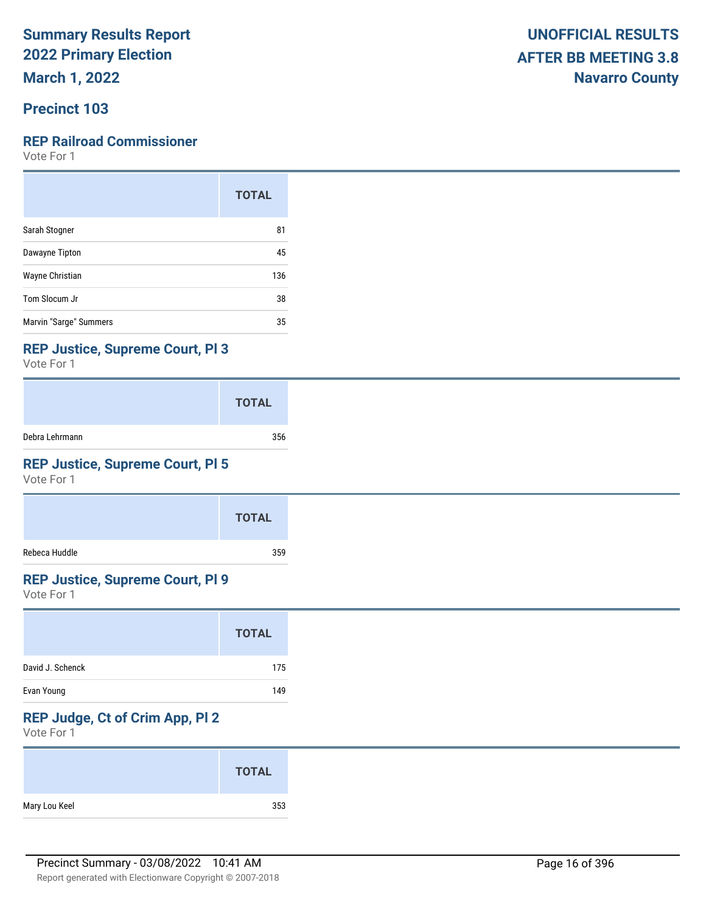# Summary Results Report
# 2022 Primary Election
**March 1, 2022**

**UNOFFICIAL RESULTS**
**AFTER BB MEETING 3.8**
**Navarro County**

## Precinct 103

### REP Railroad Commissioner
Vote For 1

| | TOTAL |
|---|---|
| Sarah Stogner | 81 |
| Dawayne Tipton | 45 |
| Wayne Christian | 136 |
| Tom Slocum Jr | 38 |
| Marvin "Sarge" Summers | 35 |

### REP Justice, Supreme Court, Pl 3
Vote For 1

| | TOTAL |
|---|---|
| Debra Lehrmann | 356 |

### REP Justice, Supreme Court, Pl 5
Vote For 1

| | TOTAL |
|---|---|
| Rebeca Huddle | 359 |

### REP Justice, Supreme Court, Pl 9
Vote For 1

| | TOTAL |
|---|---|
| David J. Schenck | 175 |
| Evan Young | 149 |

### REP Judge, Ct of Crim App, Pl 2
Vote For 1

| | TOTAL |
|---|---|
| Mary Lou Keel | 353 |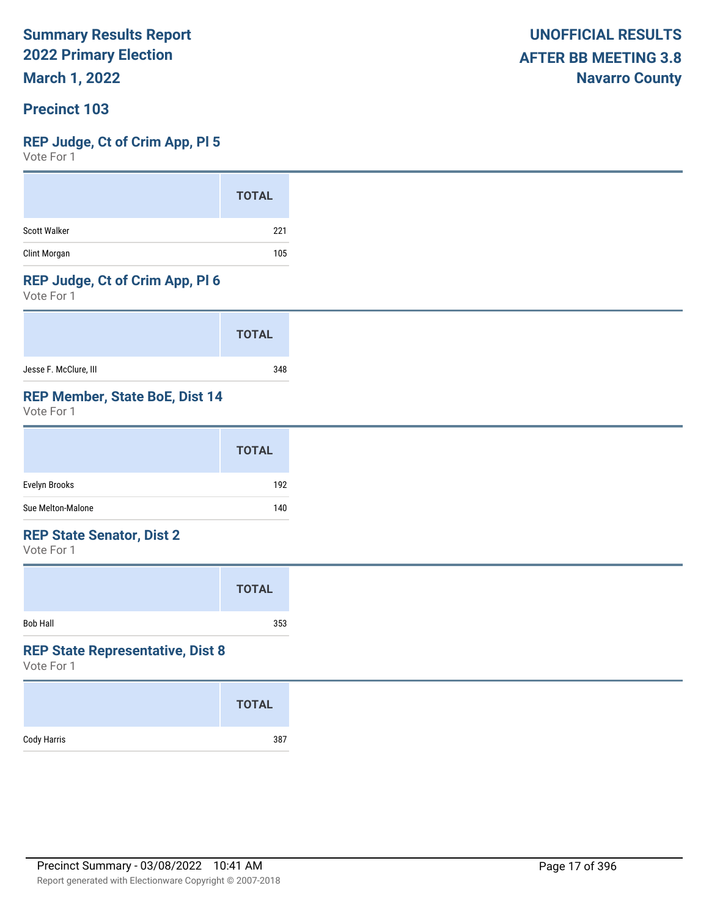**Summary Results Report**
**2022 Primary Election**
**March 1, 2022**

**UNOFFICIAL RESULTS**
**AFTER BB MEETING 3.8**
**Navarro County**

## Precinct 103

### REP Judge, Ct of Crim App, Pl 5

Vote For 1

| | TOTAL |
|---|---|
| Scott Walker | 221 |
| Clint Morgan | 105 |

### REP Judge, Ct of Crim App, Pl 6

Vote For 1

| | TOTAL |
|---|---|
| Jesse F. McClure, III | 348 |

### REP Member, State BoE, Dist 14

Vote For 1

| | TOTAL |
|---|---|
| Evelyn Brooks | 192 |
| Sue Melton-Malone | 140 |

### REP State Senator, Dist 2

Vote For 1

| | TOTAL |
|---|---|
| Bob Hall | 353 |

### REP State Representative, Dist 8

Vote For 1

| | TOTAL |
|---|---|
| Cody Harris | 387 |

Precinct Summary - 03/08/2022 10:41 AM

Report generated with Electionware Copyright © 2007-2018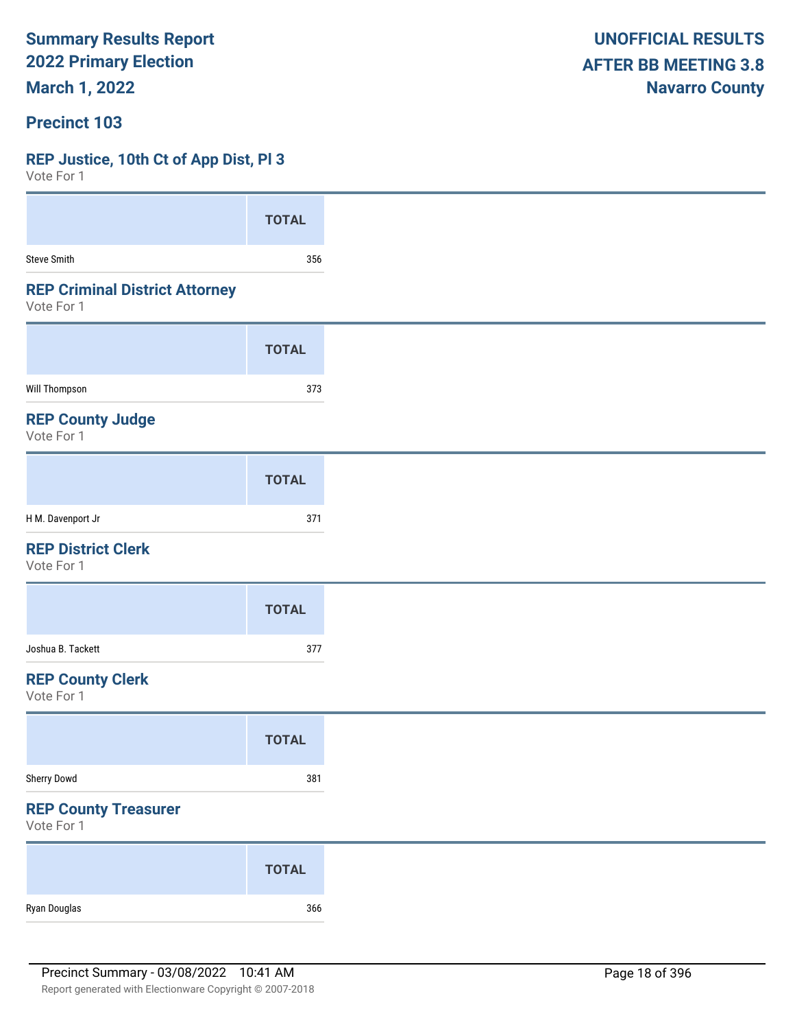# Summary Results Report
## 2022 Primary Election
## March 1, 2022

**UNOFFICIAL RESULTS**
**AFTER BB MEETING 3.8**
**Navarro County**

## Precinct 103

### REP Justice, 10th Ct of App Dist, Pl 3
Vote For 1

| | TOTAL |
|---|---|
| Steve Smith | 356 |

### REP Criminal District Attorney
Vote For 1

| | TOTAL |
|---|---|
| Will Thompson | 373 |

### REP County Judge
Vote For 1

| | TOTAL |
|---|---|
| H M. Davenport Jr | 371 |

### REP District Clerk
Vote For 1

| | TOTAL |
|---|---|
| Joshua B. Tackett | 377 |

### REP County Clerk
Vote For 1

| | TOTAL |
|---|---|
| Sherry Dowd | 381 |

### REP County Treasurer
Vote For 1

| | TOTAL |
|---|---|
| Ryan Douglas | 366 |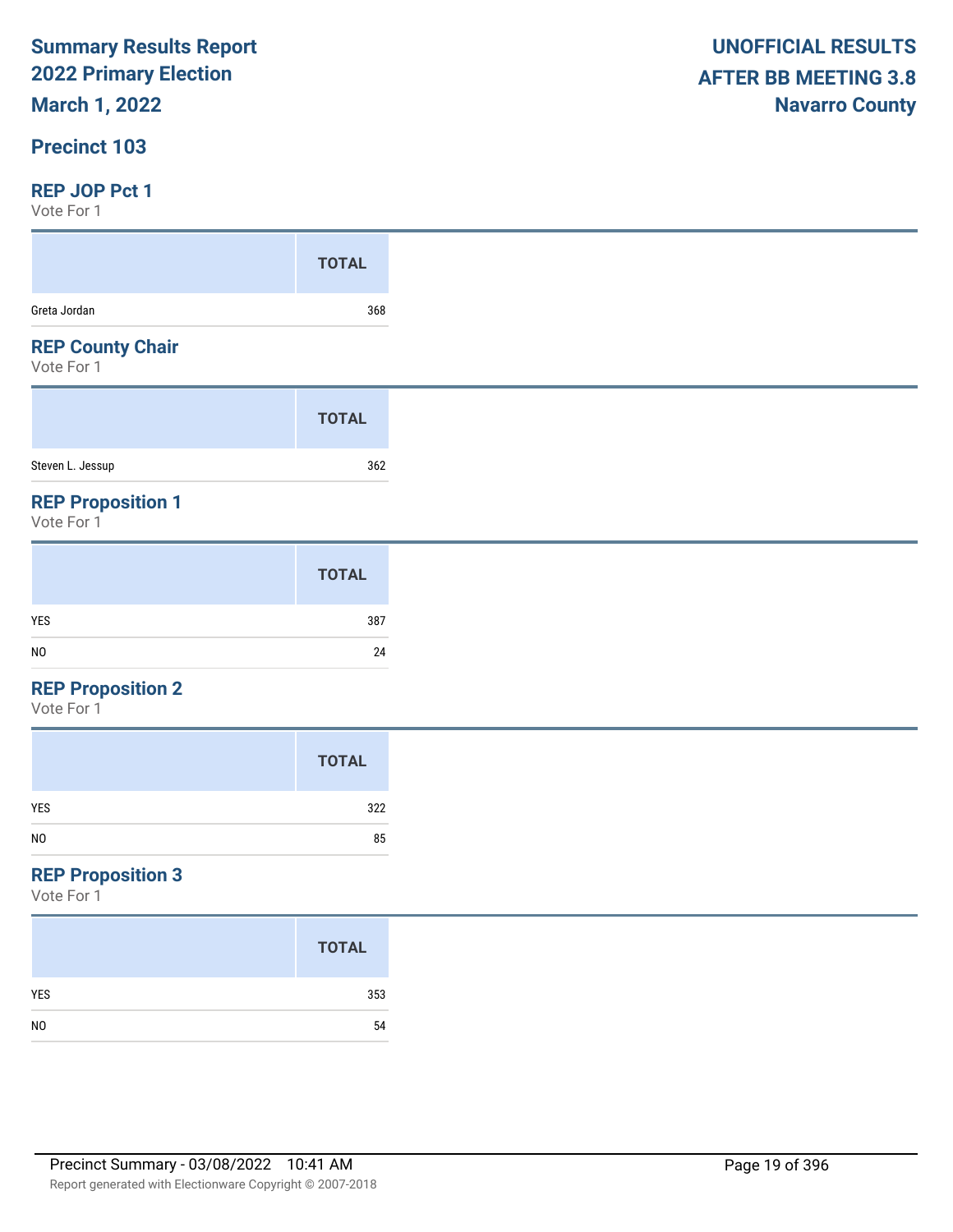**Summary Results Report**
**2022 Primary Election**
**March 1, 2022**

**UNOFFICIAL RESULTS**
**AFTER BB MEETING 3.8**
**Navarro County**

## Precinct 103

### REP JOP Pct 1

Vote For 1

| | TOTAL |
|---|---|
| Greta Jordan | 368 |

### REP County Chair

Vote For 1

| | TOTAL |
|---|---|
| Steven L. Jessup | 362 |

### REP Proposition 1

Vote For 1

| | TOTAL |
|---|---|
| YES | 387 |
| NO | 24 |

### REP Proposition 2

Vote For 1

| | TOTAL |
|---|---|
| YES | 322 |
| NO | 85 |

### REP Proposition 3

Vote For 1

| | TOTAL |
|---|---|
| YES | 353 |
| NO | 54 |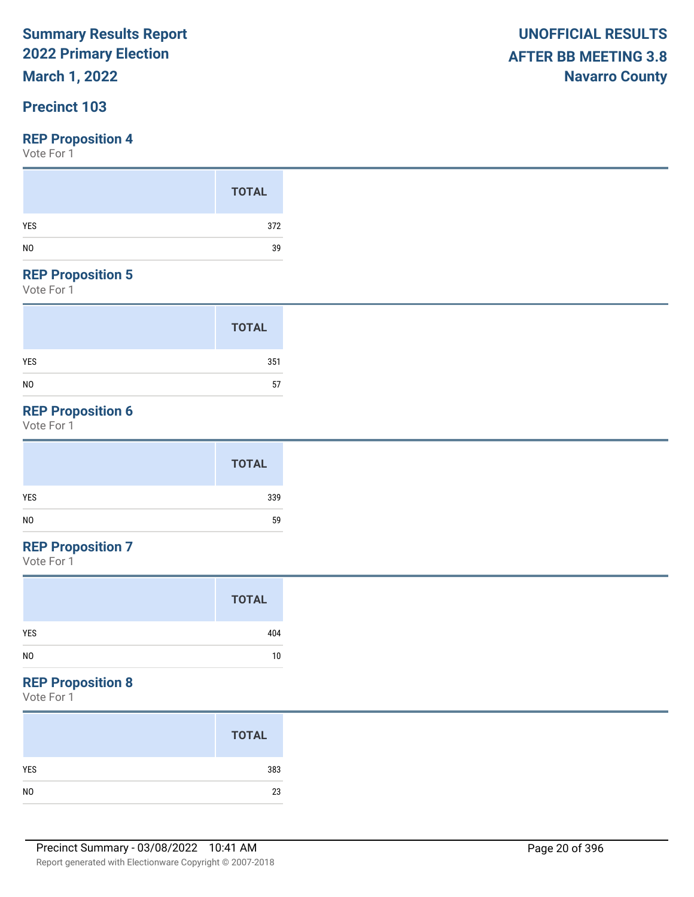**Summary Results Report**
**2022 Primary Election**
**March 1, 2022**

**UNOFFICIAL RESULTS**
**AFTER BB MEETING 3.8**
**Navarro County**

## Precinct 103

### REP Proposition 4

Vote For 1

| | TOTAL |
|---|---|
| YES | 372 |
| NO | 39 |

### REP Proposition 5

Vote For 1

| | TOTAL |
|---|---|
| YES | 351 |
| NO | 57 |

### REP Proposition 6

Vote For 1

| | TOTAL |
|---|---|
| YES | 339 |
| NO | 59 |

### REP Proposition 7

Vote For 1

| | TOTAL |
|---|---|
| YES | 404 |
| NO | 10 |

### REP Proposition 8

Vote For 1

| | TOTAL |
|---|---|
| YES | 383 |
| NO | 23 |

Precinct Summary - 03/08/2022 10:41 AM

Report generated with Electionware Copyright © 2007-2018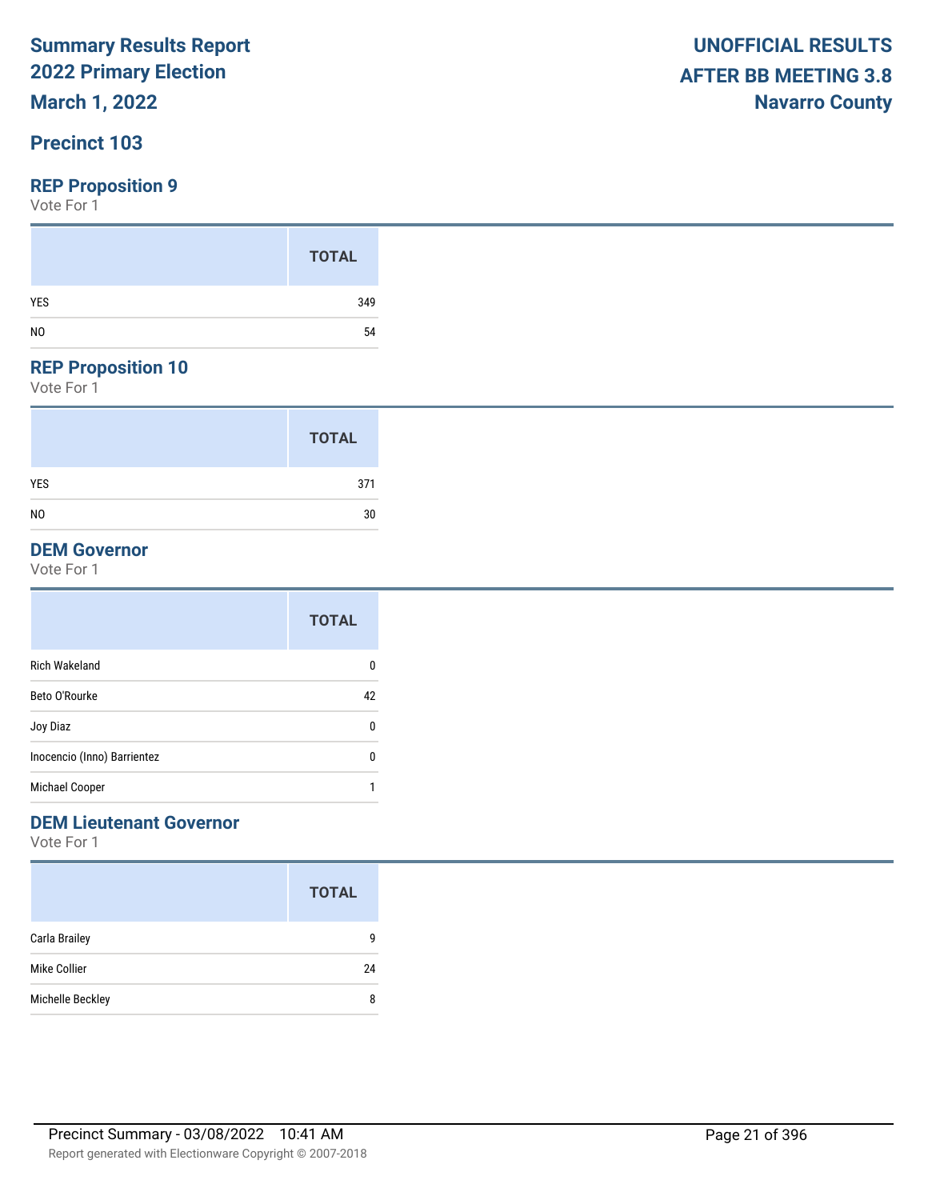**Summary Results Report**
**2022 Primary Election**
**March 1, 2022**

**UNOFFICIAL RESULTS**
**AFTER BB MEETING 3.8**
**Navarro County**

## Precinct 103

### REP Proposition 9

Vote For 1

| | TOTAL |
|---|---|
| YES | 349 |
| NO | 54 |

### REP Proposition 10

Vote For 1

| | TOTAL |
|---|---|
| YES | 371 |
| NO | 30 |

### DEM Governor

Vote For 1

| | TOTAL |
|---|---|
| Rich Wakeland | 0 |
| Beto O'Rourke | 42 |
| Joy Diaz | 0 |
| Inocencio (Inno) Barrientez | 0 |
| Michael Cooper | 1 |

### DEM Lieutenant Governor

Vote For 1

| | TOTAL |
|---|---|
| Carla Brailey | 9 |
| Mike Collier | 24 |
| Michelle Beckley | 8 |

Precinct Summary - 03/08/2022 10:41 AM

Report generated with Electionware Copyright © 2007-2018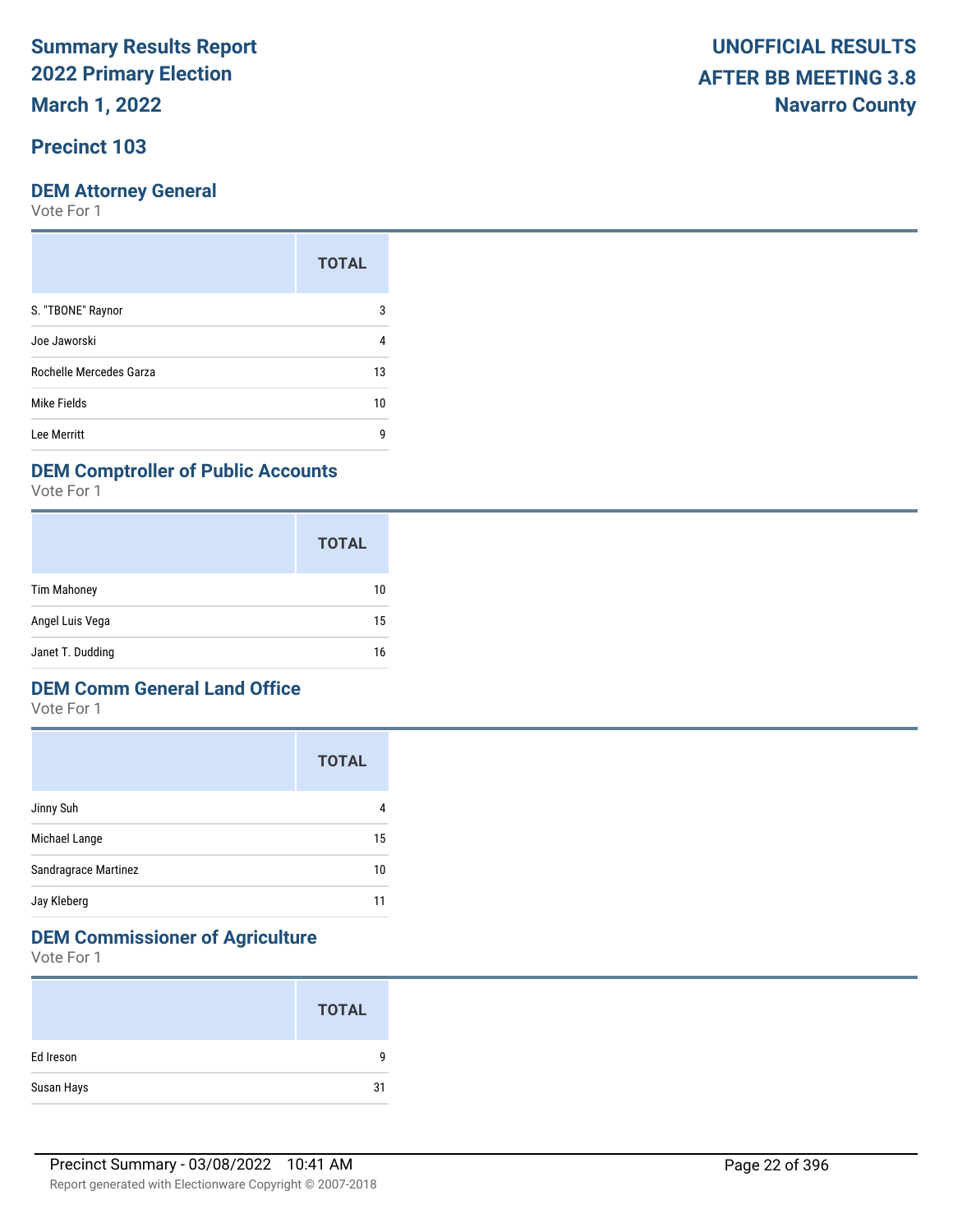**Summary Results Report**
**2022 Primary Election**
**March 1, 2022**

**UNOFFICIAL RESULTS**
**AFTER BB MEETING 3.8**
**Navarro County**

## Precinct 103

### DEM Attorney General

Vote For 1

| | TOTAL |
|---|---|
| S. "TBONE" Raynor | 3 |
| Joe Jaworski | 4 |
| Rochelle Mercedes Garza | 13 |
| Mike Fields | 10 |
| Lee Merritt | 9 |

### DEM Comptroller of Public Accounts

Vote For 1

| | TOTAL |
|---|---|
| Tim Mahoney | 10 |
| Angel Luis Vega | 15 |
| Janet T. Dudding | 16 |

### DEM Comm General Land Office

Vote For 1

| | TOTAL |
|---|---|
| Jinny Suh | 4 |
| Michael Lange | 15 |
| Sandragrace Martinez | 10 |
| Jay Kleberg | 11 |

### DEM Commissioner of Agriculture

Vote For 1

| | TOTAL |
|---|---|
| Ed Ireson | 9 |
| Susan Hays | 31 |

Precinct Summary - 03/08/2022 10:41 AM

Report generated with Electionware Copyright © 2007-2018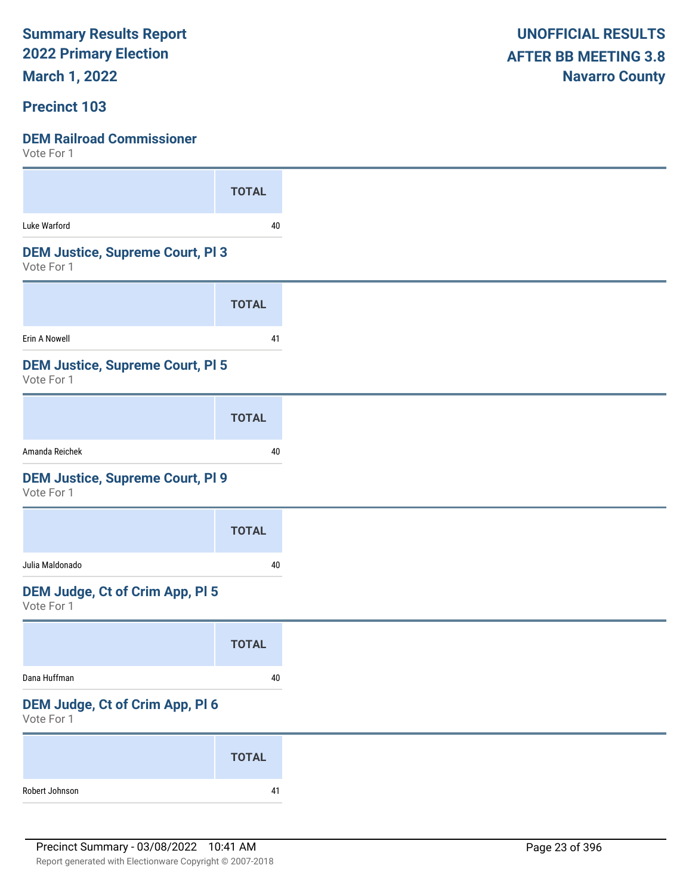# Summary Results Report
# 2022 Primary Election
# March 1, 2022

**UNOFFICIAL RESULTS**
**AFTER BB MEETING 3.8**
**Navarro County**

## Precinct 103

### DEM Railroad Commissioner
Vote For 1

| | TOTAL |
|---|---|
| Luke Warford | 40 |

### DEM Justice, Supreme Court, Pl 3
Vote For 1

| | TOTAL |
|---|---|
| Erin A Nowell | 41 |

### DEM Justice, Supreme Court, Pl 5
Vote For 1

| | TOTAL |
|---|---|
| Amanda Reichek | 40 |

### DEM Justice, Supreme Court, Pl 9
Vote For 1

| | TOTAL |
|---|---|
| Julia Maldonado | 40 |

### DEM Judge, Ct of Crim App, Pl 5
Vote For 1

| | TOTAL |
|---|---|
| Dana Huffman | 40 |

### DEM Judge, Ct of Crim App, Pl 6
Vote For 1

| | TOTAL |
|---|---|
| Robert Johnson | 41 |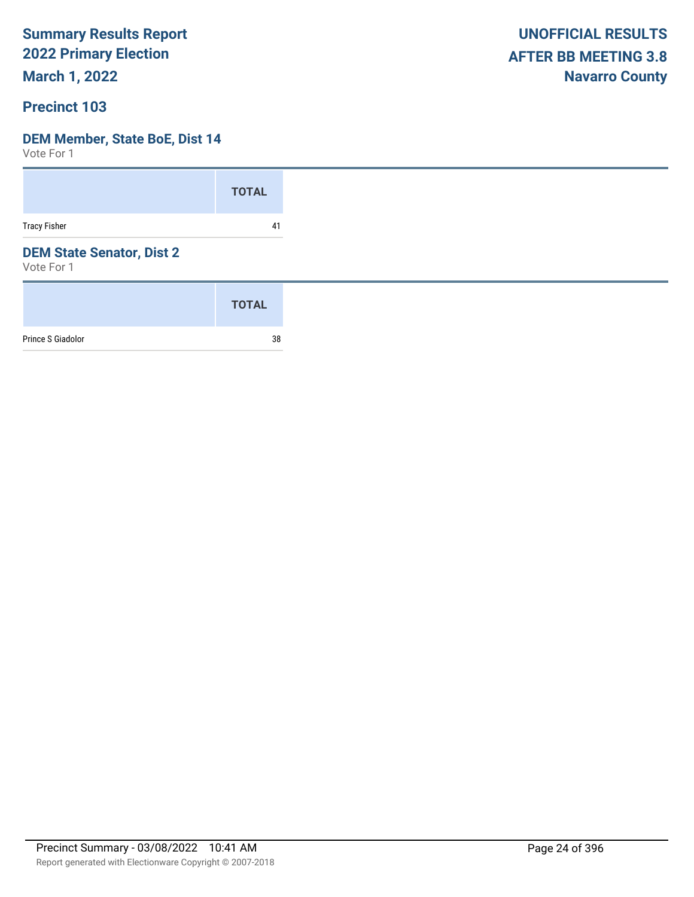# Summary Results Report
# 2022 Primary Election
# March 1, 2022

**UNOFFICIAL RESULTS**
**AFTER BB MEETING 3.8**
**Navarro County**

## Precinct 103

### DEM Member, State BoE, Dist 14

Vote For 1

| | TOTAL |
|---|---|
| Tracy Fisher | 41 |

### DEM State Senator, Dist 2

Vote For 1

| | TOTAL |
|---|---|
| Prince S Giadolor | 38 |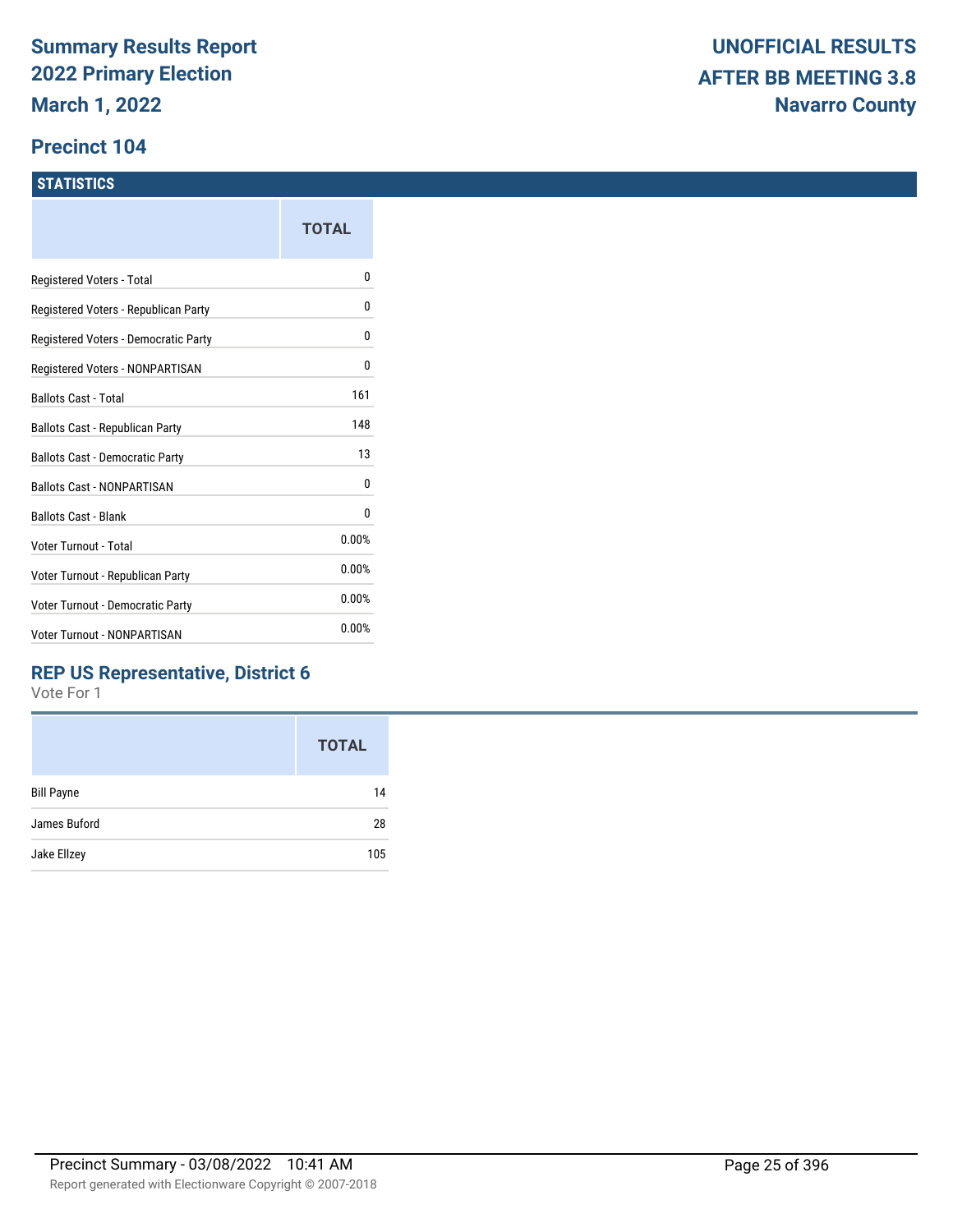# Summary Results Report
## 2022 Primary Election
## March 1, 2022

**UNOFFICIAL RESULTS**
**AFTER BB MEETING 3.8**
**Navarro County**

## Precinct 104

### STATISTICS

| | TOTAL |
|---|---|
| Registered Voters - Total | 0 |
| Registered Voters - Republican Party | 0 |
| Registered Voters - Democratic Party | 0 |
| Registered Voters - NONPARTISAN | 0 |
| Ballots Cast - Total | 161 |
| Ballots Cast - Republican Party | 148 |
| Ballots Cast - Democratic Party | 13 |
| Ballots Cast - NONPARTISAN | 0 |
| Ballots Cast - Blank | 0 |
| Voter Turnout - Total | 0.00% |
| Voter Turnout - Republican Party | 0.00% |
| Voter Turnout - Democratic Party | 0.00% |
| Voter Turnout - NONPARTISAN | 0.00% |

### REP US Representative, District 6

Vote For 1

| | TOTAL |
|---|---|
| Bill Payne | 14 |
| James Buford | 28 |
| Jake Ellzey | 105 |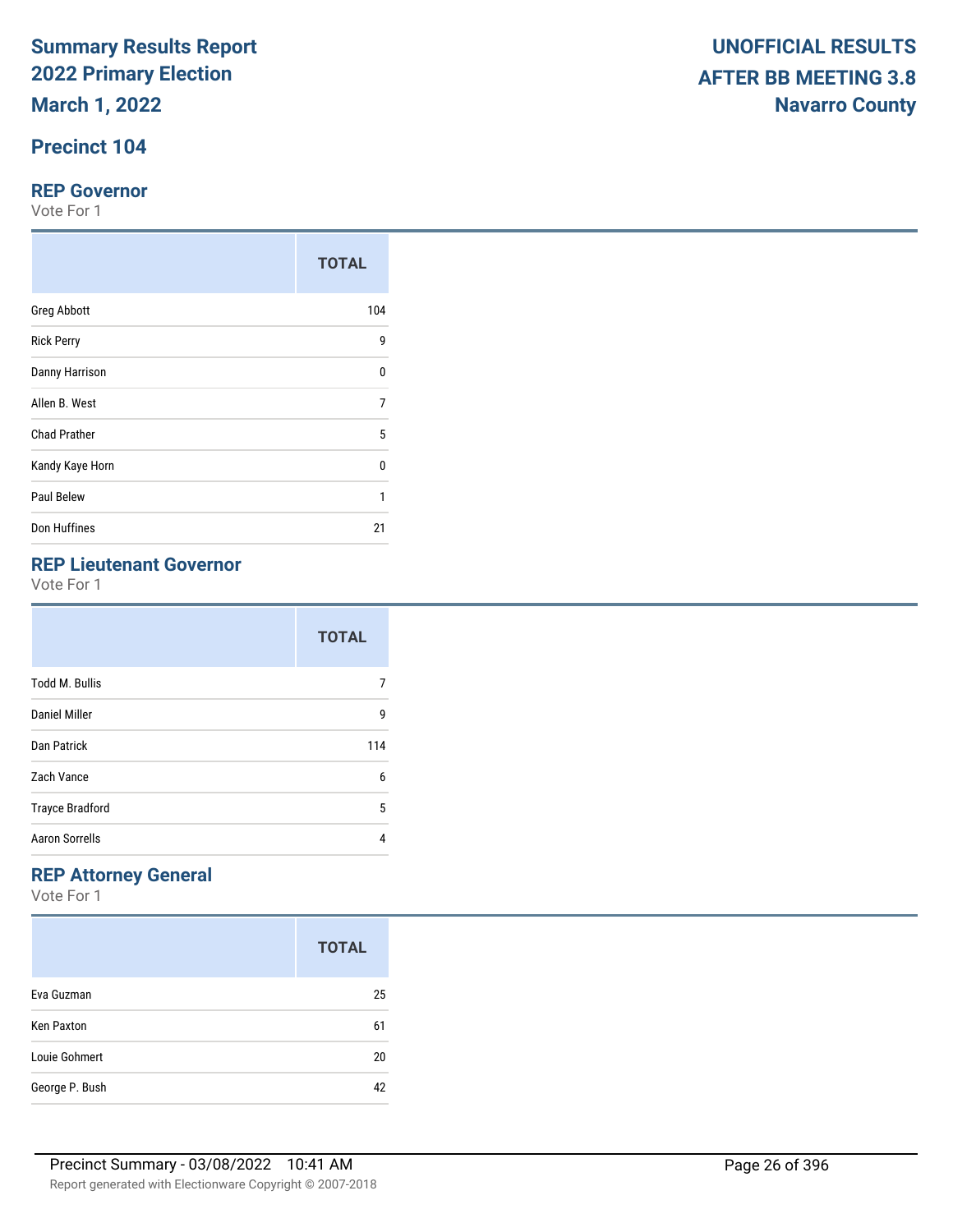# Summary Results Report
# 2022 Primary Election
# March 1, 2022

**UNOFFICIAL RESULTS**
**AFTER BB MEETING 3.8**
**Navarro County**

## Precinct 104

### REP Governor

Vote For 1

| | TOTAL |
|---|---|
| Greg Abbott | 104 |
| Rick Perry | 9 |
| Danny Harrison | 0 |
| Allen B. West | 7 |
| Chad Prather | 5 |
| Kandy Kaye Horn | 0 |
| Paul Belew | 1 |
| Don Huffines | 21 |

### REP Lieutenant Governor

Vote For 1

| | TOTAL |
|---|---|
| Todd M. Bullis | 7 |
| Daniel Miller | 9 |
| Dan Patrick | 114 |
| Zach Vance | 6 |
| Trayce Bradford | 5 |
| Aaron Sorrells | 4 |

### REP Attorney General

Vote For 1

| | TOTAL |
|---|---|
| Eva Guzman | 25 |
| Ken Paxton | 61 |
| Louie Gohmert | 20 |
| George P. Bush | 42 |

Precinct Summary - 03/08/2022 10:41 AM

Report generated with Electionware Copyright © 2007-2018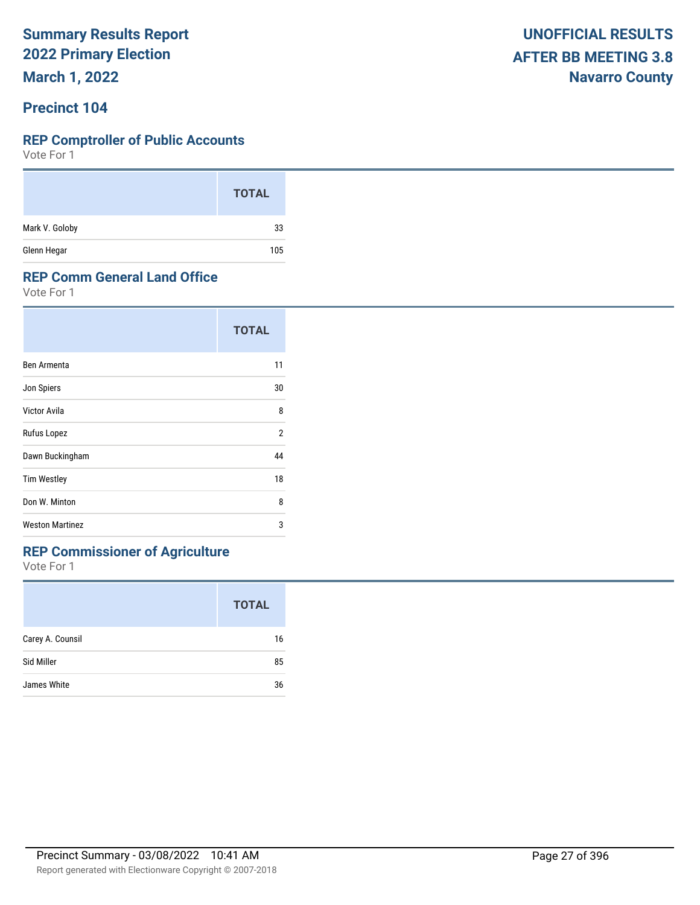# Summary Results Report
# 2022 Primary Election
# March 1, 2022

**UNOFFICIAL RESULTS**
**AFTER BB MEETING 3.8**
**Navarro County**

## Precinct 104

### REP Comptroller of Public Accounts

Vote For 1

| | TOTAL |
|---|---|
| Mark V. Goloby | 33 |
| Glenn Hegar | 105 |

### REP Comm General Land Office

Vote For 1

| | TOTAL |
|---|---|
| Ben Armenta | 11 |
| Jon Spiers | 30 |
| Victor Avila | 8 |
| Rufus Lopez | 2 |
| Dawn Buckingham | 44 |
| Tim Westley | 18 |
| Don W. Minton | 8 |
| Weston Martinez | 3 |

### REP Commissioner of Agriculture

Vote For 1

| | TOTAL |
|---|---|
| Carey A. Counsil | 16 |
| Sid Miller | 85 |
| James White | 36 |

Precinct Summary - 03/08/2022 10:41 AM

Report generated with Electionware Copyright © 2007-2018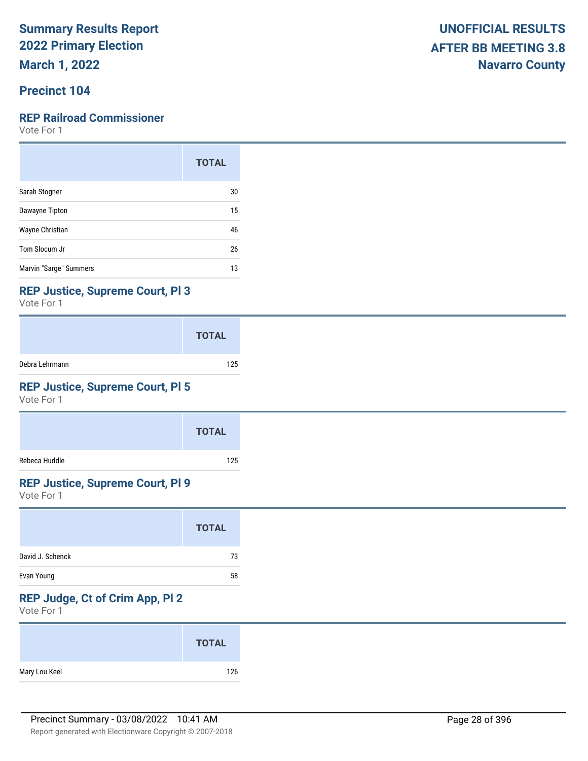Summary Results Report
2022 Primary Election
March 1, 2022

UNOFFICIAL RESULTS
AFTER BB MEETING 3.8
Navarro County

## Precinct 104

### REP Railroad Commissioner

Vote For 1

| | TOTAL |
|---|---|
| Sarah Stogner | 30 |
| Dawayne Tipton | 15 |
| Wayne Christian | 46 |
| Tom Slocum Jr | 26 |
| Marvin "Sarge" Summers | 13 |

### REP Justice, Supreme Court, Pl 3

Vote For 1

| | TOTAL |
|---|---|
| Debra Lehrmann | 125 |

### REP Justice, Supreme Court, Pl 5

Vote For 1

| | TOTAL |
|---|---|
| Rebeca Huddle | 125 |

### REP Justice, Supreme Court, Pl 9

Vote For 1

| | TOTAL |
|---|---|
| David J. Schenck | 73 |
| Evan Young | 58 |

### REP Judge, Ct of Crim App, Pl 2

Vote For 1

| | TOTAL |
|---|---|
| Mary Lou Keel | 126 |

Precinct Summary - 03/08/2022 10:41 AM

Report generated with Electionware Copyright © 2007-2018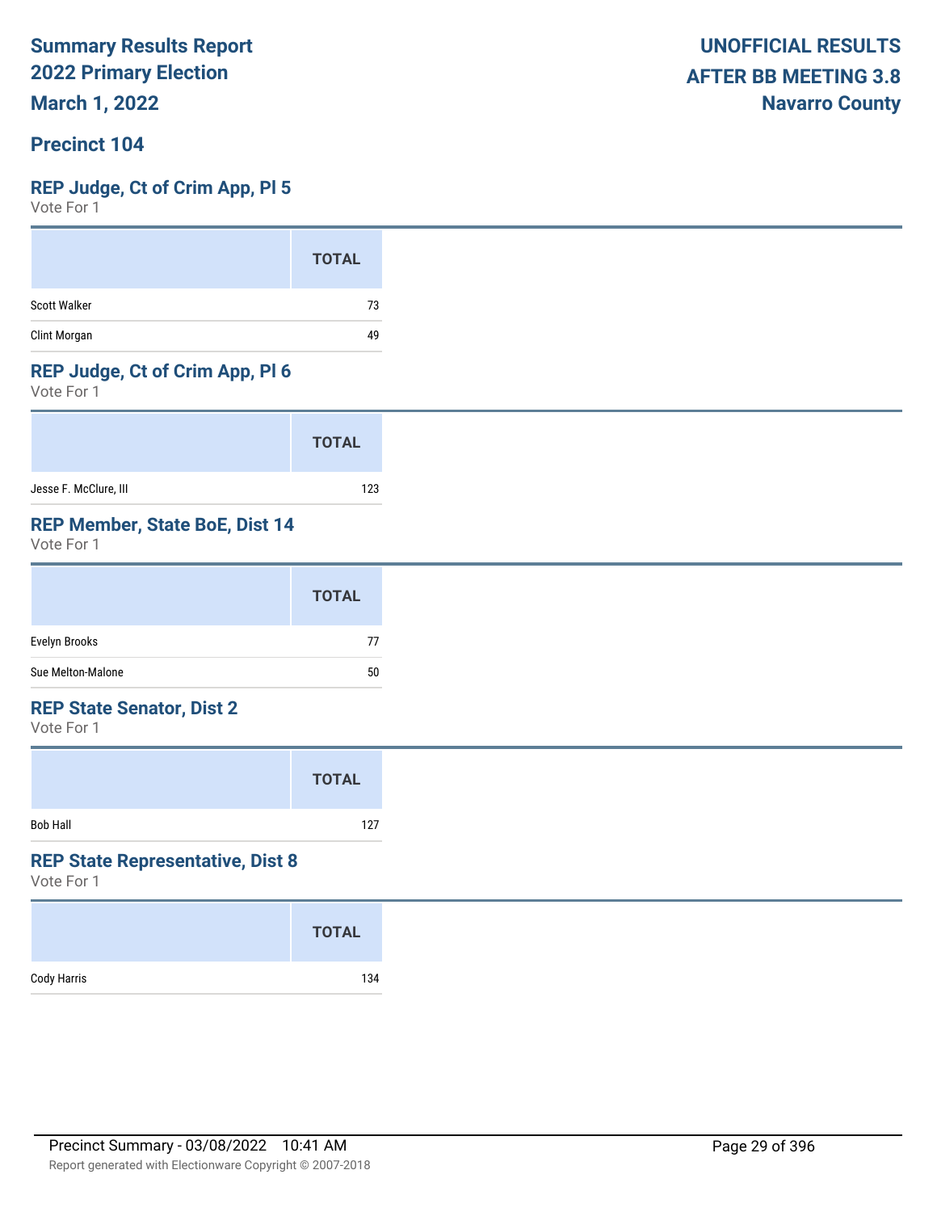**Summary Results Report**
**2022 Primary Election**
**March 1, 2022**

**UNOFFICIAL RESULTS**
**AFTER BB MEETING 3.8**
**Navarro County**

## Precinct 104

### REP Judge, Ct of Crim App, Pl 5

Vote For 1

| | TOTAL |
|---|---|
| Scott Walker | 73 |
| Clint Morgan | 49 |

### REP Judge, Ct of Crim App, Pl 6

Vote For 1

| | TOTAL |
|---|---|
| Jesse F. McClure, III | 123 |

### REP Member, State BoE, Dist 14

Vote For 1

| | TOTAL |
|---|---|
| Evelyn Brooks | 77 |
| Sue Melton-Malone | 50 |

### REP State Senator, Dist 2

Vote For 1

| | TOTAL |
|---|---|
| Bob Hall | 127 |

### REP State Representative, Dist 8

Vote For 1

| | TOTAL |
|---|---|
| Cody Harris | 134 |

Precinct Summary - 03/08/2022 10:41 AM

Report generated with Electionware Copyright © 2007-2018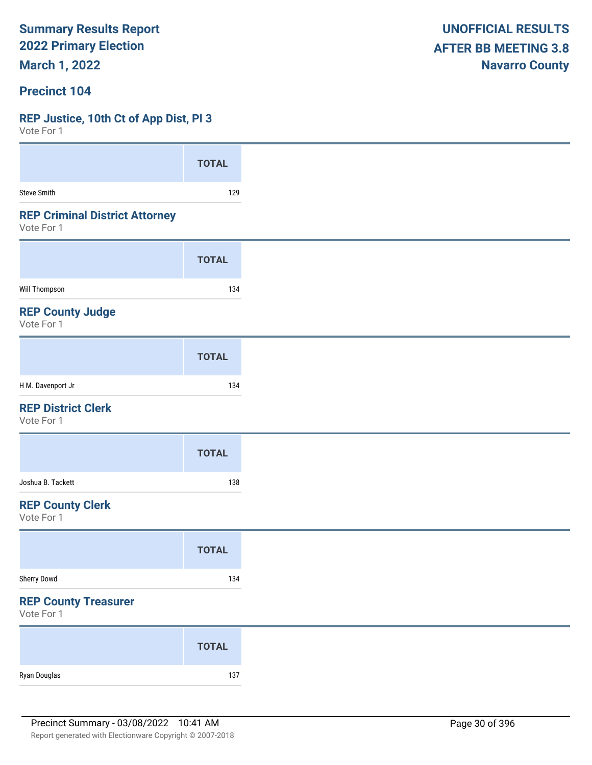# Summary Results Report
# 2022 Primary Election
# March 1, 2022

**UNOFFICIAL RESULTS**
**AFTER BB MEETING 3.8**
**Navarro County**

## Precinct 104

### REP Justice, 10th Ct of App Dist, Pl 3

Vote For 1

| | TOTAL |
|---|---|
| Steve Smith | 129 |

### REP Criminal District Attorney

Vote For 1

| | TOTAL |
|---|---|
| Will Thompson | 134 |

### REP County Judge

Vote For 1

| | TOTAL |
|---|---|
| H M. Davenport Jr | 134 |

### REP District Clerk

Vote For 1

| | TOTAL |
|---|---|
| Joshua B. Tackett | 138 |

### REP County Clerk

Vote For 1

| | TOTAL |
|---|---|
| Sherry Dowd | 134 |

### REP County Treasurer

Vote For 1

| | TOTAL |
|---|---|
| Ryan Douglas | 137 |

Precinct Summary - 03/08/2022 10:41 AM

Report generated with Electionware Copyright © 2007-2018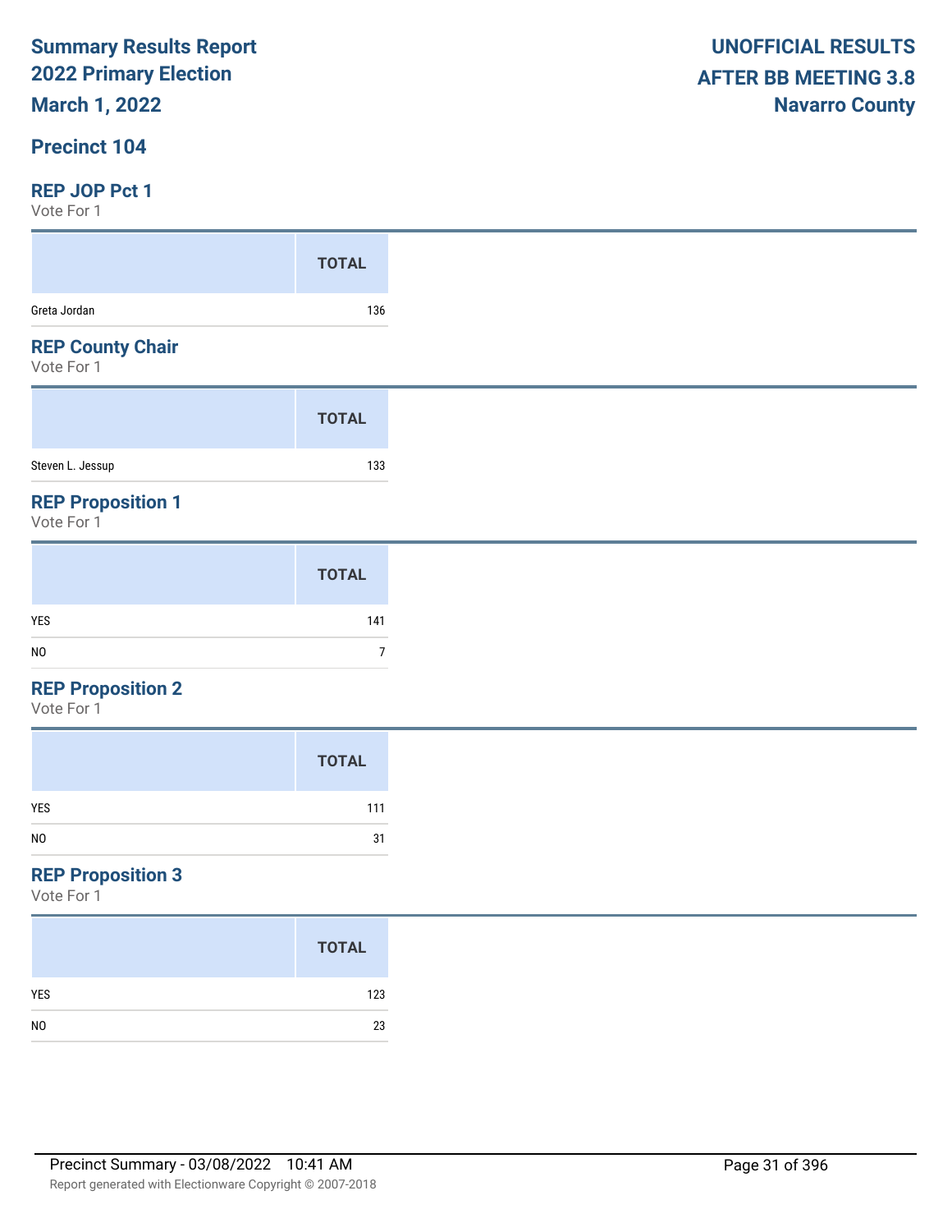# Summary Results Report
## 2022 Primary Election
## March 1, 2022

**UNOFFICIAL RESULTS**
**AFTER BB MEETING 3.8**
**Navarro County**

## Precinct 104

### REP JOP Pct 1
Vote For 1

| | TOTAL |
|---|---|
| Greta Jordan | 136 |

### REP County Chair
Vote For 1

| | TOTAL |
|---|---|
| Steven L. Jessup | 133 |

### REP Proposition 1
Vote For 1

| | TOTAL |
|---|---|
| YES | 141 |
| NO | 7 |

### REP Proposition 2
Vote For 1

| | TOTAL |
|---|---|
| YES | 111 |
| NO | 31 |

### REP Proposition 3
Vote For 1

| | TOTAL |
|---|---|
| YES | 123 |
| NO | 23 |

Precinct Summary - 03/08/2022 10:41 AM

Report generated with Electionware Copyright © 2007-2018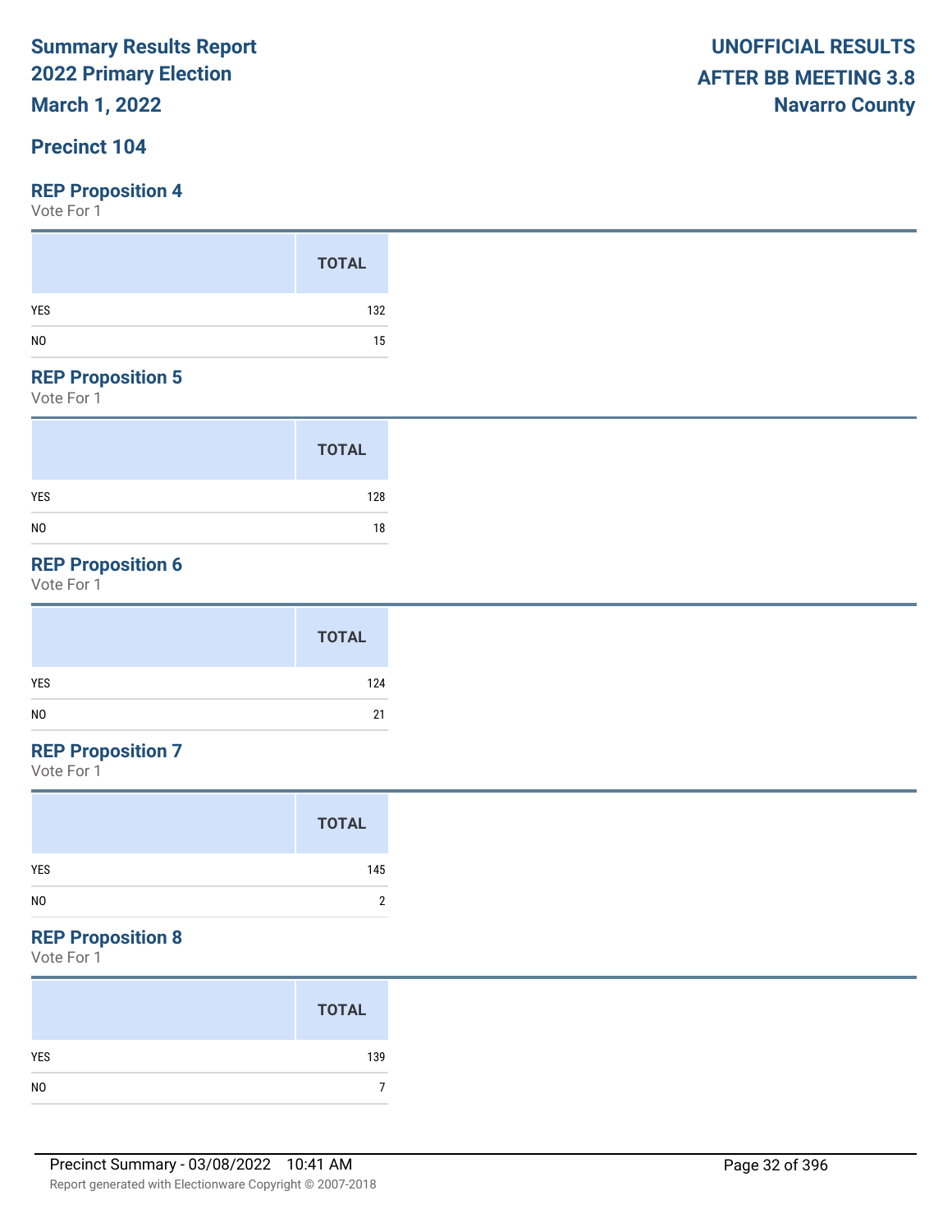**Summary Results Report**
**2022 Primary Election**
**March 1, 2022**

**UNOFFICIAL RESULTS**
**AFTER BB MEETING 3.8**
**Navarro County**

## Precinct 104

### REP Proposition 4

Vote For 1

| | TOTAL |
|---|---|
| YES | 132 |
| NO | 15 |

### REP Proposition 5

Vote For 1

| | TOTAL |
|---|---|
| YES | 128 |
| NO | 18 |

### REP Proposition 6

Vote For 1

| | TOTAL |
|---|---|
| YES | 124 |
| NO | 21 |

### REP Proposition 7

Vote For 1

| | TOTAL |
|---|---|
| YES | 145 |
| NO | 2 |

### REP Proposition 8

Vote For 1

| | TOTAL |
|---|---|
| YES | 139 |
| NO | 7 |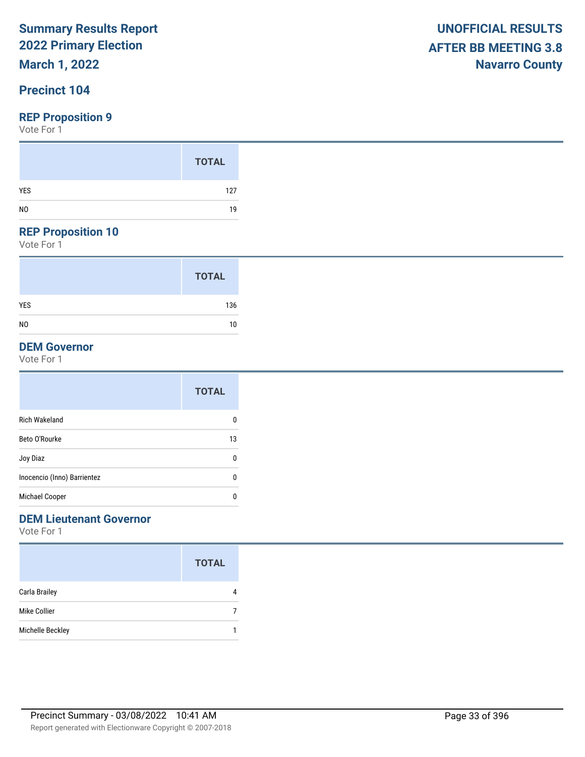# Summary Results Report
# 2022 Primary Election
# March 1, 2022

**UNOFFICIAL RESULTS**
**AFTER BB MEETING 3.8**
**Navarro County**

## Precinct 104

### REP Proposition 9

Vote For 1

| | TOTAL |
|---|---|
| YES | 127 |
| NO | 19 |

### REP Proposition 10

Vote For 1

| | TOTAL |
|---|---|
| YES | 136 |
| NO | 10 |

### DEM Governor

Vote For 1

| | TOTAL |
|---|---|
| Rich Wakeland | 0 |
| Beto O'Rourke | 13 |
| Joy Diaz | 0 |
| Inocencio (Inno) Barrientez | 0 |
| Michael Cooper | 0 |

### DEM Lieutenant Governor

Vote For 1

| | TOTAL |
|---|---|
| Carla Brailey | 4 |
| Mike Collier | 7 |
| Michelle Beckley | 1 |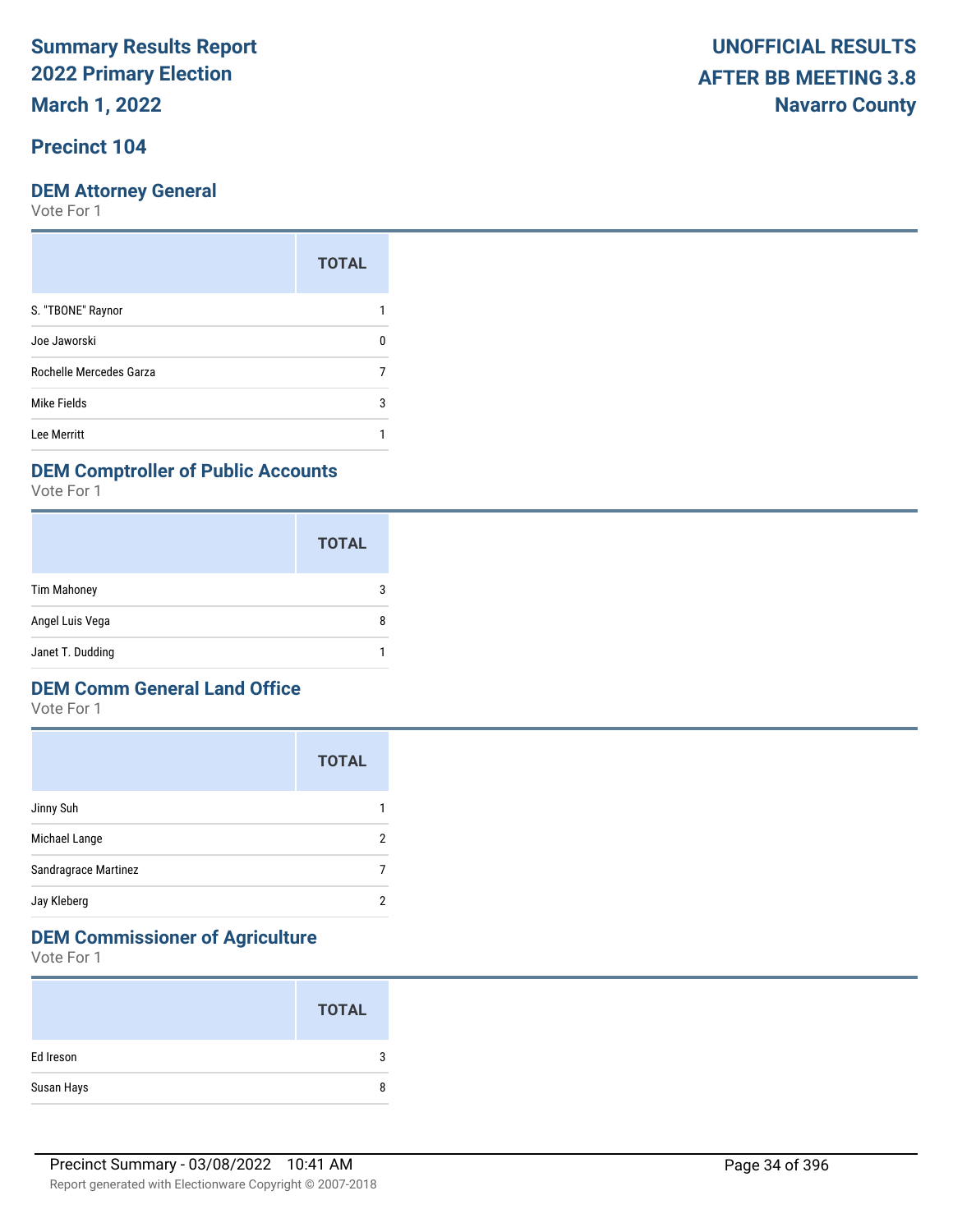# Summary Results Report
## 2022 Primary Election
## March 1, 2022

**UNOFFICIAL RESULTS**
**AFTER BB MEETING 3.8**
**Navarro County**

## Precinct 104

### DEM Attorney General

Vote For 1

| | TOTAL |
|---|---|
| S. "TBONE" Raynor | 1 |
| Joe Jaworski | 0 |
| Rochelle Mercedes Garza | 7 |
| Mike Fields | 3 |
| Lee Merritt | 1 |

### DEM Comptroller of Public Accounts

Vote For 1

| | TOTAL |
|---|---|
| Tim Mahoney | 3 |
| Angel Luis Vega | 8 |
| Janet T. Dudding | 1 |

### DEM Comm General Land Office

Vote For 1

| | TOTAL |
|---|---|
| Jinny Suh | 1 |
| Michael Lange | 2 |
| Sandragrace Martinez | 7 |
| Jay Kleberg | 2 |

### DEM Commissioner of Agriculture

Vote For 1

| | TOTAL |
|---|---|
| Ed Ireson | 3 |
| Susan Hays | 8 |

Precinct Summary - 03/08/2022 10:41 AM

Report generated with Electionware Copyright © 2007-2018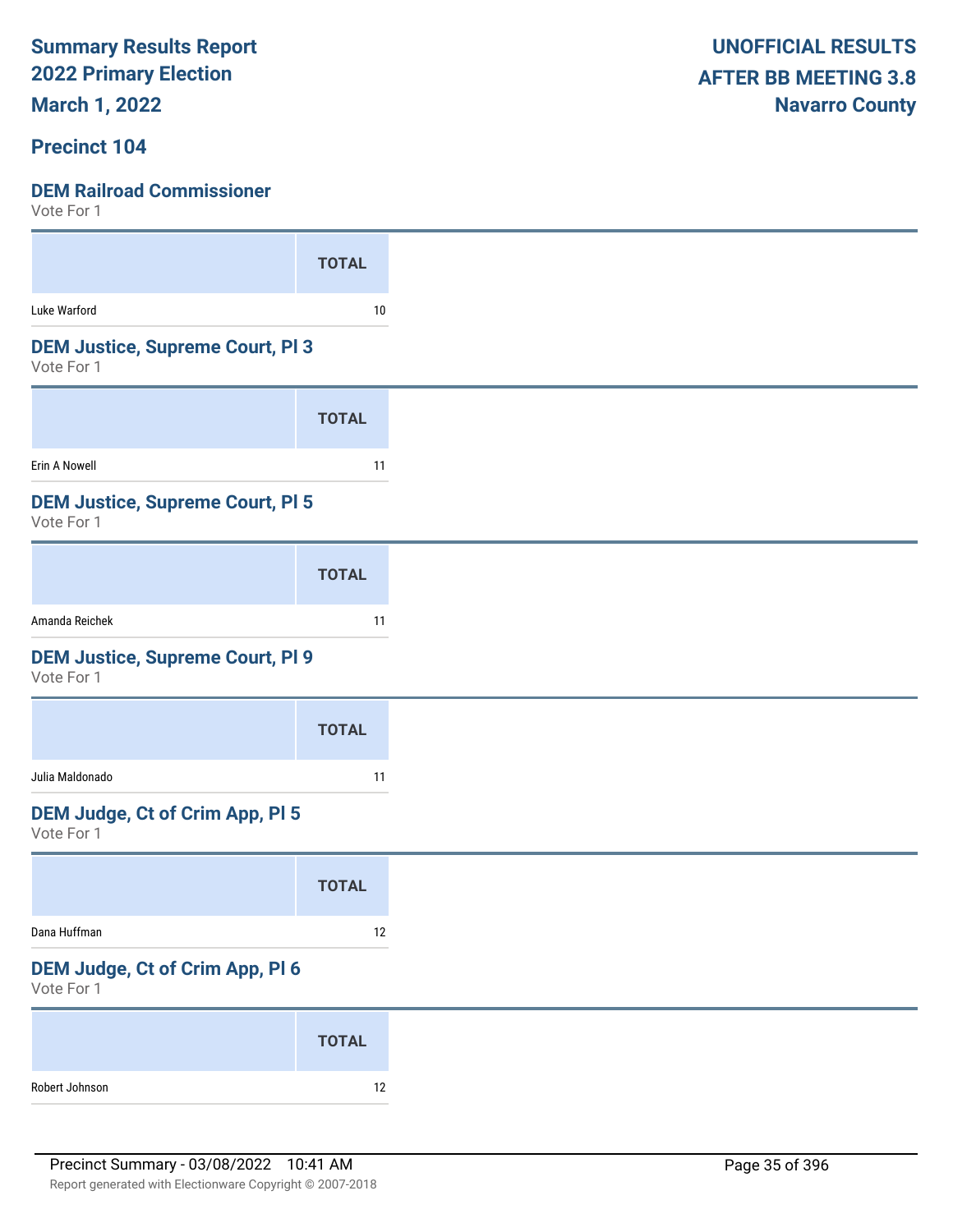Summary Results Report
2022 Primary Election
March 1, 2022

UNOFFICIAL RESULTS
AFTER BB MEETING 3.8
Navarro County

## Precinct 104

### DEM Railroad Commissioner

Vote For 1

| | TOTAL |
|---|---|
| Luke Warford | 10 |

### DEM Justice, Supreme Court, Pl 3

Vote For 1

| | TOTAL |
|---|---|
| Erin A Nowell | 11 |

### DEM Justice, Supreme Court, Pl 5

Vote For 1

| | TOTAL |
|---|---|
| Amanda Reichek | 11 |

### DEM Justice, Supreme Court, Pl 9

Vote For 1

| | TOTAL |
|---|---|
| Julia Maldonado | 11 |

### DEM Judge, Ct of Crim App, Pl 5

Vote For 1

| | TOTAL |
|---|---|
| Dana Huffman | 12 |

### DEM Judge, Ct of Crim App, Pl 6

Vote For 1

| | TOTAL |
|---|---|
| Robert Johnson | 12 |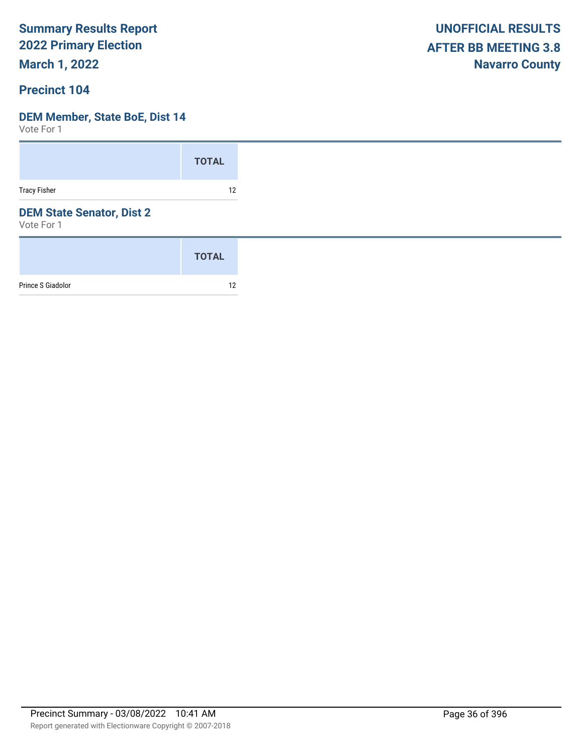# Summary Results Report
## 2022 Primary Election
## March 1, 2022

**UNOFFICIAL RESULTS**
**AFTER BB MEETING 3.8**
**Navarro County**

### Precinct 104

### DEM Member, State BoE, Dist 14

Vote For 1

| | TOTAL |
|---|---|
| Tracy Fisher | 12 |

### DEM State Senator, Dist 2

Vote For 1

| | TOTAL |
|---|---|
| Prince S Giadolor | 12 |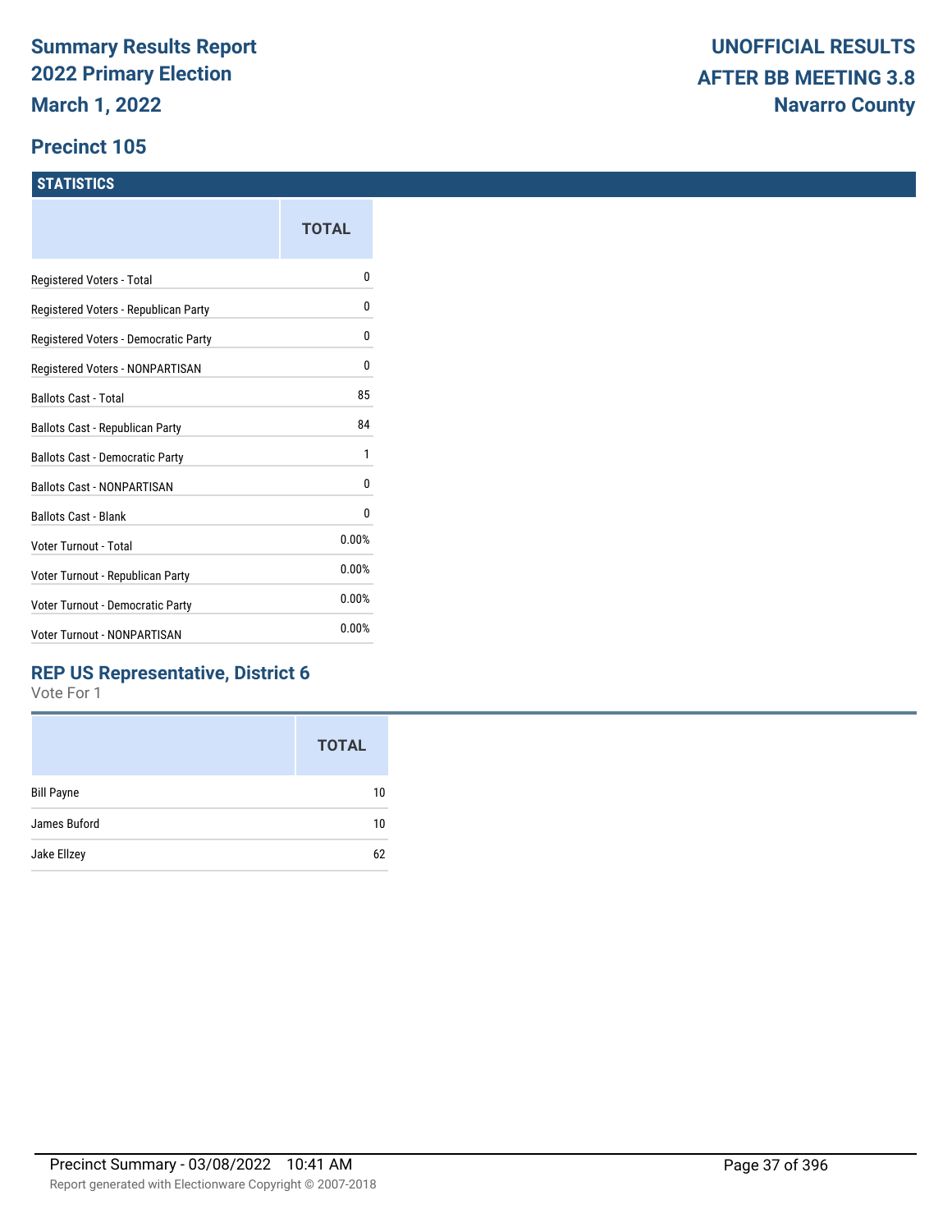# Summary Results Report
## 2022 Primary Election
## March 1, 2022

**UNOFFICIAL RESULTS**
**AFTER BB MEETING 3.8**
**Navarro County**

## Precinct 105

### STATISTICS

| | TOTAL |
|---|---|
| Registered Voters - Total | 0 |
| Registered Voters - Republican Party | 0 |
| Registered Voters - Democratic Party | 0 |
| Registered Voters - NONPARTISAN | 0 |
| Ballots Cast - Total | 85 |
| Ballots Cast - Republican Party | 84 |
| Ballots Cast - Democratic Party | 1 |
| Ballots Cast - NONPARTISAN | 0 |
| Ballots Cast - Blank | 0 |
| Voter Turnout - Total | 0.00% |
| Voter Turnout - Republican Party | 0.00% |
| Voter Turnout - Democratic Party | 0.00% |
| Voter Turnout - NONPARTISAN | 0.00% |

### REP US Representative, District 6

Vote For 1

| | TOTAL |
|---|---|
| Bill Payne | 10 |
| James Buford | 10 |
| Jake Ellzey | 62 |

Precinct Summary - 03/08/2022 10:41 AM

Report generated with Electionware Copyright © 2007-2018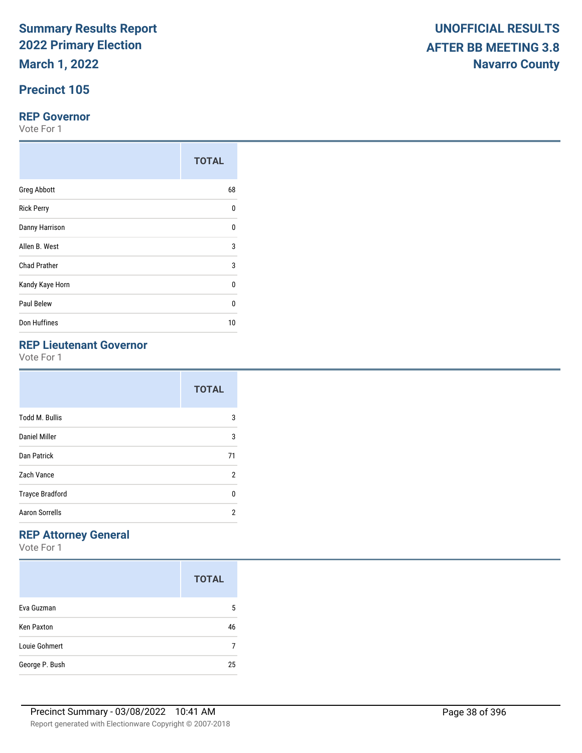# Summary Results Report
# 2022 Primary Election
# March 1, 2022

**UNOFFICIAL RESULTS**
**AFTER BB MEETING 3.8**
**Navarro County**

## Precinct 105

### REP Governor

Vote For 1

| | TOTAL |
|---|---|
| Greg Abbott | 68 |
| Rick Perry | 0 |
| Danny Harrison | 0 |
| Allen B. West | 3 |
| Chad Prather | 3 |
| Kandy Kaye Horn | 0 |
| Paul Belew | 0 |
| Don Huffines | 10 |

### REP Lieutenant Governor

Vote For 1

| | TOTAL |
|---|---|
| Todd M. Bullis | 3 |
| Daniel Miller | 3 |
| Dan Patrick | 71 |
| Zach Vance | 2 |
| Trayce Bradford | 0 |
| Aaron Sorrells | 2 |

### REP Attorney General

Vote For 1

| | TOTAL |
|---|---|
| Eva Guzman | 5 |
| Ken Paxton | 46 |
| Louie Gohmert | 7 |
| George P. Bush | 25 |

Precinct Summary - 03/08/2022 10:41 AM

Report generated with Electionware Copyright © 2007-2018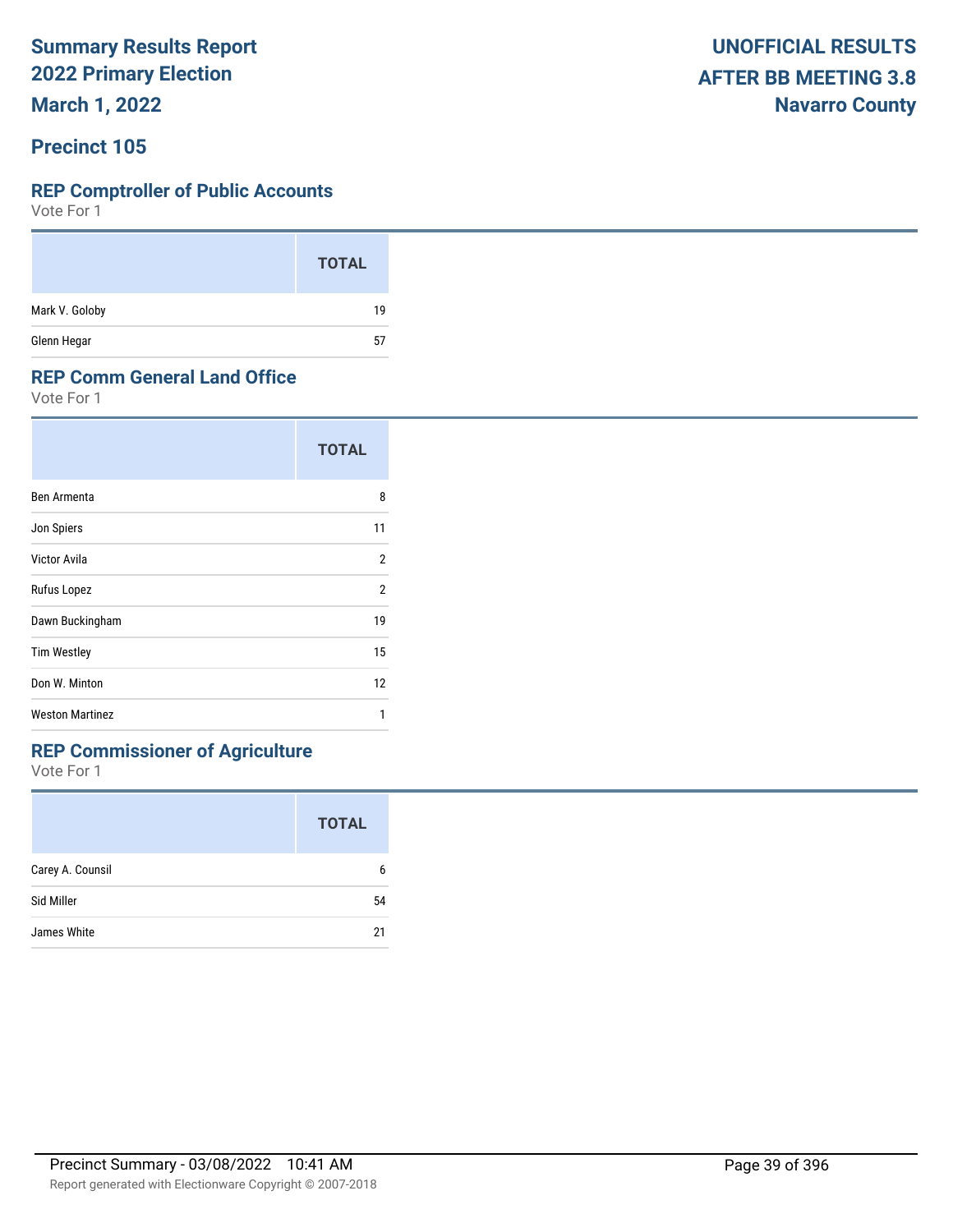# Summary Results Report
# 2022 Primary Election
# March 1, 2022

**UNOFFICIAL RESULTS**
**AFTER BB MEETING 3.8**
**Navarro County**

## Precinct 105

### REP Comptroller of Public Accounts

Vote For 1

| | TOTAL |
|---|---|
| Mark V. Goloby | 19 |
| Glenn Hegar | 57 |

### REP Comm General Land Office

Vote For 1

| | TOTAL |
|---|---|
| Ben Armenta | 8 |
| Jon Spiers | 11 |
| Victor Avila | 2 |
| Rufus Lopez | 2 |
| Dawn Buckingham | 19 |
| Tim Westley | 15 |
| Don W. Minton | 12 |
| Weston Martinez | 1 |

### REP Commissioner of Agriculture

Vote For 1

| | TOTAL |
|---|---|
| Carey A. Counsil | 6 |
| Sid Miller | 54 |
| James White | 21 |

Precinct Summary - 03/08/2022 10:41 AM

Report generated with Electionware Copyright © 2007-2018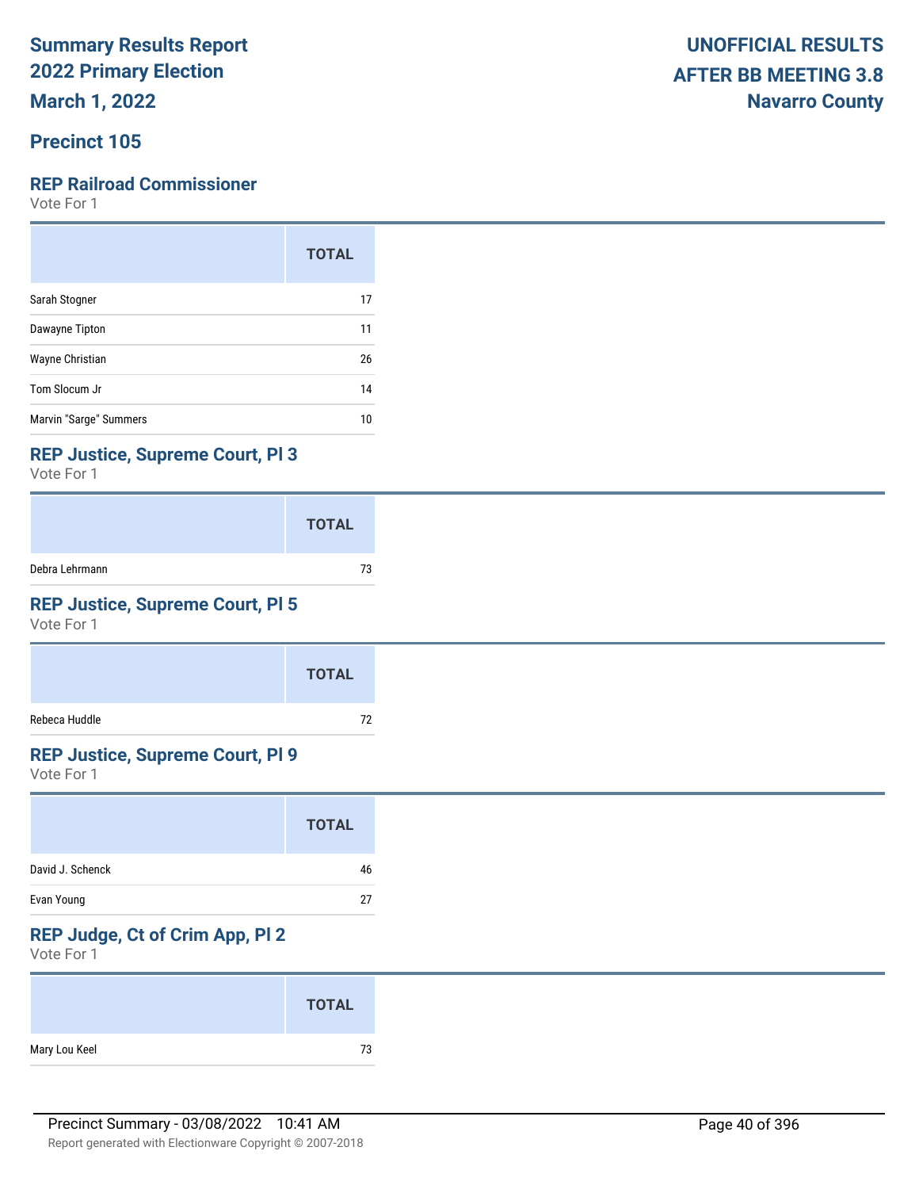**Summary Results Report**
**2022 Primary Election**
**March 1, 2022**

**UNOFFICIAL RESULTS**
**AFTER BB MEETING 3.8**
**Navarro County**

## Precinct 105

### REP Railroad Commissioner

Vote For 1

| | TOTAL |
|---|---|
| Sarah Stogner | 17 |
| Dawayne Tipton | 11 |
| Wayne Christian | 26 |
| Tom Slocum Jr | 14 |
| Marvin "Sarge" Summers | 10 |

### REP Justice, Supreme Court, Pl 3

Vote For 1

| | TOTAL |
|---|---|
| Debra Lehrmann | 73 |

### REP Justice, Supreme Court, Pl 5

Vote For 1

| | TOTAL |
|---|---|
| Rebeca Huddle | 72 |

### REP Justice, Supreme Court, Pl 9

Vote For 1

| | TOTAL |
|---|---|
| David J. Schenck | 46 |
| Evan Young | 27 |

### REP Judge, Ct of Crim App, Pl 2

Vote For 1

| | TOTAL |
|---|---|
| Mary Lou Keel | 73 |

Precinct Summary - 03/08/2022 10:41 AM

Report generated with Electionware Copyright © 2007-2018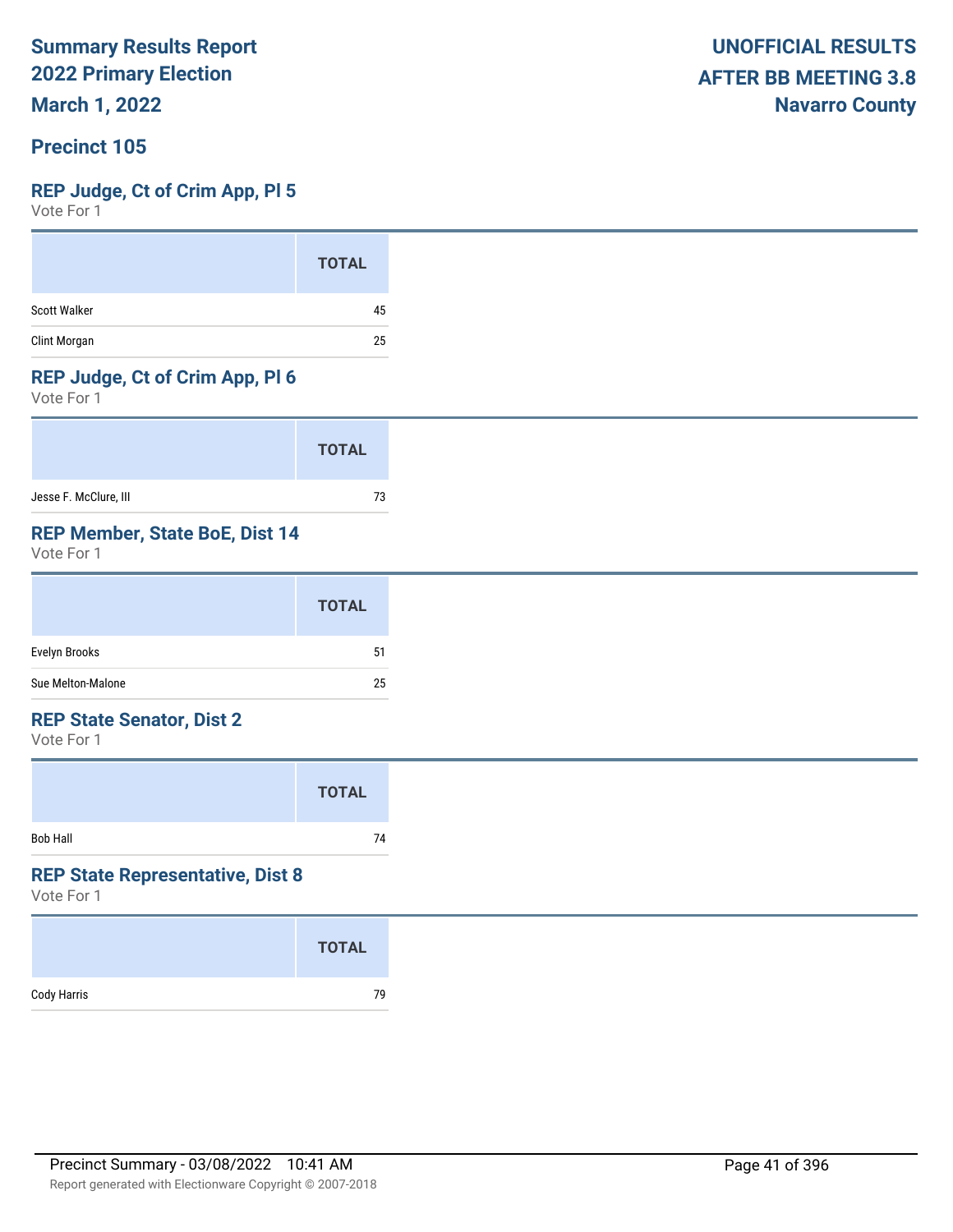**Summary Results Report**
**2022 Primary Election**
**March 1, 2022**

**UNOFFICIAL RESULTS**
**AFTER BB MEETING 3.8**
**Navarro County**

## Precinct 105

### REP Judge, Ct of Crim App, Pl 5

Vote For 1

| | TOTAL |
|---|---|
| Scott Walker | 45 |
| Clint Morgan | 25 |

### REP Judge, Ct of Crim App, Pl 6

Vote For 1

| | TOTAL |
|---|---|
| Jesse F. McClure, III | 73 |

### REP Member, State BoE, Dist 14

Vote For 1

| | TOTAL |
|---|---|
| Evelyn Brooks | 51 |
| Sue Melton-Malone | 25 |

### REP State Senator, Dist 2

Vote For 1

| | TOTAL |
|---|---|
| Bob Hall | 74 |

### REP State Representative, Dist 8

Vote For 1

| | TOTAL |
|---|---|
| Cody Harris | 79 |

Precinct Summary - 03/08/2022 10:41 AM

Report generated with Electionware Copyright © 2007-2018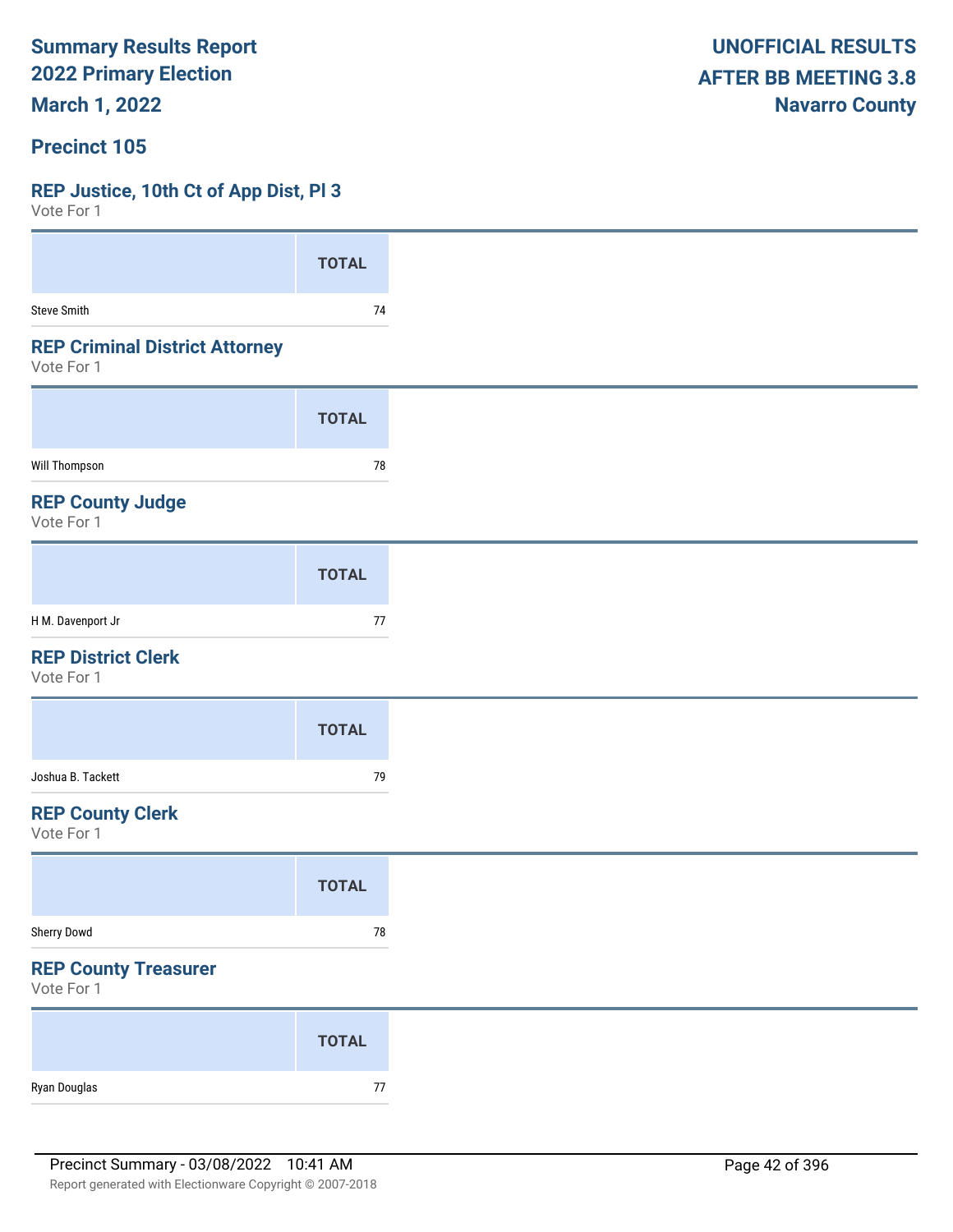**Summary Results Report**
**2022 Primary Election**
**March 1, 2022**

**UNOFFICIAL RESULTS**
**AFTER BB MEETING 3.8**
**Navarro County**

## Precinct 105

### REP Justice, 10th Ct of App Dist, Pl 3

Vote For 1

| | TOTAL |
|---|---|
| Steve Smith | 74 |

### REP Criminal District Attorney

Vote For 1

| | TOTAL |
|---|---|
| Will Thompson | 78 |

### REP County Judge

Vote For 1

| | TOTAL |
|---|---|
| H M. Davenport Jr | 77 |

### REP District Clerk

Vote For 1

| | TOTAL |
|---|---|
| Joshua B. Tackett | 79 |

### REP County Clerk

Vote For 1

| | TOTAL |
|---|---|
| Sherry Dowd | 78 |

### REP County Treasurer

Vote For 1

| | TOTAL |
|---|---|
| Ryan Douglas | 77 |

Precinct Summary - 03/08/2022 10:41 AM

Report generated with Electionware Copyright © 2007-2018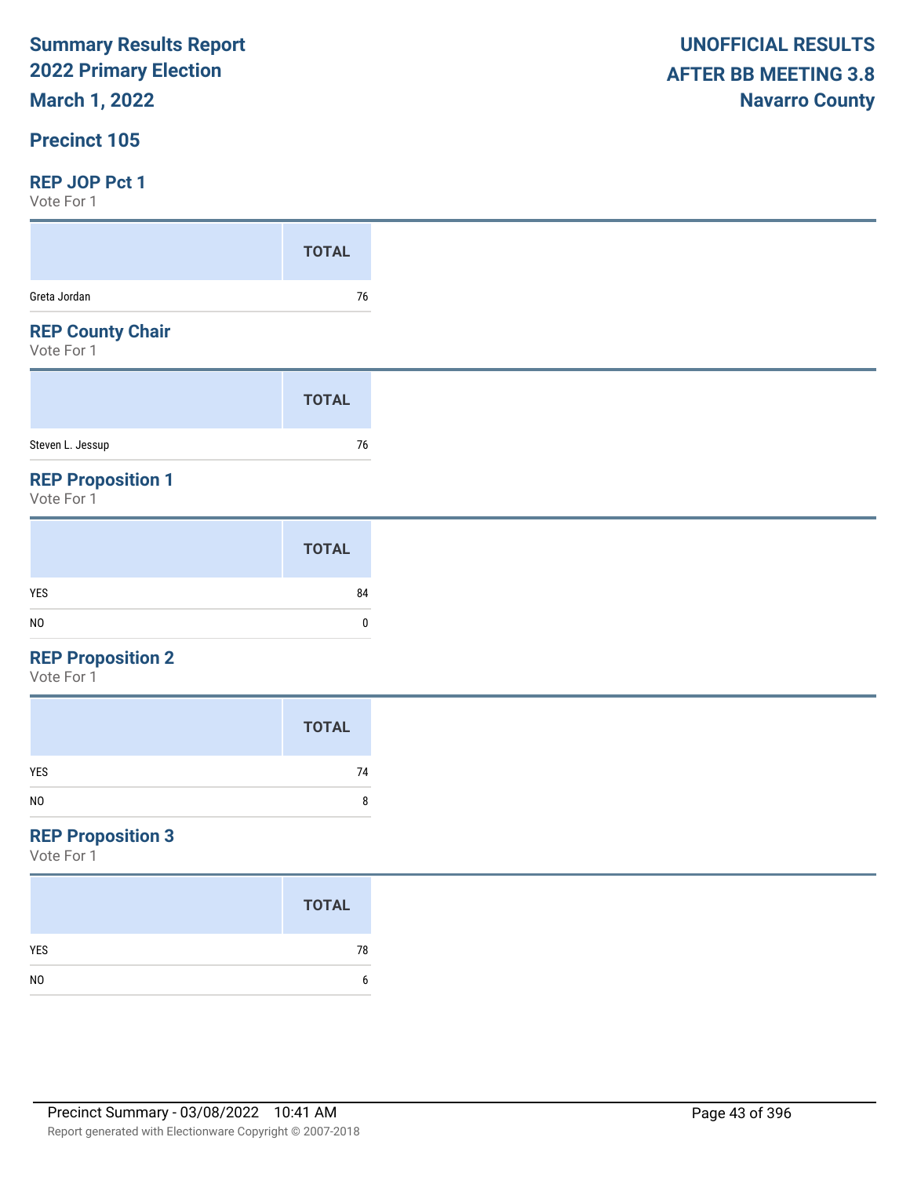**Summary Results Report**
**2022 Primary Election**
**March 1, 2022**

**UNOFFICIAL RESULTS**
**AFTER BB MEETING 3.8**
**Navarro County**

## Precinct 105

### REP JOP Pct 1

Vote For 1

| | TOTAL |
|---|---|
| Greta Jordan | 76 |

### REP County Chair

Vote For 1

| | TOTAL |
|---|---|
| Steven L. Jessup | 76 |

### REP Proposition 1

Vote For 1

| | TOTAL |
|---|---|
| YES | 84 |
| NO | 0 |

### REP Proposition 2

Vote For 1

| | TOTAL |
|---|---|
| YES | 74 |
| NO | 8 |

### REP Proposition 3

Vote For 1

| | TOTAL |
|---|---|
| YES | 78 |
| NO | 6 |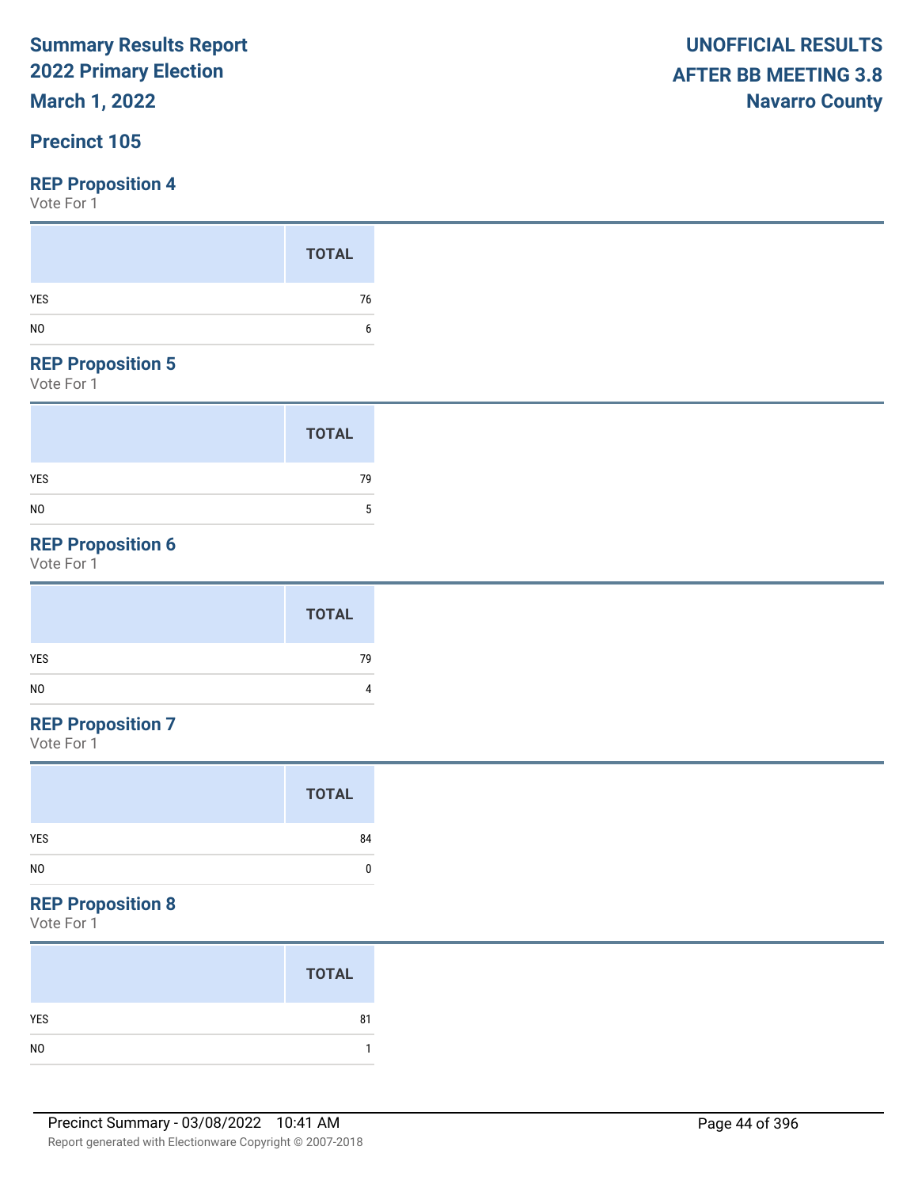**Summary Results Report**
**2022 Primary Election**
**March 1, 2022**

**UNOFFICIAL RESULTS**
**AFTER BB MEETING 3.8**
**Navarro County**

## Precinct 105

### REP Proposition 4

Vote For 1

| | TOTAL |
|---|---|
| YES | 76 |
| NO | 6 |

### REP Proposition 5

Vote For 1

| | TOTAL |
|---|---|
| YES | 79 |
| NO | 5 |

### REP Proposition 6

Vote For 1

| | TOTAL |
|---|---|
| YES | 79 |
| NO | 4 |

### REP Proposition 7

Vote For 1

| | TOTAL |
|---|---|
| YES | 84 |
| NO | 0 |

### REP Proposition 8

Vote For 1

| | TOTAL |
|---|---|
| YES | 81 |
| NO | 1 |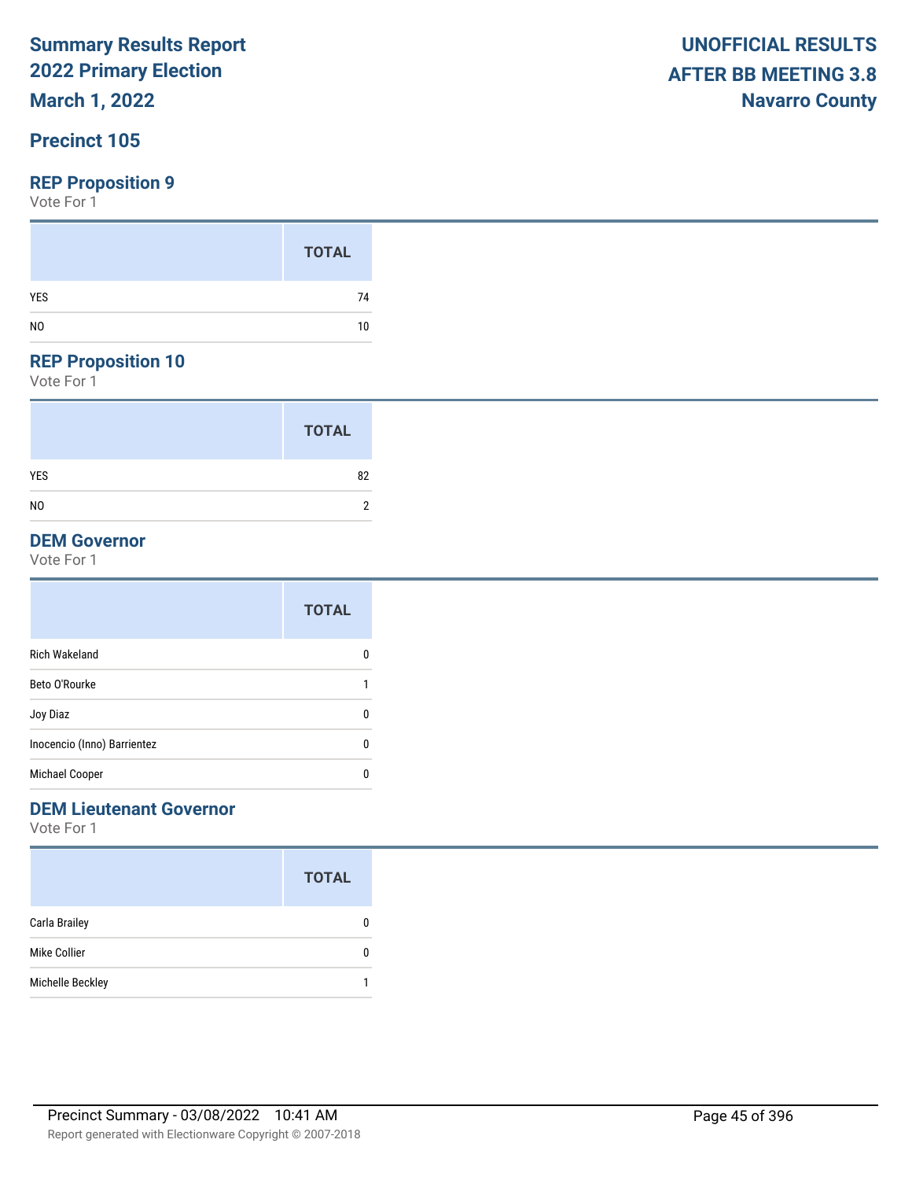# Summary Results Report
# 2022 Primary Election
# March 1, 2022

**UNOFFICIAL RESULTS**
**AFTER BB MEETING 3.8**
**Navarro County**

## Precinct 105

### REP Proposition 9

Vote For 1

| | TOTAL |
|---|---|
| YES | 74 |
| NO | 10 |

### REP Proposition 10

Vote For 1

| | TOTAL |
|---|---|
| YES | 82 |
| NO | 2 |

### DEM Governor

Vote For 1

| | TOTAL |
|---|---|
| Rich Wakeland | 0 |
| Beto O'Rourke | 1 |
| Joy Diaz | 0 |
| Inocencio (Inno) Barrientez | 0 |
| Michael Cooper | 0 |

### DEM Lieutenant Governor

Vote For 1

| | TOTAL |
|---|---|
| Carla Brailey | 0 |
| Mike Collier | 0 |
| Michelle Beckley | 1 |

Precinct Summary - 03/08/2022 10:41 AM

Report generated with Electionware Copyright © 2007-2018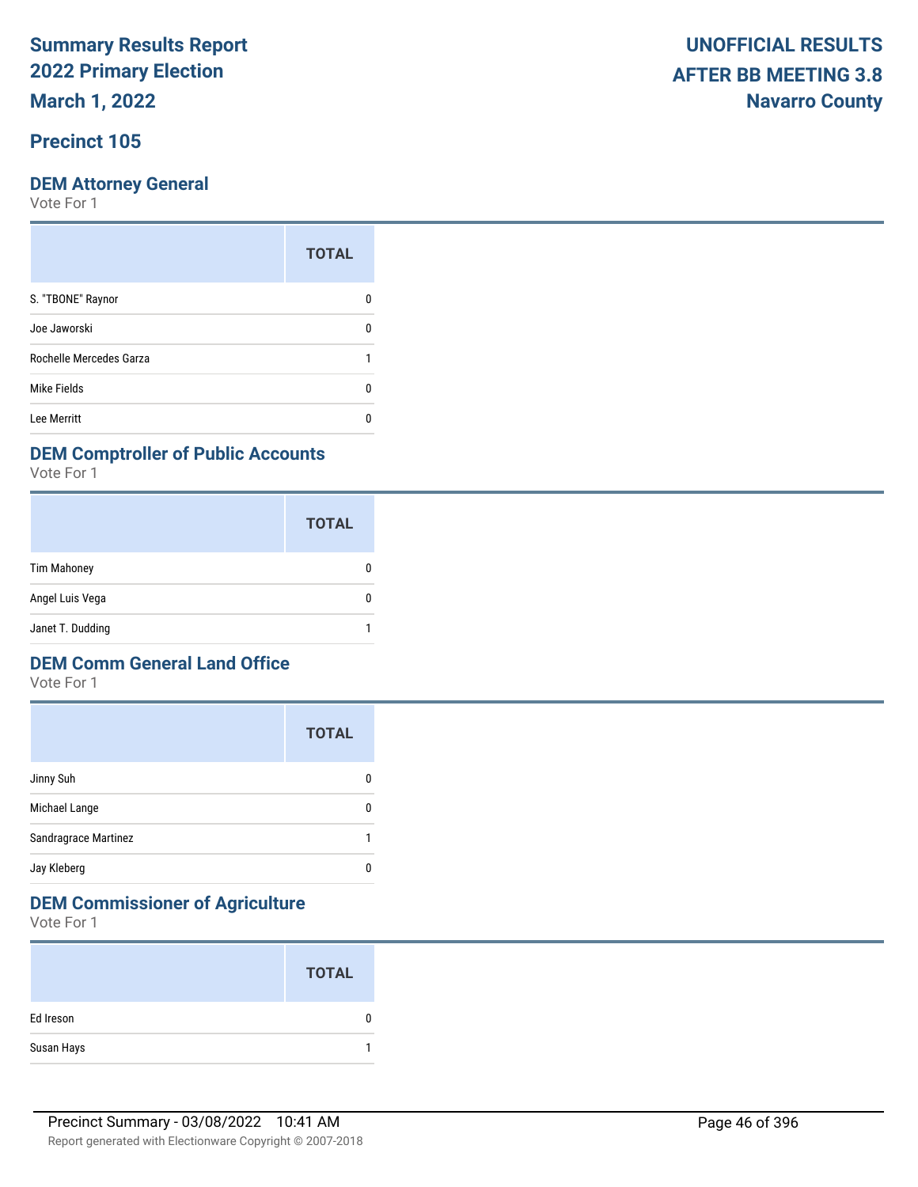# Summary Results Report 2022 Primary Election March 1, 2022

**UNOFFICIAL RESULTS AFTER BB MEETING 3.8**
**Navarro County**

## Precinct 105

### DEM Attorney General

Vote For 1

| | TOTAL |
|---|---|
| S. "TBONE" Raynor | 0 |
| Joe Jaworski | 0 |
| Rochelle Mercedes Garza | 1 |
| Mike Fields | 0 |
| Lee Merritt | 0 |

### DEM Comptroller of Public Accounts

Vote For 1

| | TOTAL |
|---|---|
| Tim Mahoney | 0 |
| Angel Luis Vega | 0 |
| Janet T. Dudding | 1 |

### DEM Comm General Land Office

Vote For 1

| | TOTAL |
|---|---|
| Jinny Suh | 0 |
| Michael Lange | 0 |
| Sandragrace Martinez | 1 |
| Jay Kleberg | 0 |

### DEM Commissioner of Agriculture

Vote For 1

| | TOTAL |
|---|---|
| Ed Ireson | 0 |
| Susan Hays | 1 |

Precinct Summary - 03/08/2022 10:41 AM

Report generated with Electionware Copyright © 2007-2018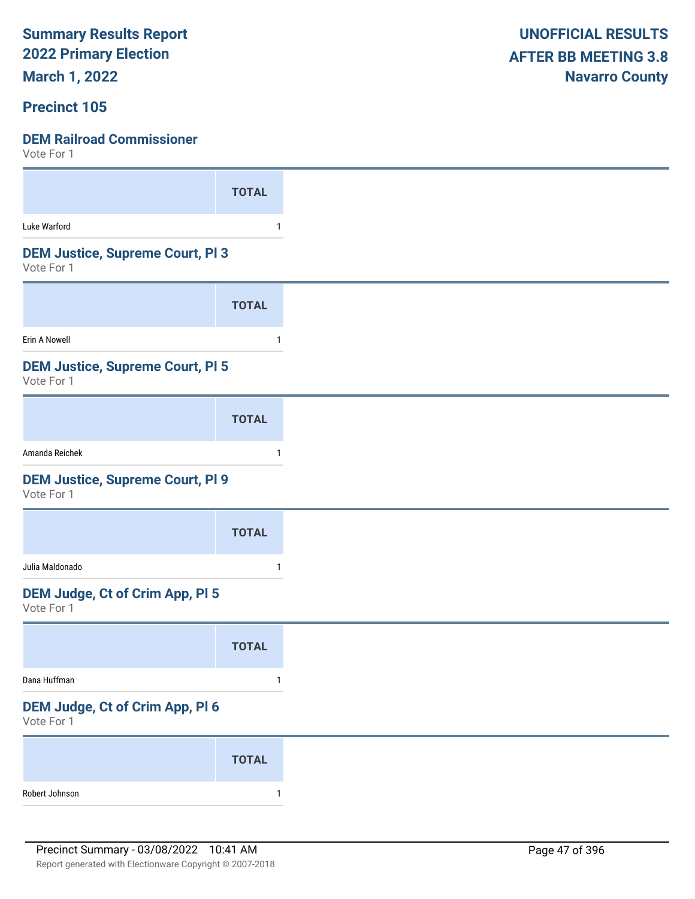# Summary Results Report
# 2022 Primary Election
# March 1, 2022

**UNOFFICIAL RESULTS**
**AFTER BB MEETING 3.8**
**Navarro County**

## Precinct 105

### DEM Railroad Commissioner
Vote For 1

| | TOTAL |
|---|---|
| Luke Warford | 1 |

### DEM Justice, Supreme Court, Pl 3
Vote For 1

| | TOTAL |
|---|---|
| Erin A Nowell | 1 |

### DEM Justice, Supreme Court, Pl 5
Vote For 1

| | TOTAL |
|---|---|
| Amanda Reichek | 1 |

### DEM Justice, Supreme Court, Pl 9
Vote For 1

| | TOTAL |
|---|---|
| Julia Maldonado | 1 |

### DEM Judge, Ct of Crim App, Pl 5
Vote For 1

| | TOTAL |
|---|---|
| Dana Huffman | 1 |

### DEM Judge, Ct of Crim App, Pl 6
Vote For 1

| | TOTAL |
|---|---|
| Robert Johnson | 1 |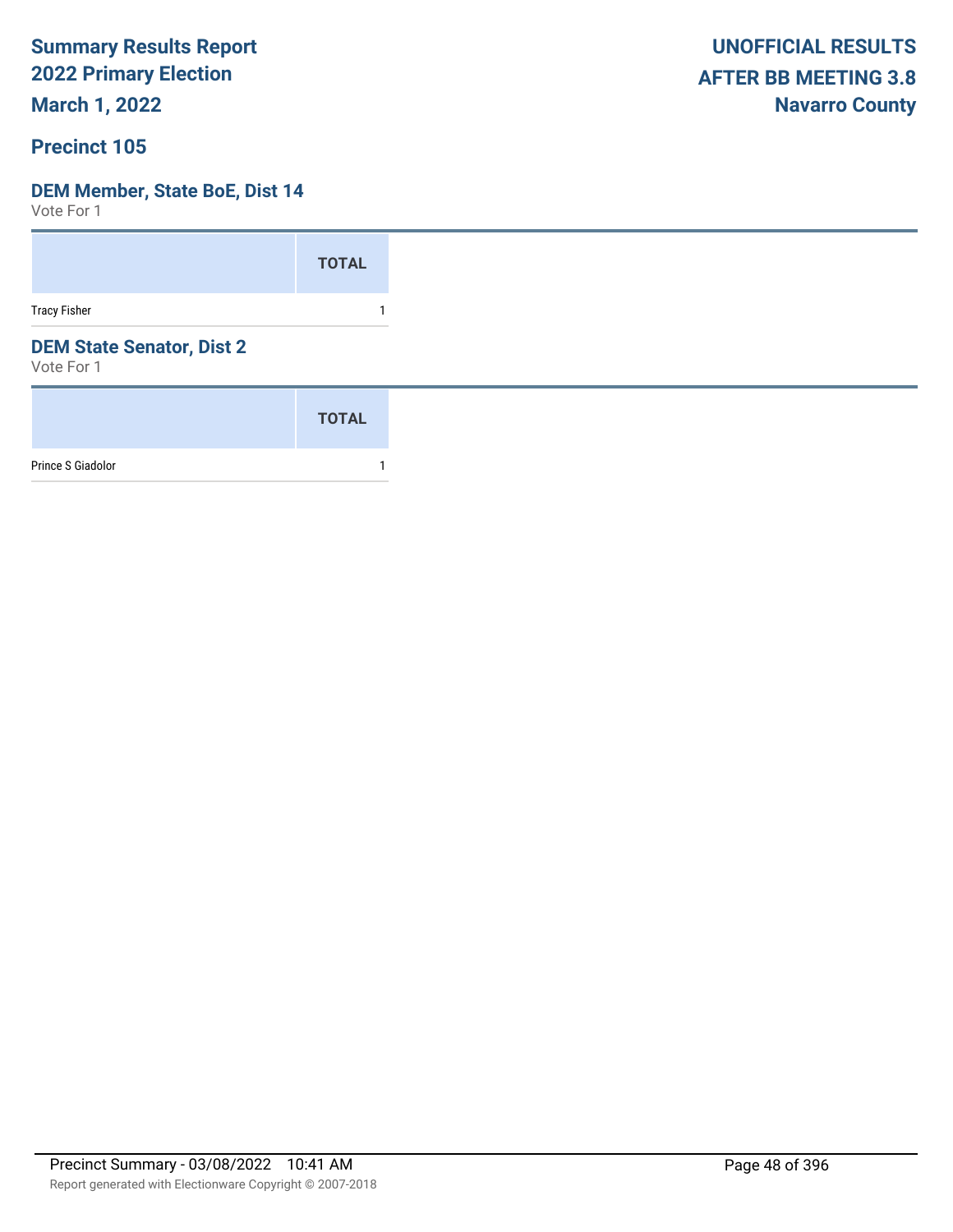# Summary Results Report
# 2022 Primary Election
# March 1, 2022

**UNOFFICIAL RESULTS**
**AFTER BB MEETING 3.8**
**Navarro County**

## Precinct 105

### DEM Member, State BoE, Dist 14

Vote For 1

| | TOTAL |
|---|---|
| Tracy Fisher | 1 |

### DEM State Senator, Dist 2

Vote For 1

| | TOTAL |
|---|---|
| Prince S Giadolor | 1 |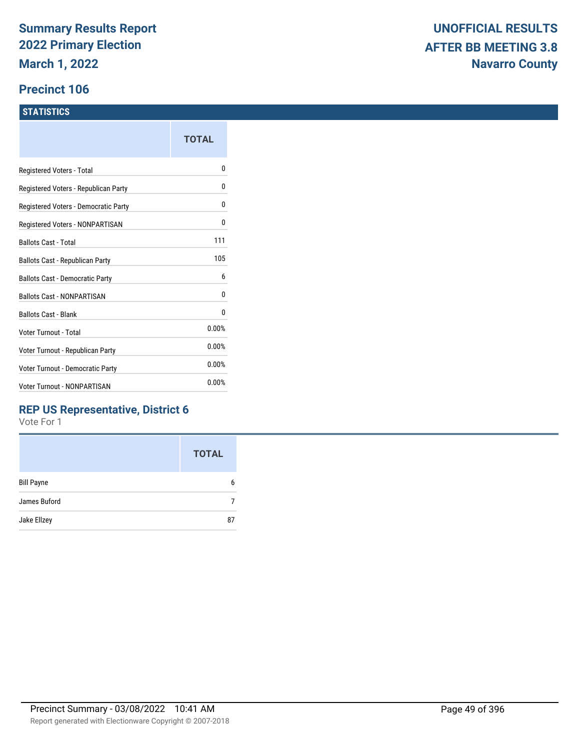**Summary Results Report**
**2022 Primary Election**
**March 1, 2022**

**UNOFFICIAL RESULTS**
**AFTER BB MEETING 3.8**
**Navarro County**

## Precinct 106

### STATISTICS

| | TOTAL |
|---|---|
| Registered Voters - Total | 0 |
| Registered Voters - Republican Party | 0 |
| Registered Voters - Democratic Party | 0 |
| Registered Voters - NONPARTISAN | 0 |
| Ballots Cast - Total | 111 |
| Ballots Cast - Republican Party | 105 |
| Ballots Cast - Democratic Party | 6 |
| Ballots Cast - NONPARTISAN | 0 |
| Ballots Cast - Blank | 0 |
| Voter Turnout - Total | 0.00% |
| Voter Turnout - Republican Party | 0.00% |
| Voter Turnout - Democratic Party | 0.00% |
| Voter Turnout - NONPARTISAN | 0.00% |

### REP US Representative, District 6

Vote For 1

| | TOTAL |
|---|---|
| Bill Payne | 6 |
| James Buford | 7 |
| Jake Ellzey | 87 |

Precinct Summary - 03/08/2022 10:41 AM

Report generated with Electionware Copyright © 2007-2018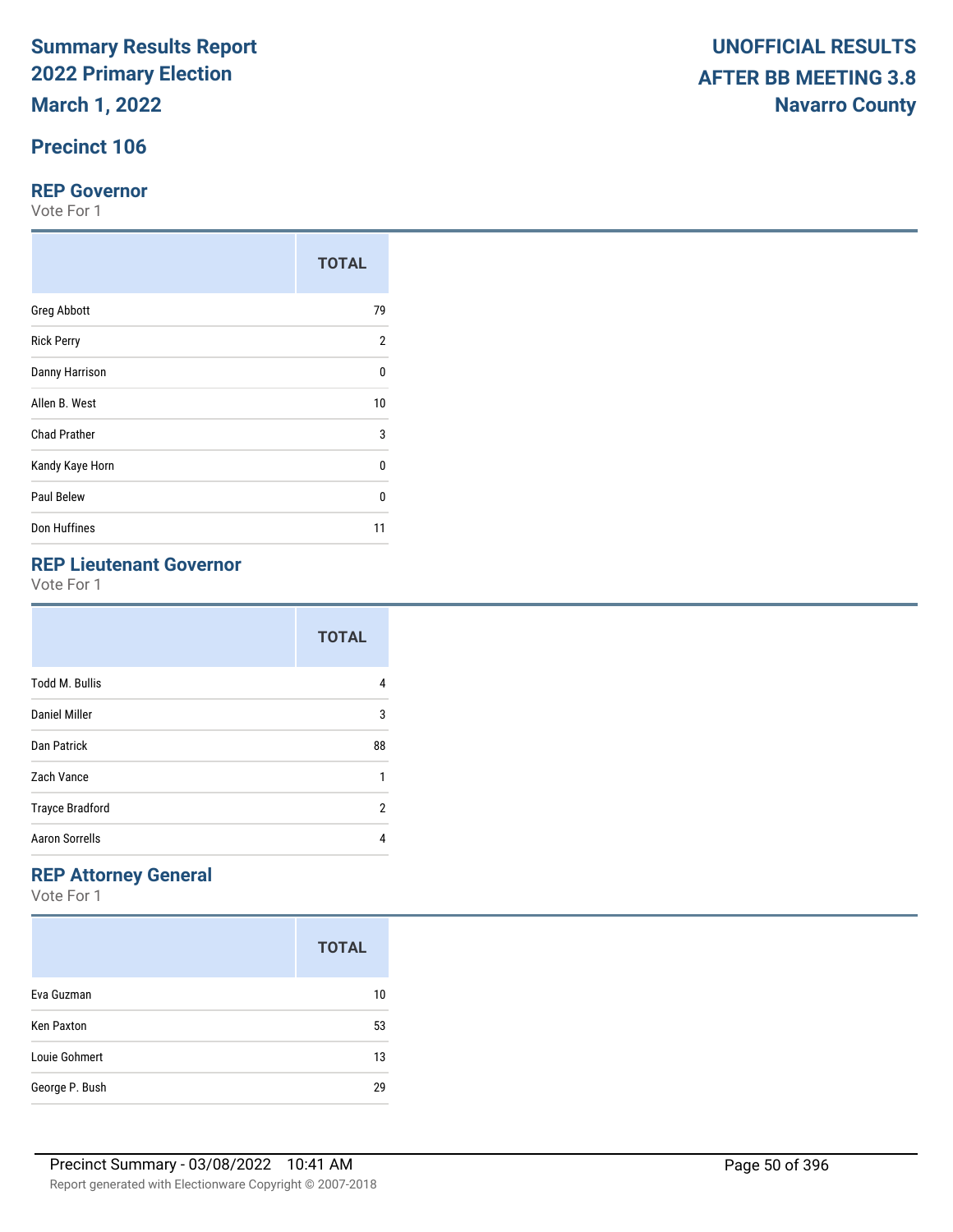# Summary Results Report
# 2022 Primary Election
# March 1, 2022

**UNOFFICIAL RESULTS**
**AFTER BB MEETING 3.8**
**Navarro County**

## Precinct 106

### REP Governor

Vote For 1

| | TOTAL |
|---|---|
| Greg Abbott | 79 |
| Rick Perry | 2 |
| Danny Harrison | 0 |
| Allen B. West | 10 |
| Chad Prather | 3 |
| Kandy Kaye Horn | 0 |
| Paul Belew | 0 |
| Don Huffines | 11 |

### REP Lieutenant Governor

Vote For 1

| | TOTAL |
|---|---|
| Todd M. Bullis | 4 |
| Daniel Miller | 3 |
| Dan Patrick | 88 |
| Zach Vance | 1 |
| Trayce Bradford | 2 |
| Aaron Sorrells | 4 |

### REP Attorney General

Vote For 1

| | TOTAL |
|---|---|
| Eva Guzman | 10 |
| Ken Paxton | 53 |
| Louie Gohmert | 13 |
| George P. Bush | 29 |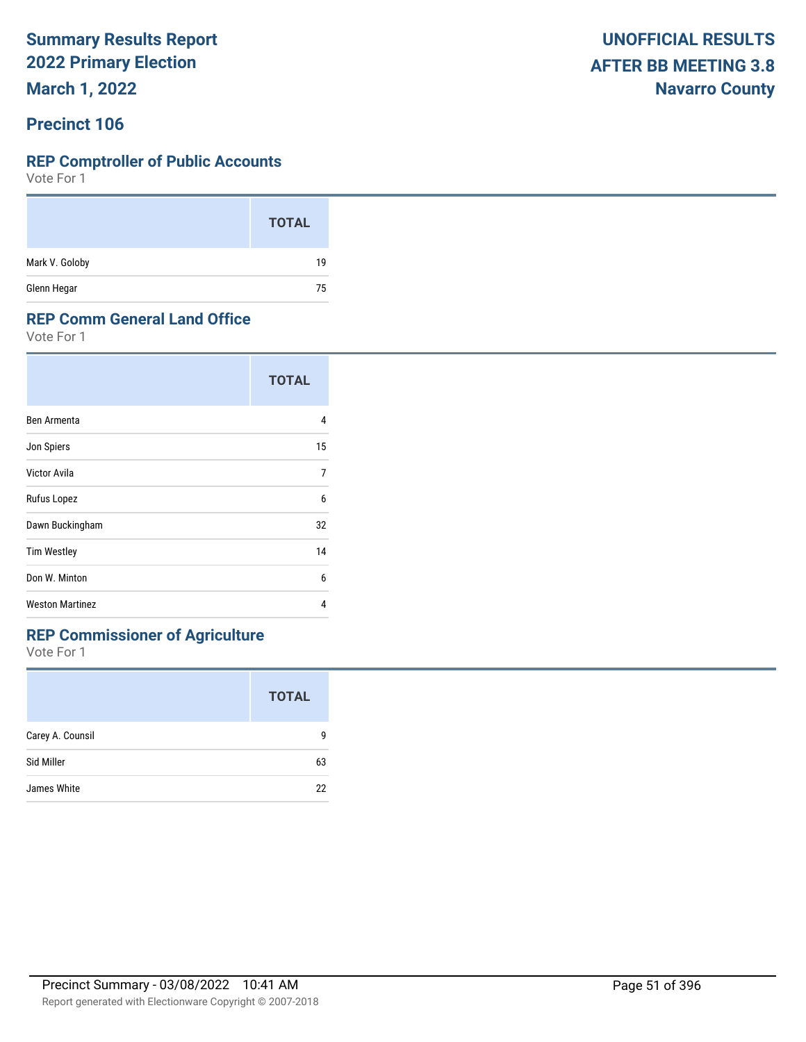# Summary Results Report
## 2022 Primary Election
## March 1, 2022

**UNOFFICIAL RESULTS**
**AFTER BB MEETING 3.8**
**Navarro County**

## Precinct 106

### REP Comptroller of Public Accounts

Vote For 1

| | TOTAL |
|---|---|
| Mark V. Goloby | 19 |
| Glenn Hegar | 75 |

### REP Comm General Land Office

Vote For 1

| | TOTAL |
|---|---|
| Ben Armenta | 4 |
| Jon Spiers | 15 |
| Victor Avila | 7 |
| Rufus Lopez | 6 |
| Dawn Buckingham | 32 |
| Tim Westley | 14 |
| Don W. Minton | 6 |
| Weston Martinez | 4 |

### REP Commissioner of Agriculture

Vote For 1

| | TOTAL |
|---|---|
| Carey A. Counsil | 9 |
| Sid Miller | 63 |
| James White | 22 |

Precinct Summary - 03/08/2022 10:41 AM

Report generated with Electionware Copyright © 2007-2018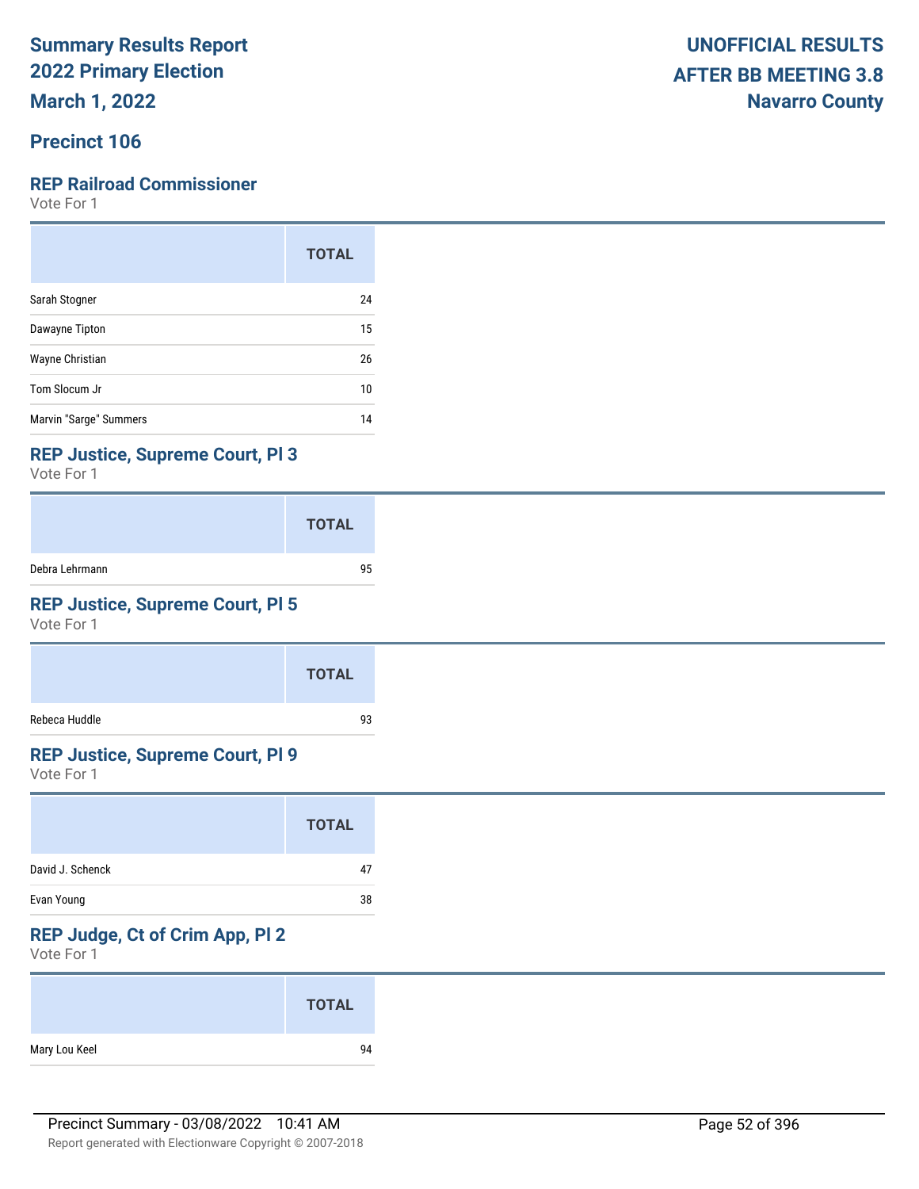Summary Results Report
2022 Primary Election
March 1, 2022

UNOFFICIAL RESULTS
AFTER BB MEETING 3.8
Navarro County

## Precinct 106

### REP Railroad Commissioner

Vote For 1

| | TOTAL |
|---|---|
| Sarah Stogner | 24 |
| Dawayne Tipton | 15 |
| Wayne Christian | 26 |
| Tom Slocum Jr | 10 |
| Marvin "Sarge" Summers | 14 |

### REP Justice, Supreme Court, Pl 3

Vote For 1

| | TOTAL |
|---|---|
| Debra Lehrmann | 95 |

### REP Justice, Supreme Court, Pl 5

Vote For 1

| | TOTAL |
|---|---|
| Rebeca Huddle | 93 |

### REP Justice, Supreme Court, Pl 9

Vote For 1

| | TOTAL |
|---|---|
| David J. Schenck | 47 |
| Evan Young | 38 |

### REP Judge, Ct of Crim App, Pl 2

Vote For 1

| | TOTAL |
|---|---|
| Mary Lou Keel | 94 |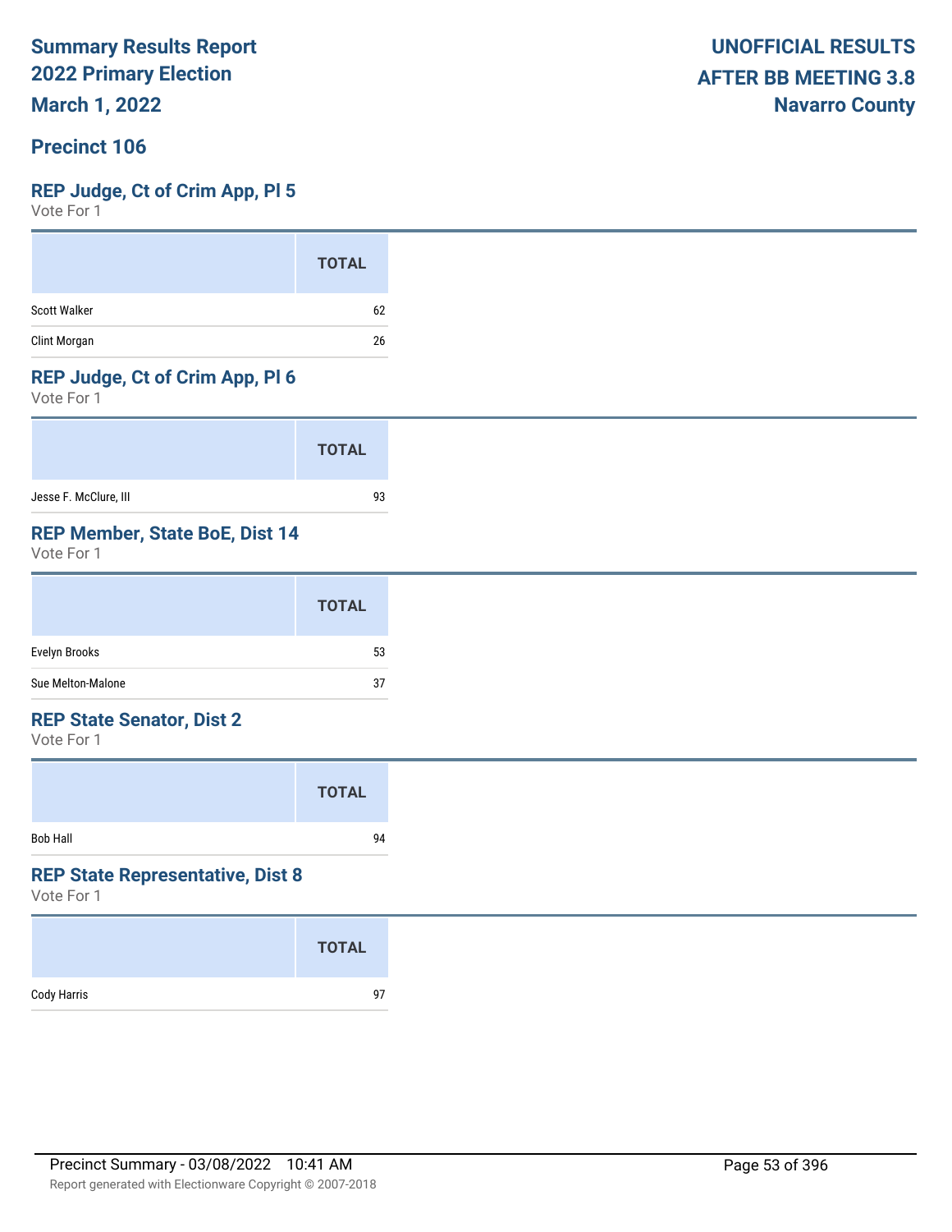**Summary Results Report**
**2022 Primary Election**
**March 1, 2022**

**UNOFFICIAL RESULTS**
**AFTER BB MEETING 3.8**
**Navarro County**

## Precinct 106

### REP Judge, Ct of Crim App, Pl 5

Vote For 1

| | TOTAL |
|---|---|
| Scott Walker | 62 |
| Clint Morgan | 26 |

### REP Judge, Ct of Crim App, Pl 6

Vote For 1

| | TOTAL |
|---|---|
| Jesse F. McClure, III | 93 |

### REP Member, State BoE, Dist 14

Vote For 1

| | TOTAL |
|---|---|
| Evelyn Brooks | 53 |
| Sue Melton-Malone | 37 |

### REP State Senator, Dist 2

Vote For 1

| | TOTAL |
|---|---|
| Bob Hall | 94 |

### REP State Representative, Dist 8

Vote For 1

| | TOTAL |
|---|---|
| Cody Harris | 97 |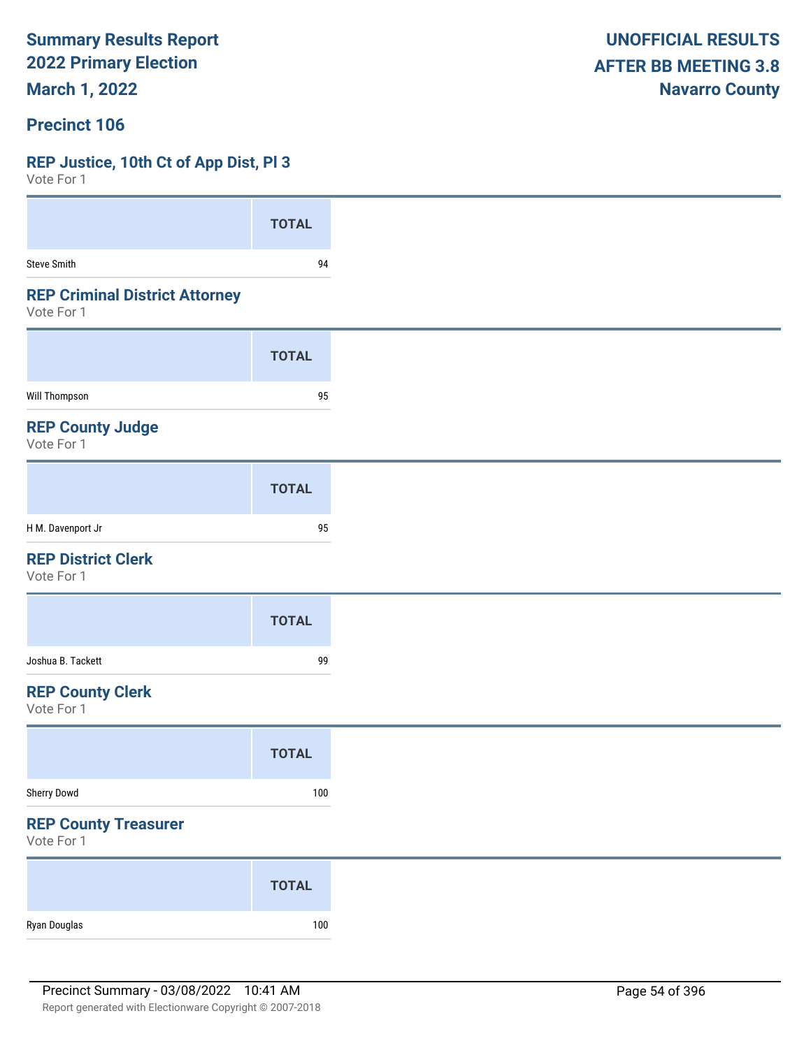Summary Results Report
2022 Primary Election
March 1, 2022

UNOFFICIAL RESULTS
AFTER BB MEETING 3.8
Navarro County

## Precinct 106

### REP Justice, 10th Ct of App Dist, Pl 3

Vote For 1

| | TOTAL |
|---|---|
| Steve Smith | 94 |

### REP Criminal District Attorney

Vote For 1

| | TOTAL |
|---|---|
| Will Thompson | 95 |

### REP County Judge

Vote For 1

| | TOTAL |
|---|---|
| H M. Davenport Jr | 95 |

### REP District Clerk

Vote For 1

| | TOTAL |
|---|---|
| Joshua B. Tackett | 99 |

### REP County Clerk

Vote For 1

| | TOTAL |
|---|---|
| Sherry Dowd | 100 |

### REP County Treasurer

Vote For 1

| | TOTAL |
|---|---|
| Ryan Douglas | 100 |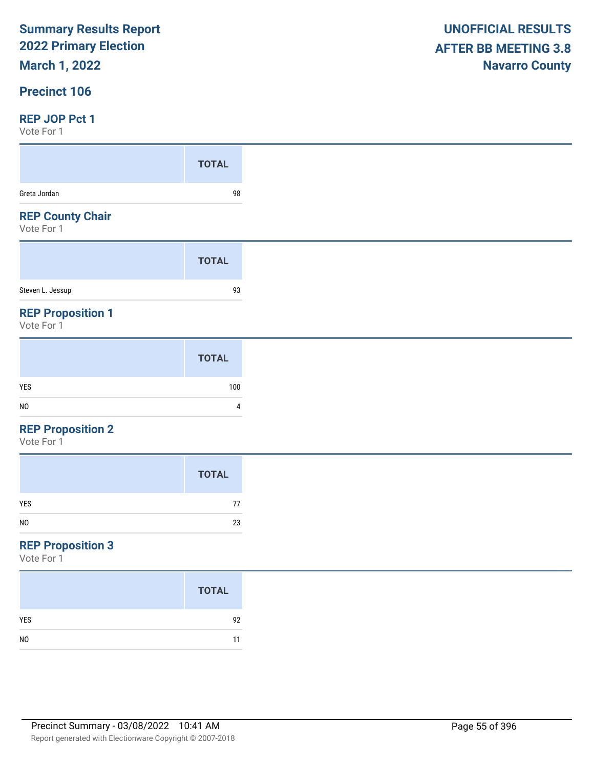**Summary Results Report**
**2022 Primary Election**
**March 1, 2022**

**UNOFFICIAL RESULTS**
**AFTER BB MEETING 3.8**
**Navarro County**

## Precinct 106

### REP JOP Pct 1

Vote For 1

| | TOTAL |
|---|---|
| Greta Jordan | 98 |

### REP County Chair

Vote For 1

| | TOTAL |
|---|---|
| Steven L. Jessup | 93 |

### REP Proposition 1

Vote For 1

| | TOTAL |
|---|---|
| YES | 100 |
| NO | 4 |

### REP Proposition 2

Vote For 1

| | TOTAL |
|---|---|
| YES | 77 |
| NO | 23 |

### REP Proposition 3

Vote For 1

| | TOTAL |
|---|---|
| YES | 92 |
| NO | 11 |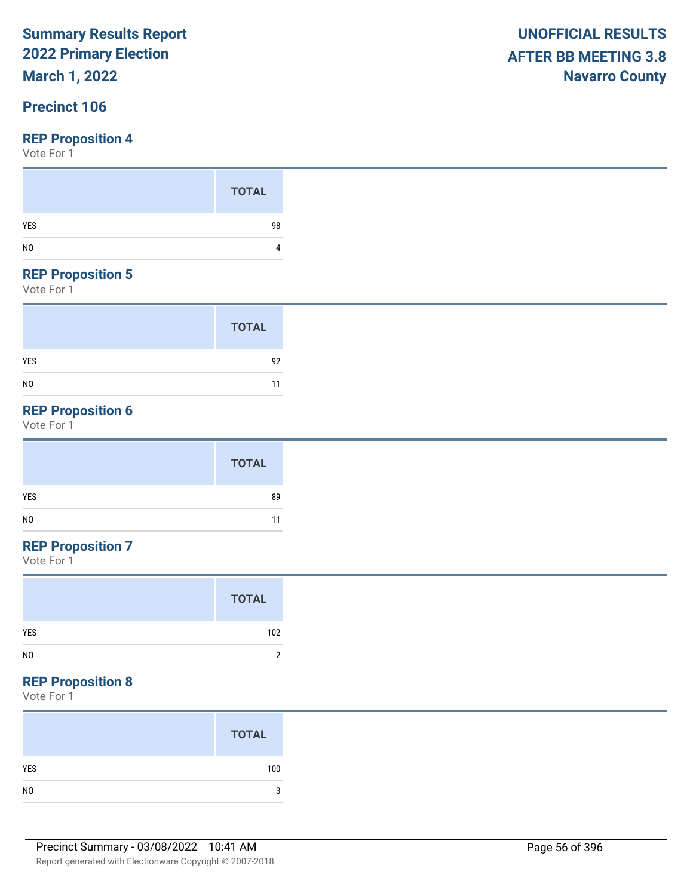**Summary Results Report**
**2022 Primary Election**
**March 1, 2022**

**UNOFFICIAL RESULTS**
**AFTER BB MEETING 3.8**
**Navarro County**

## Precinct 106

### REP Proposition 4

Vote For 1

| | TOTAL |
|---|---|
| YES | 98 |
| NO | 4 |

### REP Proposition 5

Vote For 1

| | TOTAL |
|---|---|
| YES | 92 |
| NO | 11 |

### REP Proposition 6

Vote For 1

| | TOTAL |
|---|---|
| YES | 89 |
| NO | 11 |

### REP Proposition 7

Vote For 1

| | TOTAL |
|---|---|
| YES | 102 |
| NO | 2 |

### REP Proposition 8

Vote For 1

| | TOTAL |
|---|---|
| YES | 100 |
| NO | 3 |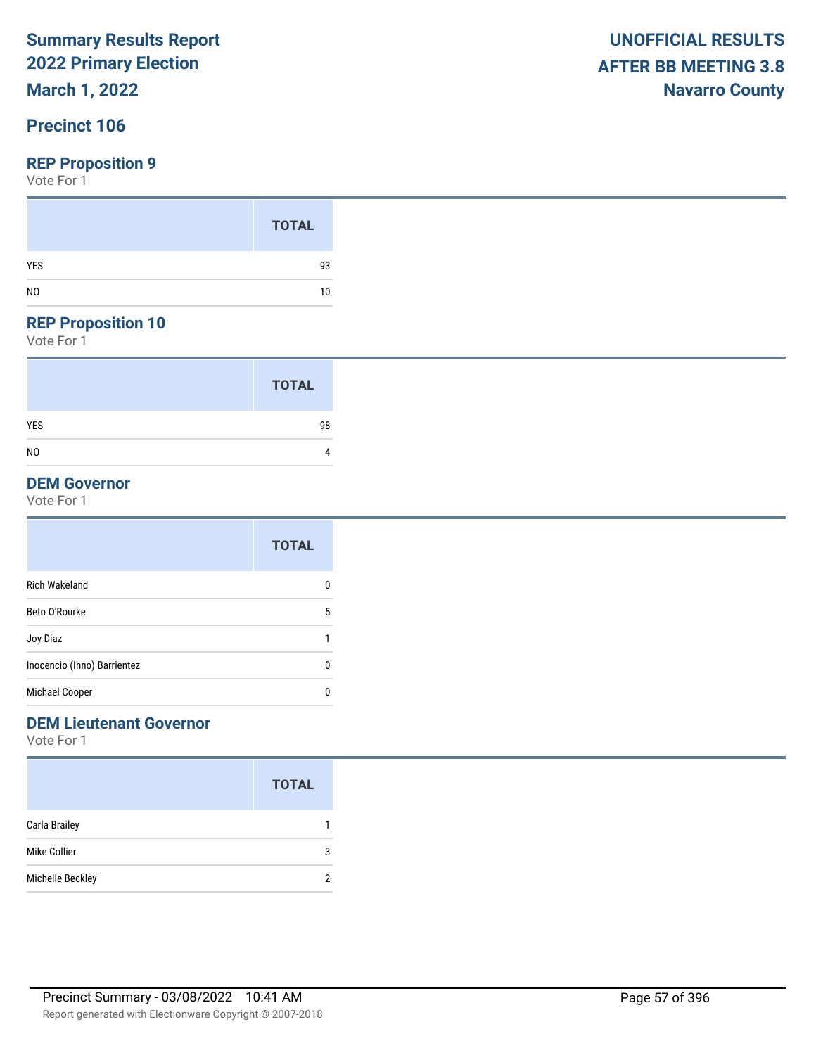**Summary Results Report**
**2022 Primary Election**
**March 1, 2022**

**UNOFFICIAL RESULTS**
**AFTER BB MEETING 3.8**
**Navarro County**

## Precinct 106

### REP Proposition 9

Vote For 1

| | TOTAL |
|---|---|
| YES | 93 |
| NO | 10 |

### REP Proposition 10

Vote For 1

| | TOTAL |
|---|---|
| YES | 98 |
| NO | 4 |

### DEM Governor

Vote For 1

| | TOTAL |
|---|---|
| Rich Wakeland | 0 |
| Beto O'Rourke | 5 |
| Joy Diaz | 1 |
| Inocencio (Inno) Barrientez | 0 |
| Michael Cooper | 0 |

### DEM Lieutenant Governor

Vote For 1

| | TOTAL |
|---|---|
| Carla Brailey | 1 |
| Mike Collier | 3 |
| Michelle Beckley | 2 |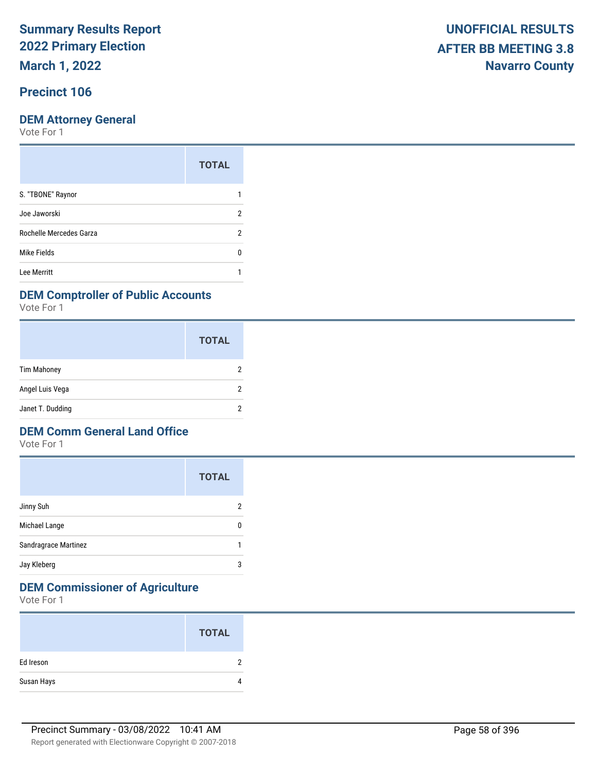# Summary Results Report
# 2022 Primary Election
# March 1, 2022

**UNOFFICIAL RESULTS**
**AFTER BB MEETING 3.8**
**Navarro County**

## Precinct 106

### DEM Attorney General

Vote For 1

| | TOTAL |
|---|---|
| S. "TBONE" Raynor | 1 |
| Joe Jaworski | 2 |
| Rochelle Mercedes Garza | 2 |
| Mike Fields | 0 |
| Lee Merritt | 1 |

### DEM Comptroller of Public Accounts

Vote For 1

| | TOTAL |
|---|---|
| Tim Mahoney | 2 |
| Angel Luis Vega | 2 |
| Janet T. Dudding | 2 |

### DEM Comm General Land Office

Vote For 1

| | TOTAL |
|---|---|
| Jinny Suh | 2 |
| Michael Lange | 0 |
| Sandragrace Martinez | 1 |
| Jay Kleberg | 3 |

### DEM Commissioner of Agriculture

Vote For 1

| | TOTAL |
|---|---|
| Ed Ireson | 2 |
| Susan Hays | 4 |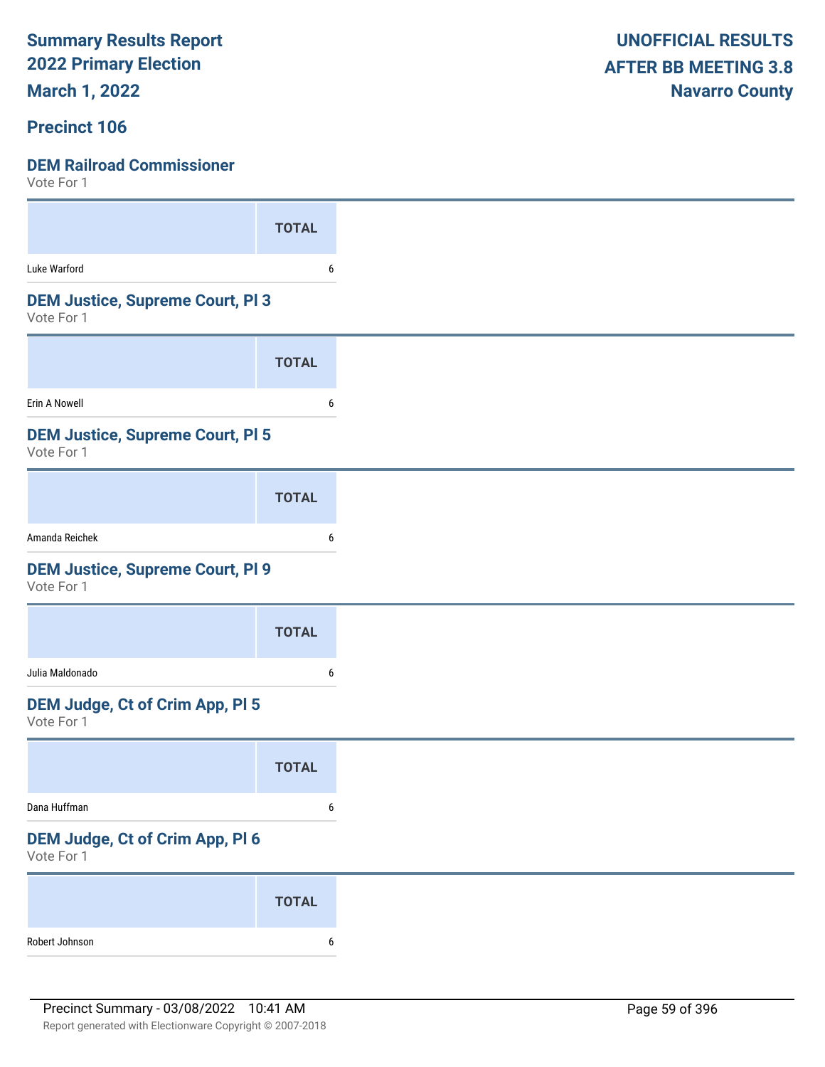**Summary Results Report**
**2022 Primary Election**
**March 1, 2022**

**UNOFFICIAL RESULTS**
**AFTER BB MEETING 3.8**
**Navarro County**

## Precinct 106

### DEM Railroad Commissioner

Vote For 1

| | TOTAL |
|---|---|
| Luke Warford | 6 |

### DEM Justice, Supreme Court, Pl 3

Vote For 1

| | TOTAL |
|---|---|
| Erin A Nowell | 6 |

### DEM Justice, Supreme Court, Pl 5

Vote For 1

| | TOTAL |
|---|---|
| Amanda Reichek | 6 |

### DEM Justice, Supreme Court, Pl 9

Vote For 1

| | TOTAL |
|---|---|
| Julia Maldonado | 6 |

### DEM Judge, Ct of Crim App, Pl 5

Vote For 1

| | TOTAL |
|---|---|
| Dana Huffman | 6 |

### DEM Judge, Ct of Crim App, Pl 6

Vote For 1

| | TOTAL |
|---|---|
| Robert Johnson | 6 |

Precinct Summary - 03/08/2022 10:41 AM

Report generated with Electionware Copyright © 2007-2018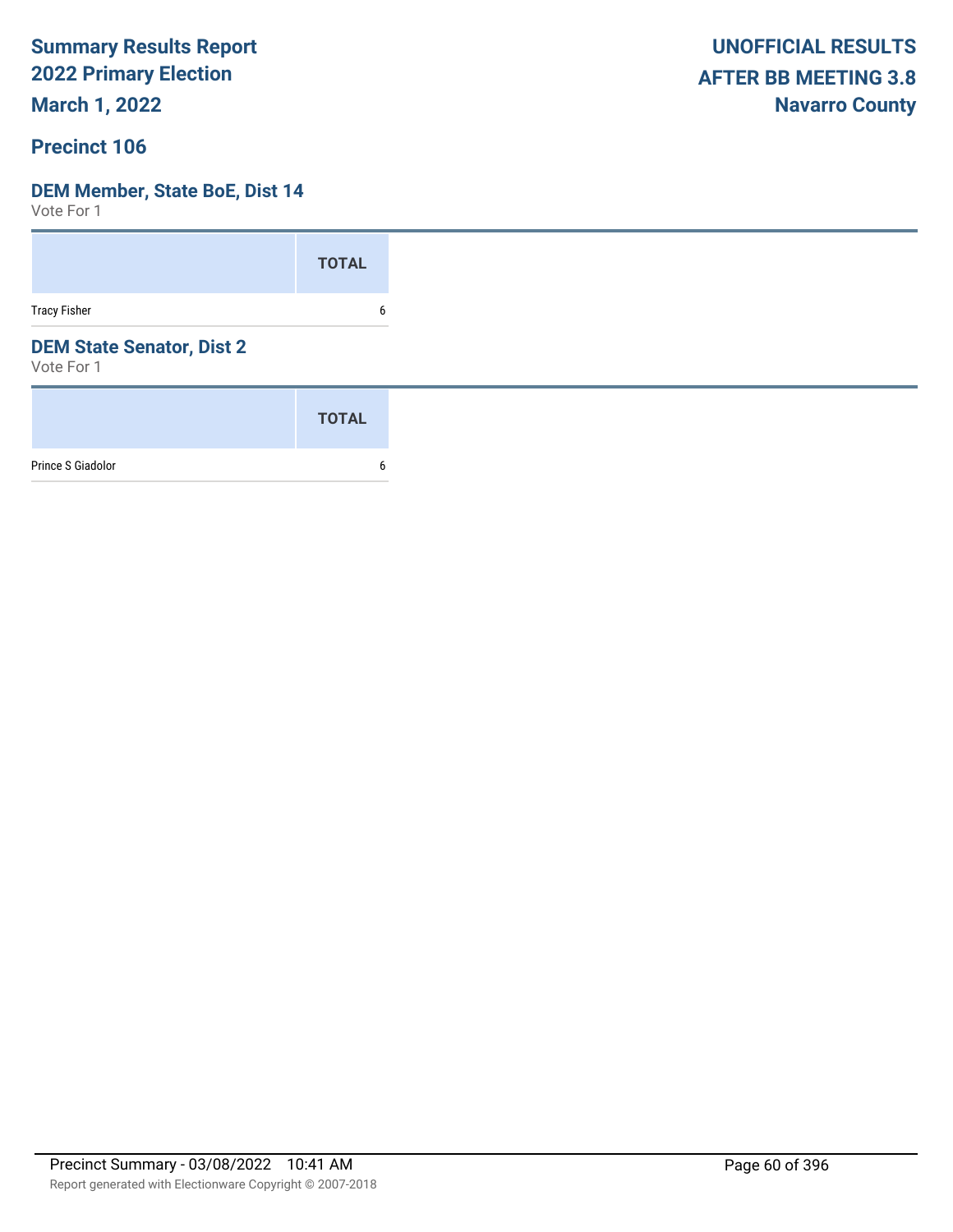# Summary Results Report
## 2022 Primary Election
## March 1, 2022

**UNOFFICIAL RESULTS**
**AFTER BB MEETING 3.8**
**Navarro County**

## Precinct 106

### DEM Member, State BoE, Dist 14

Vote For 1

| | TOTAL |
|---|---|
| Tracy Fisher | 6 |

### DEM State Senator, Dist 2

Vote For 1

| | TOTAL |
|---|---|
| Prince S Giadolor | 6 |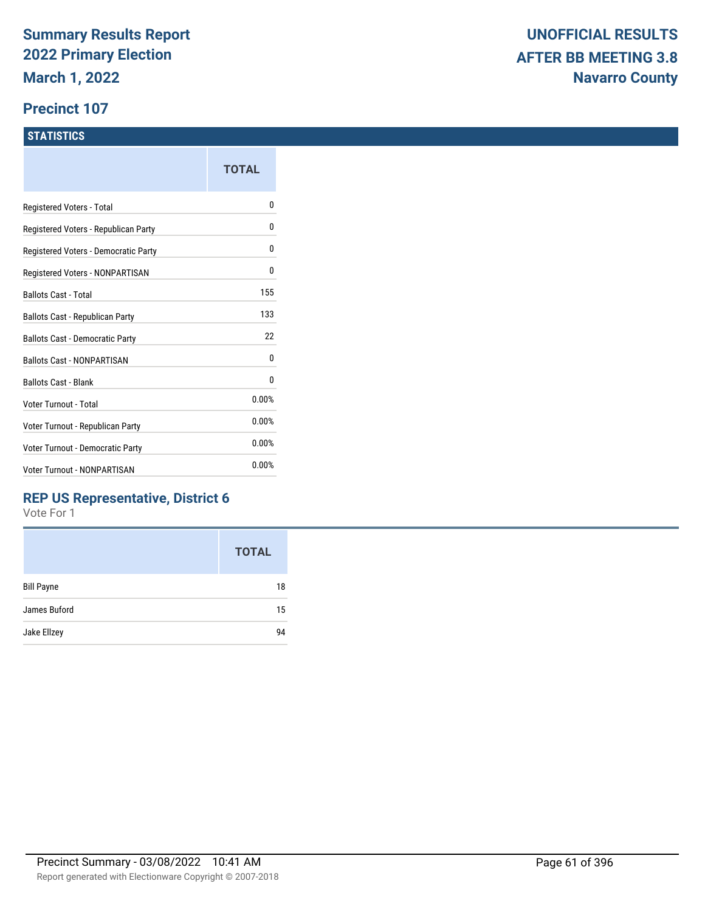# Summary Results Report 2022 Primary Election

**March 1, 2022**

**UNOFFICIAL RESULTS AFTER BB MEETING 3.8 Navarro County**

## Precinct 107

### STATISTICS

| | TOTAL |
|---|---|
| Registered Voters - Total | 0 |
| Registered Voters - Republican Party | 0 |
| Registered Voters - Democratic Party | 0 |
| Registered Voters - NONPARTISAN | 0 |
| Ballots Cast - Total | 155 |
| Ballots Cast - Republican Party | 133 |
| Ballots Cast - Democratic Party | 22 |
| Ballots Cast - NONPARTISAN | 0 |
| Ballots Cast - Blank | 0 |
| Voter Turnout - Total | 0.00% |
| Voter Turnout - Republican Party | 0.00% |
| Voter Turnout - Democratic Party | 0.00% |
| Voter Turnout - NONPARTISAN | 0.00% |

### REP US Representative, District 6

Vote For 1

| | TOTAL |
|---|---|
| Bill Payne | 18 |
| James Buford | 15 |
| Jake Ellzey | 94 |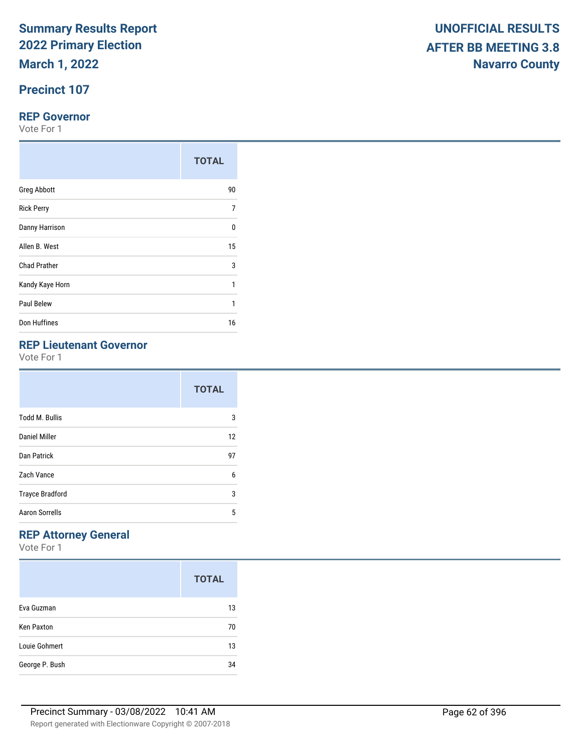# Summary Results Report
# 2022 Primary Election
# March 1, 2022

**UNOFFICIAL RESULTS AFTER BB MEETING 3.8**
**Navarro County**

## Precinct 107

### REP Governor

Vote For 1

| | TOTAL |
|---|---|
| Greg Abbott | 90 |
| Rick Perry | 7 |
| Danny Harrison | 0 |
| Allen B. West | 15 |
| Chad Prather | 3 |
| Kandy Kaye Horn | 1 |
| Paul Belew | 1 |
| Don Huffines | 16 |

### REP Lieutenant Governor

Vote For 1

| | TOTAL |
|---|---|
| Todd M. Bullis | 3 |
| Daniel Miller | 12 |
| Dan Patrick | 97 |
| Zach Vance | 6 |
| Trayce Bradford | 3 |
| Aaron Sorrells | 5 |

### REP Attorney General

Vote For 1

| | TOTAL |
|---|---|
| Eva Guzman | 13 |
| Ken Paxton | 70 |
| Louie Gohmert | 13 |
| George P. Bush | 34 |

Precinct Summary - 03/08/2022 10:41 AM

Report generated with Electionware Copyright © 2007-2018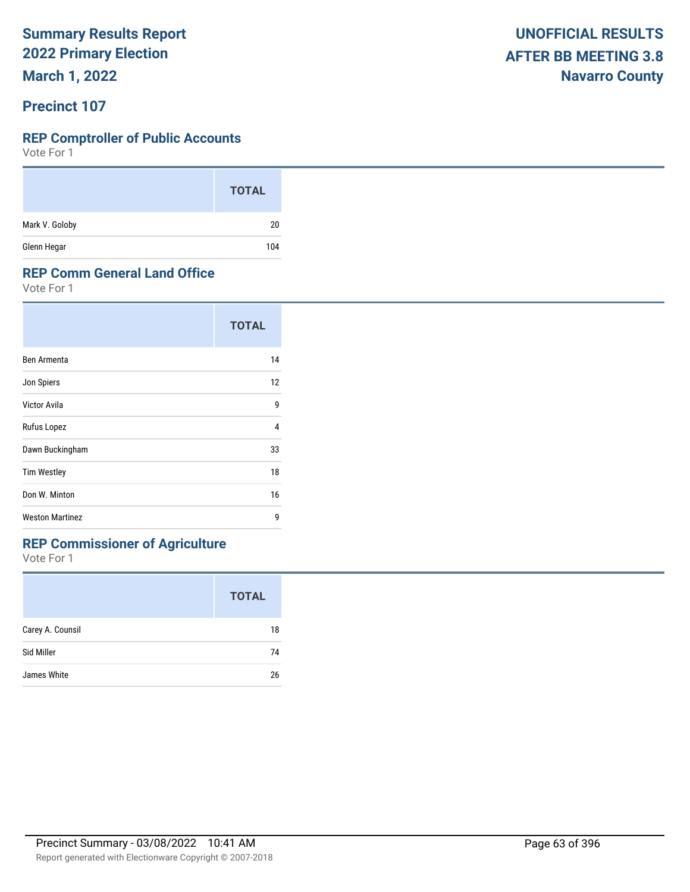# Summary Results Report
# 2022 Primary Election
# March 1, 2022

**UNOFFICIAL RESULTS**
**AFTER BB MEETING 3.8**
**Navarro County**

## Precinct 107

### REP Comptroller of Public Accounts

Vote For 1

| | TOTAL |
|---|---|
| Mark V. Goloby | 20 |
| Glenn Hegar | 104 |

### REP Comm General Land Office

Vote For 1

| | TOTAL |
|---|---|
| Ben Armenta | 14 |
| Jon Spiers | 12 |
| Victor Avila | 9 |
| Rufus Lopez | 4 |
| Dawn Buckingham | 33 |
| Tim Westley | 18 |
| Don W. Minton | 16 |
| Weston Martinez | 9 |

### REP Commissioner of Agriculture

Vote For 1

| | TOTAL |
|---|---|
| Carey A. Counsil | 18 |
| Sid Miller | 74 |
| James White | 26 |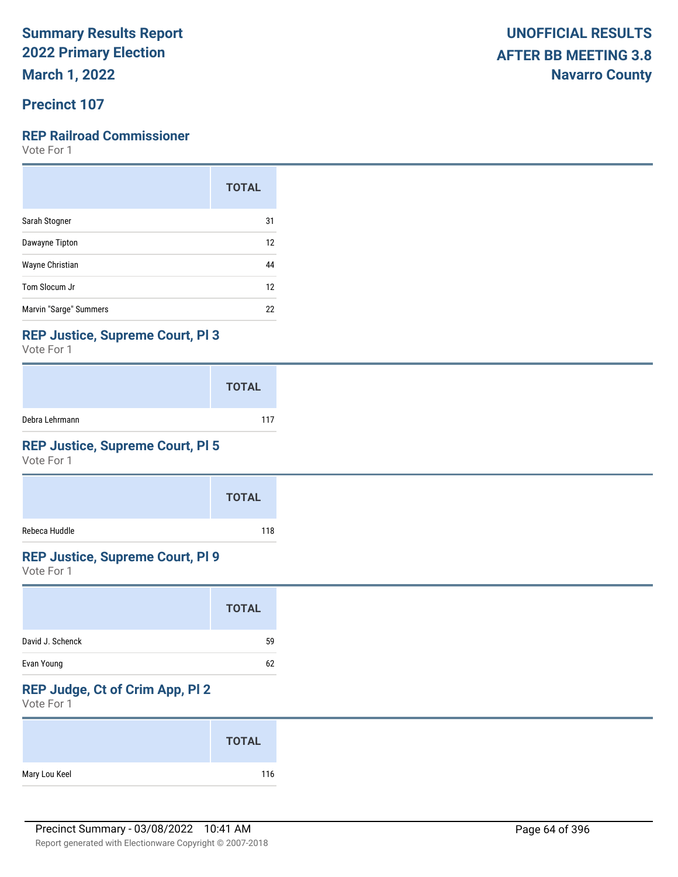# Summary Results Report
# 2022 Primary Election
# March 1, 2022

**UNOFFICIAL RESULTS**
**AFTER BB MEETING 3.8**
**Navarro County**

## Precinct 107

### REP Railroad Commissioner

Vote For 1

| | TOTAL |
|---|---|
| Sarah Stogner | 31 |
| Dawayne Tipton | 12 |
| Wayne Christian | 44 |
| Tom Slocum Jr | 12 |
| Marvin "Sarge" Summers | 22 |

### REP Justice, Supreme Court, Pl 3

Vote For 1

| | TOTAL |
|---|---|
| Debra Lehrmann | 117 |

### REP Justice, Supreme Court, Pl 5

Vote For 1

| | TOTAL |
|---|---|
| Rebeca Huddle | 118 |

### REP Justice, Supreme Court, Pl 9

Vote For 1

| | TOTAL |
|---|---|
| David J. Schenck | 59 |
| Evan Young | 62 |

### REP Judge, Ct of Crim App, Pl 2

Vote For 1

| | TOTAL |
|---|---|
| Mary Lou Keel | 116 |

Precinct Summary - 03/08/2022 10:41 AM

Report generated with Electionware Copyright © 2007-2018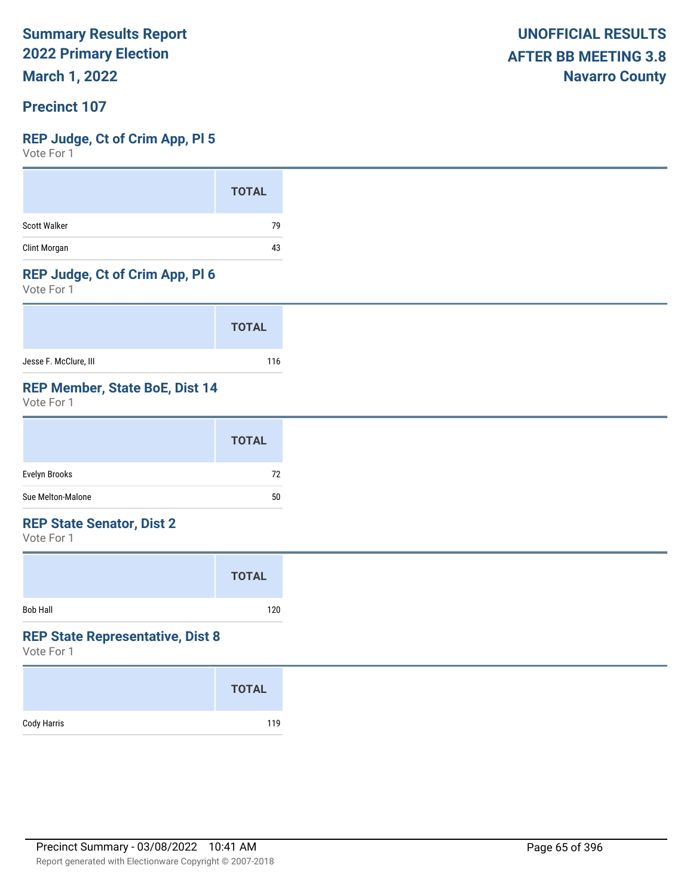# Summary Results Report
## 2022 Primary Election
## March 1, 2022

**UNOFFICIAL RESULTS**
**AFTER BB MEETING 3.8**
**Navarro County**

## Precinct 107

### REP Judge, Ct of Crim App, Pl 5
Vote For 1

| | TOTAL |
|---|---|
| Scott Walker | 79 |
| Clint Morgan | 43 |

### REP Judge, Ct of Crim App, Pl 6
Vote For 1

| | TOTAL |
|---|---|
| Jesse F. McClure, III | 116 |

### REP Member, State BoE, Dist 14
Vote For 1

| | TOTAL |
|---|---|
| Evelyn Brooks | 72 |
| Sue Melton-Malone | 50 |

### REP State Senator, Dist 2
Vote For 1

| | TOTAL |
|---|---|
| Bob Hall | 120 |

### REP State Representative, Dist 8
Vote For 1

| | TOTAL |
|---|---|
| Cody Harris | 119 |

Precinct Summary - 03/08/2022 10:41 AM

Report generated with Electionware Copyright © 2007-2018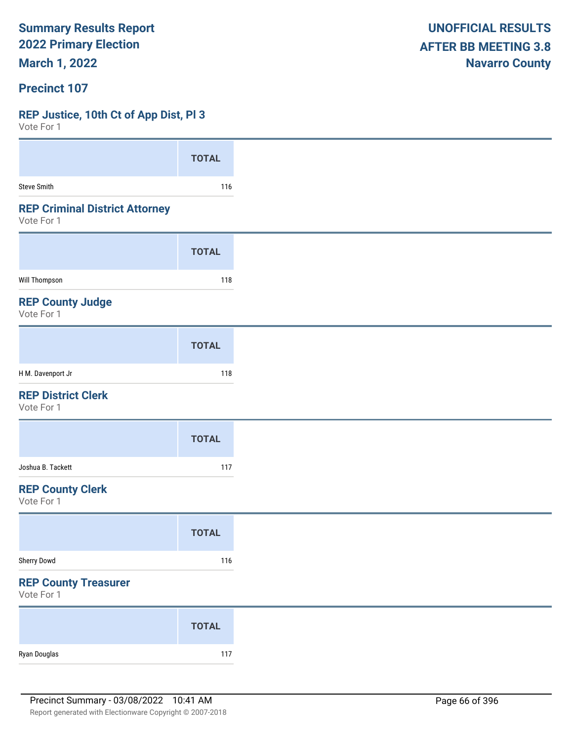**Summary Results Report**
**2022 Primary Election**
**March 1, 2022**

**UNOFFICIAL RESULTS**
**AFTER BB MEETING 3.8**
**Navarro County**

## Precinct 107

### REP Justice, 10th Ct of App Dist, Pl 3

Vote For 1

| | TOTAL |
|---|---|
| Steve Smith | 116 |

### REP Criminal District Attorney

Vote For 1

| | TOTAL |
|---|---|
| Will Thompson | 118 |

### REP County Judge

Vote For 1

| | TOTAL |
|---|---|
| H M. Davenport Jr | 118 |

### REP District Clerk

Vote For 1

| | TOTAL |
|---|---|
| Joshua B. Tackett | 117 |

### REP County Clerk

Vote For 1

| | TOTAL |
|---|---|
| Sherry Dowd | 116 |

### REP County Treasurer

Vote For 1

| | TOTAL |
|---|---|
| Ryan Douglas | 117 |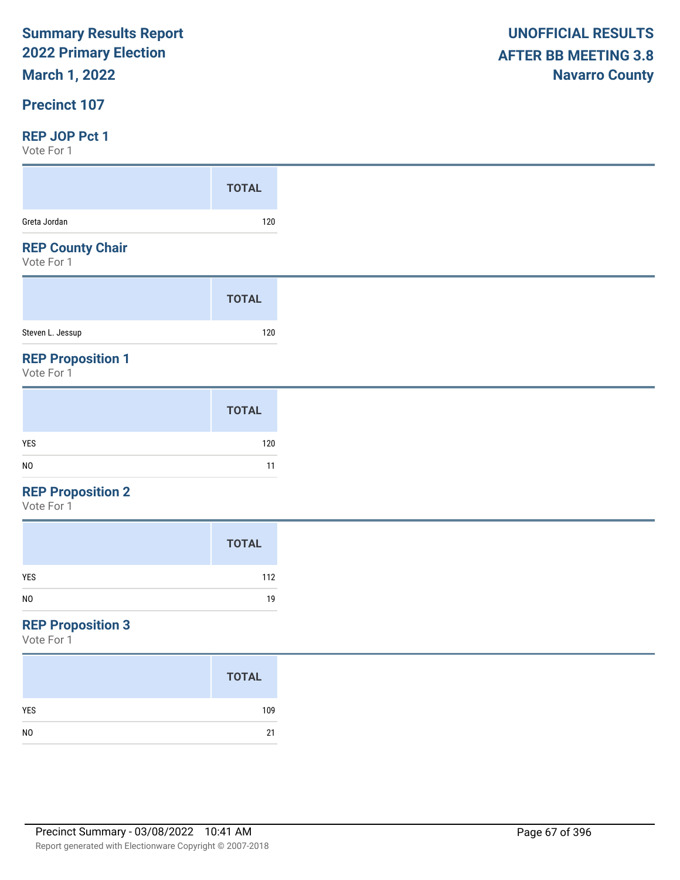Summary Results Report
2022 Primary Election
March 1, 2022

UNOFFICIAL RESULTS
AFTER BB MEETING 3.8
Navarro County

## Precinct 107

### REP JOP Pct 1

Vote For 1

| | TOTAL |
|---|---|
| Greta Jordan | 120 |

### REP County Chair

Vote For 1

| | TOTAL |
|---|---|
| Steven L. Jessup | 120 |

### REP Proposition 1

Vote For 1

| | TOTAL |
|---|---|
| YES | 120 |
| NO | 11 |

### REP Proposition 2

Vote For 1

| | TOTAL |
|---|---|
| YES | 112 |
| NO | 19 |

### REP Proposition 3

Vote For 1

| | TOTAL |
|---|---|
| YES | 109 |
| NO | 21 |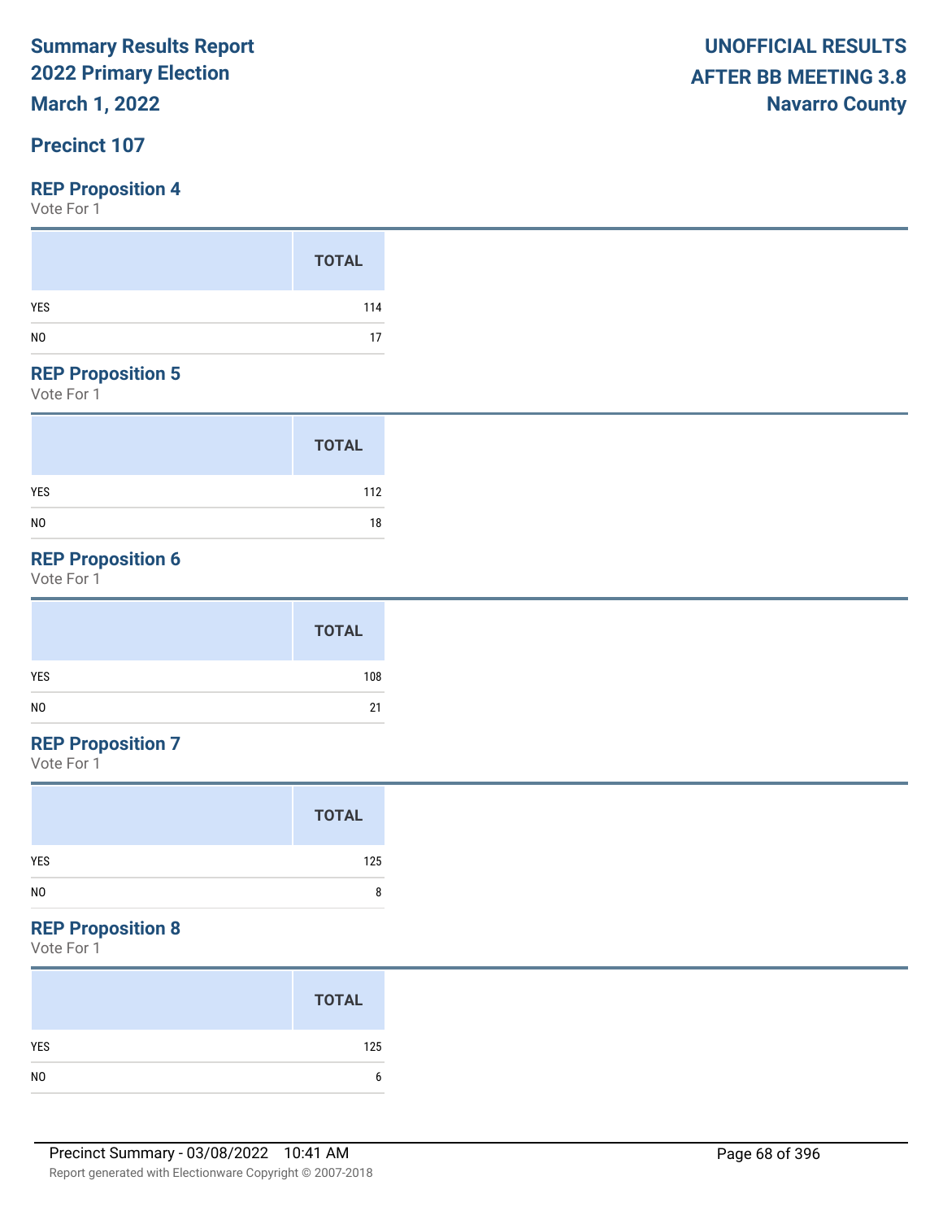**Summary Results Report**
**2022 Primary Election**
**March 1, 2022**

**UNOFFICIAL RESULTS**
**AFTER BB MEETING 3.8**
**Navarro County**

## Precinct 107

### REP Proposition 4

Vote For 1

| | TOTAL |
|---|---|
| YES | 114 |
| NO | 17 |

### REP Proposition 5

Vote For 1

| | TOTAL |
|---|---|
| YES | 112 |
| NO | 18 |

### REP Proposition 6

Vote For 1

| | TOTAL |
|---|---|
| YES | 108 |
| NO | 21 |

### REP Proposition 7

Vote For 1

| | TOTAL |
|---|---|
| YES | 125 |
| NO | 8 |

### REP Proposition 8

Vote For 1

| | TOTAL |
|---|---|
| YES | 125 |
| NO | 6 |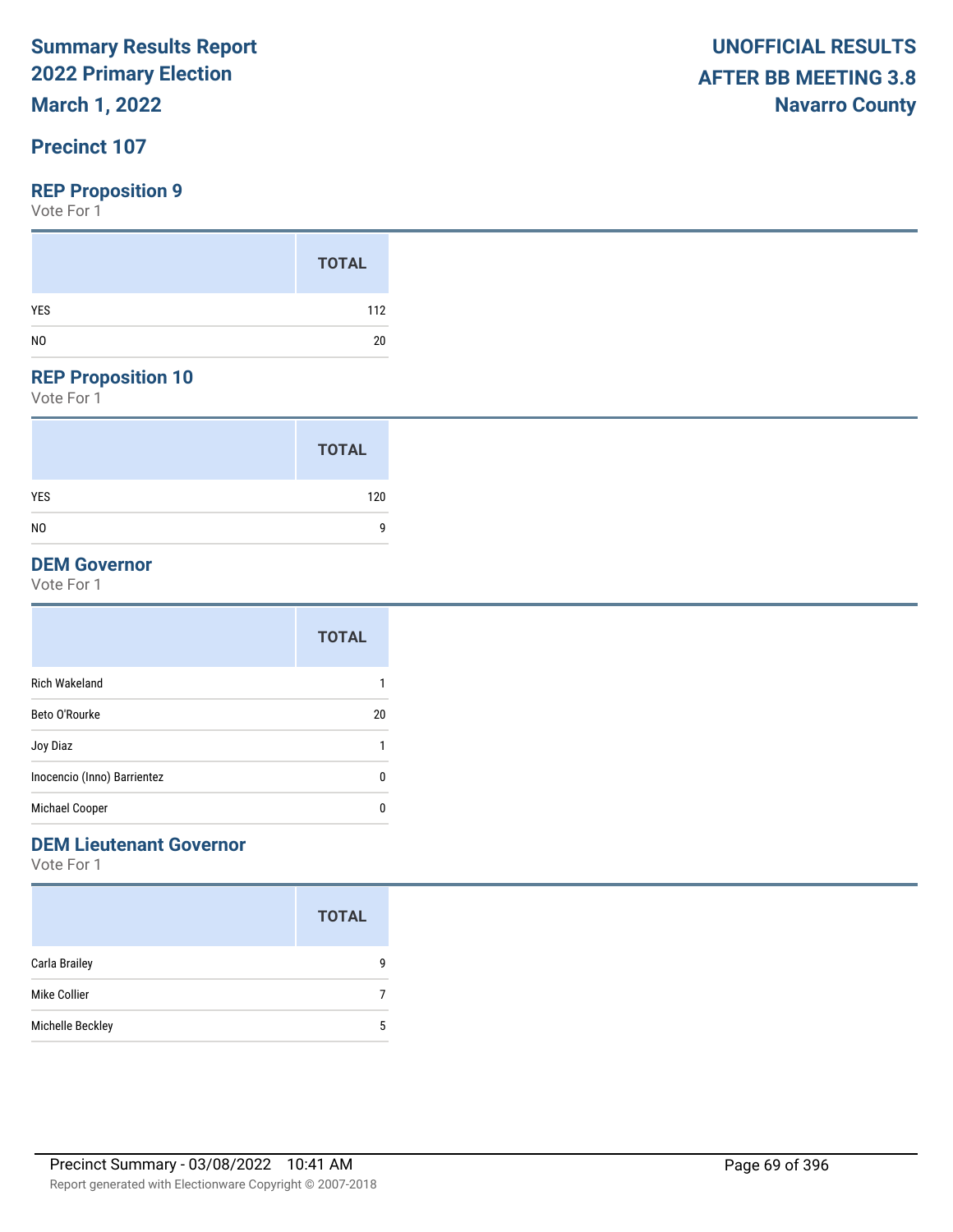# Summary Results Report
## 2022 Primary Election
## March 1, 2022

**UNOFFICIAL RESULTS**
**AFTER BB MEETING 3.8**
**Navarro County**

## Precinct 107

### REP Proposition 9
Vote For 1

| | TOTAL |
|---|---|
| YES | 112 |
| NO | 20 |

### REP Proposition 10
Vote For 1

| | TOTAL |
|---|---|
| YES | 120 |
| NO | 9 |

### DEM Governor
Vote For 1

| | TOTAL |
|---|---|
| Rich Wakeland | 1 |
| Beto O'Rourke | 20 |
| Joy Diaz | 1 |
| Inocencio (Inno) Barrientez | 0 |
| Michael Cooper | 0 |

### DEM Lieutenant Governor
Vote For 1

| | TOTAL |
|---|---|
| Carla Brailey | 9 |
| Mike Collier | 7 |
| Michelle Beckley | 5 |

Precinct Summary - 03/08/2022 10:41 AM

Report generated with Electionware Copyright © 2007-2018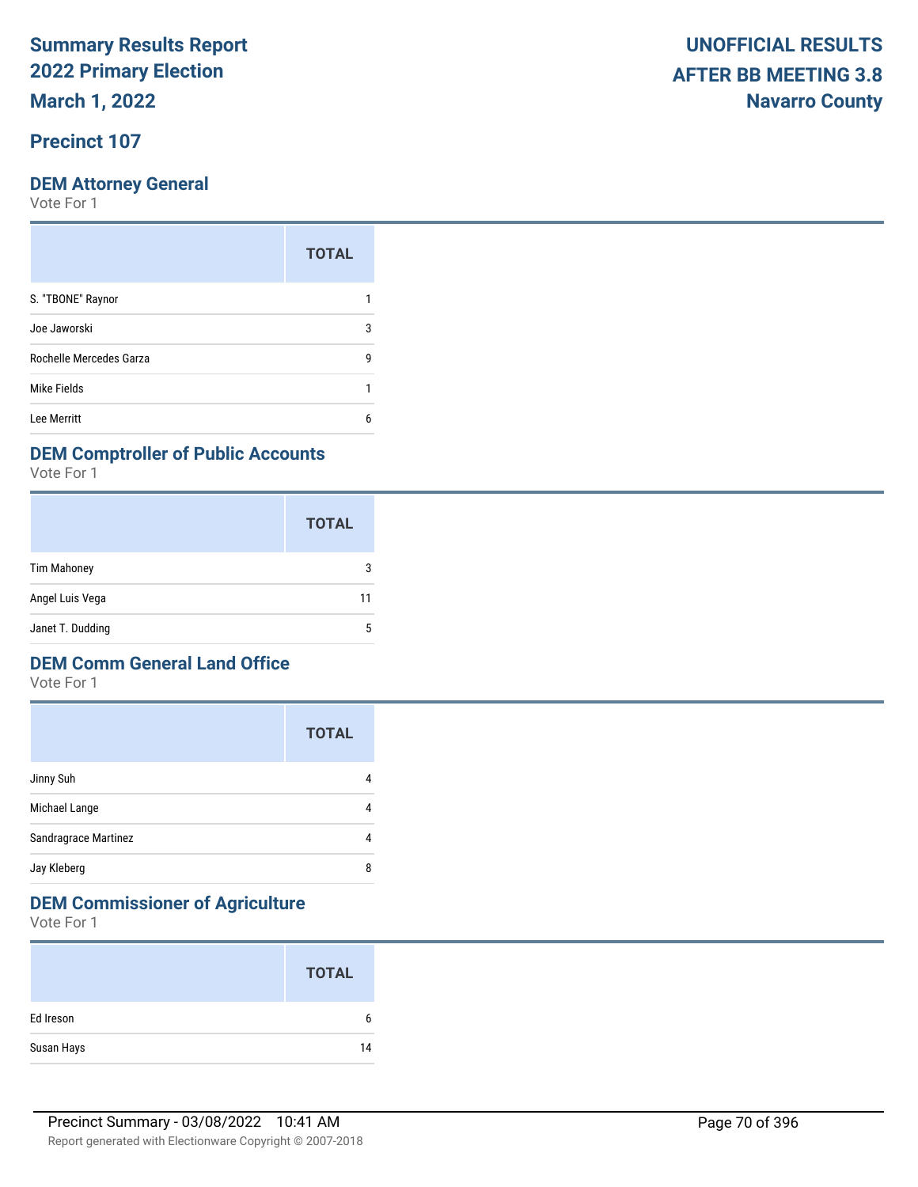# Summary Results Report
# 2022 Primary Election
# March 1, 2022

**UNOFFICIAL RESULTS**
**AFTER BB MEETING 3.8**
**Navarro County**

## Precinct 107

### DEM Attorney General

Vote For 1

| | TOTAL |
|---|---|
| S. "TBONE" Raynor | 1 |
| Joe Jaworski | 3 |
| Rochelle Mercedes Garza | 9 |
| Mike Fields | 1 |
| Lee Merritt | 6 |

### DEM Comptroller of Public Accounts

Vote For 1

| | TOTAL |
|---|---|
| Tim Mahoney | 3 |
| Angel Luis Vega | 11 |
| Janet T. Dudding | 5 |

### DEM Comm General Land Office

Vote For 1

| | TOTAL |
|---|---|
| Jinny Suh | 4 |
| Michael Lange | 4 |
| Sandragrace Martinez | 4 |
| Jay Kleberg | 8 |

### DEM Commissioner of Agriculture

Vote For 1

| | TOTAL |
|---|---|
| Ed Ireson | 6 |
| Susan Hays | 14 |

Precinct Summary - 03/08/2022 10:41 AM

Report generated with Electionware Copyright © 2007-2018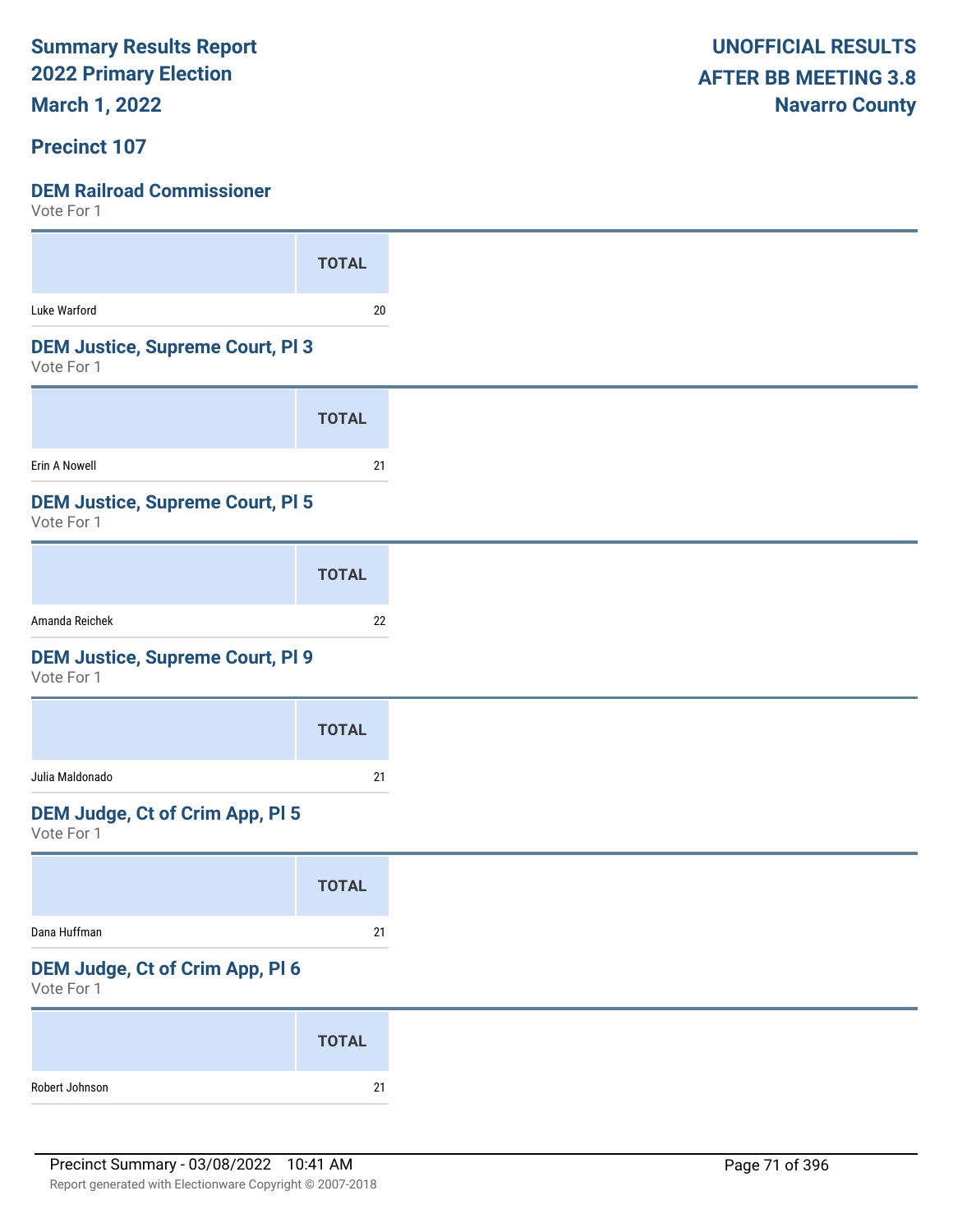**Summary Results Report**
**2022 Primary Election**
**March 1, 2022**

**UNOFFICIAL RESULTS**
**AFTER BB MEETING 3.8**
**Navarro County**

## Precinct 107

### DEM Railroad Commissioner
Vote For 1

| | TOTAL |
|---|---|
| Luke Warford | 20 |

### DEM Justice, Supreme Court, Pl 3
Vote For 1

| | TOTAL |
|---|---|
| Erin A Nowell | 21 |

### DEM Justice, Supreme Court, Pl 5
Vote For 1

| | TOTAL |
|---|---|
| Amanda Reichek | 22 |

### DEM Justice, Supreme Court, Pl 9
Vote For 1

| | TOTAL |
|---|---|
| Julia Maldonado | 21 |

### DEM Judge, Ct of Crim App, Pl 5
Vote For 1

| | TOTAL |
|---|---|
| Dana Huffman | 21 |

### DEM Judge, Ct of Crim App, Pl 6
Vote For 1

| | TOTAL |
|---|---|
| Robert Johnson | 21 |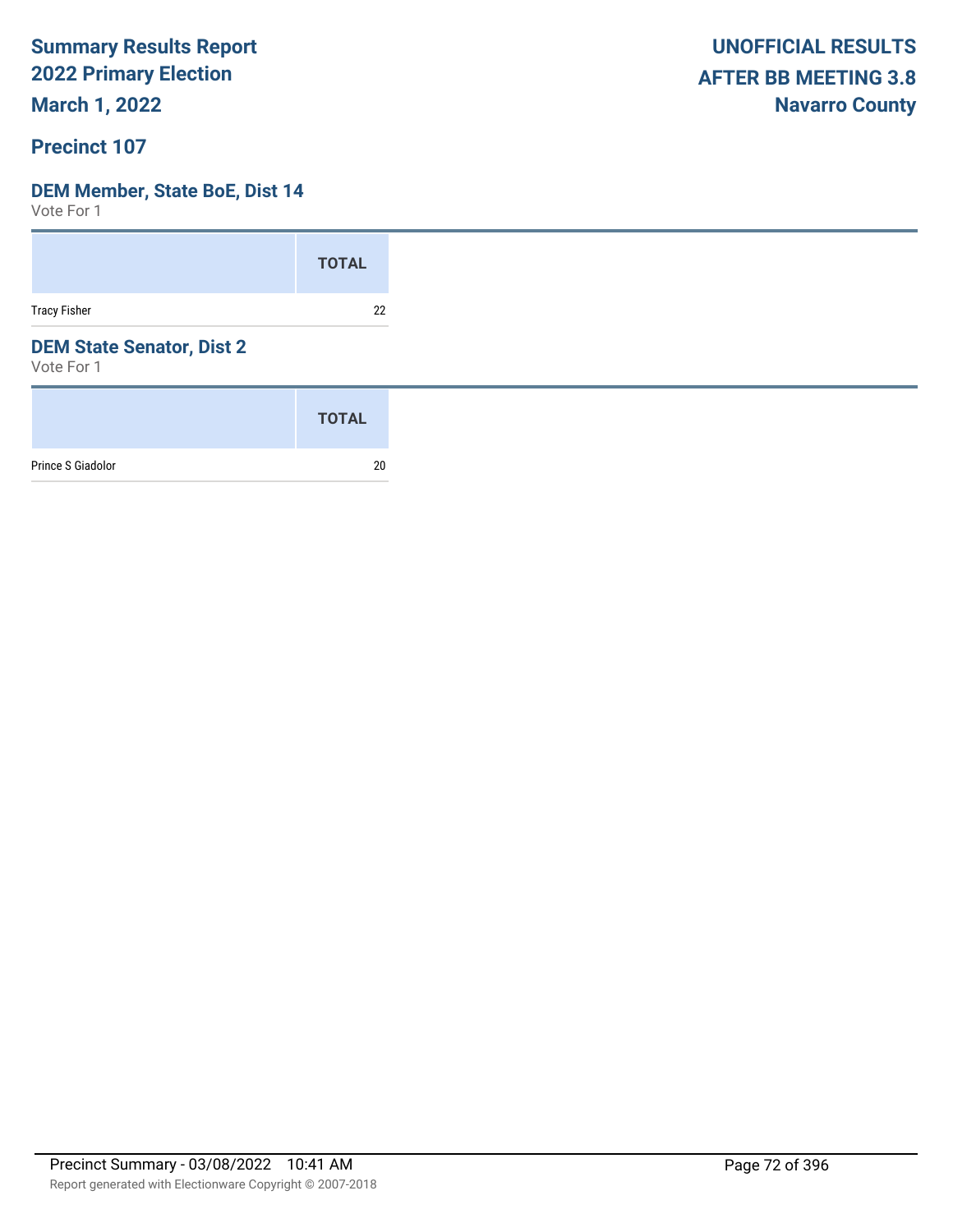# Summary Results Report
## 2022 Primary Election
## March 1, 2022

**UNOFFICIAL RESULTS**
**AFTER BB MEETING 3.8**
**Navarro County**

## Precinct 107

### DEM Member, State BoE, Dist 14

Vote For 1

| | TOTAL |
|---|---|
| Tracy Fisher | 22 |

### DEM State Senator, Dist 2

Vote For 1

| | TOTAL |
|---|---|
| Prince S Giadolor | 20 |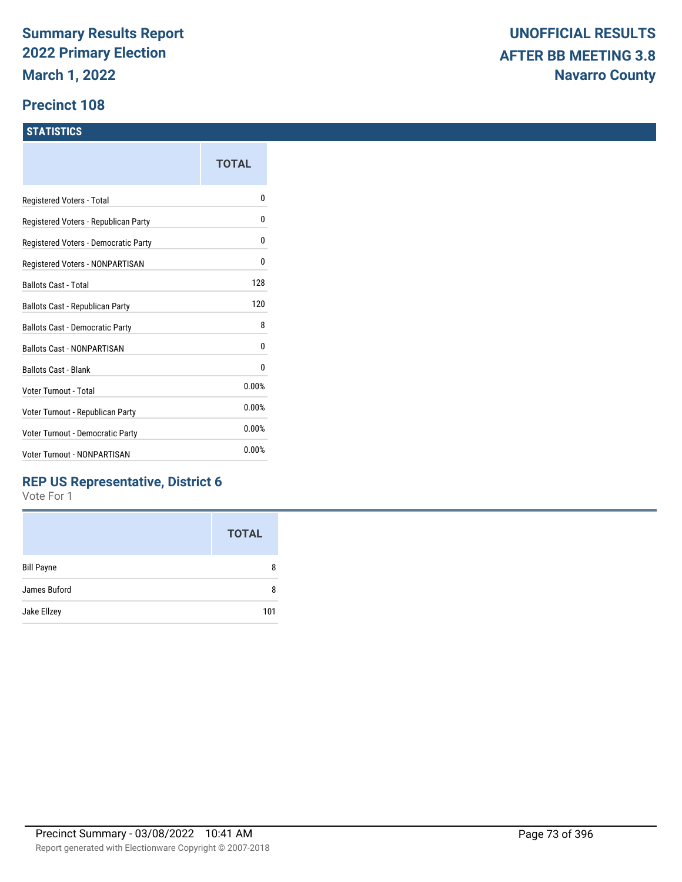**Summary Results Report**
**2022 Primary Election**
**March 1, 2022**

**UNOFFICIAL RESULTS**
**AFTER BB MEETING 3.8**
**Navarro County**

## Precinct 108

### STATISTICS

| | TOTAL |
|---|---|
| Registered Voters - Total | 0 |
| Registered Voters - Republican Party | 0 |
| Registered Voters - Democratic Party | 0 |
| Registered Voters - NONPARTISAN | 0 |
| Ballots Cast - Total | 128 |
| Ballots Cast - Republican Party | 120 |
| Ballots Cast - Democratic Party | 8 |
| Ballots Cast - NONPARTISAN | 0 |
| Ballots Cast - Blank | 0 |
| Voter Turnout - Total | 0.00% |
| Voter Turnout - Republican Party | 0.00% |
| Voter Turnout - Democratic Party | 0.00% |
| Voter Turnout - NONPARTISAN | 0.00% |

### REP US Representative, District 6

Vote For 1

| | TOTAL |
|---|---|
| Bill Payne | 8 |
| James Buford | 8 |
| Jake Ellzey | 101 |

Precinct Summary - 03/08/2022 10:41 AM

Report generated with Electionware Copyright © 2007-2018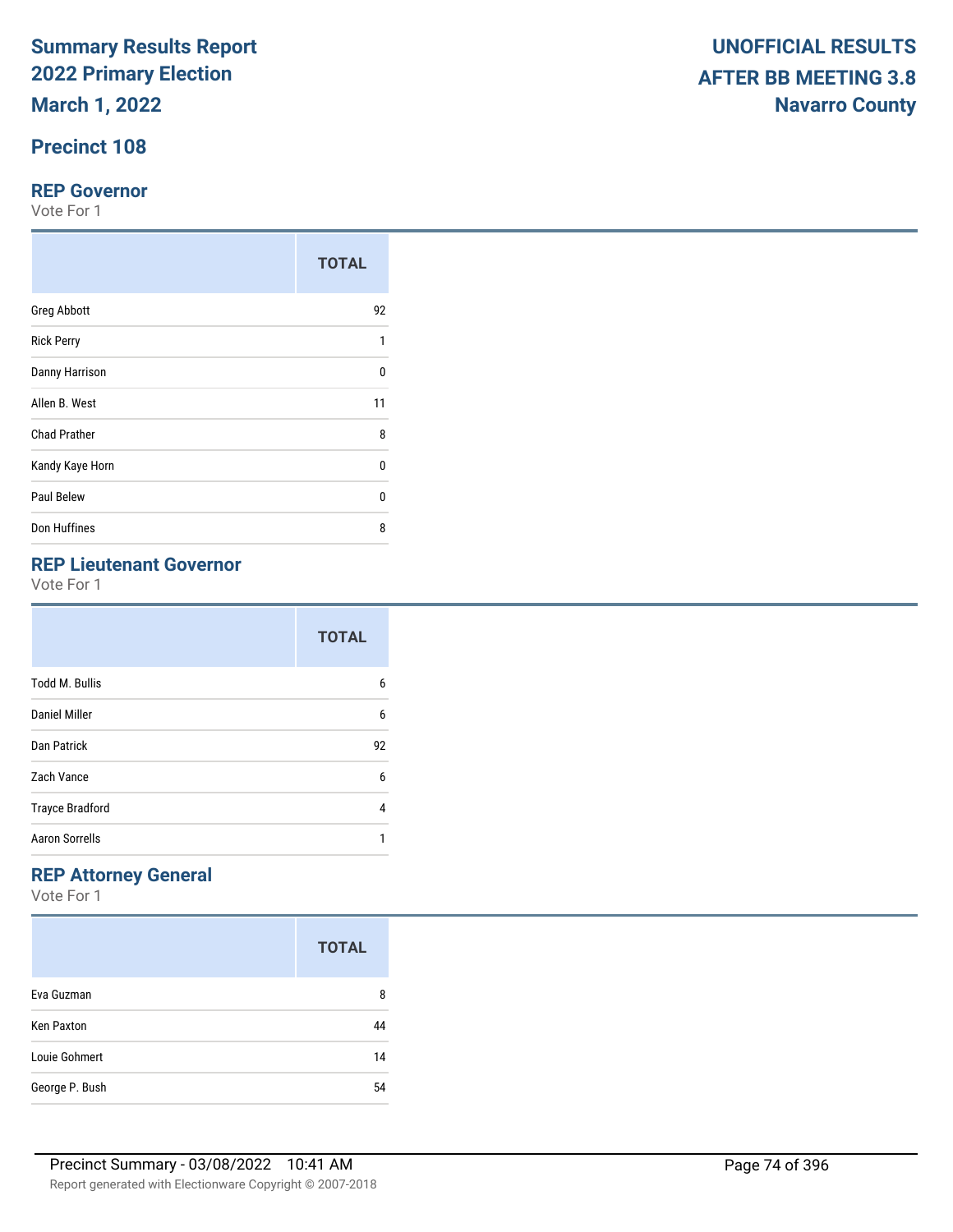# Summary Results Report
# 2022 Primary Election
# March 1, 2022

**UNOFFICIAL RESULTS**
**AFTER BB MEETING 3.8**
**Navarro County**

## Precinct 108

### REP Governor

Vote For 1

| | TOTAL |
|---|---|
| Greg Abbott | 92 |
| Rick Perry | 1 |
| Danny Harrison | 0 |
| Allen B. West | 11 |
| Chad Prather | 8 |
| Kandy Kaye Horn | 0 |
| Paul Belew | 0 |
| Don Huffines | 8 |

### REP Lieutenant Governor

Vote For 1

| | TOTAL |
|---|---|
| Todd M. Bullis | 6 |
| Daniel Miller | 6 |
| Dan Patrick | 92 |
| Zach Vance | 6 |
| Trayce Bradford | 4 |
| Aaron Sorrells | 1 |

### REP Attorney General

Vote For 1

| | TOTAL |
|---|---|
| Eva Guzman | 8 |
| Ken Paxton | 44 |
| Louie Gohmert | 14 |
| George P. Bush | 54 |

Precinct Summary - 03/08/2022 10:41 AM

Report generated with Electionware Copyright © 2007-2018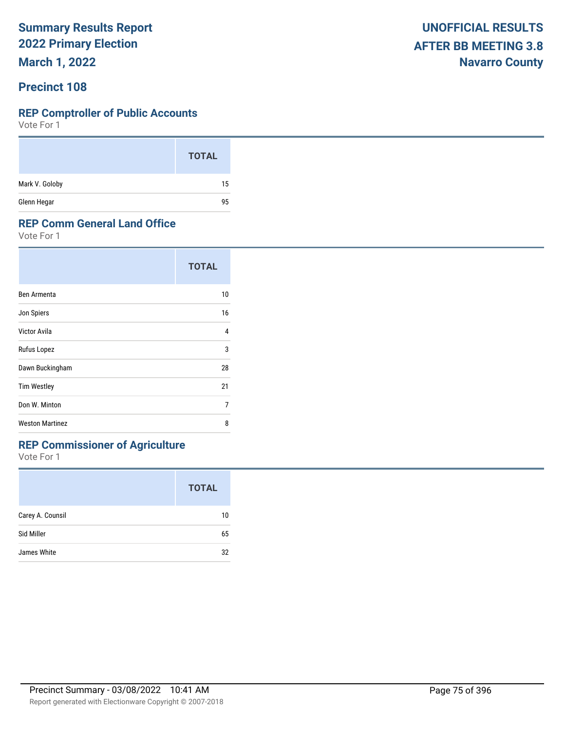# Summary Results Report
# 2022 Primary Election
# March 1, 2022

**UNOFFICIAL RESULTS**
**AFTER BB MEETING 3.8**
**Navarro County**

## Precinct 108

### REP Comptroller of Public Accounts

Vote For 1

| | TOTAL |
|---|---|
| Mark V. Goloby | 15 |
| Glenn Hegar | 95 |

### REP Comm General Land Office

Vote For 1

| | TOTAL |
|---|---|
| Ben Armenta | 10 |
| Jon Spiers | 16 |
| Victor Avila | 4 |
| Rufus Lopez | 3 |
| Dawn Buckingham | 28 |
| Tim Westley | 21 |
| Don W. Minton | 7 |
| Weston Martinez | 8 |

### REP Commissioner of Agriculture

Vote For 1

| | TOTAL |
|---|---|
| Carey A. Counsil | 10 |
| Sid Miller | 65 |
| James White | 32 |

Precinct Summary - 03/08/2022 10:41 AM

Report generated with Electionware Copyright © 2007-2018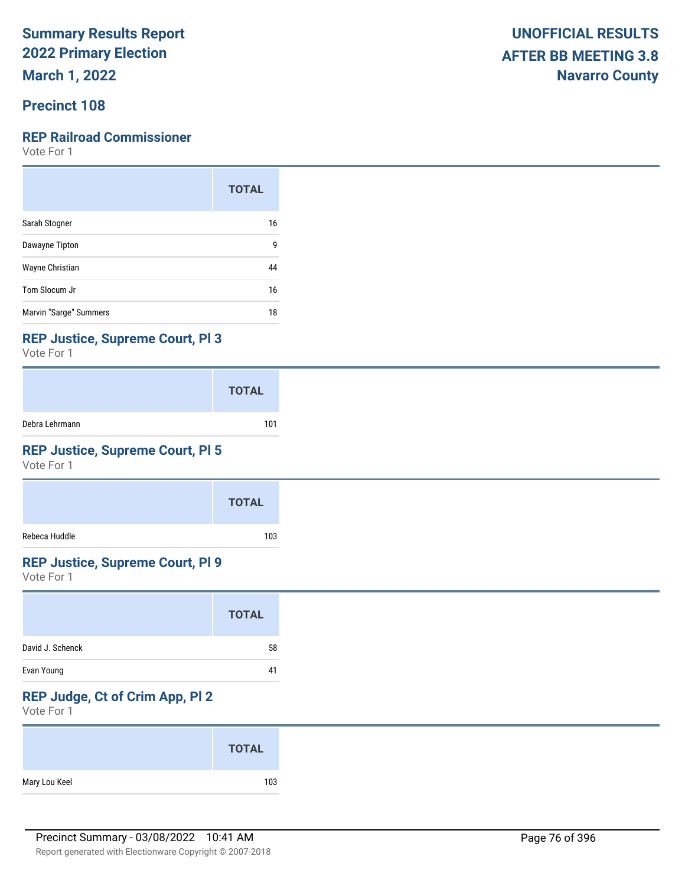# Summary Results Report
## 2022 Primary Election
## March 1, 2022

**UNOFFICIAL RESULTS**
**AFTER BB MEETING 3.8**
**Navarro County**

## Precinct 108

### REP Railroad Commissioner
Vote For 1

| | TOTAL |
|---|---|
| Sarah Stogner | 16 |
| Dawayne Tipton | 9 |
| Wayne Christian | 44 |
| Tom Slocum Jr | 16 |
| Marvin "Sarge" Summers | 18 |

### REP Justice, Supreme Court, Pl 3
Vote For 1

| | TOTAL |
|---|---|
| Debra Lehrmann | 101 |

### REP Justice, Supreme Court, Pl 5
Vote For 1

| | TOTAL |
|---|---|
| Rebeca Huddle | 103 |

### REP Justice, Supreme Court, Pl 9
Vote For 1

| | TOTAL |
|---|---|
| David J. Schenck | 58 |
| Evan Young | 41 |

### REP Judge, Ct of Crim App, Pl 2
Vote For 1

| | TOTAL |
|---|---|
| Mary Lou Keel | 103 |

Precinct Summary - 03/08/2022 10:41 AM

Report generated with Electionware Copyright © 2007-2018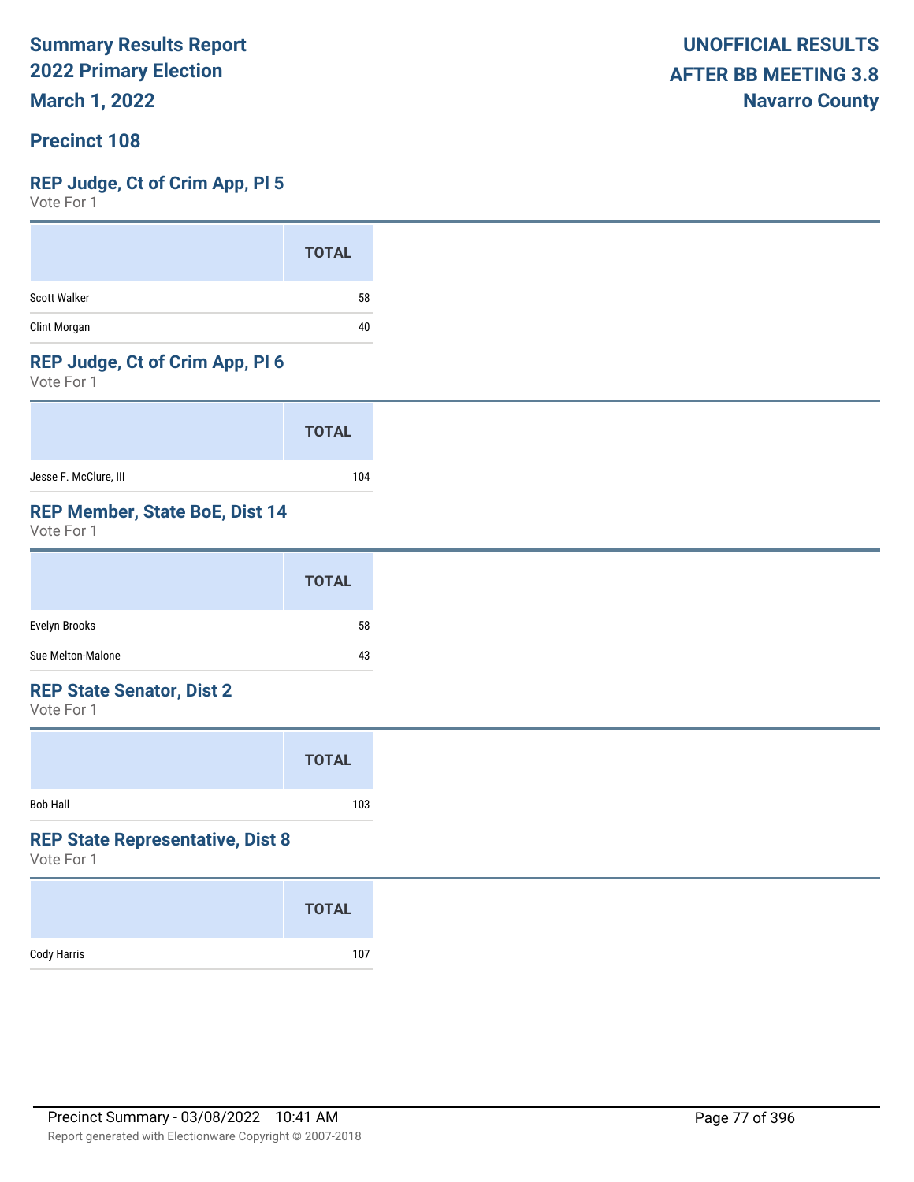# Summary Results Report
## 2022 Primary Election
## March 1, 2022

**UNOFFICIAL RESULTS**
**AFTER BB MEETING 3.8**
**Navarro County**

## Precinct 108

### REP Judge, Ct of Crim App, Pl 5
Vote For 1

| | TOTAL |
|---|---|
| Scott Walker | 58 |
| Clint Morgan | 40 |

### REP Judge, Ct of Crim App, Pl 6
Vote For 1

| | TOTAL |
|---|---|
| Jesse F. McClure, III | 104 |

### REP Member, State BoE, Dist 14
Vote For 1

| | TOTAL |
|---|---|
| Evelyn Brooks | 58 |
| Sue Melton-Malone | 43 |

### REP State Senator, Dist 2
Vote For 1

| | TOTAL |
|---|---|
| Bob Hall | 103 |

### REP State Representative, Dist 8
Vote For 1

| | TOTAL |
|---|---|
| Cody Harris | 107 |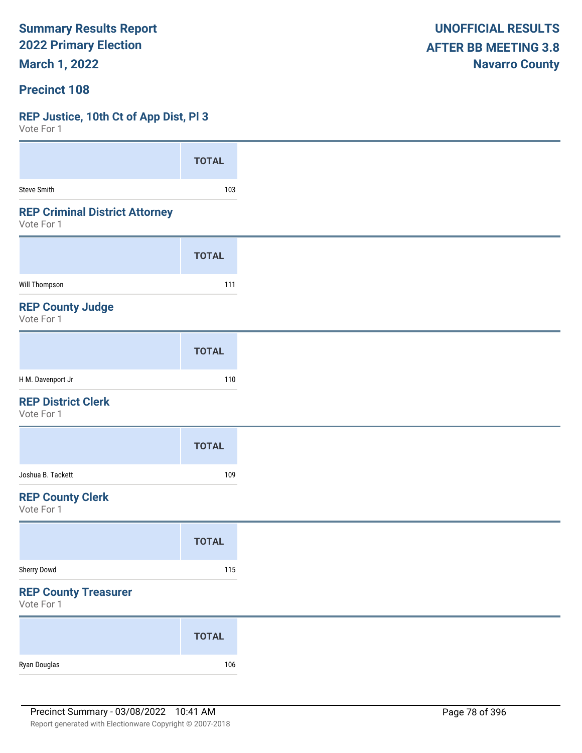**Summary Results Report**
**2022 Primary Election**
**March 1, 2022**

**UNOFFICIAL RESULTS**
**AFTER BB MEETING 3.8**
**Navarro County**

## Precinct 108

### REP Justice, 10th Ct of App Dist, Pl 3

Vote For 1

| | TOTAL |
|---|---|
| Steve Smith | 103 |

### REP Criminal District Attorney

Vote For 1

| | TOTAL |
|---|---|
| Will Thompson | 111 |

### REP County Judge

Vote For 1

| | TOTAL |
|---|---|
| H M. Davenport Jr | 110 |

### REP District Clerk

Vote For 1

| | TOTAL |
|---|---|
| Joshua B. Tackett | 109 |

### REP County Clerk

Vote For 1

| | TOTAL |
|---|---|
| Sherry Dowd | 115 |

### REP County Treasurer

Vote For 1

| | TOTAL |
|---|---|
| Ryan Douglas | 106 |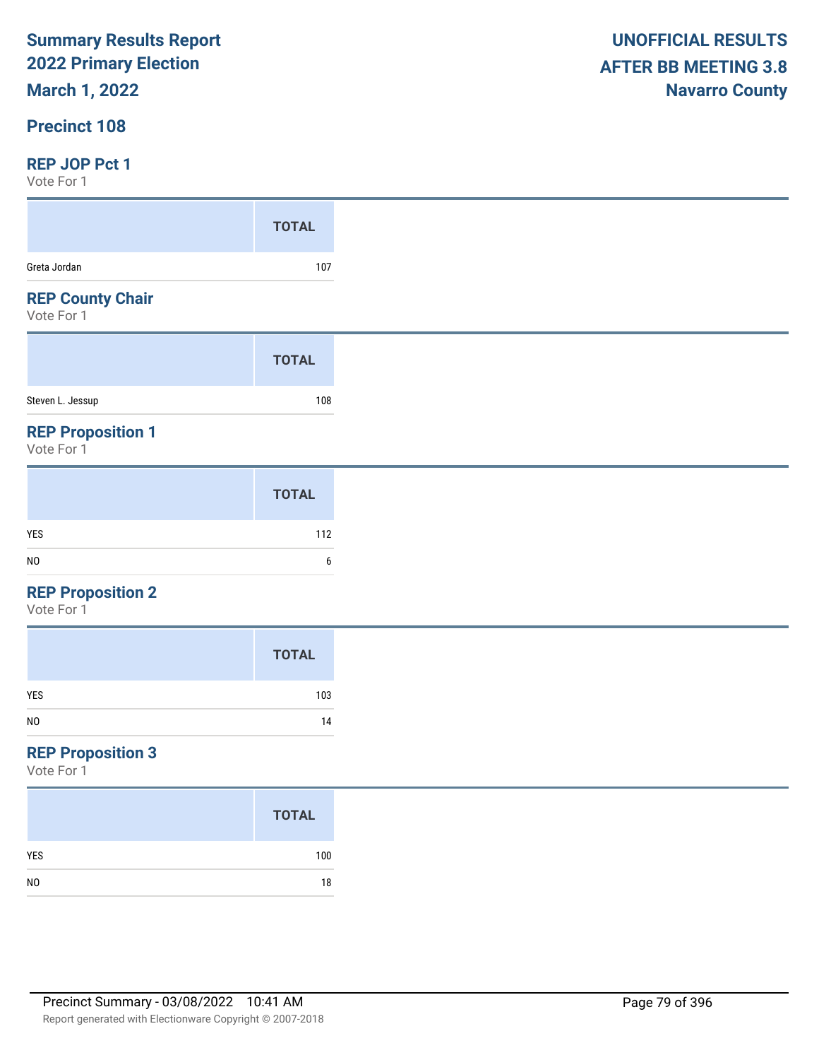**Summary Results Report**
**2022 Primary Election**
**March 1, 2022**

**UNOFFICIAL RESULTS**
**AFTER BB MEETING 3.8**
**Navarro County**

## Precinct 108

### REP JOP Pct 1

Vote For 1

| | TOTAL |
|---|---|
| Greta Jordan | 107 |

### REP County Chair

Vote For 1

| | TOTAL |
|---|---|
| Steven L. Jessup | 108 |

### REP Proposition 1

Vote For 1

| | TOTAL |
|---|---|
| YES | 112 |
| NO | 6 |

### REP Proposition 2

Vote For 1

| | TOTAL |
|---|---|
| YES | 103 |
| NO | 14 |

### REP Proposition 3

Vote For 1

| | TOTAL |
|---|---|
| YES | 100 |
| NO | 18 |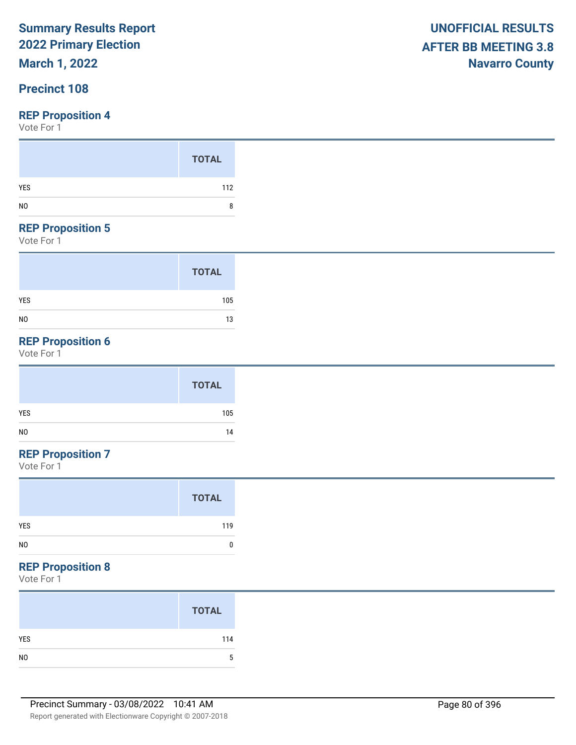# Summary Results Report
## 2022 Primary Election
## March 1, 2022

**UNOFFICIAL RESULTS**
**AFTER BB MEETING 3.8**
**Navarro County**

## Precinct 108

### REP Proposition 4
Vote For 1

| | TOTAL |
|---|---|
| YES | 112 |
| NO | 8 |

### REP Proposition 5
Vote For 1

| | TOTAL |
|---|---|
| YES | 105 |
| NO | 13 |

### REP Proposition 6
Vote For 1

| | TOTAL |
|---|---|
| YES | 105 |
| NO | 14 |

### REP Proposition 7
Vote For 1

| | TOTAL |
|---|---|
| YES | 119 |
| NO | 0 |

### REP Proposition 8
Vote For 1

| | TOTAL |
|---|---|
| YES | 114 |
| NO | 5 |

Precinct Summary - 03/08/2022 10:41 AM

Report generated with Electionware Copyright © 2007-2018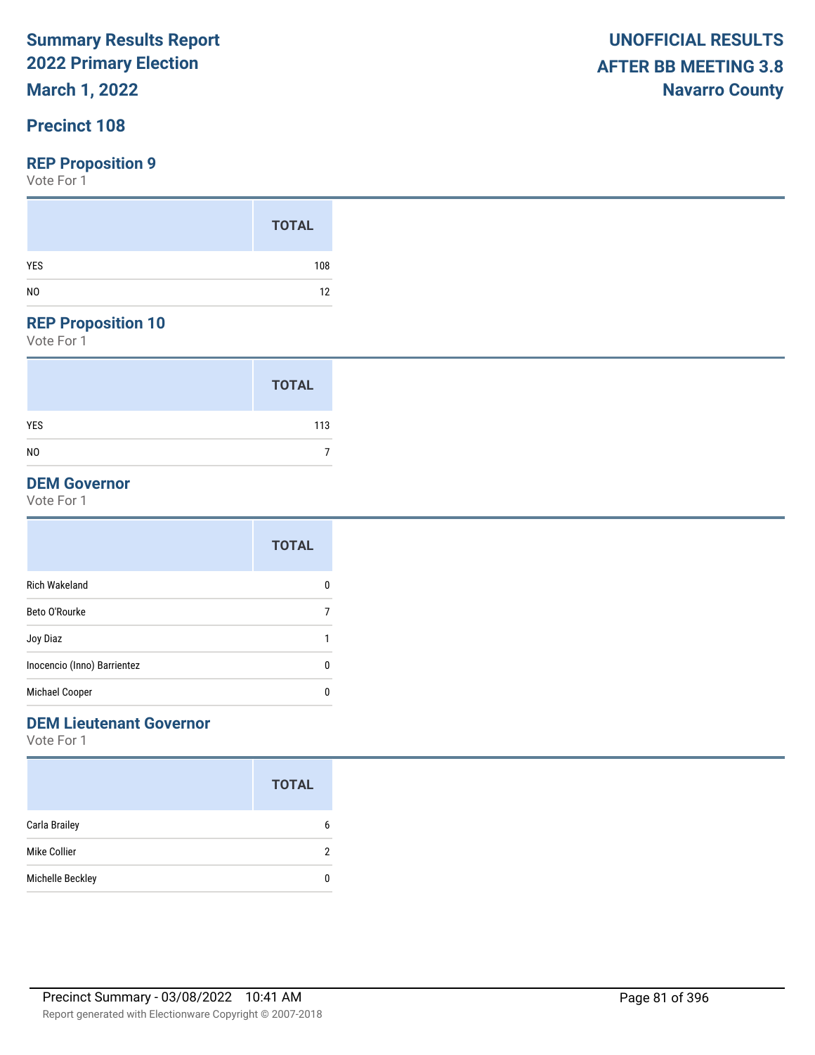# Summary Results Report
# 2022 Primary Election
# March 1, 2022

**UNOFFICIAL RESULTS**
**AFTER BB MEETING 3.8**
**Navarro County**

## Precinct 108

### REP Proposition 9

Vote For 1

| | TOTAL |
|---|---|
| YES | 108 |
| NO | 12 |

### REP Proposition 10

Vote For 1

| | TOTAL |
|---|---|
| YES | 113 |
| NO | 7 |

### DEM Governor

Vote For 1

| | TOTAL |
|---|---|
| Rich Wakeland | 0 |
| Beto O'Rourke | 7 |
| Joy Diaz | 1 |
| Inocencio (Inno) Barrientez | 0 |
| Michael Cooper | 0 |

### DEM Lieutenant Governor

Vote For 1

| | TOTAL |
|---|---|
| Carla Brailey | 6 |
| Mike Collier | 2 |
| Michelle Beckley | 0 |

Precinct Summary - 03/08/2022 10:41 AM

Report generated with Electionware Copyright © 2007-2018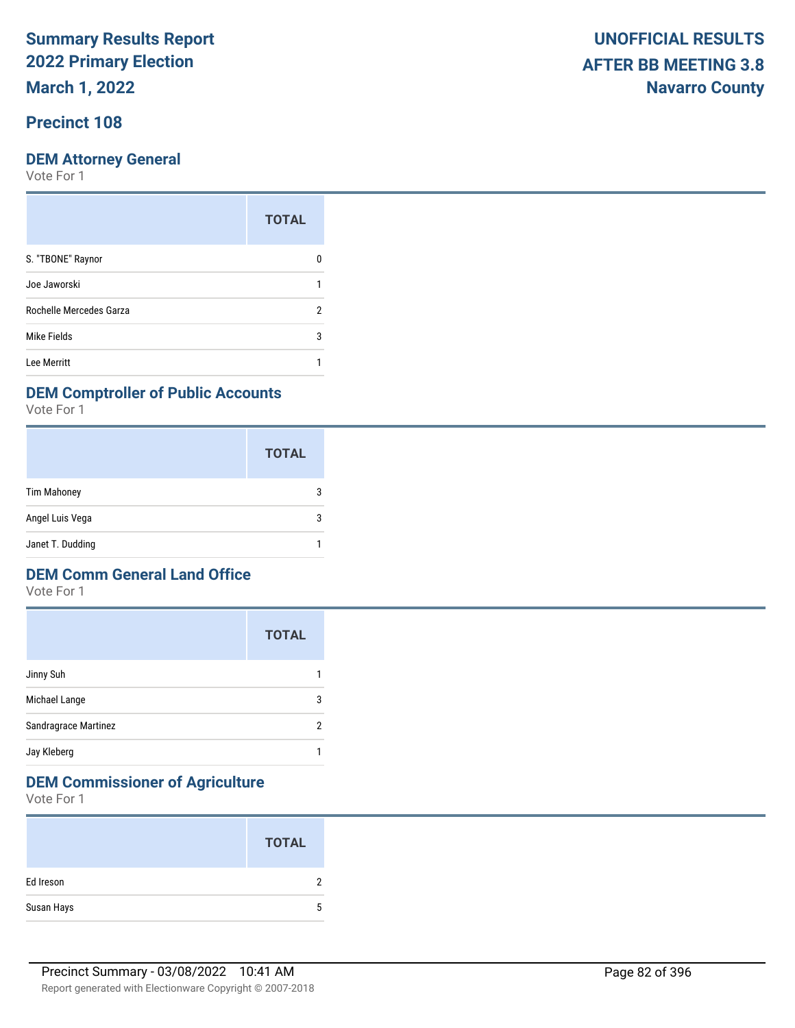# Summary Results Report
# 2022 Primary Election
# March 1, 2022

**UNOFFICIAL RESULTS**
**AFTER BB MEETING 3.8**
**Navarro County**

## Precinct 108

### DEM Attorney General

Vote For 1

| | TOTAL |
|---|---|
| S. "TBONE" Raynor | 0 |
| Joe Jaworski | 1 |
| Rochelle Mercedes Garza | 2 |
| Mike Fields | 3 |
| Lee Merritt | 1 |

### DEM Comptroller of Public Accounts

Vote For 1

| | TOTAL |
|---|---|
| Tim Mahoney | 3 |
| Angel Luis Vega | 3 |
| Janet T. Dudding | 1 |

### DEM Comm General Land Office

Vote For 1

| | TOTAL |
|---|---|
| Jinny Suh | 1 |
| Michael Lange | 3 |
| Sandragrace Martinez | 2 |
| Jay Kleberg | 1 |

### DEM Commissioner of Agriculture

Vote For 1

| | TOTAL |
|---|---|
| Ed Ireson | 2 |
| Susan Hays | 5 |

Precinct Summary - 03/08/2022 10:41 AM

Report generated with Electionware Copyright © 2007-2018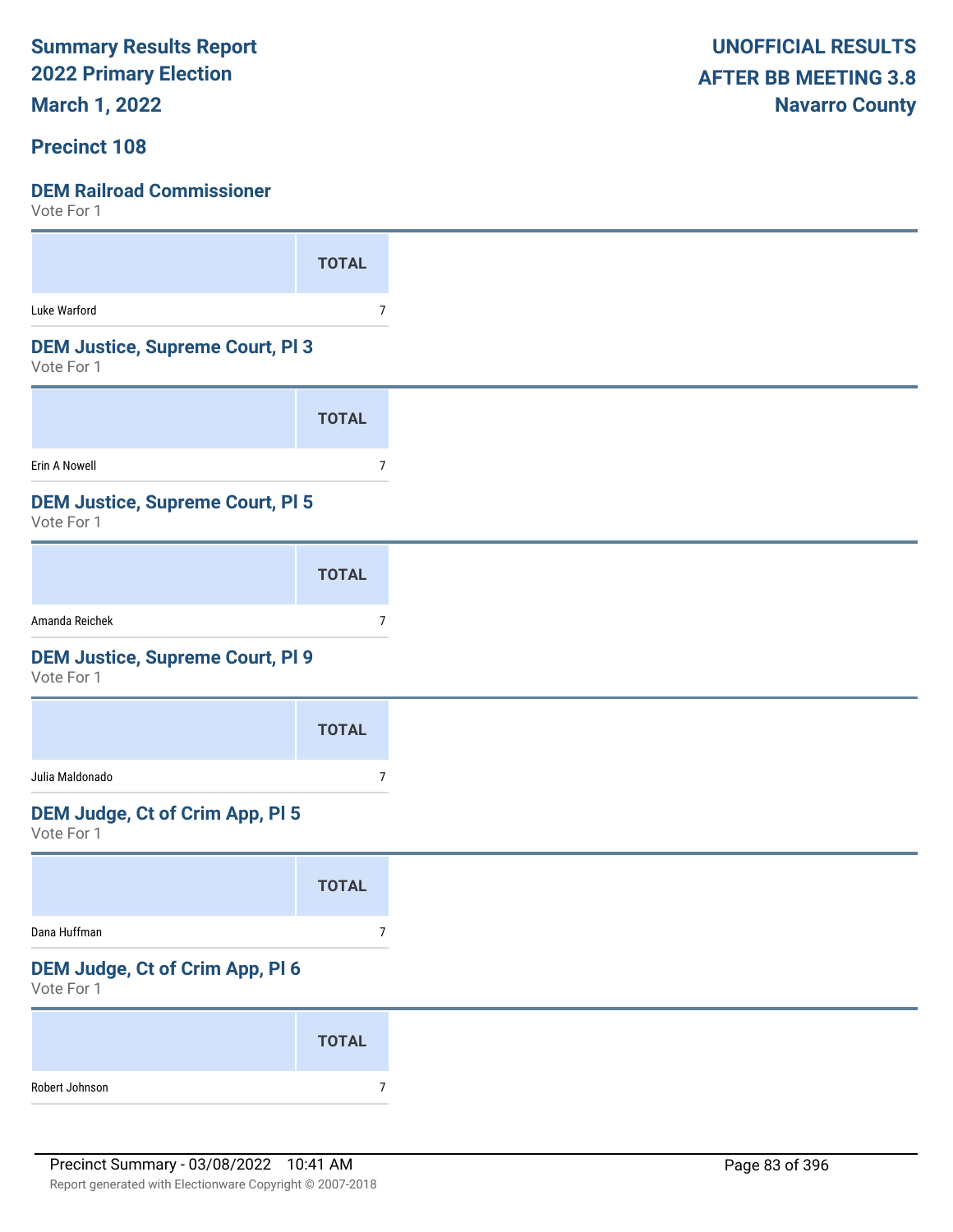**Summary Results Report**
**2022 Primary Election**
**March 1, 2022**

**UNOFFICIAL RESULTS**
**AFTER BB MEETING 3.8**
**Navarro County**

## Precinct 108

### DEM Railroad Commissioner
Vote For 1

| | TOTAL |
|---|---|
| Luke Warford | 7 |

### DEM Justice, Supreme Court, Pl 3
Vote For 1

| | TOTAL |
|---|---|
| Erin A Nowell | 7 |

### DEM Justice, Supreme Court, Pl 5
Vote For 1

| | TOTAL |
|---|---|
| Amanda Reichek | 7 |

### DEM Justice, Supreme Court, Pl 9
Vote For 1

| | TOTAL |
|---|---|
| Julia Maldonado | 7 |

### DEM Judge, Ct of Crim App, Pl 5
Vote For 1

| | TOTAL |
|---|---|
| Dana Huffman | 7 |

### DEM Judge, Ct of Crim App, Pl 6
Vote For 1

| | TOTAL |
|---|---|
| Robert Johnson | 7 |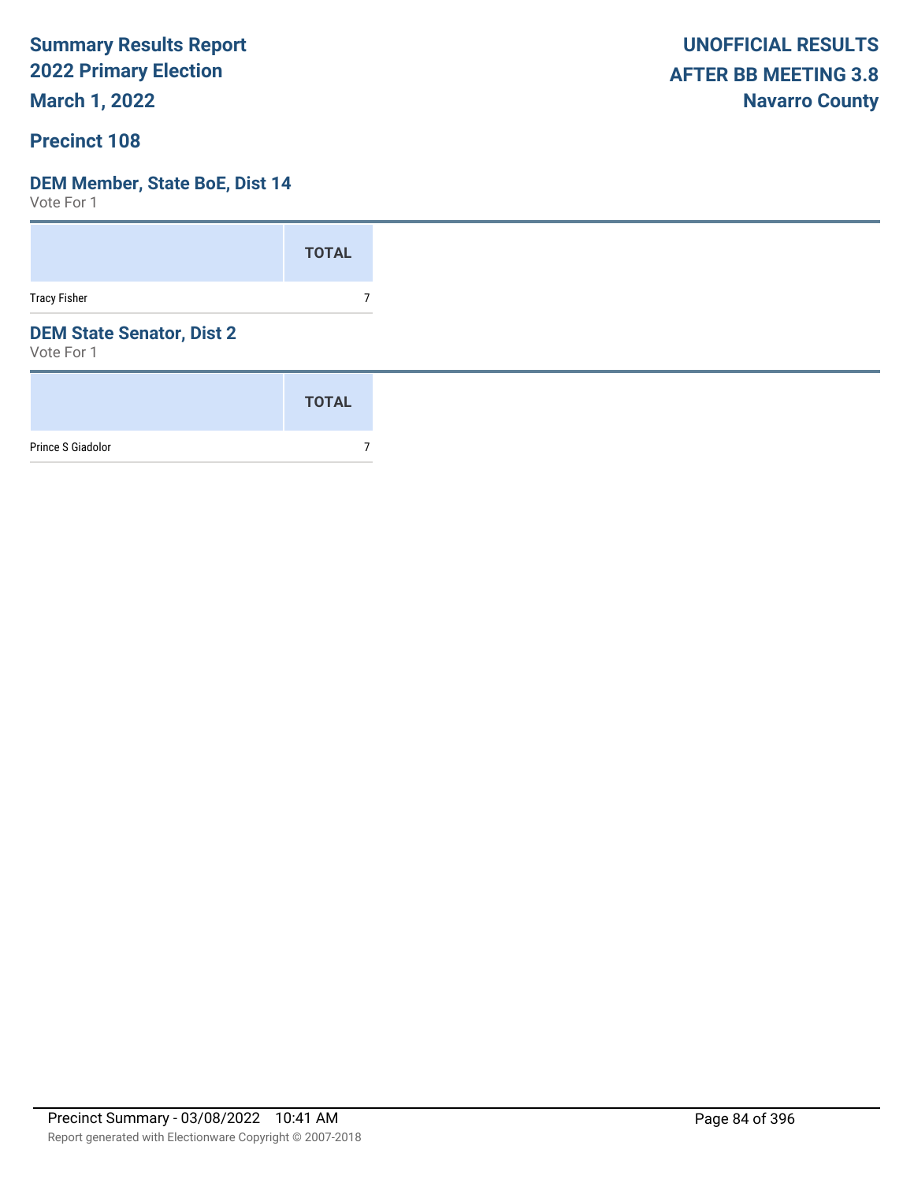# Summary Results Report
## 2022 Primary Election
## March 1, 2022

**UNOFFICIAL RESULTS**
**AFTER BB MEETING 3.8**
**Navarro County**

## Precinct 108

### DEM Member, State BoE, Dist 14
Vote For 1

| | TOTAL |
|---|---|
| Tracy Fisher | 7 |

### DEM State Senator, Dist 2
Vote For 1

| | TOTAL |
|---|---|
| Prince S Giadolor | 7 |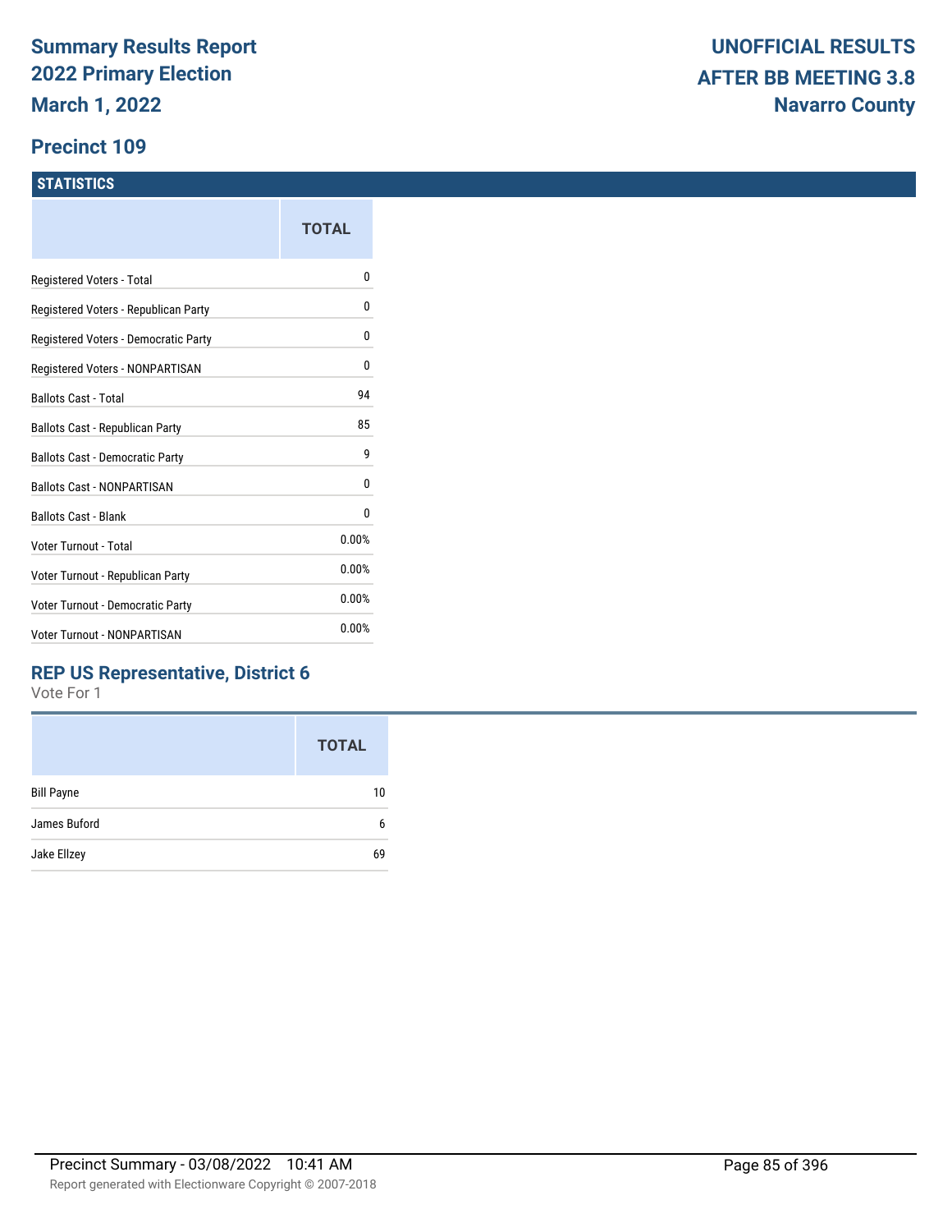# Summary Results Report
# 2022 Primary Election
# March 1, 2022

**UNOFFICIAL RESULTS**
**AFTER BB MEETING 3.8**
**Navarro County**

## Precinct 109

### STATISTICS

| | TOTAL |
|---|---|
| Registered Voters - Total | 0 |
| Registered Voters - Republican Party | 0 |
| Registered Voters - Democratic Party | 0 |
| Registered Voters - NONPARTISAN | 0 |
| Ballots Cast - Total | 94 |
| Ballots Cast - Republican Party | 85 |
| Ballots Cast - Democratic Party | 9 |
| Ballots Cast - NONPARTISAN | 0 |
| Ballots Cast - Blank | 0 |
| Voter Turnout - Total | 0.00% |
| Voter Turnout - Republican Party | 0.00% |
| Voter Turnout - Democratic Party | 0.00% |
| Voter Turnout - NONPARTISAN | 0.00% |

### REP US Representative, District 6

Vote For 1

| | TOTAL |
|---|---|
| Bill Payne | 10 |
| James Buford | 6 |
| Jake Ellzey | 69 |

Precinct Summary - 03/08/2022 10:41 AM

Report generated with Electionware Copyright © 2007-2018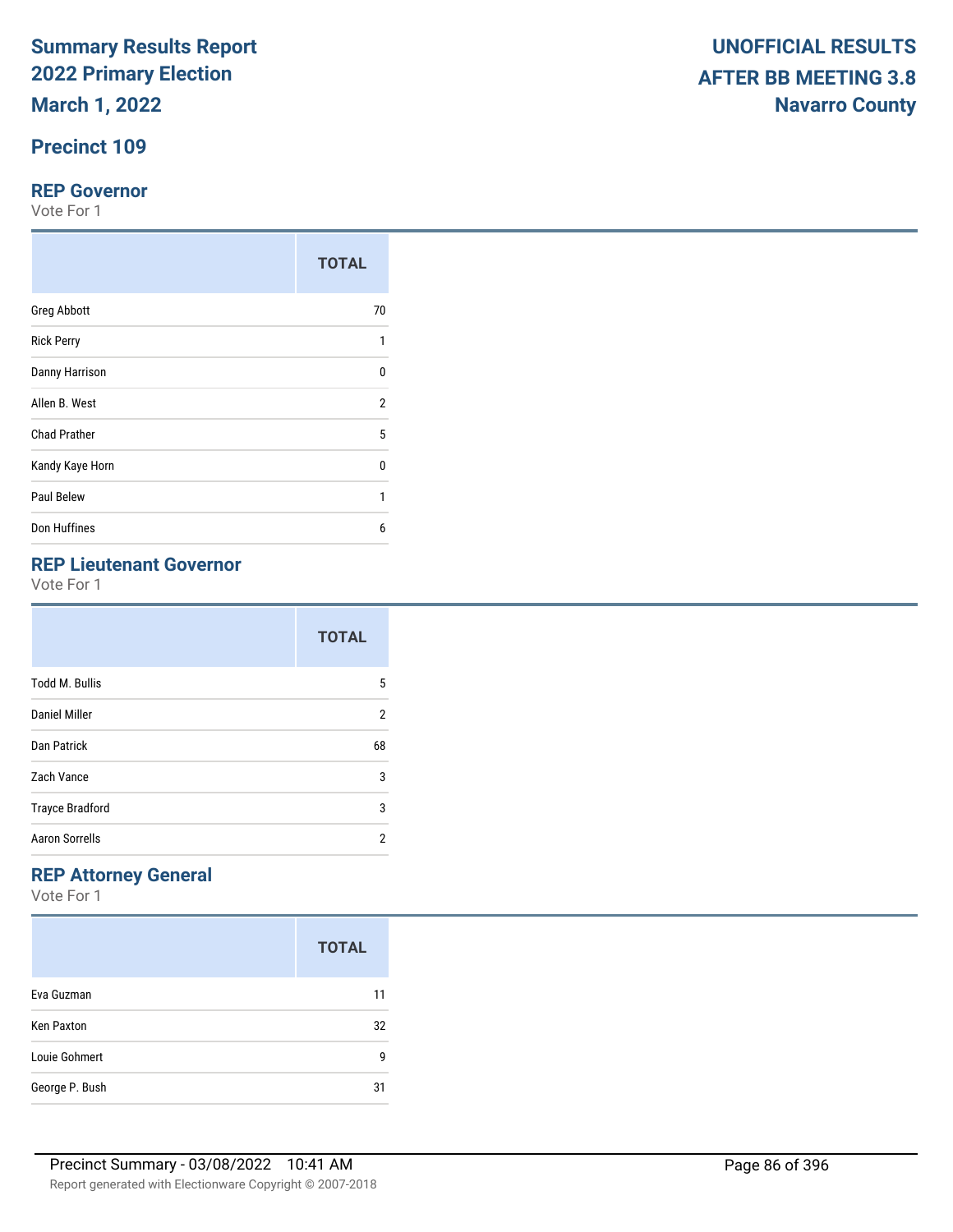# Summary Results Report
# 2022 Primary Election
# March 1, 2022

**UNOFFICIAL RESULTS**
**AFTER BB MEETING 3.8**
**Navarro County**

## Precinct 109

### REP Governor
Vote For 1

| | TOTAL |
|---|---|
| Greg Abbott | 70 |
| Rick Perry | 1 |
| Danny Harrison | 0 |
| Allen B. West | 2 |
| Chad Prather | 5 |
| Kandy Kaye Horn | 0 |
| Paul Belew | 1 |
| Don Huffines | 6 |

### REP Lieutenant Governor
Vote For 1

| | TOTAL |
|---|---|
| Todd M. Bullis | 5 |
| Daniel Miller | 2 |
| Dan Patrick | 68 |
| Zach Vance | 3 |
| Trayce Bradford | 3 |
| Aaron Sorrells | 2 |

### REP Attorney General
Vote For 1

| | TOTAL |
|---|---|
| Eva Guzman | 11 |
| Ken Paxton | 32 |
| Louie Gohmert | 9 |
| George P. Bush | 31 |

Precinct Summary - 03/08/2022 10:41 AM

Report generated with Electionware Copyright © 2007-2018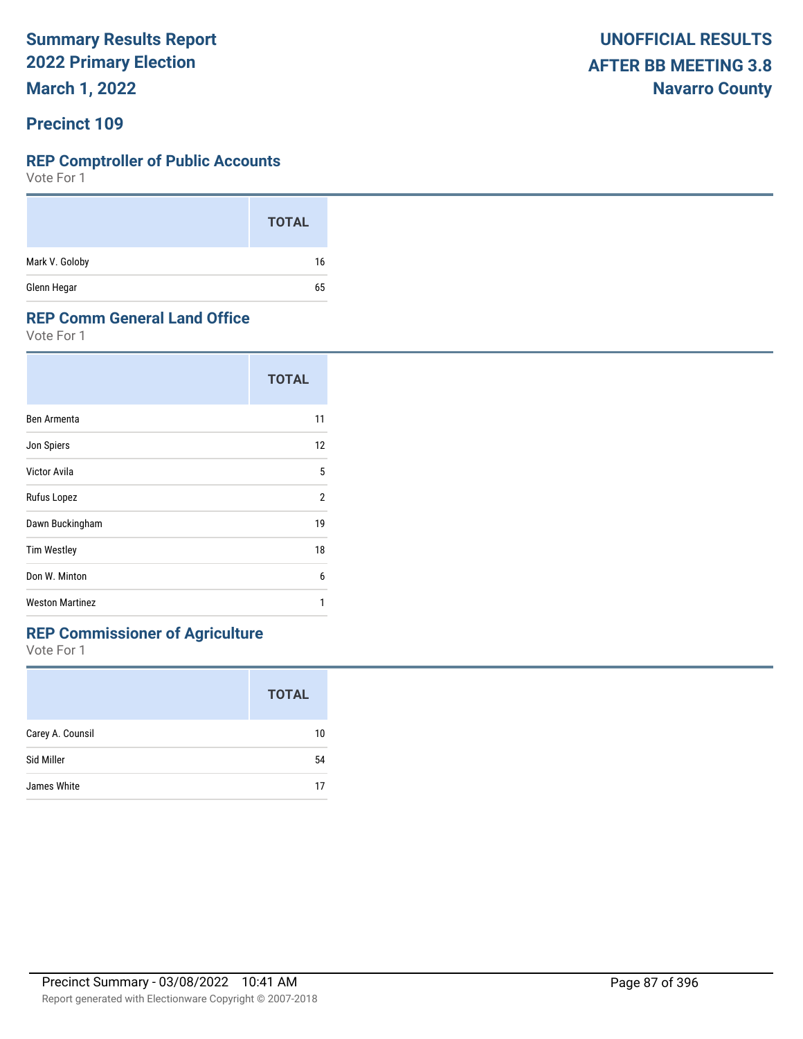# Summary Results Report
## 2022 Primary Election
## March 1, 2022

**UNOFFICIAL RESULTS**
**AFTER BB MEETING 3.8**
**Navarro County**

## Precinct 109

### REP Comptroller of Public Accounts
Vote For 1

| | TOTAL |
|---|---|
| Mark V. Goloby | 16 |
| Glenn Hegar | 65 |

### REP Comm General Land Office
Vote For 1

| | TOTAL |
|---|---|
| Ben Armenta | 11 |
| Jon Spiers | 12 |
| Victor Avila | 5 |
| Rufus Lopez | 2 |
| Dawn Buckingham | 19 |
| Tim Westley | 18 |
| Don W. Minton | 6 |
| Weston Martinez | 1 |

### REP Commissioner of Agriculture
Vote For 1

| | TOTAL |
|---|---|
| Carey A. Counsil | 10 |
| Sid Miller | 54 |
| James White | 17 |

Precinct Summary - 03/08/2022 10:41 AM

Report generated with Electionware Copyright © 2007-2018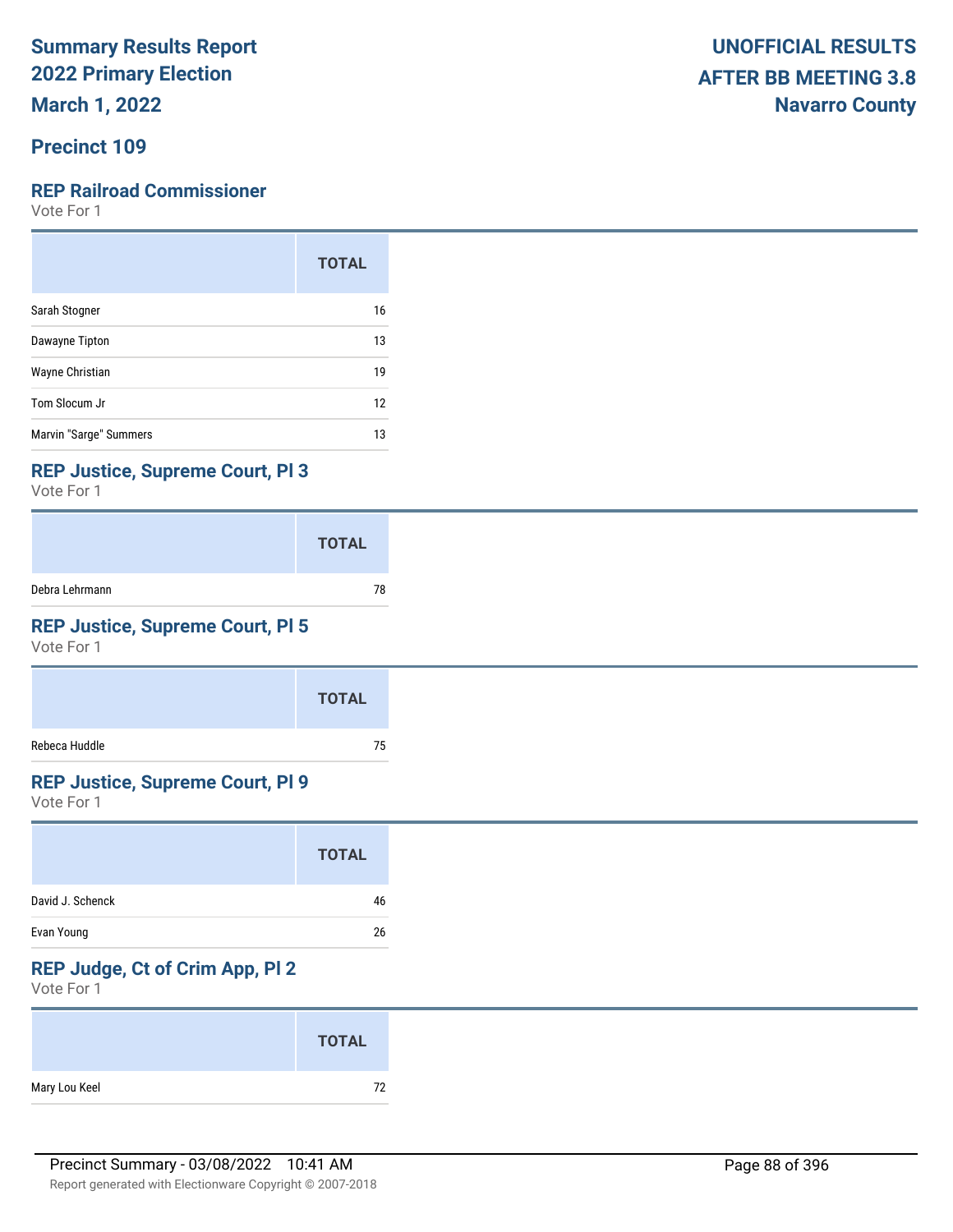**Summary Results Report**
**2022 Primary Election**
**March 1, 2022**

**UNOFFICIAL RESULTS**
**AFTER BB MEETING 3.8**
**Navarro County**

## Precinct 109

### REP Railroad Commissioner

Vote For 1

| | TOTAL |
|---|---|
| Sarah Stogner | 16 |
| Dawayne Tipton | 13 |
| Wayne Christian | 19 |
| Tom Slocum Jr | 12 |
| Marvin "Sarge" Summers | 13 |

### REP Justice, Supreme Court, Pl 3

Vote For 1

| | TOTAL |
|---|---|
| Debra Lehrmann | 78 |

### REP Justice, Supreme Court, Pl 5

Vote For 1

| | TOTAL |
|---|---|
| Rebeca Huddle | 75 |

### REP Justice, Supreme Court, Pl 9

Vote For 1

| | TOTAL |
|---|---|
| David J. Schenck | 46 |
| Evan Young | 26 |

### REP Judge, Ct of Crim App, Pl 2

Vote For 1

| | TOTAL |
|---|---|
| Mary Lou Keel | 72 |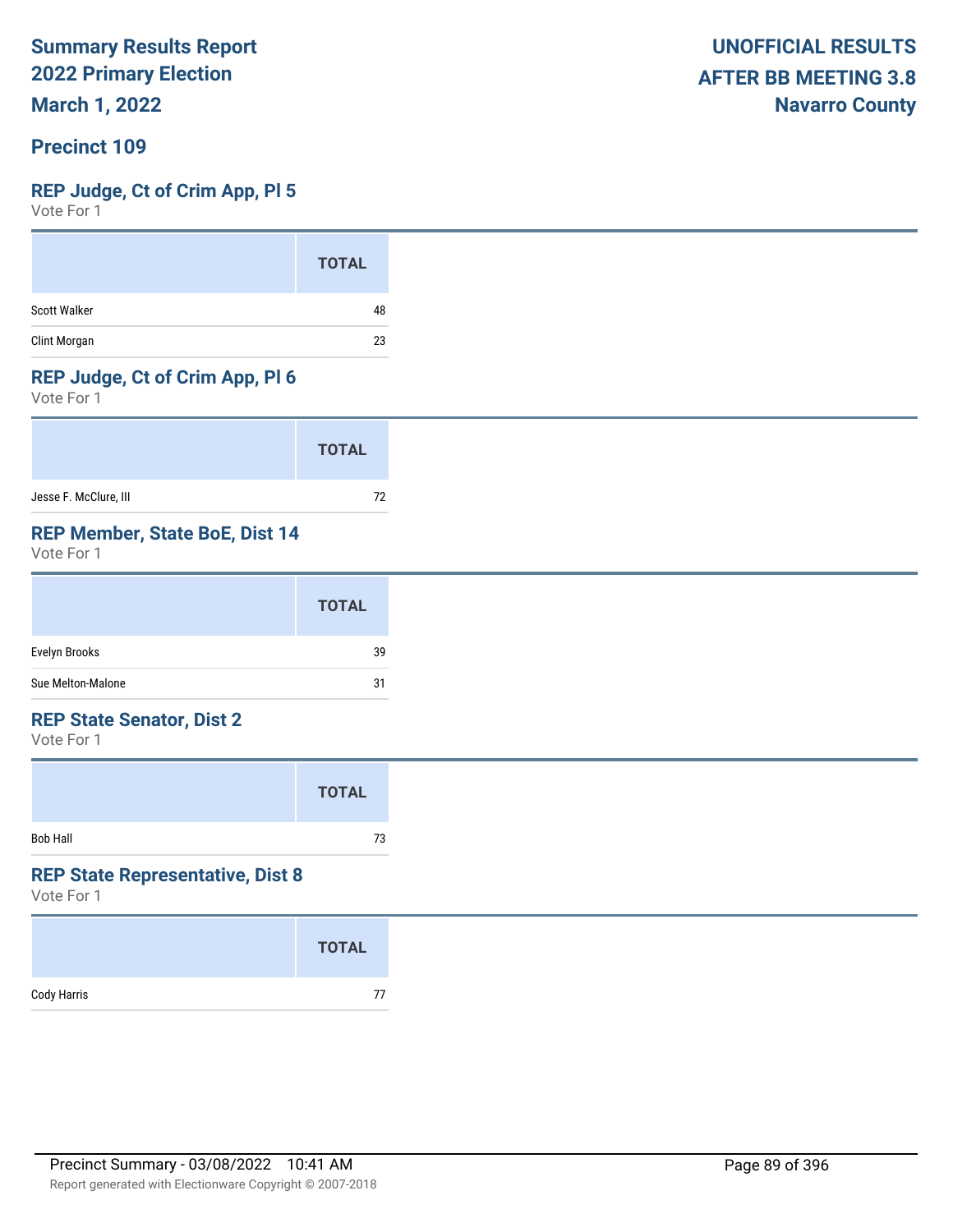**Summary Results Report**
**2022 Primary Election**
**March 1, 2022**

**UNOFFICIAL RESULTS**
**AFTER BB MEETING 3.8**
**Navarro County**

## Precinct 109

### REP Judge, Ct of Crim App, Pl 5

Vote For 1

| | TOTAL |
|---|---|
| Scott Walker | 48 |
| Clint Morgan | 23 |

### REP Judge, Ct of Crim App, Pl 6

Vote For 1

| | TOTAL |
|---|---|
| Jesse F. McClure, III | 72 |

### REP Member, State BoE, Dist 14

Vote For 1

| | TOTAL |
|---|---|
| Evelyn Brooks | 39 |
| Sue Melton-Malone | 31 |

### REP State Senator, Dist 2

Vote For 1

| | TOTAL |
|---|---|
| Bob Hall | 73 |

### REP State Representative, Dist 8

Vote For 1

| | TOTAL |
|---|---|
| Cody Harris | 77 |

Precinct Summary - 03/08/2022 10:41 AM

Report generated with Electionware Copyright © 2007-2018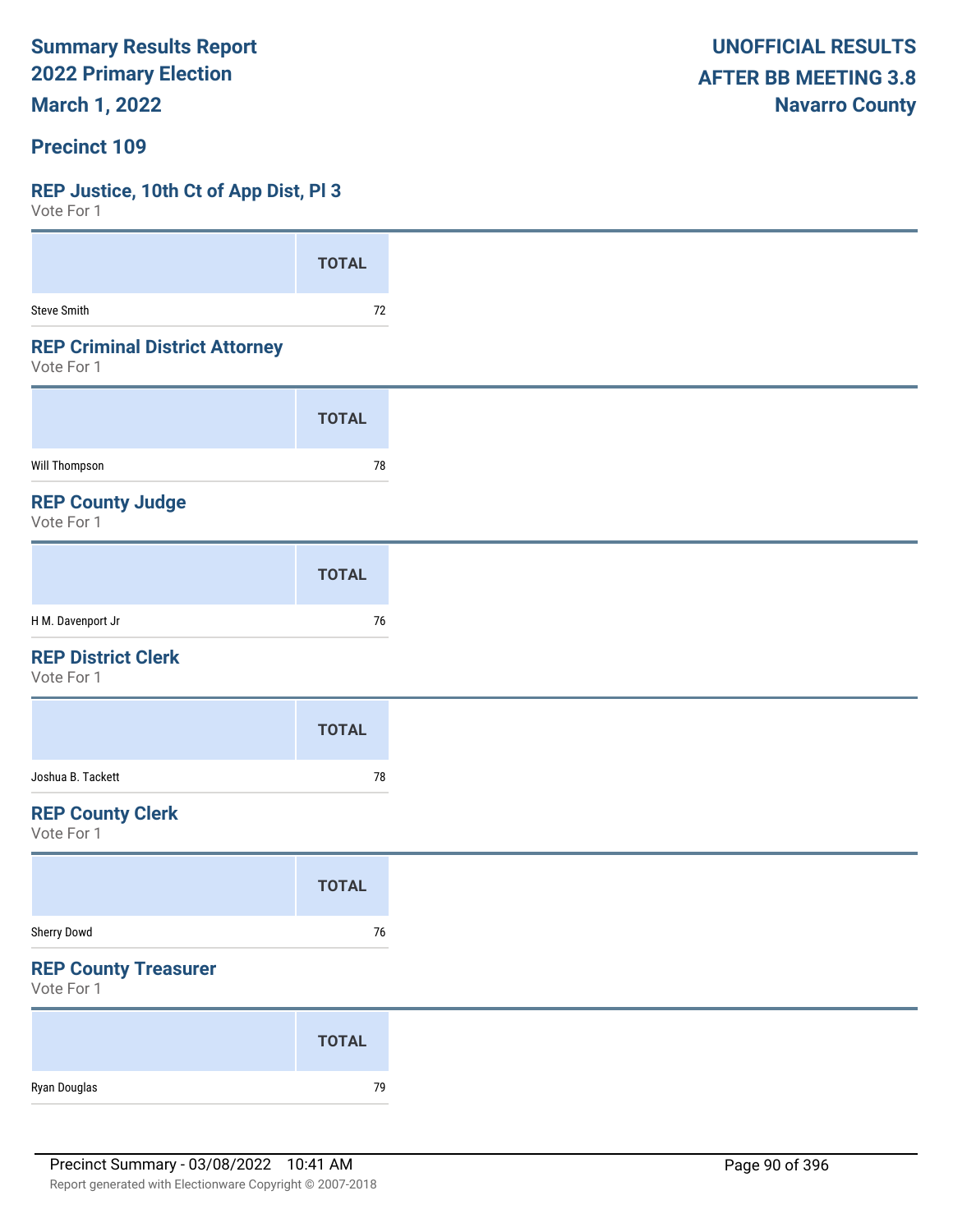Summary Results Report
2022 Primary Election
March 1, 2022

UNOFFICIAL RESULTS
AFTER BB MEETING 3.8
Navarro County

## Precinct 109

### REP Justice, 10th Ct of App Dist, Pl 3

Vote For 1

| | TOTAL |
|---|---|
| Steve Smith | 72 |

### REP Criminal District Attorney

Vote For 1

| | TOTAL |
|---|---|
| Will Thompson | 78 |

### REP County Judge

Vote For 1

| | TOTAL |
|---|---|
| H M. Davenport Jr | 76 |

### REP District Clerk

Vote For 1

| | TOTAL |
|---|---|
| Joshua B. Tackett | 78 |

### REP County Clerk

Vote For 1

| | TOTAL |
|---|---|
| Sherry Dowd | 76 |

### REP County Treasurer

Vote For 1

| | TOTAL |
|---|---|
| Ryan Douglas | 79 |

Precinct Summary - 03/08/2022 10:41 AM

Report generated with Electionware Copyright © 2007-2018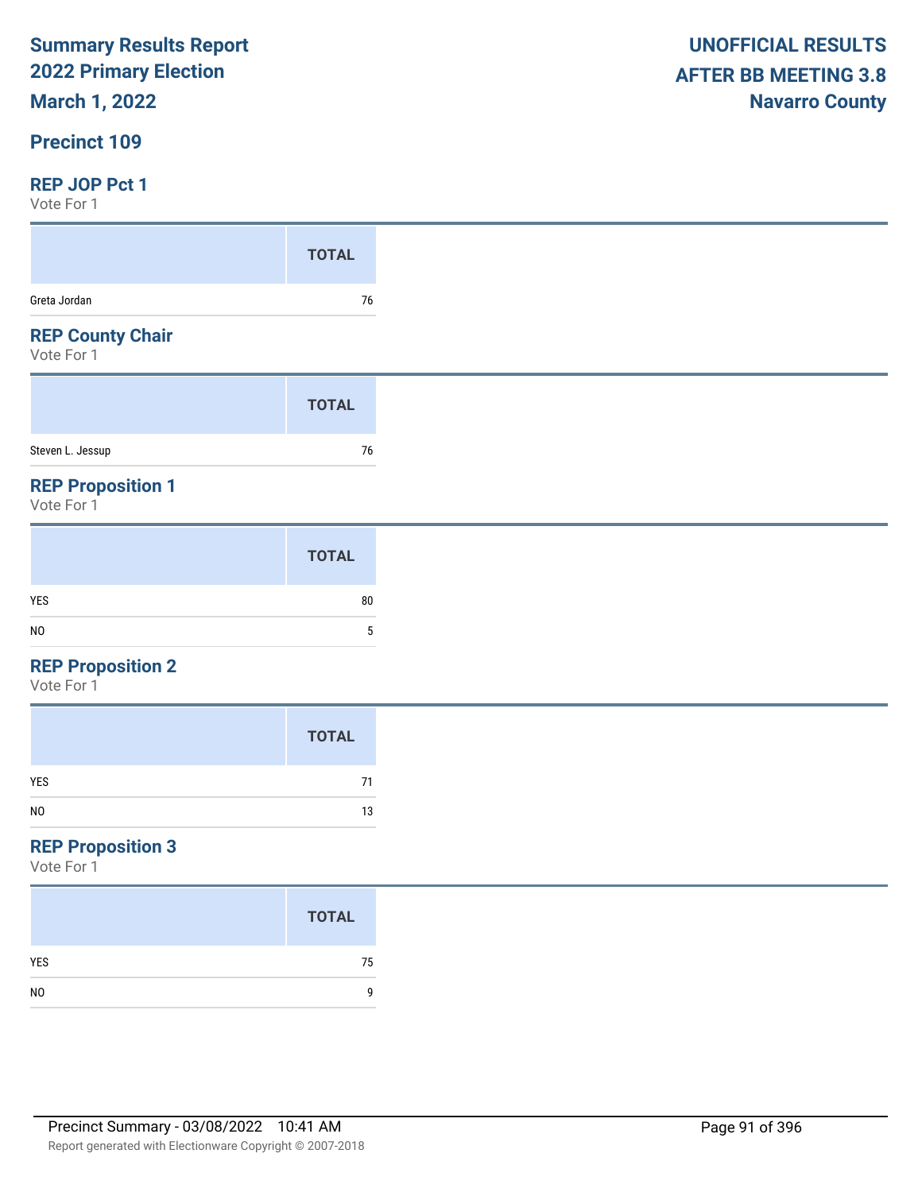**Summary Results Report**
**2022 Primary Election**
**March 1, 2022**

**UNOFFICIAL RESULTS**
**AFTER BB MEETING 3.8**
**Navarro County**

## Precinct 109

### REP JOP Pct 1

Vote For 1

| | TOTAL |
|---|---|
| Greta Jordan | 76 |

### REP County Chair

Vote For 1

| | TOTAL |
|---|---|
| Steven L. Jessup | 76 |

### REP Proposition 1

Vote For 1

| | TOTAL |
|---|---|
| YES | 80 |
| NO | 5 |

### REP Proposition 2

Vote For 1

| | TOTAL |
|---|---|
| YES | 71 |
| NO | 13 |

### REP Proposition 3

Vote For 1

| | TOTAL |
|---|---|
| YES | 75 |
| NO | 9 |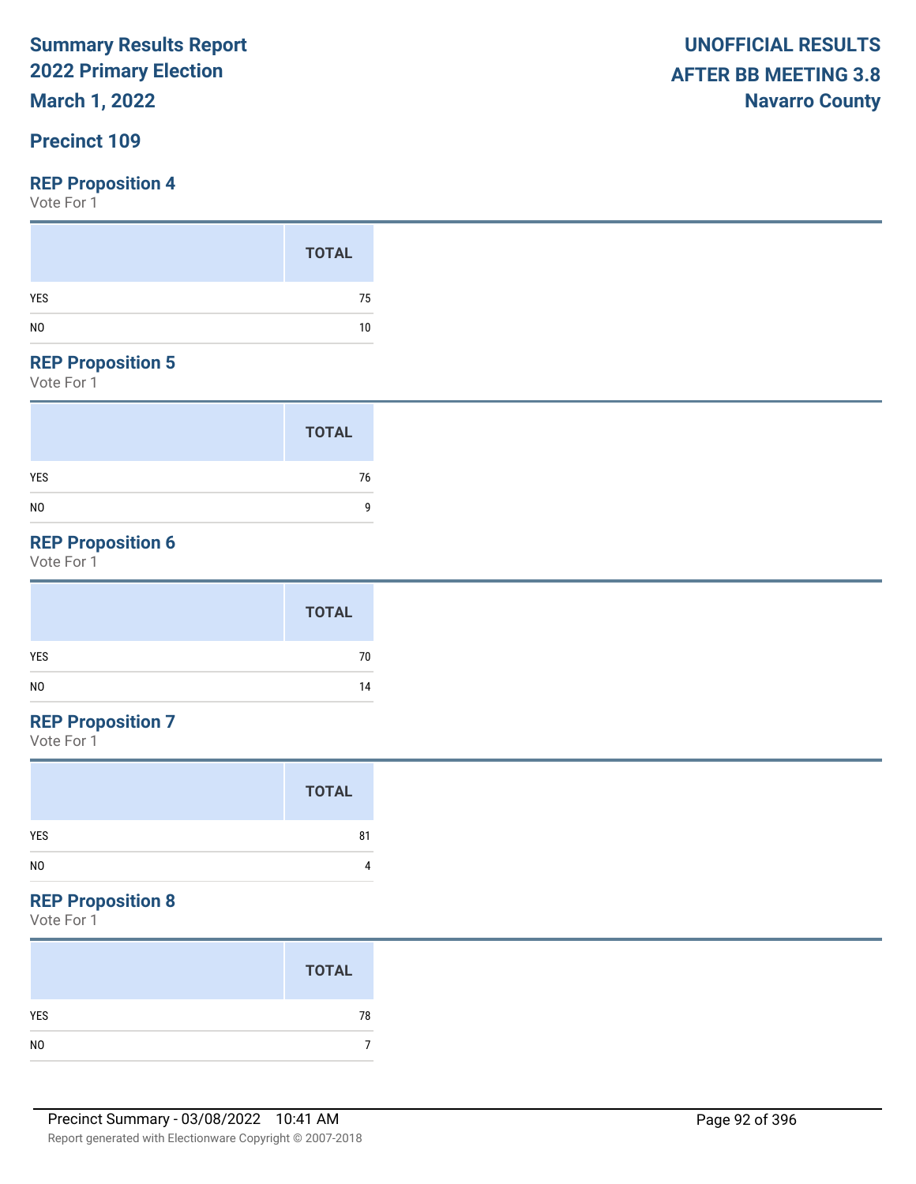**Summary Results Report**
**2022 Primary Election**
**March 1, 2022**

**UNOFFICIAL RESULTS**
**AFTER BB MEETING 3.8**
**Navarro County**

## Precinct 109

### REP Proposition 4

Vote For 1

| | TOTAL |
|---|---|
| YES | 75 |
| NO | 10 |

### REP Proposition 5

Vote For 1

| | TOTAL |
|---|---|
| YES | 76 |
| NO | 9 |

### REP Proposition 6

Vote For 1

| | TOTAL |
|---|---|
| YES | 70 |
| NO | 14 |

### REP Proposition 7

Vote For 1

| | TOTAL |
|---|---|
| YES | 81 |
| NO | 4 |

### REP Proposition 8

Vote For 1

| | TOTAL |
|---|---|
| YES | 78 |
| NO | 7 |

Precinct Summary - 03/08/2022 10:41 AM

Report generated with Electionware Copyright © 2007-2018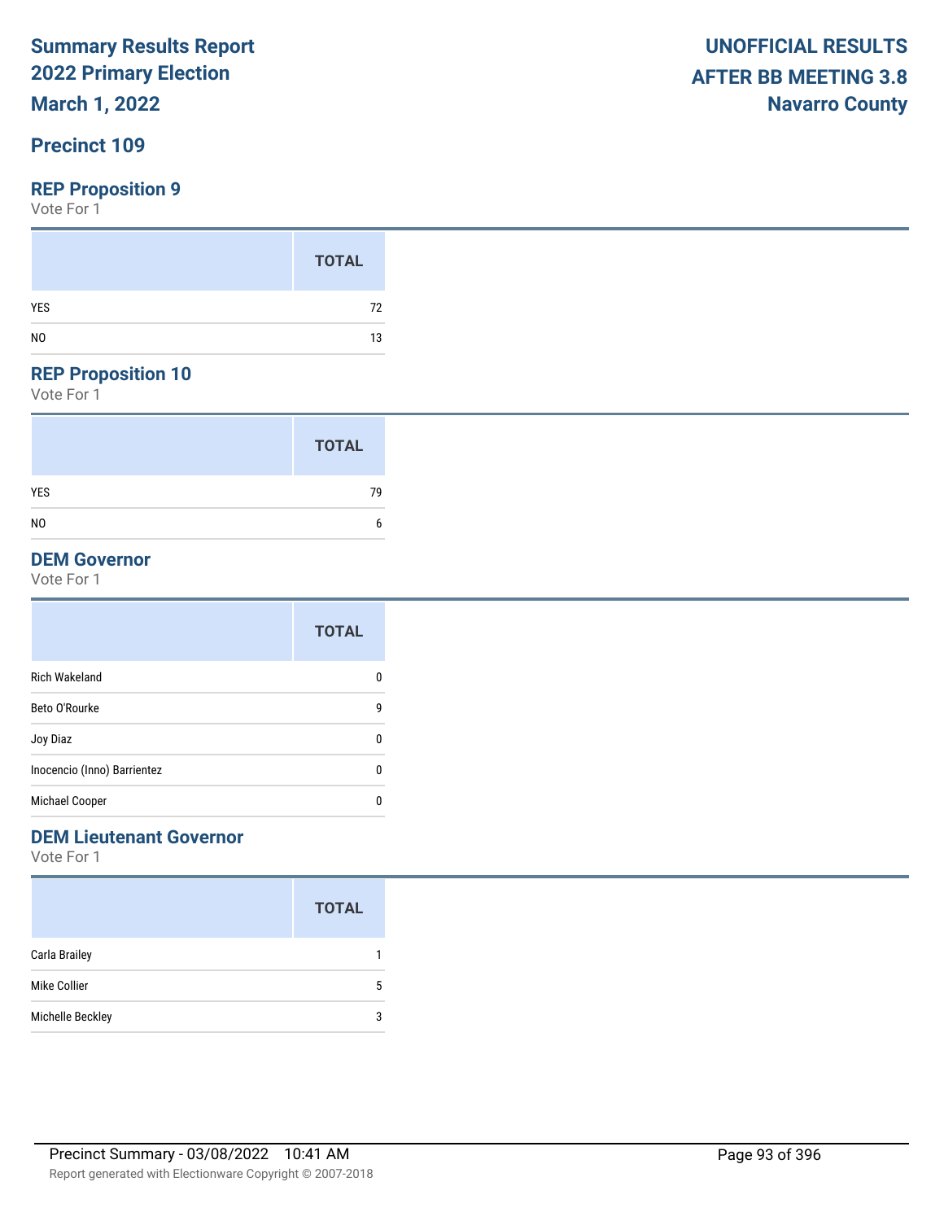# Summary Results Report
# 2022 Primary Election
# March 1, 2022

**UNOFFICIAL RESULTS**
**AFTER BB MEETING 3.8**
**Navarro County**

## Precinct 109

### REP Proposition 9

Vote For 1

| | TOTAL |
|---|---|
| YES | 72 |
| NO | 13 |

### REP Proposition 10

Vote For 1

| | TOTAL |
|---|---|
| YES | 79 |
| NO | 6 |

### DEM Governor

Vote For 1

| | TOTAL |
|---|---|
| Rich Wakeland | 0 |
| Beto O'Rourke | 9 |
| Joy Diaz | 0 |
| Inocencio (Inno) Barrientez | 0 |
| Michael Cooper | 0 |

### DEM Lieutenant Governor

Vote For 1

| | TOTAL |
|---|---|
| Carla Brailey | 1 |
| Mike Collier | 5 |
| Michelle Beckley | 3 |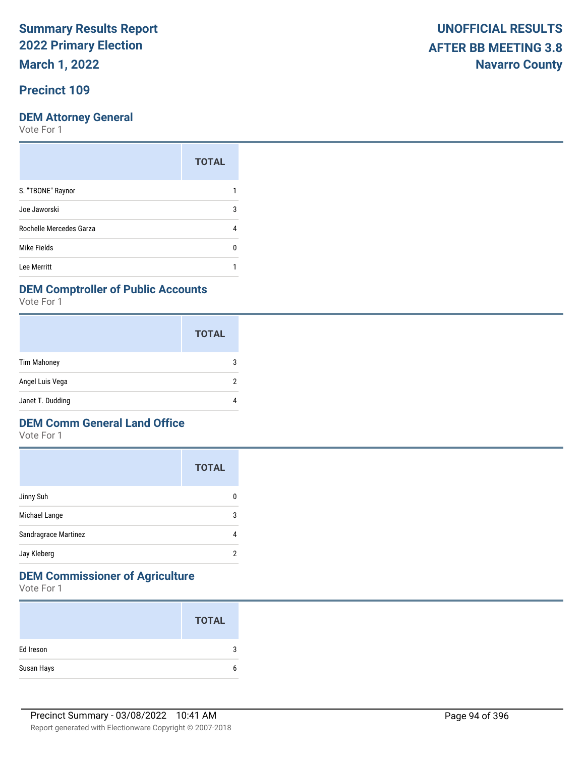# Summary Results Report
# 2022 Primary Election
# March 1, 2022

**UNOFFICIAL RESULTS**
**AFTER BB MEETING 3.8**
**Navarro County**

## Precinct 109

### DEM Attorney General

Vote For 1

| | TOTAL |
|---|---|
| S. "TBONE" Raynor | 1 |
| Joe Jaworski | 3 |
| Rochelle Mercedes Garza | 4 |
| Mike Fields | 0 |
| Lee Merritt | 1 |

### DEM Comptroller of Public Accounts

Vote For 1

| | TOTAL |
|---|---|
| Tim Mahoney | 3 |
| Angel Luis Vega | 2 |
| Janet T. Dudding | 4 |

### DEM Comm General Land Office

Vote For 1

| | TOTAL |
|---|---|
| Jinny Suh | 0 |
| Michael Lange | 3 |
| Sandragrace Martinez | 4 |
| Jay Kleberg | 2 |

### DEM Commissioner of Agriculture

Vote For 1

| | TOTAL |
|---|---|
| Ed Ireson | 3 |
| Susan Hays | 6 |

Precinct Summary - 03/08/2022 10:41 AM

Report generated with Electionware Copyright © 2007-2018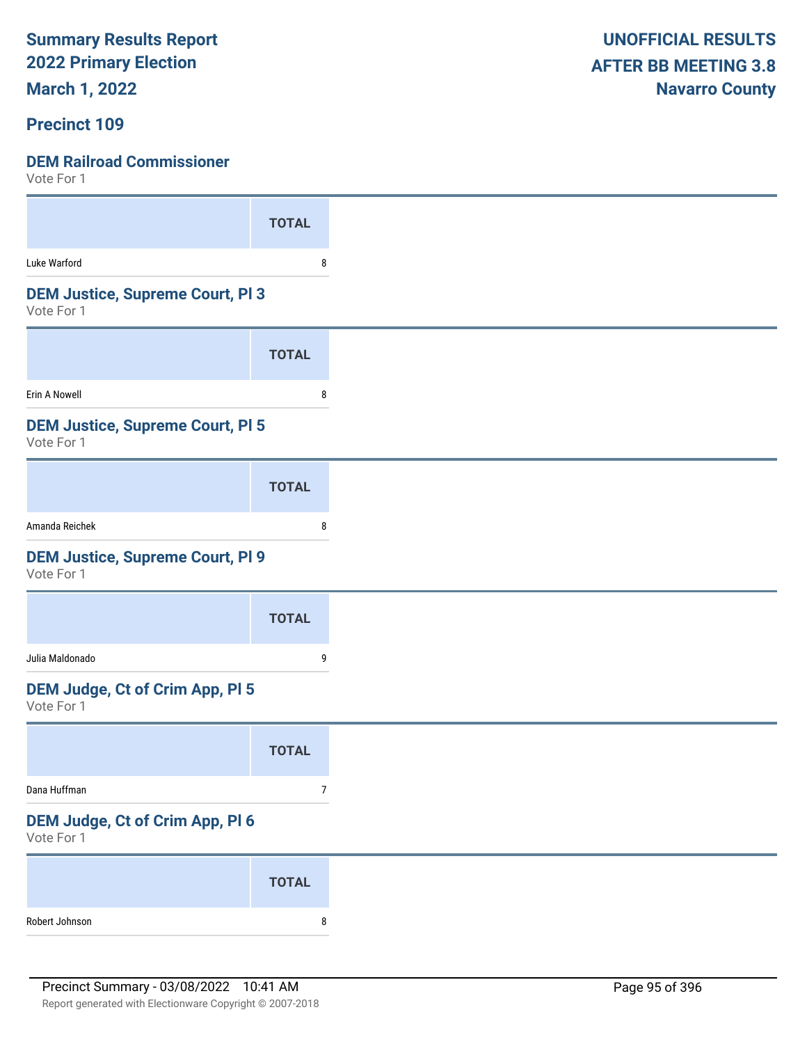# Summary Results Report
## 2022 Primary Election
**March 1, 2022**

**UNOFFICIAL RESULTS**
**AFTER BB MEETING 3.8**
**Navarro County**

## Precinct 109

### DEM Railroad Commissioner
Vote For 1

| | TOTAL |
|---|---|
| Luke Warford | 8 |

### DEM Justice, Supreme Court, Pl 3
Vote For 1

| | TOTAL |
|---|---|
| Erin A Nowell | 8 |

### DEM Justice, Supreme Court, Pl 5
Vote For 1

| | TOTAL |
|---|---|
| Amanda Reichek | 8 |

### DEM Justice, Supreme Court, Pl 9
Vote For 1

| | TOTAL |
|---|---|
| Julia Maldonado | 9 |

### DEM Judge, Ct of Crim App, Pl 5
Vote For 1

| | TOTAL |
|---|---|
| Dana Huffman | 7 |

### DEM Judge, Ct of Crim App, Pl 6
Vote For 1

| | TOTAL |
|---|---|
| Robert Johnson | 8 |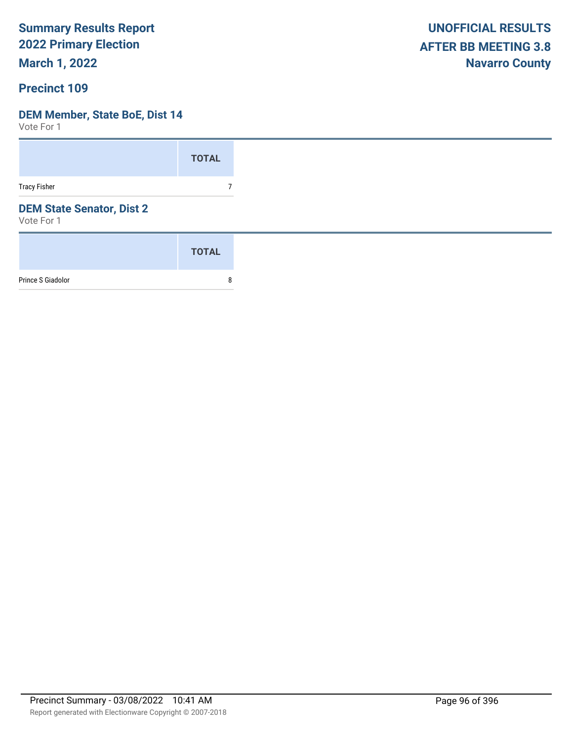**Summary Results Report**
**2022 Primary Election**
**March 1, 2022**

**UNOFFICIAL RESULTS**
**AFTER BB MEETING 3.8**
**Navarro County**

## Precinct 109

### DEM Member, State BoE, Dist 14

Vote For 1

| | TOTAL |
|---|---|
| Tracy Fisher | 7 |

### DEM State Senator, Dist 2

Vote For 1

| | TOTAL |
|---|---|
| Prince S Giadolor | 8 |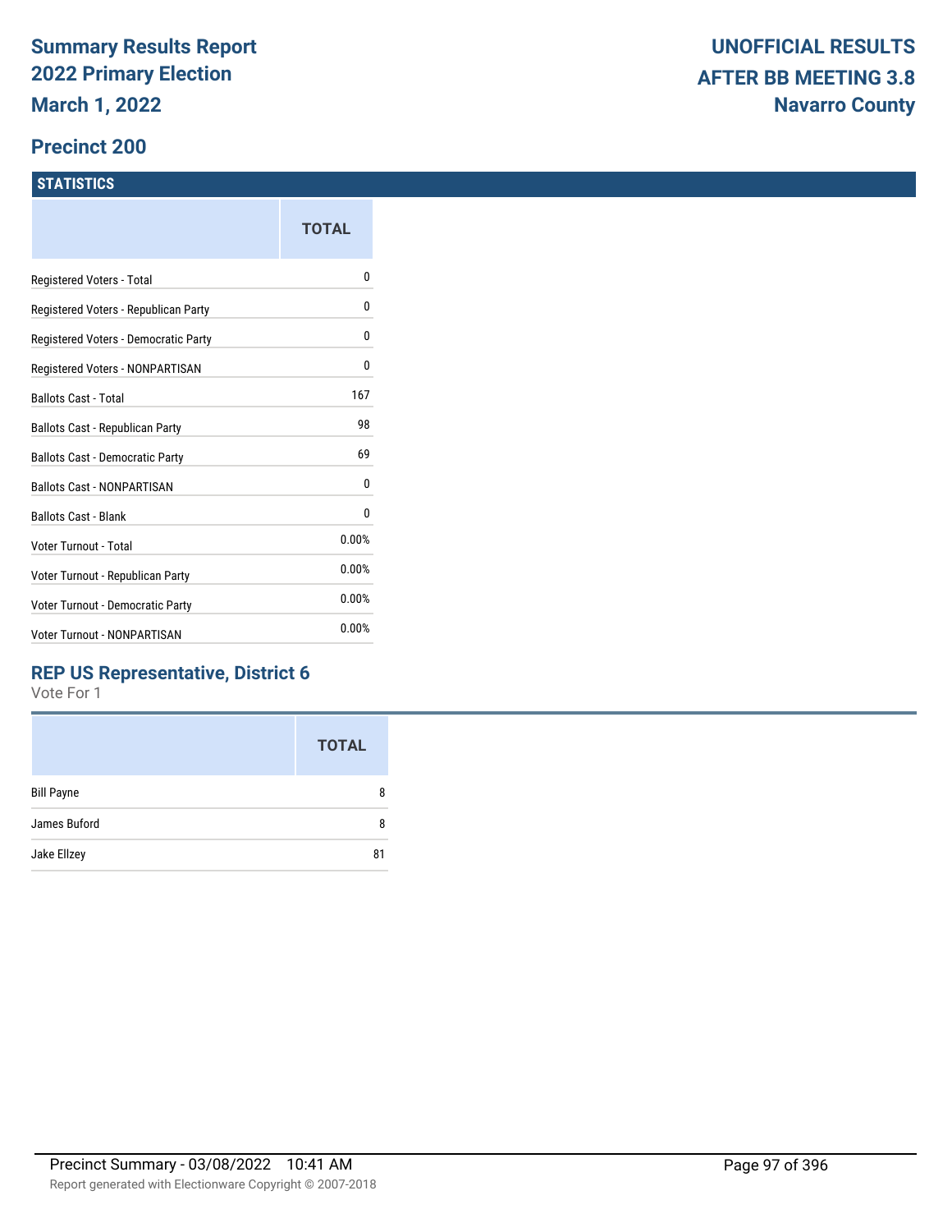# Summary Results Report
# 2022 Primary Election
# March 1, 2022

**UNOFFICIAL RESULTS**
**AFTER BB MEETING 3.8**
**Navarro County**

## Precinct 200

### STATISTICS

| | TOTAL |
|---|---|
| Registered Voters - Total | 0 |
| Registered Voters - Republican Party | 0 |
| Registered Voters - Democratic Party | 0 |
| Registered Voters - NONPARTISAN | 0 |
| Ballots Cast - Total | 167 |
| Ballots Cast - Republican Party | 98 |
| Ballots Cast - Democratic Party | 69 |
| Ballots Cast - NONPARTISAN | 0 |
| Ballots Cast - Blank | 0 |
| Voter Turnout - Total | 0.00% |
| Voter Turnout - Republican Party | 0.00% |
| Voter Turnout - Democratic Party | 0.00% |
| Voter Turnout - NONPARTISAN | 0.00% |

### REP US Representative, District 6

Vote For 1

| | TOTAL |
|---|---|
| Bill Payne | 8 |
| James Buford | 8 |
| Jake Ellzey | 81 |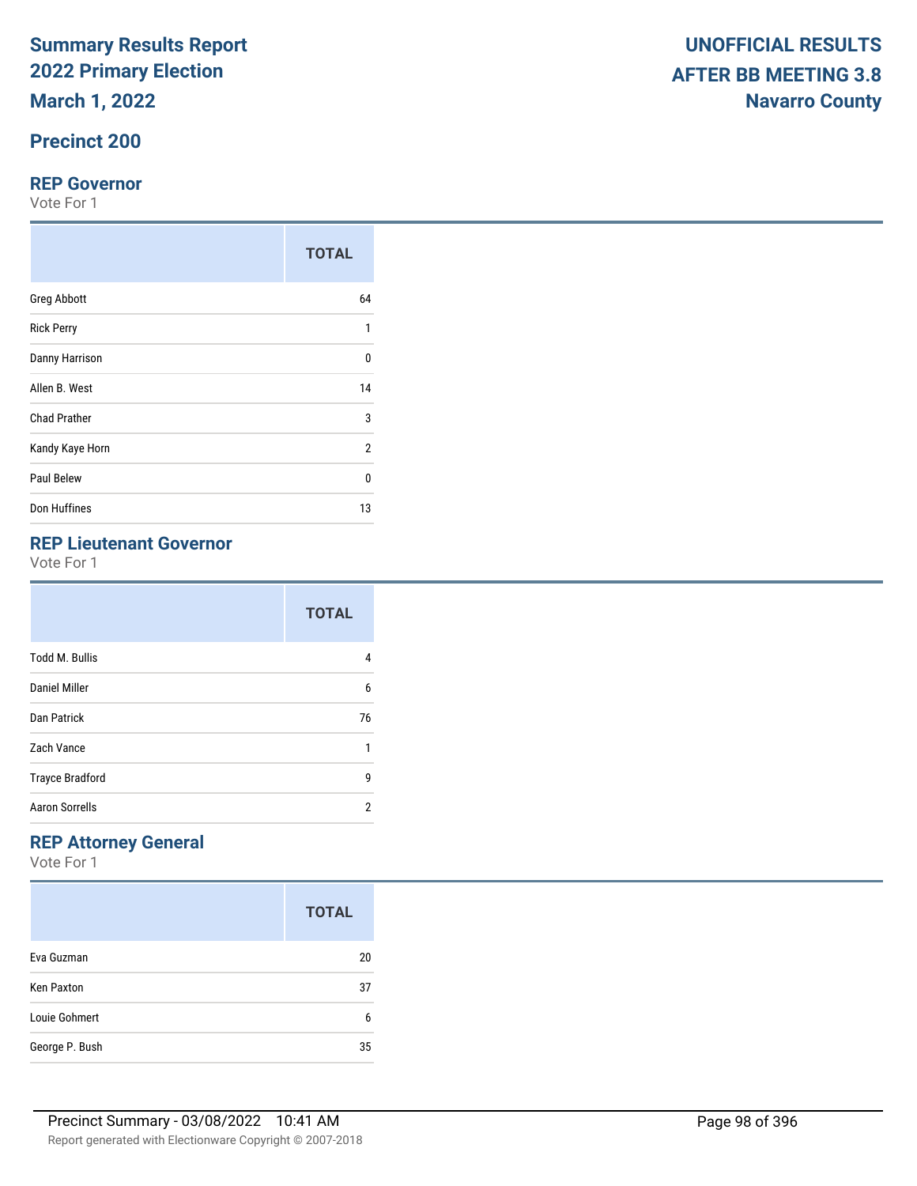# Summary Results Report
# 2022 Primary Election
# March 1, 2022

**UNOFFICIAL RESULTS**
**AFTER BB MEETING 3.8**
**Navarro County**

## Precinct 200

### REP Governor

Vote For 1

| | TOTAL |
|---|---|
| Greg Abbott | 64 |
| Rick Perry | 1 |
| Danny Harrison | 0 |
| Allen B. West | 14 |
| Chad Prather | 3 |
| Kandy Kaye Horn | 2 |
| Paul Belew | 0 |
| Don Huffines | 13 |

### REP Lieutenant Governor

Vote For 1

| | TOTAL |
|---|---|
| Todd M. Bullis | 4 |
| Daniel Miller | 6 |
| Dan Patrick | 76 |
| Zach Vance | 1 |
| Trayce Bradford | 9 |
| Aaron Sorrells | 2 |

### REP Attorney General

Vote For 1

| | TOTAL |
|---|---|
| Eva Guzman | 20 |
| Ken Paxton | 37 |
| Louie Gohmert | 6 |
| George P. Bush | 35 |

Precinct Summary - 03/08/2022 10:41 AM

Report generated with Electionware Copyright © 2007-2018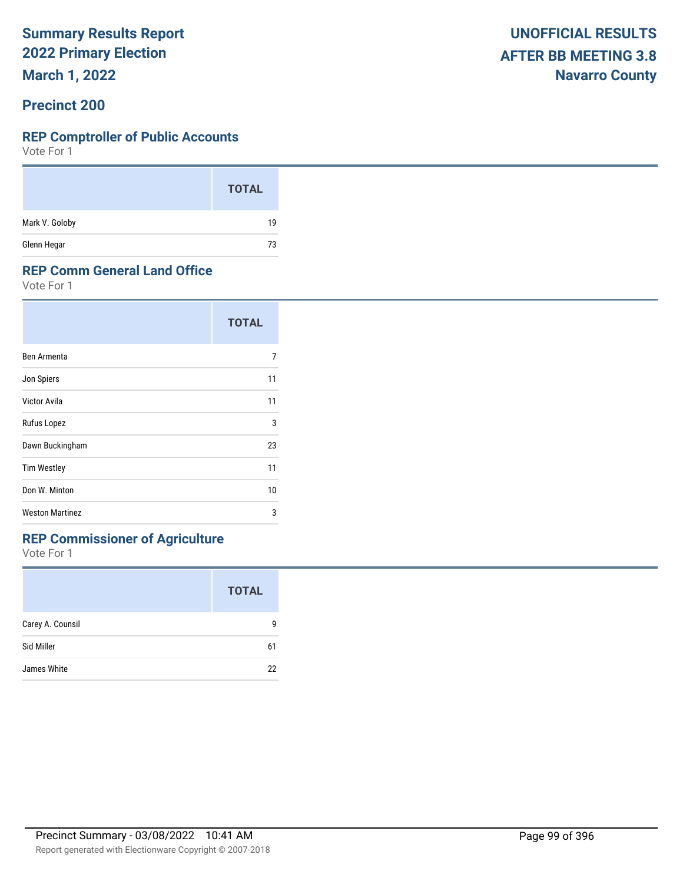# Summary Results Report
# 2022 Primary Election
# March 1, 2022

**UNOFFICIAL RESULTS**
**AFTER BB MEETING 3.8**
**Navarro County**

## Precinct 200

### REP Comptroller of Public Accounts

Vote For 1

| | TOTAL |
|---|---|
| Mark V. Goloby | 19 |
| Glenn Hegar | 73 |

### REP Comm General Land Office

Vote For 1

| | TOTAL |
|---|---|
| Ben Armenta | 7 |
| Jon Spiers | 11 |
| Victor Avila | 11 |
| Rufus Lopez | 3 |
| Dawn Buckingham | 23 |
| Tim Westley | 11 |
| Don W. Minton | 10 |
| Weston Martinez | 3 |

### REP Commissioner of Agriculture

Vote For 1

| | TOTAL |
|---|---|
| Carey A. Counsil | 9 |
| Sid Miller | 61 |
| James White | 22 |

Precinct Summary - 03/08/2022 10:41 AM

Report generated with Electionware Copyright © 2007-2018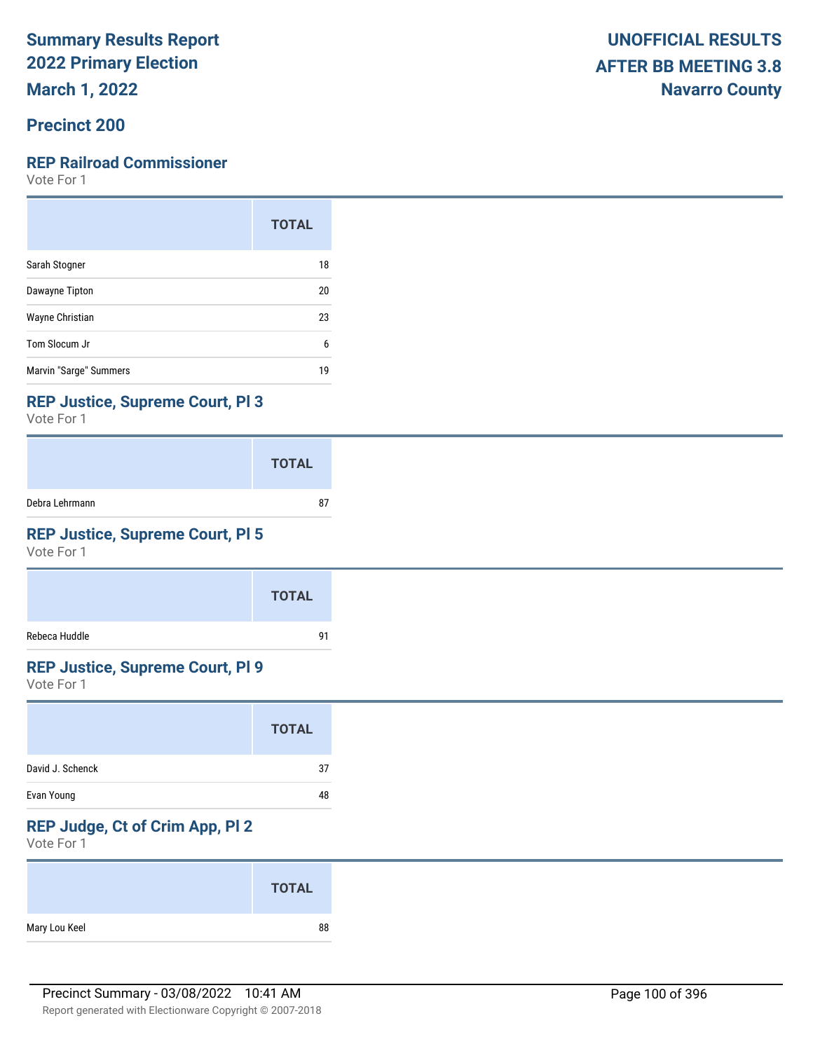# Summary Results Report
# 2022 Primary Election
# March 1, 2022

**UNOFFICIAL RESULTS**
**AFTER BB MEETING 3.8**
**Navarro County**

## Precinct 200

### REP Railroad Commissioner

Vote For 1

| | TOTAL |
|---|---|
| Sarah Stogner | 18 |
| Dawayne Tipton | 20 |
| Wayne Christian | 23 |
| Tom Slocum Jr | 6 |
| Marvin "Sarge" Summers | 19 |

### REP Justice, Supreme Court, Pl 3

Vote For 1

| | TOTAL |
|---|---|
| Debra Lehrmann | 87 |

### REP Justice, Supreme Court, Pl 5

Vote For 1

| | TOTAL |
|---|---|
| Rebeca Huddle | 91 |

### REP Justice, Supreme Court, Pl 9

Vote For 1

| | TOTAL |
|---|---|
| David J. Schenck | 37 |
| Evan Young | 48 |

### REP Judge, Ct of Crim App, Pl 2

Vote For 1

| | TOTAL |
|---|---|
| Mary Lou Keel | 88 |

Precinct Summary - 03/08/2022 10:41 AM

Report generated with Electionware Copyright © 2007-2018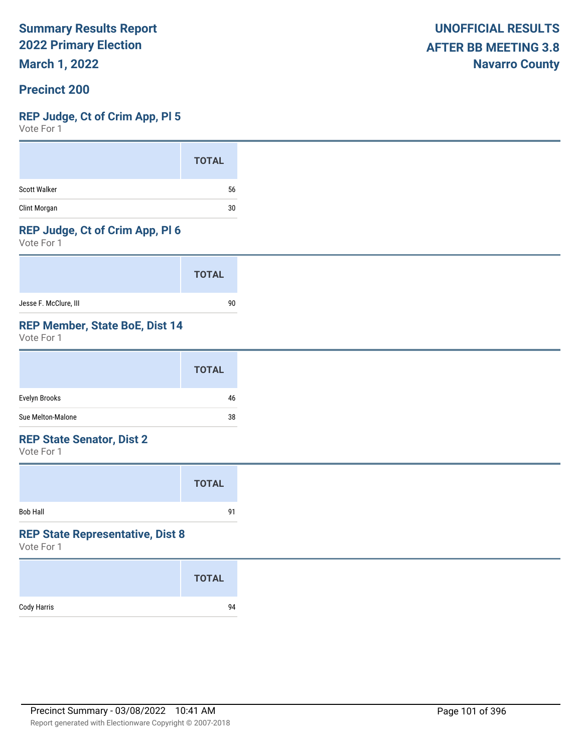**Summary Results Report**
**2022 Primary Election**
**March 1, 2022**

**UNOFFICIAL RESULTS**
**AFTER BB MEETING 3.8**
**Navarro County**

## Precinct 200

### REP Judge, Ct of Crim App, Pl 5

Vote For 1

| | TOTAL |
|---|---|
| Scott Walker | 56 |
| Clint Morgan | 30 |

### REP Judge, Ct of Crim App, Pl 6

Vote For 1

| | TOTAL |
|---|---|
| Jesse F. McClure, III | 90 |

### REP Member, State BoE, Dist 14

Vote For 1

| | TOTAL |
|---|---|
| Evelyn Brooks | 46 |
| Sue Melton-Malone | 38 |

### REP State Senator, Dist 2

Vote For 1

| | TOTAL |
|---|---|
| Bob Hall | 91 |

### REP State Representative, Dist 8

Vote For 1

| | TOTAL |
|---|---|
| Cody Harris | 94 |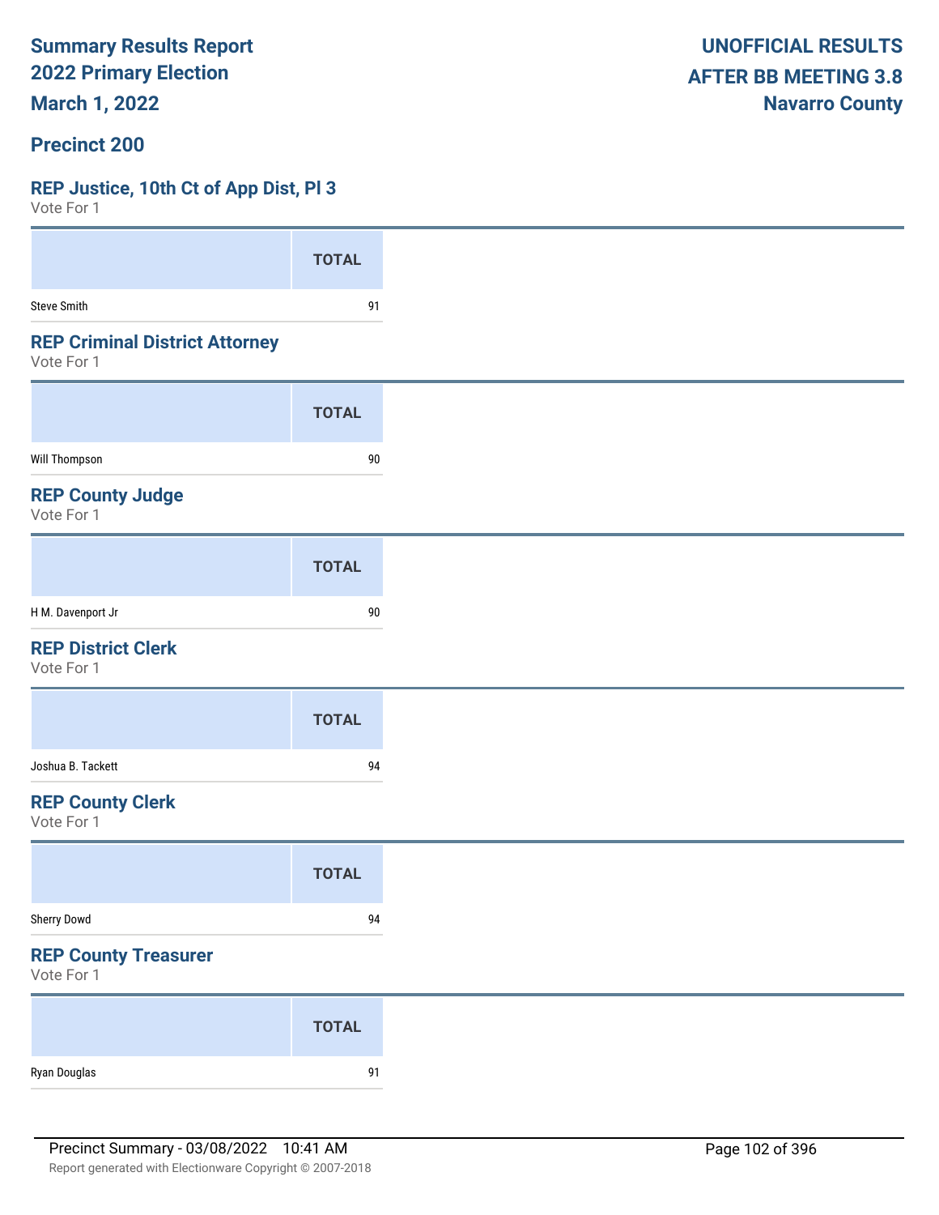**Summary Results Report**
**2022 Primary Election**
**March 1, 2022**

**UNOFFICIAL RESULTS**
**AFTER BB MEETING 3.8**
**Navarro County**

## Precinct 200

### REP Justice, 10th Ct of App Dist, Pl 3

Vote For 1

| | TOTAL |
|---|---|
| Steve Smith | 91 |

### REP Criminal District Attorney

Vote For 1

| | TOTAL |
|---|---|
| Will Thompson | 90 |

### REP County Judge

Vote For 1

| | TOTAL |
|---|---|
| H M. Davenport Jr | 90 |

### REP District Clerk

Vote For 1

| | TOTAL |
|---|---|
| Joshua B. Tackett | 94 |

### REP County Clerk

Vote For 1

| | TOTAL |
|---|---|
| Sherry Dowd | 94 |

### REP County Treasurer

Vote For 1

| | TOTAL |
|---|---|
| Ryan Douglas | 91 |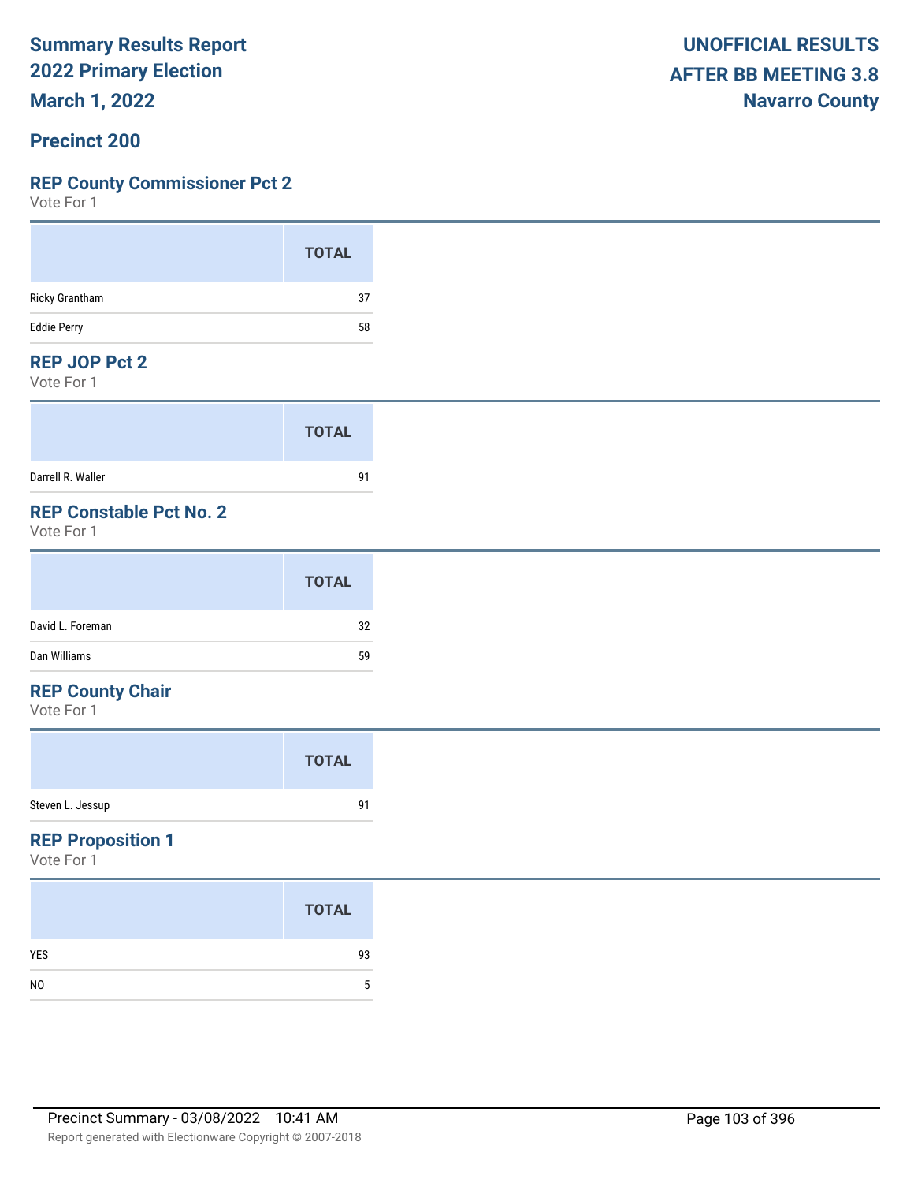# Summary Results Report
## 2022 Primary Election
## March 1, 2022

**UNOFFICIAL RESULTS**
**AFTER BB MEETING 3.8**
**Navarro County**

## Precinct 200

### REP County Commissioner Pct 2
Vote For 1

| | TOTAL |
|---|---|
| Ricky Grantham | 37 |
| Eddie Perry | 58 |

### REP JOP Pct 2
Vote For 1

| | TOTAL |
|---|---|
| Darrell R. Waller | 91 |

### REP Constable Pct No. 2
Vote For 1

| | TOTAL |
|---|---|
| David L. Foreman | 32 |
| Dan Williams | 59 |

### REP County Chair
Vote For 1

| | TOTAL |
|---|---|
| Steven L. Jessup | 91 |

### REP Proposition 1
Vote For 1

| | TOTAL |
|---|---|
| YES | 93 |
| NO | 5 |

Precinct Summary - 03/08/2022 10:41 AM

Report generated with Electionware Copyright © 2007-2018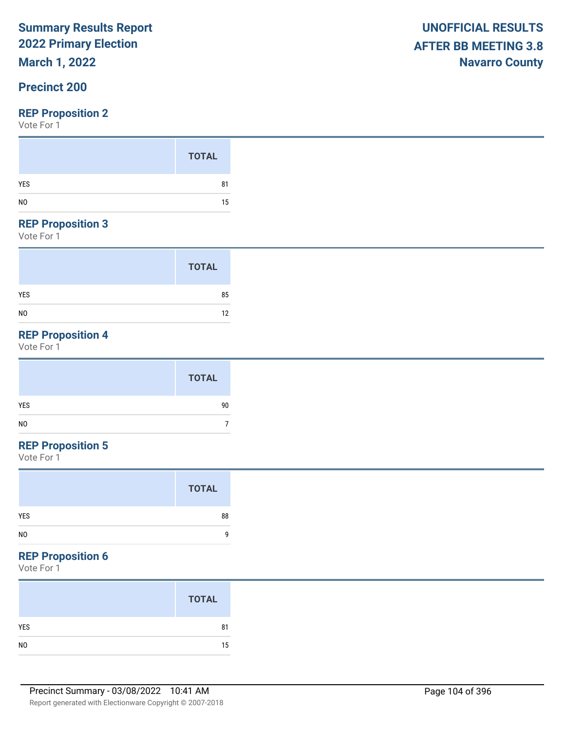## Precinct 200

### REP Proposition 2

Vote For 1

| | TOTAL |
|---|---|
| YES | 81 |
| NO | 15 |

### REP Proposition 3

Vote For 1

| | TOTAL |
|---|---|
| YES | 85 |
| NO | 12 |

### REP Proposition 4

Vote For 1

| | TOTAL |
|---|---|
| YES | 90 |
| NO | 7 |

### REP Proposition 5

Vote For 1

| | TOTAL |
|---|---|
| YES | 88 |
| NO | 9 |

### REP Proposition 6

Vote For 1

| | TOTAL |
|---|---|
| YES | 81 |
| NO | 15 |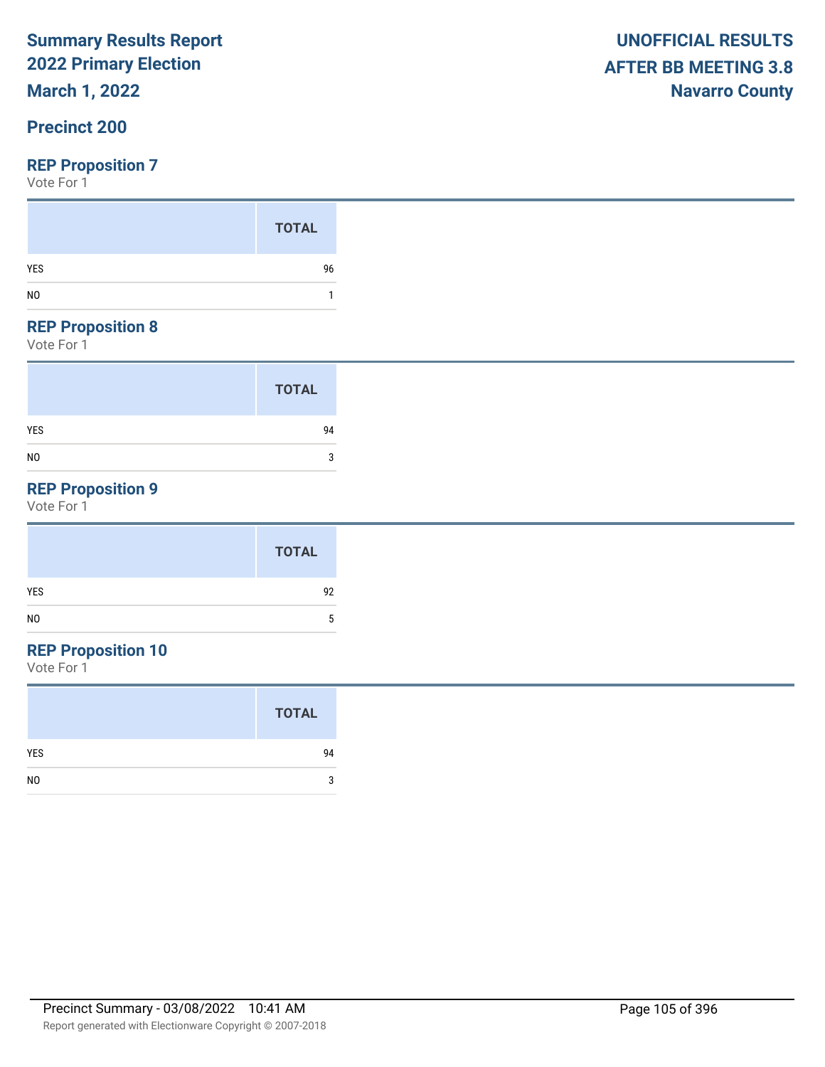# Summary Results Report
# 2022 Primary Election
# March 1, 2022

**UNOFFICIAL RESULTS**
**AFTER BB MEETING 3.8**
**Navarro County**

## Precinct 200

### REP Proposition 7
Vote For 1

| | TOTAL |
|---|---|
| YES | 96 |
| NO | 1 |

### REP Proposition 8
Vote For 1

| | TOTAL |
|---|---|
| YES | 94 |
| NO | 3 |

### REP Proposition 9
Vote For 1

| | TOTAL |
|---|---|
| YES | 92 |
| NO | 5 |

### REP Proposition 10
Vote For 1

| | TOTAL |
|---|---|
| YES | 94 |
| NO | 3 |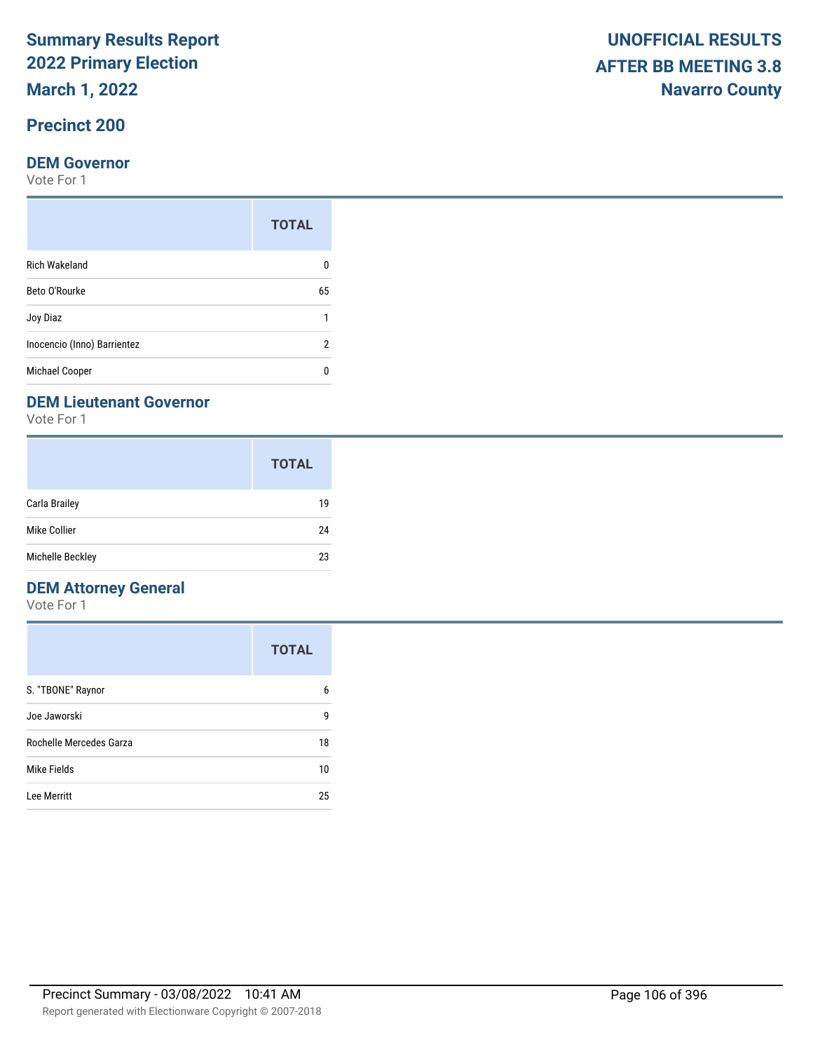# Summary Results Report
# 2022 Primary Election
# March 1, 2022

**UNOFFICIAL RESULTS**
**AFTER BB MEETING 3.8**
**Navarro County**

## Precinct 200

### DEM Governor

Vote For 1

| | TOTAL |
|---|---|
| Rich Wakeland | 0 |
| Beto O'Rourke | 65 |
| Joy Diaz | 1 |
| Inocencio (Inno) Barrientez | 2 |
| Michael Cooper | 0 |

### DEM Lieutenant Governor

Vote For 1

| | TOTAL |
|---|---|
| Carla Brailey | 19 |
| Mike Collier | 24 |
| Michelle Beckley | 23 |

### DEM Attorney General

Vote For 1

| | TOTAL |
|---|---|
| S. "TBONE" Raynor | 6 |
| Joe Jaworski | 9 |
| Rochelle Mercedes Garza | 18 |
| Mike Fields | 10 |
| Lee Merritt | 25 |

Precinct Summary - 03/08/2022 10:41 AM

Report generated with Electionware Copyright © 2007-2018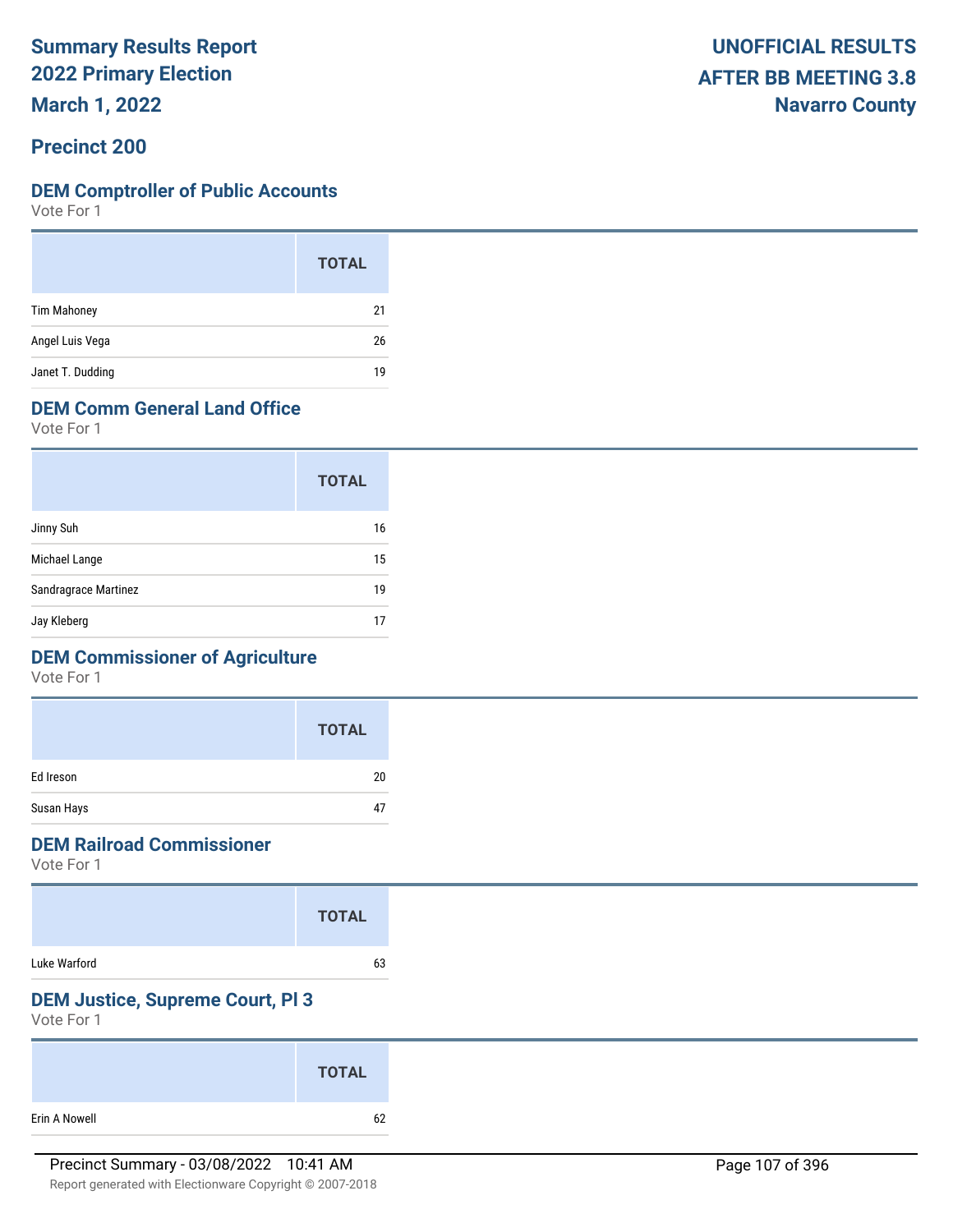# Summary Results Report
# 2022 Primary Election
# March 1, 2022

**UNOFFICIAL RESULTS**
**AFTER BB MEETING 3.8**
**Navarro County**

## Precinct 200

### DEM Comptroller of Public Accounts
Vote For 1

| | TOTAL |
|---|---|
| Tim Mahoney | 21 |
| Angel Luis Vega | 26 |
| Janet T. Dudding | 19 |

### DEM Comm General Land Office
Vote For 1

| | TOTAL |
|---|---|
| Jinny Suh | 16 |
| Michael Lange | 15 |
| Sandragrace Martinez | 19 |
| Jay Kleberg | 17 |

### DEM Commissioner of Agriculture
Vote For 1

| | TOTAL |
|---|---|
| Ed Ireson | 20 |
| Susan Hays | 47 |

### DEM Railroad Commissioner
Vote For 1

| | TOTAL |
|---|---|
| Luke Warford | 63 |

### DEM Justice, Supreme Court, Pl 3
Vote For 1

| | TOTAL |
|---|---|
| Erin A Nowell | 62 |

Precinct Summary - 03/08/2022 10:41 AM

Report generated with Electionware Copyright © 2007-2018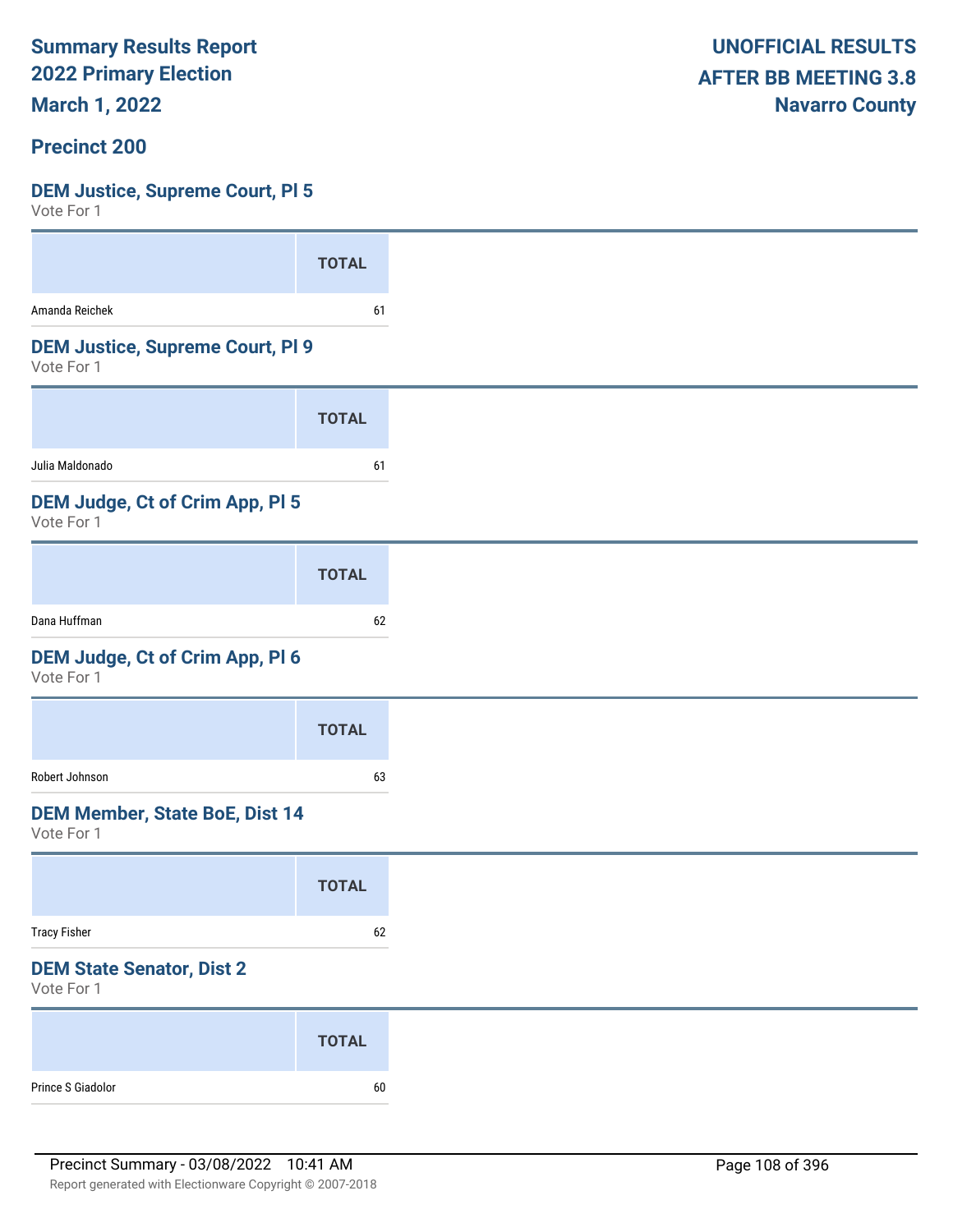Summary Results Report
2022 Primary Election
March 1, 2022

UNOFFICIAL RESULTS
AFTER BB MEETING 3.8
Navarro County

## Precinct 200

### DEM Justice, Supreme Court, Pl 5
Vote For 1

| | TOTAL |
|---|---|
| Amanda Reichek | 61 |

### DEM Justice, Supreme Court, Pl 9
Vote For 1

| | TOTAL |
|---|---|
| Julia Maldonado | 61 |

### DEM Judge, Ct of Crim App, Pl 5
Vote For 1

| | TOTAL |
|---|---|
| Dana Huffman | 62 |

### DEM Judge, Ct of Crim App, Pl 6
Vote For 1

| | TOTAL |
|---|---|
| Robert Johnson | 63 |

### DEM Member, State BoE, Dist 14
Vote For 1

| | TOTAL |
|---|---|
| Tracy Fisher | 62 |

### DEM State Senator, Dist 2
Vote For 1

| | TOTAL |
|---|---|
| Prince S Giadolor | 60 |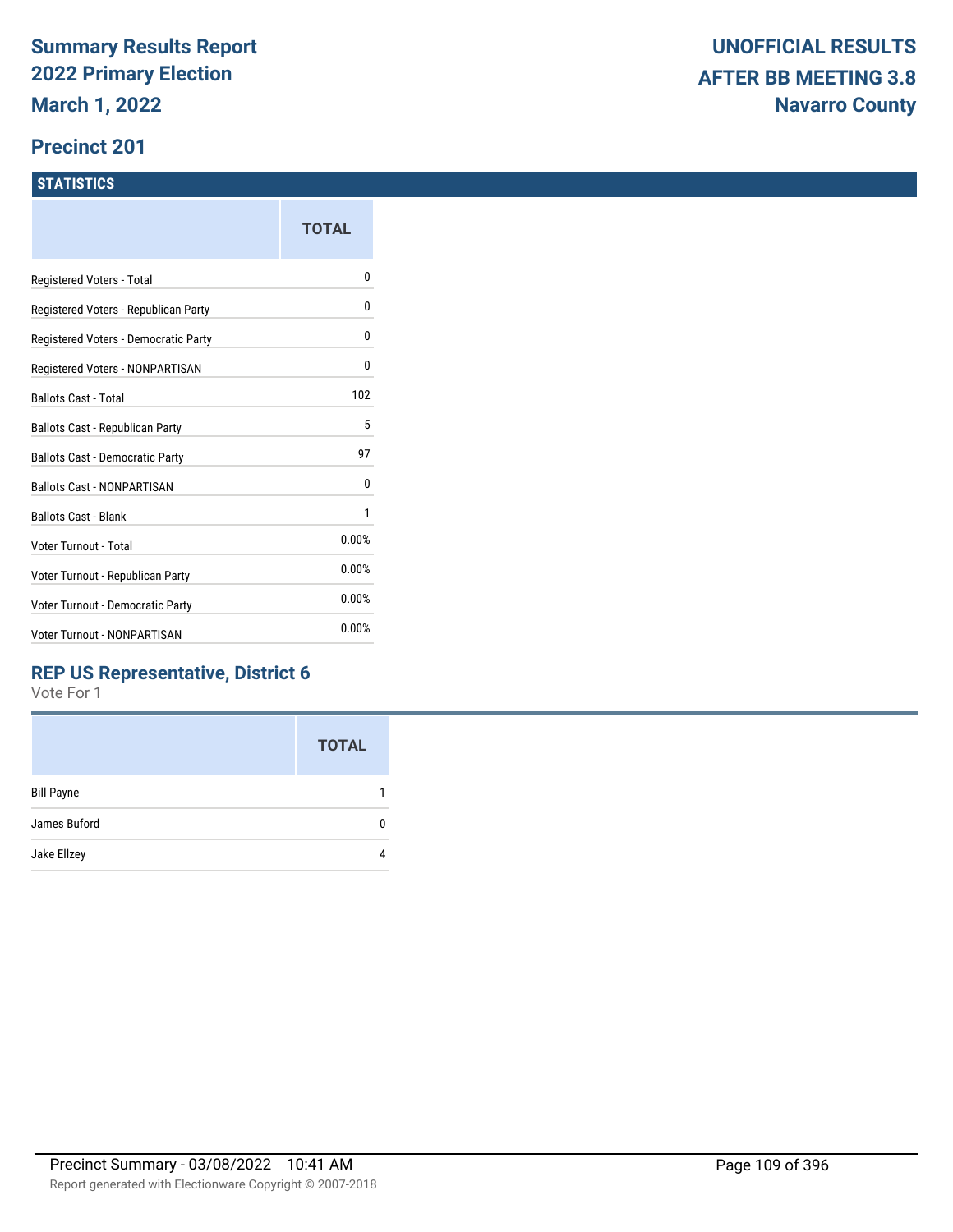# Summary Results Report
# 2022 Primary Election
# March 1, 2022

**UNOFFICIAL RESULTS**
**AFTER BB MEETING 3.8**
**Navarro County**

## Precinct 201

### STATISTICS

| | TOTAL |
|---|---|
| Registered Voters - Total | 0 |
| Registered Voters - Republican Party | 0 |
| Registered Voters - Democratic Party | 0 |
| Registered Voters - NONPARTISAN | 0 |
| Ballots Cast - Total | 102 |
| Ballots Cast - Republican Party | 5 |
| Ballots Cast - Democratic Party | 97 |
| Ballots Cast - NONPARTISAN | 0 |
| Ballots Cast - Blank | 1 |
| Voter Turnout - Total | 0.00% |
| Voter Turnout - Republican Party | 0.00% |
| Voter Turnout - Democratic Party | 0.00% |
| Voter Turnout - NONPARTISAN | 0.00% |

### REP US Representative, District 6

Vote For 1

| | TOTAL |
|---|---|
| Bill Payne | 1 |
| James Buford | 0 |
| Jake Ellzey | 4 |

Precinct Summary - 03/08/2022 10:41 AM

Report generated with Electionware Copyright © 2007-2018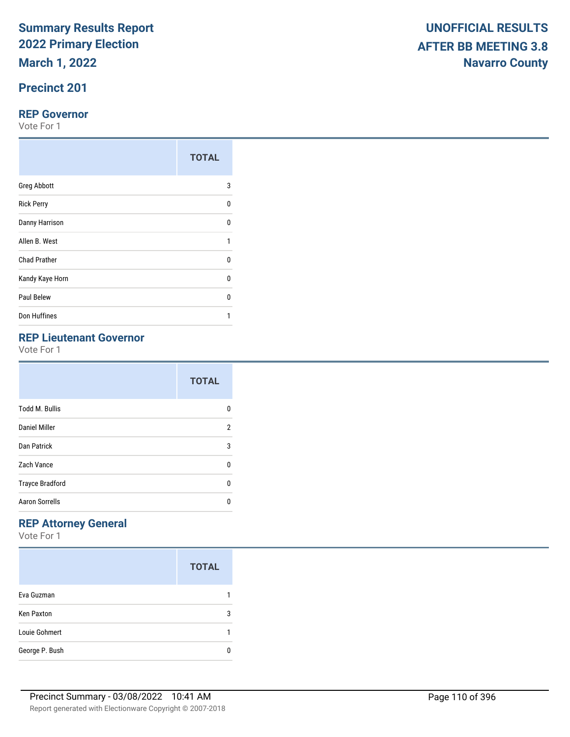**Summary Results Report**
**2022 Primary Election**
**March 1, 2022**

**UNOFFICIAL RESULTS**
**AFTER BB MEETING 3.8**
**Navarro County**

## Precinct 201

### REP Governor

Vote For 1

| | TOTAL |
|---|---|
| Greg Abbott | 3 |
| Rick Perry | 0 |
| Danny Harrison | 0 |
| Allen B. West | 1 |
| Chad Prather | 0 |
| Kandy Kaye Horn | 0 |
| Paul Belew | 0 |
| Don Huffines | 1 |

### REP Lieutenant Governor

Vote For 1

| | TOTAL |
|---|---|
| Todd M. Bullis | 0 |
| Daniel Miller | 2 |
| Dan Patrick | 3 |
| Zach Vance | 0 |
| Trayce Bradford | 0 |
| Aaron Sorrells | 0 |

### REP Attorney General

Vote For 1

| | TOTAL |
|---|---|
| Eva Guzman | 1 |
| Ken Paxton | 3 |
| Louie Gohmert | 1 |
| George P. Bush | 0 |

Precinct Summary - 03/08/2022 10:41 AM

Report generated with Electionware Copyright © 2007-2018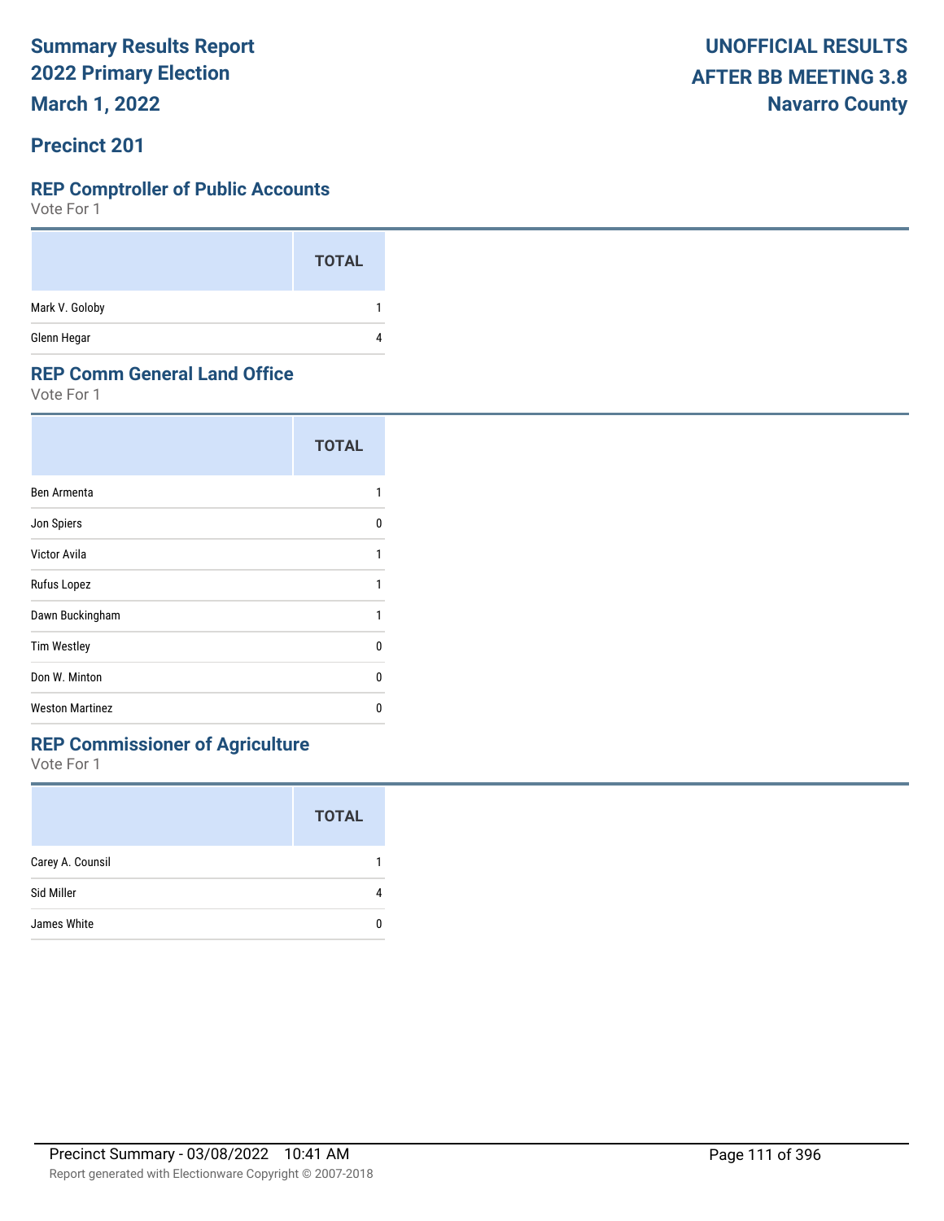**Summary Results Report**
**2022 Primary Election**
**March 1, 2022**

**UNOFFICIAL RESULTS**
**AFTER BB MEETING 3.8**
**Navarro County**

## Precinct 201

### REP Comptroller of Public Accounts

Vote For 1

| | TOTAL |
|---|---|
| Mark V. Goloby | 1 |
| Glenn Hegar | 4 |

### REP Comm General Land Office

Vote For 1

| | TOTAL |
|---|---|
| Ben Armenta | 1 |
| Jon Spiers | 0 |
| Victor Avila | 1 |
| Rufus Lopez | 1 |
| Dawn Buckingham | 1 |
| Tim Westley | 0 |
| Don W. Minton | 0 |
| Weston Martinez | 0 |

### REP Commissioner of Agriculture

Vote For 1

| | TOTAL |
|---|---|
| Carey A. Counsil | 1 |
| Sid Miller | 4 |
| James White | 0 |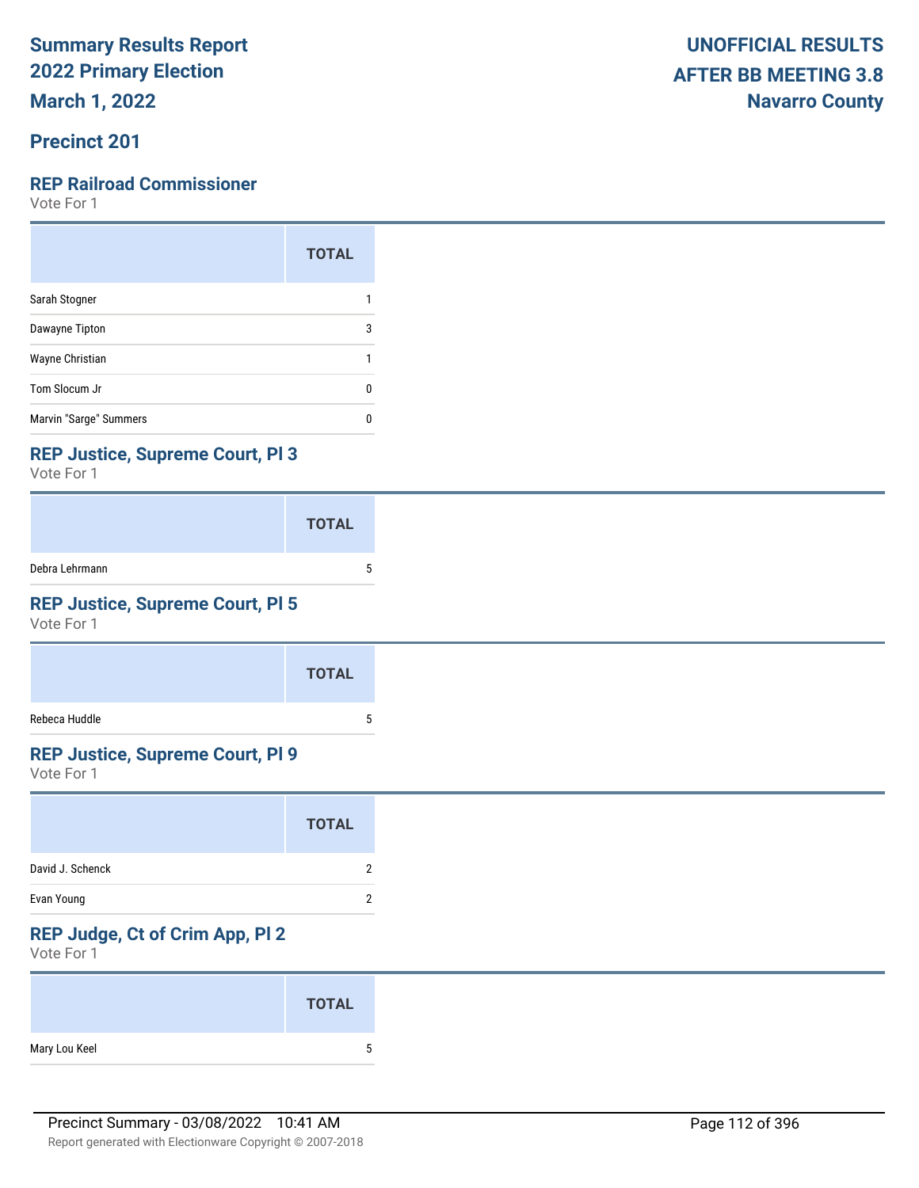# Summary Results Report
# 2022 Primary Election
# March 1, 2022

**UNOFFICIAL RESULTS**
**AFTER BB MEETING 3.8**
**Navarro County**

## Precinct 201

### REP Railroad Commissioner
Vote For 1

| | TOTAL |
|---|---|
| Sarah Stogner | 1 |
| Dawayne Tipton | 3 |
| Wayne Christian | 1 |
| Tom Slocum Jr | 0 |
| Marvin "Sarge" Summers | 0 |

### REP Justice, Supreme Court, Pl 3
Vote For 1

| | TOTAL |
|---|---|
| Debra Lehrmann | 5 |

### REP Justice, Supreme Court, Pl 5
Vote For 1

| | TOTAL |
|---|---|
| Rebeca Huddle | 5 |

### REP Justice, Supreme Court, Pl 9
Vote For 1

| | TOTAL |
|---|---|
| David J. Schenck | 2 |
| Evan Young | 2 |

### REP Judge, Ct of Crim App, Pl 2
Vote For 1

| | TOTAL |
|---|---|
| Mary Lou Keel | 5 |

Precinct Summary - 03/08/2022 10:41 AM

Report generated with Electionware Copyright © 2007-2018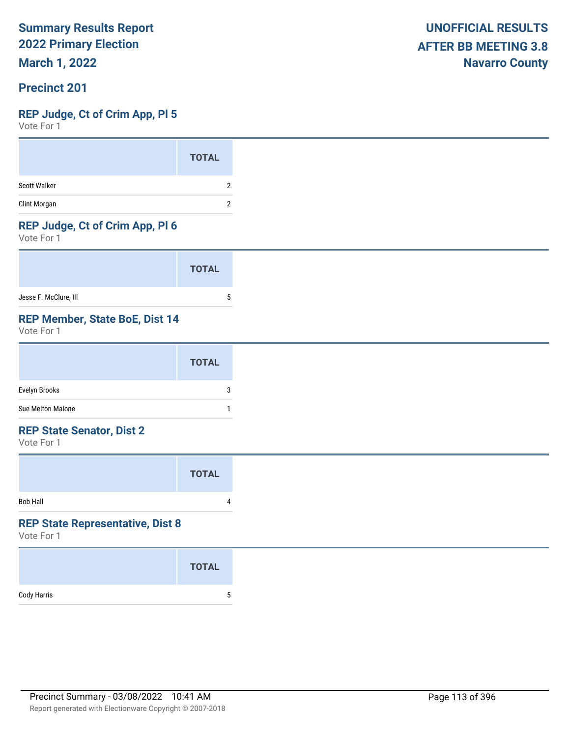**Summary Results Report**
**2022 Primary Election**
**March 1, 2022**

**UNOFFICIAL RESULTS**
**AFTER BB MEETING 3.8**
**Navarro County**

## Precinct 201

### REP Judge, Ct of Crim App, Pl 5

Vote For 1

| | TOTAL |
|---|---|
| Scott Walker | 2 |
| Clint Morgan | 2 |

### REP Judge, Ct of Crim App, Pl 6

Vote For 1

| | TOTAL |
|---|---|
| Jesse F. McClure, III | 5 |

### REP Member, State BoE, Dist 14

Vote For 1

| | TOTAL |
|---|---|
| Evelyn Brooks | 3 |
| Sue Melton-Malone | 1 |

### REP State Senator, Dist 2

Vote For 1

| | TOTAL |
|---|---|
| Bob Hall | 4 |

### REP State Representative, Dist 8

Vote For 1

| | TOTAL |
|---|---|
| Cody Harris | 5 |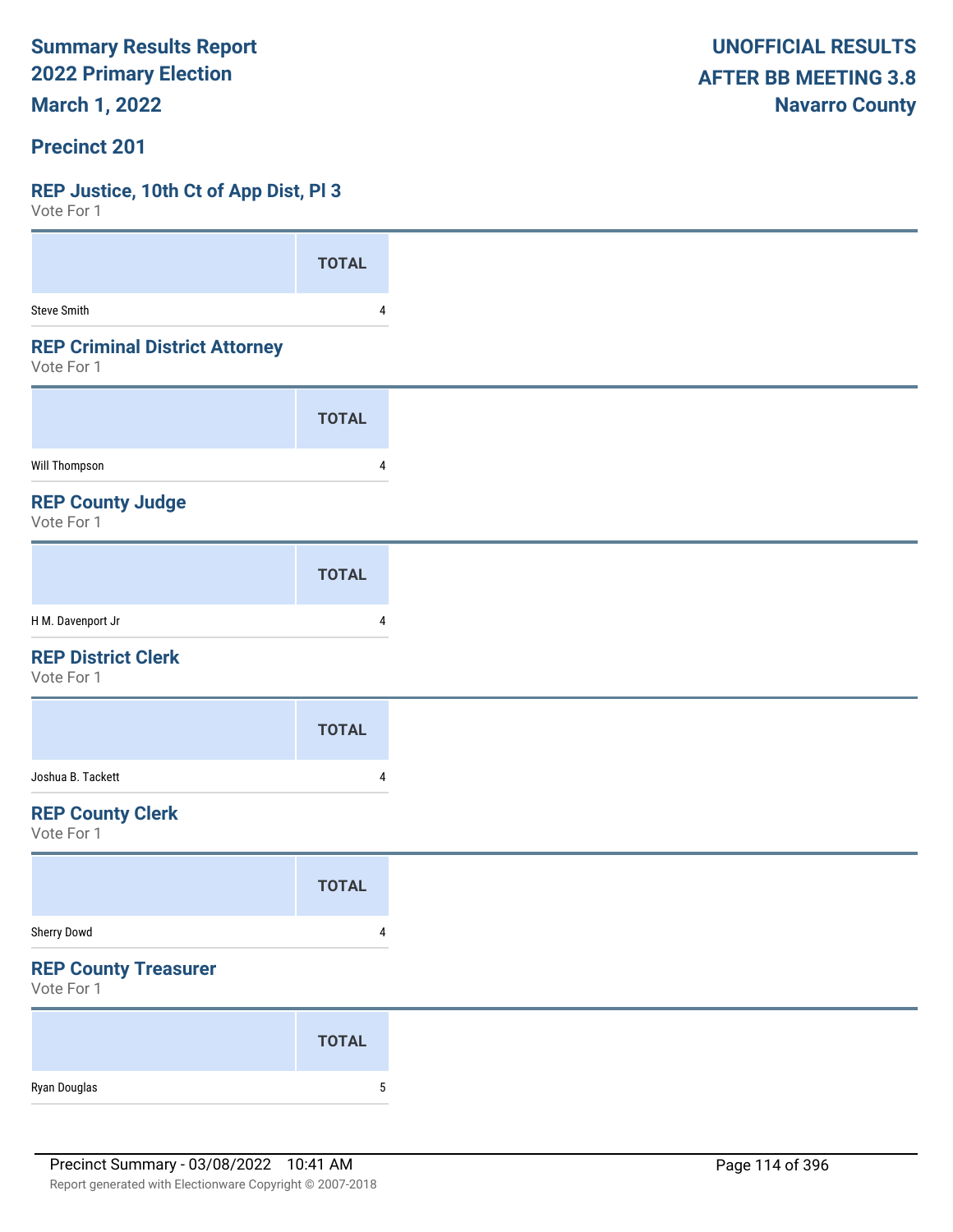Summary Results Report
2022 Primary Election
March 1, 2022

UNOFFICIAL RESULTS
AFTER BB MEETING 3.8
Navarro County

## Precinct 201

### REP Justice, 10th Ct of App Dist, Pl 3
Vote For 1

| | TOTAL |
|---|---|
| Steve Smith | 4 |

### REP Criminal District Attorney
Vote For 1

| | TOTAL |
|---|---|
| Will Thompson | 4 |

### REP County Judge
Vote For 1

| | TOTAL |
|---|---|
| H M. Davenport Jr | 4 |

### REP District Clerk
Vote For 1

| | TOTAL |
|---|---|
| Joshua B. Tackett | 4 |

### REP County Clerk
Vote For 1

| | TOTAL |
|---|---|
| Sherry Dowd | 4 |

### REP County Treasurer
Vote For 1

| | TOTAL |
|---|---|
| Ryan Douglas | 5 |

Precinct Summary - 03/08/2022 10:41 AM

Report generated with Electionware Copyright © 2007-2018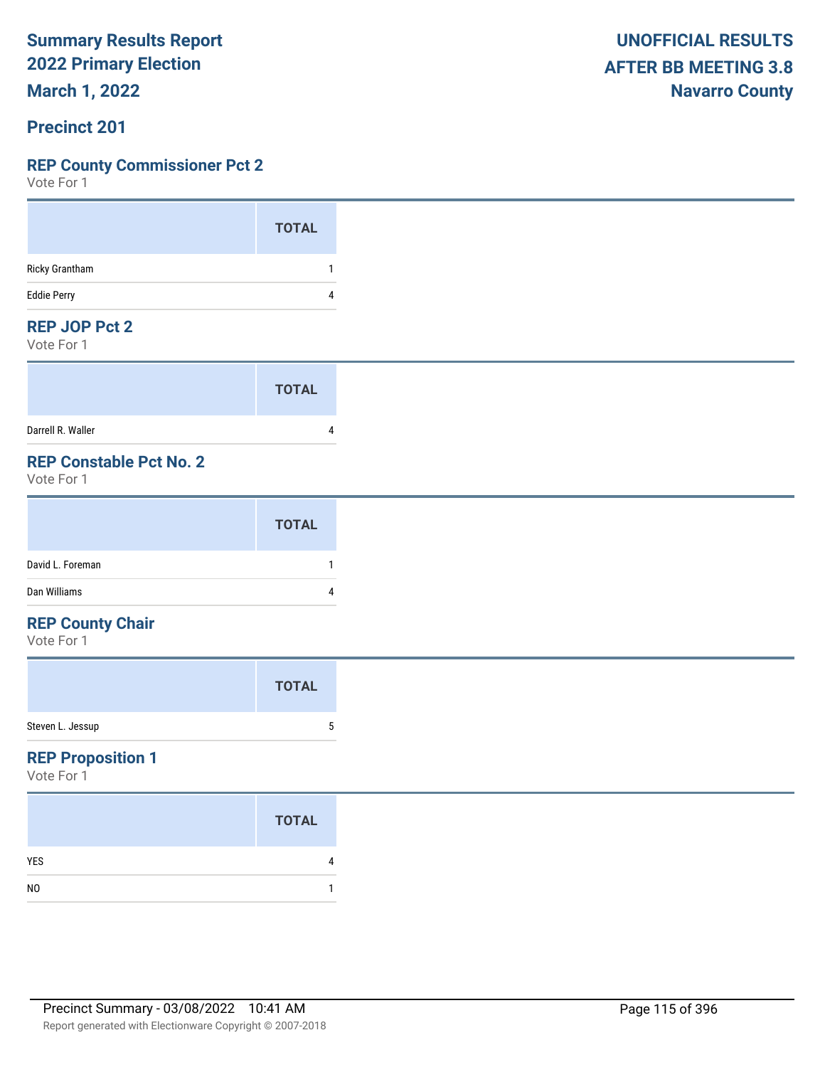Summary Results Report
2022 Primary Election
March 1, 2022

UNOFFICIAL RESULTS
AFTER BB MEETING 3.8
Navarro County

## Precinct 201

### REP County Commissioner Pct 2

Vote For 1

| | TOTAL |
|---|---|
| Ricky Grantham | 1 |
| Eddie Perry | 4 |

### REP JOP Pct 2

Vote For 1

| | TOTAL |
|---|---|
| Darrell R. Waller | 4 |

### REP Constable Pct No. 2

Vote For 1

| | TOTAL |
|---|---|
| David L. Foreman | 1 |
| Dan Williams | 4 |

### REP County Chair

Vote For 1

| | TOTAL |
|---|---|
| Steven L. Jessup | 5 |

### REP Proposition 1

Vote For 1

| | TOTAL |
|---|---|
| YES | 4 |
| NO | 1 |

Precinct Summary - 03/08/2022 10:41 AM

Report generated with Electionware Copyright © 2007-2018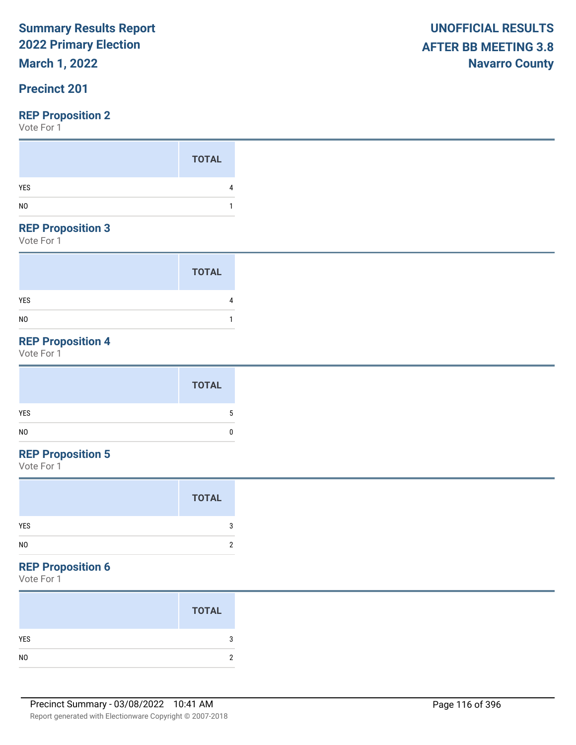# Summary Results Report
# 2022 Primary Election
# March 1, 2022

**UNOFFICIAL RESULTS**
**AFTER BB MEETING 3.8**
**Navarro County**

## Precinct 201

### REP Proposition 2

Vote For 1

| | TOTAL |
|---|---|
| YES | 4 |
| NO | 1 |

### REP Proposition 3

Vote For 1

| | TOTAL |
|---|---|
| YES | 4 |
| NO | 1 |

### REP Proposition 4

Vote For 1

| | TOTAL |
|---|---|
| YES | 5 |
| NO | 0 |

### REP Proposition 5

Vote For 1

| | TOTAL |
|---|---|
| YES | 3 |
| NO | 2 |

### REP Proposition 6

Vote For 1

| | TOTAL |
|---|---|
| YES | 3 |
| NO | 2 |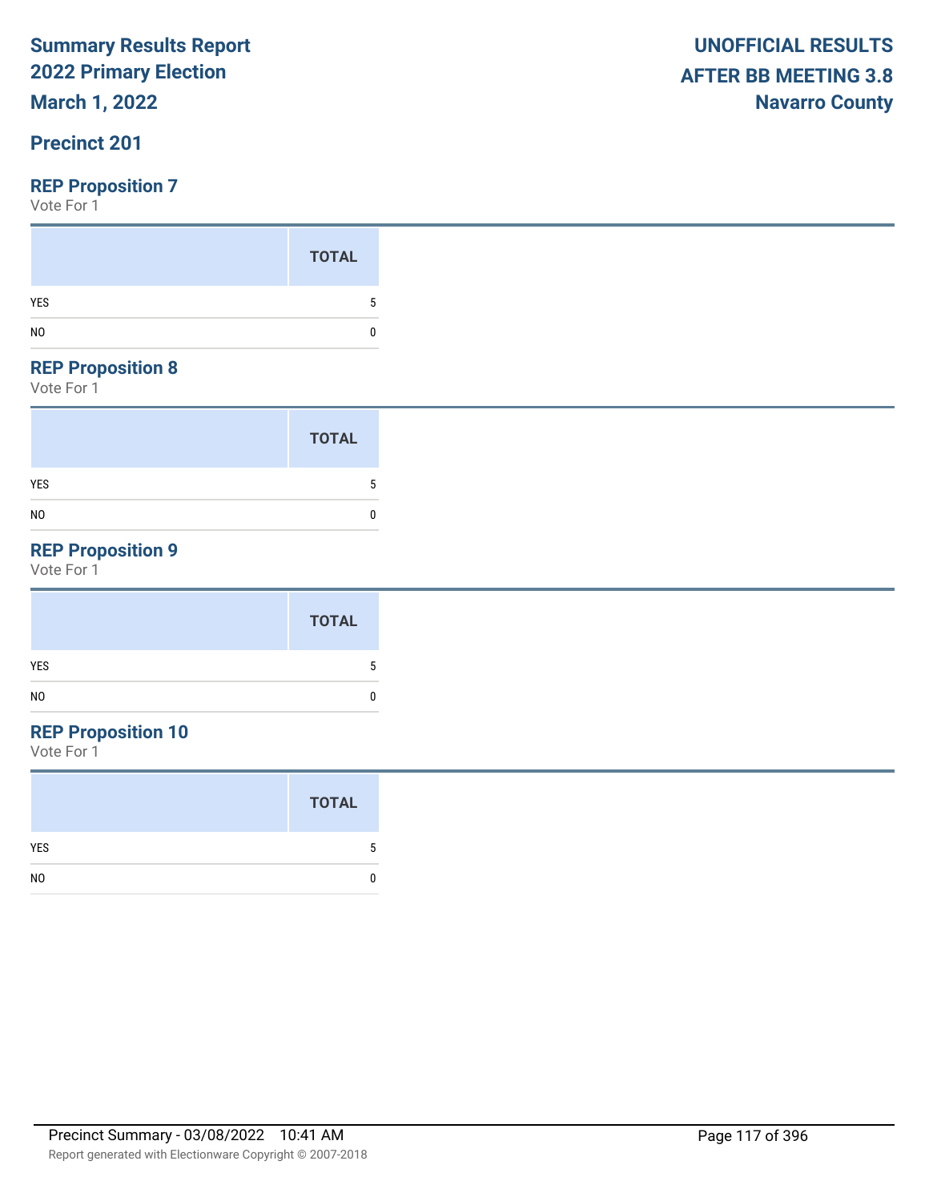# Summary Results Report
## 2022 Primary Election
## March 1, 2022

**UNOFFICIAL RESULTS**
**AFTER BB MEETING 3.8**
**Navarro County**

## Precinct 201

### REP Proposition 7
Vote For 1

| | TOTAL |
|---|---|
| YES | 5 |
| NO | 0 |

### REP Proposition 8
Vote For 1

| | TOTAL |
|---|---|
| YES | 5 |
| NO | 0 |

### REP Proposition 9
Vote For 1

| | TOTAL |
|---|---|
| YES | 5 |
| NO | 0 |

### REP Proposition 10
Vote For 1

| | TOTAL |
|---|---|
| YES | 5 |
| NO | 0 |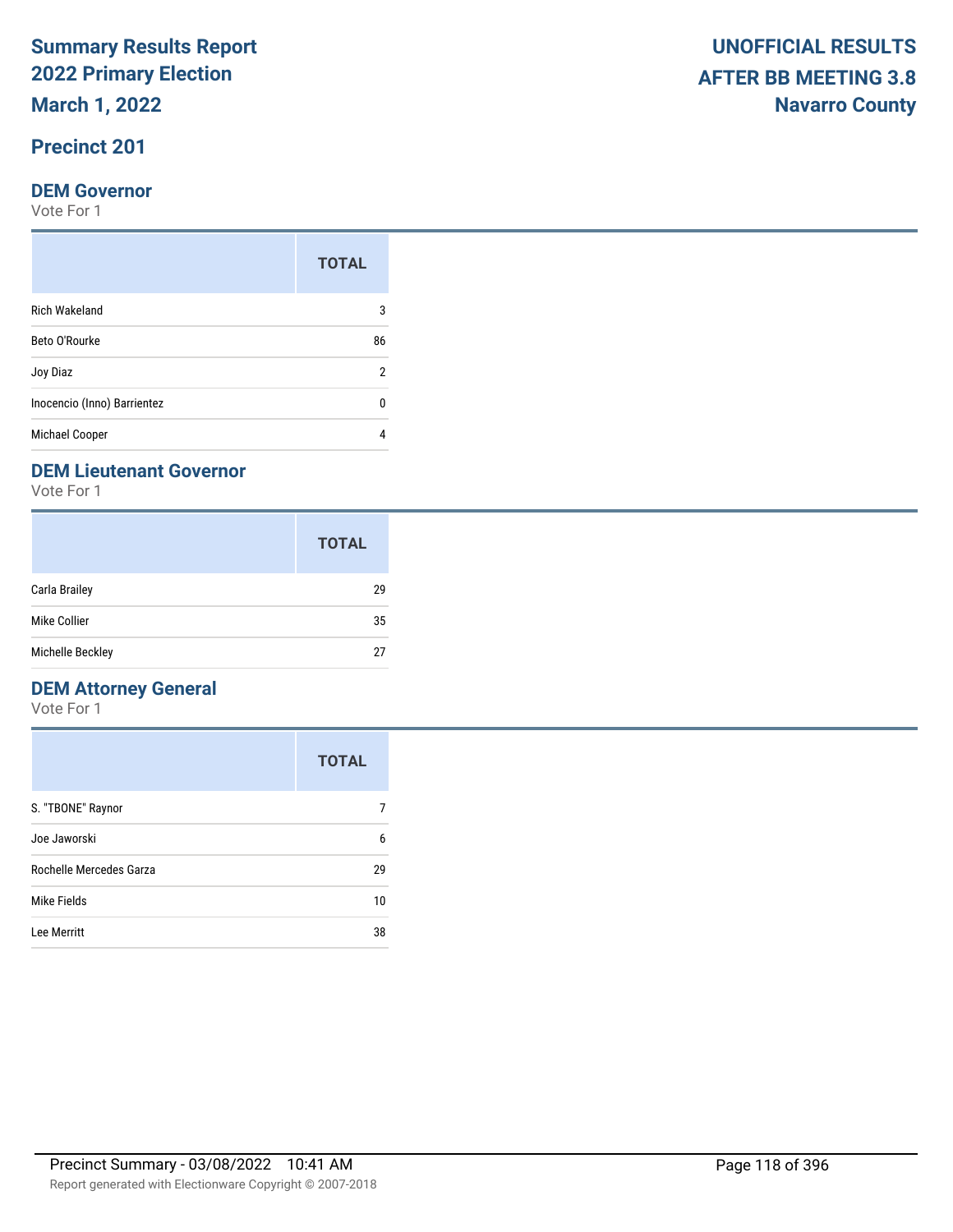# Summary Results Report
# 2022 Primary Election
# March 1, 2022

**UNOFFICIAL RESULTS**
**AFTER BB MEETING 3.8**
**Navarro County**

## Precinct 201

### DEM Governor

Vote For 1

| | TOTAL |
|---|---|
| Rich Wakeland | 3 |
| Beto O'Rourke | 86 |
| Joy Diaz | 2 |
| Inocencio (Inno) Barrientez | 0 |
| Michael Cooper | 4 |

### DEM Lieutenant Governor

Vote For 1

| | TOTAL |
|---|---|
| Carla Brailey | 29 |
| Mike Collier | 35 |
| Michelle Beckley | 27 |

### DEM Attorney General

Vote For 1

| | TOTAL |
|---|---|
| S. "TBONE" Raynor | 7 |
| Joe Jaworski | 6 |
| Rochelle Mercedes Garza | 29 |
| Mike Fields | 10 |
| Lee Merritt | 38 |

Precinct Summary - 03/08/2022 10:41 AM

Report generated with Electionware Copyright © 2007-2018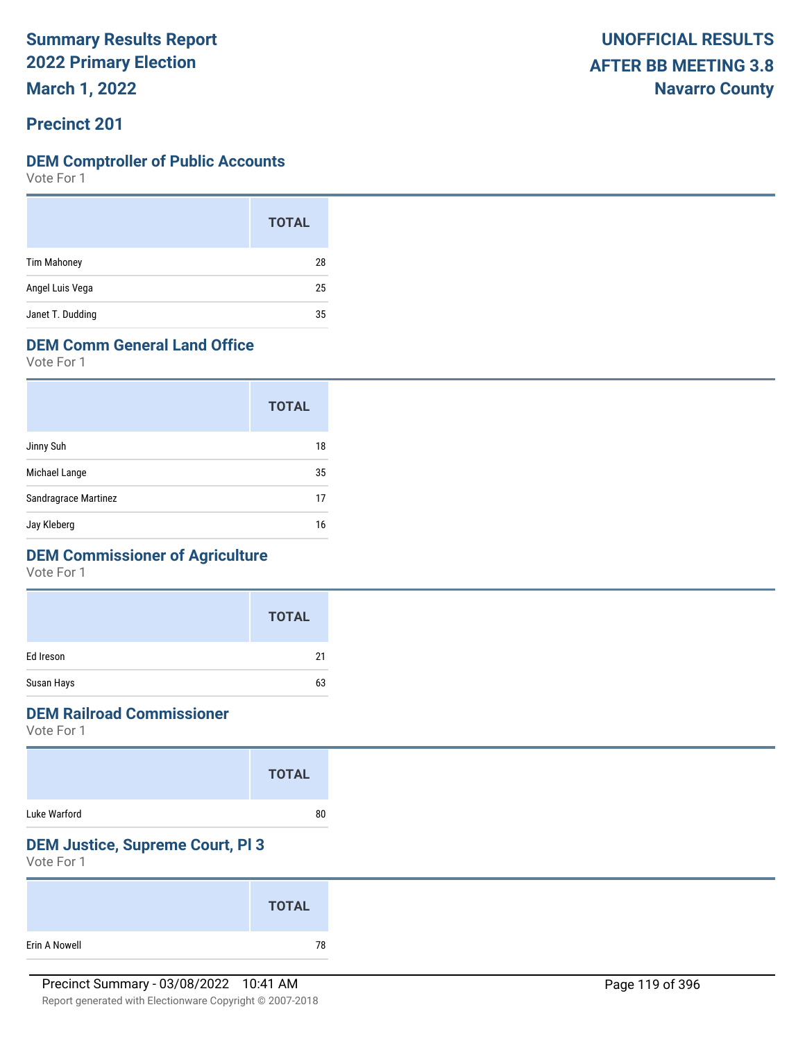# Summary Results Report
# 2022 Primary Election
# March 1, 2022

**UNOFFICIAL RESULTS**
**AFTER BB MEETING 3.8**
**Navarro County**

## Precinct 201

### DEM Comptroller of Public Accounts
Vote For 1

| | TOTAL |
|---|---|
| Tim Mahoney | 28 |
| Angel Luis Vega | 25 |
| Janet T. Dudding | 35 |

### DEM Comm General Land Office
Vote For 1

| | TOTAL |
|---|---|
| Jinny Suh | 18 |
| Michael Lange | 35 |
| Sandragrace Martinez | 17 |
| Jay Kleberg | 16 |

### DEM Commissioner of Agriculture
Vote For 1

| | TOTAL |
|---|---|
| Ed Ireson | 21 |
| Susan Hays | 63 |

### DEM Railroad Commissioner
Vote For 1

| | TOTAL |
|---|---|
| Luke Warford | 80 |

### DEM Justice, Supreme Court, Pl 3
Vote For 1

| | TOTAL |
|---|---|
| Erin A Nowell | 78 |

Precinct Summary - 03/08/2022 10:41 AM

Report generated with Electionware Copyright © 2007-2018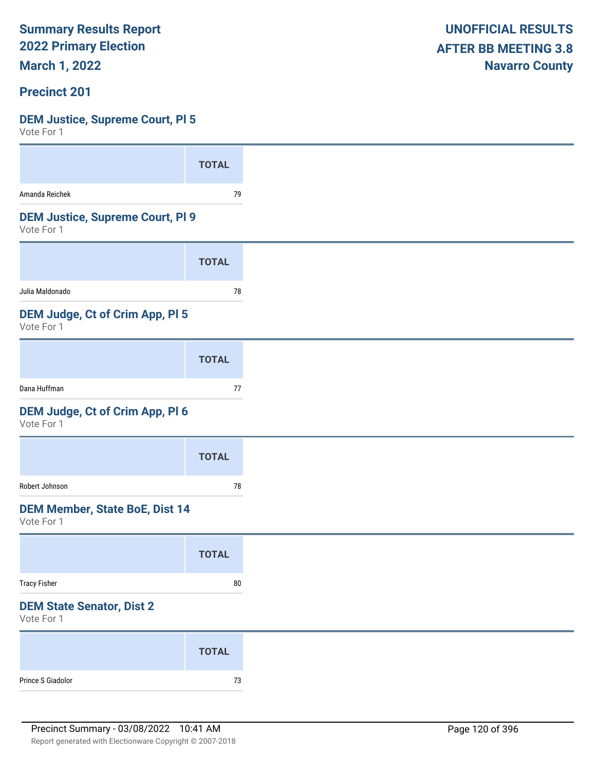# Summary Results Report
# 2022 Primary Election
# March 1, 2022

**UNOFFICIAL RESULTS**
**AFTER BB MEETING 3.8**
**Navarro County**

## Precinct 201

### DEM Justice, Supreme Court, Pl 5
Vote For 1

| | TOTAL |
|---|---|
| Amanda Reichek | 79 |

### DEM Justice, Supreme Court, Pl 9
Vote For 1

| | TOTAL |
|---|---|
| Julia Maldonado | 78 |

### DEM Judge, Ct of Crim App, Pl 5
Vote For 1

| | TOTAL |
|---|---|
| Dana Huffman | 77 |

### DEM Judge, Ct of Crim App, Pl 6
Vote For 1

| | TOTAL |
|---|---|
| Robert Johnson | 78 |

### DEM Member, State BoE, Dist 14
Vote For 1

| | TOTAL |
|---|---|
| Tracy Fisher | 80 |

### DEM State Senator, Dist 2
Vote For 1

| | TOTAL |
|---|---|
| Prince S Giadolor | 73 |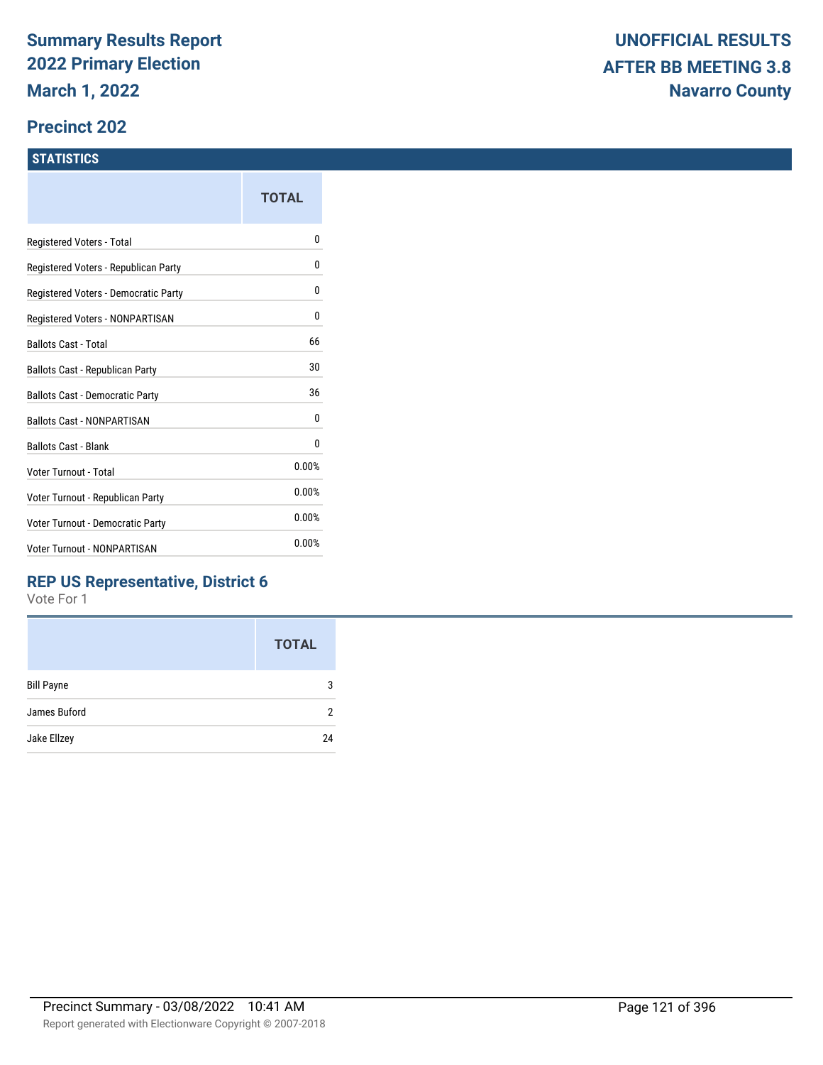# Summary Results Report
# 2022 Primary Election
# March 1, 2022

**UNOFFICIAL RESULTS**
**AFTER BB MEETING 3.8**
**Navarro County**

## Precinct 202

### STATISTICS

| | TOTAL |
|---|---|
| Registered Voters - Total | 0 |
| Registered Voters - Republican Party | 0 |
| Registered Voters - Democratic Party | 0 |
| Registered Voters - NONPARTISAN | 0 |
| Ballots Cast - Total | 66 |
| Ballots Cast - Republican Party | 30 |
| Ballots Cast - Democratic Party | 36 |
| Ballots Cast - NONPARTISAN | 0 |
| Ballots Cast - Blank | 0 |
| Voter Turnout - Total | 0.00% |
| Voter Turnout - Republican Party | 0.00% |
| Voter Turnout - Democratic Party | 0.00% |
| Voter Turnout - NONPARTISAN | 0.00% |

### REP US Representative, District 6

Vote For 1

| | TOTAL |
|---|---|
| Bill Payne | 3 |
| James Buford | 2 |
| Jake Ellzey | 24 |

Precinct Summary - 03/08/2022 10:41 AM

Report generated with Electionware Copyright © 2007-2018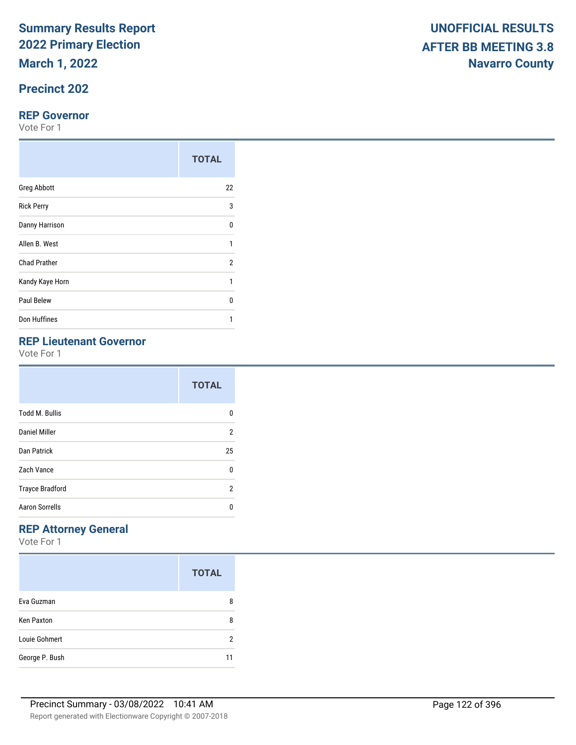# Summary Results Report
# 2022 Primary Election
# March 1, 2022

**UNOFFICIAL RESULTS**
**AFTER BB MEETING 3.8**
**Navarro County**

## Precinct 202

### REP Governor

Vote For 1

| | TOTAL |
|---|---|
| Greg Abbott | 22 |
| Rick Perry | 3 |
| Danny Harrison | 0 |
| Allen B. West | 1 |
| Chad Prather | 2 |
| Kandy Kaye Horn | 1 |
| Paul Belew | 0 |
| Don Huffines | 1 |

### REP Lieutenant Governor

Vote For 1

| | TOTAL |
|---|---|
| Todd M. Bullis | 0 |
| Daniel Miller | 2 |
| Dan Patrick | 25 |
| Zach Vance | 0 |
| Trayce Bradford | 2 |
| Aaron Sorrells | 0 |

### REP Attorney General

Vote For 1

| | TOTAL |
|---|---|
| Eva Guzman | 8 |
| Ken Paxton | 8 |
| Louie Gohmert | 2 |
| George P. Bush | 11 |

Precinct Summary - 03/08/2022 10:41 AM

Report generated with Electionware Copyright © 2007-2018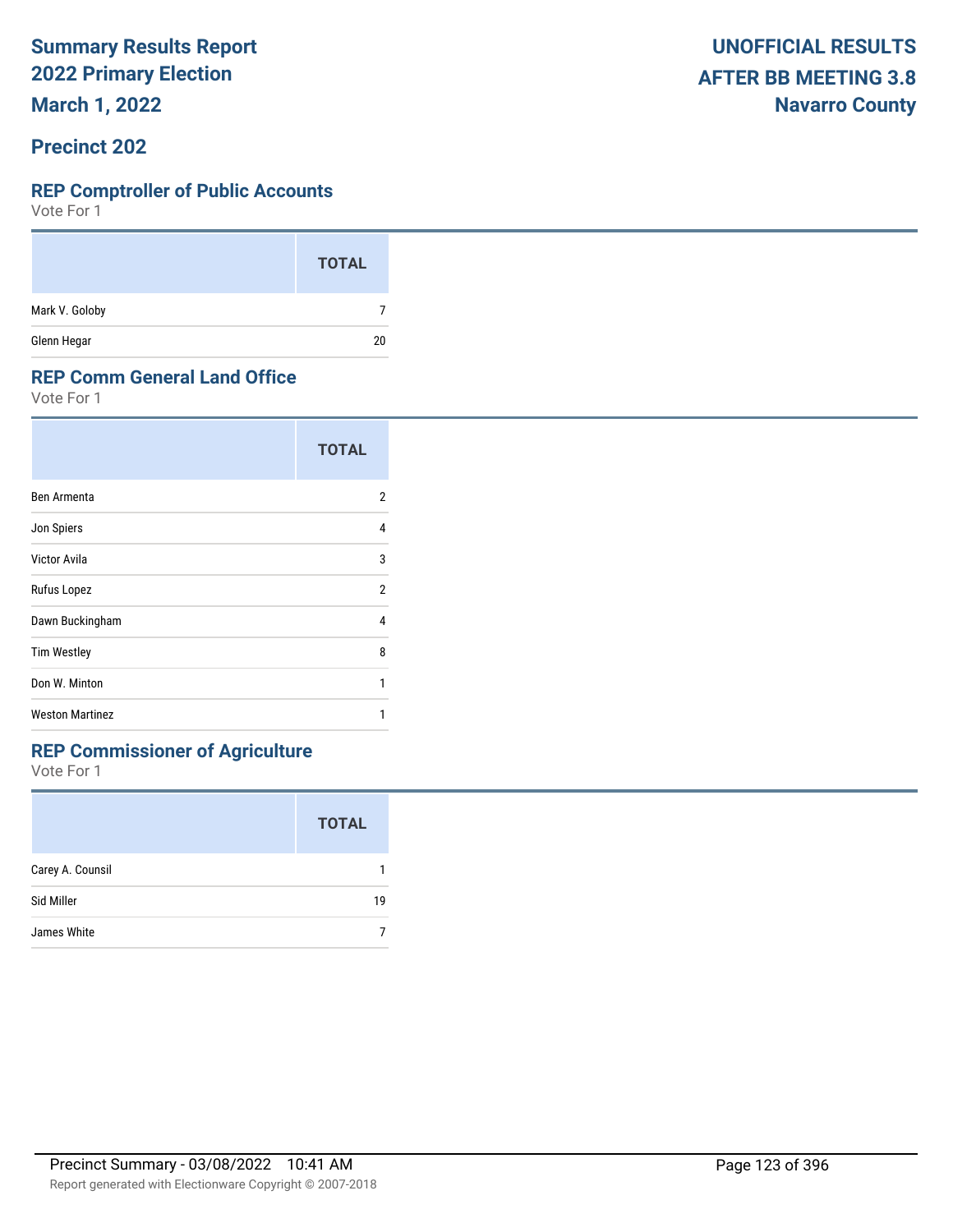**Summary Results Report**
**2022 Primary Election**
**March 1, 2022**

**UNOFFICIAL RESULTS**
**AFTER BB MEETING 3.8**
**Navarro County**

## Precinct 202

### REP Comptroller of Public Accounts

Vote For 1

| | TOTAL |
|---|---|
| Mark V. Goloby | 7 |
| Glenn Hegar | 20 |

### REP Comm General Land Office

Vote For 1

| | TOTAL |
|---|---|
| Ben Armenta | 2 |
| Jon Spiers | 4 |
| Victor Avila | 3 |
| Rufus Lopez | 2 |
| Dawn Buckingham | 4 |
| Tim Westley | 8 |
| Don W. Minton | 1 |
| Weston Martinez | 1 |

### REP Commissioner of Agriculture

Vote For 1

| | TOTAL |
|---|---|
| Carey A. Counsil | 1 |
| Sid Miller | 19 |
| James White | 7 |

Precinct Summary - 03/08/2022 10:41 AM

Report generated with Electionware Copyright © 2007-2018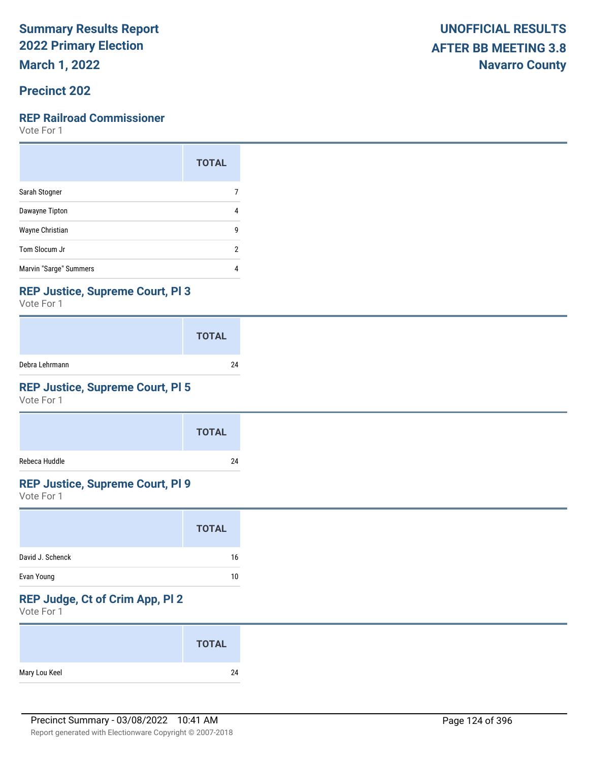# Summary Results Report
# 2022 Primary Election
# March 1, 2022

**UNOFFICIAL RESULTS**
**AFTER BB MEETING 3.8**
**Navarro County**

## Precinct 202

### REP Railroad Commissioner

Vote For 1

| | TOTAL |
|---|---|
| Sarah Stogner | 7 |
| Dawayne Tipton | 4 |
| Wayne Christian | 9 |
| Tom Slocum Jr | 2 |
| Marvin "Sarge" Summers | 4 |

### REP Justice, Supreme Court, Pl 3

Vote For 1

| | TOTAL |
|---|---|
| Debra Lehrmann | 24 |

### REP Justice, Supreme Court, Pl 5

Vote For 1

| | TOTAL |
|---|---|
| Rebeca Huddle | 24 |

### REP Justice, Supreme Court, Pl 9

Vote For 1

| | TOTAL |
|---|---|
| David J. Schenck | 16 |
| Evan Young | 10 |

### REP Judge, Ct of Crim App, Pl 2

Vote For 1

| | TOTAL |
|---|---|
| Mary Lou Keel | 24 |

Precinct Summary - 03/08/2022 10:41 AM

Report generated with Electionware Copyright © 2007-2018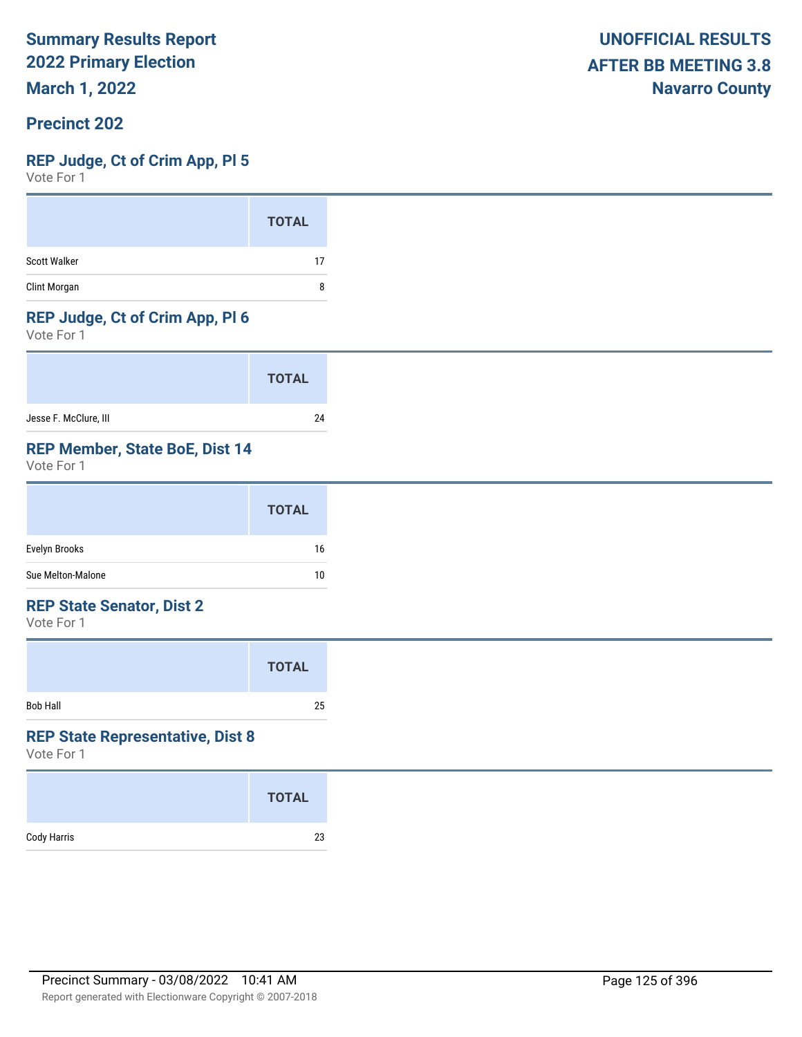**Summary Results Report**
**2022 Primary Election**
**March 1, 2022**

**UNOFFICIAL RESULTS**
**AFTER BB MEETING 3.8**
**Navarro County**

## Precinct 202

### REP Judge, Ct of Crim App, Pl 5
Vote For 1

| | TOTAL |
|---|---|
| Scott Walker | 17 |
| Clint Morgan | 8 |

### REP Judge, Ct of Crim App, Pl 6
Vote For 1

| | TOTAL |
|---|---|
| Jesse F. McClure, III | 24 |

### REP Member, State BoE, Dist 14
Vote For 1

| | TOTAL |
|---|---|
| Evelyn Brooks | 16 |
| Sue Melton-Malone | 10 |

### REP State Senator, Dist 2
Vote For 1

| | TOTAL |
|---|---|
| Bob Hall | 25 |

### REP State Representative, Dist 8
Vote For 1

| | TOTAL |
|---|---|
| Cody Harris | 23 |

Precinct Summary - 03/08/2022 10:41 AM

Report generated with Electionware Copyright © 2007-2018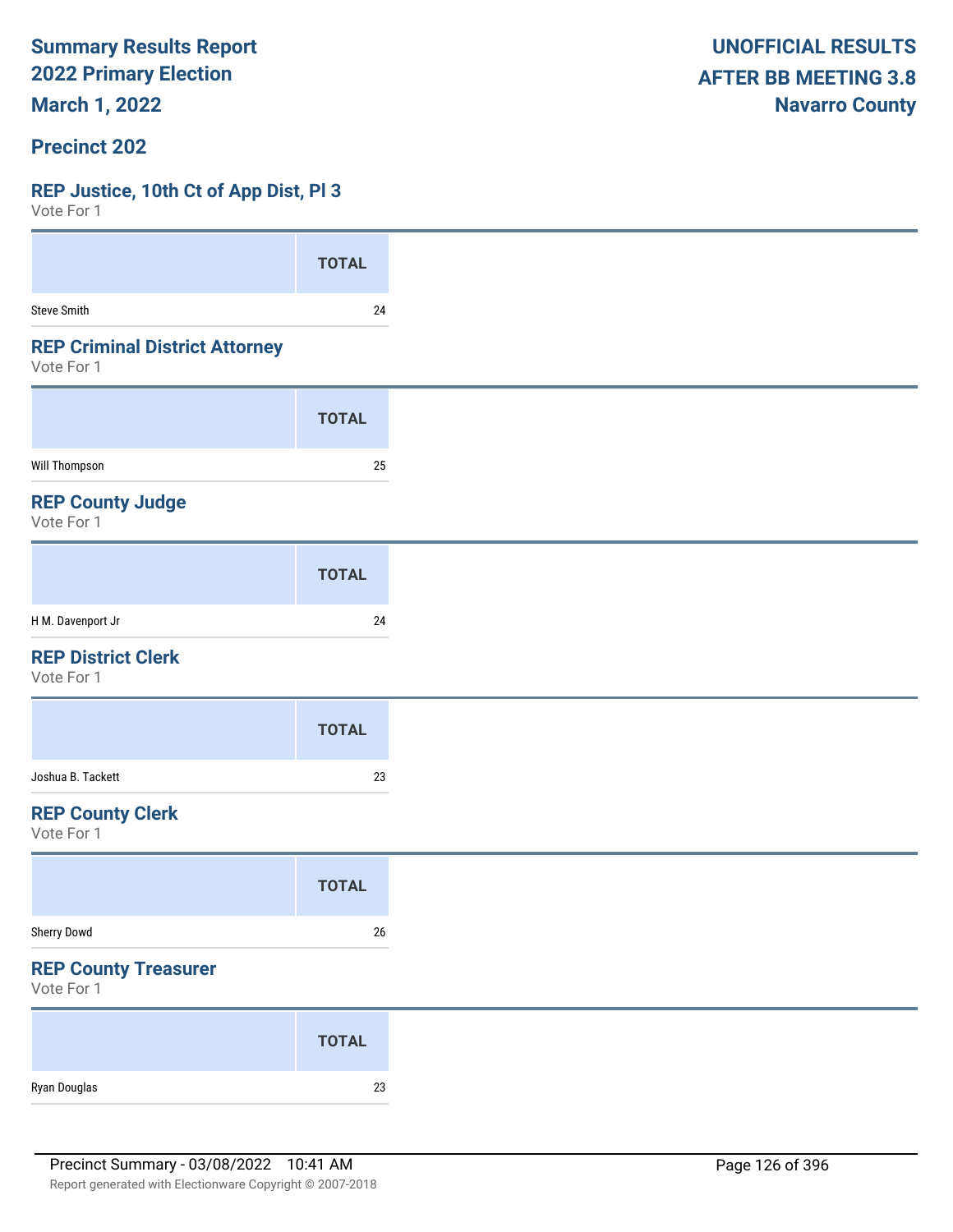**Summary Results Report**
**2022 Primary Election**
**March 1, 2022**

**UNOFFICIAL RESULTS**
**AFTER BB MEETING 3.8**
**Navarro County**

## Precinct 202

### REP Justice, 10th Ct of App Dist, Pl 3
Vote For 1

| | TOTAL |
|---|---|
| Steve Smith | 24 |

### REP Criminal District Attorney
Vote For 1

| | TOTAL |
|---|---|
| Will Thompson | 25 |

### REP County Judge
Vote For 1

| | TOTAL |
|---|---|
| H M. Davenport Jr | 24 |

### REP District Clerk
Vote For 1

| | TOTAL |
|---|---|
| Joshua B. Tackett | 23 |

### REP County Clerk
Vote For 1

| | TOTAL |
|---|---|
| Sherry Dowd | 26 |

### REP County Treasurer
Vote For 1

| | TOTAL |
|---|---|
| Ryan Douglas | 23 |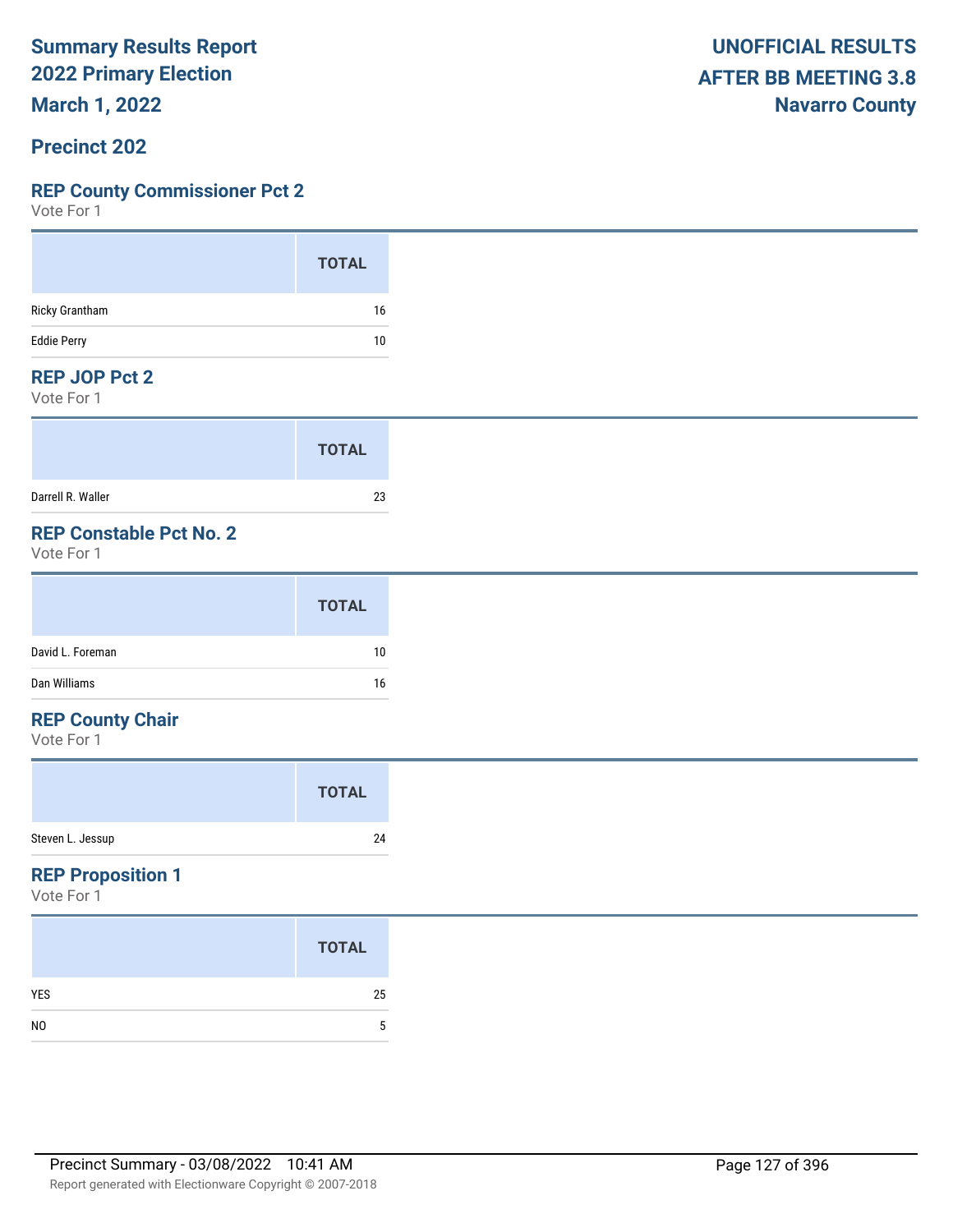# Summary Results Report
## 2022 Primary Election
## March 1, 2022

**UNOFFICIAL RESULTS**
**AFTER BB MEETING 3.8**
**Navarro County**

## Precinct 202

### REP County Commissioner Pct 2
Vote For 1

| | TOTAL |
|---|---|
| Ricky Grantham | 16 |
| Eddie Perry | 10 |

### REP JOP Pct 2
Vote For 1

| | TOTAL |
|---|---|
| Darrell R. Waller | 23 |

### REP Constable Pct No. 2
Vote For 1

| | TOTAL |
|---|---|
| David L. Foreman | 10 |
| Dan Williams | 16 |

### REP County Chair
Vote For 1

| | TOTAL |
|---|---|
| Steven L. Jessup | 24 |

### REP Proposition 1
Vote For 1

| | TOTAL |
|---|---|
| YES | 25 |
| NO | 5 |

Precinct Summary - 03/08/2022 10:41 AM

Report generated with Electionware Copyright © 2007-2018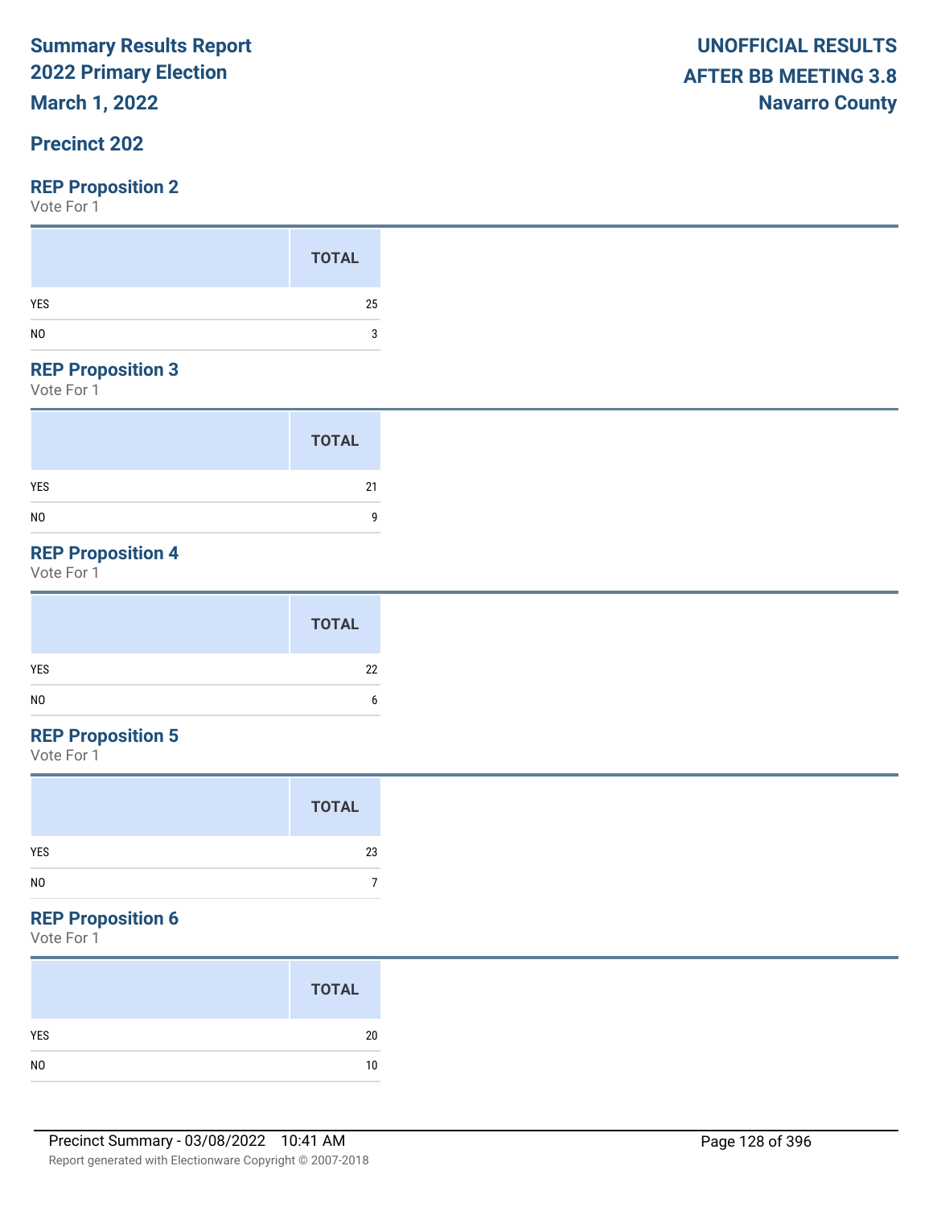# Summary Results Report
## 2022 Primary Election
## March 1, 2022

**UNOFFICIAL RESULTS**
**AFTER BB MEETING 3.8**
**Navarro County**

## Precinct 202

### REP Proposition 2

Vote For 1

| | TOTAL |
|---|---|
| YES | 25 |
| NO | 3 |

### REP Proposition 3

Vote For 1

| | TOTAL |
|---|---|
| YES | 21 |
| NO | 9 |

### REP Proposition 4

Vote For 1

| | TOTAL |
|---|---|
| YES | 22 |
| NO | 6 |

### REP Proposition 5

Vote For 1

| | TOTAL |
|---|---|
| YES | 23 |
| NO | 7 |

### REP Proposition 6

Vote For 1

| | TOTAL |
|---|---|
| YES | 20 |
| NO | 10 |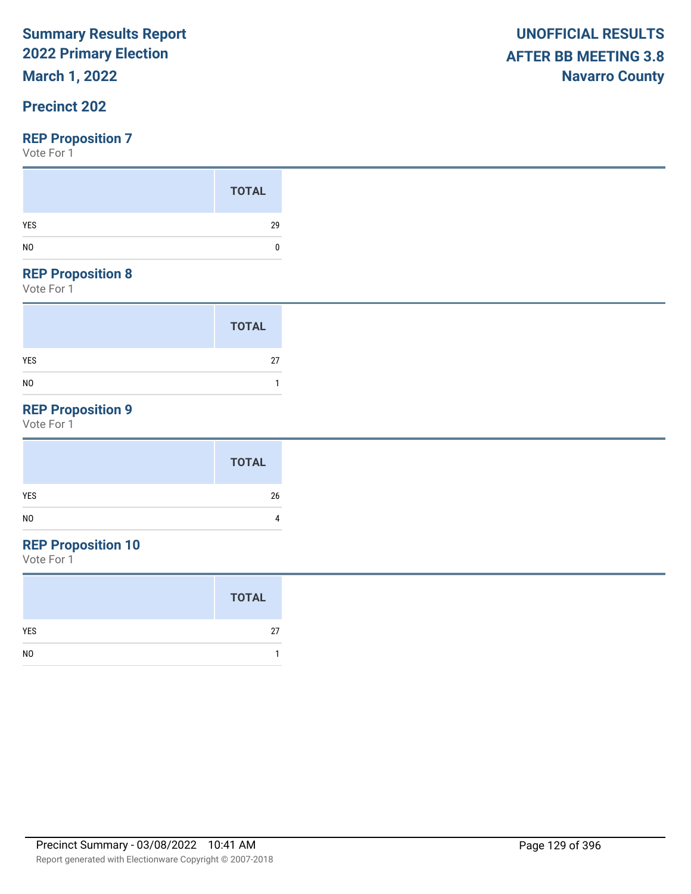# Summary Results Report
## 2022 Primary Election
## March 1, 2022

**UNOFFICIAL RESULTS**
**AFTER BB MEETING 3.8**
**Navarro County**

## Precinct 202

### REP Proposition 7

Vote For 1

| | TOTAL |
|---|---|
| YES | 29 |
| NO | 0 |

### REP Proposition 8

Vote For 1

| | TOTAL |
|---|---|
| YES | 27 |
| NO | 1 |

### REP Proposition 9

Vote For 1

| | TOTAL |
|---|---|
| YES | 26 |
| NO | 4 |

### REP Proposition 10

Vote For 1

| | TOTAL |
|---|---|
| YES | 27 |
| NO | 1 |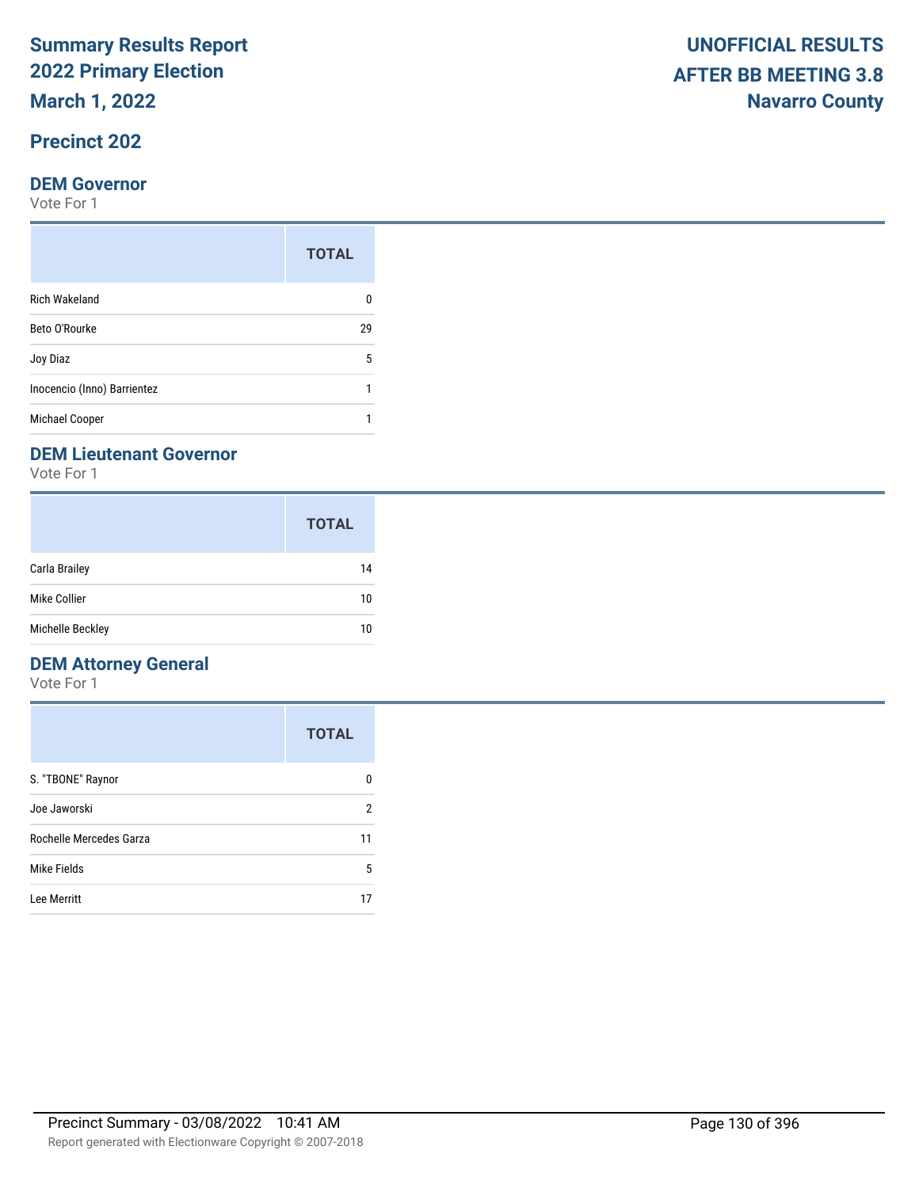# Summary Results Report
# 2022 Primary Election
# March 1, 2022

**UNOFFICIAL RESULTS**
**AFTER BB MEETING 3.8**
**Navarro County**

## Precinct 202

### DEM Governor

Vote For 1

| | TOTAL |
|---|---|
| Rich Wakeland | 0 |
| Beto O'Rourke | 29 |
| Joy Diaz | 5 |
| Inocencio (Inno) Barrientez | 1 |
| Michael Cooper | 1 |

### DEM Lieutenant Governor

Vote For 1

| | TOTAL |
|---|---|
| Carla Brailey | 14 |
| Mike Collier | 10 |
| Michelle Beckley | 10 |

### DEM Attorney General

Vote For 1

| | TOTAL |
|---|---|
| S. "TBONE" Raynor | 0 |
| Joe Jaworski | 2 |
| Rochelle Mercedes Garza | 11 |
| Mike Fields | 5 |
| Lee Merritt | 17 |

Precinct Summary - 03/08/2022 10:41 AM

Report generated with Electionware Copyright © 2007-2018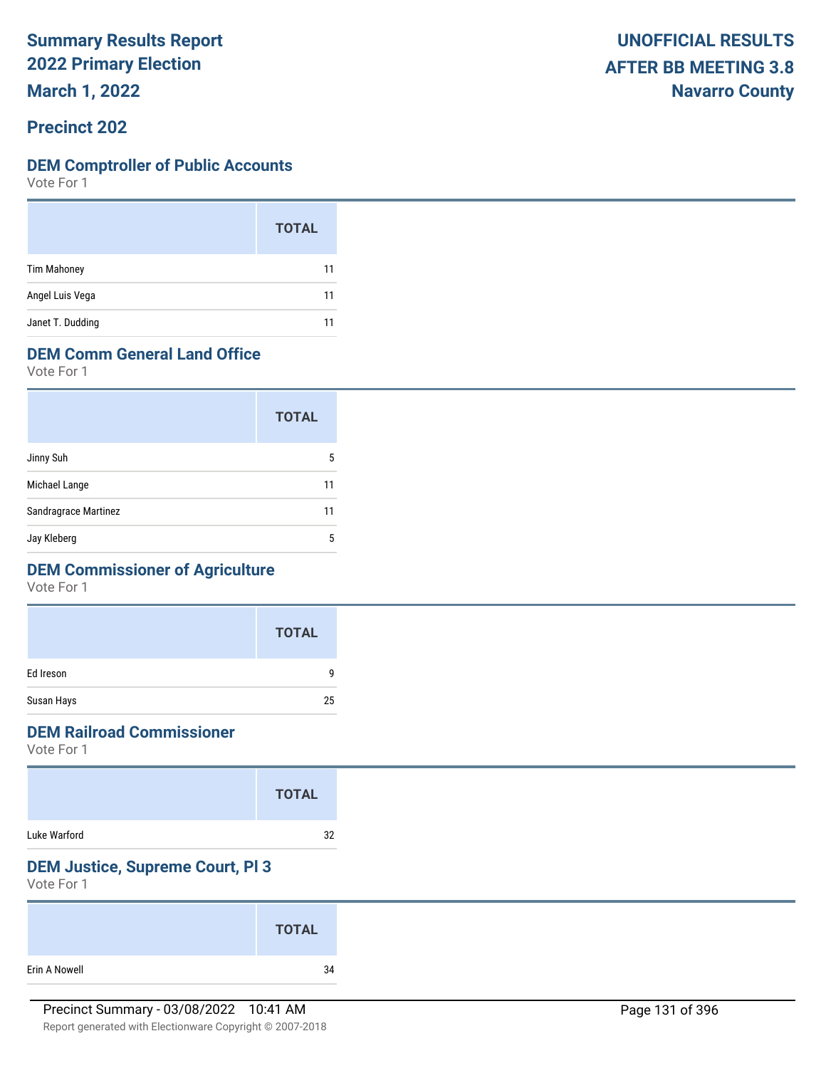# Summary Results Report
# 2022 Primary Election
# March 1, 2022

**UNOFFICIAL RESULTS**
**AFTER BB MEETING 3.8**
**Navarro County**

## Precinct 202

### DEM Comptroller of Public Accounts
Vote For 1

| | TOTAL |
|---|---|
| Tim Mahoney | 11 |
| Angel Luis Vega | 11 |
| Janet T. Dudding | 11 |

### DEM Comm General Land Office
Vote For 1

| | TOTAL |
|---|---|
| Jinny Suh | 5 |
| Michael Lange | 11 |
| Sandragrace Martinez | 11 |
| Jay Kleberg | 5 |

### DEM Commissioner of Agriculture
Vote For 1

| | TOTAL |
|---|---|
| Ed Ireson | 9 |
| Susan Hays | 25 |

### DEM Railroad Commissioner
Vote For 1

| | TOTAL |
|---|---|
| Luke Warford | 32 |

### DEM Justice, Supreme Court, Pl 3
Vote For 1

| | TOTAL |
|---|---|
| Erin A Nowell | 34 |

Precinct Summary - 03/08/2022 10:41 AM

Report generated with Electionware Copyright © 2007-2018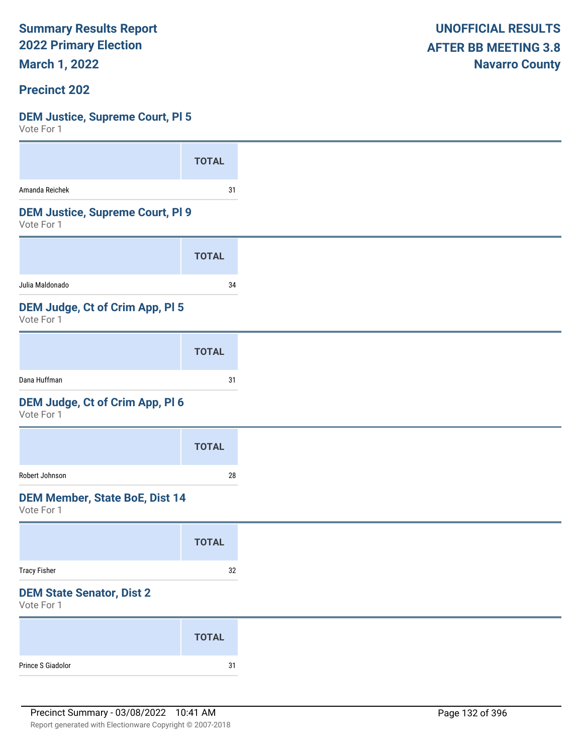# Summary Results Report
# 2022 Primary Election
# March 1, 2022

**UNOFFICIAL RESULTS**
**AFTER BB MEETING 3.8**
**Navarro County**

## Precinct 202

### DEM Justice, Supreme Court, Pl 5
Vote For 1

| | TOTAL |
|---|---|
| Amanda Reichek | 31 |

### DEM Justice, Supreme Court, Pl 9
Vote For 1

| | TOTAL |
|---|---|
| Julia Maldonado | 34 |

### DEM Judge, Ct of Crim App, Pl 5
Vote For 1

| | TOTAL |
|---|---|
| Dana Huffman | 31 |

### DEM Judge, Ct of Crim App, Pl 6
Vote For 1

| | TOTAL |
|---|---|
| Robert Johnson | 28 |

### DEM Member, State BoE, Dist 14
Vote For 1

| | TOTAL |
|---|---|
| Tracy Fisher | 32 |

### DEM State Senator, Dist 2
Vote For 1

| | TOTAL |
|---|---|
| Prince S Giadolor | 31 |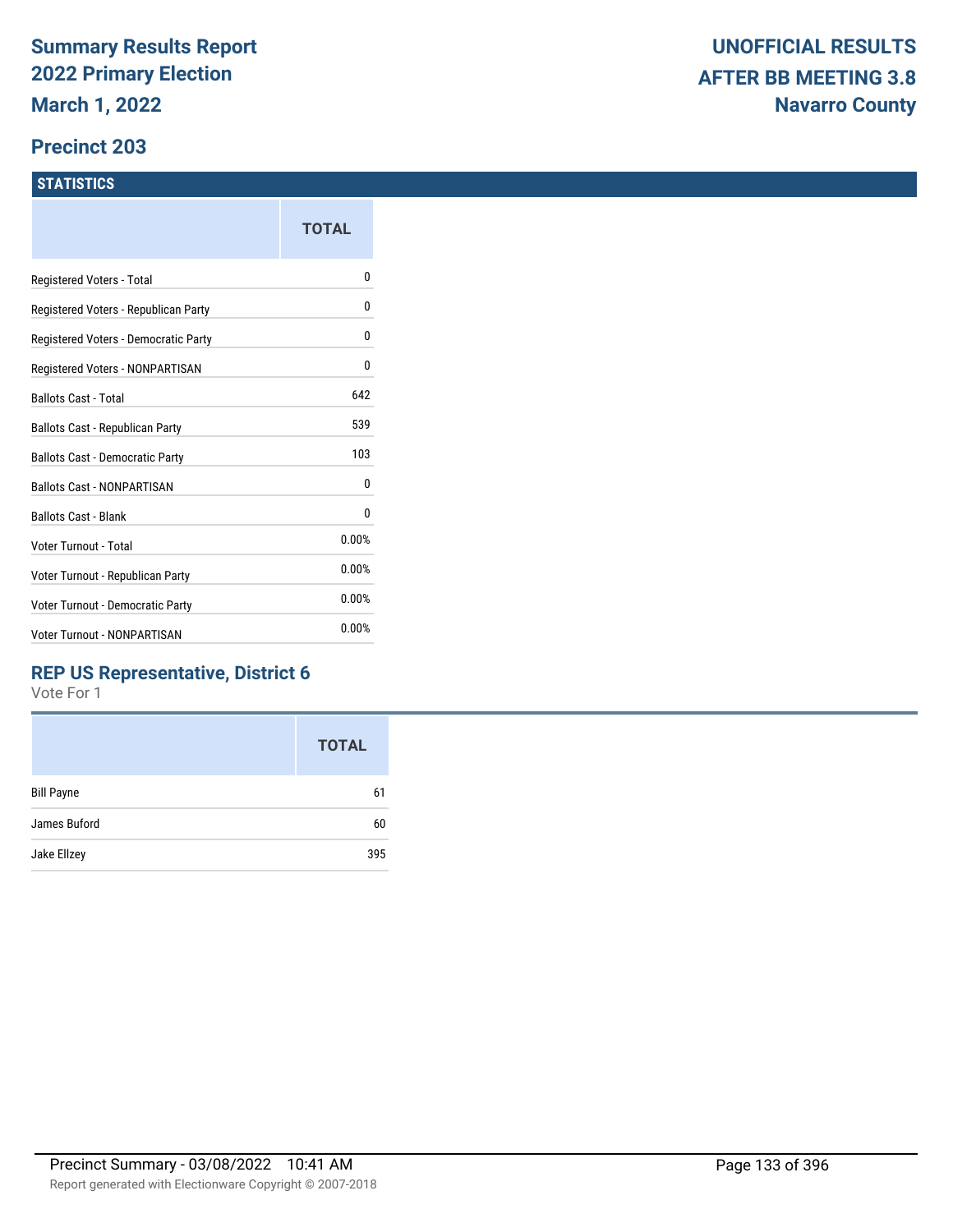# Summary Results Report
# 2022 Primary Election
# March 1, 2022

## UNOFFICIAL RESULTS
## AFTER BB MEETING 3.8
## Navarro County

## Precinct 203

### STATISTICS

| | TOTAL |
|---|---|
| Registered Voters - Total | 0 |
| Registered Voters - Republican Party | 0 |
| Registered Voters - Democratic Party | 0 |
| Registered Voters - NONPARTISAN | 0 |
| Ballots Cast - Total | 642 |
| Ballots Cast - Republican Party | 539 |
| Ballots Cast - Democratic Party | 103 |
| Ballots Cast - NONPARTISAN | 0 |
| Ballots Cast - Blank | 0 |
| Voter Turnout - Total | 0.00% |
| Voter Turnout - Republican Party | 0.00% |
| Voter Turnout - Democratic Party | 0.00% |
| Voter Turnout - NONPARTISAN | 0.00% |

### REP US Representative, District 6

Vote For 1

| | TOTAL |
|---|---|
| Bill Payne | 61 |
| James Buford | 60 |
| Jake Ellzey | 395 |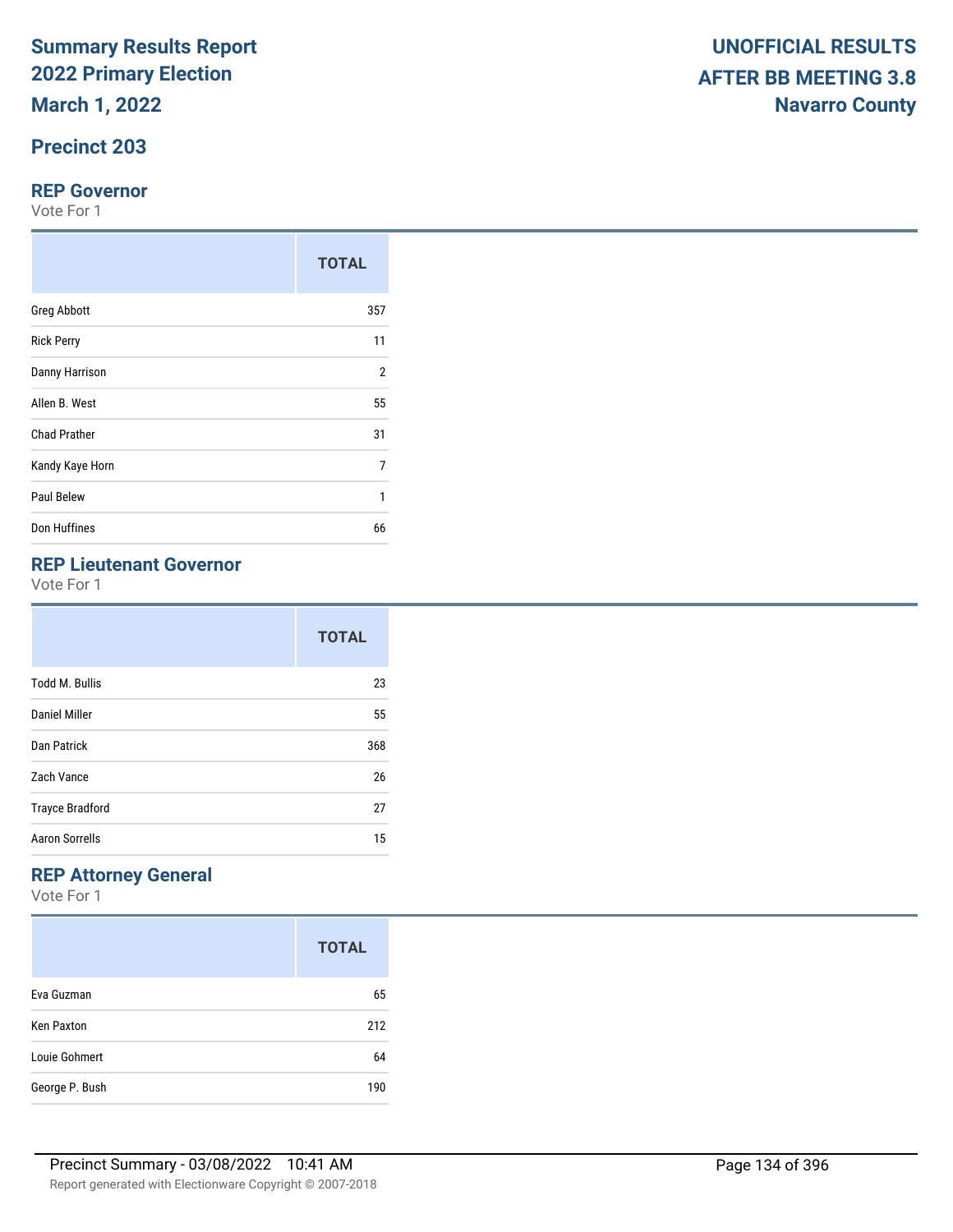# Summary Results Report
# 2022 Primary Election
# March 1, 2022

**UNOFFICIAL RESULTS**
**AFTER BB MEETING 3.8**
**Navarro County**

## Precinct 203

### REP Governor

Vote For 1

| | TOTAL |
|---|---|
| Greg Abbott | 357 |
| Rick Perry | 11 |
| Danny Harrison | 2 |
| Allen B. West | 55 |
| Chad Prather | 31 |
| Kandy Kaye Horn | 7 |
| Paul Belew | 1 |
| Don Huffines | 66 |

### REP Lieutenant Governor

Vote For 1

| | TOTAL |
|---|---|
| Todd M. Bullis | 23 |
| Daniel Miller | 55 |
| Dan Patrick | 368 |
| Zach Vance | 26 |
| Trayce Bradford | 27 |
| Aaron Sorrells | 15 |

### REP Attorney General

Vote For 1

| | TOTAL |
|---|---|
| Eva Guzman | 65 |
| Ken Paxton | 212 |
| Louie Gohmert | 64 |
| George P. Bush | 190 |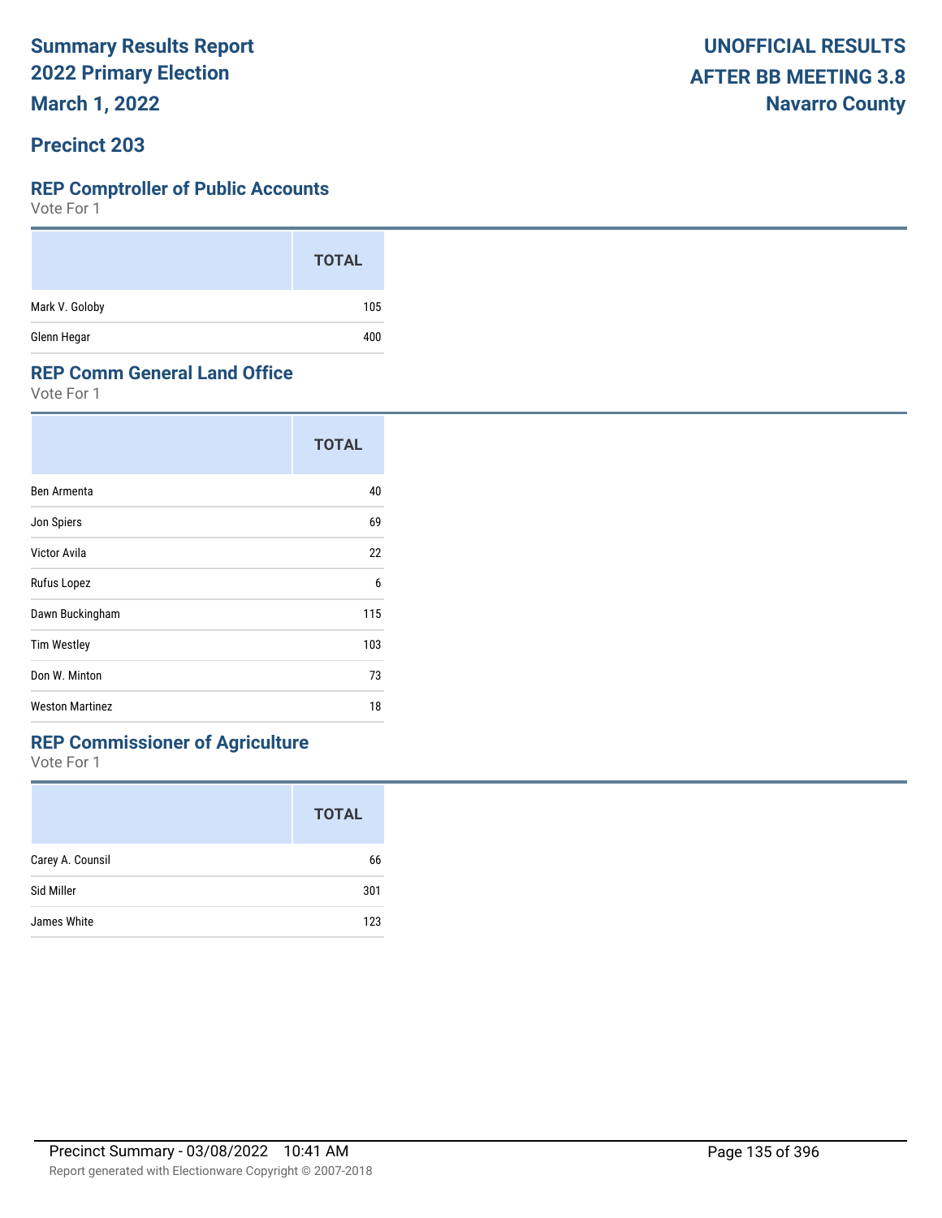# Summary Results Report
## 2022 Primary Election
### March 1, 2022

**UNOFFICIAL RESULTS**
**AFTER BB MEETING 3.8**
**Navarro County**

## Precinct 203

### REP Comptroller of Public Accounts
Vote For 1

| | TOTAL |
|---|---|
| Mark V. Goloby | 105 |
| Glenn Hegar | 400 |

### REP Comm General Land Office
Vote For 1

| | TOTAL |
|---|---|
| Ben Armenta | 40 |
| Jon Spiers | 69 |
| Victor Avila | 22 |
| Rufus Lopez | 6 |
| Dawn Buckingham | 115 |
| Tim Westley | 103 |
| Don W. Minton | 73 |
| Weston Martinez | 18 |

### REP Commissioner of Agriculture
Vote For 1

| | TOTAL |
|---|---|
| Carey A. Counsil | 66 |
| Sid Miller | 301 |
| James White | 123 |

Precinct Summary - 03/08/2022 10:41 AM

Report generated with Electionware Copyright © 2007-2018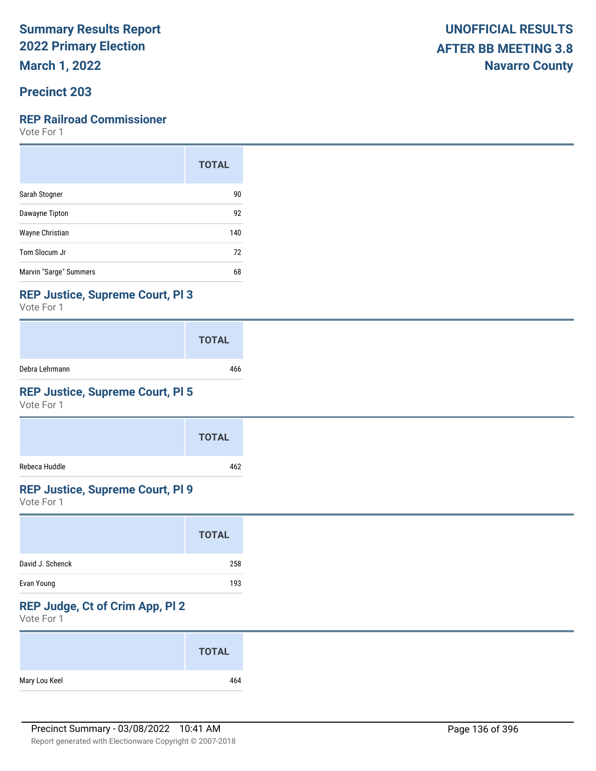# Summary Results Report
# 2022 Primary Election
# March 1, 2022

**UNOFFICIAL RESULTS**
**AFTER BB MEETING 3.8**
**Navarro County**

## Precinct 203

### REP Railroad Commissioner

Vote For 1

| | TOTAL |
|---|---|
| Sarah Stogner | 90 |
| Dawayne Tipton | 92 |
| Wayne Christian | 140 |
| Tom Slocum Jr | 72 |
| Marvin "Sarge" Summers | 68 |

### REP Justice, Supreme Court, Pl 3

Vote For 1

| | TOTAL |
|---|---|
| Debra Lehrmann | 466 |

### REP Justice, Supreme Court, Pl 5

Vote For 1

| | TOTAL |
|---|---|
| Rebeca Huddle | 462 |

### REP Justice, Supreme Court, Pl 9

Vote For 1

| | TOTAL |
|---|---|
| David J. Schenck | 258 |
| Evan Young | 193 |

### REP Judge, Ct of Crim App, Pl 2

Vote For 1

| | TOTAL |
|---|---|
| Mary Lou Keel | 464 |

Precinct Summary - 03/08/2022 10:41 AM

Report generated with Electionware Copyright © 2007-2018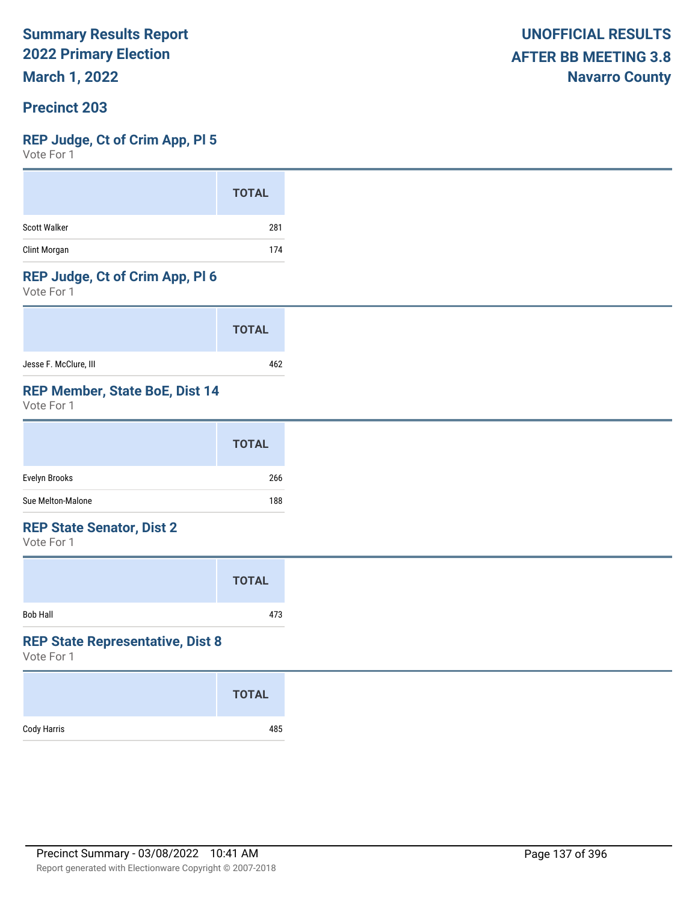**Summary Results Report**
**2022 Primary Election**
**March 1, 2022**

**UNOFFICIAL RESULTS**
**AFTER BB MEETING 3.8**
**Navarro County**

## Precinct 203

### REP Judge, Ct of Crim App, Pl 5

Vote For 1

| | TOTAL |
|---|---|
| Scott Walker | 281 |
| Clint Morgan | 174 |

### REP Judge, Ct of Crim App, Pl 6

Vote For 1

| | TOTAL |
|---|---|
| Jesse F. McClure, III | 462 |

### REP Member, State BoE, Dist 14

Vote For 1

| | TOTAL |
|---|---|
| Evelyn Brooks | 266 |
| Sue Melton-Malone | 188 |

### REP State Senator, Dist 2

Vote For 1

| | TOTAL |
|---|---|
| Bob Hall | 473 |

### REP State Representative, Dist 8

Vote For 1

| | TOTAL |
|---|---|
| Cody Harris | 485 |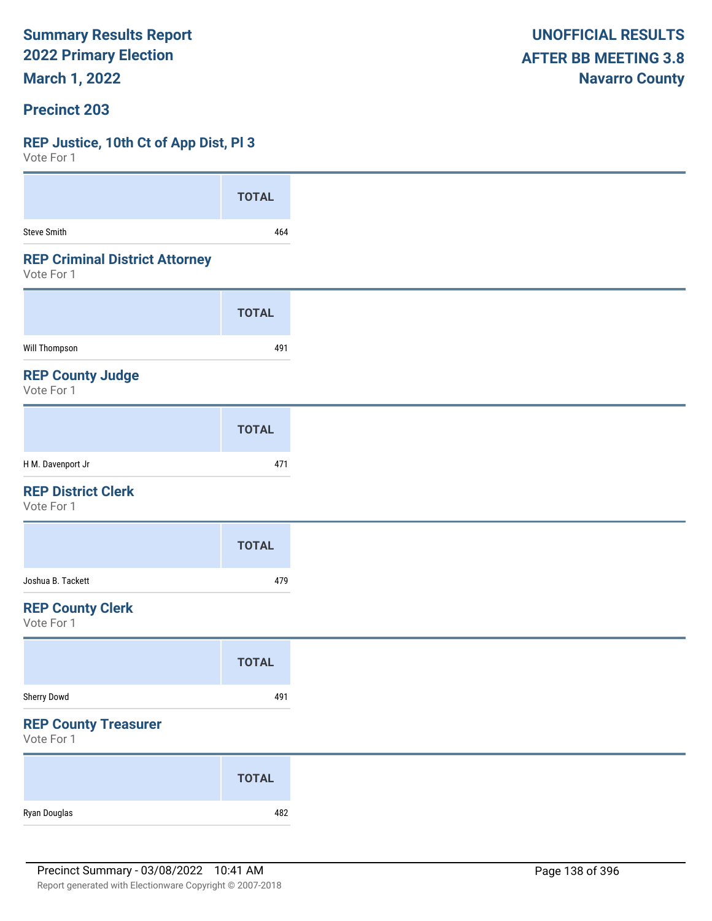**Summary Results Report**
**2022 Primary Election**
**March 1, 2022**

**UNOFFICIAL RESULTS**
**AFTER BB MEETING 3.8**
**Navarro County**

## Precinct 203

### REP Justice, 10th Ct of App Dist, Pl 3
Vote For 1

| | TOTAL |
|---|---|
| Steve Smith | 464 |

### REP Criminal District Attorney
Vote For 1

| | TOTAL |
|---|---|
| Will Thompson | 491 |

### REP County Judge
Vote For 1

| | TOTAL |
|---|---|
| H M. Davenport Jr | 471 |

### REP District Clerk
Vote For 1

| | TOTAL |
|---|---|
| Joshua B. Tackett | 479 |

### REP County Clerk
Vote For 1

| | TOTAL |
|---|---|
| Sherry Dowd | 491 |

### REP County Treasurer
Vote For 1

| | TOTAL |
|---|---|
| Ryan Douglas | 482 |

Precinct Summary - 03/08/2022 10:41 AM

Report generated with Electionware Copyright © 2007-2018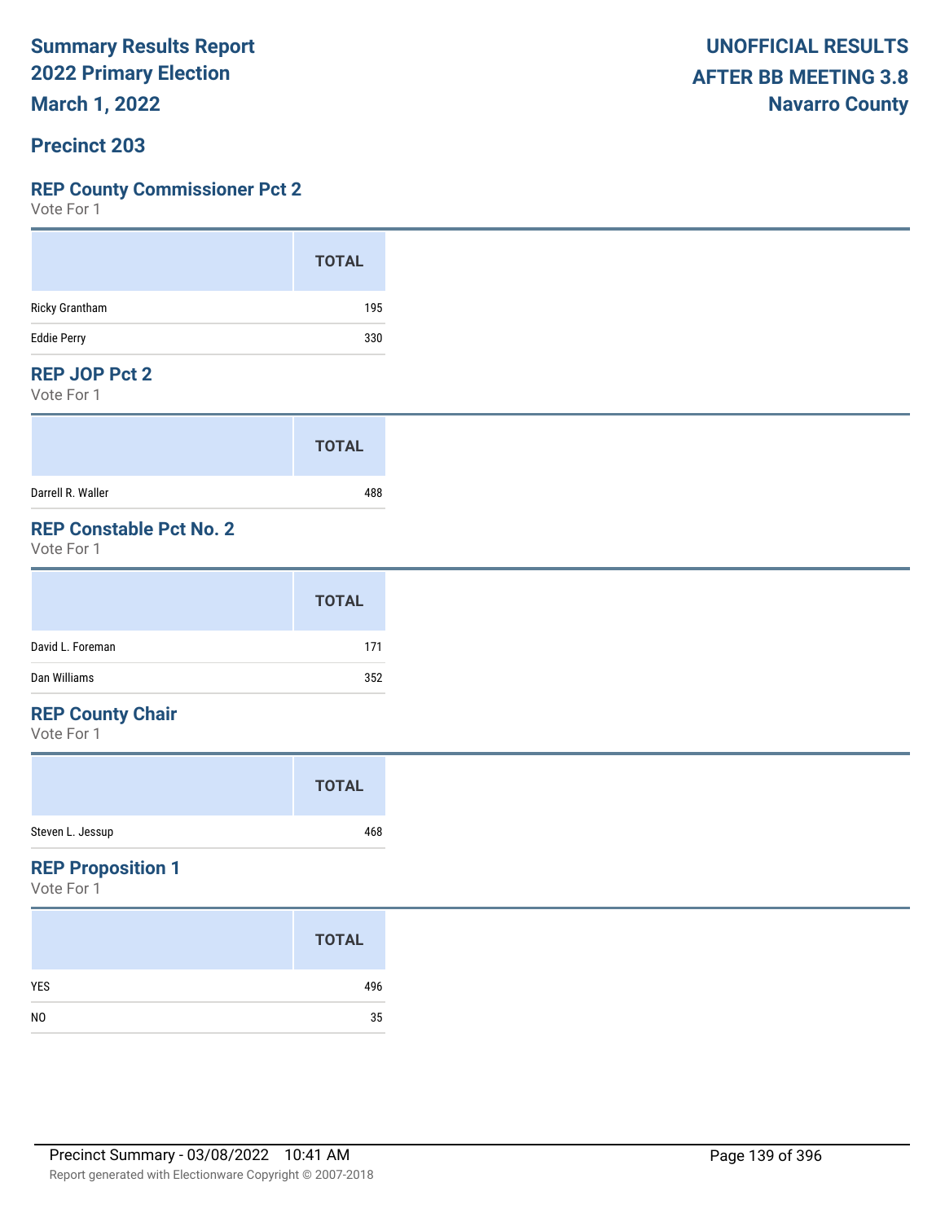# Summary Results Report
# 2022 Primary Election
# March 1, 2022

**UNOFFICIAL RESULTS**
**AFTER BB MEETING 3.8**
**Navarro County**

## Precinct 203

### REP County Commissioner Pct 2

Vote For 1

| | TOTAL |
|---|---|
| Ricky Grantham | 195 |
| Eddie Perry | 330 |

### REP JOP Pct 2

Vote For 1

| | TOTAL |
|---|---|
| Darrell R. Waller | 488 |

### REP Constable Pct No. 2

Vote For 1

| | TOTAL |
|---|---|
| David L. Foreman | 171 |
| Dan Williams | 352 |

### REP County Chair

Vote For 1

| | TOTAL |
|---|---|
| Steven L. Jessup | 468 |

### REP Proposition 1

Vote For 1

| | TOTAL |
|---|---|
| YES | 496 |
| NO | 35 |

Precinct Summary - 03/08/2022 10:41 AM

Report generated with Electionware Copyright © 2007-2018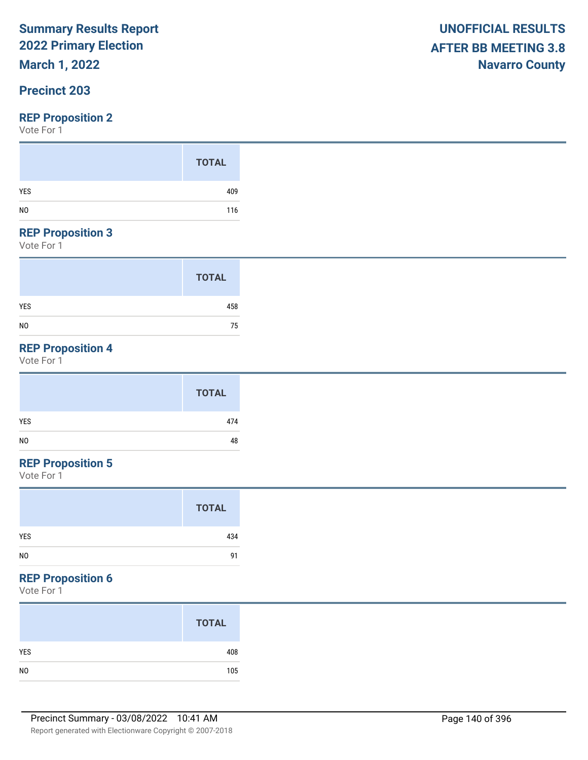# Summary Results Report
# 2022 Primary Election
# March 1, 2022

**UNOFFICIAL RESULTS**
**AFTER BB MEETING 3.8**
**Navarro County**

## Precinct 203

### REP Proposition 2

Vote For 1

| | TOTAL |
|---|---|
| YES | 409 |
| NO | 116 |

### REP Proposition 3

Vote For 1

| | TOTAL |
|---|---|
| YES | 458 |
| NO | 75 |

### REP Proposition 4

Vote For 1

| | TOTAL |
|---|---|
| YES | 474 |
| NO | 48 |

### REP Proposition 5

Vote For 1

| | TOTAL |
|---|---|
| YES | 434 |
| NO | 91 |

### REP Proposition 6

Vote For 1

| | TOTAL |
|---|---|
| YES | 408 |
| NO | 105 |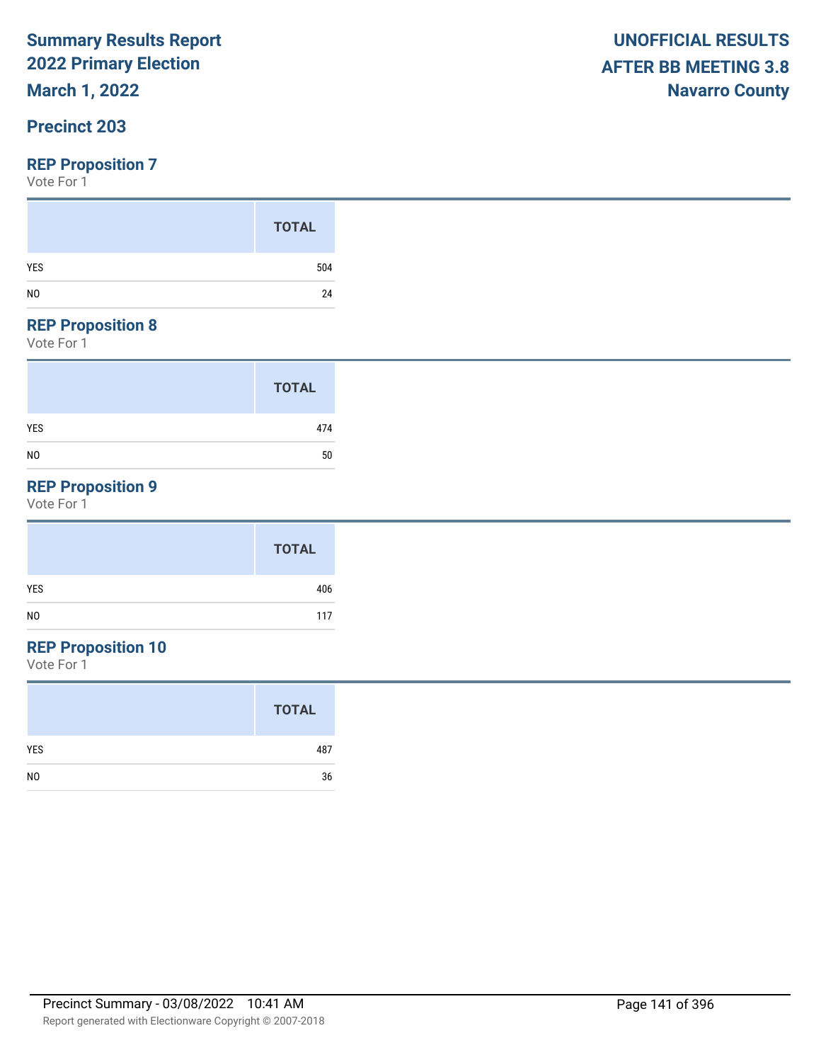# Summary Results Report
## 2022 Primary Election
## March 1, 2022

**UNOFFICIAL RESULTS**
**AFTER BB MEETING 3.8**
**Navarro County**

## Precinct 203

### REP Proposition 7

Vote For 1

| | TOTAL |
|---|---|
| YES | 504 |
| NO | 24 |

### REP Proposition 8

Vote For 1

| | TOTAL |
|---|---|
| YES | 474 |
| NO | 50 |

### REP Proposition 9

Vote For 1

| | TOTAL |
|---|---|
| YES | 406 |
| NO | 117 |

### REP Proposition 10

Vote For 1

| | TOTAL |
|---|---|
| YES | 487 |
| NO | 36 |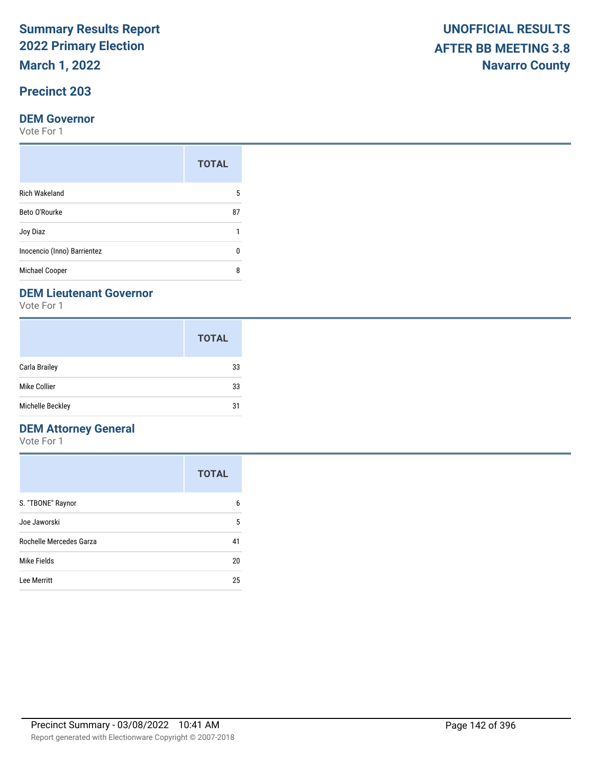# Summary Results Report
# 2022 Primary Election
# March 1, 2022

**UNOFFICIAL RESULTS**
**AFTER BB MEETING 3.8**
**Navarro County**

## Precinct 203

### DEM Governor

Vote For 1

| | TOTAL |
|---|---|
| Rich Wakeland | 5 |
| Beto O'Rourke | 87 |
| Joy Diaz | 1 |
| Inocencio (Inno) Barrientez | 0 |
| Michael Cooper | 8 |

### DEM Lieutenant Governor

Vote For 1

| | TOTAL |
|---|---|
| Carla Brailey | 33 |
| Mike Collier | 33 |
| Michelle Beckley | 31 |

### DEM Attorney General

Vote For 1

| | TOTAL |
|---|---|
| S. "TBONE" Raynor | 6 |
| Joe Jaworski | 5 |
| Rochelle Mercedes Garza | 41 |
| Mike Fields | 20 |
| Lee Merritt | 25 |

Precinct Summary - 03/08/2022 10:41 AM

Report generated with Electionware Copyright © 2007-2018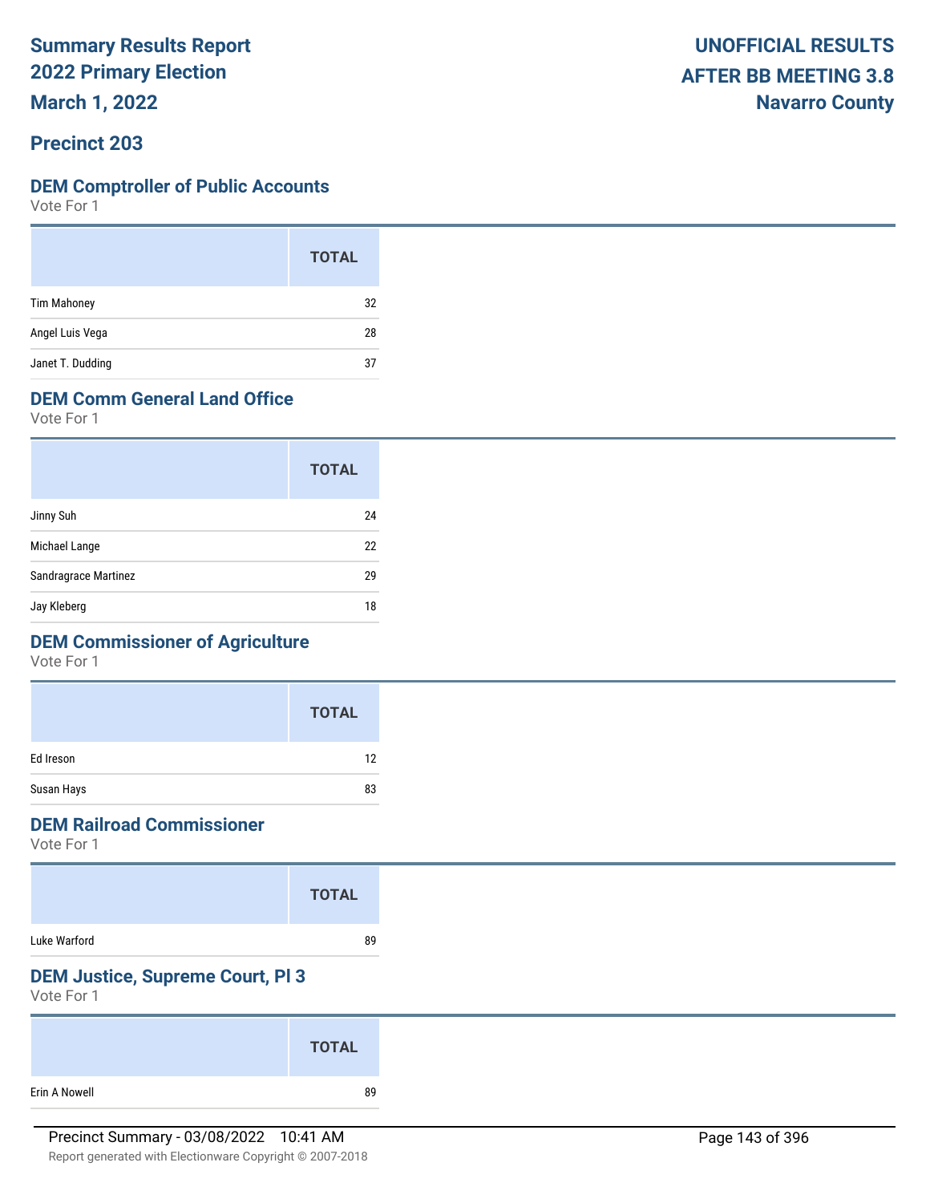**Summary Results Report**
**2022 Primary Election**
**March 1, 2022**

**UNOFFICIAL RESULTS**
**AFTER BB MEETING 3.8**
**Navarro County**

## Precinct 203

### DEM Comptroller of Public Accounts

Vote For 1

| | TOTAL |
|---|---|
| Tim Mahoney | 32 |
| Angel Luis Vega | 28 |
| Janet T. Dudding | 37 |

### DEM Comm General Land Office

Vote For 1

| | TOTAL |
|---|---|
| Jinny Suh | 24 |
| Michael Lange | 22 |
| Sandragrace Martinez | 29 |
| Jay Kleberg | 18 |

### DEM Commissioner of Agriculture

Vote For 1

| | TOTAL |
|---|---|
| Ed Ireson | 12 |
| Susan Hays | 83 |

### DEM Railroad Commissioner

Vote For 1

| | TOTAL |
|---|---|
| Luke Warford | 89 |

### DEM Justice, Supreme Court, Pl 3

Vote For 1

| | TOTAL |
|---|---|
| Erin A Nowell | 89 |

Precinct Summary - 03/08/2022 10:41 AM

Report generated with Electionware Copyright © 2007-2018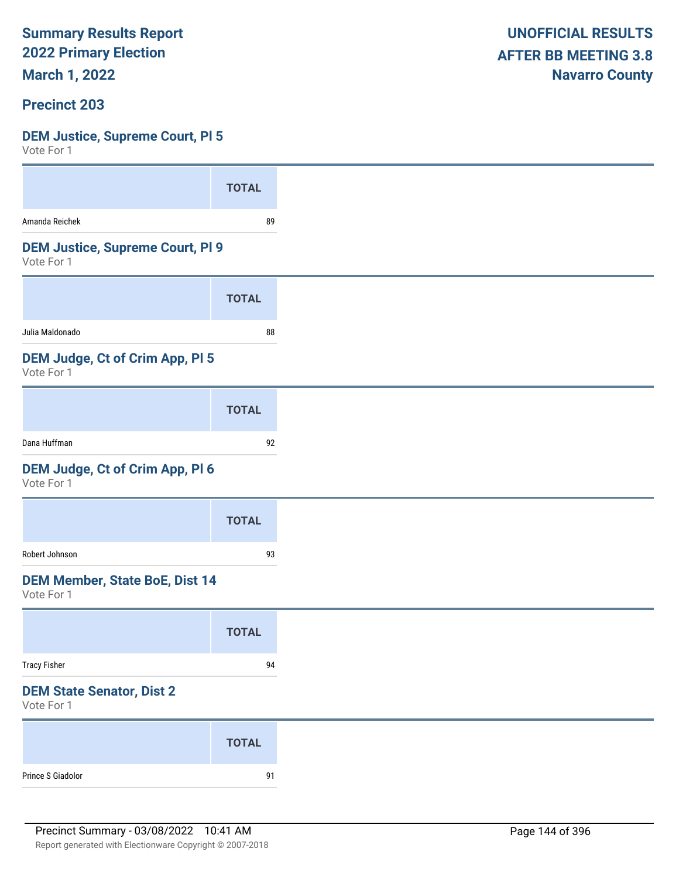**Summary Results Report**
**2022 Primary Election**
**March 1, 2022**

**UNOFFICIAL RESULTS**
**AFTER BB MEETING 3.8**
**Navarro County**

## Precinct 203

### DEM Justice, Supreme Court, Pl 5

Vote For 1

| | TOTAL |
|---|---|
| Amanda Reichek | 89 |

### DEM Justice, Supreme Court, Pl 9

Vote For 1

| | TOTAL |
|---|---|
| Julia Maldonado | 88 |

### DEM Judge, Ct of Crim App, Pl 5

Vote For 1

| | TOTAL |
|---|---|
| Dana Huffman | 92 |

### DEM Judge, Ct of Crim App, Pl 6

Vote For 1

| | TOTAL |
|---|---|
| Robert Johnson | 93 |

### DEM Member, State BoE, Dist 14

Vote For 1

| | TOTAL |
|---|---|
| Tracy Fisher | 94 |

### DEM State Senator, Dist 2

Vote For 1

| | TOTAL |
|---|---|
| Prince S Giadolor | 91 |

Precinct Summary - 03/08/2022 10:41 AM

Report generated with Electionware Copyright © 2007-2018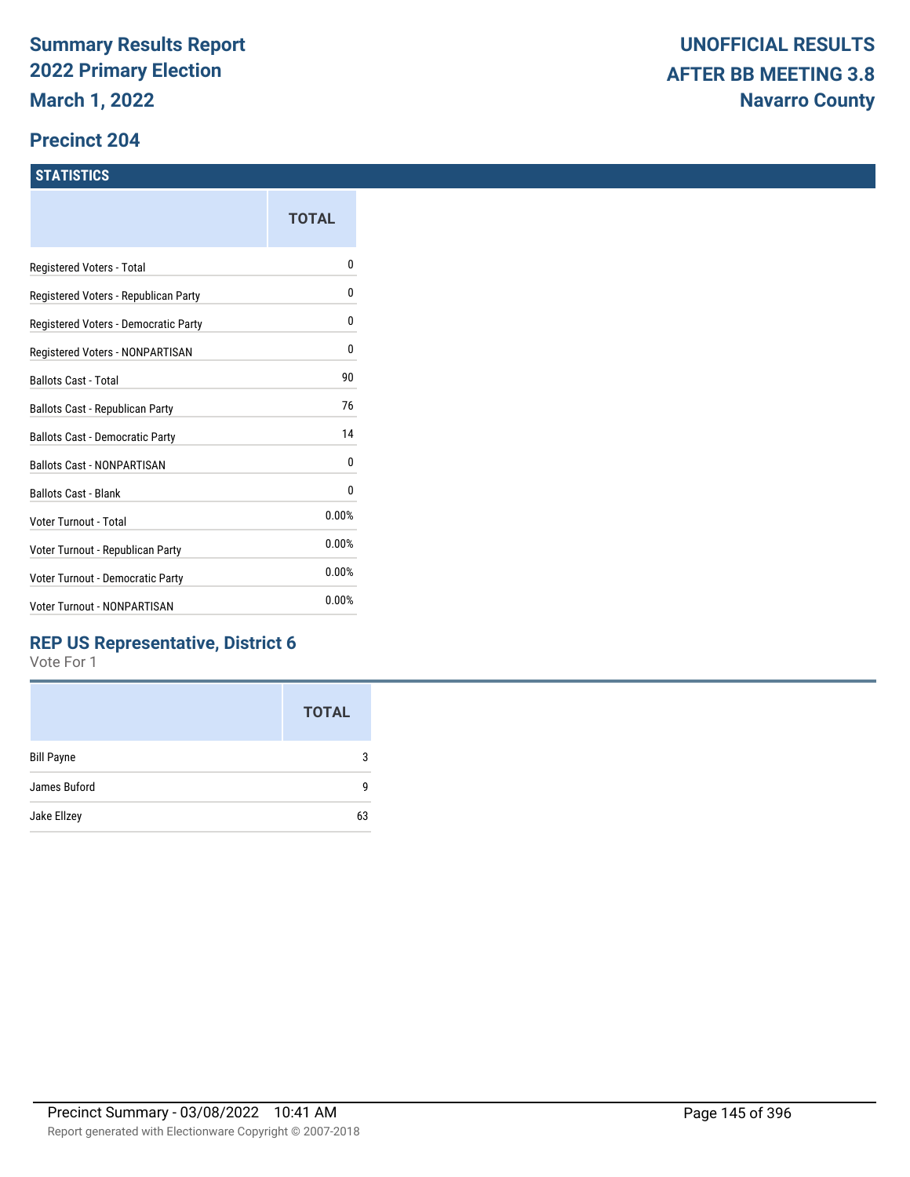# Summary Results Report
# 2022 Primary Election
# March 1, 2022

**UNOFFICIAL RESULTS**
**AFTER BB MEETING 3.8**
**Navarro County**

## Precinct 204

### STATISTICS

| | TOTAL |
|---|---|
| Registered Voters - Total | 0 |
| Registered Voters - Republican Party | 0 |
| Registered Voters - Democratic Party | 0 |
| Registered Voters - NONPARTISAN | 0 |
| Ballots Cast - Total | 90 |
| Ballots Cast - Republican Party | 76 |
| Ballots Cast - Democratic Party | 14 |
| Ballots Cast - NONPARTISAN | 0 |
| Ballots Cast - Blank | 0 |
| Voter Turnout - Total | 0.00% |
| Voter Turnout - Republican Party | 0.00% |
| Voter Turnout - Democratic Party | 0.00% |
| Voter Turnout - NONPARTISAN | 0.00% |

### REP US Representative, District 6

Vote For 1

| | TOTAL |
|---|---|
| Bill Payne | 3 |
| James Buford | 9 |
| Jake Ellzey | 63 |

Precinct Summary - 03/08/2022 10:41 AM

Report generated with Electionware Copyright © 2007-2018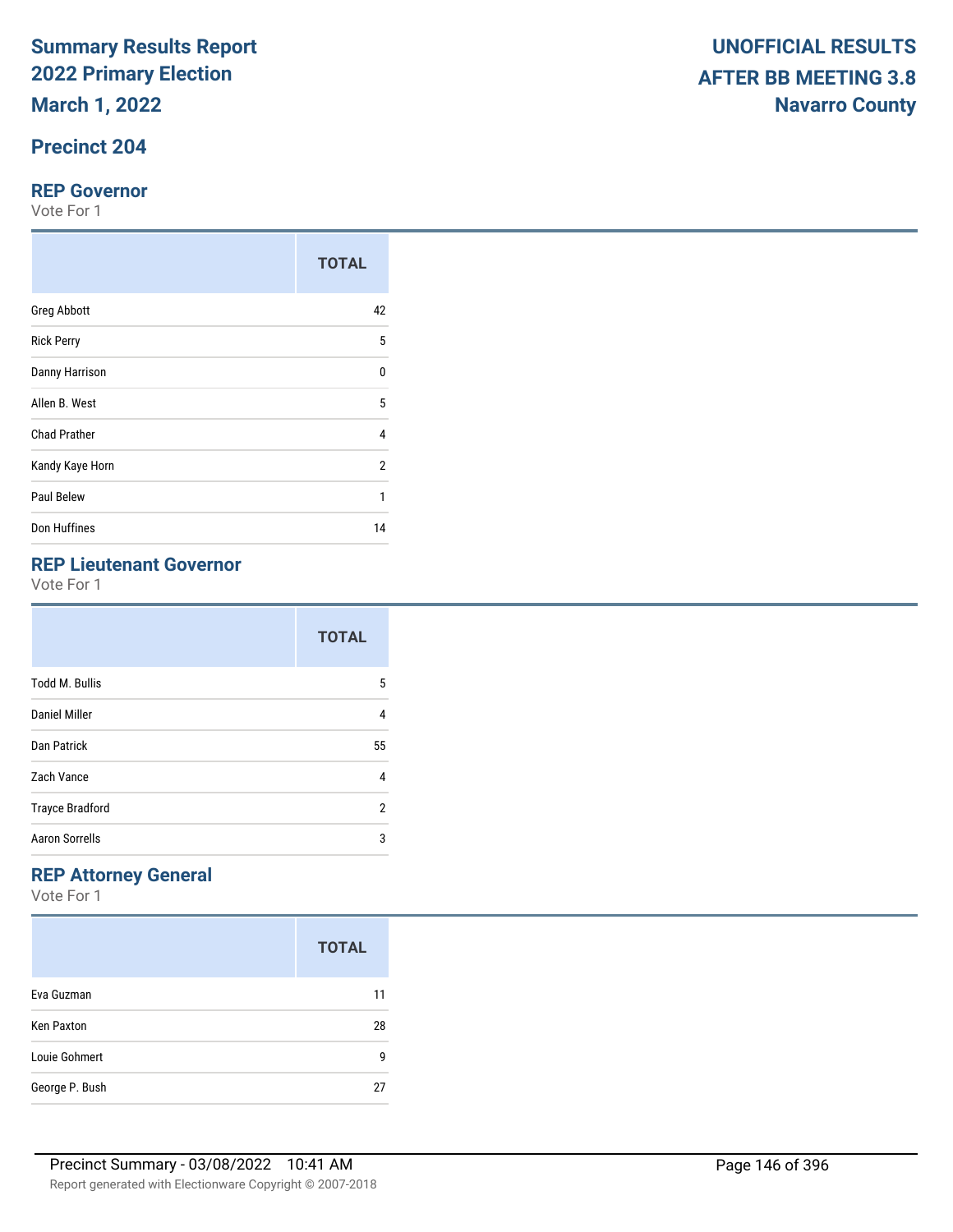**Summary Results Report**
**2022 Primary Election**
**March 1, 2022**

**UNOFFICIAL RESULTS**
**AFTER BB MEETING 3.8**
**Navarro County**

## Precinct 204

### REP Governor

Vote For 1

| | TOTAL |
|---|---|
| Greg Abbott | 42 |
| Rick Perry | 5 |
| Danny Harrison | 0 |
| Allen B. West | 5 |
| Chad Prather | 4 |
| Kandy Kaye Horn | 2 |
| Paul Belew | 1 |
| Don Huffines | 14 |

### REP Lieutenant Governor

Vote For 1

| | TOTAL |
|---|---|
| Todd M. Bullis | 5 |
| Daniel Miller | 4 |
| Dan Patrick | 55 |
| Zach Vance | 4 |
| Trayce Bradford | 2 |
| Aaron Sorrells | 3 |

### REP Attorney General

Vote For 1

| | TOTAL |
|---|---|
| Eva Guzman | 11 |
| Ken Paxton | 28 |
| Louie Gohmert | 9 |
| George P. Bush | 27 |

Precinct Summary - 03/08/2022 10:41 AM

Report generated with Electionware Copyright © 2007-2018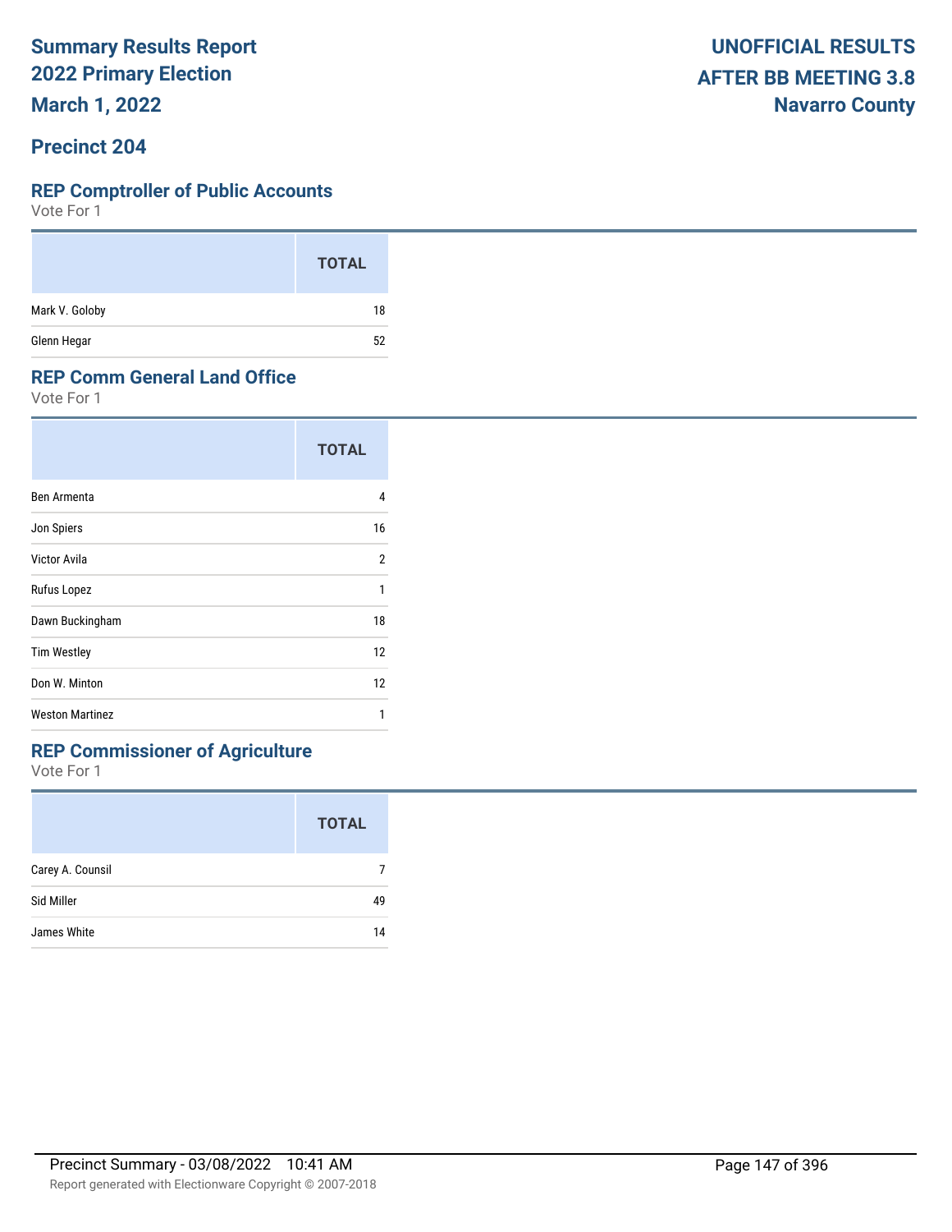# Summary Results Report
# 2022 Primary Election
# March 1, 2022

**UNOFFICIAL RESULTS**
**AFTER BB MEETING 3.8**
**Navarro County**

## Precinct 204

### REP Comptroller of Public Accounts

Vote For 1

| | TOTAL |
|---|---|
| Mark V. Goloby | 18 |
| Glenn Hegar | 52 |

### REP Comm General Land Office

Vote For 1

| | TOTAL |
|---|---|
| Ben Armenta | 4 |
| Jon Spiers | 16 |
| Victor Avila | 2 |
| Rufus Lopez | 1 |
| Dawn Buckingham | 18 |
| Tim Westley | 12 |
| Don W. Minton | 12 |
| Weston Martinez | 1 |

### REP Commissioner of Agriculture

Vote For 1

| | TOTAL |
|---|---|
| Carey A. Counsil | 7 |
| Sid Miller | 49 |
| James White | 14 |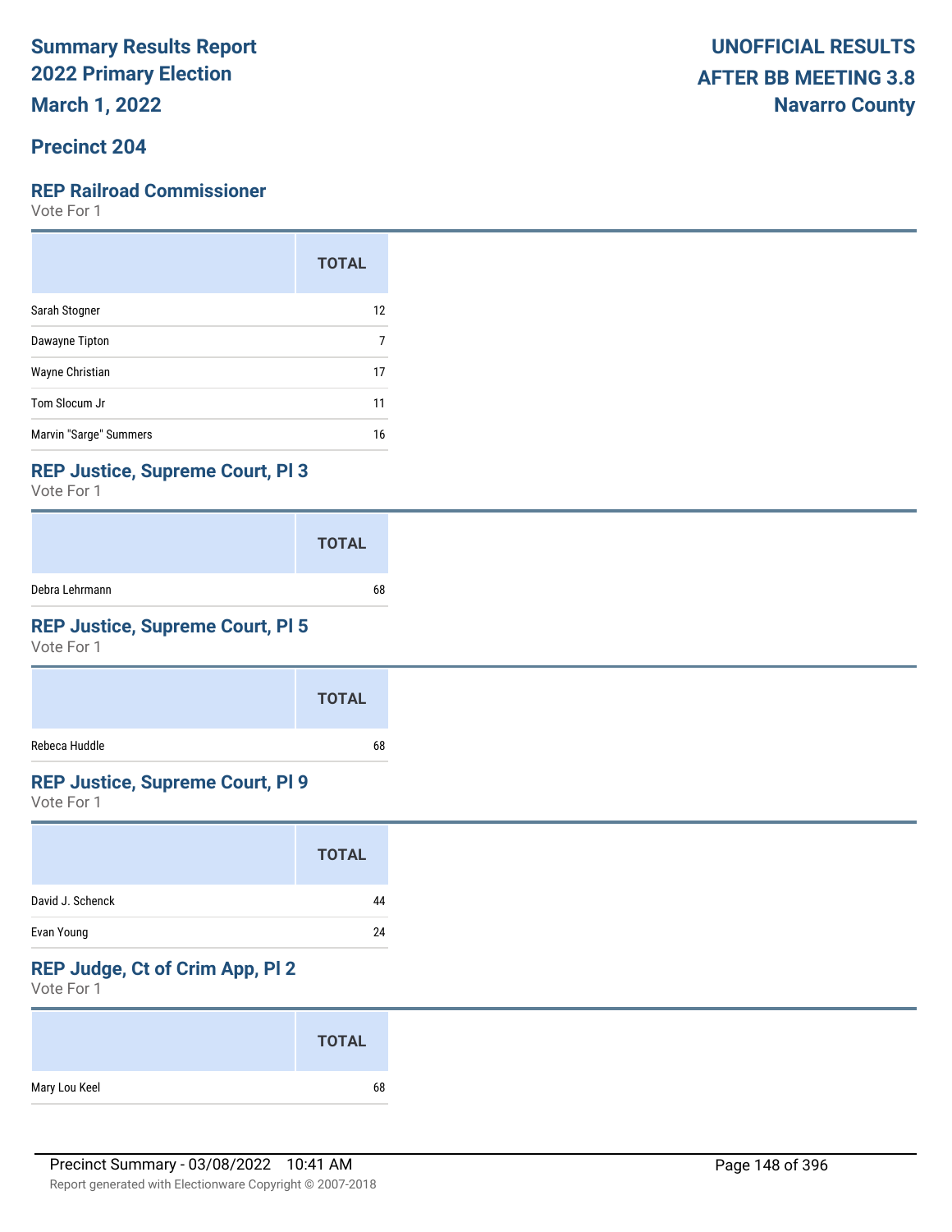# Summary Results Report 2022 Primary Election March 1, 2022

**UNOFFICIAL RESULTS AFTER BB MEETING 3.8 Navarro County**

## Precinct 204

### REP Railroad Commissioner

Vote For 1

| | TOTAL |
|---|---|
| Sarah Stogner | 12 |
| Dawayne Tipton | 7 |
| Wayne Christian | 17 |
| Tom Slocum Jr | 11 |
| Marvin "Sarge" Summers | 16 |

### REP Justice, Supreme Court, Pl 3

Vote For 1

| | TOTAL |
|---|---|
| Debra Lehrmann | 68 |

### REP Justice, Supreme Court, Pl 5

Vote For 1

| | TOTAL |
|---|---|
| Rebeca Huddle | 68 |

### REP Justice, Supreme Court, Pl 9

Vote For 1

| | TOTAL |
|---|---|
| David J. Schenck | 44 |
| Evan Young | 24 |

### REP Judge, Ct of Crim App, Pl 2

Vote For 1

| | TOTAL |
|---|---|
| Mary Lou Keel | 68 |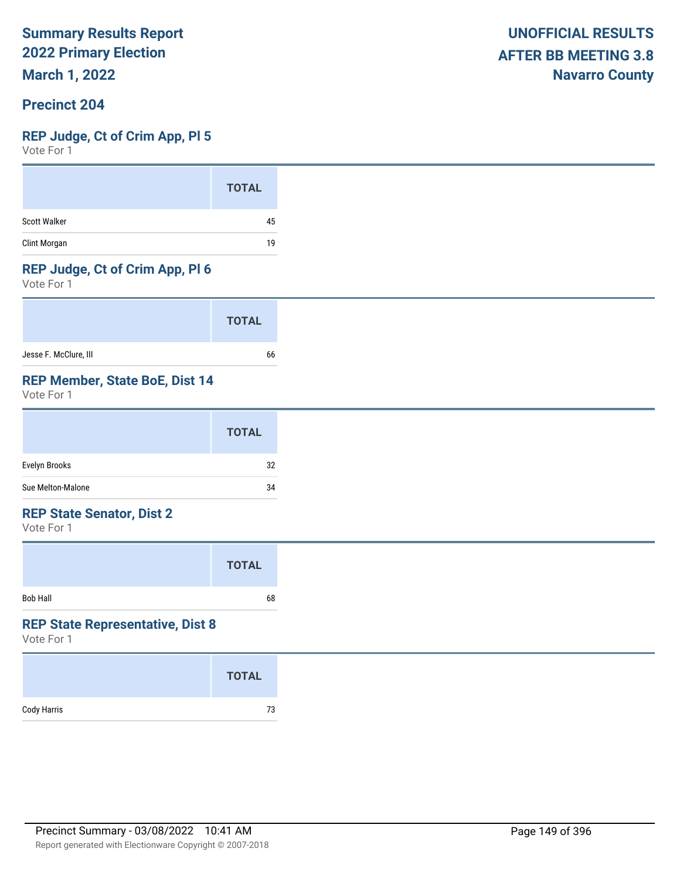# Summary Results Report
## 2022 Primary Election
## March 1, 2022

**UNOFFICIAL RESULTS**
**AFTER BB MEETING 3.8**
**Navarro County**

## Precinct 204

### REP Judge, Ct of Crim App, Pl 5
Vote For 1

| | TOTAL |
|---|---|
| Scott Walker | 45 |
| Clint Morgan | 19 |

### REP Judge, Ct of Crim App, Pl 6
Vote For 1

| | TOTAL |
|---|---|
| Jesse F. McClure, III | 66 |

### REP Member, State BoE, Dist 14
Vote For 1

| | TOTAL |
|---|---|
| Evelyn Brooks | 32 |
| Sue Melton-Malone | 34 |

### REP State Senator, Dist 2
Vote For 1

| | TOTAL |
|---|---|
| Bob Hall | 68 |

### REP State Representative, Dist 8
Vote For 1

| | TOTAL |
|---|---|
| Cody Harris | 73 |

Precinct Summary - 03/08/2022 10:41 AM

Report generated with Electionware Copyright © 2007-2018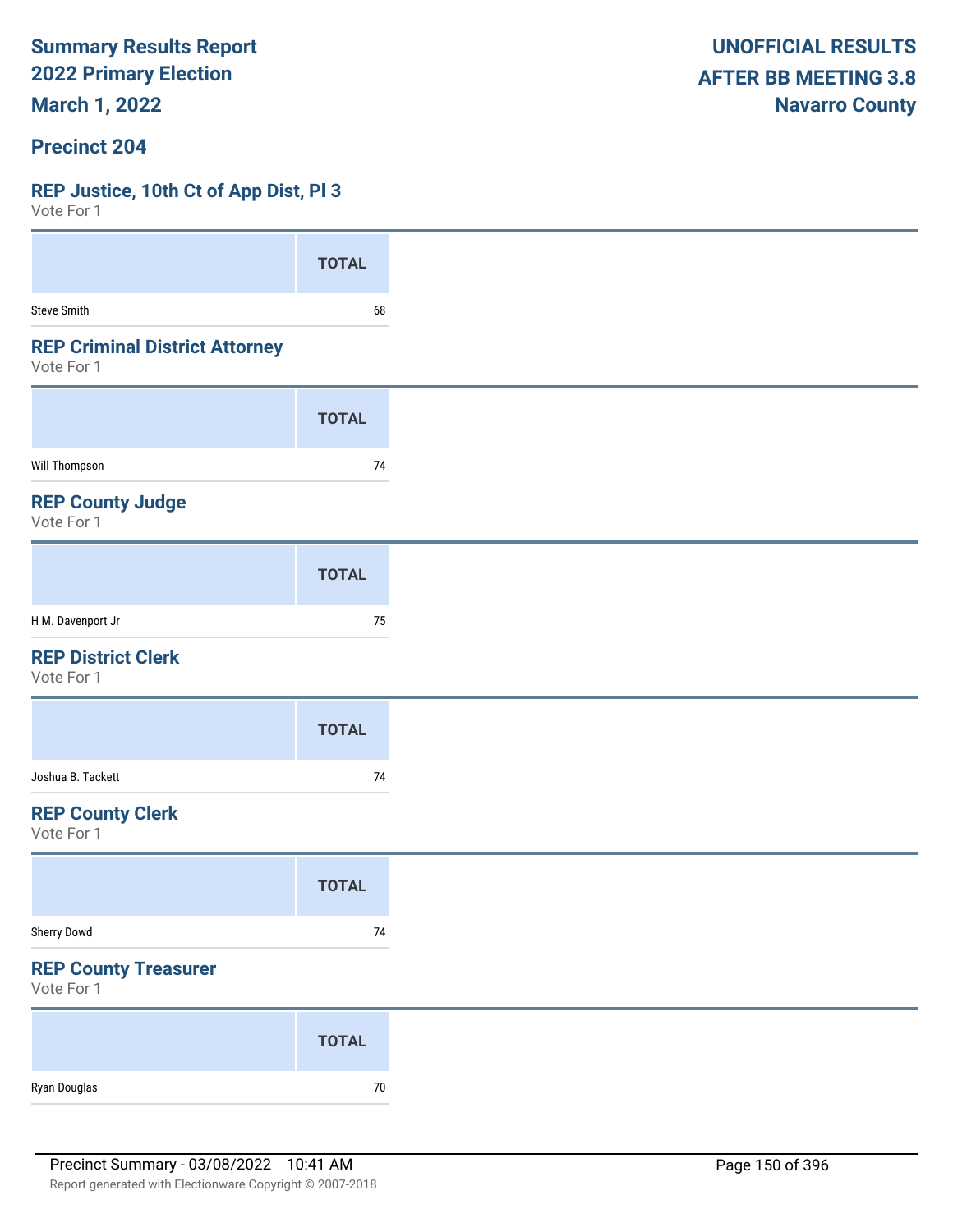**Summary Results Report**
**2022 Primary Election**
**March 1, 2022**

**UNOFFICIAL RESULTS**
**AFTER BB MEETING 3.8**
**Navarro County**

## Precinct 204

### REP Justice, 10th Ct of App Dist, Pl 3

Vote For 1

| | TOTAL |
|---|---|
| Steve Smith | 68 |

### REP Criminal District Attorney

Vote For 1

| | TOTAL |
|---|---|
| Will Thompson | 74 |

### REP County Judge

Vote For 1

| | TOTAL |
|---|---|
| H M. Davenport Jr | 75 |

### REP District Clerk

Vote For 1

| | TOTAL |
|---|---|
| Joshua B. Tackett | 74 |

### REP County Clerk

Vote For 1

| | TOTAL |
|---|---|
| Sherry Dowd | 74 |

### REP County Treasurer

Vote For 1

| | TOTAL |
|---|---|
| Ryan Douglas | 70 |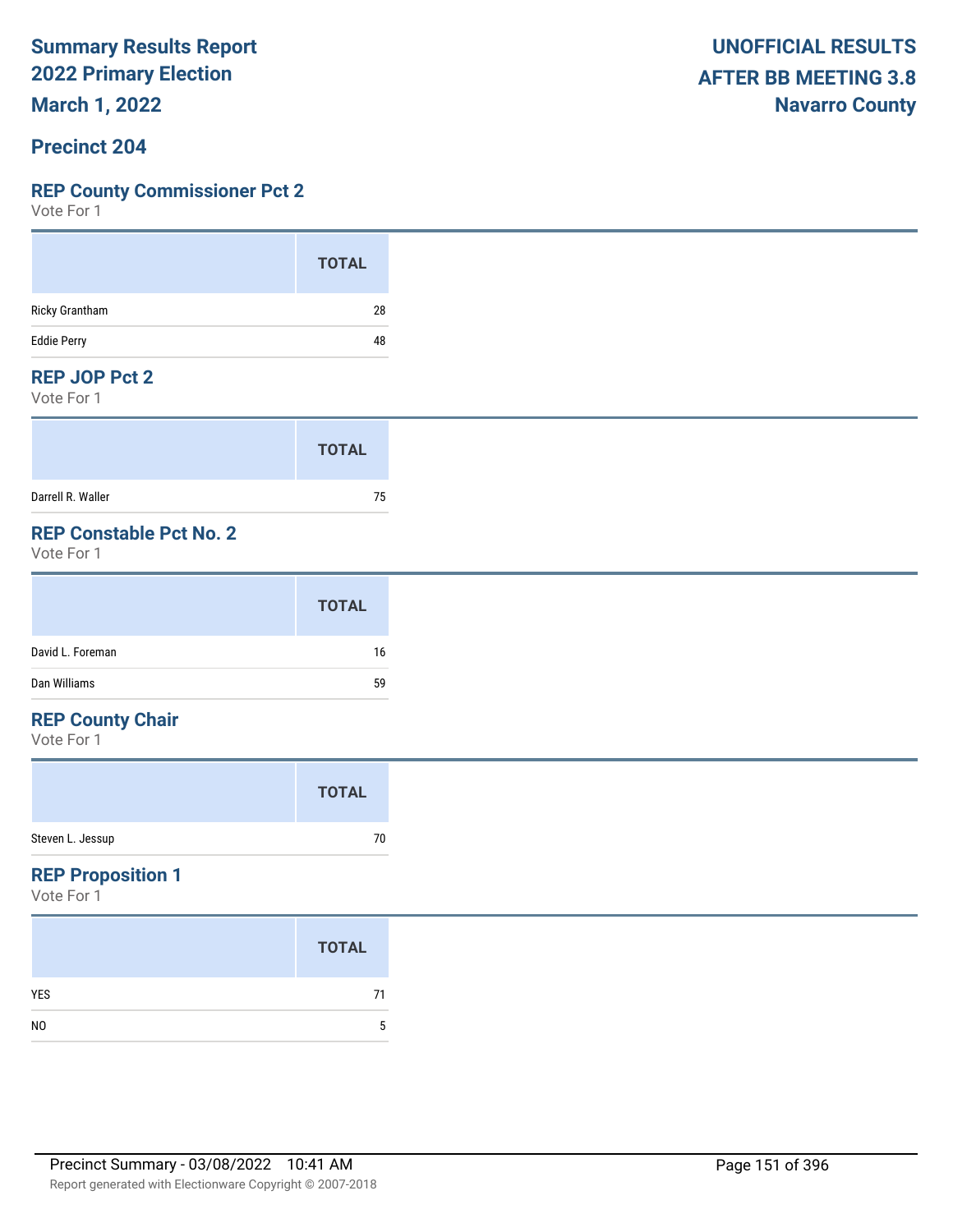# Summary Results Report
# 2022 Primary Election
# March 1, 2022

**UNOFFICIAL RESULTS**
**AFTER BB MEETING 3.8**
**Navarro County**

## Precinct 204

### REP County Commissioner Pct 2
Vote For 1

| | TOTAL |
|---|---|
| Ricky Grantham | 28 |
| Eddie Perry | 48 |

### REP JOP Pct 2
Vote For 1

| | TOTAL |
|---|---|
| Darrell R. Waller | 75 |

### REP Constable Pct No. 2
Vote For 1

| | TOTAL |
|---|---|
| David L. Foreman | 16 |
| Dan Williams | 59 |

### REP County Chair
Vote For 1

| | TOTAL |
|---|---|
| Steven L. Jessup | 70 |

### REP Proposition 1
Vote For 1

| | TOTAL |
|---|---|
| YES | 71 |
| NO | 5 |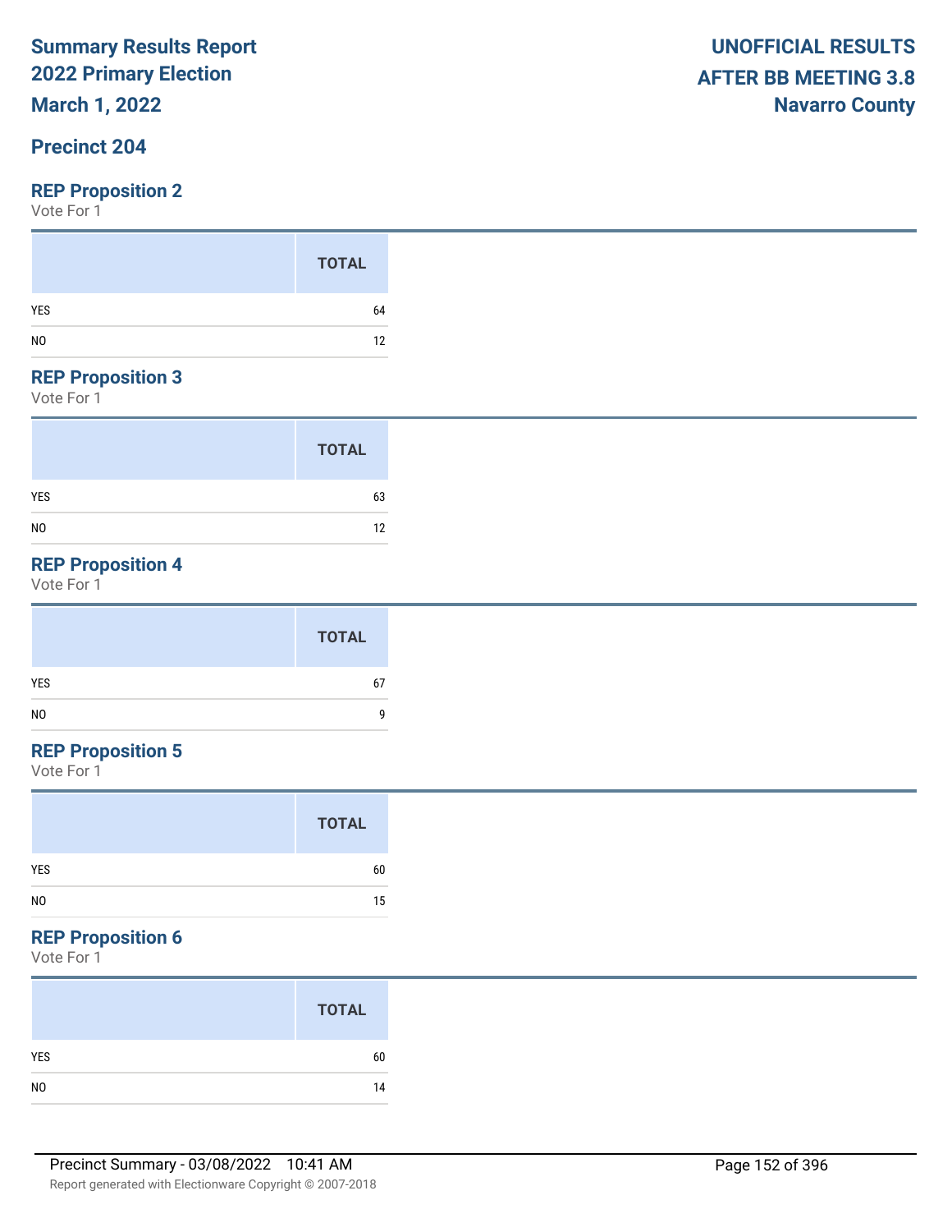**Summary Results Report**
**2022 Primary Election**
**March 1, 2022**

**UNOFFICIAL RESULTS**
**AFTER BB MEETING 3.8**
**Navarro County**

## Precinct 204

### REP Proposition 2

Vote For 1

| | TOTAL |
|---|---|
| YES | 64 |
| NO | 12 |

### REP Proposition 3

Vote For 1

| | TOTAL |
|---|---|
| YES | 63 |
| NO | 12 |

### REP Proposition 4

Vote For 1

| | TOTAL |
|---|---|
| YES | 67 |
| NO | 9 |

### REP Proposition 5

Vote For 1

| | TOTAL |
|---|---|
| YES | 60 |
| NO | 15 |

### REP Proposition 6

Vote For 1

| | TOTAL |
|---|---|
| YES | 60 |
| NO | 14 |

Precinct Summary - 03/08/2022 10:41 AM

Report generated with Electionware Copyright © 2007-2018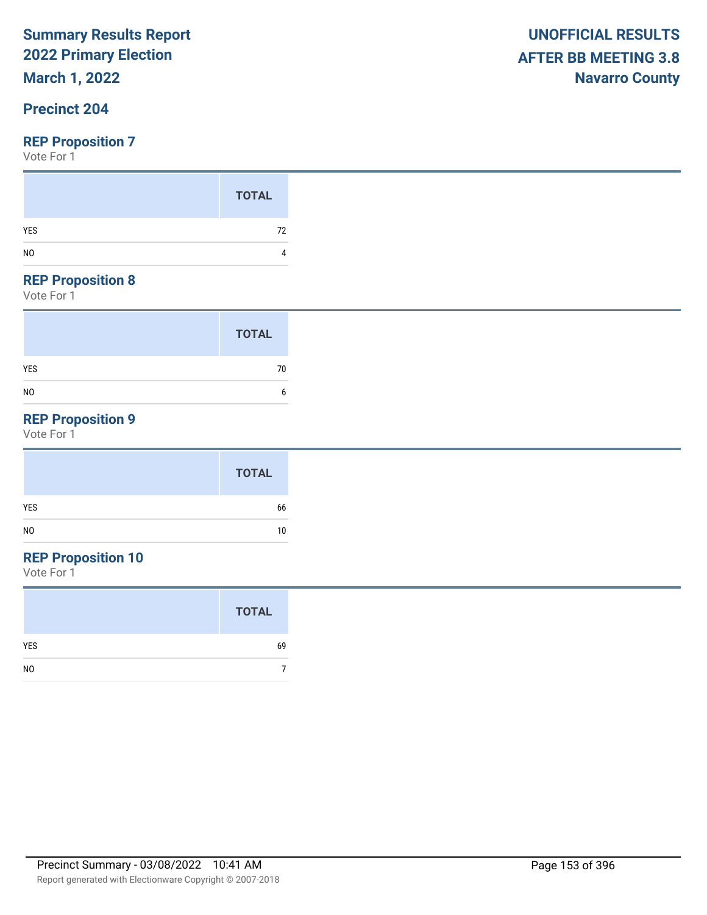# Summary Results Report
# 2022 Primary Election
# March 1, 2022

**UNOFFICIAL RESULTS**
**AFTER BB MEETING 3.8**
**Navarro County**

## Precinct 204

### REP Proposition 7

Vote For 1

| | TOTAL |
|---|---|
| YES | 72 |
| NO | 4 |

### REP Proposition 8

Vote For 1

| | TOTAL |
|---|---|
| YES | 70 |
| NO | 6 |

### REP Proposition 9

Vote For 1

| | TOTAL |
|---|---|
| YES | 66 |
| NO | 10 |

### REP Proposition 10

Vote For 1

| | TOTAL |
|---|---|
| YES | 69 |
| NO | 7 |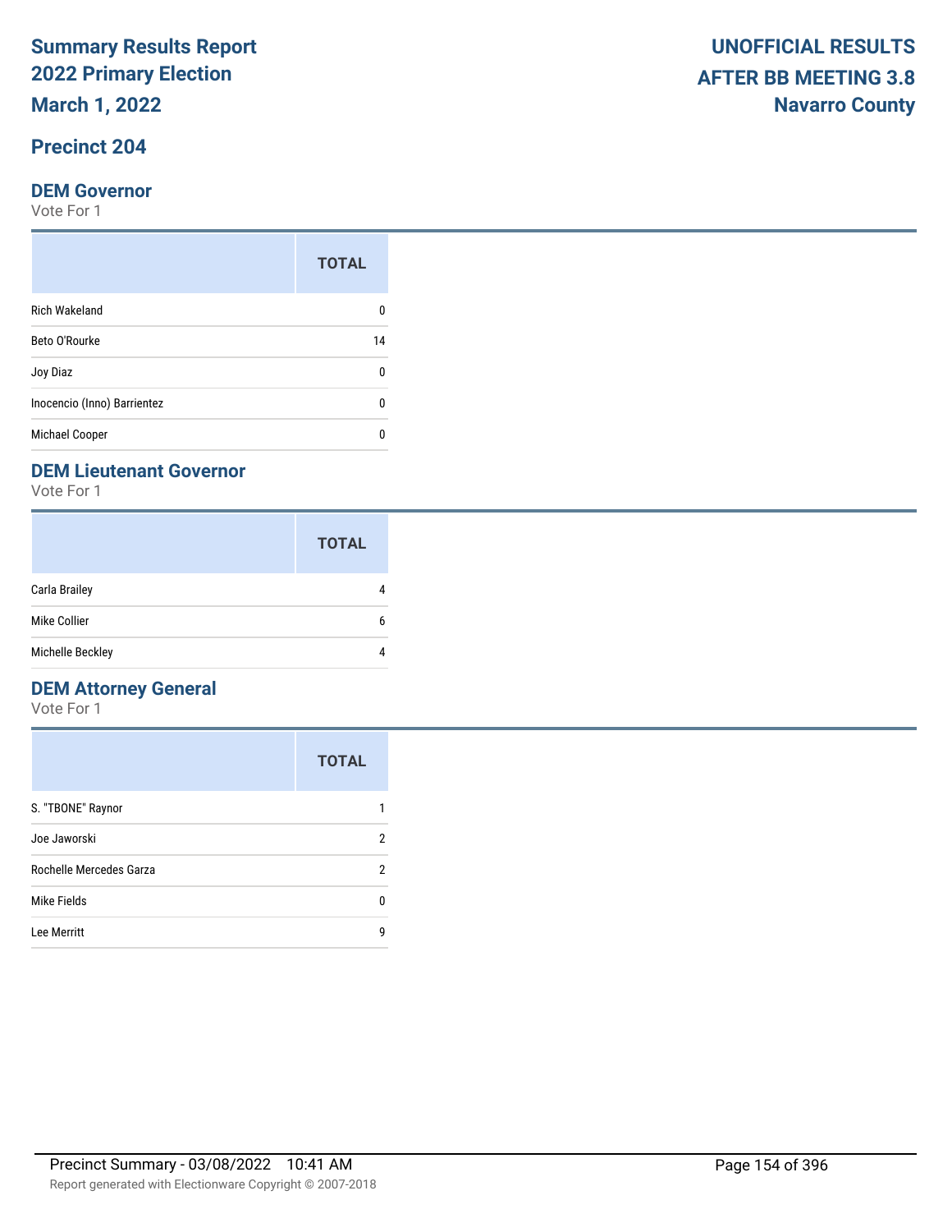# Summary Results Report
# 2022 Primary Election
# March 1, 2022

**UNOFFICIAL RESULTS**
**AFTER BB MEETING 3.8**
**Navarro County**

## Precinct 204

### DEM Governor
Vote For 1

| | TOTAL |
|---|---|
| Rich Wakeland | 0 |
| Beto O'Rourke | 14 |
| Joy Diaz | 0 |
| Inocencio (Inno) Barrientez | 0 |
| Michael Cooper | 0 |

### DEM Lieutenant Governor
Vote For 1

| | TOTAL |
|---|---|
| Carla Brailey | 4 |
| Mike Collier | 6 |
| Michelle Beckley | 4 |

### DEM Attorney General
Vote For 1

| | TOTAL |
|---|---|
| S. "TBONE" Raynor | 1 |
| Joe Jaworski | 2 |
| Rochelle Mercedes Garza | 2 |
| Mike Fields | 0 |
| Lee Merritt | 9 |

Precinct Summary - 03/08/2022 10:41 AM

Report generated with Electionware Copyright © 2007-2018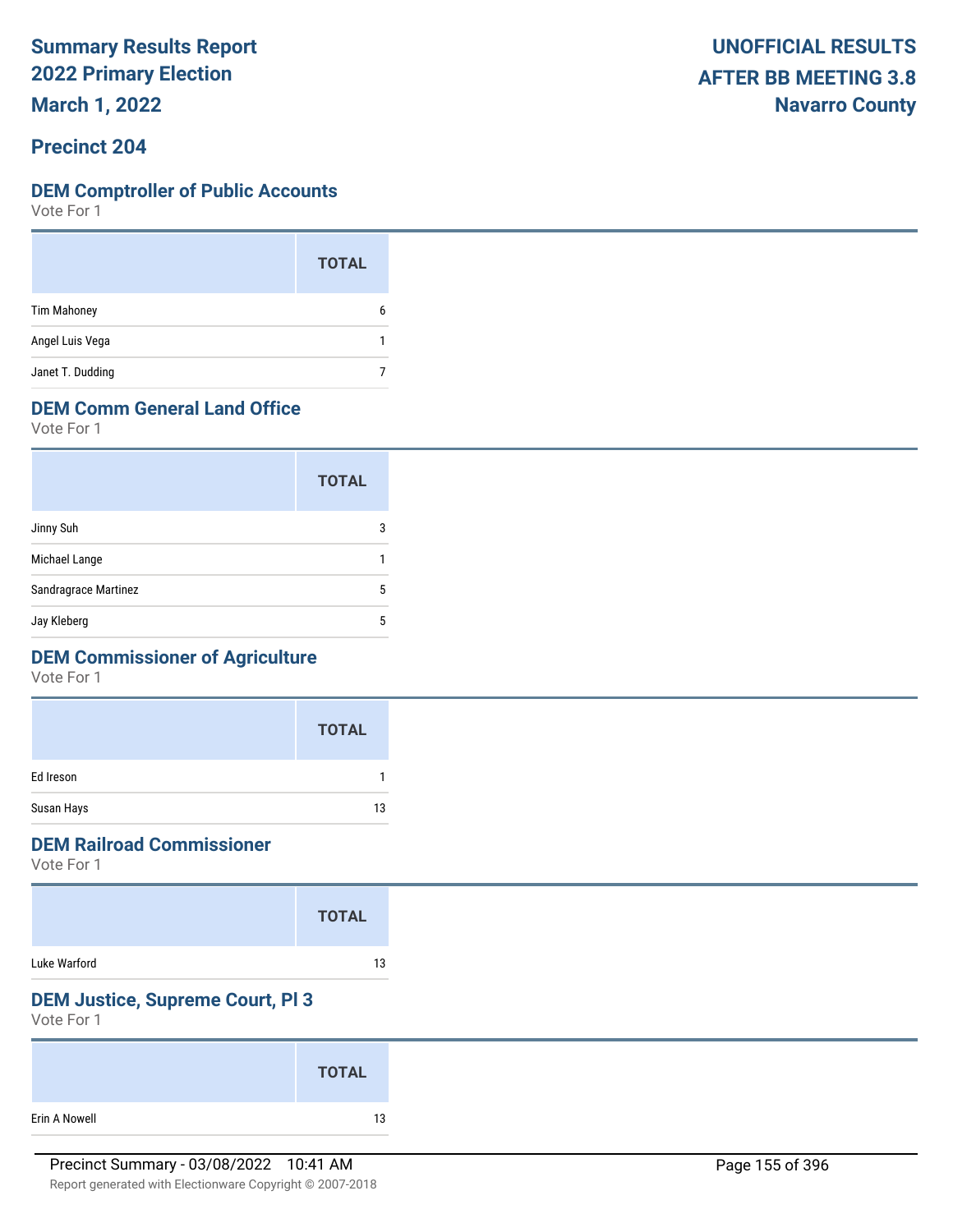**Summary Results Report**
**2022 Primary Election**
**March 1, 2022**

**UNOFFICIAL RESULTS**
**AFTER BB MEETING 3.8**
**Navarro County**

## Precinct 204

### DEM Comptroller of Public Accounts

Vote For 1

| | TOTAL |
|---|---|
| Tim Mahoney | 6 |
| Angel Luis Vega | 1 |
| Janet T. Dudding | 7 |

### DEM Comm General Land Office

Vote For 1

| | TOTAL |
|---|---|
| Jinny Suh | 3 |
| Michael Lange | 1 |
| Sandragrace Martinez | 5 |
| Jay Kleberg | 5 |

### DEM Commissioner of Agriculture

Vote For 1

| | TOTAL |
|---|---|
| Ed Ireson | 1 |
| Susan Hays | 13 |

### DEM Railroad Commissioner

Vote For 1

| | TOTAL |
|---|---|
| Luke Warford | 13 |

### DEM Justice, Supreme Court, Pl 3

Vote For 1

| | TOTAL |
|---|---|
| Erin A Nowell | 13 |

Precinct Summary - 03/08/2022 10:41 AM

Report generated with Electionware Copyright © 2007-2018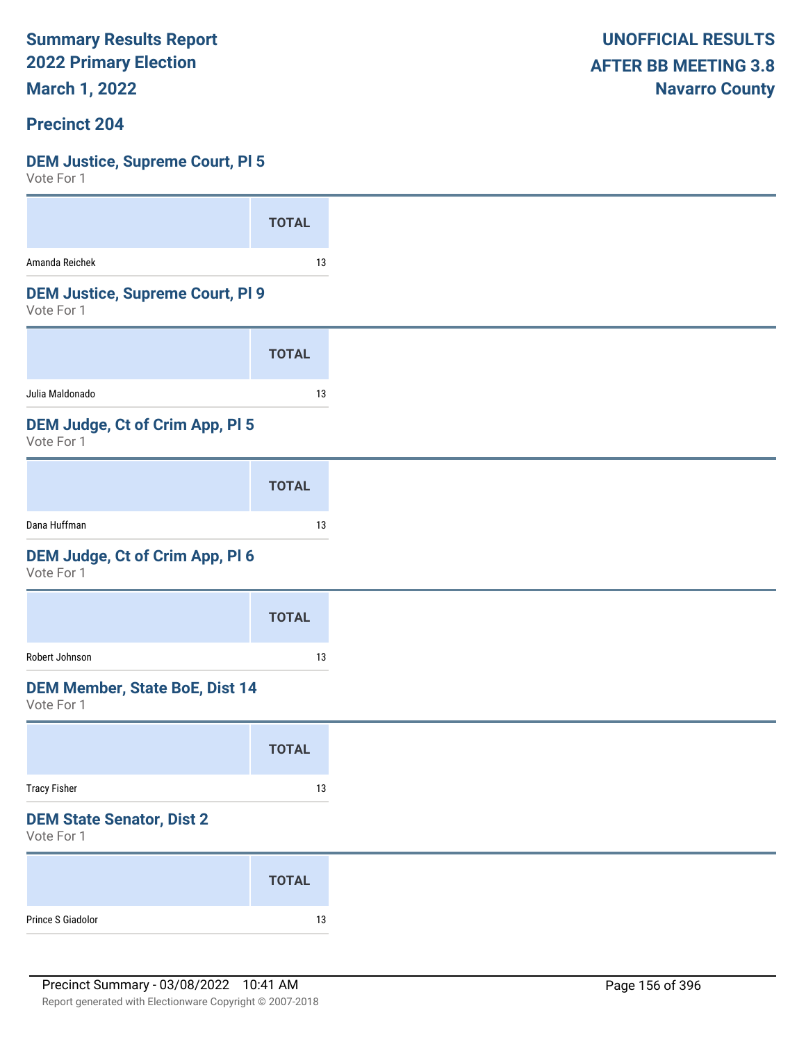**Summary Results Report**
**2022 Primary Election**
**March 1, 2022**

**UNOFFICIAL RESULTS**
**AFTER BB MEETING 3.8**
**Navarro County**

## Precinct 204

### DEM Justice, Supreme Court, Pl 5
Vote For 1

| | TOTAL |
|---|---|
| Amanda Reichek | 13 |

### DEM Justice, Supreme Court, Pl 9
Vote For 1

| | TOTAL |
|---|---|
| Julia Maldonado | 13 |

### DEM Judge, Ct of Crim App, Pl 5
Vote For 1

| | TOTAL |
|---|---|
| Dana Huffman | 13 |

### DEM Judge, Ct of Crim App, Pl 6
Vote For 1

| | TOTAL |
|---|---|
| Robert Johnson | 13 |

### DEM Member, State BoE, Dist 14
Vote For 1

| | TOTAL |
|---|---|
| Tracy Fisher | 13 |

### DEM State Senator, Dist 2
Vote For 1

| | TOTAL |
|---|---|
| Prince S Giadolor | 13 |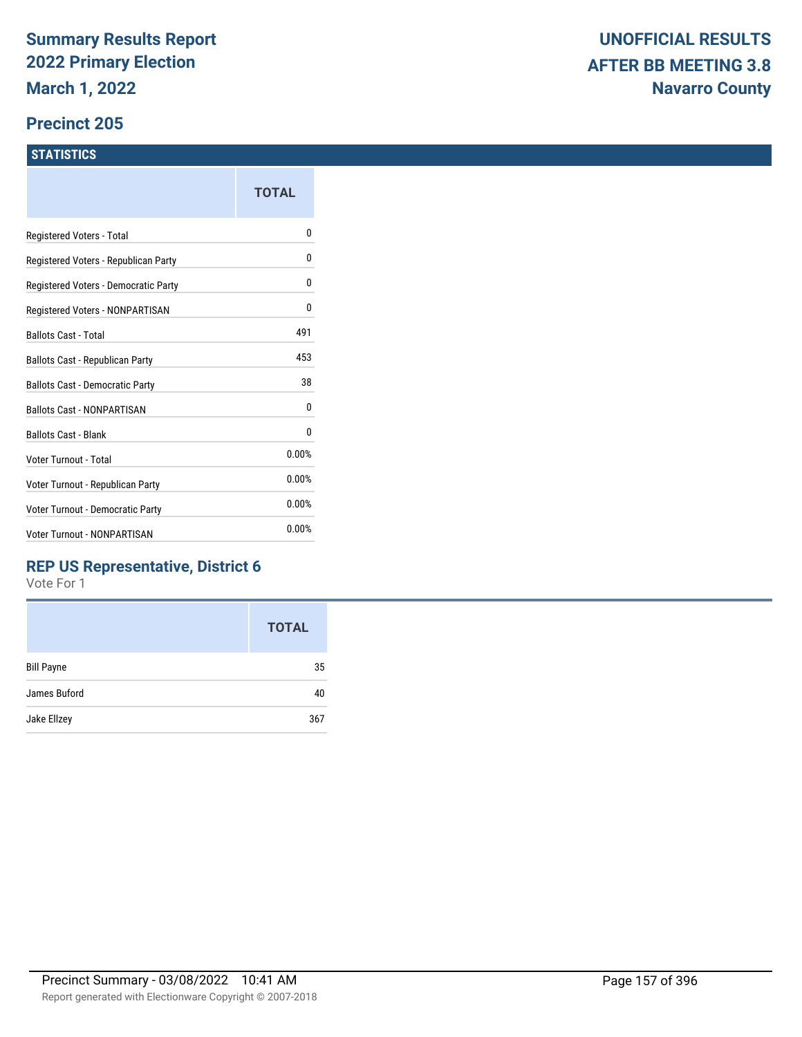# Summary Results Report
# 2022 Primary Election
# March 1, 2022

**UNOFFICIAL RESULTS**
**AFTER BB MEETING 3.8**
**Navarro County**

## Precinct 205

### STATISTICS

| | TOTAL |
|---|---|
| Registered Voters - Total | 0 |
| Registered Voters - Republican Party | 0 |
| Registered Voters - Democratic Party | 0 |
| Registered Voters - NONPARTISAN | 0 |
| Ballots Cast - Total | 491 |
| Ballots Cast - Republican Party | 453 |
| Ballots Cast - Democratic Party | 38 |
| Ballots Cast - NONPARTISAN | 0 |
| Ballots Cast - Blank | 0 |
| Voter Turnout - Total | 0.00% |
| Voter Turnout - Republican Party | 0.00% |
| Voter Turnout - Democratic Party | 0.00% |
| Voter Turnout - NONPARTISAN | 0.00% |

### REP US Representative, District 6

Vote For 1

| | TOTAL |
|---|---|
| Bill Payne | 35 |
| James Buford | 40 |
| Jake Ellzey | 367 |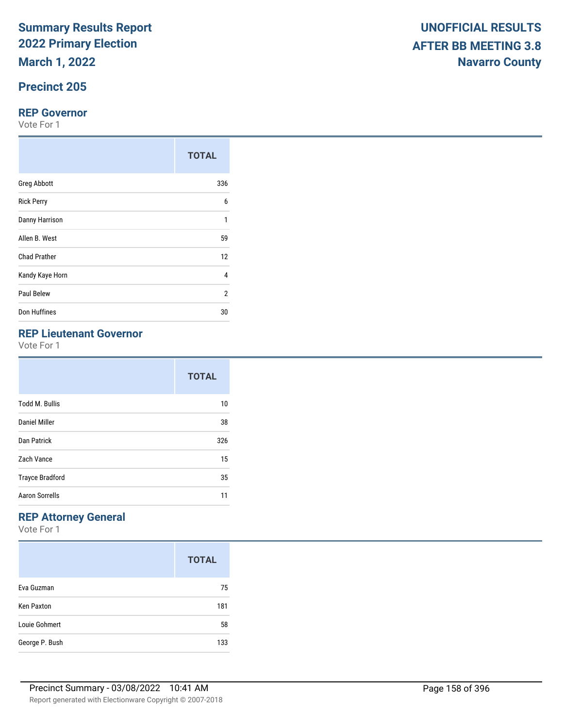# Summary Results Report
# 2022 Primary Election
# March 1, 2022

**UNOFFICIAL RESULTS**
**AFTER BB MEETING 3.8**
**Navarro County**

## Precinct 205

### REP Governor

Vote For 1

| | TOTAL |
|---|---|
| Greg Abbott | 336 |
| Rick Perry | 6 |
| Danny Harrison | 1 |
| Allen B. West | 59 |
| Chad Prather | 12 |
| Kandy Kaye Horn | 4 |
| Paul Belew | 2 |
| Don Huffines | 30 |

### REP Lieutenant Governor

Vote For 1

| | TOTAL |
|---|---|
| Todd M. Bullis | 10 |
| Daniel Miller | 38 |
| Dan Patrick | 326 |
| Zach Vance | 15 |
| Trayce Bradford | 35 |
| Aaron Sorrells | 11 |

### REP Attorney General

Vote For 1

| | TOTAL |
|---|---|
| Eva Guzman | 75 |
| Ken Paxton | 181 |
| Louie Gohmert | 58 |
| George P. Bush | 133 |

Precinct Summary - 03/08/2022 10:41 AM

Report generated with Electionware Copyright © 2007-2018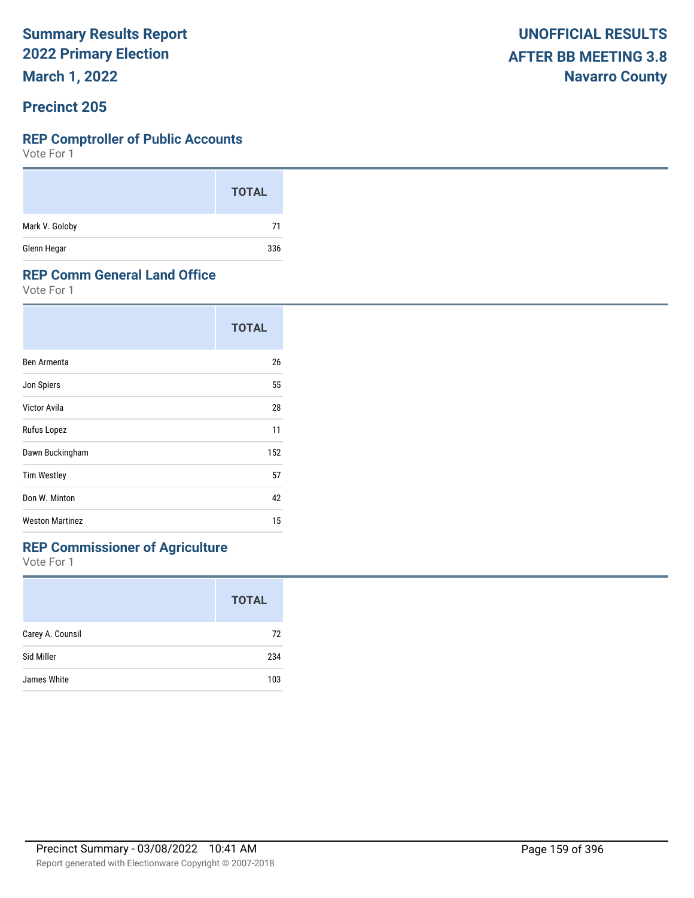# Summary Results Report
# 2022 Primary Election
# March 1, 2022

**UNOFFICIAL RESULTS**
**AFTER BB MEETING 3.8**
**Navarro County**

## Precinct 205

### REP Comptroller of Public Accounts

Vote For 1

| | TOTAL |
|---|---|
| Mark V. Goloby | 71 |
| Glenn Hegar | 336 |

### REP Comm General Land Office

Vote For 1

| | TOTAL |
|---|---|
| Ben Armenta | 26 |
| Jon Spiers | 55 |
| Victor Avila | 28 |
| Rufus Lopez | 11 |
| Dawn Buckingham | 152 |
| Tim Westley | 57 |
| Don W. Minton | 42 |
| Weston Martinez | 15 |

### REP Commissioner of Agriculture

Vote For 1

| | TOTAL |
|---|---|
| Carey A. Counsil | 72 |
| Sid Miller | 234 |
| James White | 103 |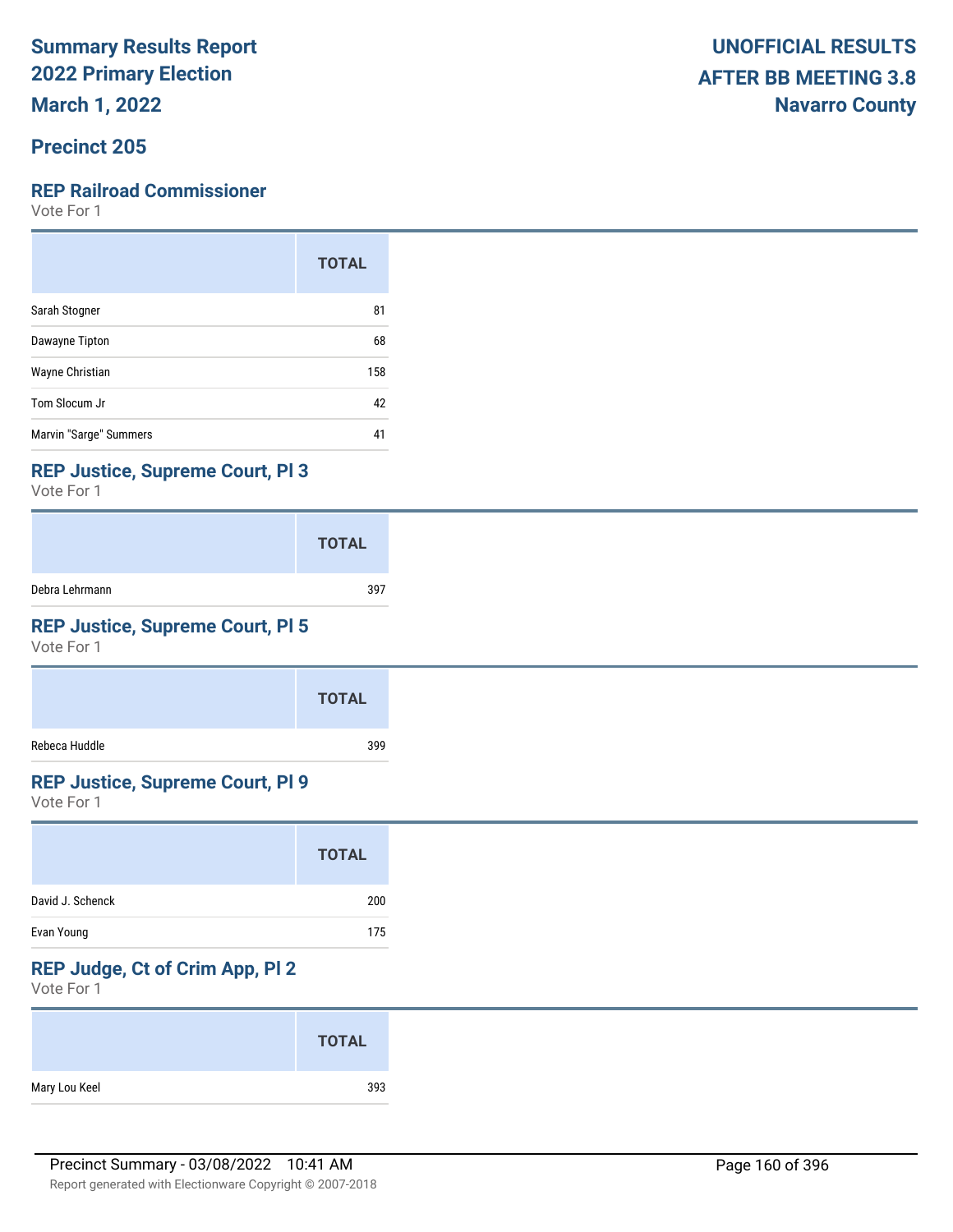# Summary Results Report
# 2022 Primary Election
# March 1, 2022

**UNOFFICIAL RESULTS**
**AFTER BB MEETING 3.8**
**Navarro County**

## Precinct 205

### REP Railroad Commissioner

Vote For 1

| | TOTAL |
|---|---|
| Sarah Stogner | 81 |
| Dawayne Tipton | 68 |
| Wayne Christian | 158 |
| Tom Slocum Jr | 42 |
| Marvin "Sarge" Summers | 41 |

### REP Justice, Supreme Court, Pl 3

Vote For 1

| | TOTAL |
|---|---|
| Debra Lehrmann | 397 |

### REP Justice, Supreme Court, Pl 5

Vote For 1

| | TOTAL |
|---|---|
| Rebeca Huddle | 399 |

### REP Justice, Supreme Court, Pl 9

Vote For 1

| | TOTAL |
|---|---|
| David J. Schenck | 200 |
| Evan Young | 175 |

### REP Judge, Ct of Crim App, Pl 2

Vote For 1

| | TOTAL |
|---|---|
| Mary Lou Keel | 393 |

Precinct Summary - 03/08/2022 10:41 AM

Report generated with Electionware Copyright © 2007-2018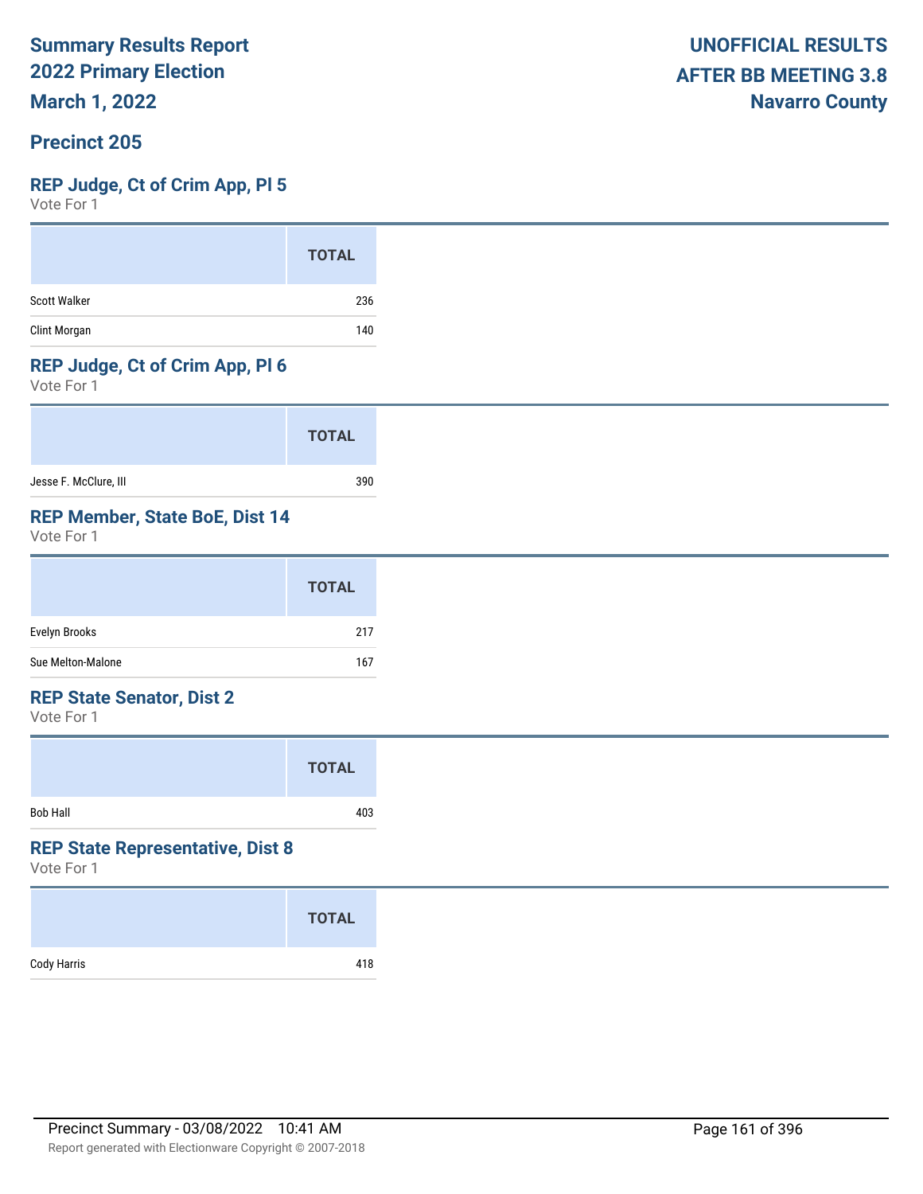**Summary Results Report**
**2022 Primary Election**
**March 1, 2022**

**UNOFFICIAL RESULTS**
**AFTER BB MEETING 3.8**
**Navarro County**

## Precinct 205

### REP Judge, Ct of Crim App, Pl 5

Vote For 1

| | TOTAL |
|---|---|
| Scott Walker | 236 |
| Clint Morgan | 140 |

### REP Judge, Ct of Crim App, Pl 6

Vote For 1

| | TOTAL |
|---|---|
| Jesse F. McClure, III | 390 |

### REP Member, State BoE, Dist 14

Vote For 1

| | TOTAL |
|---|---|
| Evelyn Brooks | 217 |
| Sue Melton-Malone | 167 |

### REP State Senator, Dist 2

Vote For 1

| | TOTAL |
|---|---|
| Bob Hall | 403 |

### REP State Representative, Dist 8

Vote For 1

| | TOTAL |
|---|---|
| Cody Harris | 418 |

Precinct Summary - 03/08/2022 10:41 AM

Report generated with Electionware Copyright © 2007-2018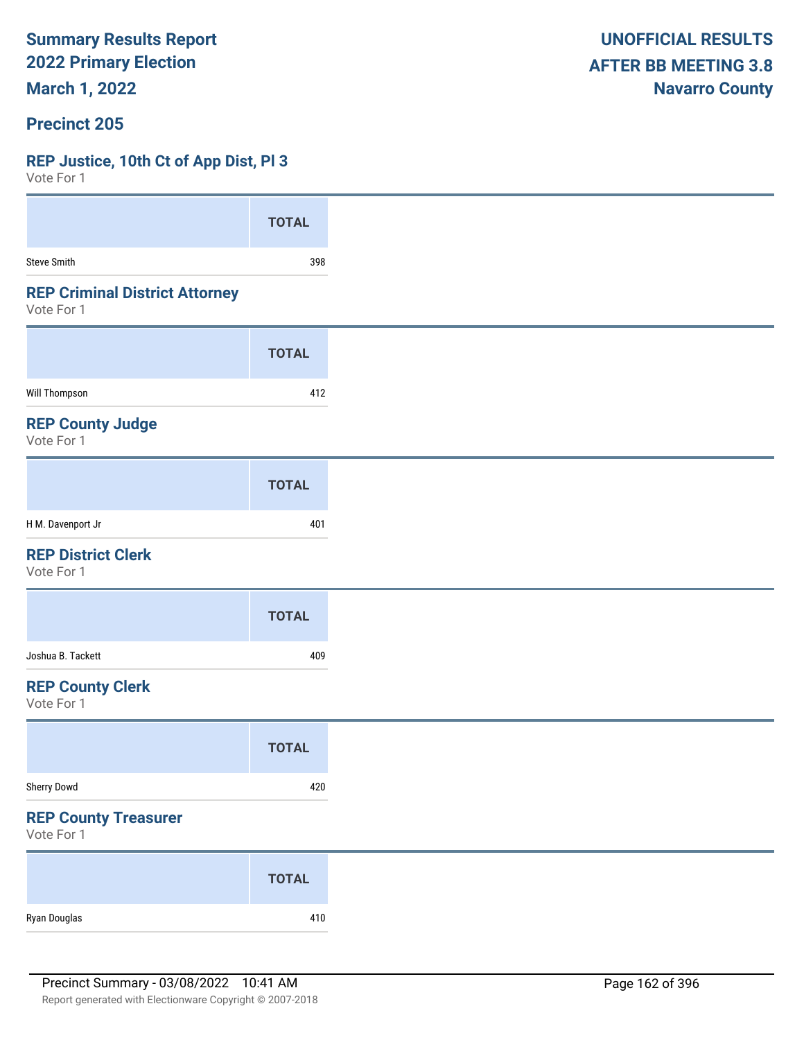# Summary Results Report
## 2022 Primary Election
## March 1, 2022

**UNOFFICIAL RESULTS**
**AFTER BB MEETING 3.8**
**Navarro County**

## Precinct 205

### REP Justice, 10th Ct of App Dist, Pl 3
Vote For 1

| | TOTAL |
|---|---|
| Steve Smith | 398 |

### REP Criminal District Attorney
Vote For 1

| | TOTAL |
|---|---|
| Will Thompson | 412 |

### REP County Judge
Vote For 1

| | TOTAL |
|---|---|
| H M. Davenport Jr | 401 |

### REP District Clerk
Vote For 1

| | TOTAL |
|---|---|
| Joshua B. Tackett | 409 |

### REP County Clerk
Vote For 1

| | TOTAL |
|---|---|
| Sherry Dowd | 420 |

### REP County Treasurer
Vote For 1

| | TOTAL |
|---|---|
| Ryan Douglas | 410 |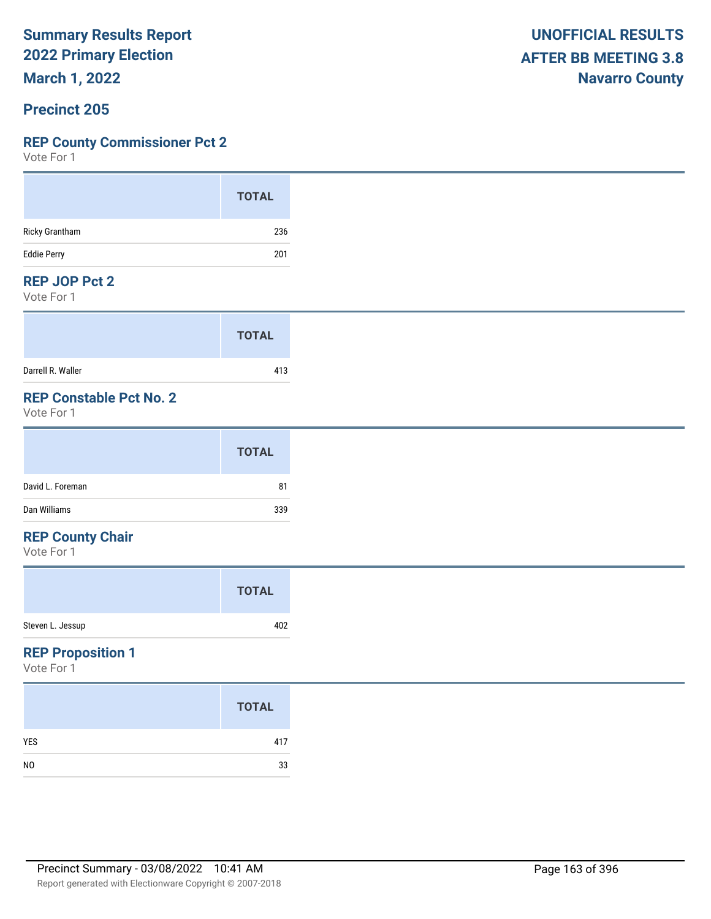# Summary Results Report
# 2022 Primary Election
# March 1, 2022

**UNOFFICIAL RESULTS**
**AFTER BB MEETING 3.8**
**Navarro County**

## Precinct 205

### REP County Commissioner Pct 2
Vote For 1

| | TOTAL |
|---|---|
| Ricky Grantham | 236 |
| Eddie Perry | 201 |

### REP JOP Pct 2
Vote For 1

| | TOTAL |
|---|---|
| Darrell R. Waller | 413 |

### REP Constable Pct No. 2
Vote For 1

| | TOTAL |
|---|---|
| David L. Foreman | 81 |
| Dan Williams | 339 |

### REP County Chair
Vote For 1

| | TOTAL |
|---|---|
| Steven L. Jessup | 402 |

### REP Proposition 1
Vote For 1

| | TOTAL |
|---|---|
| YES | 417 |
| NO | 33 |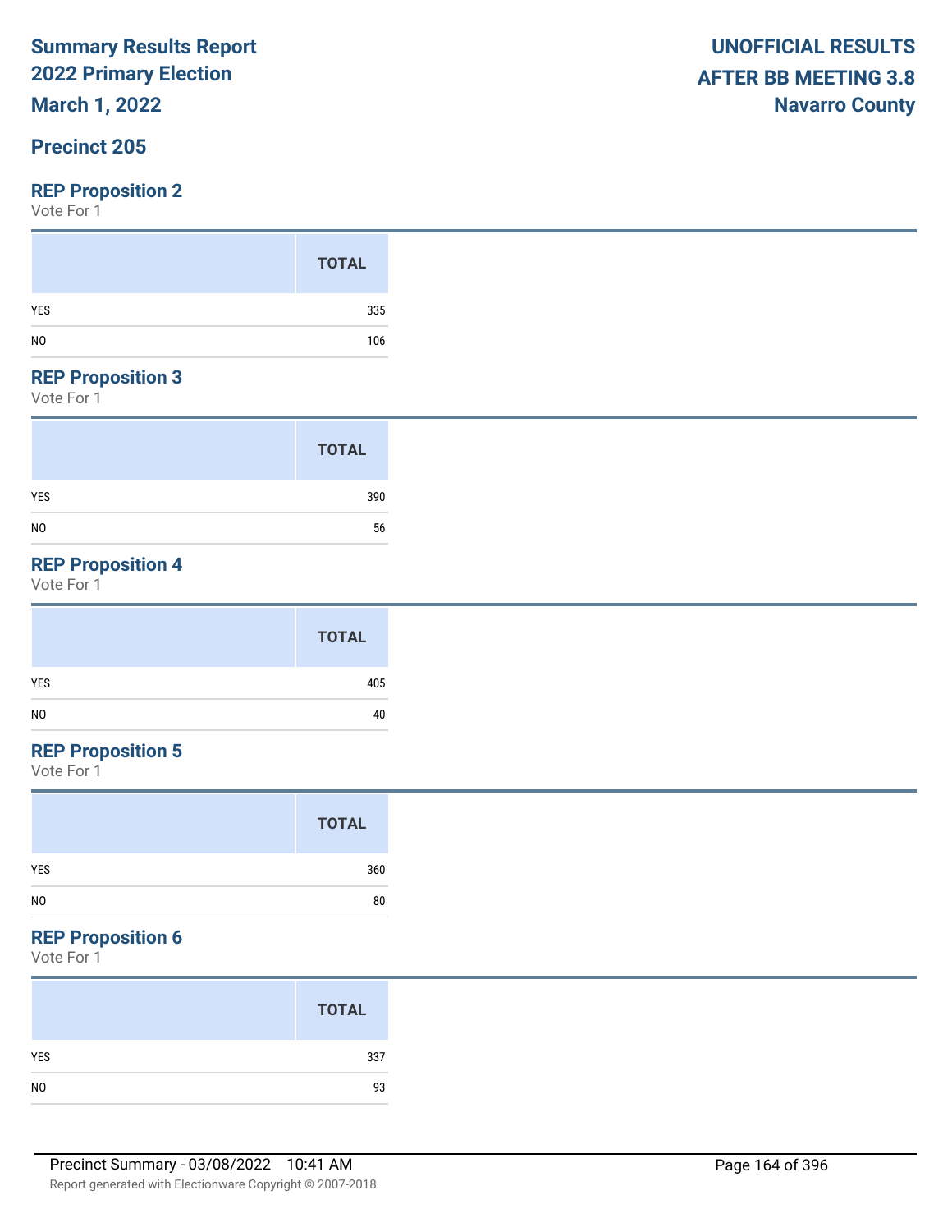# Summary Results Report
## 2022 Primary Election
## March 1, 2022

**UNOFFICIAL RESULTS**
**AFTER BB MEETING 3.8**
**Navarro County**

## Precinct 205

### REP Proposition 2
Vote For 1

| | TOTAL |
|---|---|
| YES | 335 |
| NO | 106 |

### REP Proposition 3
Vote For 1

| | TOTAL |
|---|---|
| YES | 390 |
| NO | 56 |

### REP Proposition 4
Vote For 1

| | TOTAL |
|---|---|
| YES | 405 |
| NO | 40 |

### REP Proposition 5
Vote For 1

| | TOTAL |
|---|---|
| YES | 360 |
| NO | 80 |

### REP Proposition 6
Vote For 1

| | TOTAL |
|---|---|
| YES | 337 |
| NO | 93 |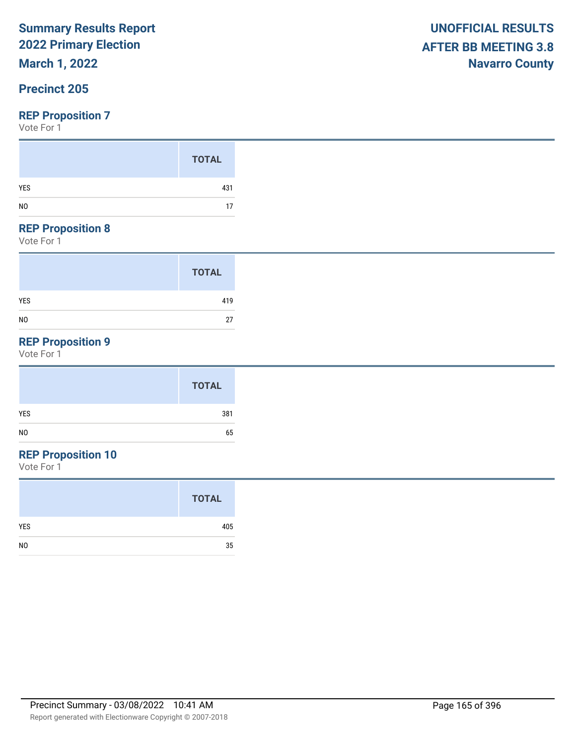**Summary Results Report**
**2022 Primary Election**
**March 1, 2022**

**UNOFFICIAL RESULTS**
**AFTER BB MEETING 3.8**
**Navarro County**

## Precinct 205

### REP Proposition 7

Vote For 1

| | TOTAL |
|---|---|
| YES | 431 |
| NO | 17 |

### REP Proposition 8

Vote For 1

| | TOTAL |
|---|---|
| YES | 419 |
| NO | 27 |

### REP Proposition 9

Vote For 1

| | TOTAL |
|---|---|
| YES | 381 |
| NO | 65 |

### REP Proposition 10

Vote For 1

| | TOTAL |
|---|---|
| YES | 405 |
| NO | 35 |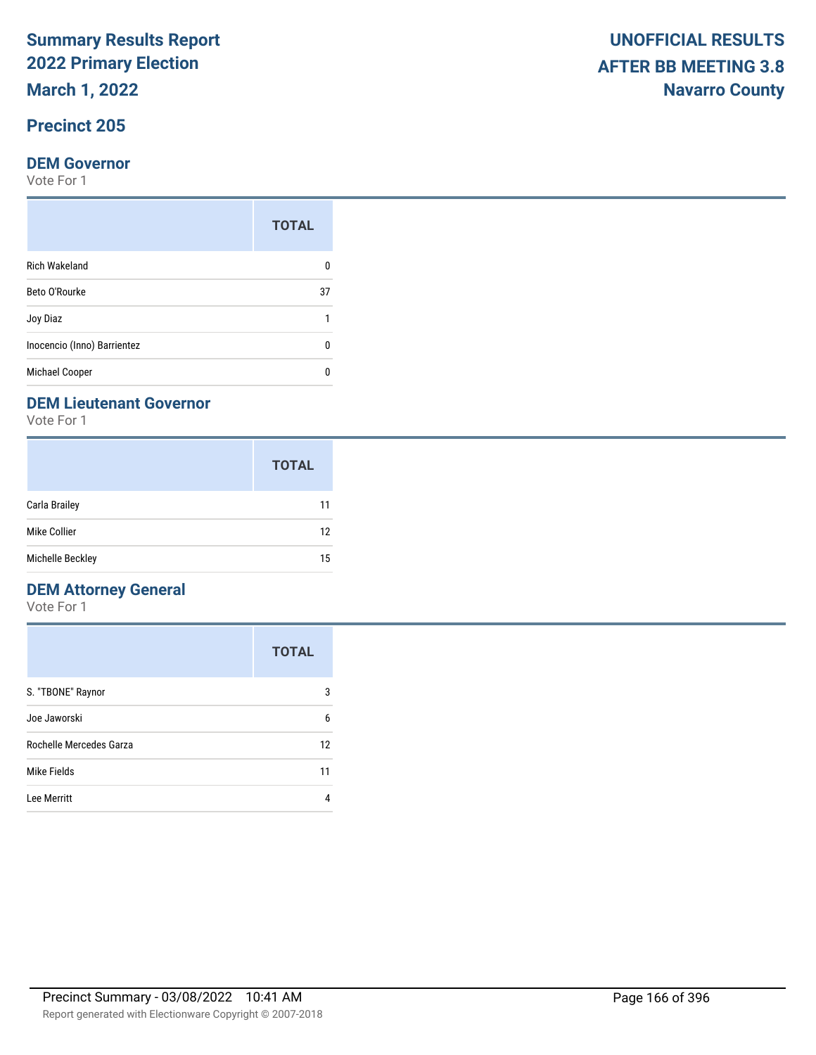# Summary Results Report
# 2022 Primary Election
# March 1, 2022

**UNOFFICIAL RESULTS**
**AFTER BB MEETING 3.8**
**Navarro County**

## Precinct 205

### DEM Governor

Vote For 1

| | TOTAL |
|---|---|
| Rich Wakeland | 0 |
| Beto O'Rourke | 37 |
| Joy Diaz | 1 |
| Inocencio (Inno) Barrientez | 0 |
| Michael Cooper | 0 |

### DEM Lieutenant Governor

Vote For 1

| | TOTAL |
|---|---|
| Carla Brailey | 11 |
| Mike Collier | 12 |
| Michelle Beckley | 15 |

### DEM Attorney General

Vote For 1

| | TOTAL |
|---|---|
| S. "TBONE" Raynor | 3 |
| Joe Jaworski | 6 |
| Rochelle Mercedes Garza | 12 |
| Mike Fields | 11 |
| Lee Merritt | 4 |

Precinct Summary - 03/08/2022 10:41 AM

Report generated with Electionware Copyright © 2007-2018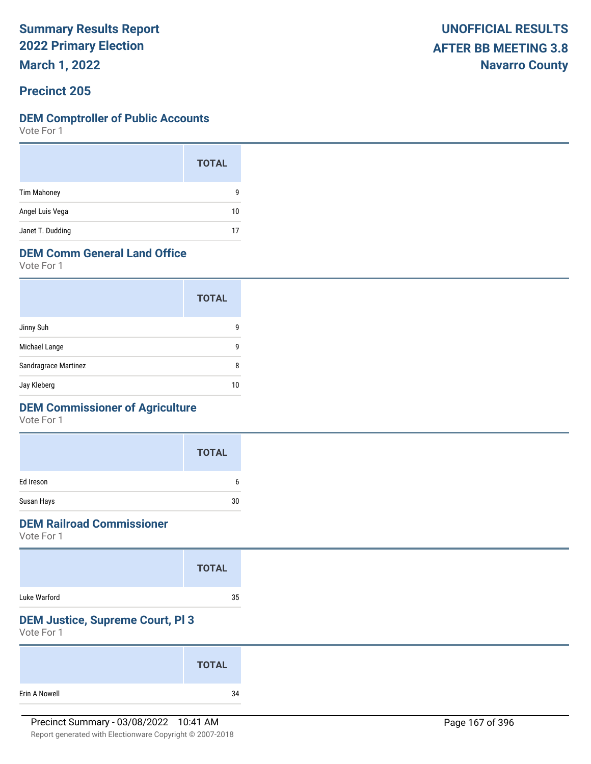**Summary Results Report**
**2022 Primary Election**
**March 1, 2022**

**UNOFFICIAL RESULTS**
**AFTER BB MEETING 3.8**
**Navarro County**

## Precinct 205

### DEM Comptroller of Public Accounts

Vote For 1

| | TOTAL |
|---|---|
| Tim Mahoney | 9 |
| Angel Luis Vega | 10 |
| Janet T. Dudding | 17 |

### DEM Comm General Land Office

Vote For 1

| | TOTAL |
|---|---|
| Jinny Suh | 9 |
| Michael Lange | 9 |
| Sandragrace Martinez | 8 |
| Jay Kleberg | 10 |

### DEM Commissioner of Agriculture

Vote For 1

| | TOTAL |
|---|---|
| Ed Ireson | 6 |
| Susan Hays | 30 |

### DEM Railroad Commissioner

Vote For 1

| | TOTAL |
|---|---|
| Luke Warford | 35 |

### DEM Justice, Supreme Court, Pl 3

Vote For 1

| | TOTAL |
|---|---|
| Erin A Nowell | 34 |

Precinct Summary - 03/08/2022 10:41 AM

Report generated with Electionware Copyright © 2007-2018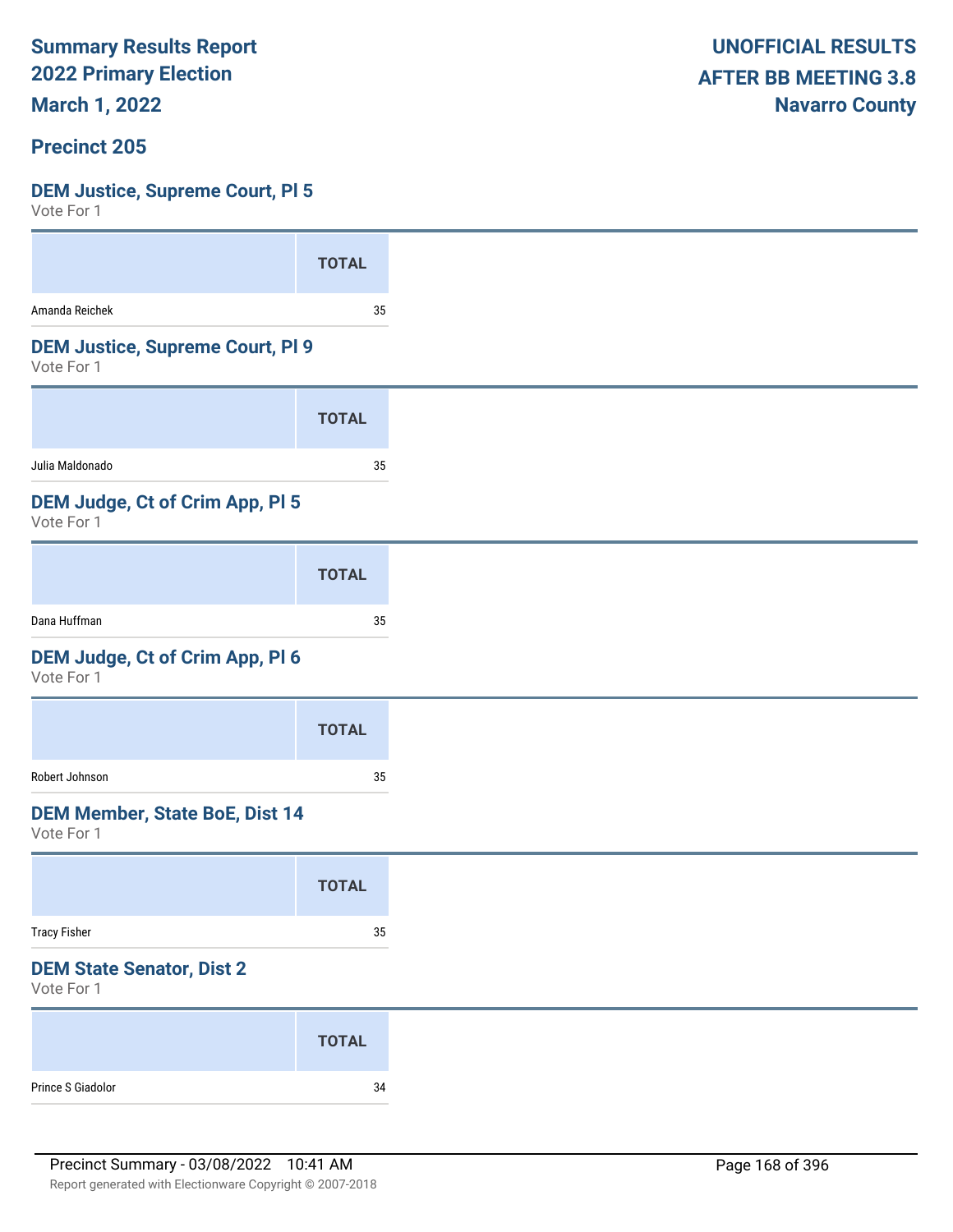# Summary Results Report
# 2022 Primary Election
# March 1, 2022

**UNOFFICIAL RESULTS**
**AFTER BB MEETING 3.8**
**Navarro County**

## Precinct 205

### DEM Justice, Supreme Court, Pl 5
Vote For 1

| | TOTAL |
|---|---|
| Amanda Reichek | 35 |

### DEM Justice, Supreme Court, Pl 9
Vote For 1

| | TOTAL |
|---|---|
| Julia Maldonado | 35 |

### DEM Judge, Ct of Crim App, Pl 5
Vote For 1

| | TOTAL |
|---|---|
| Dana Huffman | 35 |

### DEM Judge, Ct of Crim App, Pl 6
Vote For 1

| | TOTAL |
|---|---|
| Robert Johnson | 35 |

### DEM Member, State BoE, Dist 14
Vote For 1

| | TOTAL |
|---|---|
| Tracy Fisher | 35 |

### DEM State Senator, Dist 2
Vote For 1

| | TOTAL |
|---|---|
| Prince S Giadolor | 34 |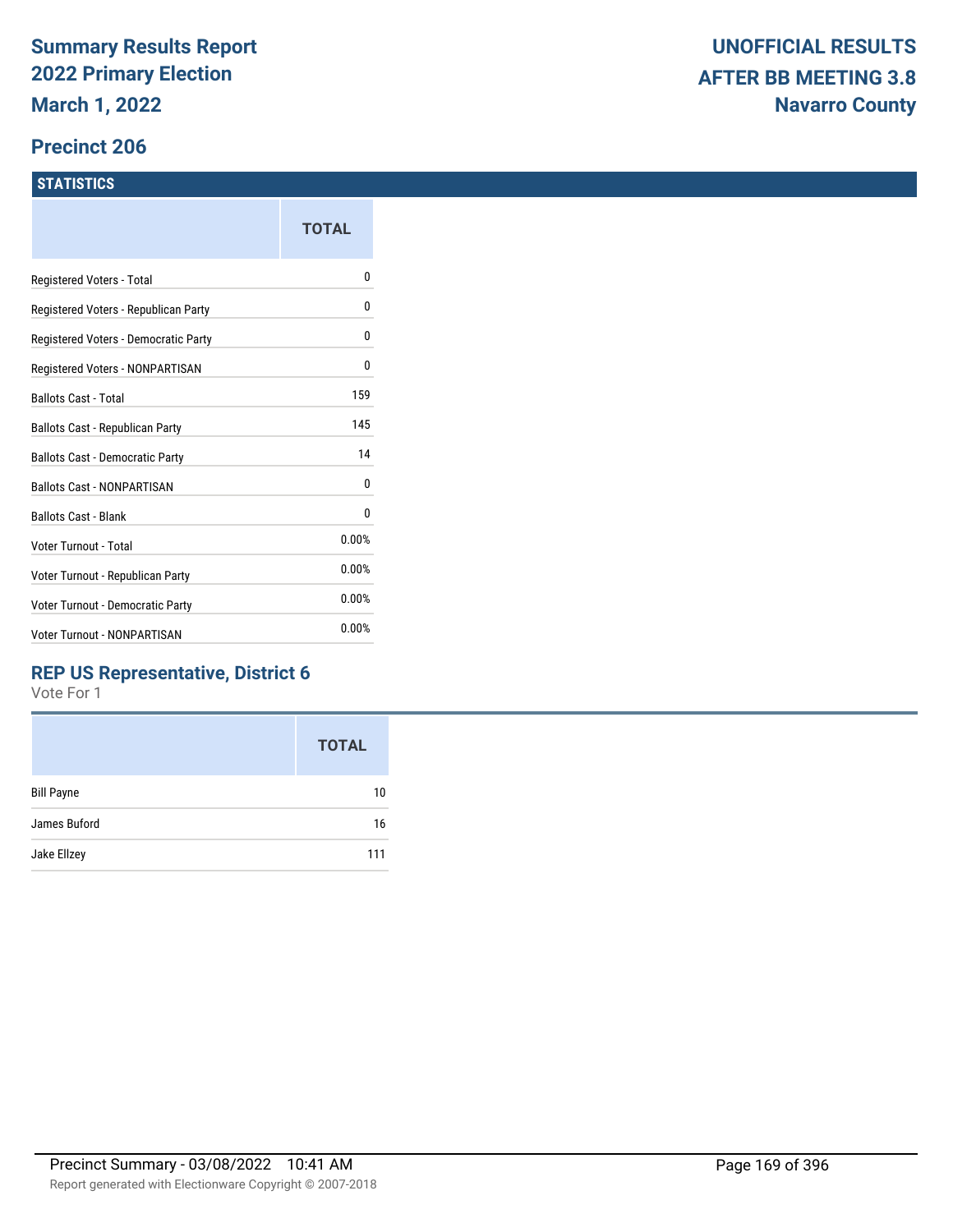# Summary Results Report
# 2022 Primary Election
# March 1, 2022

## UNOFFICIAL RESULTS
## AFTER BB MEETING 3.8
## Navarro County

## Precinct 206

### STATISTICS

| | TOTAL |
|---|---|
| Registered Voters - Total | 0 |
| Registered Voters - Republican Party | 0 |
| Registered Voters - Democratic Party | 0 |
| Registered Voters - NONPARTISAN | 0 |
| Ballots Cast - Total | 159 |
| Ballots Cast - Republican Party | 145 |
| Ballots Cast - Democratic Party | 14 |
| Ballots Cast - NONPARTISAN | 0 |
| Ballots Cast - Blank | 0 |
| Voter Turnout - Total | 0.00% |
| Voter Turnout - Republican Party | 0.00% |
| Voter Turnout - Democratic Party | 0.00% |
| Voter Turnout - NONPARTISAN | 0.00% |

### REP US Representative, District 6

Vote For 1

| | TOTAL |
|---|---|
| Bill Payne | 10 |
| James Buford | 16 |
| Jake Ellzey | 111 |

Precinct Summary - 03/08/2022 10:41 AM

Report generated with Electionware Copyright © 2007-2018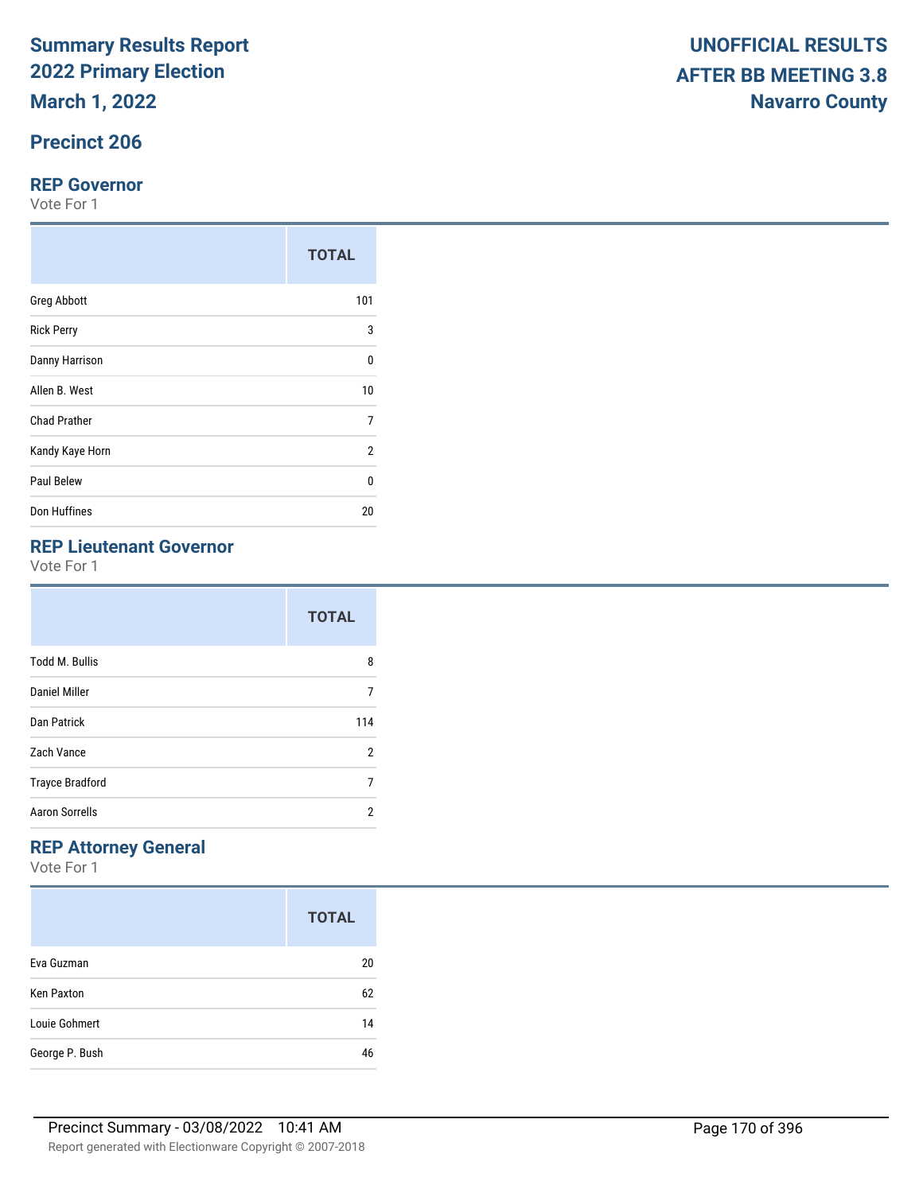# Summary Results Report
# 2022 Primary Election
# March 1, 2022

**UNOFFICIAL RESULTS**
**AFTER BB MEETING 3.8**
**Navarro County**

## Precinct 206

### REP Governor

Vote For 1

| | TOTAL |
|---|---|
| Greg Abbott | 101 |
| Rick Perry | 3 |
| Danny Harrison | 0 |
| Allen B. West | 10 |
| Chad Prather | 7 |
| Kandy Kaye Horn | 2 |
| Paul Belew | 0 |
| Don Huffines | 20 |

### REP Lieutenant Governor

Vote For 1

| | TOTAL |
|---|---|
| Todd M. Bullis | 8 |
| Daniel Miller | 7 |
| Dan Patrick | 114 |
| Zach Vance | 2 |
| Trayce Bradford | 7 |
| Aaron Sorrells | 2 |

### REP Attorney General

Vote For 1

| | TOTAL |
|---|---|
| Eva Guzman | 20 |
| Ken Paxton | 62 |
| Louie Gohmert | 14 |
| George P. Bush | 46 |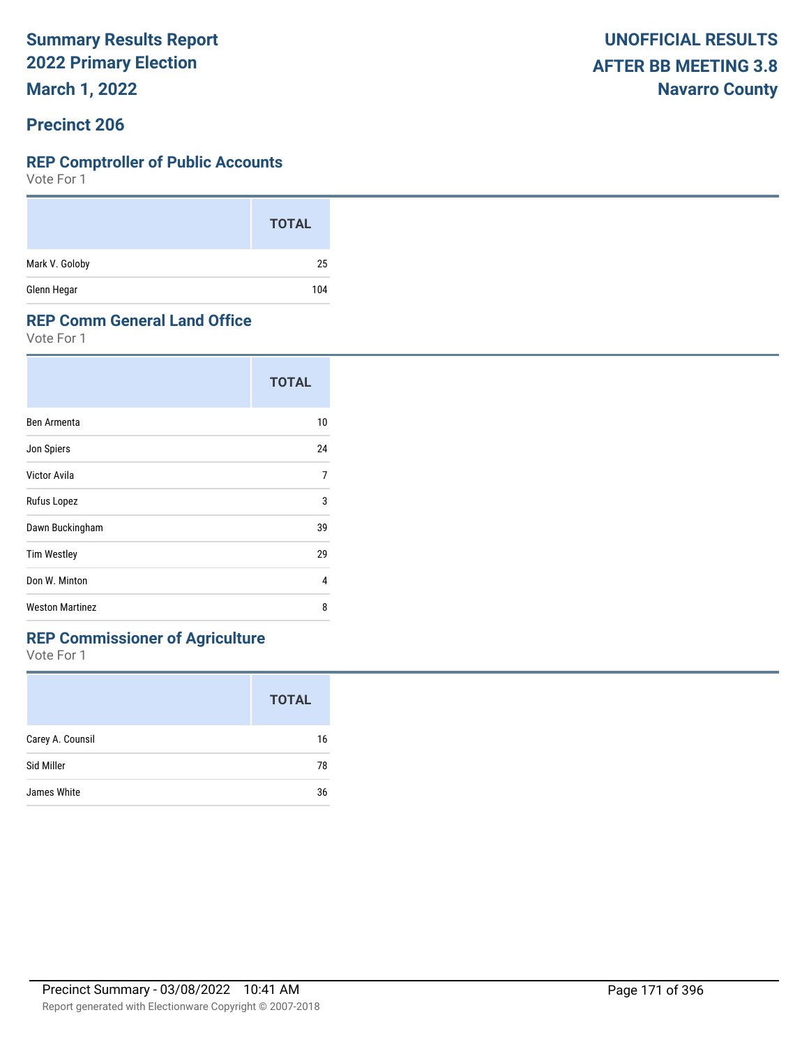# Summary Results Report
# 2022 Primary Election
# March 1, 2022

**UNOFFICIAL RESULTS**
**AFTER BB MEETING 3.8**
**Navarro County**

## Precinct 206

### REP Comptroller of Public Accounts

Vote For 1

| | TOTAL |
|---|---|
| Mark V. Goloby | 25 |
| Glenn Hegar | 104 |

### REP Comm General Land Office

Vote For 1

| | TOTAL |
|---|---|
| Ben Armenta | 10 |
| Jon Spiers | 24 |
| Victor Avila | 7 |
| Rufus Lopez | 3 |
| Dawn Buckingham | 39 |
| Tim Westley | 29 |
| Don W. Minton | 4 |
| Weston Martinez | 8 |

### REP Commissioner of Agriculture

Vote For 1

| | TOTAL |
|---|---|
| Carey A. Counsil | 16 |
| Sid Miller | 78 |
| James White | 36 |

Precinct Summary - 03/08/2022 10:41 AM

Report generated with Electionware Copyright © 2007-2018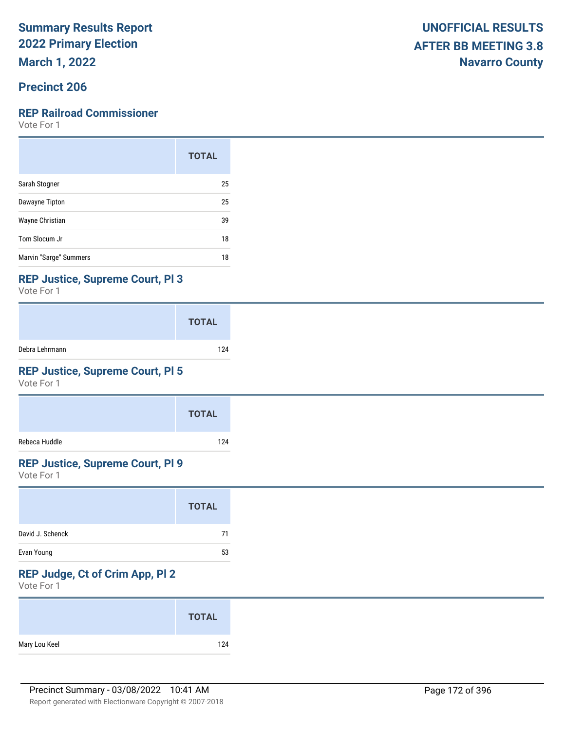**Summary Results Report**
**2022 Primary Election**
**March 1, 2022**

**UNOFFICIAL RESULTS**
**AFTER BB MEETING 3.8**
**Navarro County**

## Precinct 206

### REP Railroad Commissioner

Vote For 1

| | TOTAL |
|---|---|
| Sarah Stogner | 25 |
| Dawayne Tipton | 25 |
| Wayne Christian | 39 |
| Tom Slocum Jr | 18 |
| Marvin "Sarge" Summers | 18 |

### REP Justice, Supreme Court, Pl 3

Vote For 1

| | TOTAL |
|---|---|
| Debra Lehrmann | 124 |

### REP Justice, Supreme Court, Pl 5

Vote For 1

| | TOTAL |
|---|---|
| Rebeca Huddle | 124 |

### REP Justice, Supreme Court, Pl 9

Vote For 1

| | TOTAL |
|---|---|
| David J. Schenck | 71 |
| Evan Young | 53 |

### REP Judge, Ct of Crim App, Pl 2

Vote For 1

| | TOTAL |
|---|---|
| Mary Lou Keel | 124 |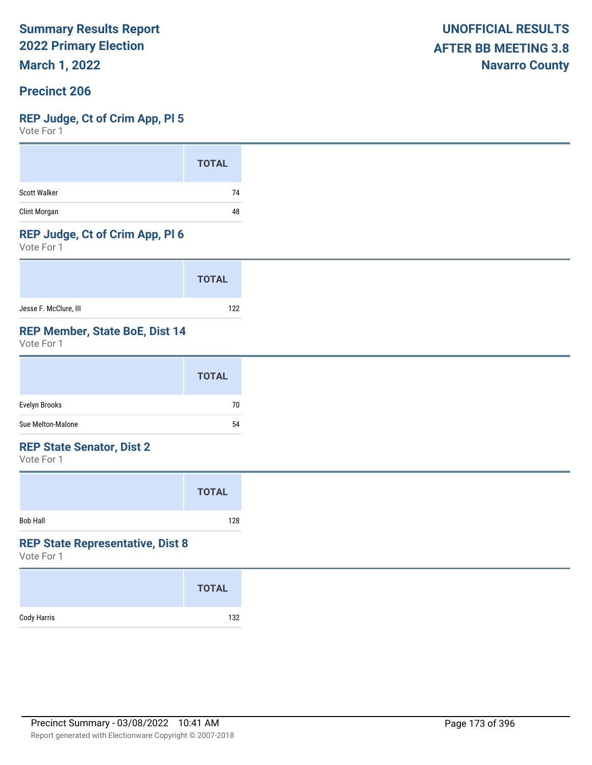# Summary Results Report
## 2022 Primary Election
## March 1, 2022

**UNOFFICIAL RESULTS**
**AFTER BB MEETING 3.8**
**Navarro County**

## Precinct 206

### REP Judge, Ct of Crim App, Pl 5
Vote For 1

| | TOTAL |
|---|---|
| Scott Walker | 74 |
| Clint Morgan | 48 |

### REP Judge, Ct of Crim App, Pl 6
Vote For 1

| | TOTAL |
|---|---|
| Jesse F. McClure, III | 122 |

### REP Member, State BoE, Dist 14
Vote For 1

| | TOTAL |
|---|---|
| Evelyn Brooks | 70 |
| Sue Melton-Malone | 54 |

### REP State Senator, Dist 2
Vote For 1

| | TOTAL |
|---|---|
| Bob Hall | 128 |

### REP State Representative, Dist 8
Vote For 1

| | TOTAL |
|---|---|
| Cody Harris | 132 |

Precinct Summary - 03/08/2022 10:41 AM

Report generated with Electionware Copyright © 2007-2018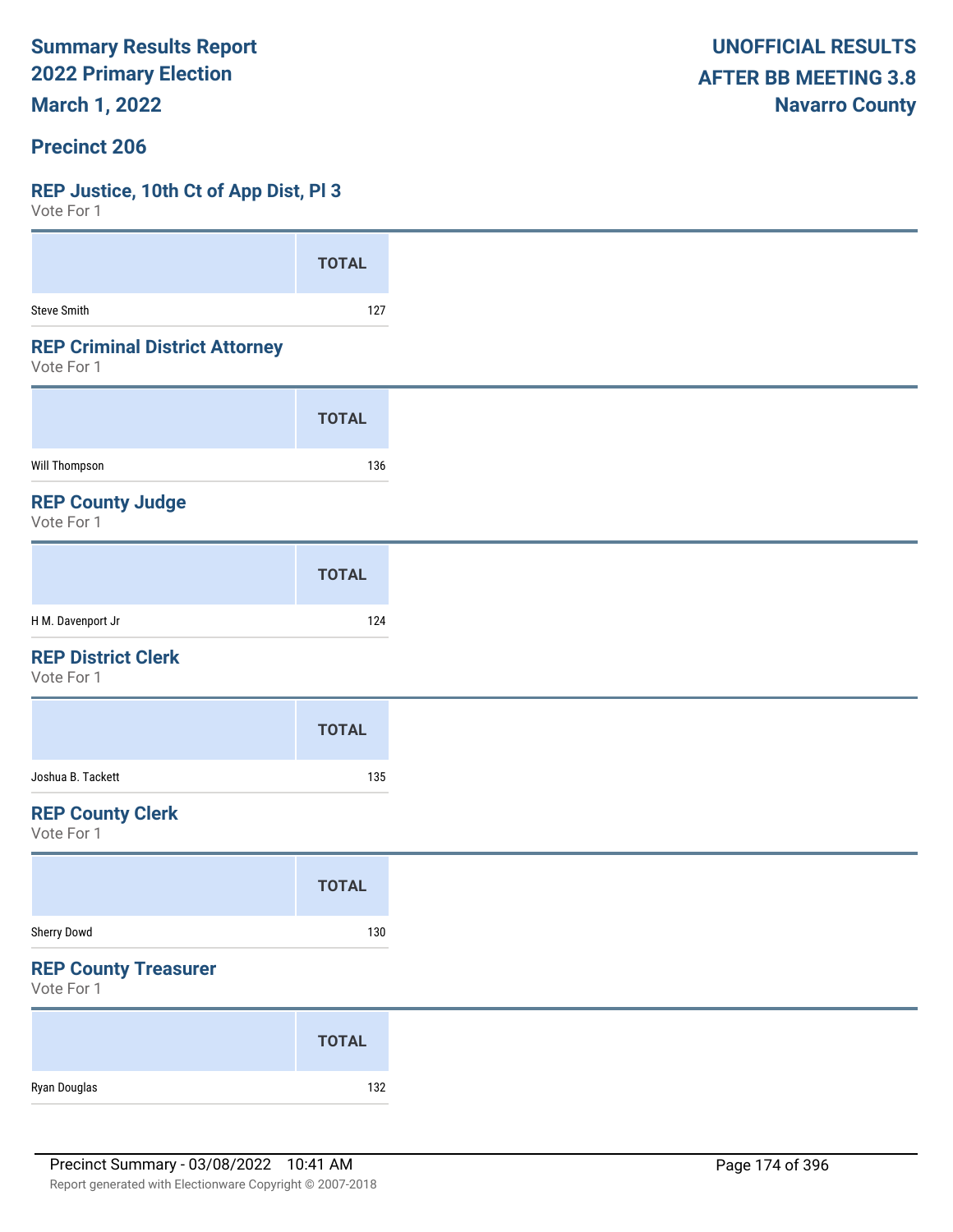Summary Results Report
2022 Primary Election
March 1, 2022

UNOFFICIAL RESULTS
AFTER BB MEETING 3.8
Navarro County

## Precinct 206

### REP Justice, 10th Ct of App Dist, Pl 3

Vote For 1

| | TOTAL |
|---|---|
| Steve Smith | 127 |

### REP Criminal District Attorney

Vote For 1

| | TOTAL |
|---|---|
| Will Thompson | 136 |

### REP County Judge

Vote For 1

| | TOTAL |
|---|---|
| H M. Davenport Jr | 124 |

### REP District Clerk

Vote For 1

| | TOTAL |
|---|---|
| Joshua B. Tackett | 135 |

### REP County Clerk

Vote For 1

| | TOTAL |
|---|---|
| Sherry Dowd | 130 |

### REP County Treasurer

Vote For 1

| | TOTAL |
|---|---|
| Ryan Douglas | 132 |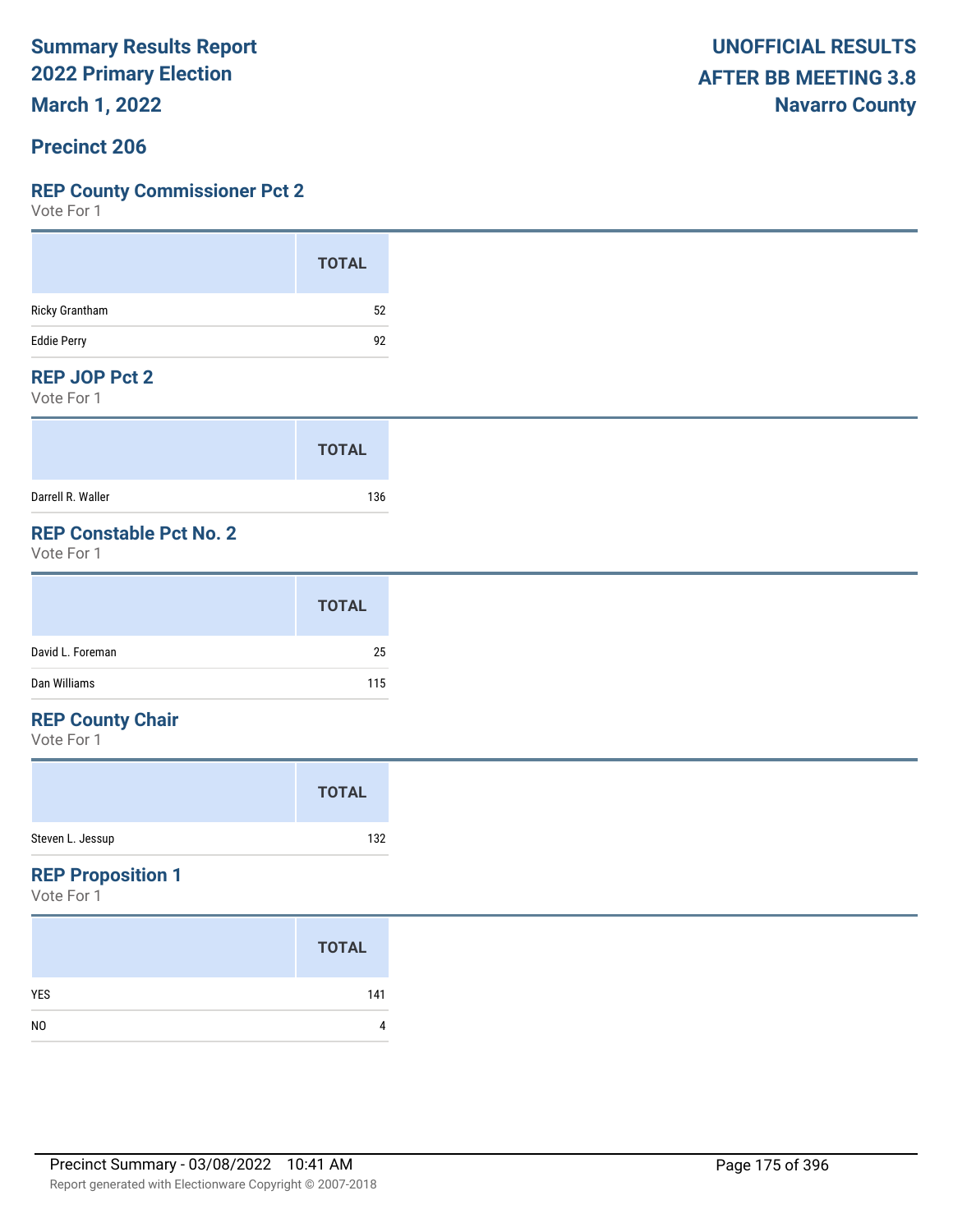# Summary Results Report
# 2022 Primary Election
# March 1, 2022

**UNOFFICIAL RESULTS**
**AFTER BB MEETING 3.8**
**Navarro County**

## Precinct 206

### REP County Commissioner Pct 2

Vote For 1

| | TOTAL |
|---|---|
| Ricky Grantham | 52 |
| Eddie Perry | 92 |

### REP JOP Pct 2

Vote For 1

| | TOTAL |
|---|---|
| Darrell R. Waller | 136 |

### REP Constable Pct No. 2

Vote For 1

| | TOTAL |
|---|---|
| David L. Foreman | 25 |
| Dan Williams | 115 |

### REP County Chair

Vote For 1

| | TOTAL |
|---|---|
| Steven L. Jessup | 132 |

### REP Proposition 1

Vote For 1

| | TOTAL |
|---|---|
| YES | 141 |
| NO | 4 |

Precinct Summary - 03/08/2022 10:41 AM

Report generated with Electionware Copyright © 2007-2018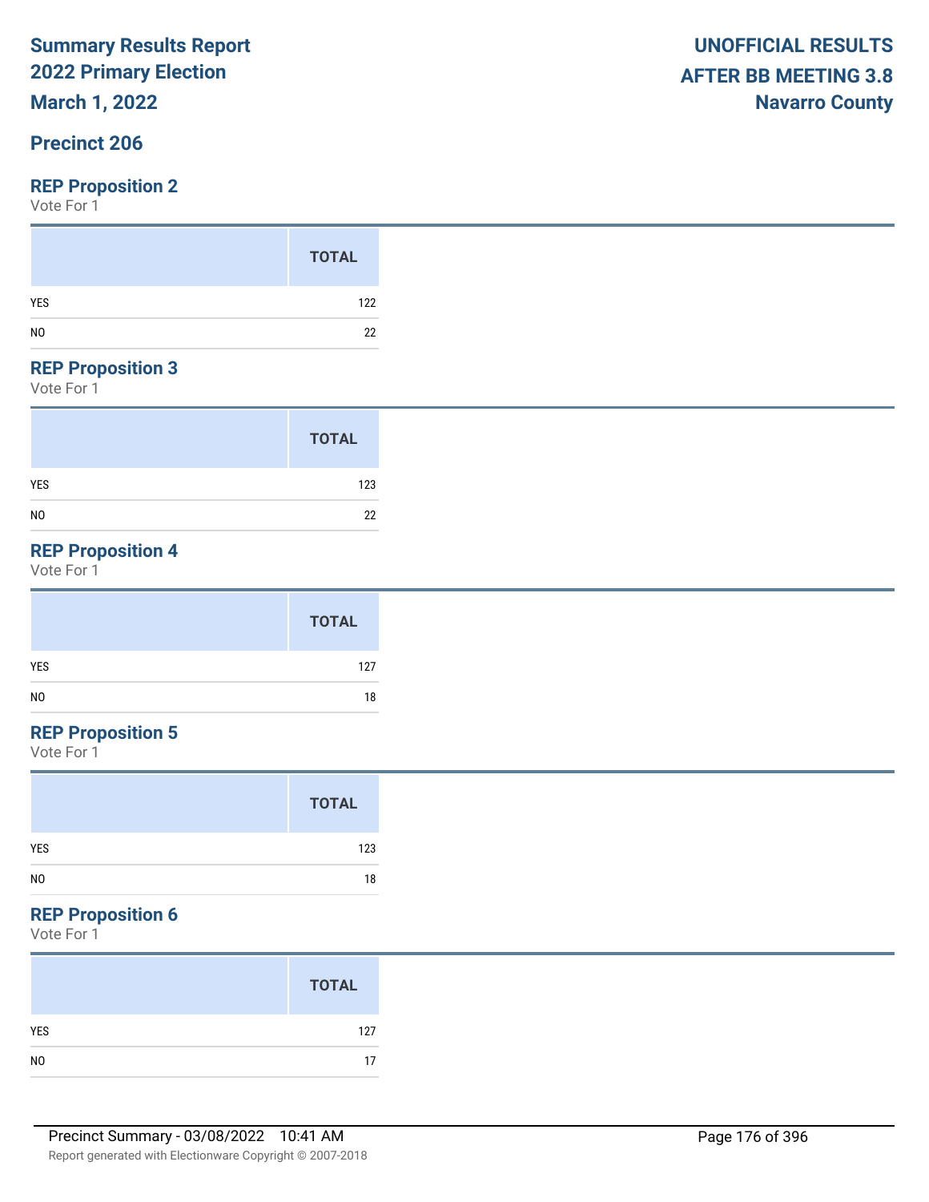**Summary Results Report**
**2022 Primary Election**
**March 1, 2022**

**UNOFFICIAL RESULTS**
**AFTER BB MEETING 3.8**
**Navarro County**

## Precinct 206

### REP Proposition 2

Vote For 1

| | TOTAL |
|---|---|
| YES | 122 |
| NO | 22 |

### REP Proposition 3

Vote For 1

| | TOTAL |
|---|---|
| YES | 123 |
| NO | 22 |

### REP Proposition 4

Vote For 1

| | TOTAL |
|---|---|
| YES | 127 |
| NO | 18 |

### REP Proposition 5

Vote For 1

| | TOTAL |
|---|---|
| YES | 123 |
| NO | 18 |

### REP Proposition 6

Vote For 1

| | TOTAL |
|---|---|
| YES | 127 |
| NO | 17 |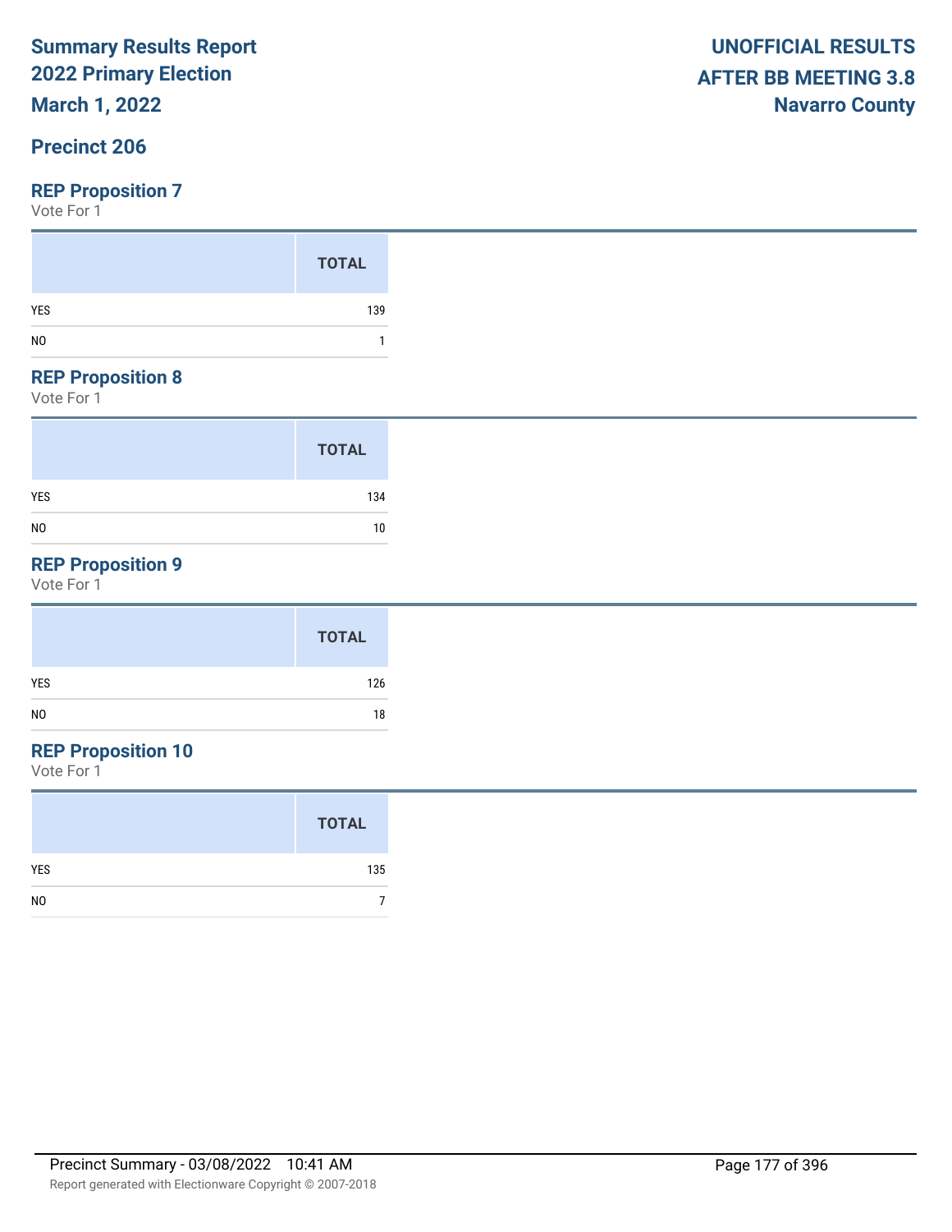Summary Results Report
2022 Primary Election
March 1, 2022

UNOFFICIAL RESULTS
AFTER BB MEETING 3.8
Navarro County

## Precinct 206

### REP Proposition 7

Vote For 1

| | TOTAL |
|---|---|
| YES | 139 |
| NO | 1 |

### REP Proposition 8

Vote For 1

| | TOTAL |
|---|---|
| YES | 134 |
| NO | 10 |

### REP Proposition 9

Vote For 1

| | TOTAL |
|---|---|
| YES | 126 |
| NO | 18 |

### REP Proposition 10

Vote For 1

| | TOTAL |
|---|---|
| YES | 135 |
| NO | 7 |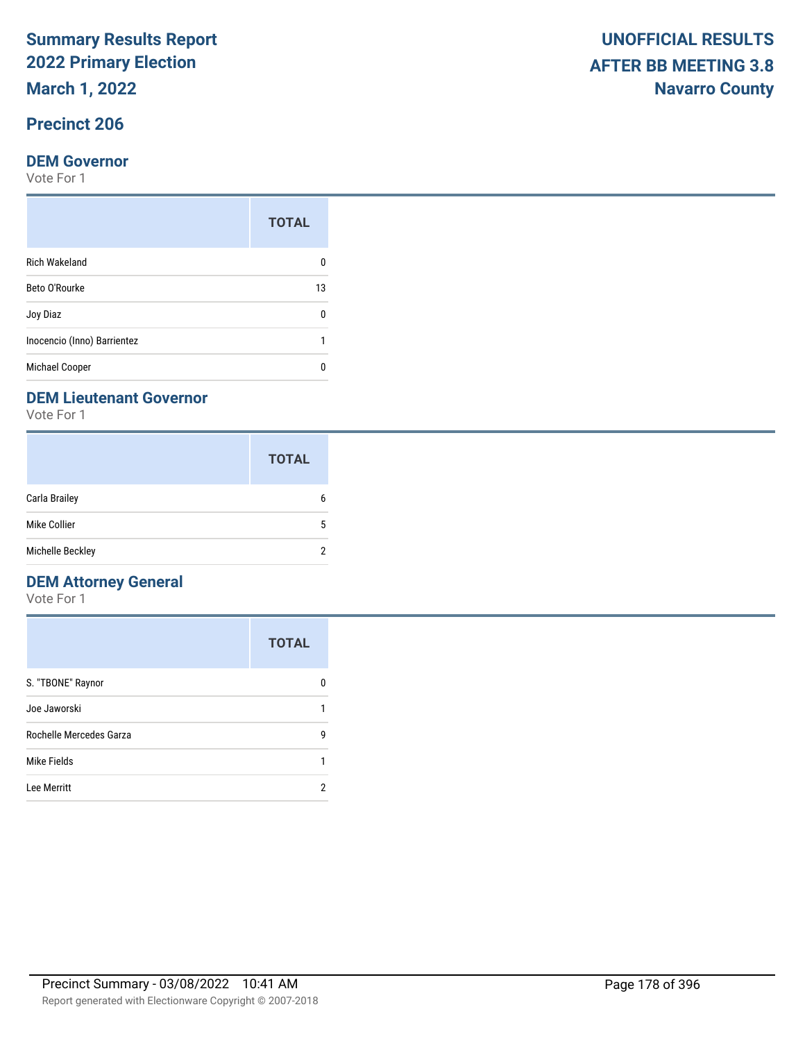# Summary Results Report
# 2022 Primary Election
# March 1, 2022

**UNOFFICIAL RESULTS**
**AFTER BB MEETING 3.8**
**Navarro County**

## Precinct 206

### DEM Governor

Vote For 1

| | TOTAL |
|---|---|
| Rich Wakeland | 0 |
| Beto O'Rourke | 13 |
| Joy Diaz | 0 |
| Inocencio (Inno) Barrientez | 1 |
| Michael Cooper | 0 |

### DEM Lieutenant Governor

Vote For 1

| | TOTAL |
|---|---|
| Carla Brailey | 6 |
| Mike Collier | 5 |
| Michelle Beckley | 2 |

### DEM Attorney General

Vote For 1

| | TOTAL |
|---|---|
| S. "TBONE" Raynor | 0 |
| Joe Jaworski | 1 |
| Rochelle Mercedes Garza | 9 |
| Mike Fields | 1 |
| Lee Merritt | 2 |

Precinct Summary - 03/08/2022 10:41 AM

Report generated with Electionware Copyright © 2007-2018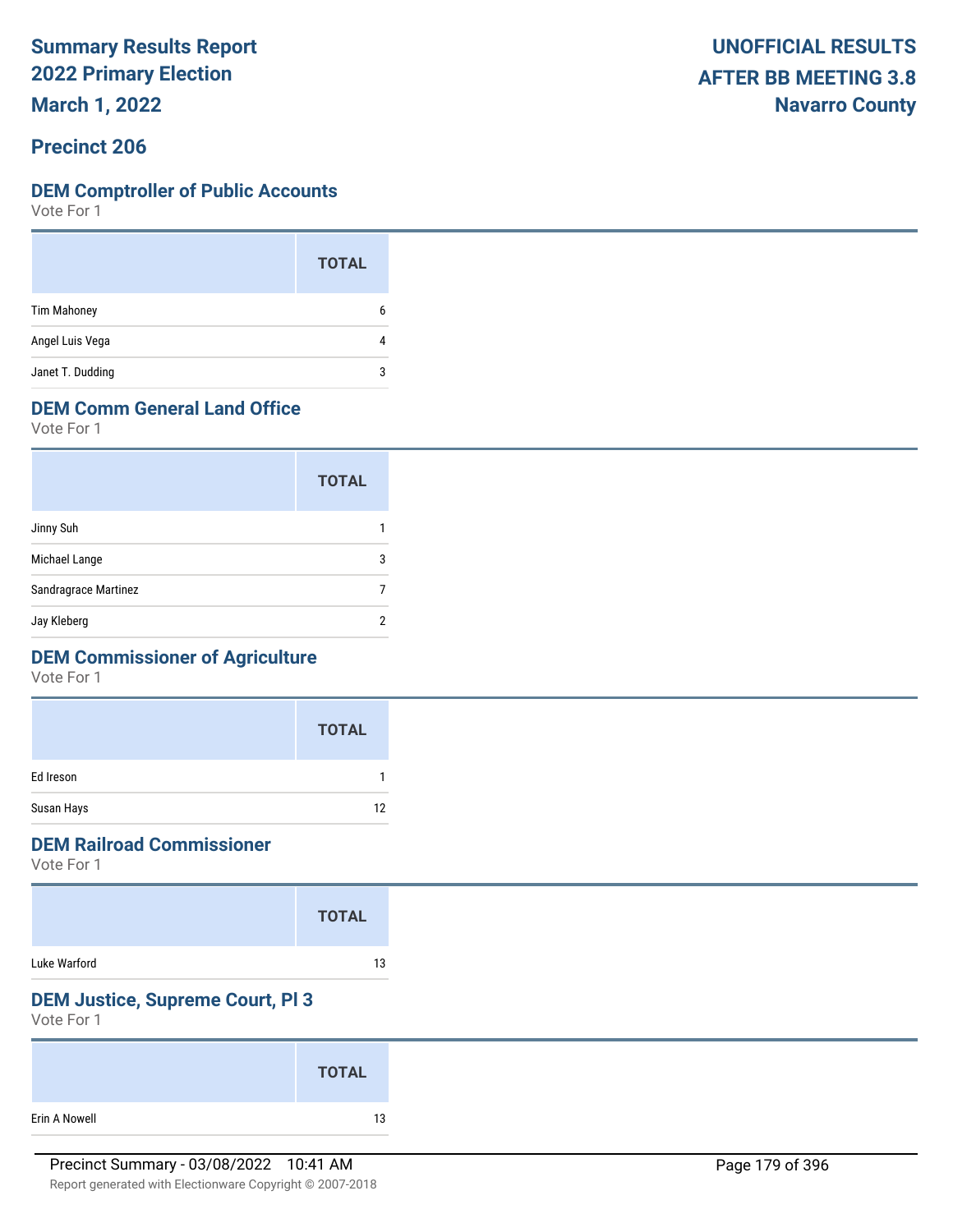# Summary Results Report
# 2022 Primary Election
# March 1, 2022

**UNOFFICIAL RESULTS AFTER BB MEETING 3.8**
**Navarro County**

## Precinct 206

### DEM Comptroller of Public Accounts
Vote For 1

| | TOTAL |
|---|---|
| Tim Mahoney | 6 |
| Angel Luis Vega | 4 |
| Janet T. Dudding | 3 |

### DEM Comm General Land Office
Vote For 1

| | TOTAL |
|---|---|
| Jinny Suh | 1 |
| Michael Lange | 3 |
| Sandragrace Martinez | 7 |
| Jay Kleberg | 2 |

### DEM Commissioner of Agriculture
Vote For 1

| | TOTAL |
|---|---|
| Ed Ireson | 1 |
| Susan Hays | 12 |

### DEM Railroad Commissioner
Vote For 1

| | TOTAL |
|---|---|
| Luke Warford | 13 |

### DEM Justice, Supreme Court, Pl 3
Vote For 1

| | TOTAL |
|---|---|
| Erin A Nowell | 13 |

Precinct Summary - 03/08/2022 10:41 AM

Report generated with Electionware Copyright © 2007-2018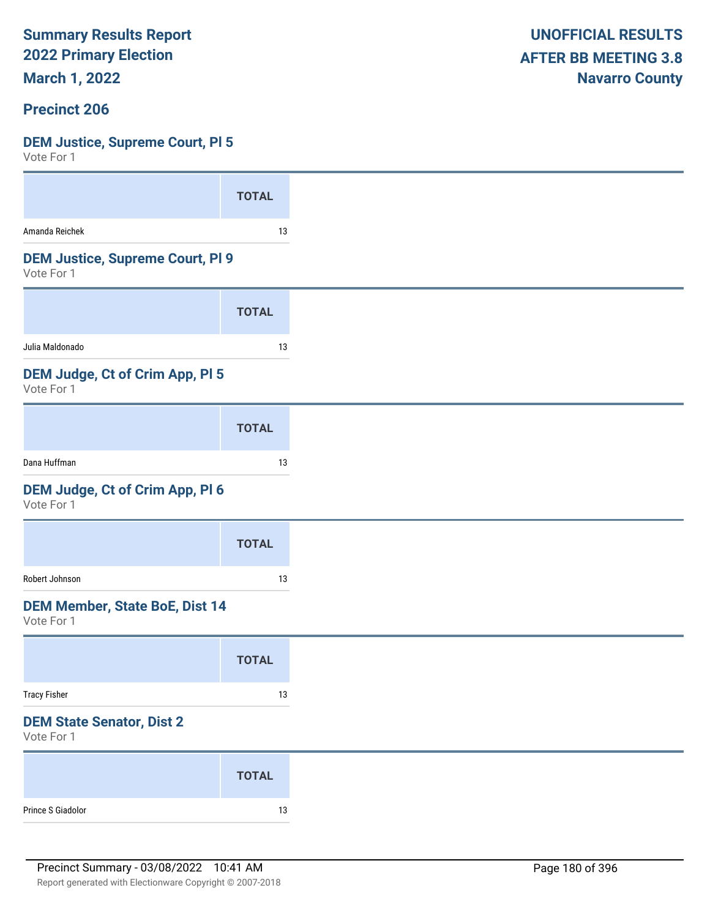Summary Results Report
2022 Primary Election
March 1, 2022

UNOFFICIAL RESULTS
AFTER BB MEETING 3.8
Navarro County

## Precinct 206

### DEM Justice, Supreme Court, Pl 5
Vote For 1

| | TOTAL |
|---|---|
| Amanda Reichek | 13 |

### DEM Justice, Supreme Court, Pl 9
Vote For 1

| | TOTAL |
|---|---|
| Julia Maldonado | 13 |

### DEM Judge, Ct of Crim App, Pl 5
Vote For 1

| | TOTAL |
|---|---|
| Dana Huffman | 13 |

### DEM Judge, Ct of Crim App, Pl 6
Vote For 1

| | TOTAL |
|---|---|
| Robert Johnson | 13 |

### DEM Member, State BoE, Dist 14
Vote For 1

| | TOTAL |
|---|---|
| Tracy Fisher | 13 |

### DEM State Senator, Dist 2
Vote For 1

| | TOTAL |
|---|---|
| Prince S Giadolor | 13 |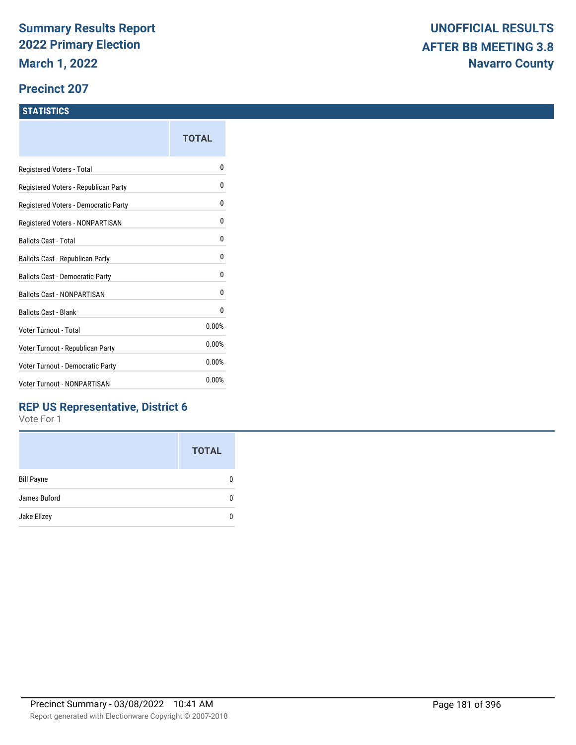# Summary Results Report
# 2022 Primary Election
# March 1, 2022

**UNOFFICIAL RESULTS**
**AFTER BB MEETING 3.8**
**Navarro County**

## Precinct 207

### STATISTICS

| | TOTAL |
|---|---|
| Registered Voters - Total | 0 |
| Registered Voters - Republican Party | 0 |
| Registered Voters - Democratic Party | 0 |
| Registered Voters - NONPARTISAN | 0 |
| Ballots Cast - Total | 0 |
| Ballots Cast - Republican Party | 0 |
| Ballots Cast - Democratic Party | 0 |
| Ballots Cast - NONPARTISAN | 0 |
| Ballots Cast - Blank | 0 |
| Voter Turnout - Total | 0.00% |
| Voter Turnout - Republican Party | 0.00% |
| Voter Turnout - Democratic Party | 0.00% |
| Voter Turnout - NONPARTISAN | 0.00% |

### REP US Representative, District 6

Vote For 1

| | TOTAL |
|---|---|
| Bill Payne | 0 |
| James Buford | 0 |
| Jake Ellzey | 0 |

Precinct Summary - 03/08/2022 10:41 AM

Report generated with Electionware Copyright © 2007-2018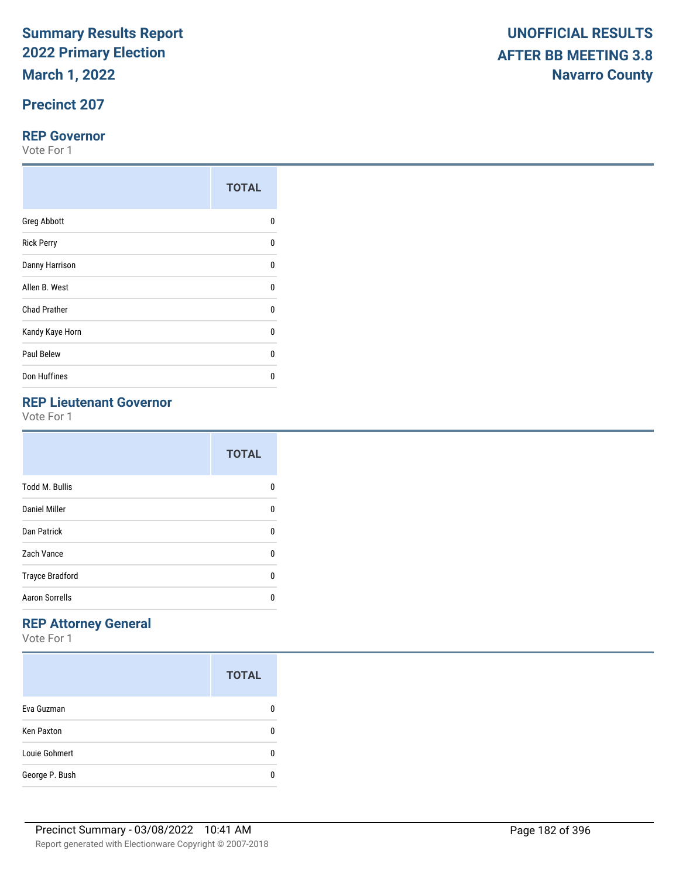# Summary Results Report
# 2022 Primary Election
# March 1, 2022

**UNOFFICIAL RESULTS**
**AFTER BB MEETING 3.8**
**Navarro County**

## Precinct 207

### REP Governor
Vote For 1

| | TOTAL |
|---|---|
| Greg Abbott | 0 |
| Rick Perry | 0 |
| Danny Harrison | 0 |
| Allen B. West | 0 |
| Chad Prather | 0 |
| Kandy Kaye Horn | 0 |
| Paul Belew | 0 |
| Don Huffines | 0 |

### REP Lieutenant Governor
Vote For 1

| | TOTAL |
|---|---|
| Todd M. Bullis | 0 |
| Daniel Miller | 0 |
| Dan Patrick | 0 |
| Zach Vance | 0 |
| Trayce Bradford | 0 |
| Aaron Sorrells | 0 |

### REP Attorney General
Vote For 1

| | TOTAL |
|---|---|
| Eva Guzman | 0 |
| Ken Paxton | 0 |
| Louie Gohmert | 0 |
| George P. Bush | 0 |

Precinct Summary - 03/08/2022 10:41 AM

Report generated with Electionware Copyright © 2007-2018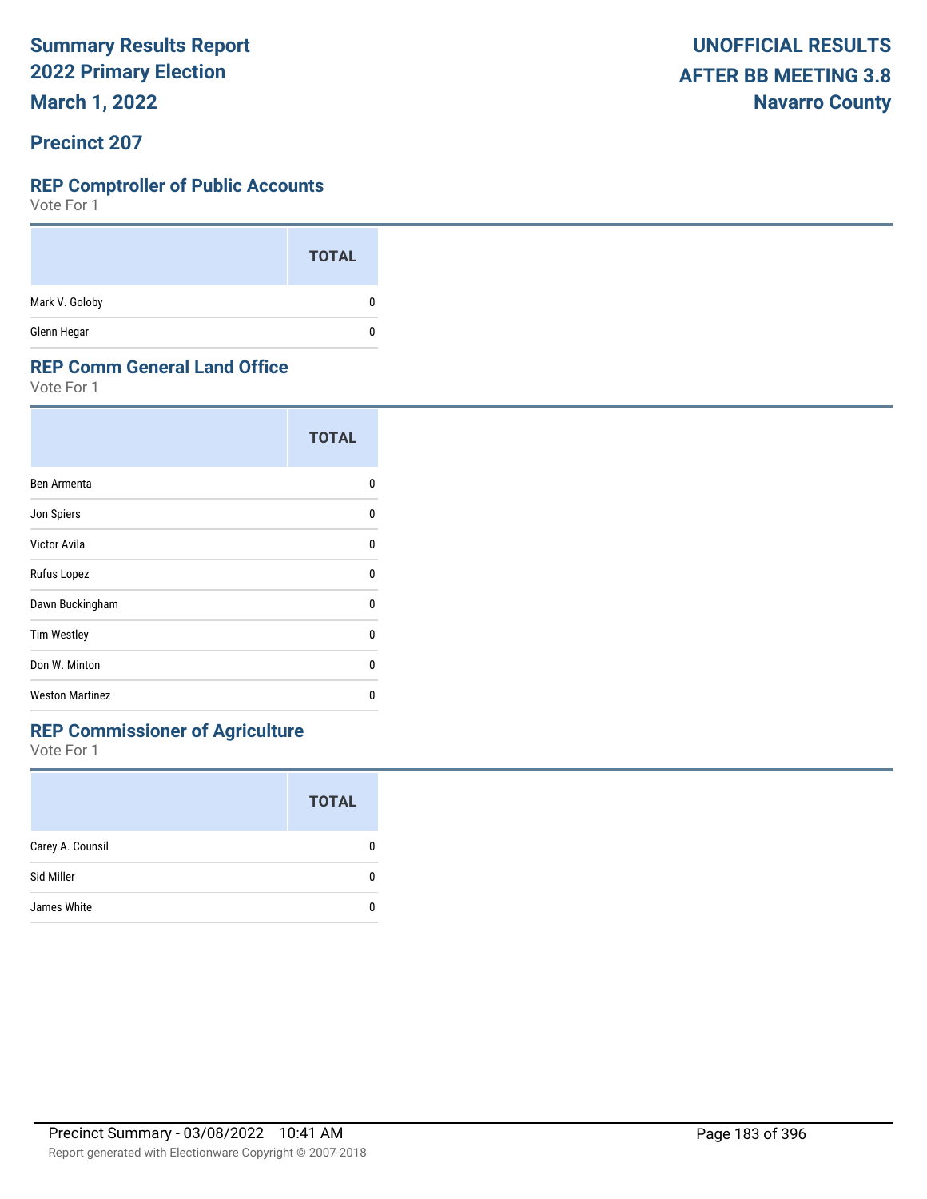# Summary Results Report
# 2022 Primary Election
# March 1, 2022

**UNOFFICIAL RESULTS**
**AFTER BB MEETING 3.8**
**Navarro County**

## Precinct 207

### REP Comptroller of Public Accounts

Vote For 1

| | TOTAL |
|---|---|
| Mark V. Goloby | 0 |
| Glenn Hegar | 0 |

### REP Comm General Land Office

Vote For 1

| | TOTAL |
|---|---|
| Ben Armenta | 0 |
| Jon Spiers | 0 |
| Victor Avila | 0 |
| Rufus Lopez | 0 |
| Dawn Buckingham | 0 |
| Tim Westley | 0 |
| Don W. Minton | 0 |
| Weston Martinez | 0 |

### REP Commissioner of Agriculture

Vote For 1

| | TOTAL |
|---|---|
| Carey A. Counsil | 0 |
| Sid Miller | 0 |
| James White | 0 |

Precinct Summary - 03/08/2022 10:41 AM

Report generated with Electionware Copyright © 2007-2018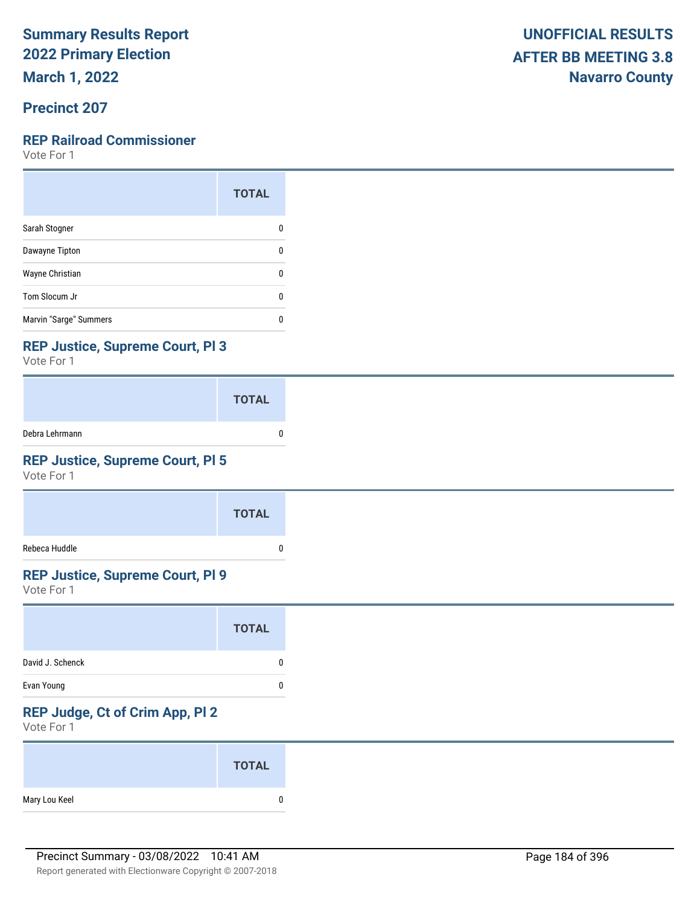**Summary Results Report**
**2022 Primary Election**
**March 1, 2022**

**UNOFFICIAL RESULTS**
**AFTER BB MEETING 3.8**
**Navarro County**

## Precinct 207

### REP Railroad Commissioner

Vote For 1

| | TOTAL |
|---|---|
| Sarah Stogner | 0 |
| Dawayne Tipton | 0 |
| Wayne Christian | 0 |
| Tom Slocum Jr | 0 |
| Marvin "Sarge" Summers | 0 |

### REP Justice, Supreme Court, Pl 3

Vote For 1

| | TOTAL |
|---|---|
| Debra Lehrmann | 0 |

### REP Justice, Supreme Court, Pl 5

Vote For 1

| | TOTAL |
|---|---|
| Rebeca Huddle | 0 |

### REP Justice, Supreme Court, Pl 9

Vote For 1

| | TOTAL |
|---|---|
| David J. Schenck | 0 |
| Evan Young | 0 |

### REP Judge, Ct of Crim App, Pl 2

Vote For 1

| | TOTAL |
|---|---|
| Mary Lou Keel | 0 |

Precinct Summary - 03/08/2022 10:41 AM

Report generated with Electionware Copyright © 2007-2018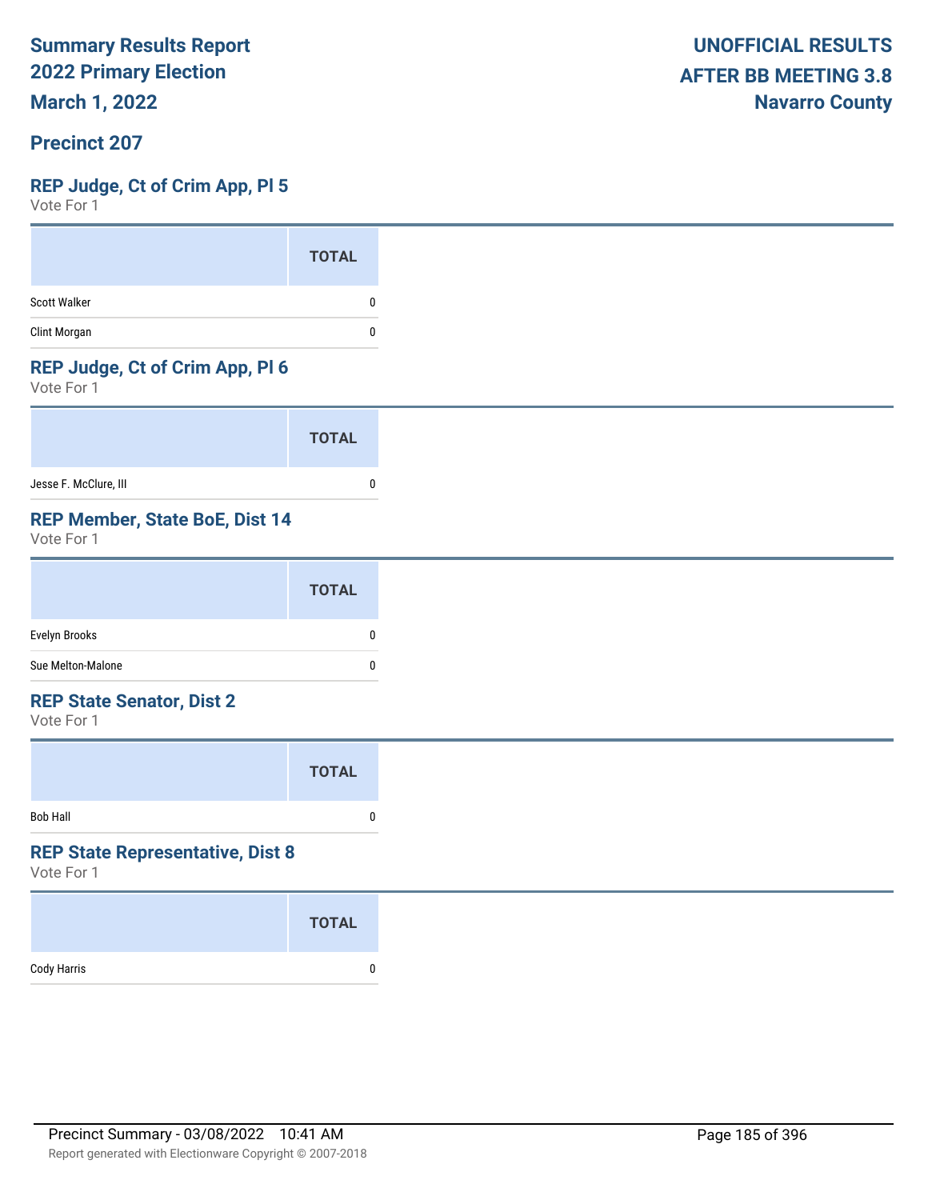# Summary Results Report
## 2022 Primary Election
## March 1, 2022

**UNOFFICIAL RESULTS**
**AFTER BB MEETING 3.8**
**Navarro County**

## Precinct 207

### REP Judge, Ct of Crim App, Pl 5
Vote For 1

| | TOTAL |
|---|---|
| Scott Walker | 0 |
| Clint Morgan | 0 |

### REP Judge, Ct of Crim App, Pl 6
Vote For 1

| | TOTAL |
|---|---|
| Jesse F. McClure, III | 0 |

### REP Member, State BoE, Dist 14
Vote For 1

| | TOTAL |
|---|---|
| Evelyn Brooks | 0 |
| Sue Melton-Malone | 0 |

### REP State Senator, Dist 2
Vote For 1

| | TOTAL |
|---|---|
| Bob Hall | 0 |

### REP State Representative, Dist 8
Vote For 1

| | TOTAL |
|---|---|
| Cody Harris | 0 |

Precinct Summary - 03/08/2022 10:41 AM

Report generated with Electionware Copyright © 2007-2018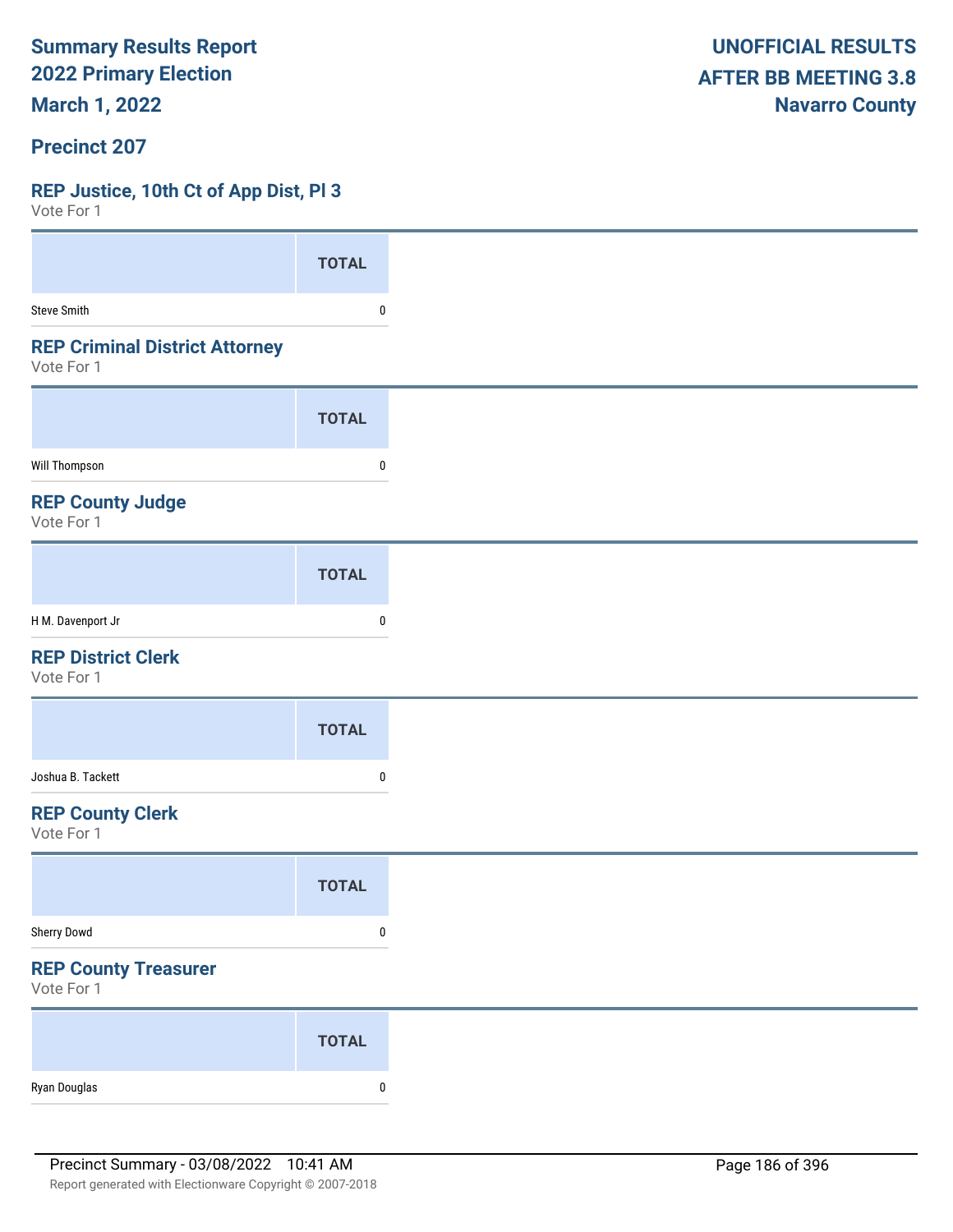**Summary Results Report**
**2022 Primary Election**
**March 1, 2022**

**UNOFFICIAL RESULTS**
**AFTER BB MEETING 3.8**
**Navarro County**

## Precinct 207

### REP Justice, 10th Ct of App Dist, Pl 3

Vote For 1

| | TOTAL |
|---|---|
| Steve Smith | 0 |

### REP Criminal District Attorney

Vote For 1

| | TOTAL |
|---|---|
| Will Thompson | 0 |

### REP County Judge

Vote For 1

| | TOTAL |
|---|---|
| H M. Davenport Jr | 0 |

### REP District Clerk

Vote For 1

| | TOTAL |
|---|---|
| Joshua B. Tackett | 0 |

### REP County Clerk

Vote For 1

| | TOTAL |
|---|---|
| Sherry Dowd | 0 |

### REP County Treasurer

Vote For 1

| | TOTAL |
|---|---|
| Ryan Douglas | 0 |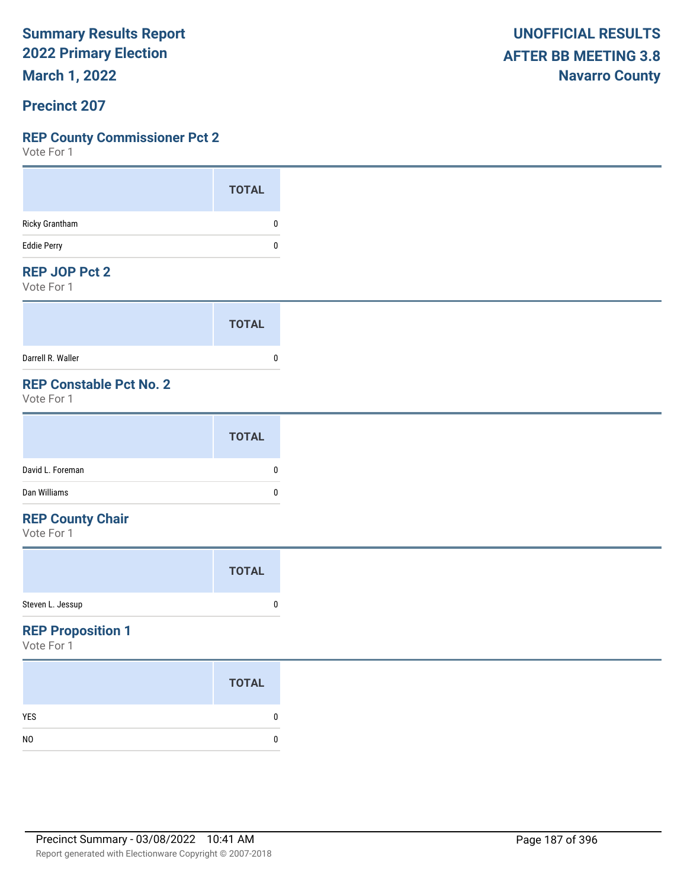# Summary Results Report
## 2022 Primary Election
## March 1, 2022

**UNOFFICIAL RESULTS**
**AFTER BB MEETING 3.8**
**Navarro County**

## Precinct 207

### REP County Commissioner Pct 2
Vote For 1

| | TOTAL |
|---|---|
| Ricky Grantham | 0 |
| Eddie Perry | 0 |

### REP JOP Pct 2
Vote For 1

| | TOTAL |
|---|---|
| Darrell R. Waller | 0 |

### REP Constable Pct No. 2
Vote For 1

| | TOTAL |
|---|---|
| David L. Foreman | 0 |
| Dan Williams | 0 |

### REP County Chair
Vote For 1

| | TOTAL |
|---|---|
| Steven L. Jessup | 0 |

### REP Proposition 1
Vote For 1

| | TOTAL |
|---|---|
| YES | 0 |
| NO | 0 |

Precinct Summary - 03/08/2022 10:41 AM

Report generated with Electionware Copyright © 2007-2018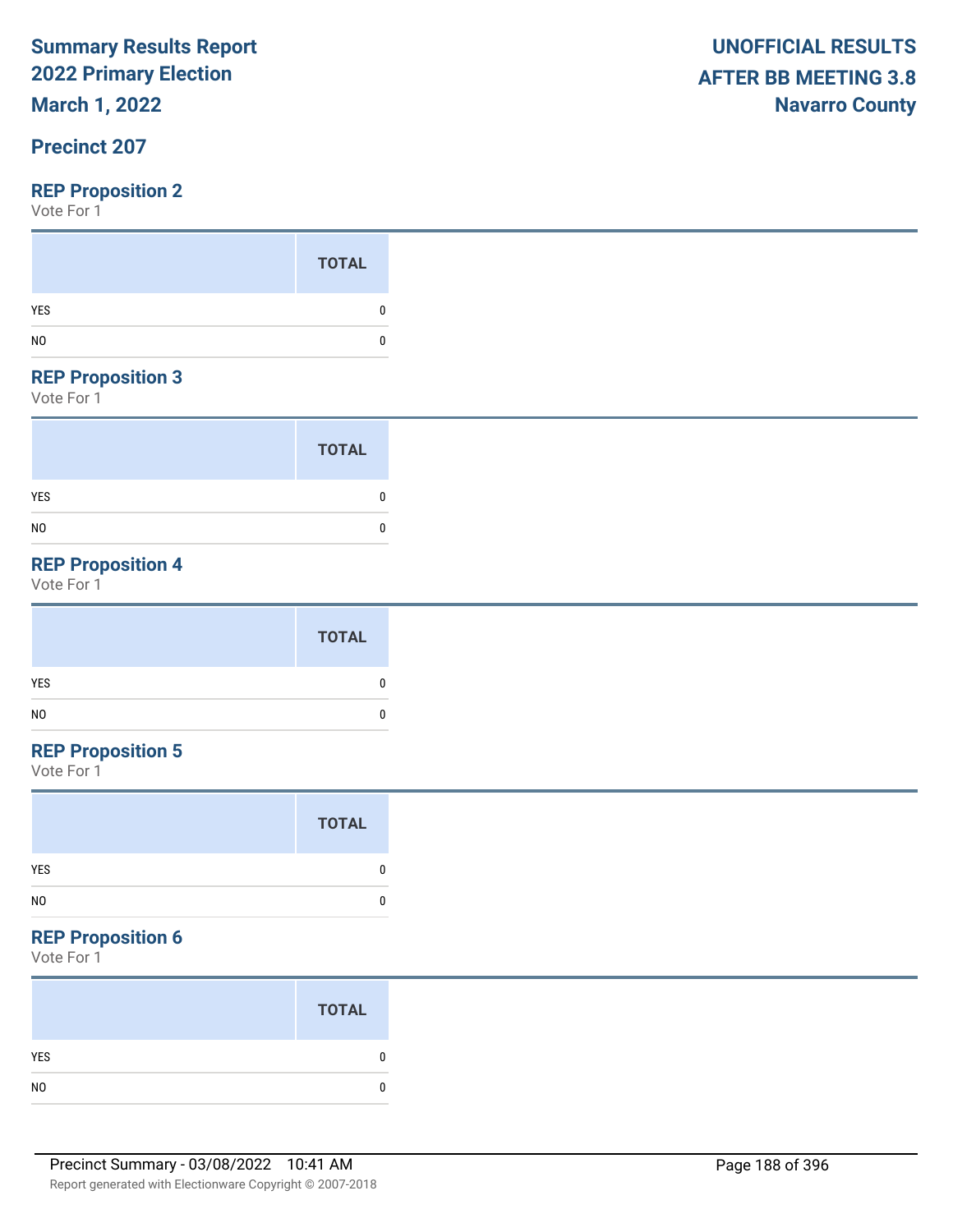**Summary Results Report**
**2022 Primary Election**
**March 1, 2022**

**UNOFFICIAL RESULTS**
**AFTER BB MEETING 3.8**
**Navarro County**

## Precinct 207

### REP Proposition 2

Vote For 1

| | TOTAL |
|---|---|
| YES | 0 |
| NO | 0 |

### REP Proposition 3

Vote For 1

| | TOTAL |
|---|---|
| YES | 0 |
| NO | 0 |

### REP Proposition 4

Vote For 1

| | TOTAL |
|---|---|
| YES | 0 |
| NO | 0 |

### REP Proposition 5

Vote For 1

| | TOTAL |
|---|---|
| YES | 0 |
| NO | 0 |

### REP Proposition 6

Vote For 1

| | TOTAL |
|---|---|
| YES | 0 |
| NO | 0 |

Precinct Summary - 03/08/2022 10:41 AM

Report generated with Electionware Copyright © 2007-2018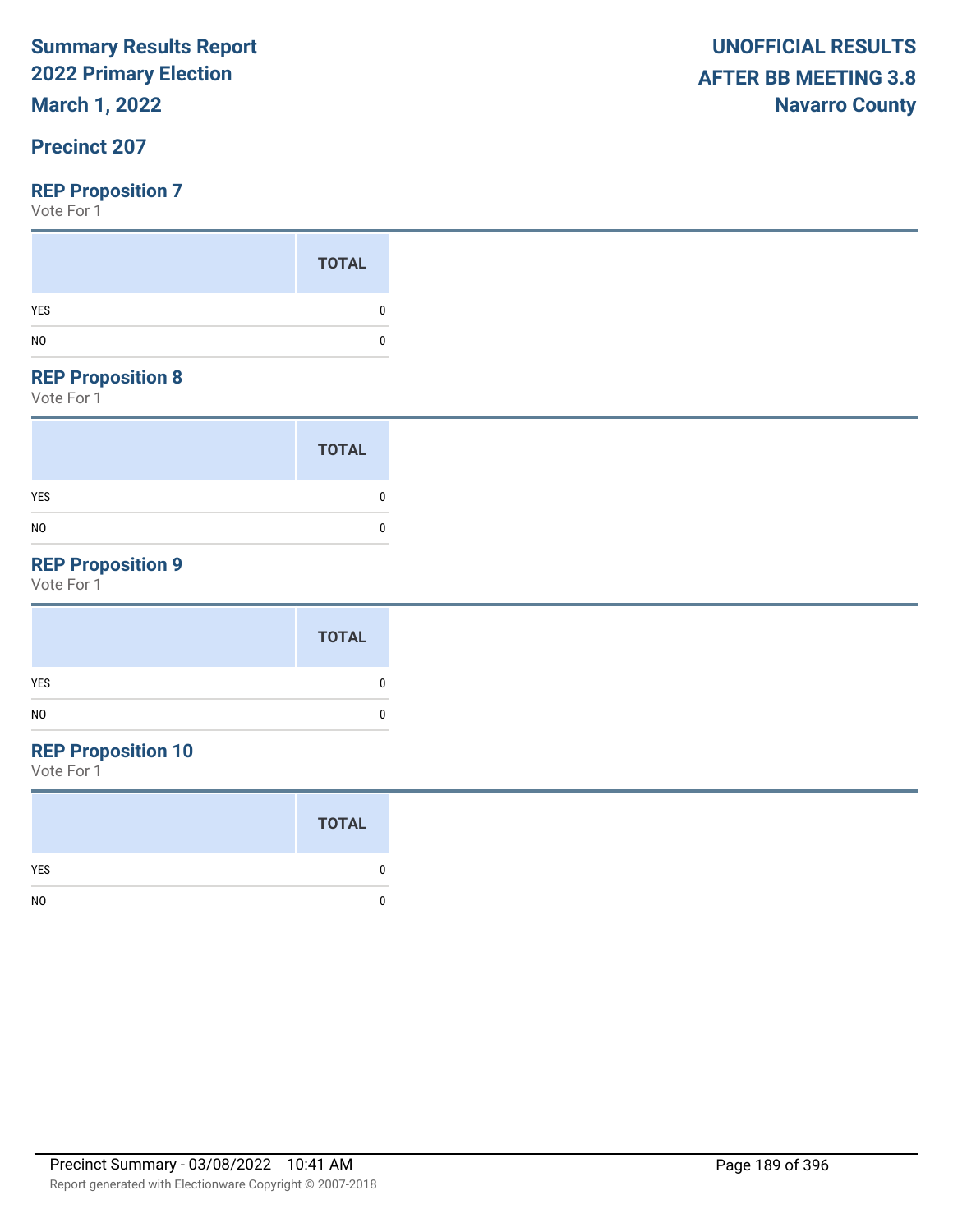# Summary Results Report
# 2022 Primary Election
# March 1, 2022

**UNOFFICIAL RESULTS**
**AFTER BB MEETING 3.8**
**Navarro County**

## Precinct 207

### REP Proposition 7

Vote For 1

| | TOTAL |
|---|---|
| YES | 0 |
| NO | 0 |

### REP Proposition 8

Vote For 1

| | TOTAL |
|---|---|
| YES | 0 |
| NO | 0 |

### REP Proposition 9

Vote For 1

| | TOTAL |
|---|---|
| YES | 0 |
| NO | 0 |

### REP Proposition 10

Vote For 1

| | TOTAL |
|---|---|
| YES | 0 |
| NO | 0 |

Precinct Summary - 03/08/2022 10:41 AM

Report generated with Electionware Copyright © 2007-2018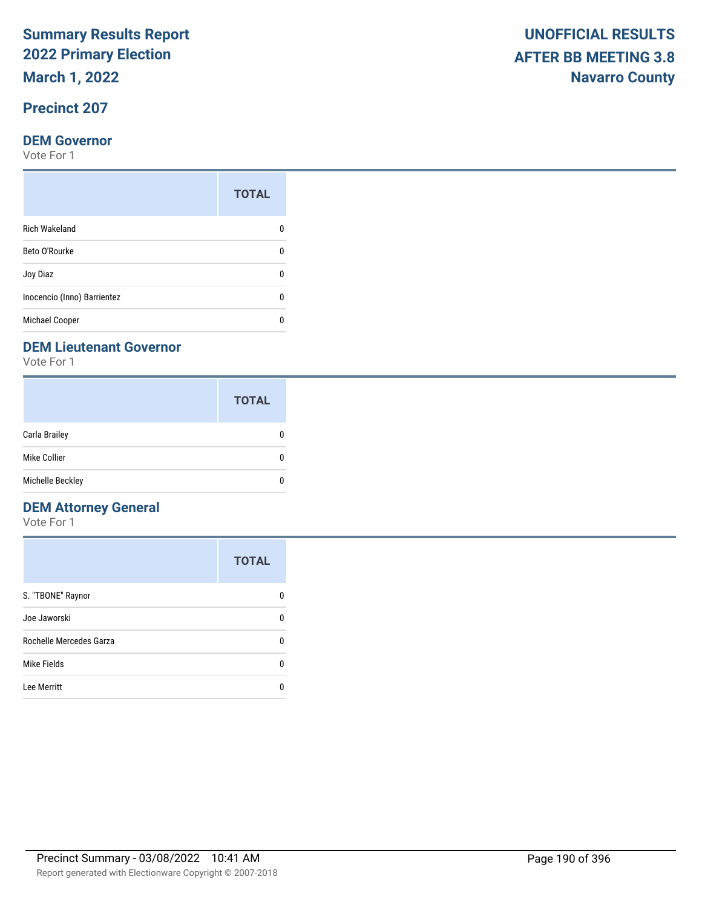# Summary Results Report
## 2022 Primary Election
## March 1, 2022

**UNOFFICIAL RESULTS**
**AFTER BB MEETING 3.8**
**Navarro County**

## Precinct 207

### DEM Governor
Vote For 1

| | TOTAL |
|---|---|
| Rich Wakeland | 0 |
| Beto O'Rourke | 0 |
| Joy Diaz | 0 |
| Inocencio (Inno) Barrientez | 0 |
| Michael Cooper | 0 |

### DEM Lieutenant Governor
Vote For 1

| | TOTAL |
|---|---|
| Carla Brailey | 0 |
| Mike Collier | 0 |
| Michelle Beckley | 0 |

### DEM Attorney General
Vote For 1

| | TOTAL |
|---|---|
| S. "TBONE" Raynor | 0 |
| Joe Jaworski | 0 |
| Rochelle Mercedes Garza | 0 |
| Mike Fields | 0 |
| Lee Merritt | 0 |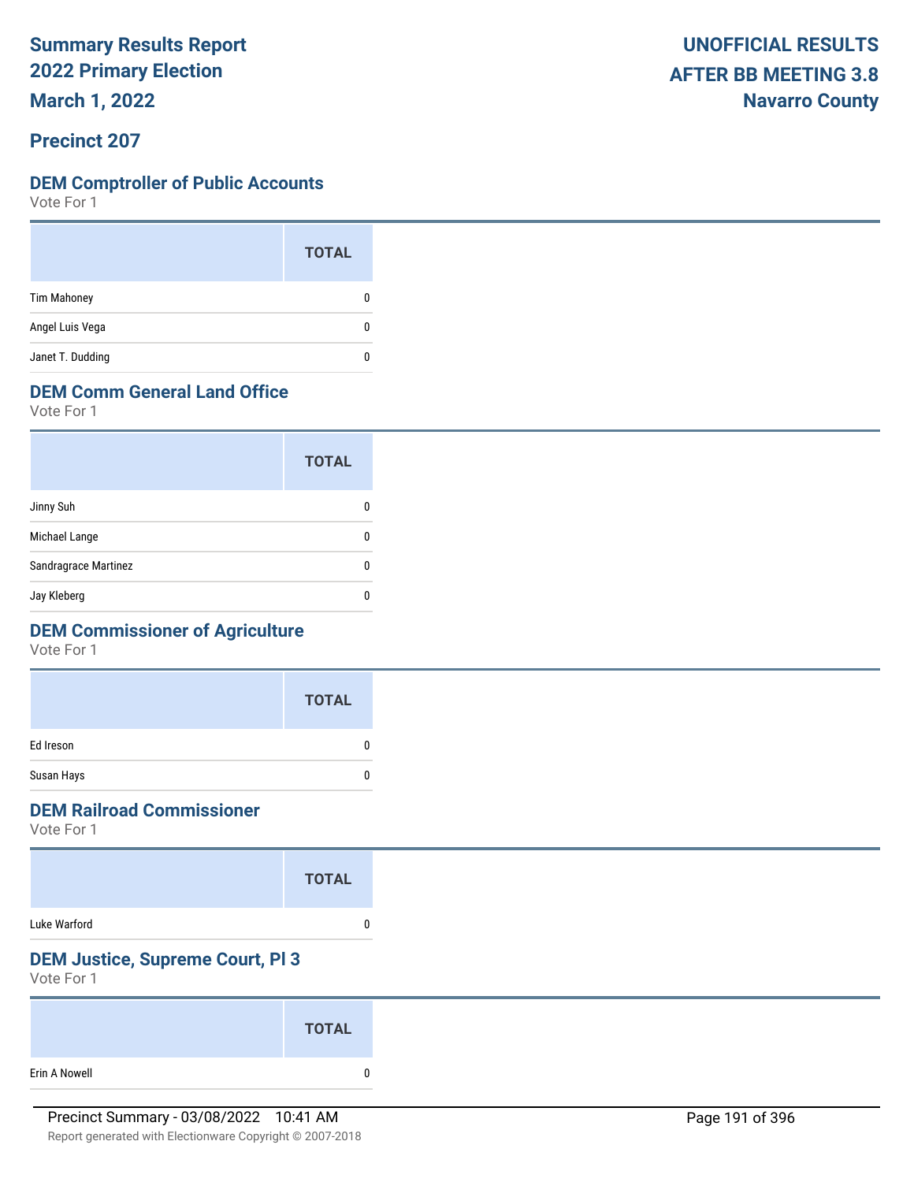# Summary Results Report
# 2022 Primary Election
# March 1, 2022

**UNOFFICIAL RESULTS**
**AFTER BB MEETING 3.8**
**Navarro County**

## Precinct 207

### DEM Comptroller of Public Accounts

Vote For 1

| | TOTAL |
|---|---|
| Tim Mahoney | 0 |
| Angel Luis Vega | 0 |
| Janet T. Dudding | 0 |

### DEM Comm General Land Office

Vote For 1

| | TOTAL |
|---|---|
| Jinny Suh | 0 |
| Michael Lange | 0 |
| Sandragrace Martinez | 0 |
| Jay Kleberg | 0 |

### DEM Commissioner of Agriculture

Vote For 1

| | TOTAL |
|---|---|
| Ed Ireson | 0 |
| Susan Hays | 0 |

### DEM Railroad Commissioner

Vote For 1

| | TOTAL |
|---|---|
| Luke Warford | 0 |

### DEM Justice, Supreme Court, Pl 3

Vote For 1

| | TOTAL |
|---|---|
| Erin A Nowell | 0 |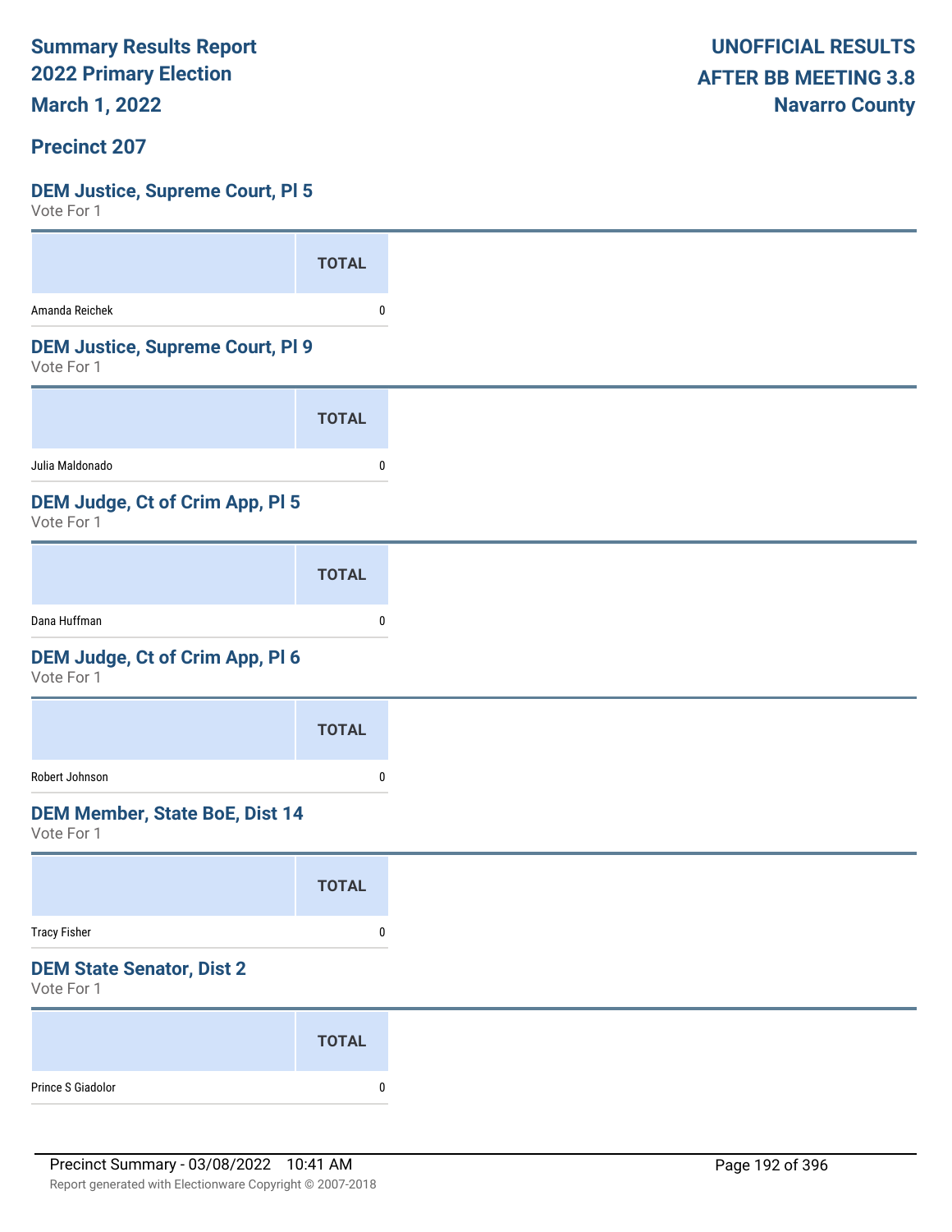# Summary Results Report
# 2022 Primary Election
# March 1, 2022

**UNOFFICIAL RESULTS**
**AFTER BB MEETING 3.8**
**Navarro County**

## Precinct 207

### DEM Justice, Supreme Court, Pl 5
Vote For 1

| | TOTAL |
|---|---|
| Amanda Reichek | 0 |

### DEM Justice, Supreme Court, Pl 9
Vote For 1

| | TOTAL |
|---|---|
| Julia Maldonado | 0 |

### DEM Judge, Ct of Crim App, Pl 5
Vote For 1

| | TOTAL |
|---|---|
| Dana Huffman | 0 |

### DEM Judge, Ct of Crim App, Pl 6
Vote For 1

| | TOTAL |
|---|---|
| Robert Johnson | 0 |

### DEM Member, State BoE, Dist 14
Vote For 1

| | TOTAL |
|---|---|
| Tracy Fisher | 0 |

### DEM State Senator, Dist 2
Vote For 1

| | TOTAL |
|---|---|
| Prince S Giadolor | 0 |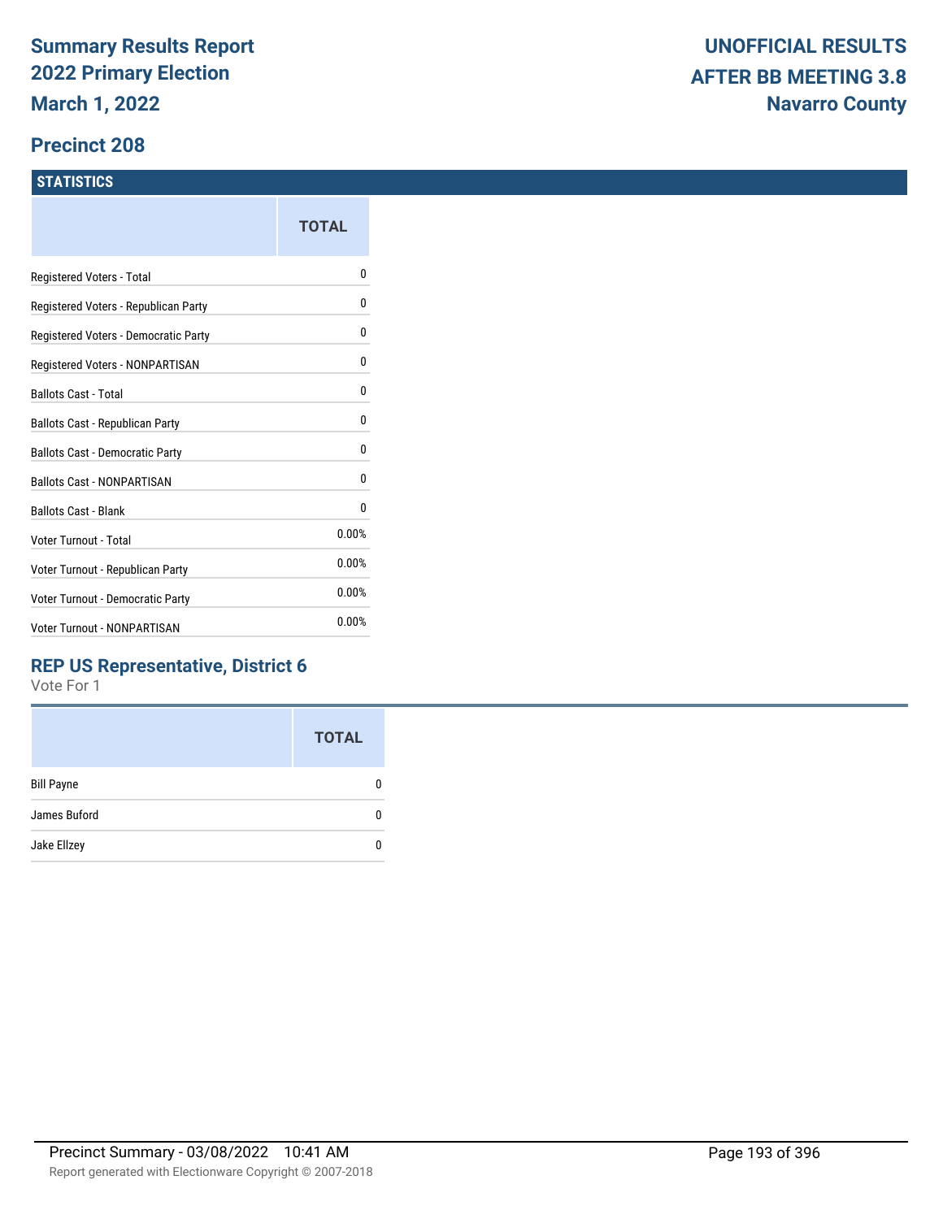# Summary Results Report
# 2022 Primary Election
## March 1, 2022

**UNOFFICIAL RESULTS**
**AFTER BB MEETING 3.8**
**Navarro County**

## Precinct 208

### STATISTICS

| | TOTAL |
|---|---|
| Registered Voters - Total | 0 |
| Registered Voters - Republican Party | 0 |
| Registered Voters - Democratic Party | 0 |
| Registered Voters - NONPARTISAN | 0 |
| Ballots Cast - Total | 0 |
| Ballots Cast - Republican Party | 0 |
| Ballots Cast - Democratic Party | 0 |
| Ballots Cast - NONPARTISAN | 0 |
| Ballots Cast - Blank | 0 |
| Voter Turnout - Total | 0.00% |
| Voter Turnout - Republican Party | 0.00% |
| Voter Turnout - Democratic Party | 0.00% |
| Voter Turnout - NONPARTISAN | 0.00% |

### REP US Representative, District 6

Vote For 1

| | TOTAL |
|---|---|
| Bill Payne | 0 |
| James Buford | 0 |
| Jake Ellzey | 0 |

Precinct Summary - 03/08/2022 10:41 AM

Report generated with Electionware Copyright © 2007-2018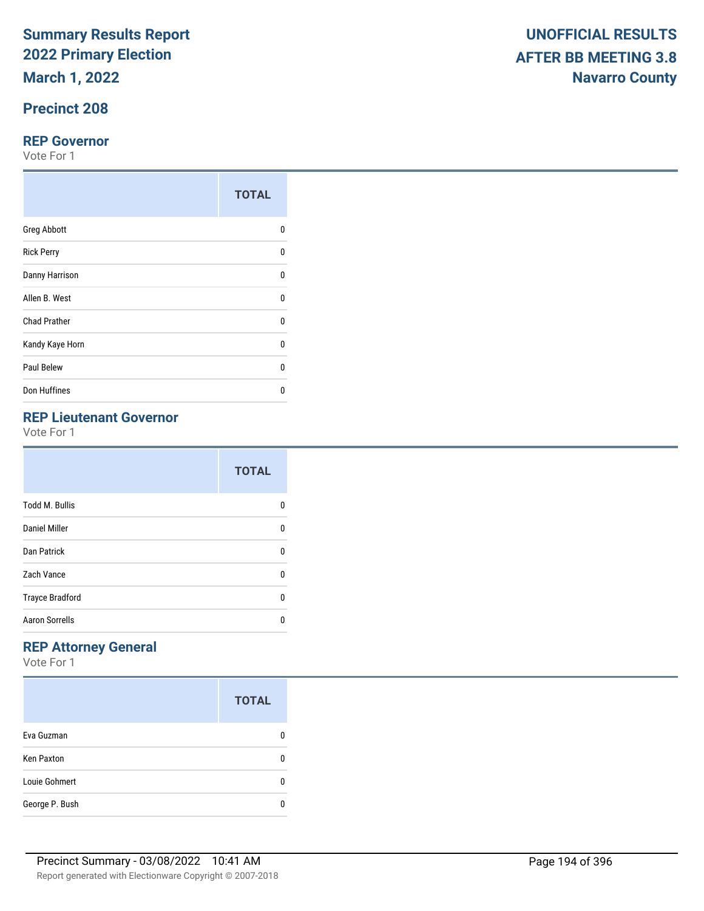# Summary Results Report
# 2022 Primary Election
# March 1, 2022

**UNOFFICIAL RESULTS**
**AFTER BB MEETING 3.8**
**Navarro County**

## Precinct 208

### REP Governor

Vote For 1

| | TOTAL |
|---|---|
| Greg Abbott | 0 |
| Rick Perry | 0 |
| Danny Harrison | 0 |
| Allen B. West | 0 |
| Chad Prather | 0 |
| Kandy Kaye Horn | 0 |
| Paul Belew | 0 |
| Don Huffines | 0 |

### REP Lieutenant Governor

Vote For 1

| | TOTAL |
|---|---|
| Todd M. Bullis | 0 |
| Daniel Miller | 0 |
| Dan Patrick | 0 |
| Zach Vance | 0 |
| Trayce Bradford | 0 |
| Aaron Sorrells | 0 |

### REP Attorney General

Vote For 1

| | TOTAL |
|---|---|
| Eva Guzman | 0 |
| Ken Paxton | 0 |
| Louie Gohmert | 0 |
| George P. Bush | 0 |

Precinct Summary - 03/08/2022 10:41 AM

Report generated with Electionware Copyright © 2007-2018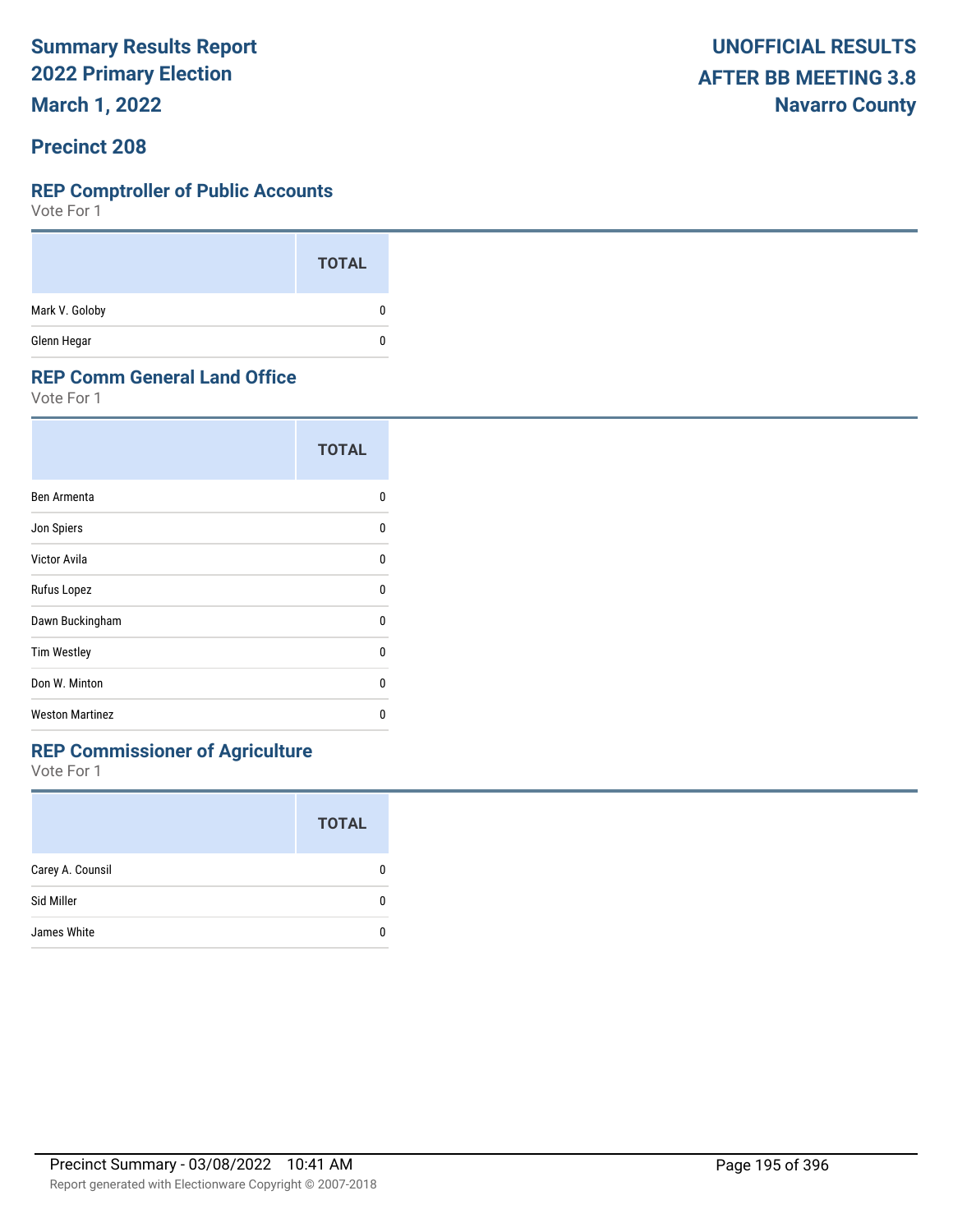# Summary Results Report
# 2022 Primary Election
# March 1, 2022

**UNOFFICIAL RESULTS**
**AFTER BB MEETING 3.8**
**Navarro County**

## Precinct 208

### REP Comptroller of Public Accounts

Vote For 1

| | TOTAL |
|---|---|
| Mark V. Goloby | 0 |
| Glenn Hegar | 0 |

### REP Comm General Land Office

Vote For 1

| | TOTAL |
|---|---|
| Ben Armenta | 0 |
| Jon Spiers | 0 |
| Victor Avila | 0 |
| Rufus Lopez | 0 |
| Dawn Buckingham | 0 |
| Tim Westley | 0 |
| Don W. Minton | 0 |
| Weston Martinez | 0 |

### REP Commissioner of Agriculture

Vote For 1

| | TOTAL |
|---|---|
| Carey A. Counsil | 0 |
| Sid Miller | 0 |
| James White | 0 |

Precinct Summary - 03/08/2022 10:41 AM

Report generated with Electionware Copyright © 2007-2018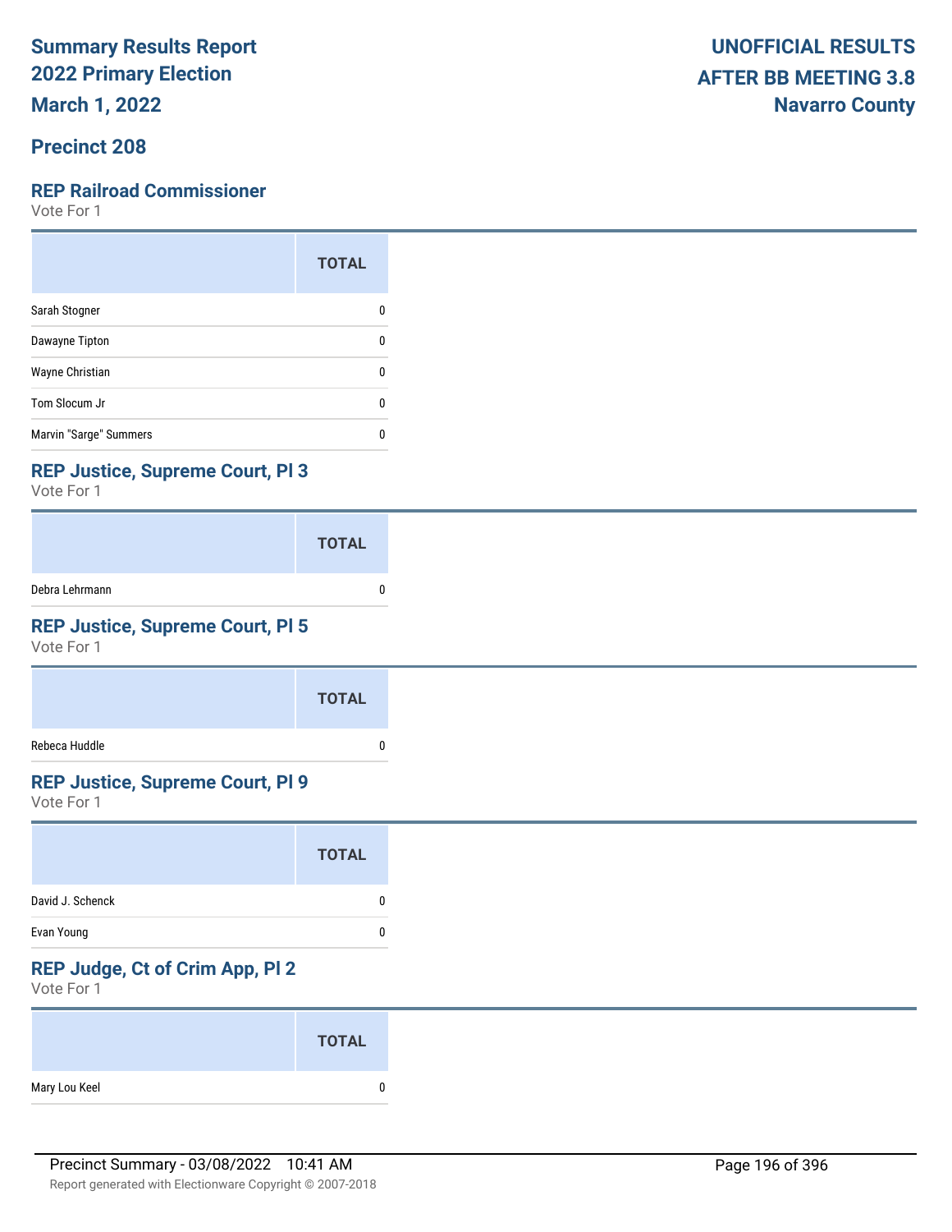# Summary Results Report
# 2022 Primary Election
# March 1, 2022

**UNOFFICIAL RESULTS AFTER BB MEETING 3.8**
**Navarro County**

## Precinct 208

### REP Railroad Commissioner

Vote For 1

| | TOTAL |
|---|---|
| Sarah Stogner | 0 |
| Dawayne Tipton | 0 |
| Wayne Christian | 0 |
| Tom Slocum Jr | 0 |
| Marvin "Sarge" Summers | 0 |

### REP Justice, Supreme Court, Pl 3

Vote For 1

| | TOTAL |
|---|---|
| Debra Lehrmann | 0 |

### REP Justice, Supreme Court, Pl 5

Vote For 1

| | TOTAL |
|---|---|
| Rebeca Huddle | 0 |

### REP Justice, Supreme Court, Pl 9

Vote For 1

| | TOTAL |
|---|---|
| David J. Schenck | 0 |
| Evan Young | 0 |

### REP Judge, Ct of Crim App, Pl 2

Vote For 1

| | TOTAL |
|---|---|
| Mary Lou Keel | 0 |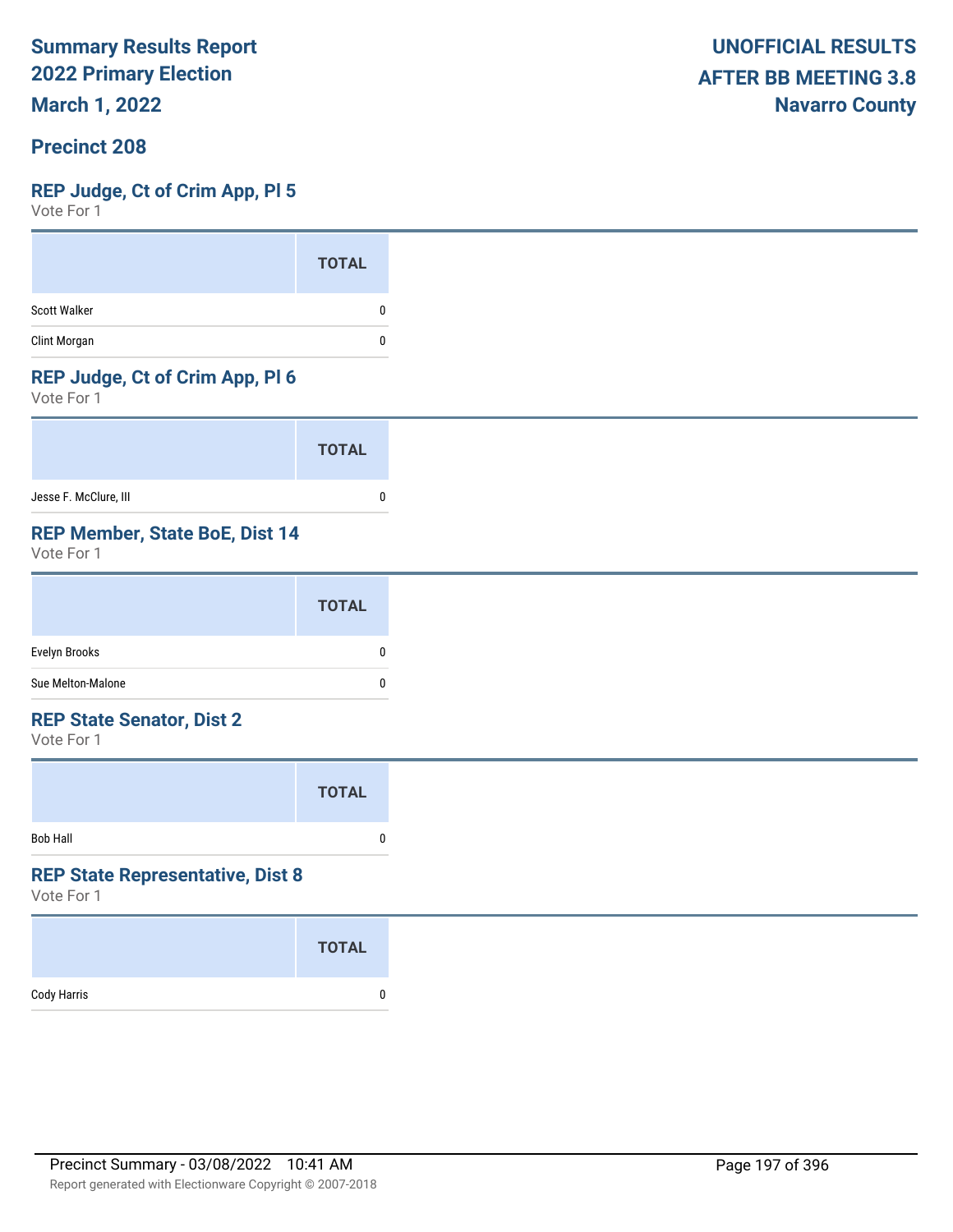**Summary Results Report**
**2022 Primary Election**
**March 1, 2022**

**UNOFFICIAL RESULTS**
**AFTER BB MEETING 3.8**
**Navarro County**

## Precinct 208

### REP Judge, Ct of Crim App, Pl 5

Vote For 1

| | TOTAL |
|---|---|
| Scott Walker | 0 |
| Clint Morgan | 0 |

### REP Judge, Ct of Crim App, Pl 6

Vote For 1

| | TOTAL |
|---|---|
| Jesse F. McClure, III | 0 |

### REP Member, State BoE, Dist 14

Vote For 1

| | TOTAL |
|---|---|
| Evelyn Brooks | 0 |
| Sue Melton-Malone | 0 |

### REP State Senator, Dist 2

Vote For 1

| | TOTAL |
|---|---|
| Bob Hall | 0 |

### REP State Representative, Dist 8

Vote For 1

| | TOTAL |
|---|---|
| Cody Harris | 0 |

Precinct Summary - 03/08/2022 10:41 AM

Report generated with Electionware Copyright © 2007-2018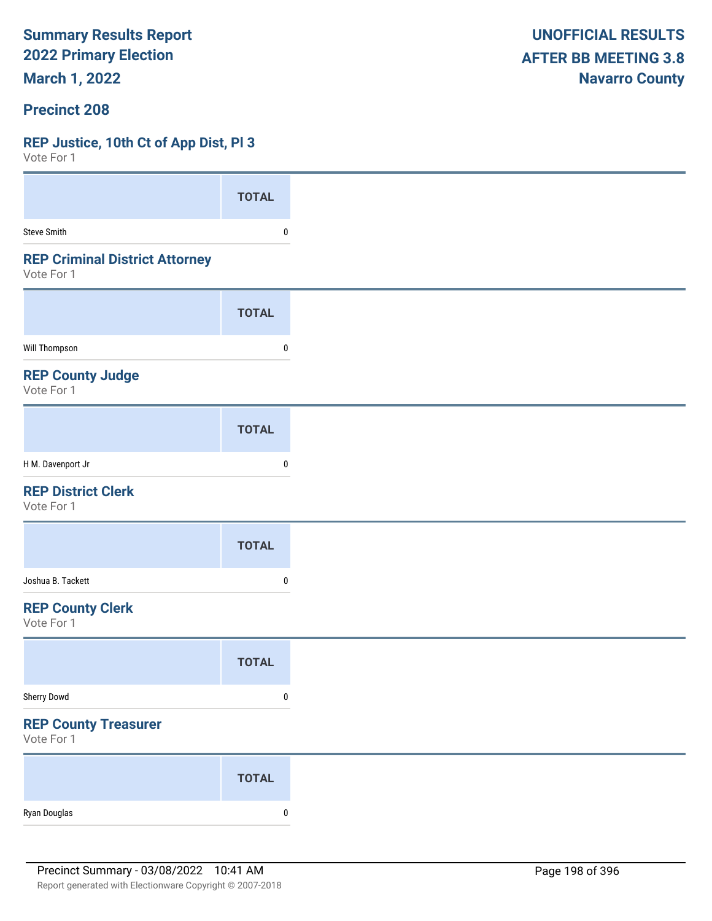Summary Results Report
2022 Primary Election
March 1, 2022

UNOFFICIAL RESULTS
AFTER BB MEETING 3.8
Navarro County

## Precinct 208

### REP Justice, 10th Ct of App Dist, Pl 3

Vote For 1

| | TOTAL |
|---|---|
| Steve Smith | 0 |

### REP Criminal District Attorney

Vote For 1

| | TOTAL |
|---|---|
| Will Thompson | 0 |

### REP County Judge

Vote For 1

| | TOTAL |
|---|---|
| H M. Davenport Jr | 0 |

### REP District Clerk

Vote For 1

| | TOTAL |
|---|---|
| Joshua B. Tackett | 0 |

### REP County Clerk

Vote For 1

| | TOTAL |
|---|---|
| Sherry Dowd | 0 |

### REP County Treasurer

Vote For 1

| | TOTAL |
|---|---|
| Ryan Douglas | 0 |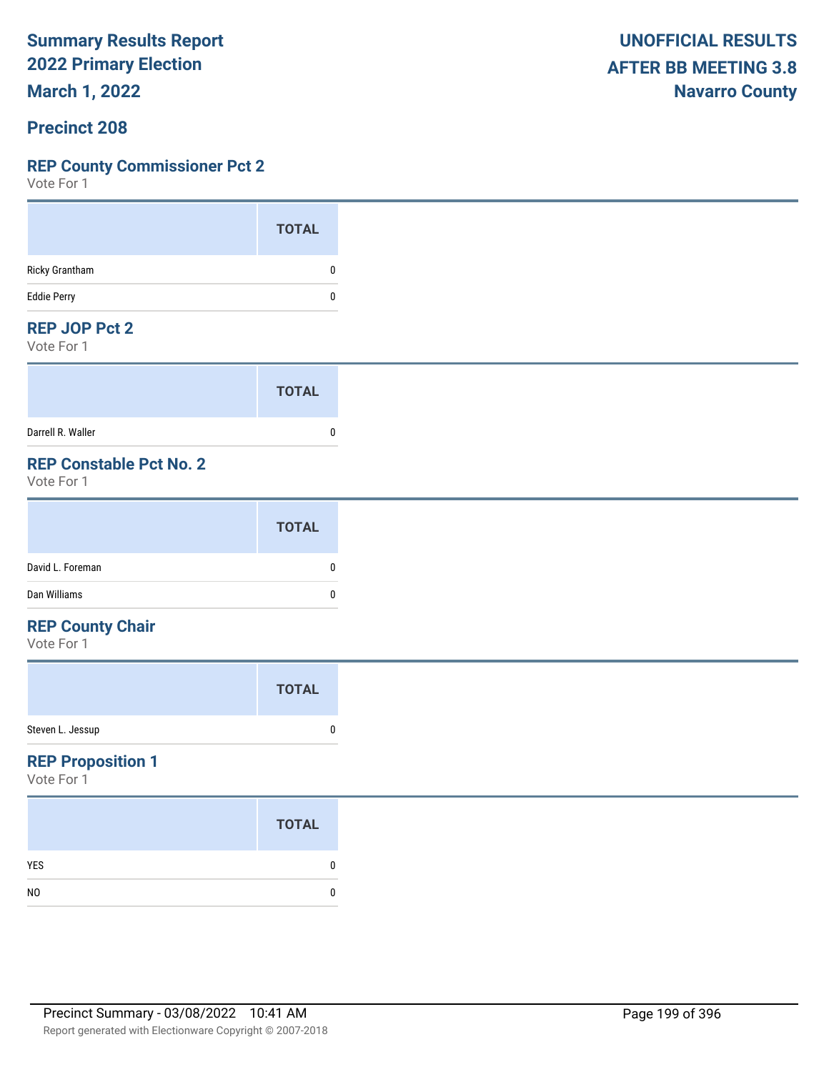**Summary Results Report**
**2022 Primary Election**
**March 1, 2022**

**UNOFFICIAL RESULTS**
**AFTER BB MEETING 3.8**
**Navarro County**

## Precinct 208

### REP County Commissioner Pct 2

Vote For 1

| | TOTAL |
|---|---|
| Ricky Grantham | 0 |
| Eddie Perry | 0 |

### REP JOP Pct 2

Vote For 1

| | TOTAL |
|---|---|
| Darrell R. Waller | 0 |

### REP Constable Pct No. 2

Vote For 1

| | TOTAL |
|---|---|
| David L. Foreman | 0 |
| Dan Williams | 0 |

### REP County Chair

Vote For 1

| | TOTAL |
|---|---|
| Steven L. Jessup | 0 |

### REP Proposition 1

Vote For 1

| | TOTAL |
|---|---|
| YES | 0 |
| NO | 0 |

Precinct Summary - 03/08/2022 10:41 AM

Report generated with Electionware Copyright © 2007-2018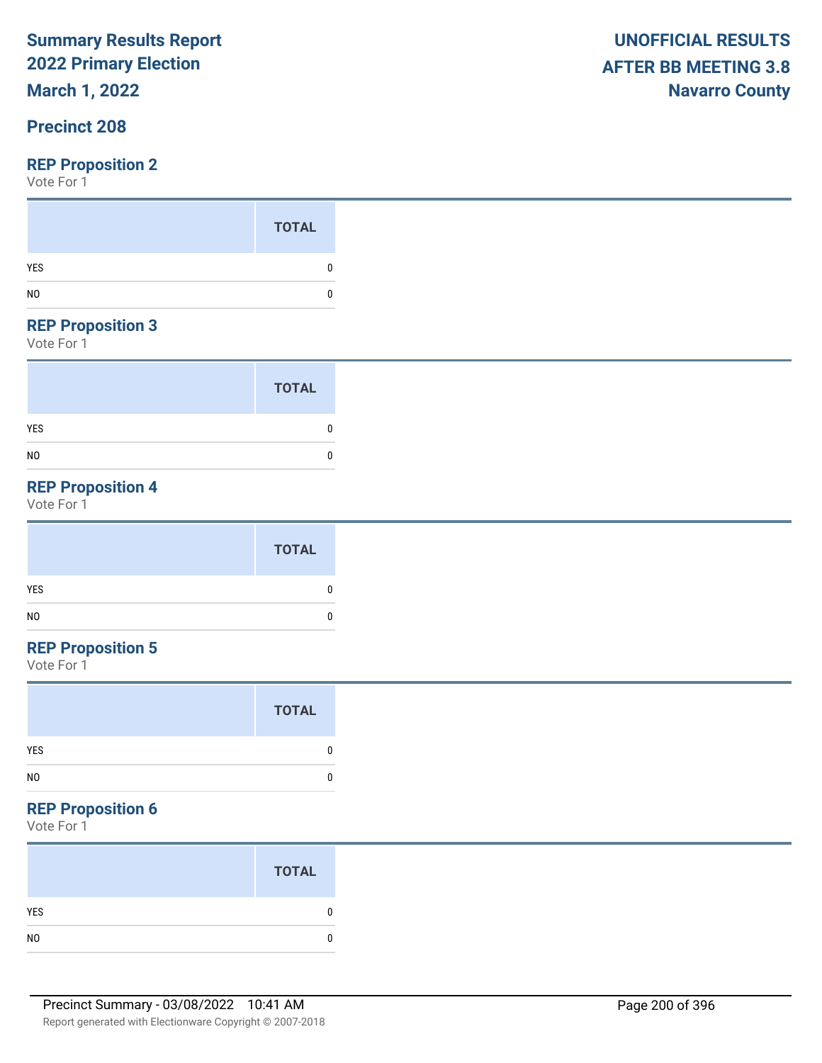# Summary Results Report
# 2022 Primary Election
# March 1, 2022

**UNOFFICIAL RESULTS**
**AFTER BB MEETING 3.8**
**Navarro County**

## Precinct 208

### REP Proposition 2
Vote For 1

| | TOTAL |
|---|---|
| YES | 0 |
| NO | 0 |

### REP Proposition 3
Vote For 1

| | TOTAL |
|---|---|
| YES | 0 |
| NO | 0 |

### REP Proposition 4
Vote For 1

| | TOTAL |
|---|---|
| YES | 0 |
| NO | 0 |

### REP Proposition 5
Vote For 1

| | TOTAL |
|---|---|
| YES | 0 |
| NO | 0 |

### REP Proposition 6
Vote For 1

| | TOTAL |
|---|---|
| YES | 0 |
| NO | 0 |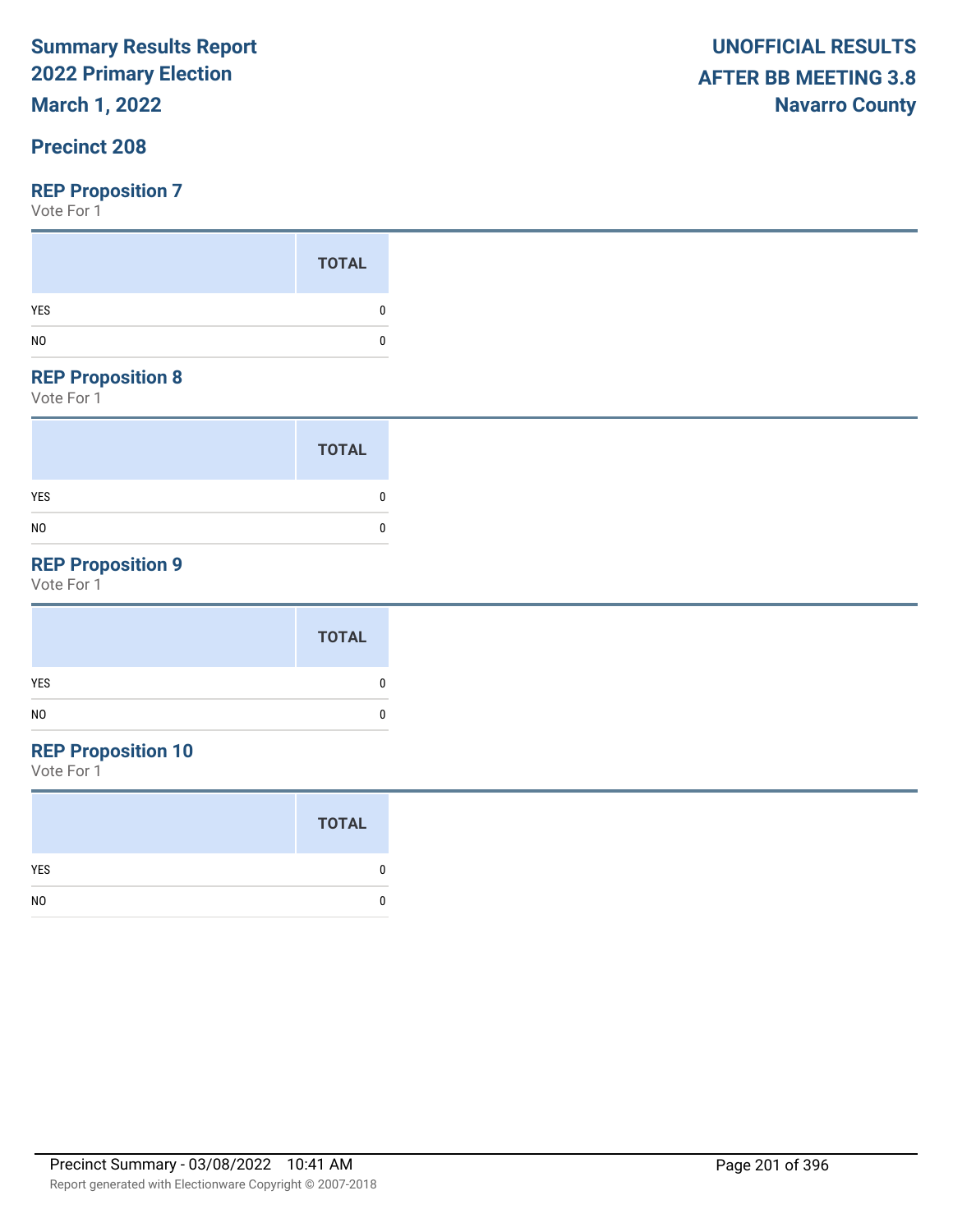# Summary Results Report
## 2022 Primary Election
## March 1, 2022

**UNOFFICIAL RESULTS**
**AFTER BB MEETING 3.8**
**Navarro County**

## Precinct 208

### REP Proposition 7
Vote For 1

| | TOTAL |
|---|---|
| YES | 0 |
| NO | 0 |

### REP Proposition 8
Vote For 1

| | TOTAL |
|---|---|
| YES | 0 |
| NO | 0 |

### REP Proposition 9
Vote For 1

| | TOTAL |
|---|---|
| YES | 0 |
| NO | 0 |

### REP Proposition 10
Vote For 1

| | TOTAL |
|---|---|
| YES | 0 |
| NO | 0 |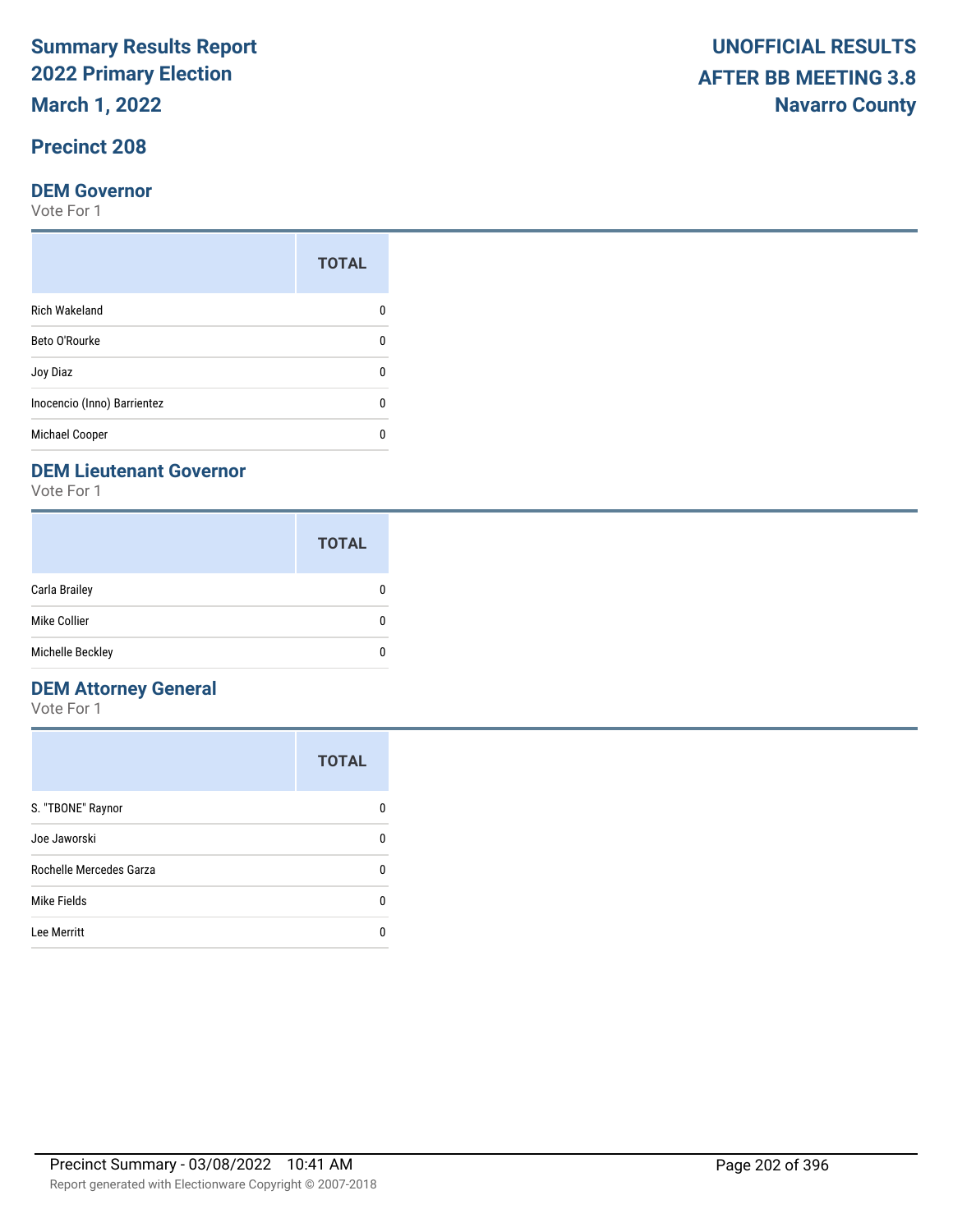# Summary Results Report
# 2022 Primary Election
# March 1, 2022

**UNOFFICIAL RESULTS**
**AFTER BB MEETING 3.8**
**Navarro County**

## Precinct 208

### DEM Governor

Vote For 1

| | TOTAL |
|---|---|
| Rich Wakeland | 0 |
| Beto O'Rourke | 0 |
| Joy Diaz | 0 |
| Inocencio (Inno) Barrientez | 0 |
| Michael Cooper | 0 |

### DEM Lieutenant Governor

Vote For 1

| | TOTAL |
|---|---|
| Carla Brailey | 0 |
| Mike Collier | 0 |
| Michelle Beckley | 0 |

### DEM Attorney General

Vote For 1

| | TOTAL |
|---|---|
| S. "TBONE" Raynor | 0 |
| Joe Jaworski | 0 |
| Rochelle Mercedes Garza | 0 |
| Mike Fields | 0 |
| Lee Merritt | 0 |

Precinct Summary - 03/08/2022 10:41 AM

Report generated with Electionware Copyright © 2007-2018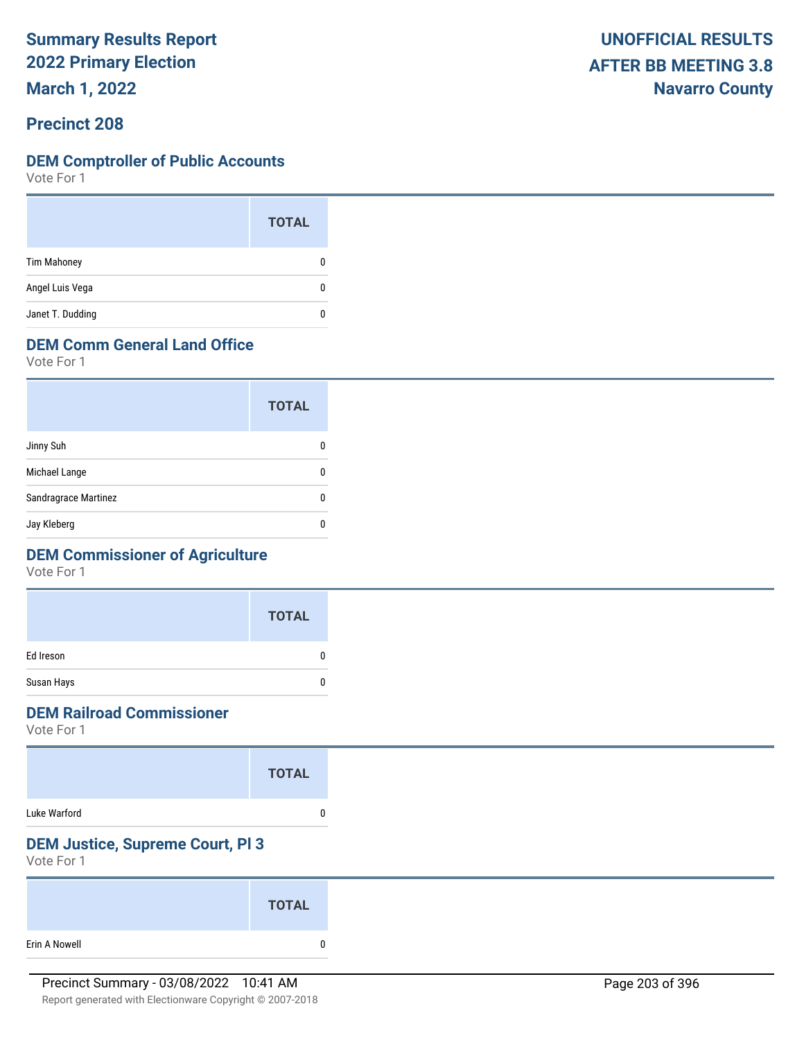# Summary Results Report
# 2022 Primary Election
# March 1, 2022

**UNOFFICIAL RESULTS**
**AFTER BB MEETING 3.8**
**Navarro County**

## Precinct 208

### DEM Comptroller of Public Accounts
Vote For 1

| | TOTAL |
|---|---|
| Tim Mahoney | 0 |
| Angel Luis Vega | 0 |
| Janet T. Dudding | 0 |

### DEM Comm General Land Office
Vote For 1

| | TOTAL |
|---|---|
| Jinny Suh | 0 |
| Michael Lange | 0 |
| Sandragrace Martinez | 0 |
| Jay Kleberg | 0 |

### DEM Commissioner of Agriculture
Vote For 1

| | TOTAL |
|---|---|
| Ed Ireson | 0 |
| Susan Hays | 0 |

### DEM Railroad Commissioner
Vote For 1

| | TOTAL |
|---|---|
| Luke Warford | 0 |

### DEM Justice, Supreme Court, Pl 3
Vote For 1

| | TOTAL |
|---|---|
| Erin A Nowell | 0 |

Precinct Summary - 03/08/2022 10:41 AM

Report generated with Electionware Copyright © 2007-2018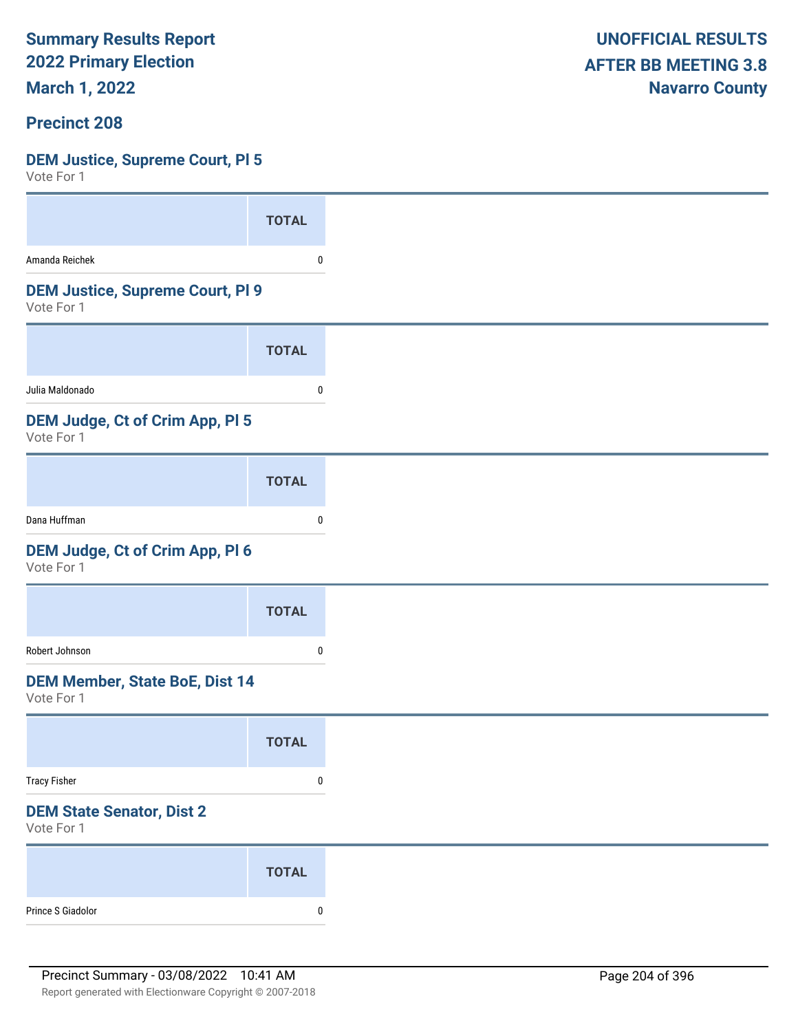**Summary Results Report**
**2022 Primary Election**
**March 1, 2022**

**UNOFFICIAL RESULTS**
**AFTER BB MEETING 3.8**
**Navarro County**

## Precinct 208

### DEM Justice, Supreme Court, Pl 5

Vote For 1

| | TOTAL |
|---|---|
| Amanda Reichek | 0 |

### DEM Justice, Supreme Court, Pl 9

Vote For 1

| | TOTAL |
|---|---|
| Julia Maldonado | 0 |

### DEM Judge, Ct of Crim App, Pl 5

Vote For 1

| | TOTAL |
|---|---|
| Dana Huffman | 0 |

### DEM Judge, Ct of Crim App, Pl 6

Vote For 1

| | TOTAL |
|---|---|
| Robert Johnson | 0 |

### DEM Member, State BoE, Dist 14

Vote For 1

| | TOTAL |
|---|---|
| Tracy Fisher | 0 |

### DEM State Senator, Dist 2

Vote For 1

| | TOTAL |
|---|---|
| Prince S Giadolor | 0 |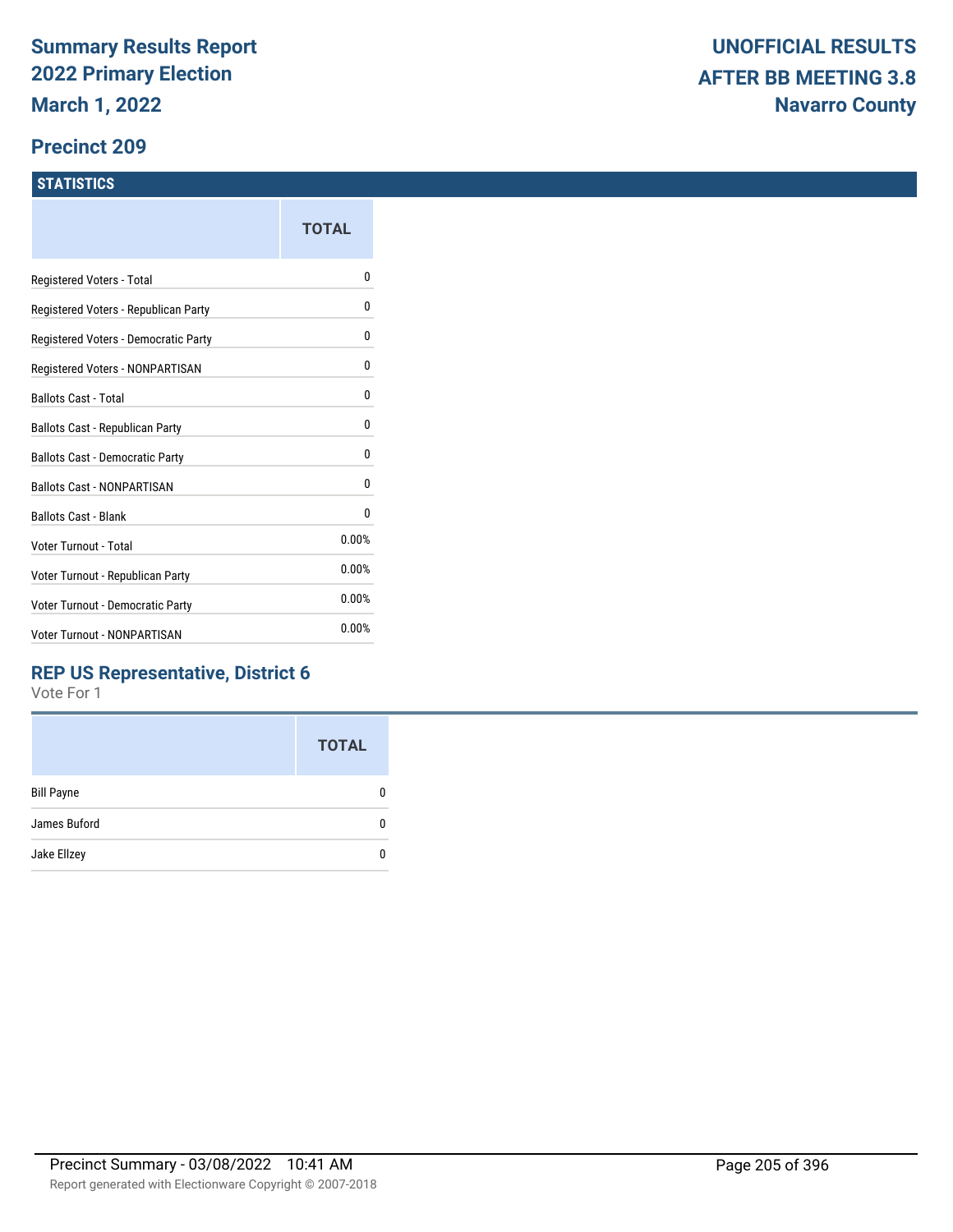# Summary Results Report
# 2022 Primary Election
# March 1, 2022

**UNOFFICIAL RESULTS**
**AFTER BB MEETING 3.8**
**Navarro County**

## Precinct 209

### STATISTICS

| | TOTAL |
|---|---|
| Registered Voters - Total | 0 |
| Registered Voters - Republican Party | 0 |
| Registered Voters - Democratic Party | 0 |
| Registered Voters - NONPARTISAN | 0 |
| Ballots Cast - Total | 0 |
| Ballots Cast - Republican Party | 0 |
| Ballots Cast - Democratic Party | 0 |
| Ballots Cast - NONPARTISAN | 0 |
| Ballots Cast - Blank | 0 |
| Voter Turnout - Total | 0.00% |
| Voter Turnout - Republican Party | 0.00% |
| Voter Turnout - Democratic Party | 0.00% |
| Voter Turnout - NONPARTISAN | 0.00% |

### REP US Representative, District 6

Vote For 1

| | TOTAL |
|---|---|
| Bill Payne | 0 |
| James Buford | 0 |
| Jake Ellzey | 0 |

Precinct Summary - 03/08/2022 10:41 AM

Report generated with Electionware Copyright © 2007-2018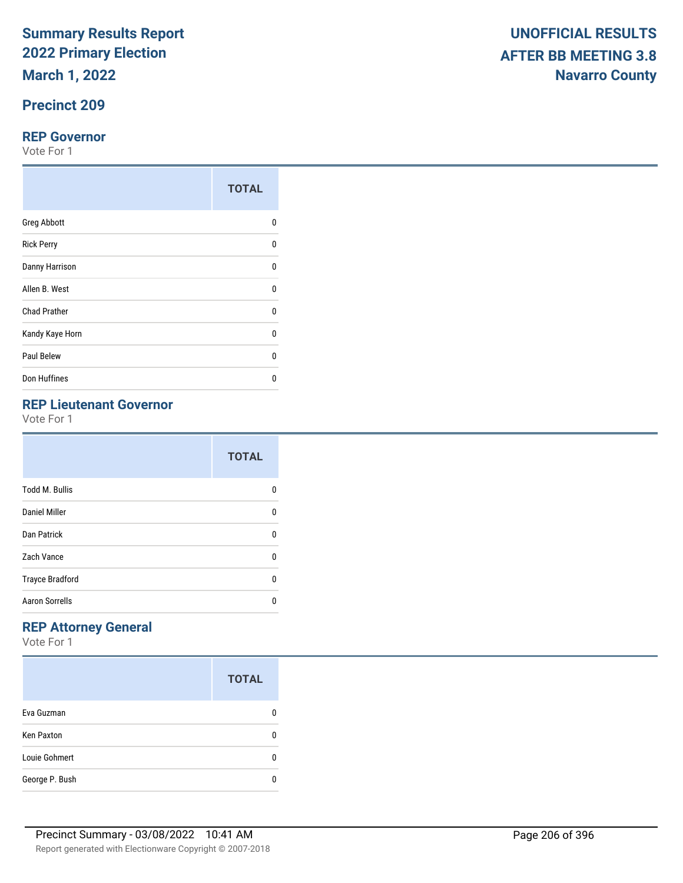# Summary Results Report
## 2022 Primary Election
## March 1, 2022

**UNOFFICIAL RESULTS**
**AFTER BB MEETING 3.8**
**Navarro County**

## Precinct 209

### REP Governor

Vote For 1

| | TOTAL |
|---|---|
| Greg Abbott | 0 |
| Rick Perry | 0 |
| Danny Harrison | 0 |
| Allen B. West | 0 |
| Chad Prather | 0 |
| Kandy Kaye Horn | 0 |
| Paul Belew | 0 |
| Don Huffines | 0 |

### REP Lieutenant Governor

Vote For 1

| | TOTAL |
|---|---|
| Todd M. Bullis | 0 |
| Daniel Miller | 0 |
| Dan Patrick | 0 |
| Zach Vance | 0 |
| Trayce Bradford | 0 |
| Aaron Sorrells | 0 |

### REP Attorney General

Vote For 1

| | TOTAL |
|---|---|
| Eva Guzman | 0 |
| Ken Paxton | 0 |
| Louie Gohmert | 0 |
| George P. Bush | 0 |

Precinct Summary - 03/08/2022 10:41 AM

Report generated with Electionware Copyright © 2007-2018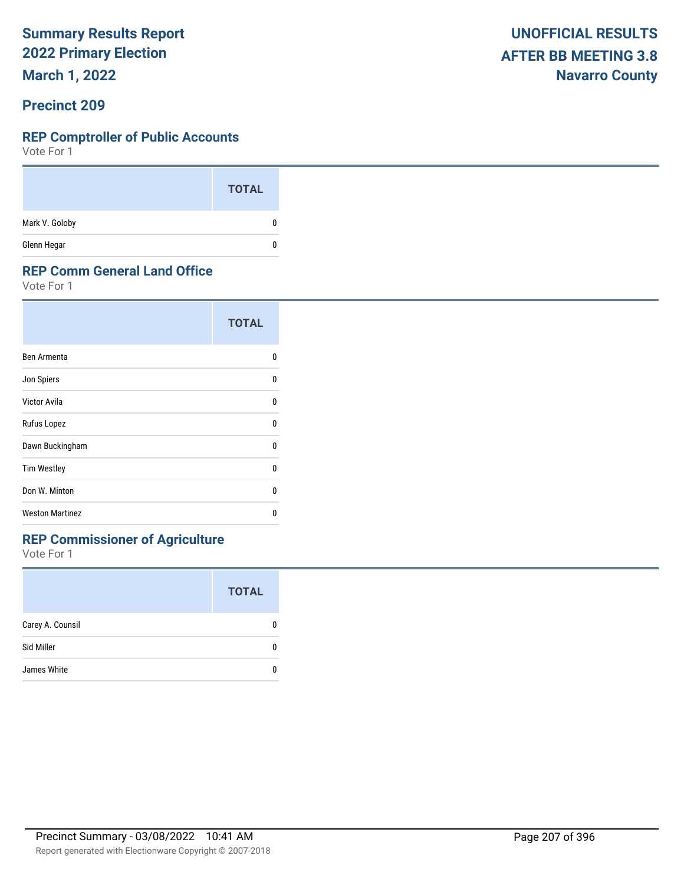# Summary Results Report
## 2022 Primary Election
## March 1, 2022

**UNOFFICIAL RESULTS AFTER BB MEETING 3.8**
**Navarro County**

## Precinct 209

### REP Comptroller of Public Accounts
Vote For 1

| | TOTAL |
|---|---|
| Mark V. Goloby | 0 |
| Glenn Hegar | 0 |

### REP Comm General Land Office
Vote For 1

| | TOTAL |
|---|---|
| Ben Armenta | 0 |
| Jon Spiers | 0 |
| Victor Avila | 0 |
| Rufus Lopez | 0 |
| Dawn Buckingham | 0 |
| Tim Westley | 0 |
| Don W. Minton | 0 |
| Weston Martinez | 0 |

### REP Commissioner of Agriculture
Vote For 1

| | TOTAL |
|---|---|
| Carey A. Counsil | 0 |
| Sid Miller | 0 |
| James White | 0 |

Precinct Summary - 03/08/2022 10:41 AM

Report generated with Electionware Copyright © 2007-2018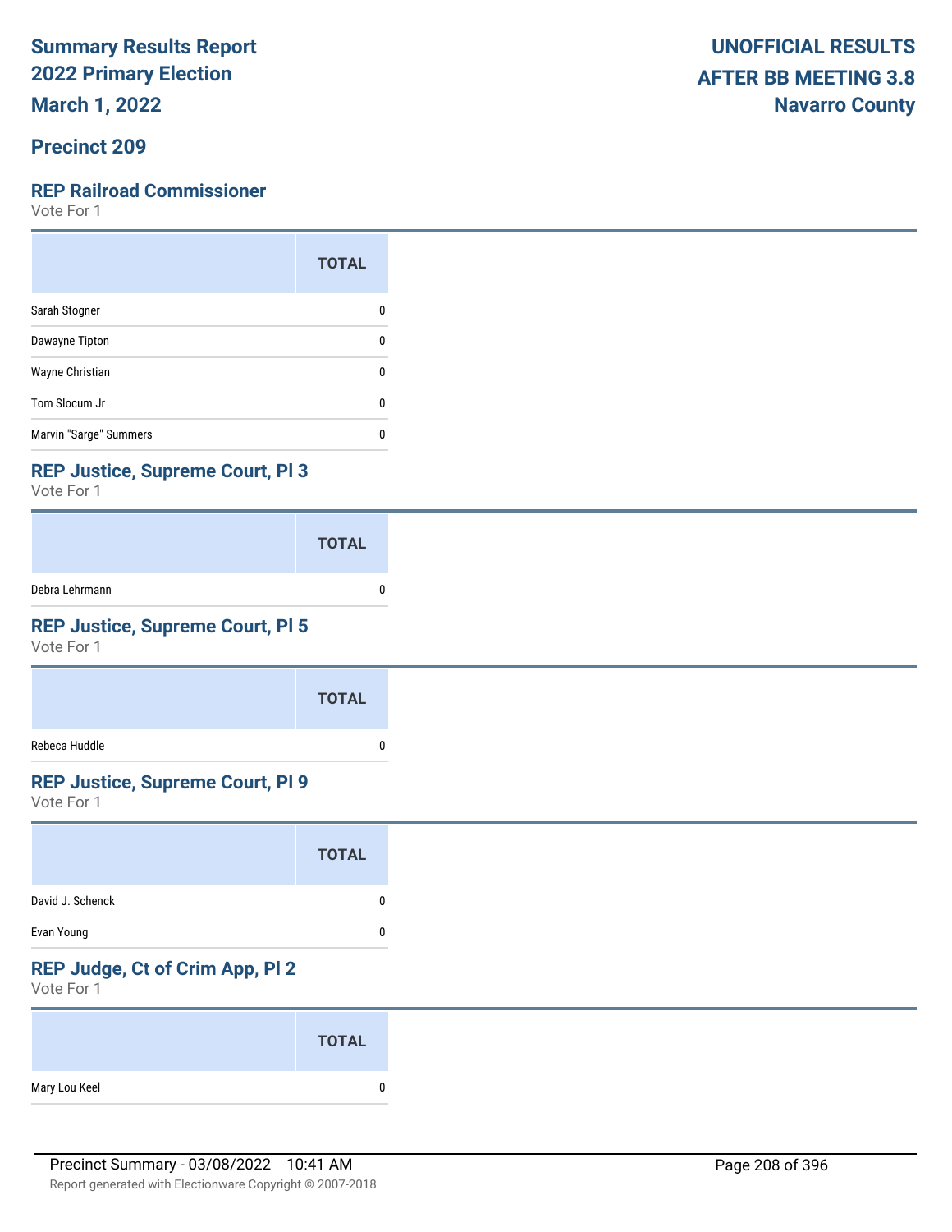# Summary Results Report
# 2022 Primary Election
# March 1, 2022

**UNOFFICIAL RESULTS**
**AFTER BB MEETING 3.8**
**Navarro County**

## Precinct 209

### REP Railroad Commissioner
Vote For 1

| | TOTAL |
|---|---|
| Sarah Stogner | 0 |
| Dawayne Tipton | 0 |
| Wayne Christian | 0 |
| Tom Slocum Jr | 0 |
| Marvin "Sarge" Summers | 0 |

### REP Justice, Supreme Court, Pl 3
Vote For 1

| | TOTAL |
|---|---|
| Debra Lehrmann | 0 |

### REP Justice, Supreme Court, Pl 5
Vote For 1

| | TOTAL |
|---|---|
| Rebeca Huddle | 0 |

### REP Justice, Supreme Court, Pl 9
Vote For 1

| | TOTAL |
|---|---|
| David J. Schenck | 0 |
| Evan Young | 0 |

### REP Judge, Ct of Crim App, Pl 2
Vote For 1

| | TOTAL |
|---|---|
| Mary Lou Keel | 0 |

Precinct Summary - 03/08/2022 10:41 AM

Report generated with Electionware Copyright © 2007-2018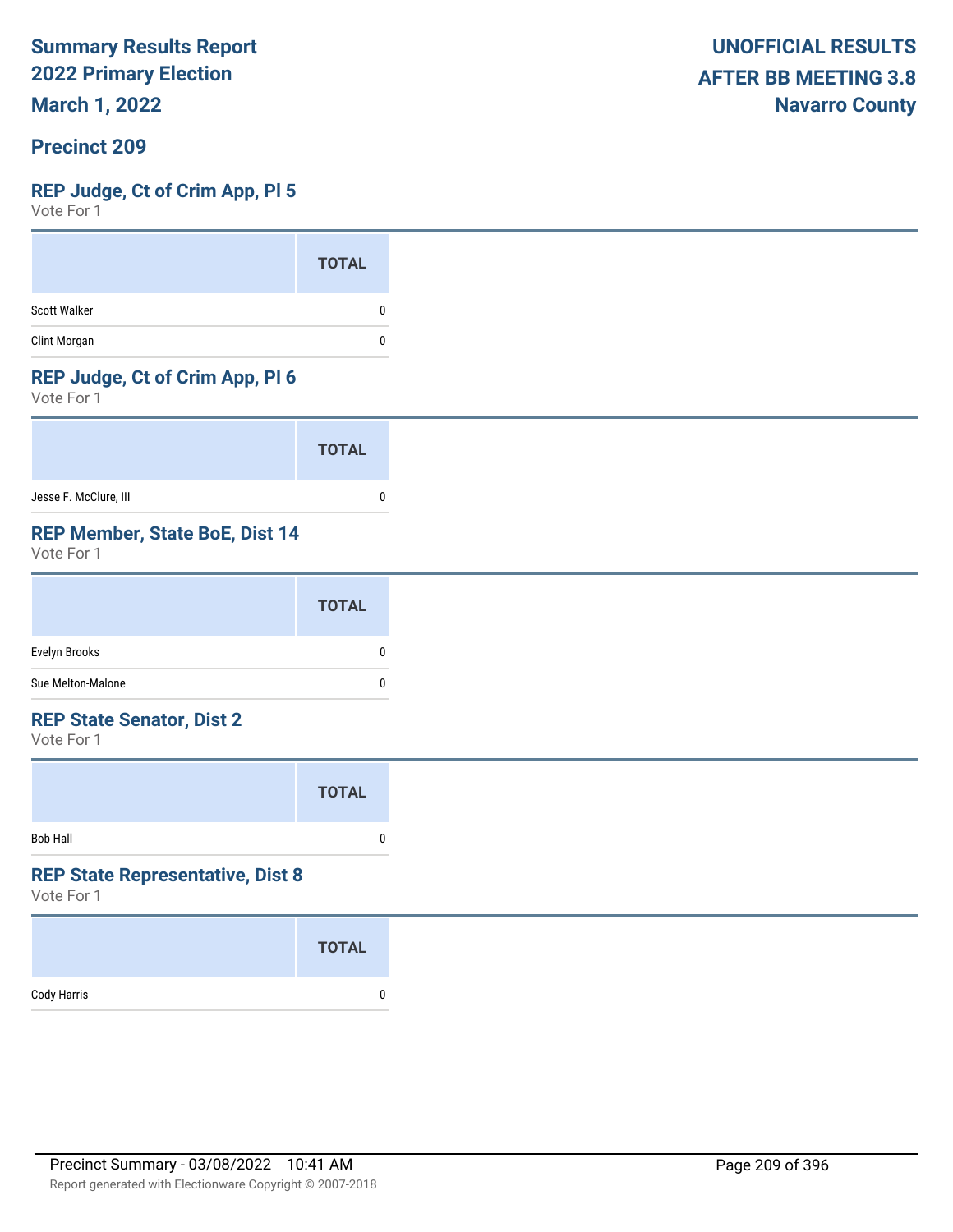# Summary Results Report
## 2022 Primary Election
## March 1, 2022

**UNOFFICIAL RESULTS**
**AFTER BB MEETING 3.8**
**Navarro County**

### Precinct 209

### REP Judge, Ct of Crim App, Pl 5
Vote For 1

| | TOTAL |
|---|---|
| Scott Walker | 0 |
| Clint Morgan | 0 |

### REP Judge, Ct of Crim App, Pl 6
Vote For 1

| | TOTAL |
|---|---|
| Jesse F. McClure, III | 0 |

### REP Member, State BoE, Dist 14
Vote For 1

| | TOTAL |
|---|---|
| Evelyn Brooks | 0 |
| Sue Melton-Malone | 0 |

### REP State Senator, Dist 2
Vote For 1

| | TOTAL |
|---|---|
| Bob Hall | 0 |

### REP State Representative, Dist 8
Vote For 1

| | TOTAL |
|---|---|
| Cody Harris | 0 |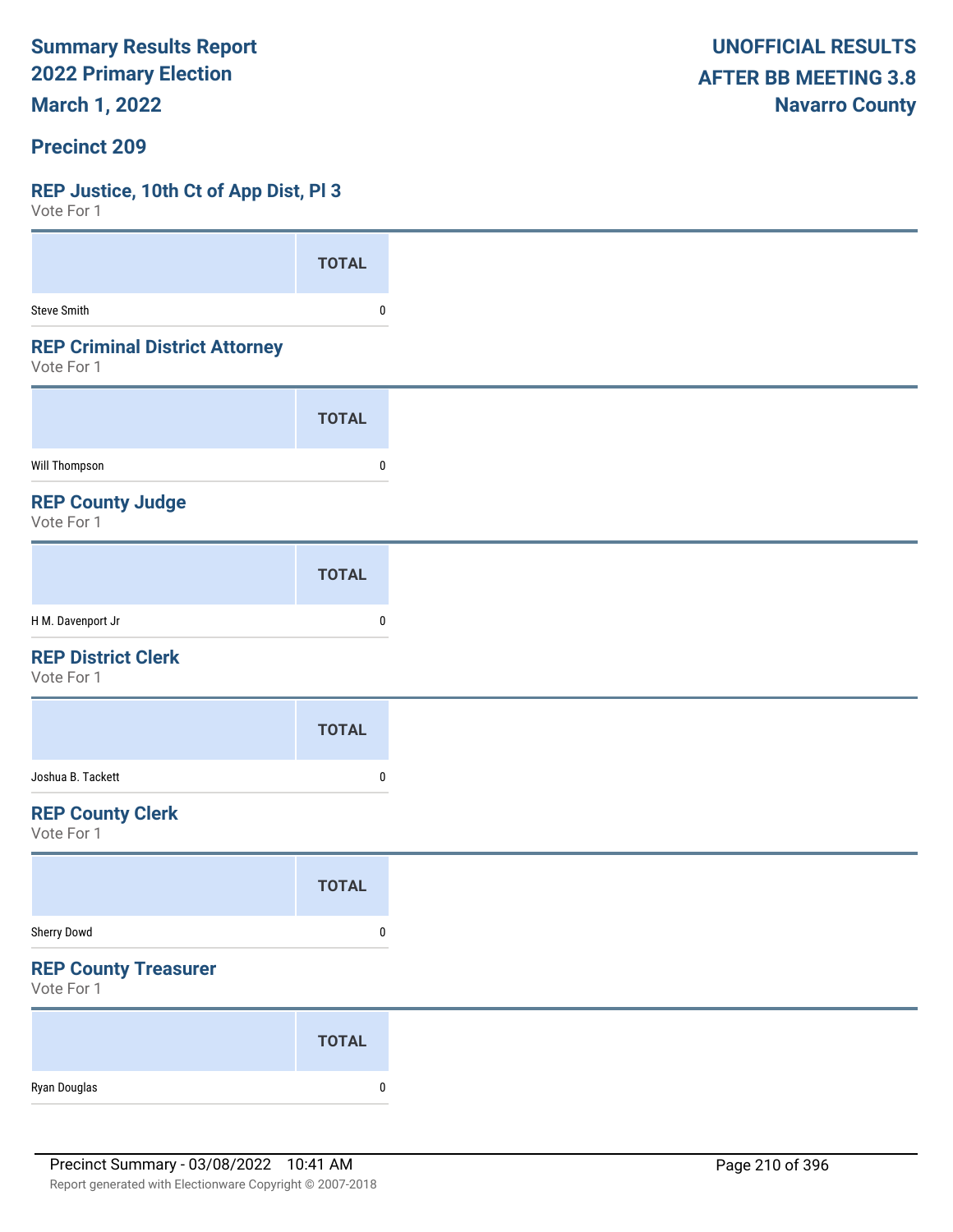# Summary Results Report
# 2022 Primary Election
# March 1, 2022

**UNOFFICIAL RESULTS**
**AFTER BB MEETING 3.8**
**Navarro County**

## Precinct 209

### REP Justice, 10th Ct of App Dist, Pl 3
Vote For 1

| | TOTAL |
|---|---|
| Steve Smith | 0 |

### REP Criminal District Attorney
Vote For 1

| | TOTAL |
|---|---|
| Will Thompson | 0 |

### REP County Judge
Vote For 1

| | TOTAL |
|---|---|
| H M. Davenport Jr | 0 |

### REP District Clerk
Vote For 1

| | TOTAL |
|---|---|
| Joshua B. Tackett | 0 |

### REP County Clerk
Vote For 1

| | TOTAL |
|---|---|
| Sherry Dowd | 0 |

### REP County Treasurer
Vote For 1

| | TOTAL |
|---|---|
| Ryan Douglas | 0 |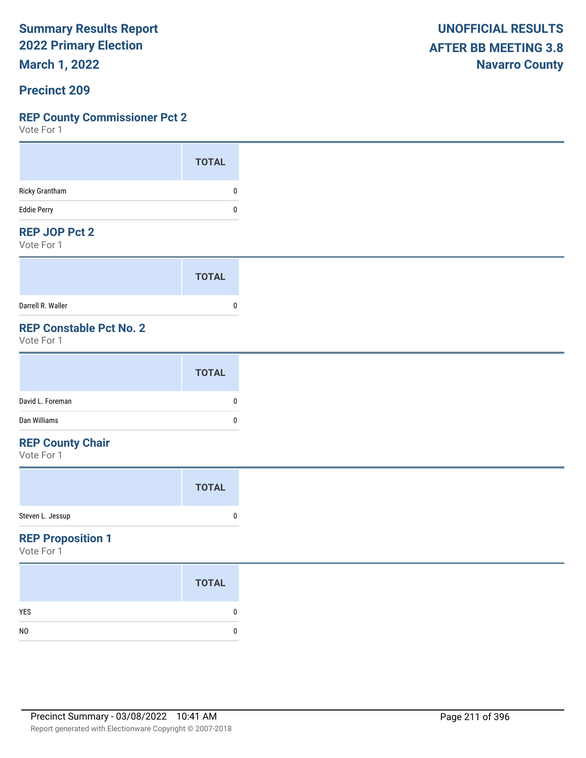Summary Results Report
2022 Primary Election
March 1, 2022

UNOFFICIAL RESULTS
AFTER BB MEETING 3.8
Navarro County

## Precinct 209

### REP County Commissioner Pct 2

Vote For 1

| | TOTAL |
|---|---|
| Ricky Grantham | 0 |
| Eddie Perry | 0 |

### REP JOP Pct 2

Vote For 1

| | TOTAL |
|---|---|
| Darrell R. Waller | 0 |

### REP Constable Pct No. 2

Vote For 1

| | TOTAL |
|---|---|
| David L. Foreman | 0 |
| Dan Williams | 0 |

### REP County Chair

Vote For 1

| | TOTAL |
|---|---|
| Steven L. Jessup | 0 |

### REP Proposition 1

Vote For 1

| | TOTAL |
|---|---|
| YES | 0 |
| NO | 0 |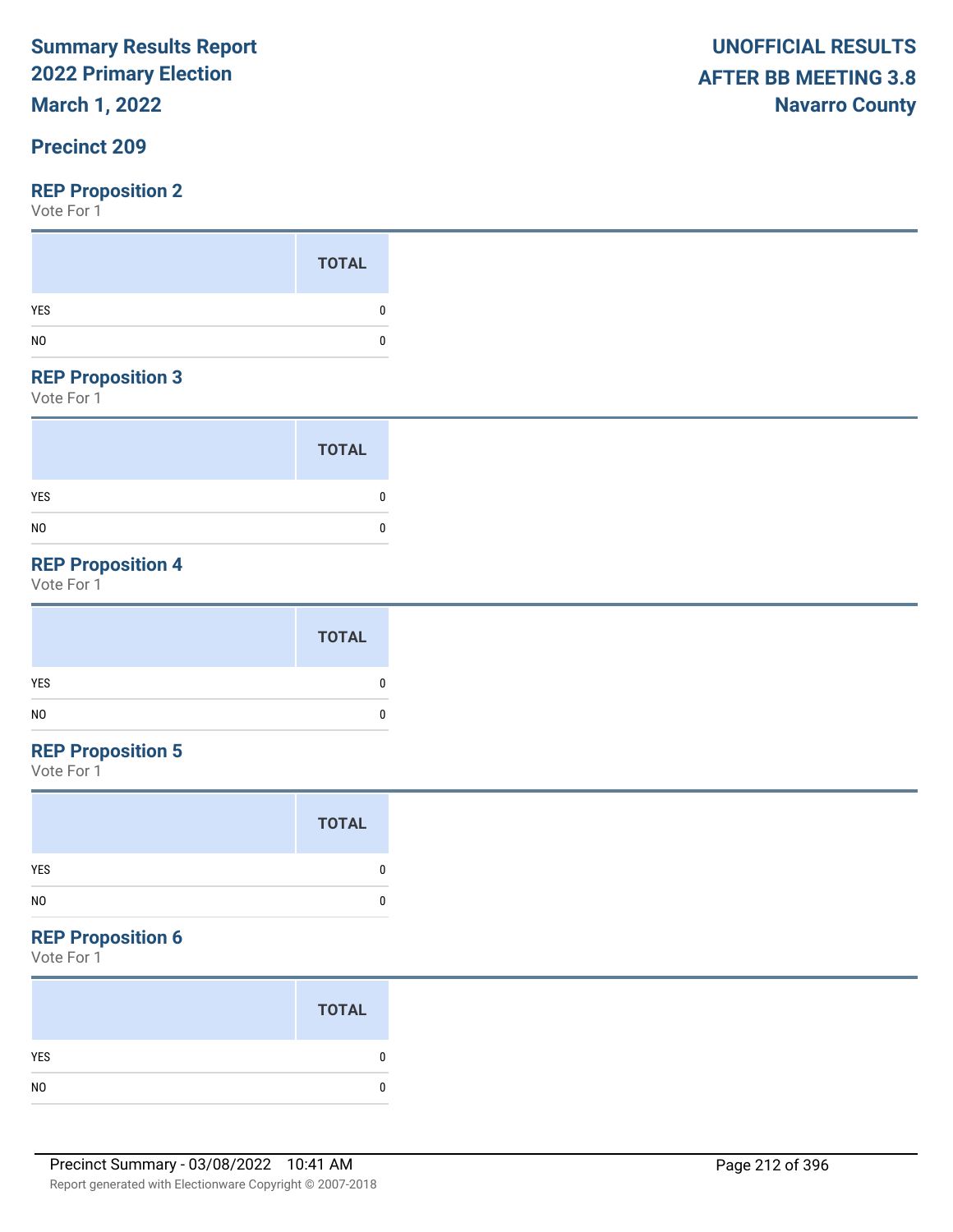Summary Results Report
2022 Primary Election
March 1, 2022

UNOFFICIAL RESULTS
AFTER BB MEETING 3.8
Navarro County

## Precinct 209

### REP Proposition 2

Vote For 1

| | TOTAL |
|---|---|
| YES | 0 |
| NO | 0 |

### REP Proposition 3

Vote For 1

| | TOTAL |
|---|---|
| YES | 0 |
| NO | 0 |

### REP Proposition 4

Vote For 1

| | TOTAL |
|---|---|
| YES | 0 |
| NO | 0 |

### REP Proposition 5

Vote For 1

| | TOTAL |
|---|---|
| YES | 0 |
| NO | 0 |

### REP Proposition 6

Vote For 1

| | TOTAL |
|---|---|
| YES | 0 |
| NO | 0 |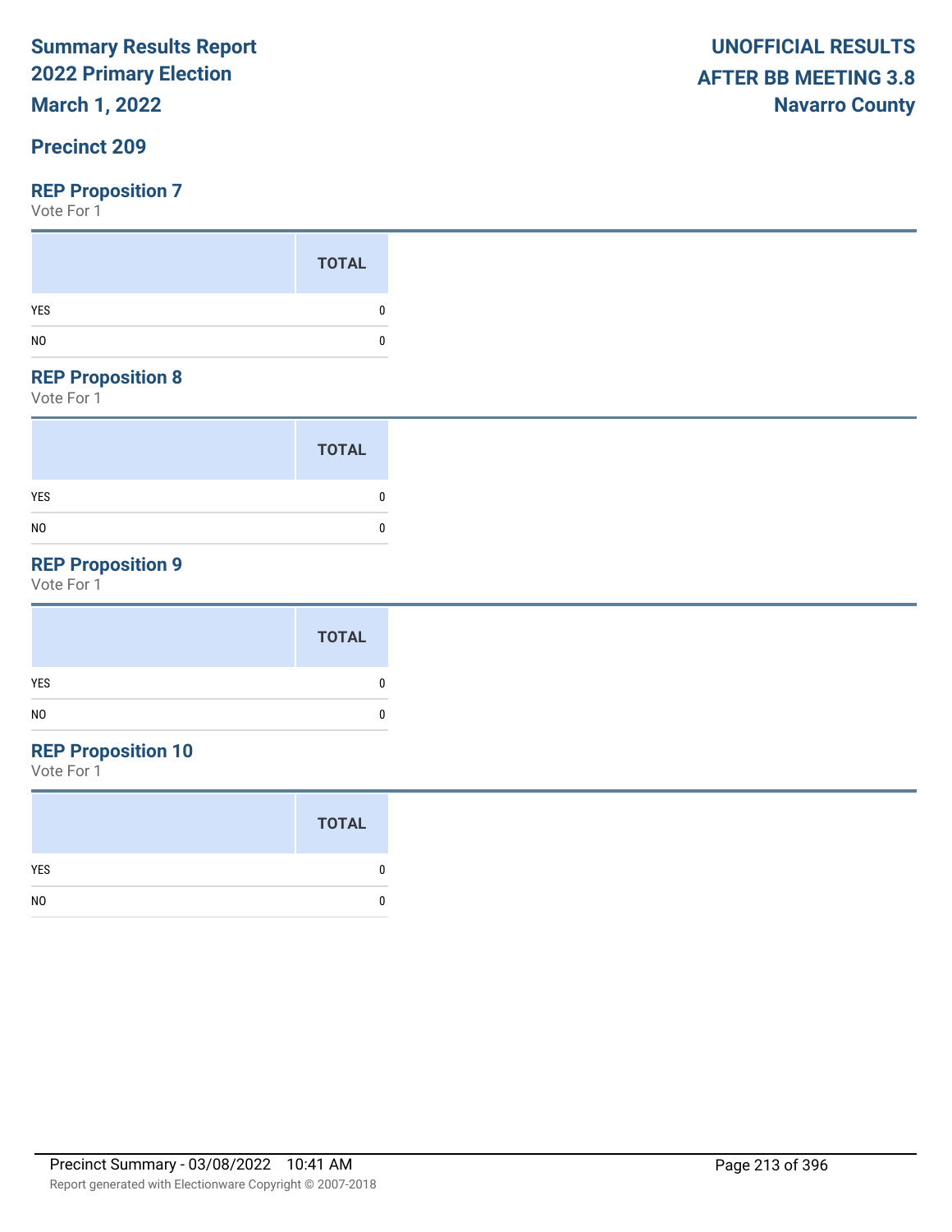**Summary Results Report**
**2022 Primary Election**
**March 1, 2022**

**UNOFFICIAL RESULTS**
**AFTER BB MEETING 3.8**
**Navarro County**

## Precinct 209

### REP Proposition 7

Vote For 1

| | TOTAL |
|---|---|
| YES | 0 |
| NO | 0 |

### REP Proposition 8

Vote For 1

| | TOTAL |
|---|---|
| YES | 0 |
| NO | 0 |

### REP Proposition 9

Vote For 1

| | TOTAL |
|---|---|
| YES | 0 |
| NO | 0 |

### REP Proposition 10

Vote For 1

| | TOTAL |
|---|---|
| YES | 0 |
| NO | 0 |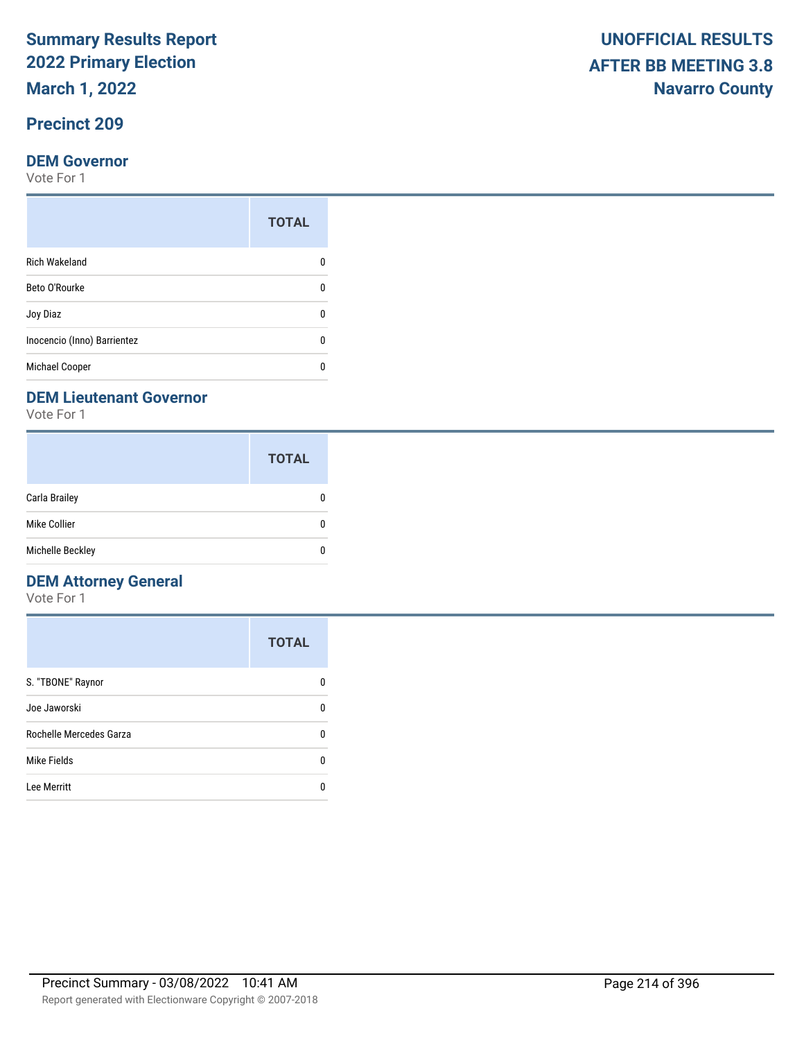# Summary Results Report
# 2022 Primary Election
# March 1, 2022

**UNOFFICIAL RESULTS**
**AFTER BB MEETING 3.8**
**Navarro County**

## Precinct 209

### DEM Governor

Vote For 1

| | TOTAL |
|---|---|
| Rich Wakeland | 0 |
| Beto O'Rourke | 0 |
| Joy Diaz | 0 |
| Inocencio (Inno) Barrientez | 0 |
| Michael Cooper | 0 |

### DEM Lieutenant Governor

Vote For 1

| | TOTAL |
|---|---|
| Carla Brailey | 0 |
| Mike Collier | 0 |
| Michelle Beckley | 0 |

### DEM Attorney General

Vote For 1

| | TOTAL |
|---|---|
| S. "TBONE" Raynor | 0 |
| Joe Jaworski | 0 |
| Rochelle Mercedes Garza | 0 |
| Mike Fields | 0 |
| Lee Merritt | 0 |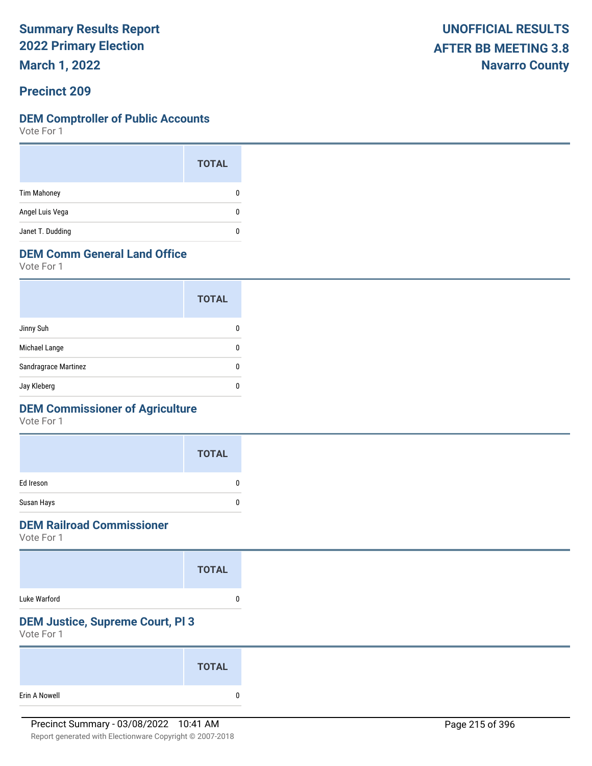# Summary Results Report
## 2022 Primary Election
## March 1, 2022

**UNOFFICIAL RESULTS**
**AFTER BB MEETING 3.8**
**Navarro County**

## Precinct 209

### DEM Comptroller of Public Accounts
Vote For 1

| | TOTAL |
|---|---|
| Tim Mahoney | 0 |
| Angel Luis Vega | 0 |
| Janet T. Dudding | 0 |

### DEM Comm General Land Office
Vote For 1

| | TOTAL |
|---|---|
| Jinny Suh | 0 |
| Michael Lange | 0 |
| Sandragrace Martinez | 0 |
| Jay Kleberg | 0 |

### DEM Commissioner of Agriculture
Vote For 1

| | TOTAL |
|---|---|
| Ed Ireson | 0 |
| Susan Hays | 0 |

### DEM Railroad Commissioner
Vote For 1

| | TOTAL |
|---|---|
| Luke Warford | 0 |

### DEM Justice, Supreme Court, Pl 3
Vote For 1

| | TOTAL |
|---|---|
| Erin A Nowell | 0 |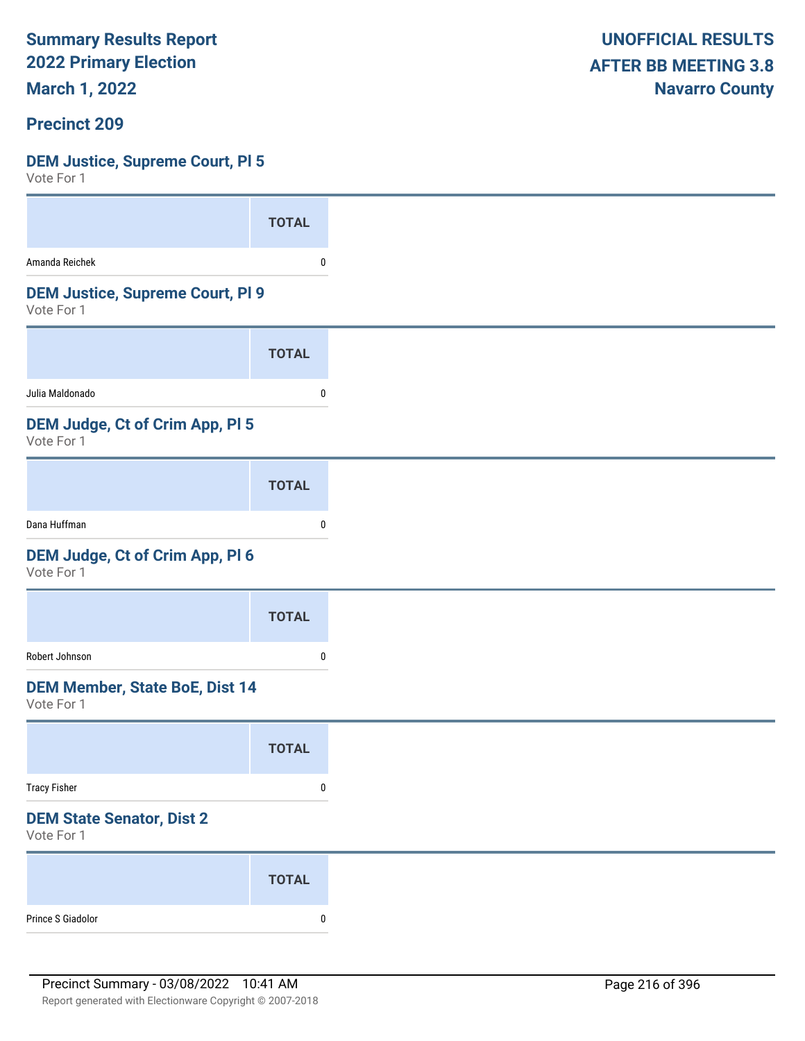# Summary Results Report
# 2022 Primary Election
# March 1, 2022

**UNOFFICIAL RESULTS**
**AFTER BB MEETING 3.8**
**Navarro County**

## Precinct 209

### DEM Justice, Supreme Court, Pl 5
Vote For 1

| | TOTAL |
|---|---|
| Amanda Reichek | 0 |

### DEM Justice, Supreme Court, Pl 9
Vote For 1

| | TOTAL |
|---|---|
| Julia Maldonado | 0 |

### DEM Judge, Ct of Crim App, Pl 5
Vote For 1

| | TOTAL |
|---|---|
| Dana Huffman | 0 |

### DEM Judge, Ct of Crim App, Pl 6
Vote For 1

| | TOTAL |
|---|---|
| Robert Johnson | 0 |

### DEM Member, State BoE, Dist 14
Vote For 1

| | TOTAL |
|---|---|
| Tracy Fisher | 0 |

### DEM State Senator, Dist 2
Vote For 1

| | TOTAL |
|---|---|
| Prince S Giadolor | 0 |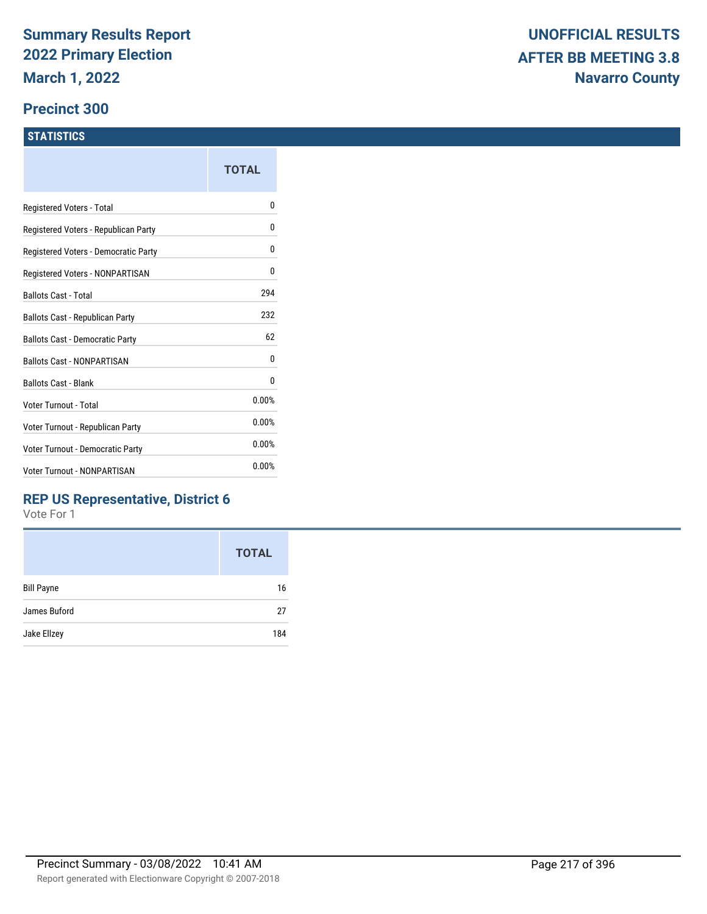# Summary Results Report
# 2022 Primary Election
# March 1, 2022

**UNOFFICIAL RESULTS**
**AFTER BB MEETING 3.8**
**Navarro County**

## Precinct 300

### STATISTICS

| | TOTAL |
|---|---|
| Registered Voters - Total | 0 |
| Registered Voters - Republican Party | 0 |
| Registered Voters - Democratic Party | 0 |
| Registered Voters - NONPARTISAN | 0 |
| Ballots Cast - Total | 294 |
| Ballots Cast - Republican Party | 232 |
| Ballots Cast - Democratic Party | 62 |
| Ballots Cast - NONPARTISAN | 0 |
| Ballots Cast - Blank | 0 |
| Voter Turnout - Total | 0.00% |
| Voter Turnout - Republican Party | 0.00% |
| Voter Turnout - Democratic Party | 0.00% |
| Voter Turnout - NONPARTISAN | 0.00% |

### REP US Representative, District 6

Vote For 1

| | TOTAL |
|---|---|
| Bill Payne | 16 |
| James Buford | 27 |
| Jake Ellzey | 184 |

Precinct Summary - 03/08/2022 10:41 AM

Report generated with Electionware Copyright © 2007-2018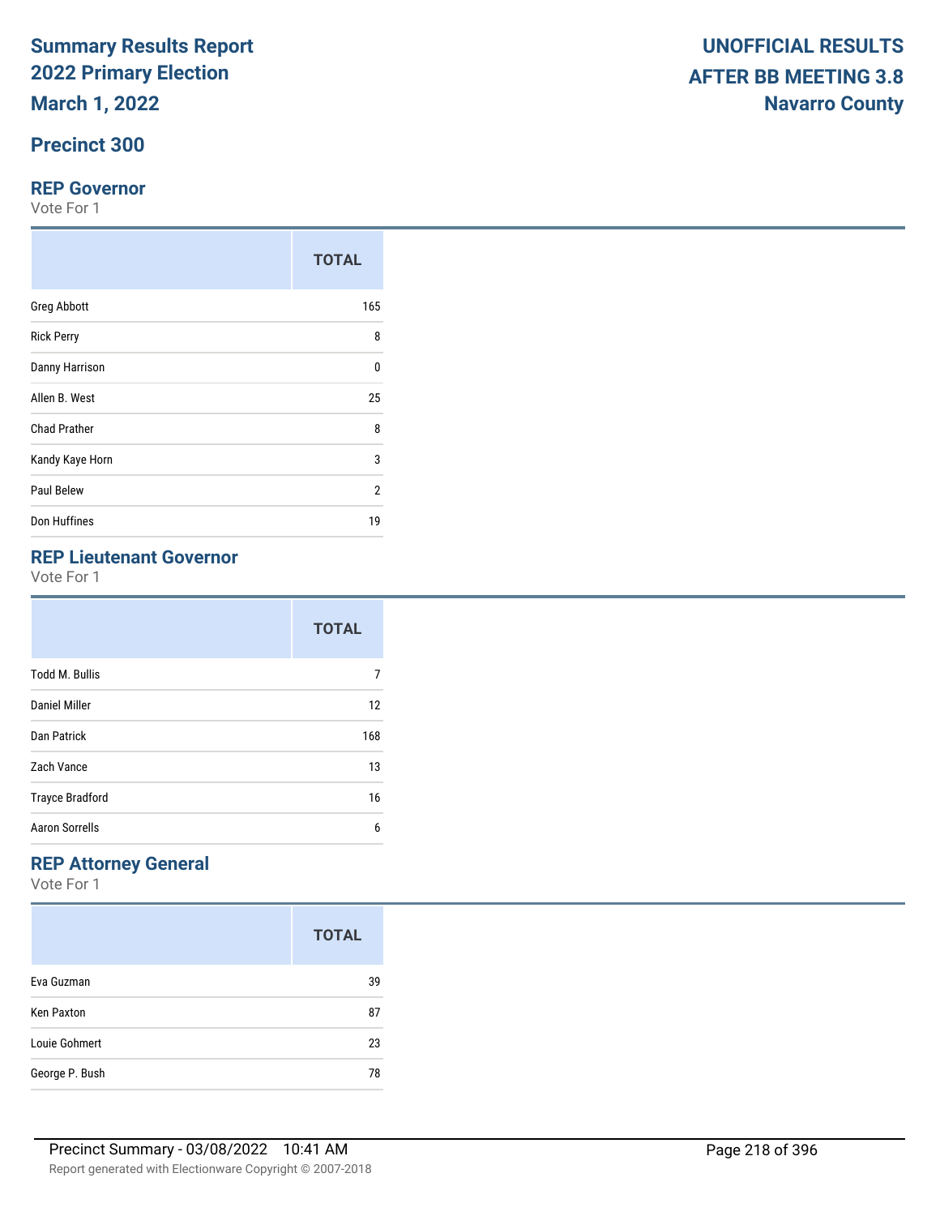# Summary Results Report
# 2022 Primary Election
# March 1, 2022

**UNOFFICIAL RESULTS**
**AFTER BB MEETING 3.8**
**Navarro County**

## Precinct 300

### REP Governor

Vote For 1

| | TOTAL |
|---|---|
| Greg Abbott | 165 |
| Rick Perry | 8 |
| Danny Harrison | 0 |
| Allen B. West | 25 |
| Chad Prather | 8 |
| Kandy Kaye Horn | 3 |
| Paul Belew | 2 |
| Don Huffines | 19 |

### REP Lieutenant Governor

Vote For 1

| | TOTAL |
|---|---|
| Todd M. Bullis | 7 |
| Daniel Miller | 12 |
| Dan Patrick | 168 |
| Zach Vance | 13 |
| Trayce Bradford | 16 |
| Aaron Sorrells | 6 |

### REP Attorney General

Vote For 1

| | TOTAL |
|---|---|
| Eva Guzman | 39 |
| Ken Paxton | 87 |
| Louie Gohmert | 23 |
| George P. Bush | 78 |

Precinct Summary - 03/08/2022 10:41 AM

Report generated with Electionware Copyright © 2007-2018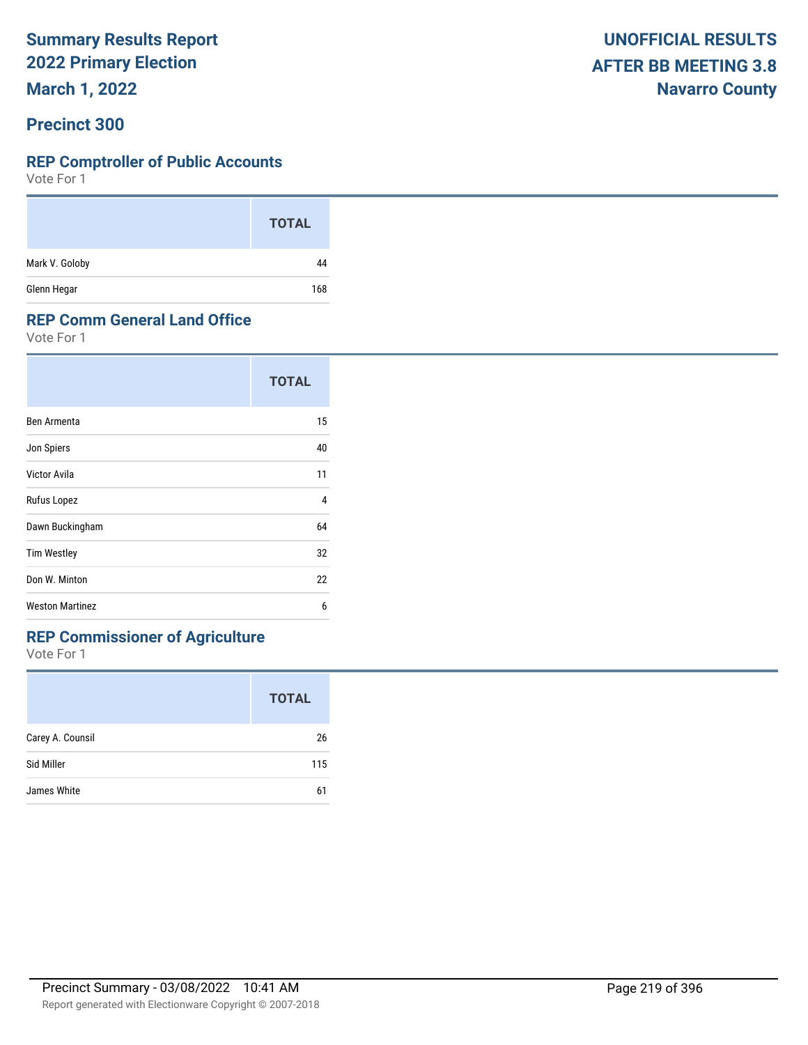# Summary Results Report
## 2022 Primary Election
## March 1, 2022

**UNOFFICIAL RESULTS**
**AFTER BB MEETING 3.8**
**Navarro County**

## Precinct 300

### REP Comptroller of Public Accounts

Vote For 1

| | TOTAL |
|---|---|
| Mark V. Goloby | 44 |
| Glenn Hegar | 168 |

### REP Comm General Land Office

Vote For 1

| | TOTAL |
|---|---|
| Ben Armenta | 15 |
| Jon Spiers | 40 |
| Victor Avila | 11 |
| Rufus Lopez | 4 |
| Dawn Buckingham | 64 |
| Tim Westley | 32 |
| Don W. Minton | 22 |
| Weston Martinez | 6 |

### REP Commissioner of Agriculture

Vote For 1

| | TOTAL |
|---|---|
| Carey A. Counsil | 26 |
| Sid Miller | 115 |
| James White | 61 |

Precinct Summary - 03/08/2022 10:41 AM

Report generated with Electionware Copyright © 2007-2018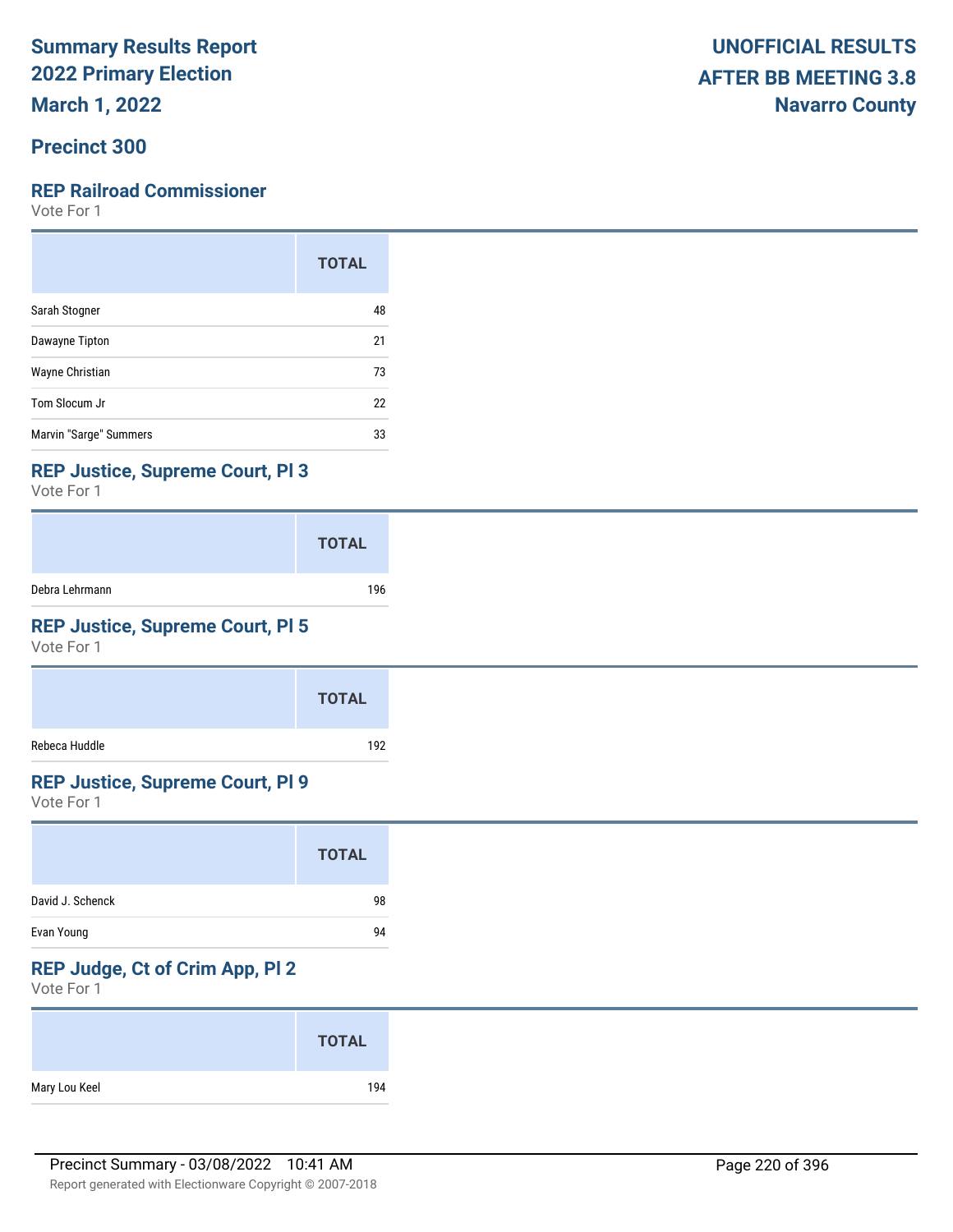**Summary Results Report**
**2022 Primary Election**
**March 1, 2022**

**UNOFFICIAL RESULTS**
**AFTER BB MEETING 3.8**
**Navarro County**

## Precinct 300

### REP Railroad Commissioner

Vote For 1

| | TOTAL |
|---|---|
| Sarah Stogner | 48 |
| Dawayne Tipton | 21 |
| Wayne Christian | 73 |
| Tom Slocum Jr | 22 |
| Marvin "Sarge" Summers | 33 |

### REP Justice, Supreme Court, Pl 3

Vote For 1

| | TOTAL |
|---|---|
| Debra Lehrmann | 196 |

### REP Justice, Supreme Court, Pl 5

Vote For 1

| | TOTAL |
|---|---|
| Rebeca Huddle | 192 |

### REP Justice, Supreme Court, Pl 9

Vote For 1

| | TOTAL |
|---|---|
| David J. Schenck | 98 |
| Evan Young | 94 |

### REP Judge, Ct of Crim App, Pl 2

Vote For 1

| | TOTAL |
|---|---|
| Mary Lou Keel | 194 |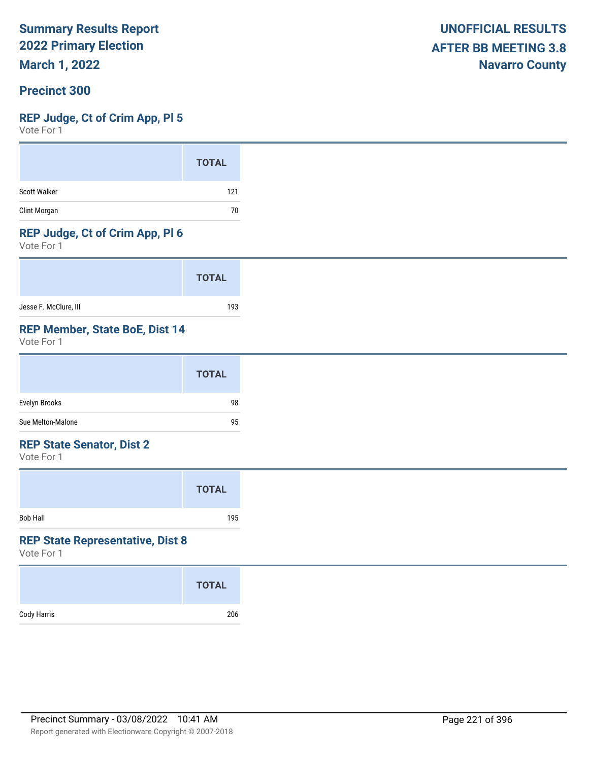# Summary Results Report
## 2022 Primary Election
## March 1, 2022

**UNOFFICIAL RESULTS**
**AFTER BB MEETING 3.8**
**Navarro County**

## Precinct 300

### REP Judge, Ct of Crim App, Pl 5
Vote For 1

| | TOTAL |
|---|---|
| Scott Walker | 121 |
| Clint Morgan | 70 |

### REP Judge, Ct of Crim App, Pl 6
Vote For 1

| | TOTAL |
|---|---|
| Jesse F. McClure, III | 193 |

### REP Member, State BoE, Dist 14
Vote For 1

| | TOTAL |
|---|---|
| Evelyn Brooks | 98 |
| Sue Melton-Malone | 95 |

### REP State Senator, Dist 2
Vote For 1

| | TOTAL |
|---|---|
| Bob Hall | 195 |

### REP State Representative, Dist 8
Vote For 1

| | TOTAL |
|---|---|
| Cody Harris | 206 |

Precinct Summary - 03/08/2022 10:41 AM

Report generated with Electionware Copyright © 2007-2018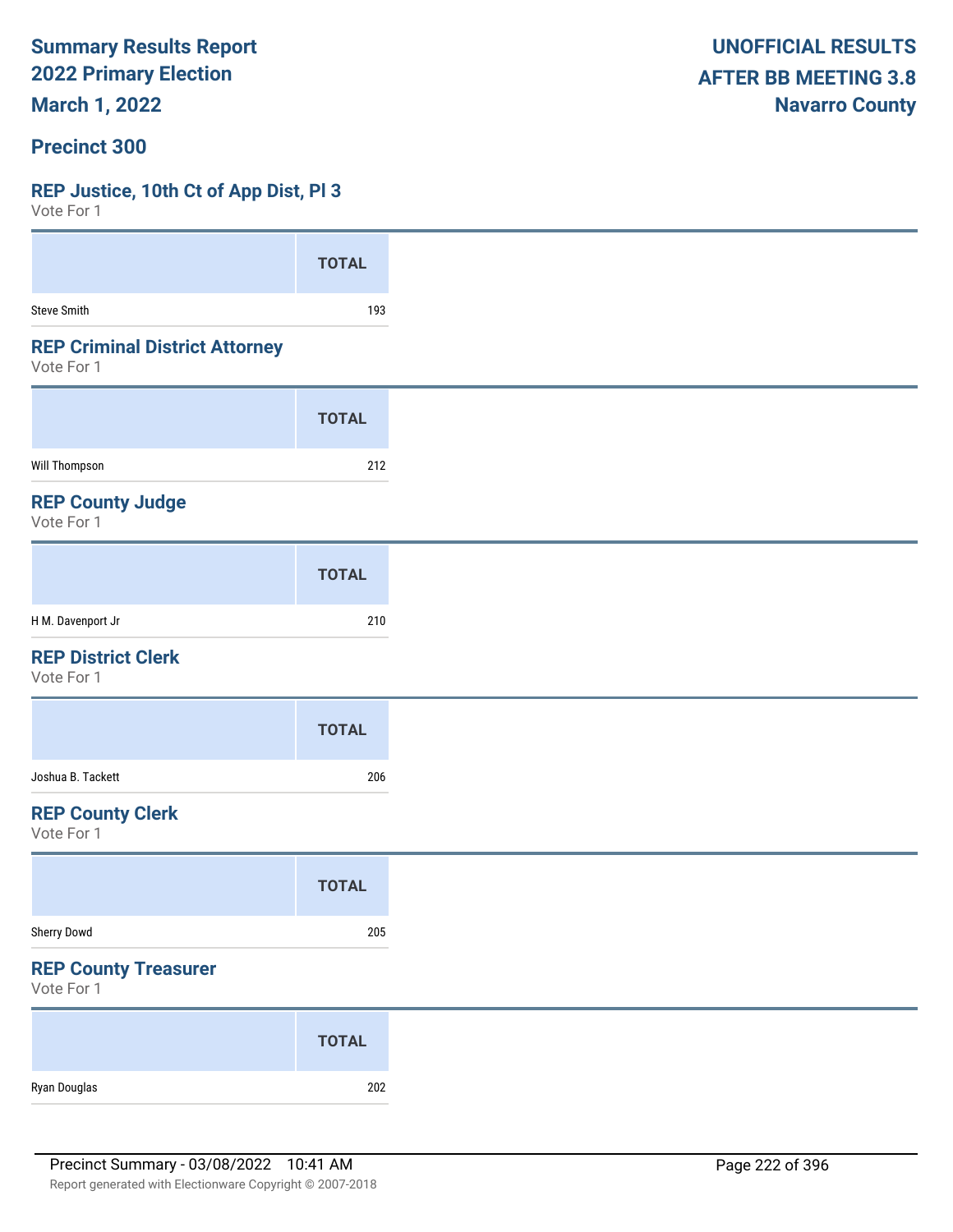# Summary Results Report
# 2022 Primary Election
# March 1, 2022

**UNOFFICIAL RESULTS**
**AFTER BB MEETING 3.8**
**Navarro County**

## Precinct 300

### REP Justice, 10th Ct of App Dist, Pl 3
Vote For 1

| | TOTAL |
|---|---|
| Steve Smith | 193 |

### REP Criminal District Attorney
Vote For 1

| | TOTAL |
|---|---|
| Will Thompson | 212 |

### REP County Judge
Vote For 1

| | TOTAL |
|---|---|
| H M. Davenport Jr | 210 |

### REP District Clerk
Vote For 1

| | TOTAL |
|---|---|
| Joshua B. Tackett | 206 |

### REP County Clerk
Vote For 1

| | TOTAL |
|---|---|
| Sherry Dowd | 205 |

### REP County Treasurer
Vote For 1

| | TOTAL |
|---|---|
| Ryan Douglas | 202 |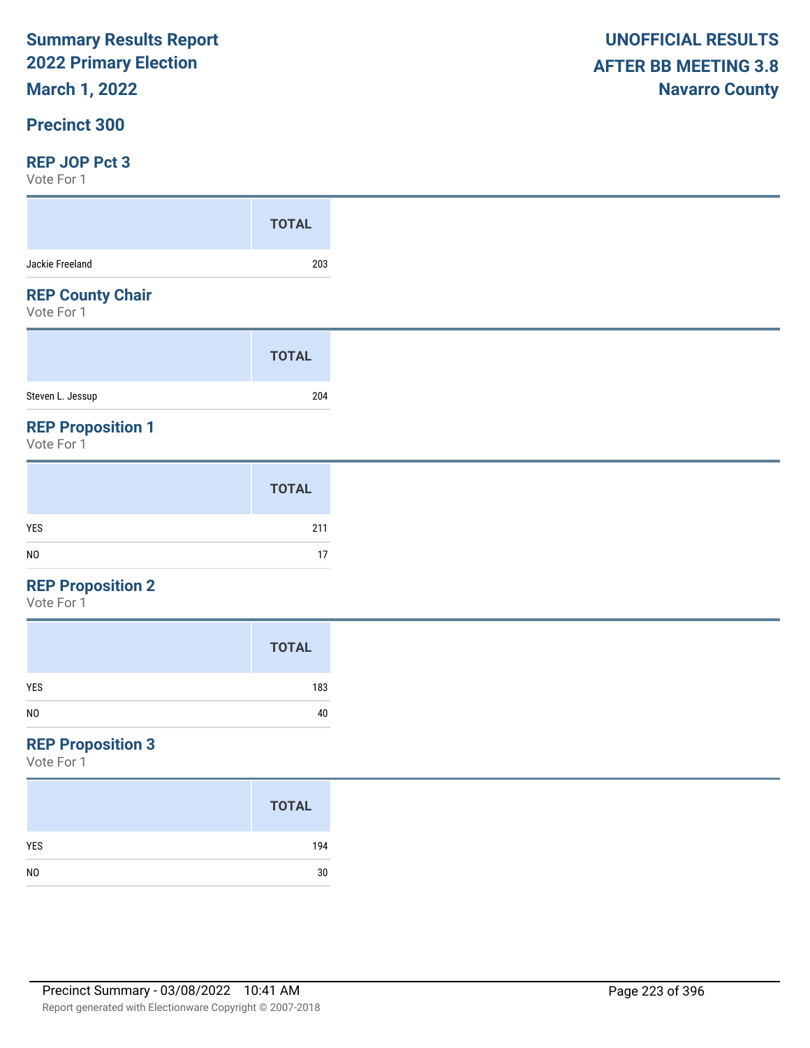# Summary Results Report
## 2022 Primary Election
## March 1, 2022

**UNOFFICIAL RESULTS**
**AFTER BB MEETING 3.8**
**Navarro County**

## Precinct 300

### REP JOP Pct 3
Vote For 1

| | TOTAL |
|---|---|
| Jackie Freeland | 203 |

### REP County Chair
Vote For 1

| | TOTAL |
|---|---|
| Steven L. Jessup | 204 |

### REP Proposition 1
Vote For 1

| | TOTAL |
|---|---|
| YES | 211 |
| NO | 17 |

### REP Proposition 2
Vote For 1

| | TOTAL |
|---|---|
| YES | 183 |
| NO | 40 |

### REP Proposition 3
Vote For 1

| | TOTAL |
|---|---|
| YES | 194 |
| NO | 30 |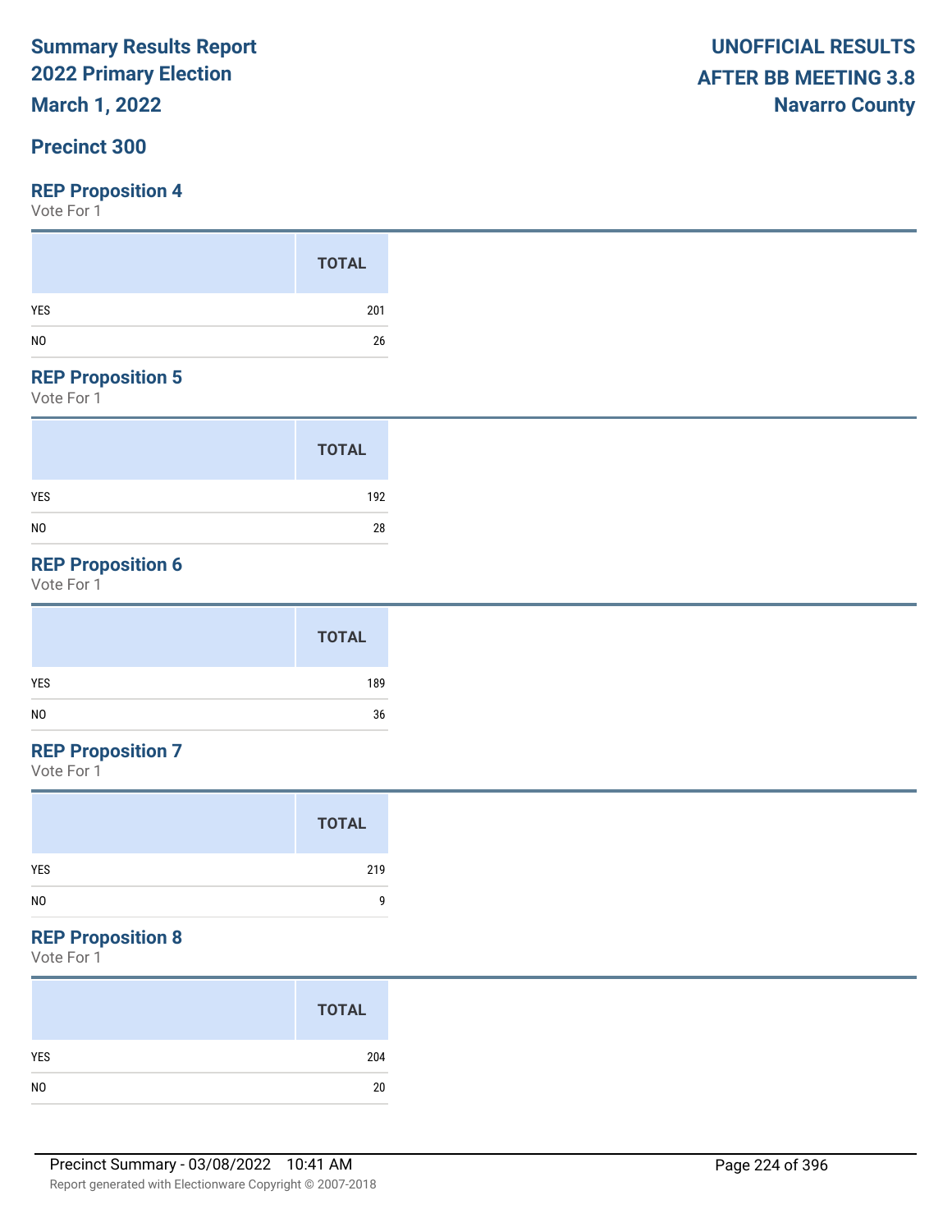**Summary Results Report**
**2022 Primary Election**
**March 1, 2022**

**UNOFFICIAL RESULTS**
**AFTER BB MEETING 3.8**
**Navarro County**

## Precinct 300

### REP Proposition 4

Vote For 1

| | TOTAL |
|---|---|
| YES | 201 |
| NO | 26 |

### REP Proposition 5

Vote For 1

| | TOTAL |
|---|---|
| YES | 192 |
| NO | 28 |

### REP Proposition 6

Vote For 1

| | TOTAL |
|---|---|
| YES | 189 |
| NO | 36 |

### REP Proposition 7

Vote For 1

| | TOTAL |
|---|---|
| YES | 219 |
| NO | 9 |

### REP Proposition 8

Vote For 1

| | TOTAL |
|---|---|
| YES | 204 |
| NO | 20 |

Precinct Summary - 03/08/2022 10:41 AM

Report generated with Electionware Copyright © 2007-2018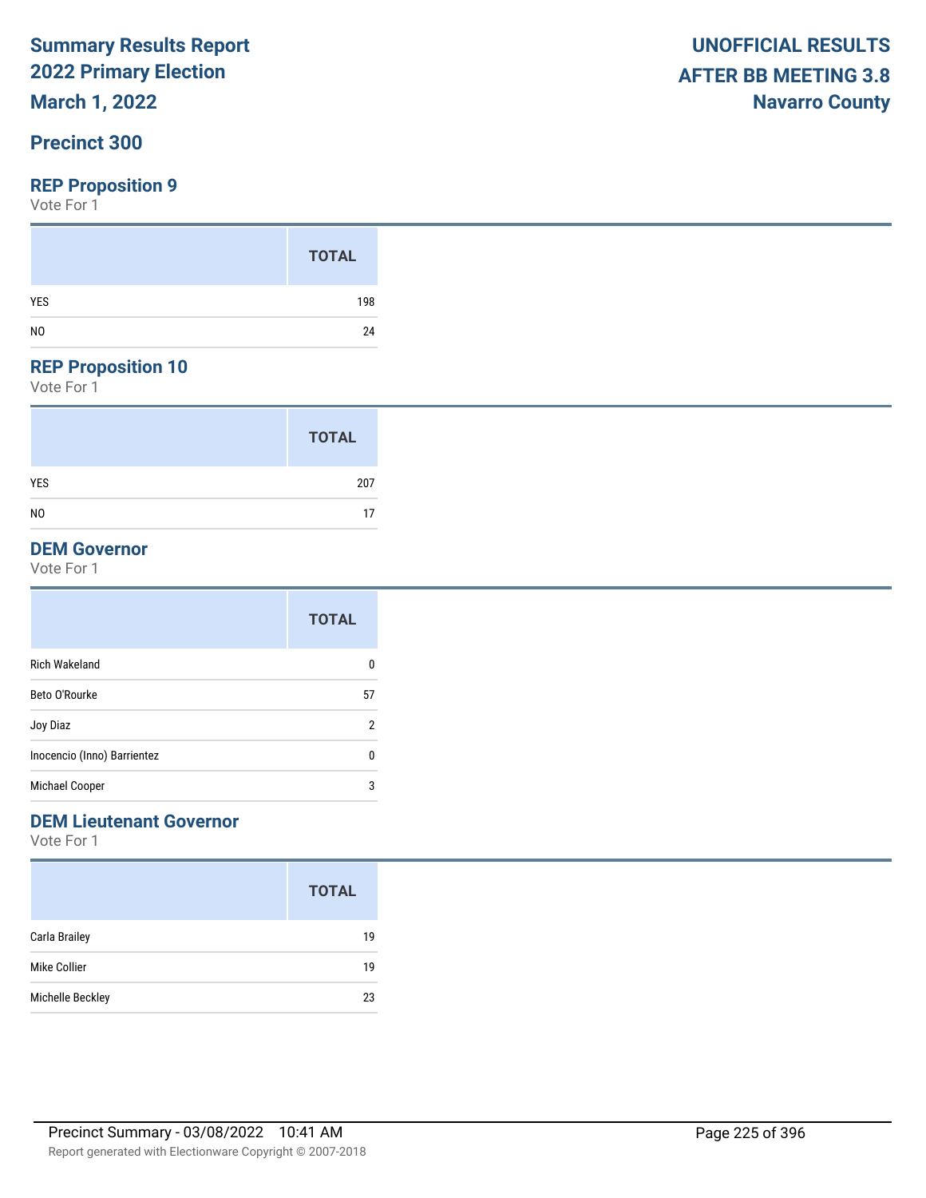# Summary Results Report
## 2022 Primary Election
## March 1, 2022

**UNOFFICIAL RESULTS**
**AFTER BB MEETING 3.8**
**Navarro County**

## Precinct 300

### REP Proposition 9

Vote For 1

| | TOTAL |
|---|---|
| YES | 198 |
| NO | 24 |

### REP Proposition 10

Vote For 1

| | TOTAL |
|---|---|
| YES | 207 |
| NO | 17 |

### DEM Governor

Vote For 1

| | TOTAL |
|---|---|
| Rich Wakeland | 0 |
| Beto O'Rourke | 57 |
| Joy Diaz | 2 |
| Inocencio (Inno) Barrientez | 0 |
| Michael Cooper | 3 |

### DEM Lieutenant Governor

Vote For 1

| | TOTAL |
|---|---|
| Carla Brailey | 19 |
| Mike Collier | 19 |
| Michelle Beckley | 23 |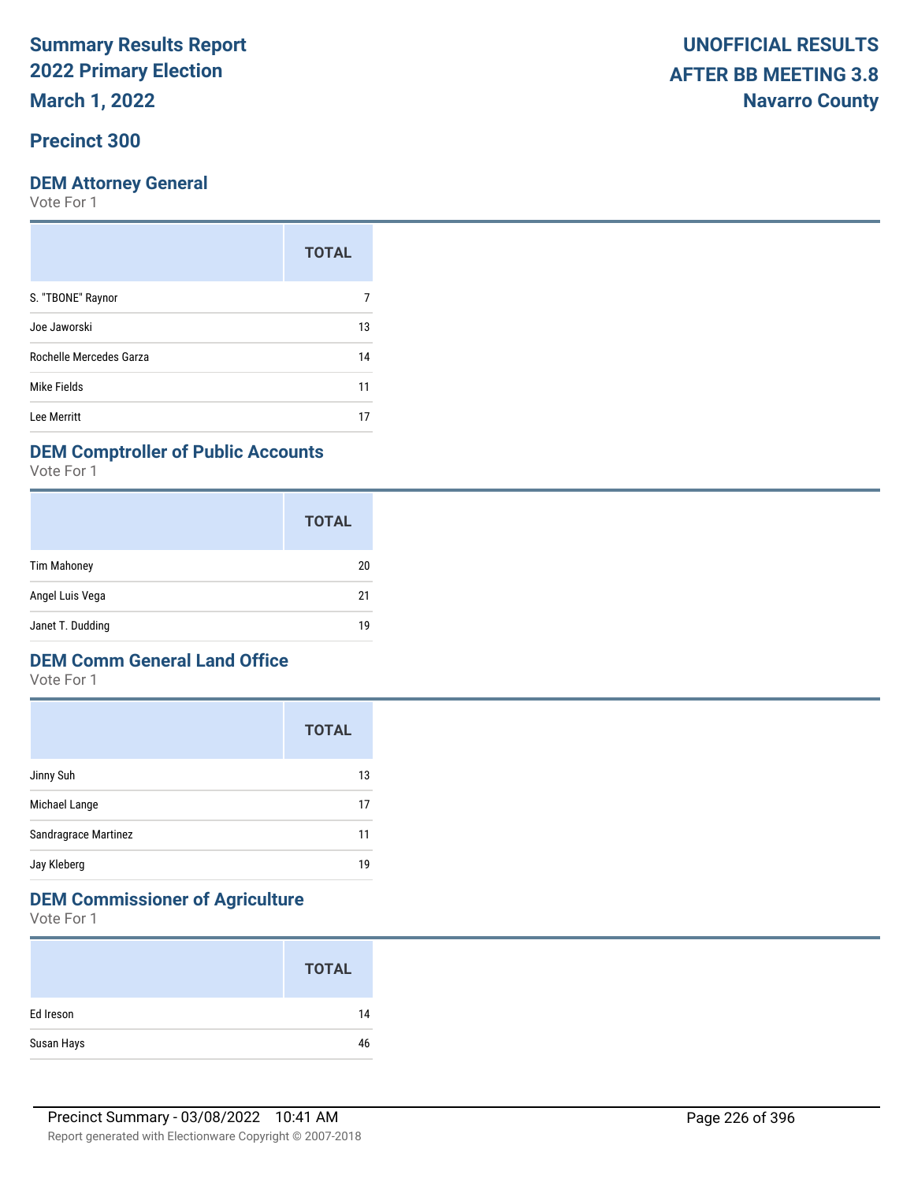**Summary Results Report**
**2022 Primary Election**
**March 1, 2022**

**UNOFFICIAL RESULTS**
**AFTER BB MEETING 3.8**
**Navarro County**

## Precinct 300

### DEM Attorney General

Vote For 1

| | TOTAL |
|---|---|
| S. "TBONE" Raynor | 7 |
| Joe Jaworski | 13 |
| Rochelle Mercedes Garza | 14 |
| Mike Fields | 11 |
| Lee Merritt | 17 |

### DEM Comptroller of Public Accounts

Vote For 1

| | TOTAL |
|---|---|
| Tim Mahoney | 20 |
| Angel Luis Vega | 21 |
| Janet T. Dudding | 19 |

### DEM Comm General Land Office

Vote For 1

| | TOTAL |
|---|---|
| Jinny Suh | 13 |
| Michael Lange | 17 |
| Sandragrace Martinez | 11 |
| Jay Kleberg | 19 |

### DEM Commissioner of Agriculture

Vote For 1

| | TOTAL |
|---|---|
| Ed Ireson | 14 |
| Susan Hays | 46 |

Precinct Summary - 03/08/2022 10:41 AM

Report generated with Electionware Copyright © 2007-2018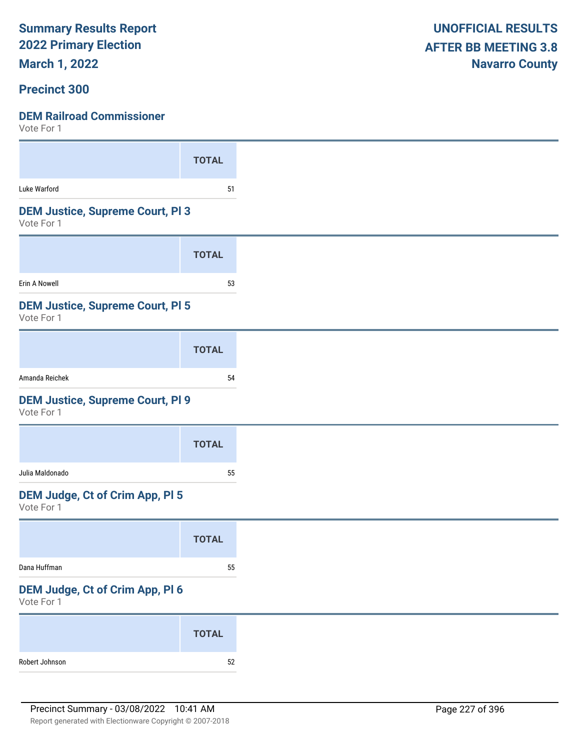**Summary Results Report**
**2022 Primary Election**
**March 1, 2022**

**UNOFFICIAL RESULTS**
**AFTER BB MEETING 3.8**
**Navarro County**

## Precinct 300

### DEM Railroad Commissioner
Vote For 1

| | TOTAL |
|---|---|
| Luke Warford | 51 |

### DEM Justice, Supreme Court, Pl 3
Vote For 1

| | TOTAL |
|---|---|
| Erin A Nowell | 53 |

### DEM Justice, Supreme Court, Pl 5
Vote For 1

| | TOTAL |
|---|---|
| Amanda Reichek | 54 |

### DEM Justice, Supreme Court, Pl 9
Vote For 1

| | TOTAL |
|---|---|
| Julia Maldonado | 55 |

### DEM Judge, Ct of Crim App, Pl 5
Vote For 1

| | TOTAL |
|---|---|
| Dana Huffman | 55 |

### DEM Judge, Ct of Crim App, Pl 6
Vote For 1

| | TOTAL |
|---|---|
| Robert Johnson | 52 |

Precinct Summary - 03/08/2022 10:41 AM
Report generated with Electionware Copyright © 2007-2018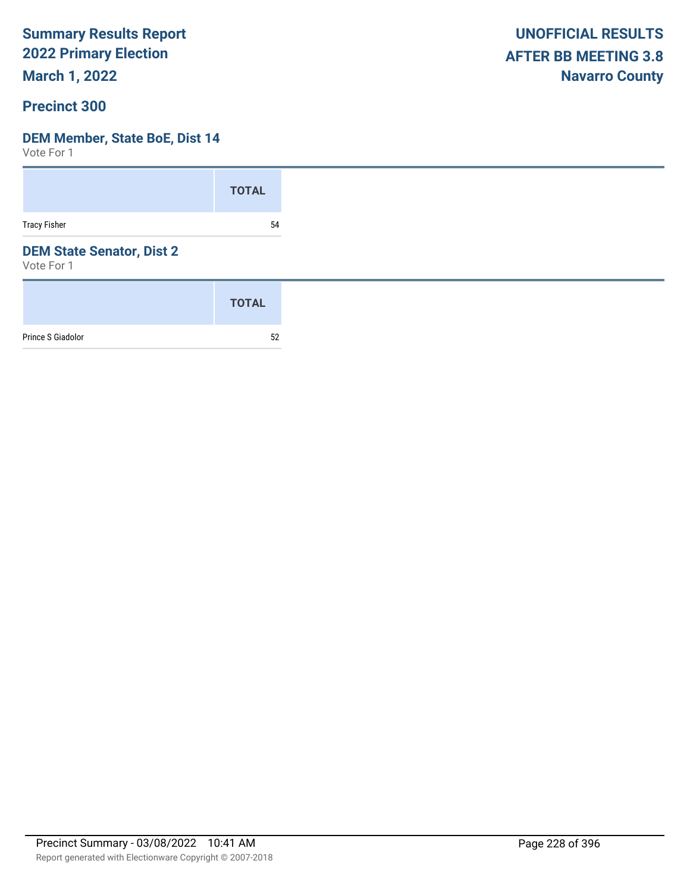**Summary Results Report**
**2022 Primary Election**
**March 1, 2022**

**UNOFFICIAL RESULTS**
**AFTER BB MEETING 3.8**
**Navarro County**

## Precinct 300

### DEM Member, State BoE, Dist 14

Vote For 1

| | TOTAL |
|---|---|
| Tracy Fisher | 54 |

### DEM State Senator, Dist 2

Vote For 1

| | TOTAL |
|---|---|
| Prince S Giadolor | 52 |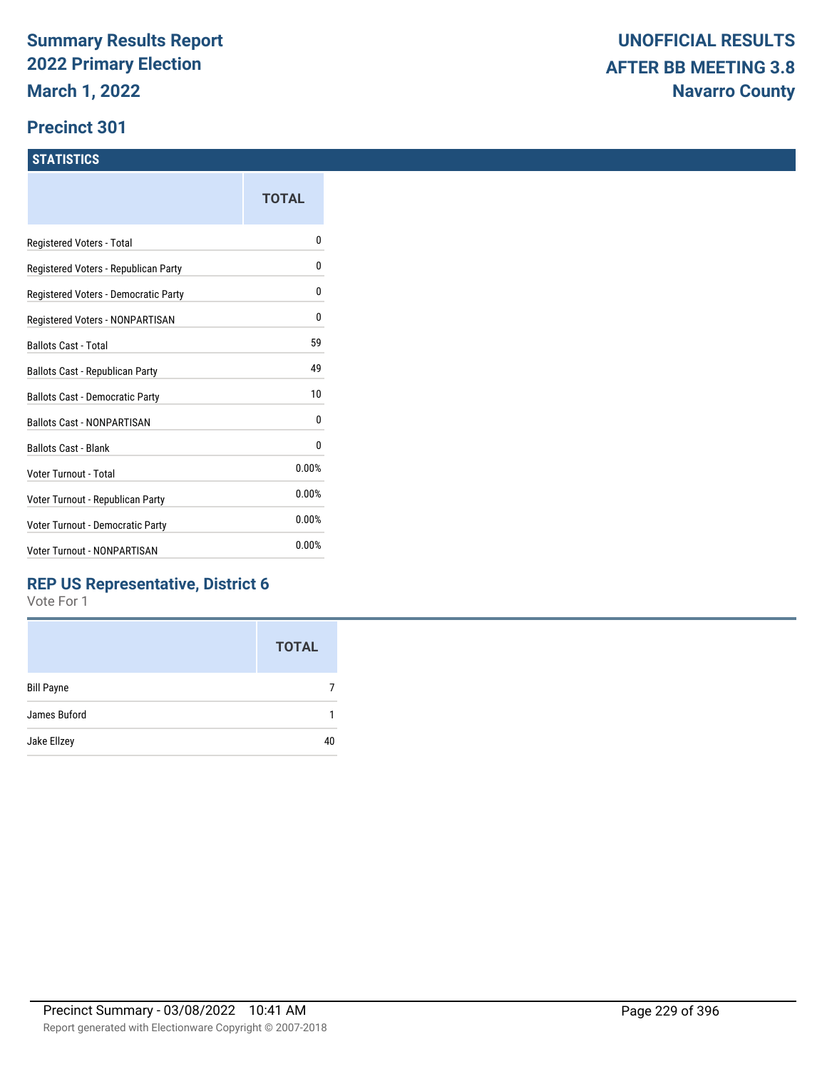# Summary Results Report
# 2022 Primary Election
**March 1, 2022**

**UNOFFICIAL RESULTS**
**AFTER BB MEETING 3.8**
**Navarro County**

## Precinct 301

### STATISTICS

| | TOTAL |
|---|---|
| Registered Voters - Total | 0 |
| Registered Voters - Republican Party | 0 |
| Registered Voters - Democratic Party | 0 |
| Registered Voters - NONPARTISAN | 0 |
| Ballots Cast - Total | 59 |
| Ballots Cast - Republican Party | 49 |
| Ballots Cast - Democratic Party | 10 |
| Ballots Cast - NONPARTISAN | 0 |
| Ballots Cast - Blank | 0 |
| Voter Turnout - Total | 0.00% |
| Voter Turnout - Republican Party | 0.00% |
| Voter Turnout - Democratic Party | 0.00% |
| Voter Turnout - NONPARTISAN | 0.00% |

### REP US Representative, District 6

Vote For 1

| | TOTAL |
|---|---|
| Bill Payne | 7 |
| James Buford | 1 |
| Jake Ellzey | 40 |

Precinct Summary - 03/08/2022 10:41 AM

Report generated with Electionware Copyright © 2007-2018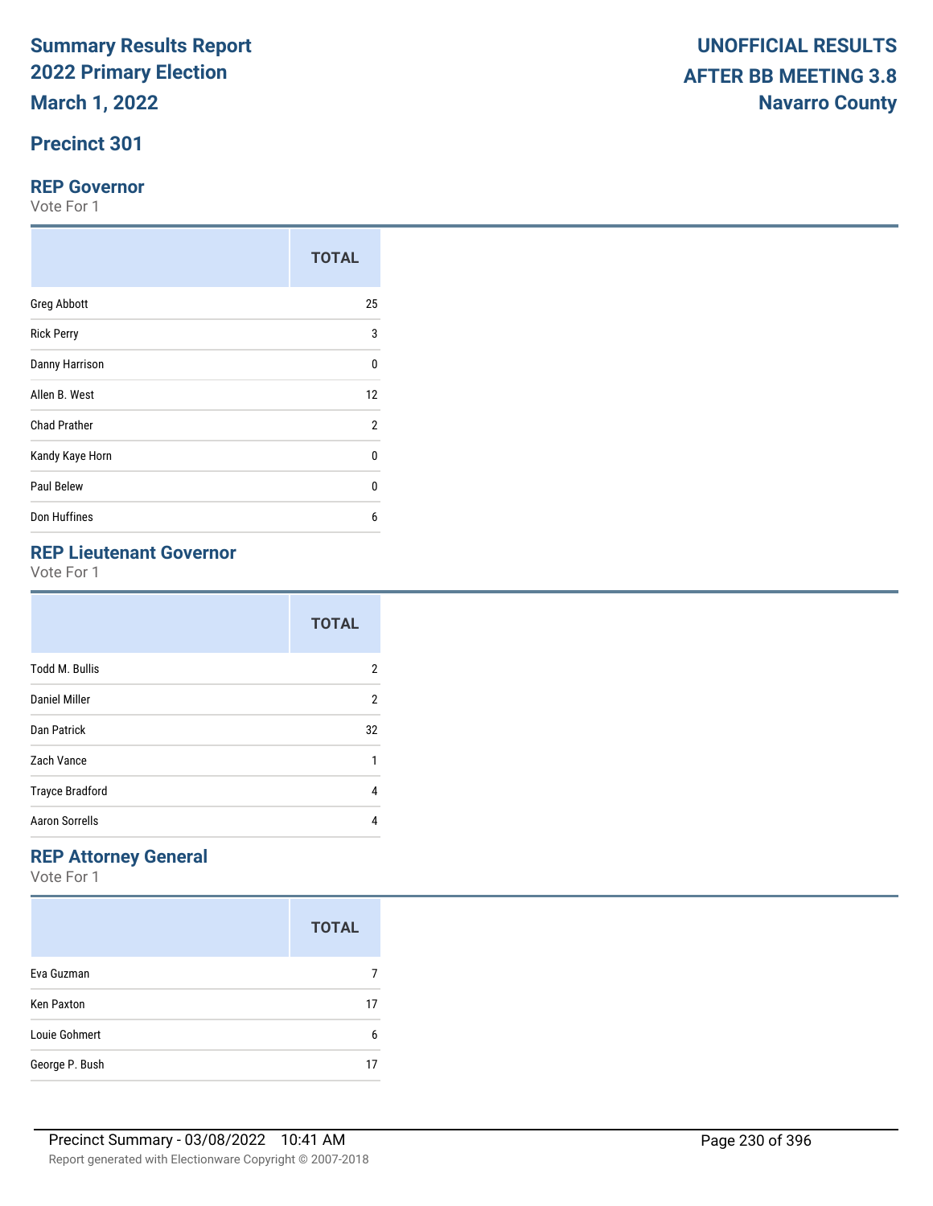# Summary Results Report
## 2022 Primary Election
## March 1, 2022

**UNOFFICIAL RESULTS**
**AFTER BB MEETING 3.8**
**Navarro County**

## Precinct 301

### REP Governor
Vote For 1

| | TOTAL |
|---|---|
| Greg Abbott | 25 |
| Rick Perry | 3 |
| Danny Harrison | 0 |
| Allen B. West | 12 |
| Chad Prather | 2 |
| Kandy Kaye Horn | 0 |
| Paul Belew | 0 |
| Don Huffines | 6 |

### REP Lieutenant Governor
Vote For 1

| | TOTAL |
|---|---|
| Todd M. Bullis | 2 |
| Daniel Miller | 2 |
| Dan Patrick | 32 |
| Zach Vance | 1 |
| Trayce Bradford | 4 |
| Aaron Sorrells | 4 |

### REP Attorney General
Vote For 1

| | TOTAL |
|---|---|
| Eva Guzman | 7 |
| Ken Paxton | 17 |
| Louie Gohmert | 6 |
| George P. Bush | 17 |

Precinct Summary - 03/08/2022 10:41 AM

Report generated with Electionware Copyright © 2007-2018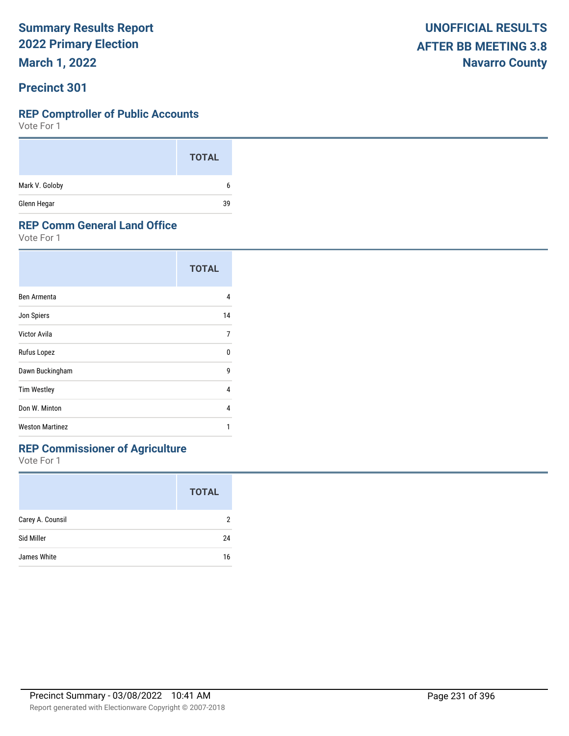# Summary Results Report
## 2022 Primary Election
## March 1, 2022

**UNOFFICIAL RESULTS**
**AFTER BB MEETING 3.8**
**Navarro County**

## Precinct 301

### REP Comptroller of Public Accounts

Vote For 1

| | TOTAL |
|---|---|
| Mark V. Goloby | 6 |
| Glenn Hegar | 39 |

### REP Comm General Land Office

Vote For 1

| | TOTAL |
|---|---|
| Ben Armenta | 4 |
| Jon Spiers | 14 |
| Victor Avila | 7 |
| Rufus Lopez | 0 |
| Dawn Buckingham | 9 |
| Tim Westley | 4 |
| Don W. Minton | 4 |
| Weston Martinez | 1 |

### REP Commissioner of Agriculture

Vote For 1

| | TOTAL |
|---|---|
| Carey A. Counsil | 2 |
| Sid Miller | 24 |
| James White | 16 |

Precinct Summary - 03/08/2022 10:41 AM

Report generated with Electionware Copyright © 2007-2018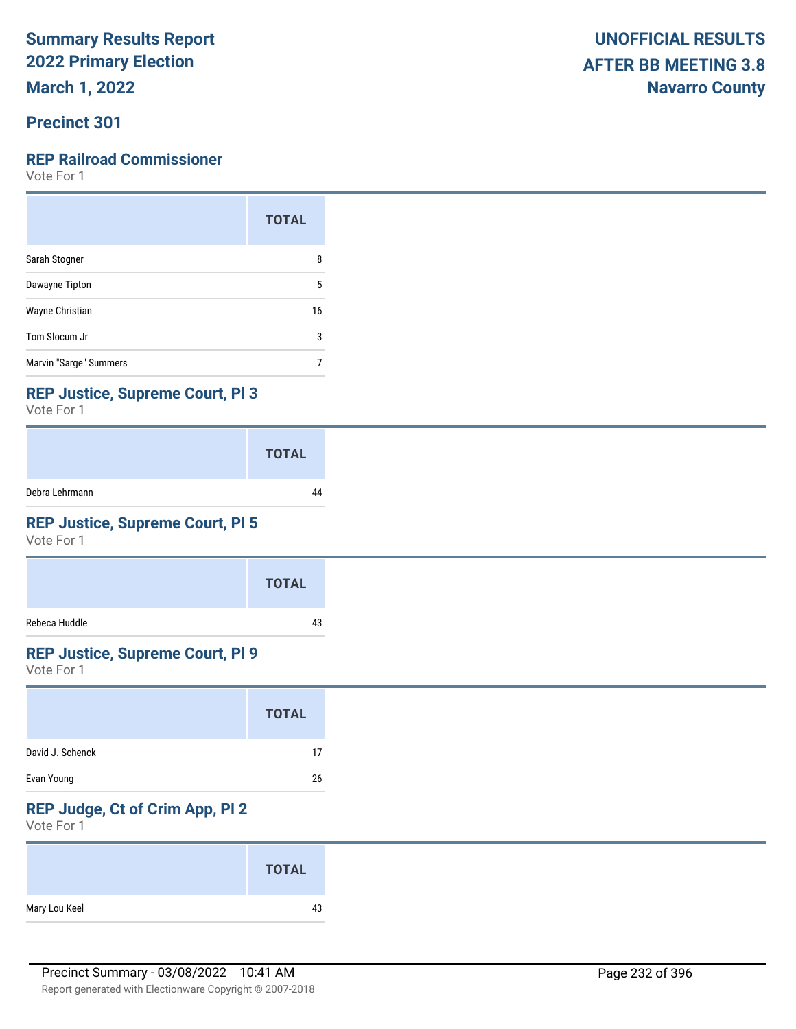Summary Results Report
2022 Primary Election
March 1, 2022

**UNOFFICIAL RESULTS**
**AFTER BB MEETING 3.8**
**Navarro County**

## Precinct 301

### REP Railroad Commissioner

Vote For 1

| | TOTAL |
|---|---|
| Sarah Stogner | 8 |
| Dawayne Tipton | 5 |
| Wayne Christian | 16 |
| Tom Slocum Jr | 3 |
| Marvin "Sarge" Summers | 7 |

### REP Justice, Supreme Court, Pl 3

Vote For 1

| | TOTAL |
|---|---|
| Debra Lehrmann | 44 |

### REP Justice, Supreme Court, Pl 5

Vote For 1

| | TOTAL |
|---|---|
| Rebeca Huddle | 43 |

### REP Justice, Supreme Court, Pl 9

Vote For 1

| | TOTAL |
|---|---|
| David J. Schenck | 17 |
| Evan Young | 26 |

### REP Judge, Ct of Crim App, Pl 2

Vote For 1

| | TOTAL |
|---|---|
| Mary Lou Keel | 43 |

Precinct Summary - 03/08/2022 10:41 AM

Report generated with Electionware Copyright © 2007-2018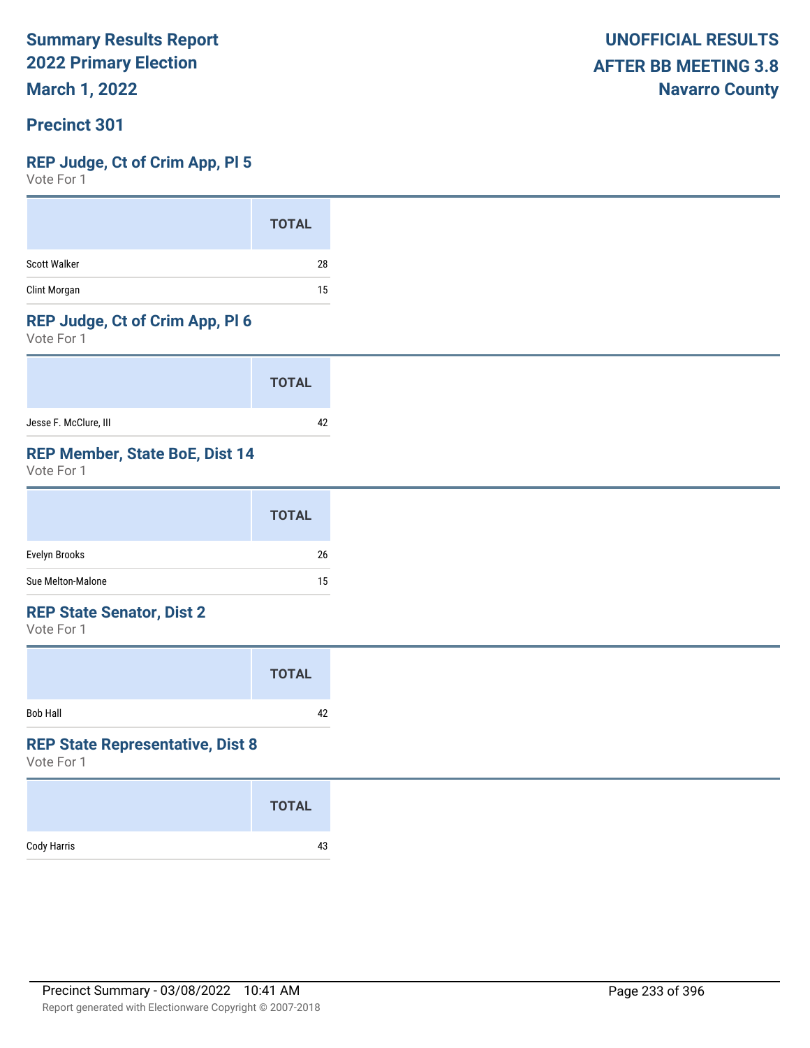**Summary Results Report**
**2022 Primary Election**
**March 1, 2022**

**UNOFFICIAL RESULTS**
**AFTER BB MEETING 3.8**
**Navarro County**

## Precinct 301

### REP Judge, Ct of Crim App, Pl 5

Vote For 1

| | TOTAL |
|---|---|
| Scott Walker | 28 |
| Clint Morgan | 15 |

### REP Judge, Ct of Crim App, Pl 6

Vote For 1

| | TOTAL |
|---|---|
| Jesse F. McClure, III | 42 |

### REP Member, State BoE, Dist 14

Vote For 1

| | TOTAL |
|---|---|
| Evelyn Brooks | 26 |
| Sue Melton-Malone | 15 |

### REP State Senator, Dist 2

Vote For 1

| | TOTAL |
|---|---|
| Bob Hall | 42 |

### REP State Representative, Dist 8

Vote For 1

| | TOTAL |
|---|---|
| Cody Harris | 43 |

Precinct Summary - 03/08/2022 10:41 AM

Report generated with Electionware Copyright © 2007-2018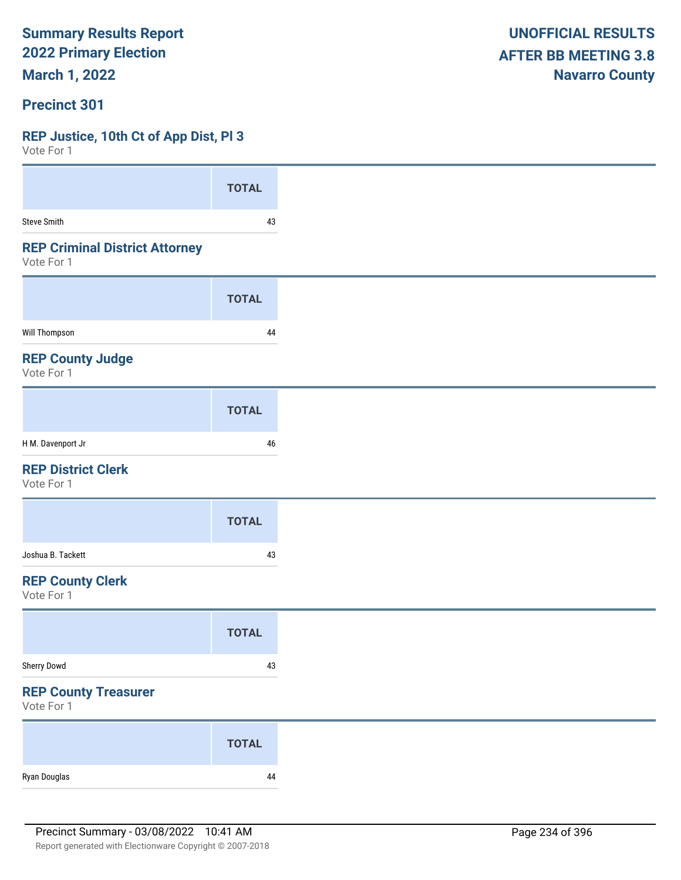**Summary Results Report**
**2022 Primary Election**
**March 1, 2022**

**UNOFFICIAL RESULTS**
**AFTER BB MEETING 3.8**
**Navarro County**

## Precinct 301

### REP Justice, 10th Ct of App Dist, Pl 3

Vote For 1

| | TOTAL |
|---|---|
| Steve Smith | 43 |

### REP Criminal District Attorney

Vote For 1

| | TOTAL |
|---|---|
| Will Thompson | 44 |

### REP County Judge

Vote For 1

| | TOTAL |
|---|---|
| H M. Davenport Jr | 46 |

### REP District Clerk

Vote For 1

| | TOTAL |
|---|---|
| Joshua B. Tackett | 43 |

### REP County Clerk

Vote For 1

| | TOTAL |
|---|---|
| Sherry Dowd | 43 |

### REP County Treasurer

Vote For 1

| | TOTAL |
|---|---|
| Ryan Douglas | 44 |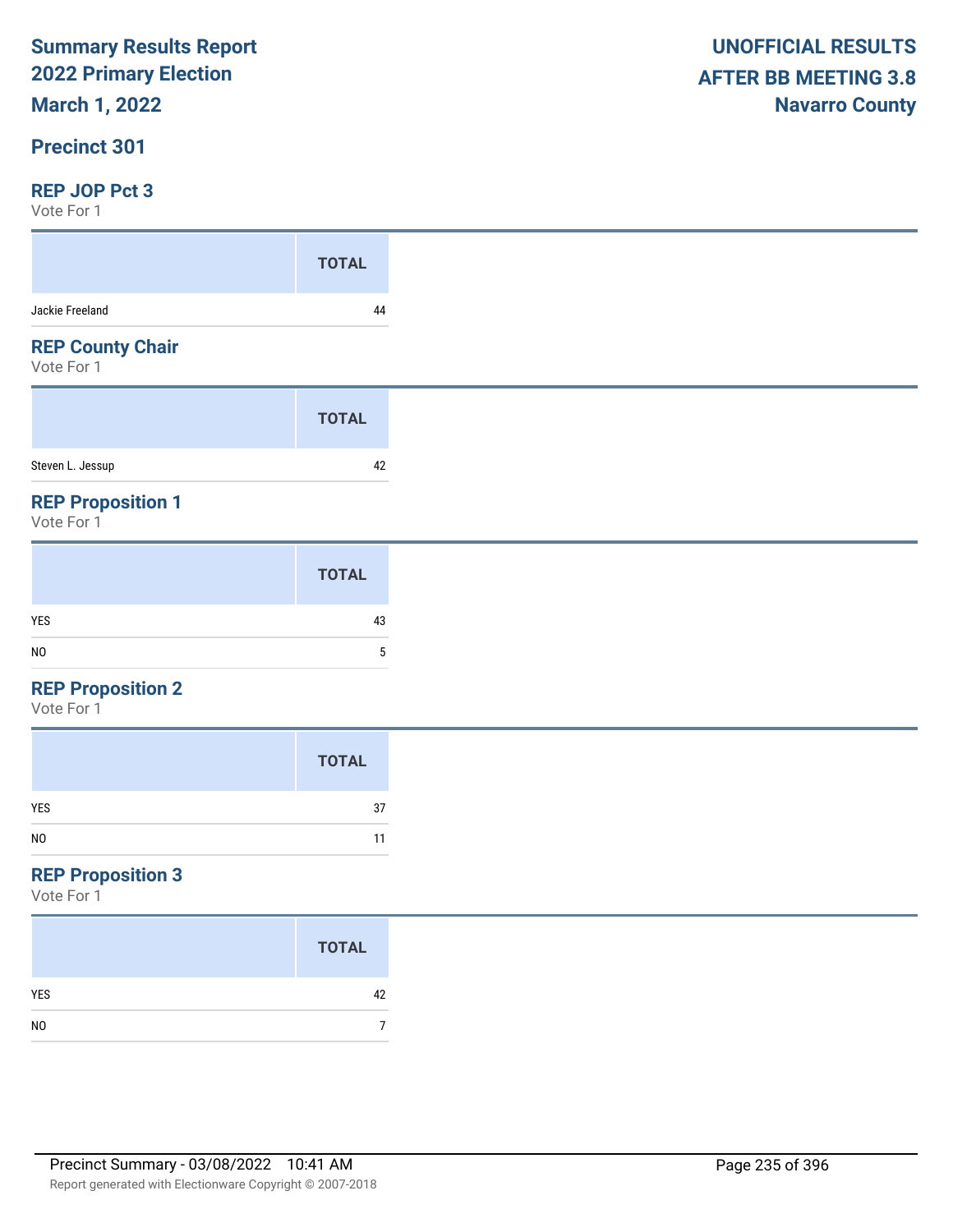**Summary Results Report**
**2022 Primary Election**
**March 1, 2022**

**UNOFFICIAL RESULTS**
**AFTER BB MEETING 3.8**
**Navarro County**

## Precinct 301

### REP JOP Pct 3

Vote For 1

| | TOTAL |
|---|---|
| Jackie Freeland | 44 |

### REP County Chair

Vote For 1

| | TOTAL |
|---|---|
| Steven L. Jessup | 42 |

### REP Proposition 1

Vote For 1

| | TOTAL |
|---|---|
| YES | 43 |
| NO | 5 |

### REP Proposition 2

Vote For 1

| | TOTAL |
|---|---|
| YES | 37 |
| NO | 11 |

### REP Proposition 3

Vote For 1

| | TOTAL |
|---|---|
| YES | 42 |
| NO | 7 |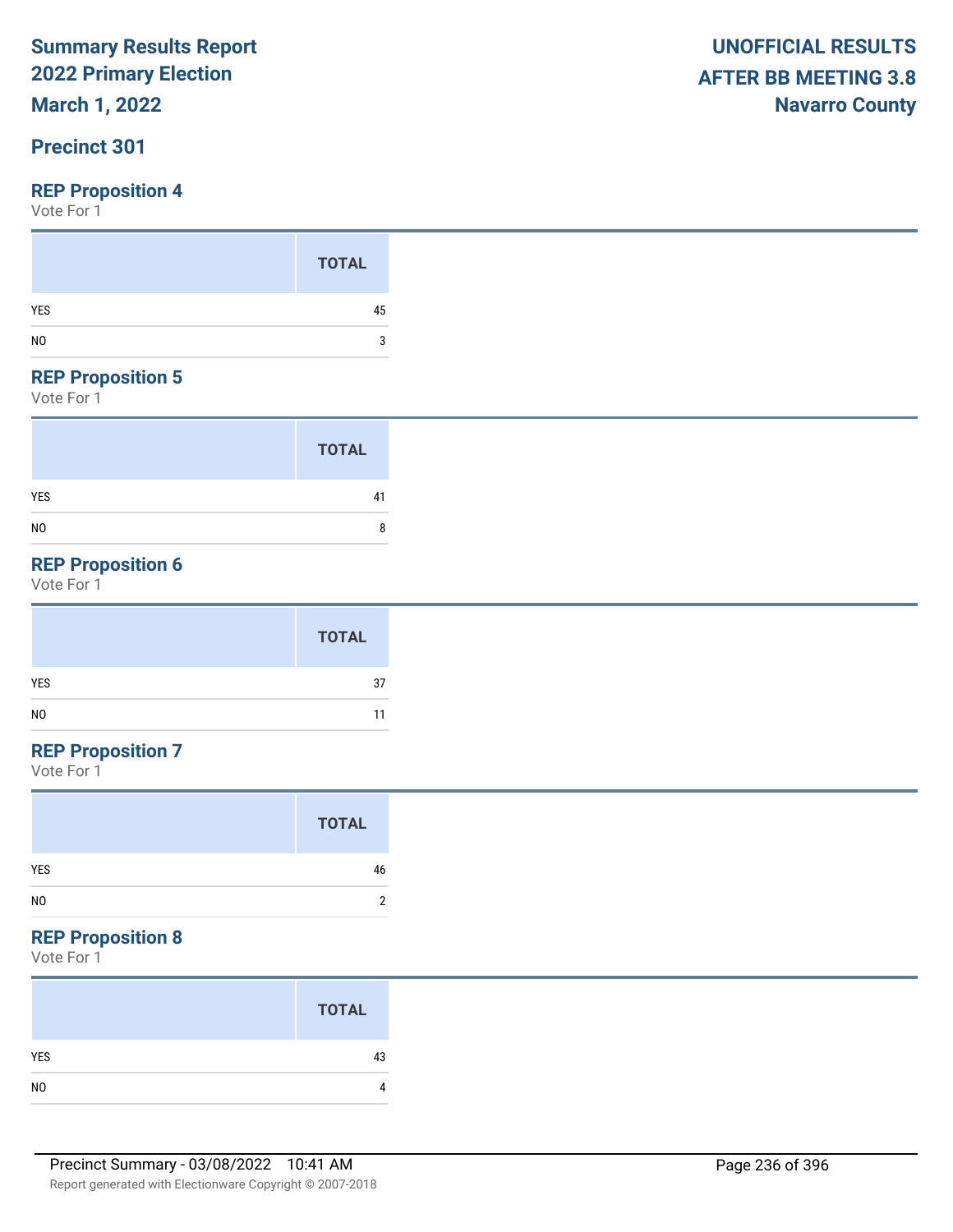**Summary Results Report**
**2022 Primary Election**
**March 1, 2022**

**UNOFFICIAL RESULTS**
**AFTER BB MEETING 3.8**
**Navarro County**

## Precinct 301

### REP Proposition 4

Vote For 1

| | TOTAL |
|---|---|
| YES | 45 |
| NO | 3 |

### REP Proposition 5

Vote For 1

| | TOTAL |
|---|---|
| YES | 41 |
| NO | 8 |

### REP Proposition 6

Vote For 1

| | TOTAL |
|---|---|
| YES | 37 |
| NO | 11 |

### REP Proposition 7

Vote For 1

| | TOTAL |
|---|---|
| YES | 46 |
| NO | 2 |

### REP Proposition 8

Vote For 1

| | TOTAL |
|---|---|
| YES | 43 |
| NO | 4 |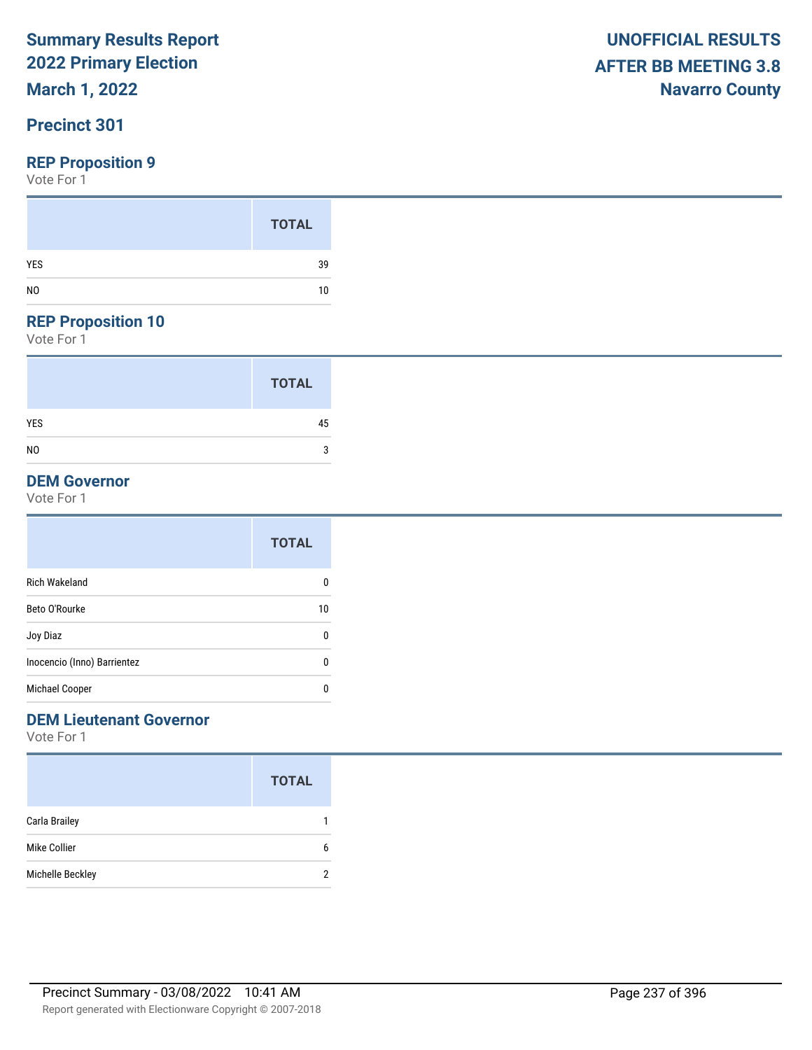# Summary Results Report
# 2022 Primary Election
## March 1, 2022

**UNOFFICIAL RESULTS**
**AFTER BB MEETING 3.8**
**Navarro County**

## Precinct 301

### REP Proposition 9
Vote For 1

| | TOTAL |
|---|---|
| YES | 39 |
| NO | 10 |

### REP Proposition 10
Vote For 1

| | TOTAL |
|---|---|
| YES | 45 |
| NO | 3 |

### DEM Governor
Vote For 1

| | TOTAL |
|---|---|
| Rich Wakeland | 0 |
| Beto O'Rourke | 10 |
| Joy Diaz | 0 |
| Inocencio (Inno) Barrientez | 0 |
| Michael Cooper | 0 |

### DEM Lieutenant Governor
Vote For 1

| | TOTAL |
|---|---|
| Carla Brailey | 1 |
| Mike Collier | 6 |
| Michelle Beckley | 2 |

Precinct Summary - 03/08/2022 10:41 AM

Report generated with Electionware Copyright © 2007-2018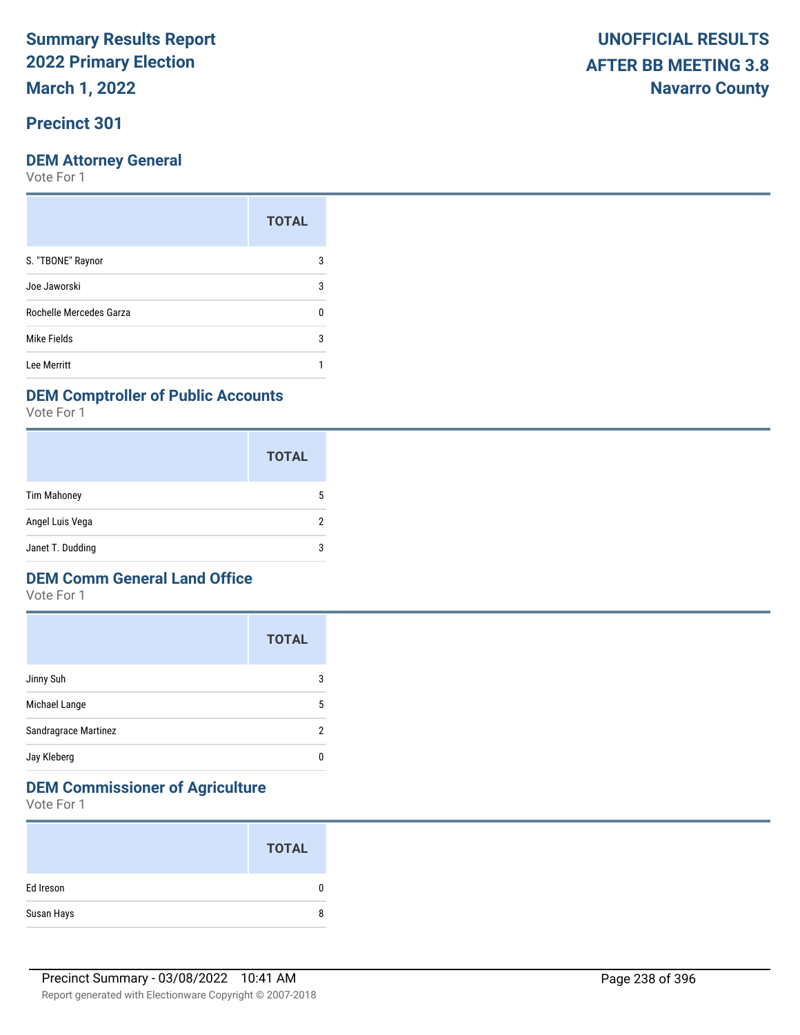# Summary Results Report 2022 Primary Election

**March 1, 2022**

**UNOFFICIAL RESULTS AFTER BB MEETING 3.8 Navarro County**

## Precinct 301

### DEM Attorney General

Vote For 1

| | TOTAL |
|---|---|
| S. "TBONE" Raynor | 3 |
| Joe Jaworski | 3 |
| Rochelle Mercedes Garza | 0 |
| Mike Fields | 3 |
| Lee Merritt | 1 |

### DEM Comptroller of Public Accounts

Vote For 1

| | TOTAL |
|---|---|
| Tim Mahoney | 5 |
| Angel Luis Vega | 2 |
| Janet T. Dudding | 3 |

### DEM Comm General Land Office

Vote For 1

| | TOTAL |
|---|---|
| Jinny Suh | 3 |
| Michael Lange | 5 |
| Sandragrace Martinez | 2 |
| Jay Kleberg | 0 |

### DEM Commissioner of Agriculture

Vote For 1

| | TOTAL |
|---|---|
| Ed Ireson | 0 |
| Susan Hays | 8 |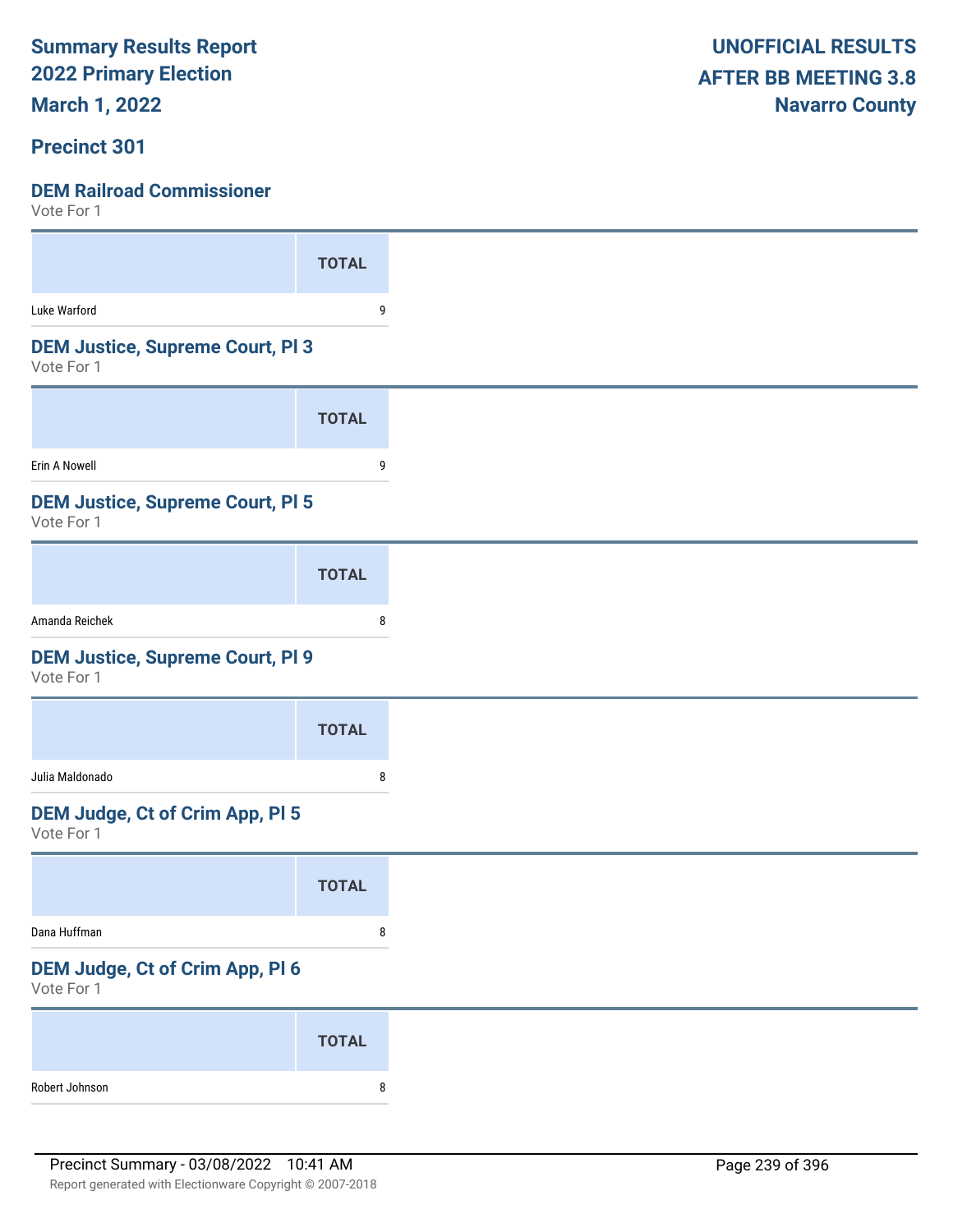Summary Results Report
2022 Primary Election
March 1, 2022

UNOFFICIAL RESULTS
AFTER BB MEETING 3.8
Navarro County

## Precinct 301

### DEM Railroad Commissioner

Vote For 1

| | TOTAL |
|---|---|
| Luke Warford | 9 |

### DEM Justice, Supreme Court, Pl 3

Vote For 1

| | TOTAL |
|---|---|
| Erin A Nowell | 9 |

### DEM Justice, Supreme Court, Pl 5

Vote For 1

| | TOTAL |
|---|---|
| Amanda Reichek | 8 |

### DEM Justice, Supreme Court, Pl 9

Vote For 1

| | TOTAL |
|---|---|
| Julia Maldonado | 8 |

### DEM Judge, Ct of Crim App, Pl 5

Vote For 1

| | TOTAL |
|---|---|
| Dana Huffman | 8 |

### DEM Judge, Ct of Crim App, Pl 6

Vote For 1

| | TOTAL |
|---|---|
| Robert Johnson | 8 |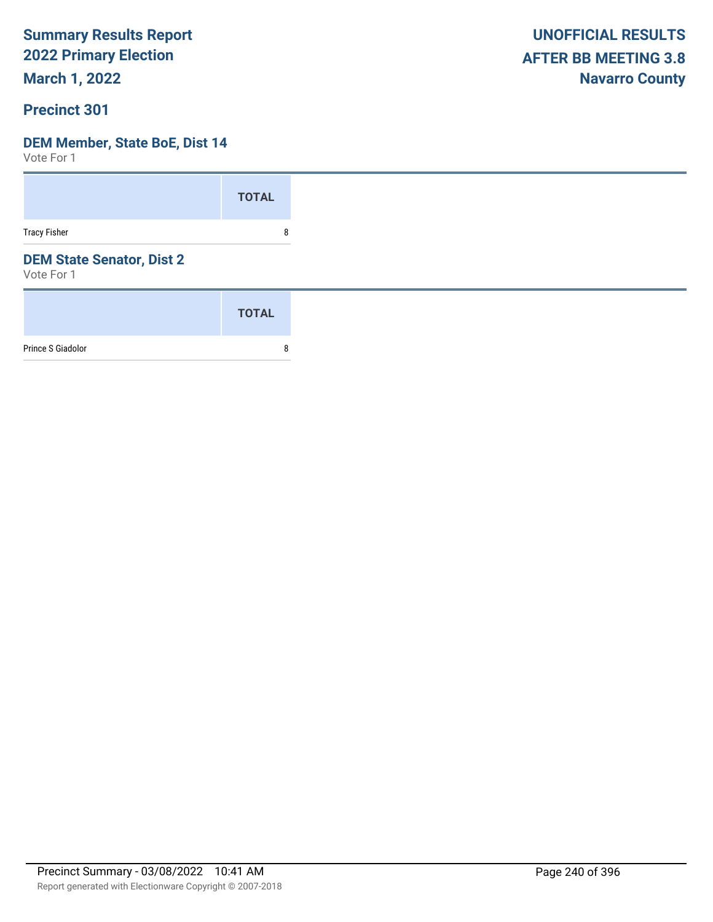**Summary Results Report**
**2022 Primary Election**
**March 1, 2022**

**UNOFFICIAL RESULTS**
**AFTER BB MEETING 3.8**
**Navarro County**

## Precinct 301

### DEM Member, State BoE, Dist 14

Vote For 1

| | TOTAL |
|---|---|
| Tracy Fisher | 8 |

### DEM State Senator, Dist 2

Vote For 1

| | TOTAL |
|---|---|
| Prince S Giadolor | 8 |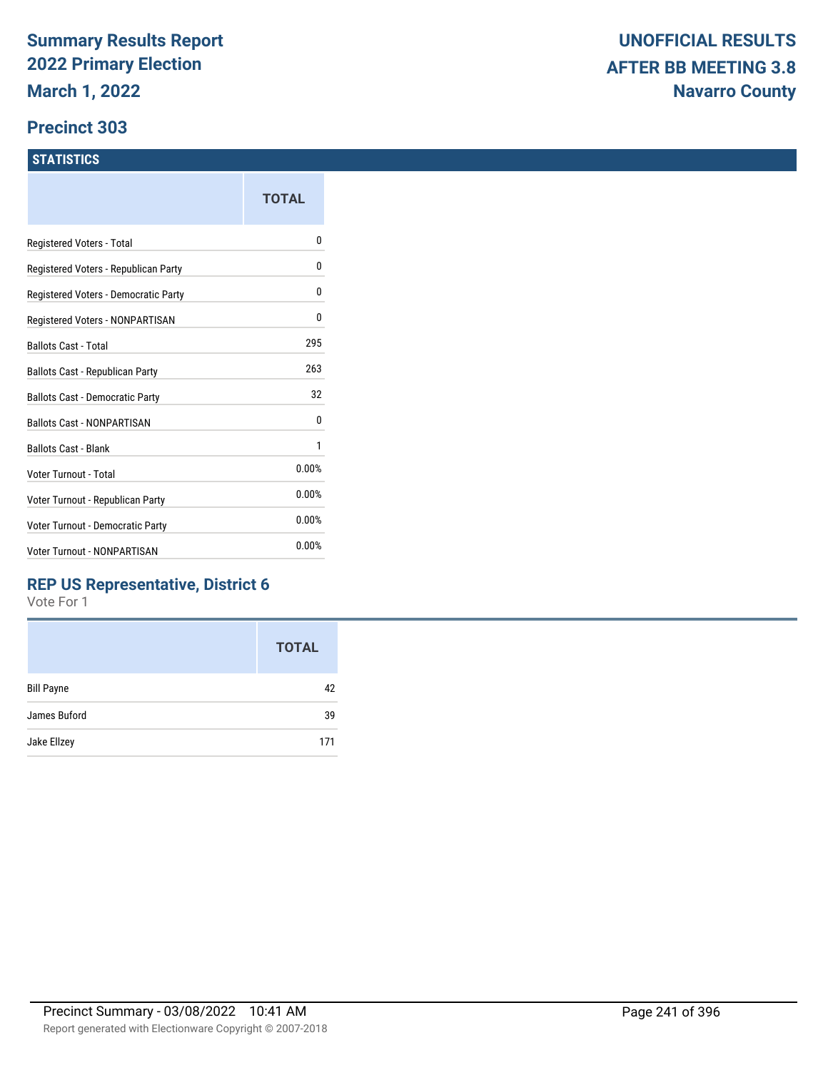# Summary Results Report
# 2022 Primary Election
# March 1, 2022

# UNOFFICIAL RESULTS
# AFTER BB MEETING 3.8
# Navarro County

## Precinct 303

### STATISTICS

| | TOTAL |
|---|---|
| Registered Voters - Total | 0 |
| Registered Voters - Republican Party | 0 |
| Registered Voters - Democratic Party | 0 |
| Registered Voters - NONPARTISAN | 0 |
| Ballots Cast - Total | 295 |
| Ballots Cast - Republican Party | 263 |
| Ballots Cast - Democratic Party | 32 |
| Ballots Cast - NONPARTISAN | 0 |
| Ballots Cast - Blank | 1 |
| Voter Turnout - Total | 0.00% |
| Voter Turnout - Republican Party | 0.00% |
| Voter Turnout - Democratic Party | 0.00% |
| Voter Turnout - NONPARTISAN | 0.00% |

### REP US Representative, District 6

Vote For 1

| | TOTAL |
|---|---|
| Bill Payne | 42 |
| James Buford | 39 |
| Jake Ellzey | 171 |

Precinct Summary - 03/08/2022 10:41 AM

Report generated with Electionware Copyright © 2007-2018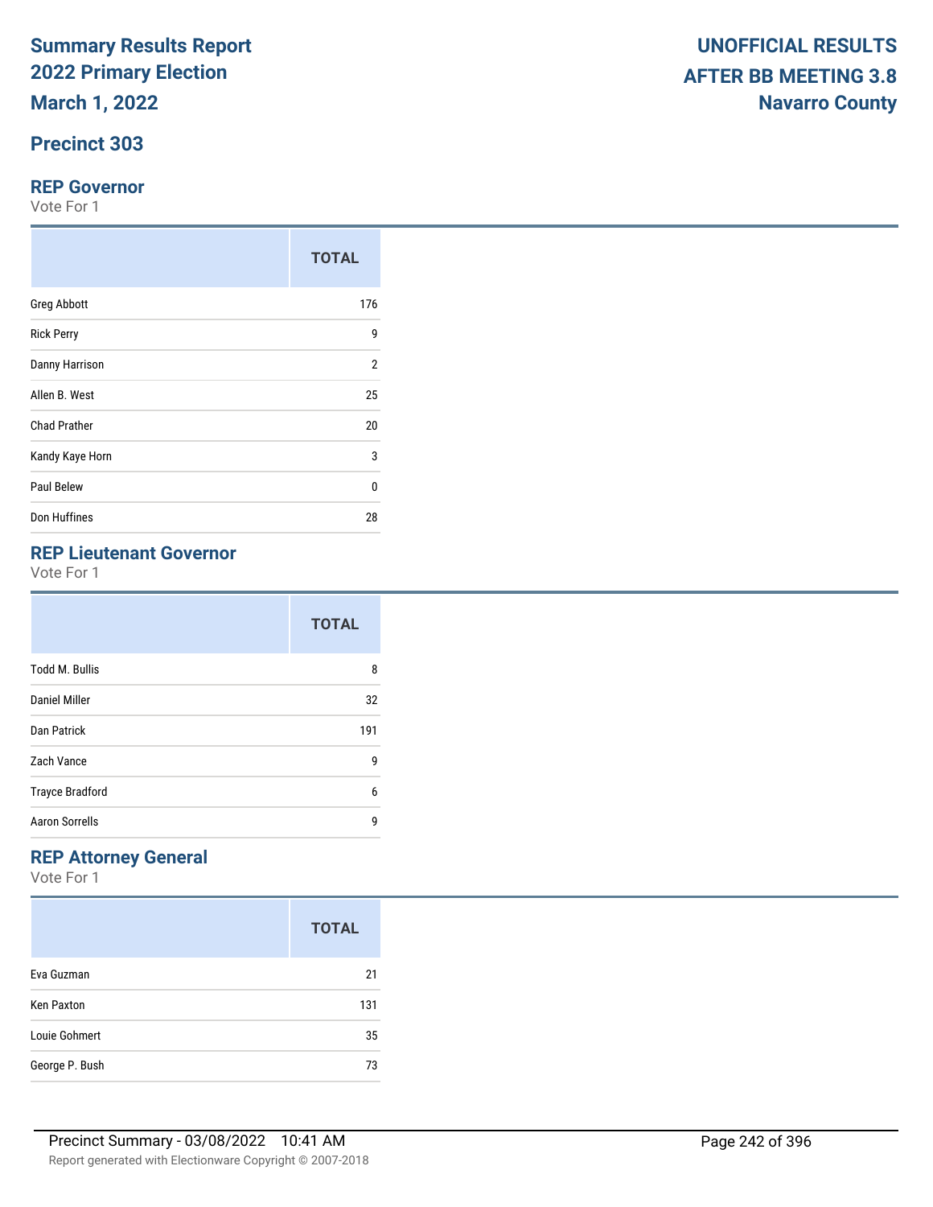# Summary Results Report
# 2022 Primary Election
# March 1, 2022

**UNOFFICIAL RESULTS**
**AFTER BB MEETING 3.8**
**Navarro County**

## Precinct 303

### REP Governor

Vote For 1

| | TOTAL |
|---|---|
| Greg Abbott | 176 |
| Rick Perry | 9 |
| Danny Harrison | 2 |
| Allen B. West | 25 |
| Chad Prather | 20 |
| Kandy Kaye Horn | 3 |
| Paul Belew | 0 |
| Don Huffines | 28 |

### REP Lieutenant Governor

Vote For 1

| | TOTAL |
|---|---|
| Todd M. Bullis | 8 |
| Daniel Miller | 32 |
| Dan Patrick | 191 |
| Zach Vance | 9 |
| Trayce Bradford | 6 |
| Aaron Sorrells | 9 |

### REP Attorney General

Vote For 1

| | TOTAL |
|---|---|
| Eva Guzman | 21 |
| Ken Paxton | 131 |
| Louie Gohmert | 35 |
| George P. Bush | 73 |

Precinct Summary - 03/08/2022 10:41 AM

Report generated with Electionware Copyright © 2007-2018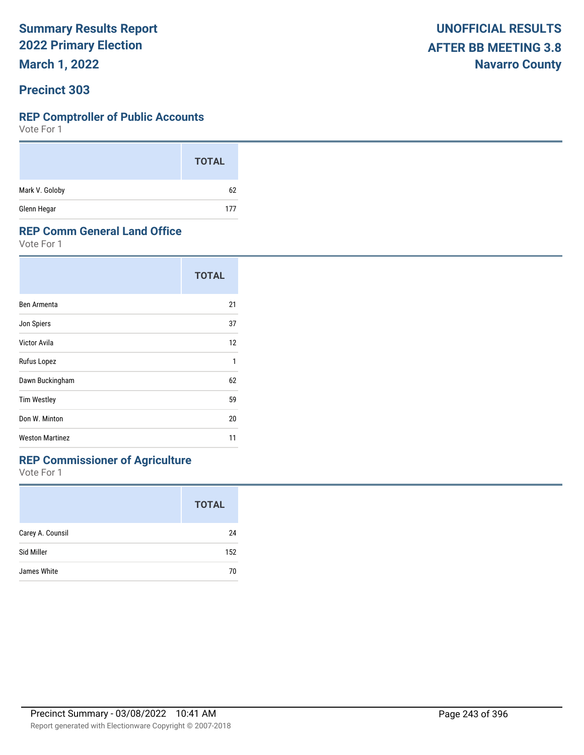# Summary Results Report
# 2022 Primary Election
# March 1, 2022

**UNOFFICIAL RESULTS**
**AFTER BB MEETING 3.8**
**Navarro County**

## Precinct 303

### REP Comptroller of Public Accounts

Vote For 1

| | TOTAL |
|---|---|
| Mark V. Goloby | 62 |
| Glenn Hegar | 177 |

### REP Comm General Land Office

Vote For 1

| | TOTAL |
|---|---|
| Ben Armenta | 21 |
| Jon Spiers | 37 |
| Victor Avila | 12 |
| Rufus Lopez | 1 |
| Dawn Buckingham | 62 |
| Tim Westley | 59 |
| Don W. Minton | 20 |
| Weston Martinez | 11 |

### REP Commissioner of Agriculture

Vote For 1

| | TOTAL |
|---|---|
| Carey A. Counsil | 24 |
| Sid Miller | 152 |
| James White | 70 |

Precinct Summary - 03/08/2022 10:41 AM

Report generated with Electionware Copyright © 2007-2018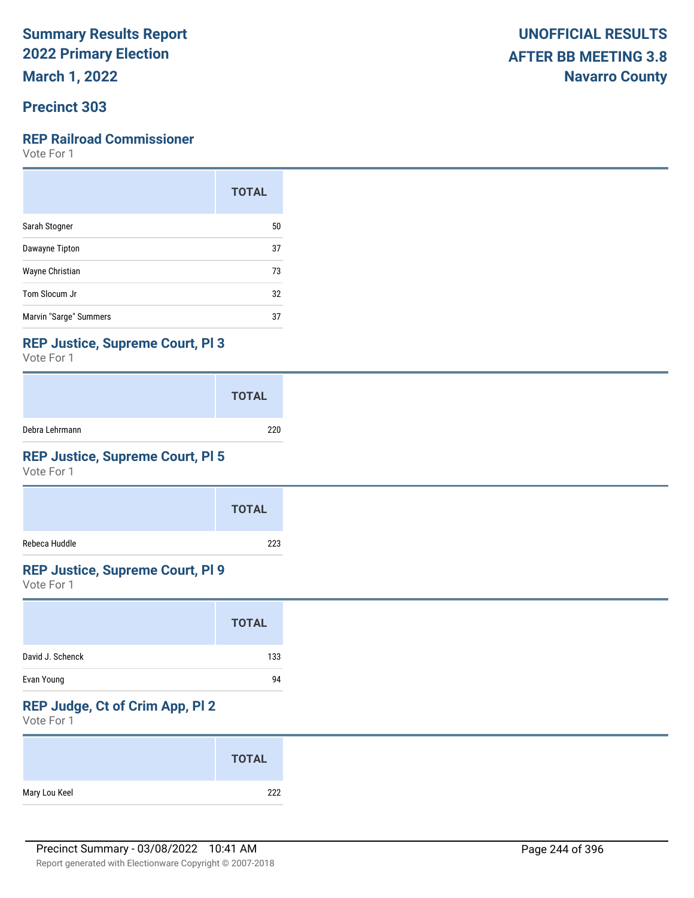**Summary Results Report**
**2022 Primary Election**
**March 1, 2022**

**UNOFFICIAL RESULTS**
**AFTER BB MEETING 3.8**
**Navarro County**

## Precinct 303

### REP Railroad Commissioner
Vote For 1

| | TOTAL |
|---|---|
| Sarah Stogner | 50 |
| Dawayne Tipton | 37 |
| Wayne Christian | 73 |
| Tom Slocum Jr | 32 |
| Marvin "Sarge" Summers | 37 |

### REP Justice, Supreme Court, Pl 3
Vote For 1

| | TOTAL |
|---|---|
| Debra Lehrmann | 220 |

### REP Justice, Supreme Court, Pl 5
Vote For 1

| | TOTAL |
|---|---|
| Rebeca Huddle | 223 |

### REP Justice, Supreme Court, Pl 9
Vote For 1

| | TOTAL |
|---|---|
| David J. Schenck | 133 |
| Evan Young | 94 |

### REP Judge, Ct of Crim App, Pl 2
Vote For 1

| | TOTAL |
|---|---|
| Mary Lou Keel | 222 |

Precinct Summary - 03/08/2022 10:41 AM

Report generated with Electionware Copyright © 2007-2018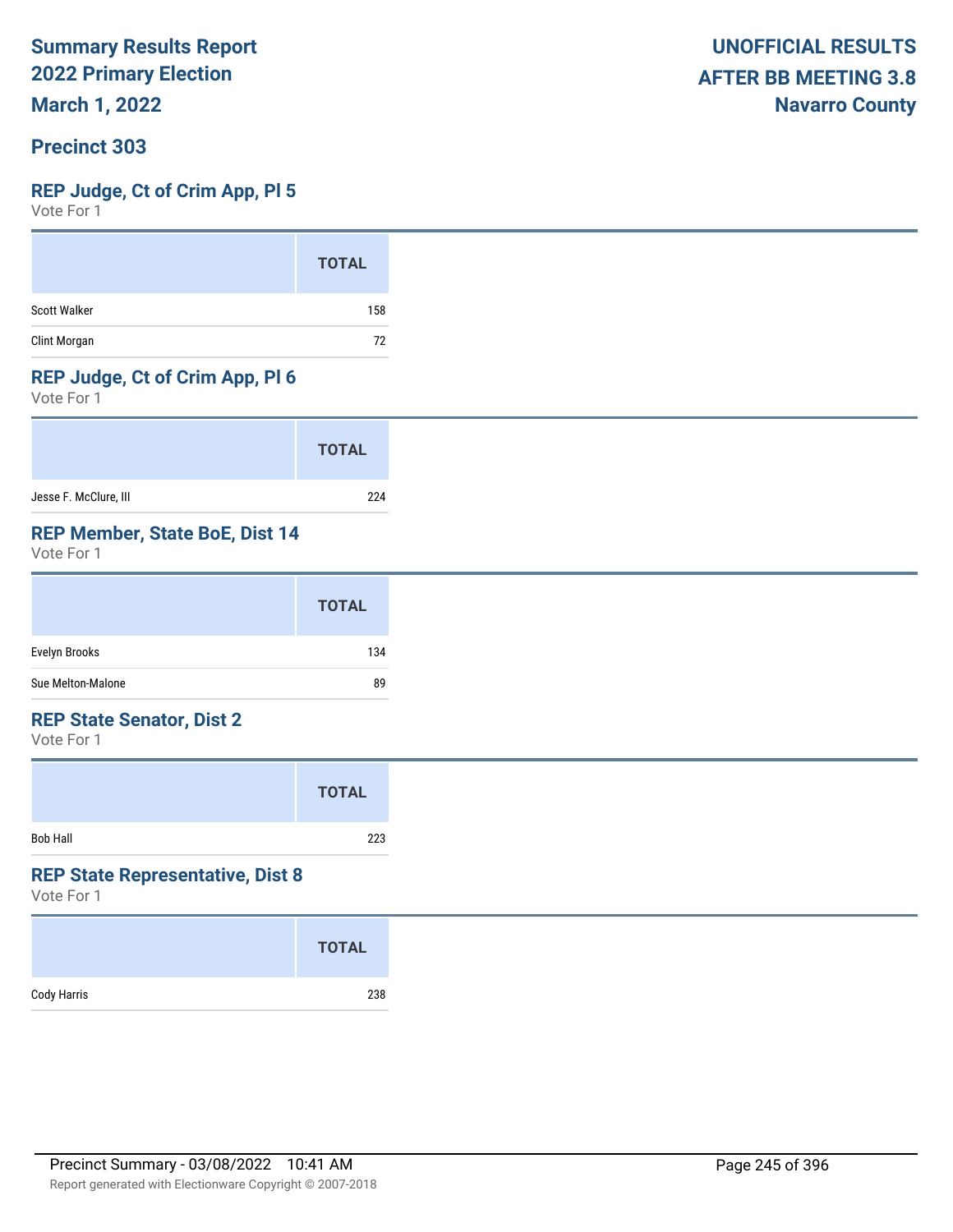**Summary Results Report**
**2022 Primary Election**
**March 1, 2022**

**UNOFFICIAL RESULTS**
**AFTER BB MEETING 3.8**
**Navarro County**

## Precinct 303

### REP Judge, Ct of Crim App, Pl 5

Vote For 1

| | TOTAL |
|---|---|
| Scott Walker | 158 |
| Clint Morgan | 72 |

### REP Judge, Ct of Crim App, Pl 6

Vote For 1

| | TOTAL |
|---|---|
| Jesse F. McClure, III | 224 |

### REP Member, State BoE, Dist 14

Vote For 1

| | TOTAL |
|---|---|
| Evelyn Brooks | 134 |
| Sue Melton-Malone | 89 |

### REP State Senator, Dist 2

Vote For 1

| | TOTAL |
|---|---|
| Bob Hall | 223 |

### REP State Representative, Dist 8

Vote For 1

| | TOTAL |
|---|---|
| Cody Harris | 238 |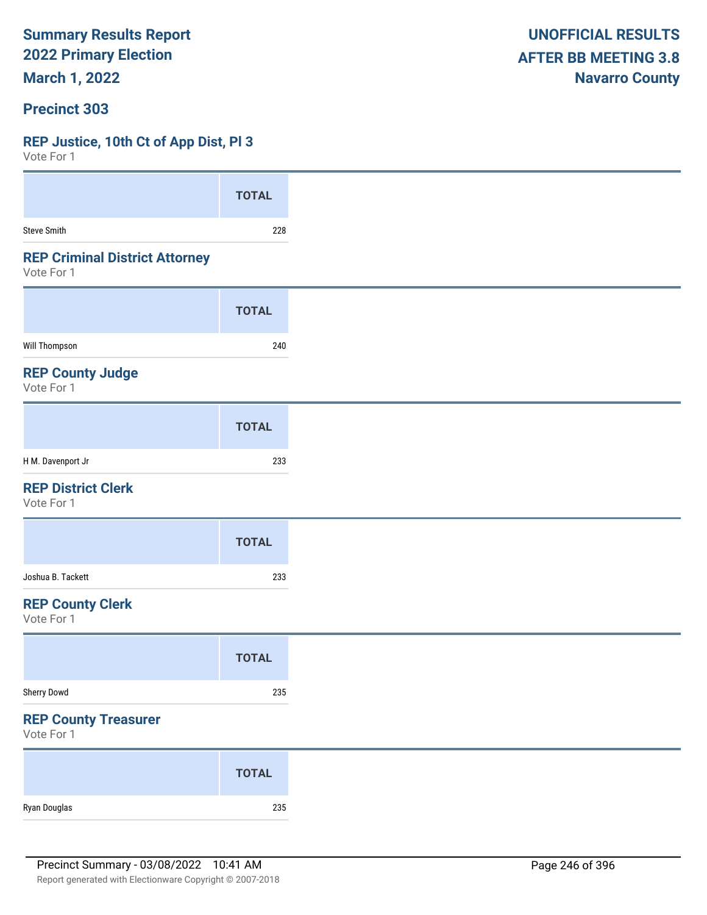# Summary Results Report
## 2022 Primary Election
## March 1, 2022

**UNOFFICIAL RESULTS**
**AFTER BB MEETING 3.8**
**Navarro County**

## Precinct 303

### REP Justice, 10th Ct of App Dist, Pl 3
Vote For 1

| | TOTAL |
|---|---|
| Steve Smith | 228 |

### REP Criminal District Attorney
Vote For 1

| | TOTAL |
|---|---|
| Will Thompson | 240 |

### REP County Judge
Vote For 1

| | TOTAL |
|---|---|
| H M. Davenport Jr | 233 |

### REP District Clerk
Vote For 1

| | TOTAL |
|---|---|
| Joshua B. Tackett | 233 |

### REP County Clerk
Vote For 1

| | TOTAL |
|---|---|
| Sherry Dowd | 235 |

### REP County Treasurer
Vote For 1

| | TOTAL |
|---|---|
| Ryan Douglas | 235 |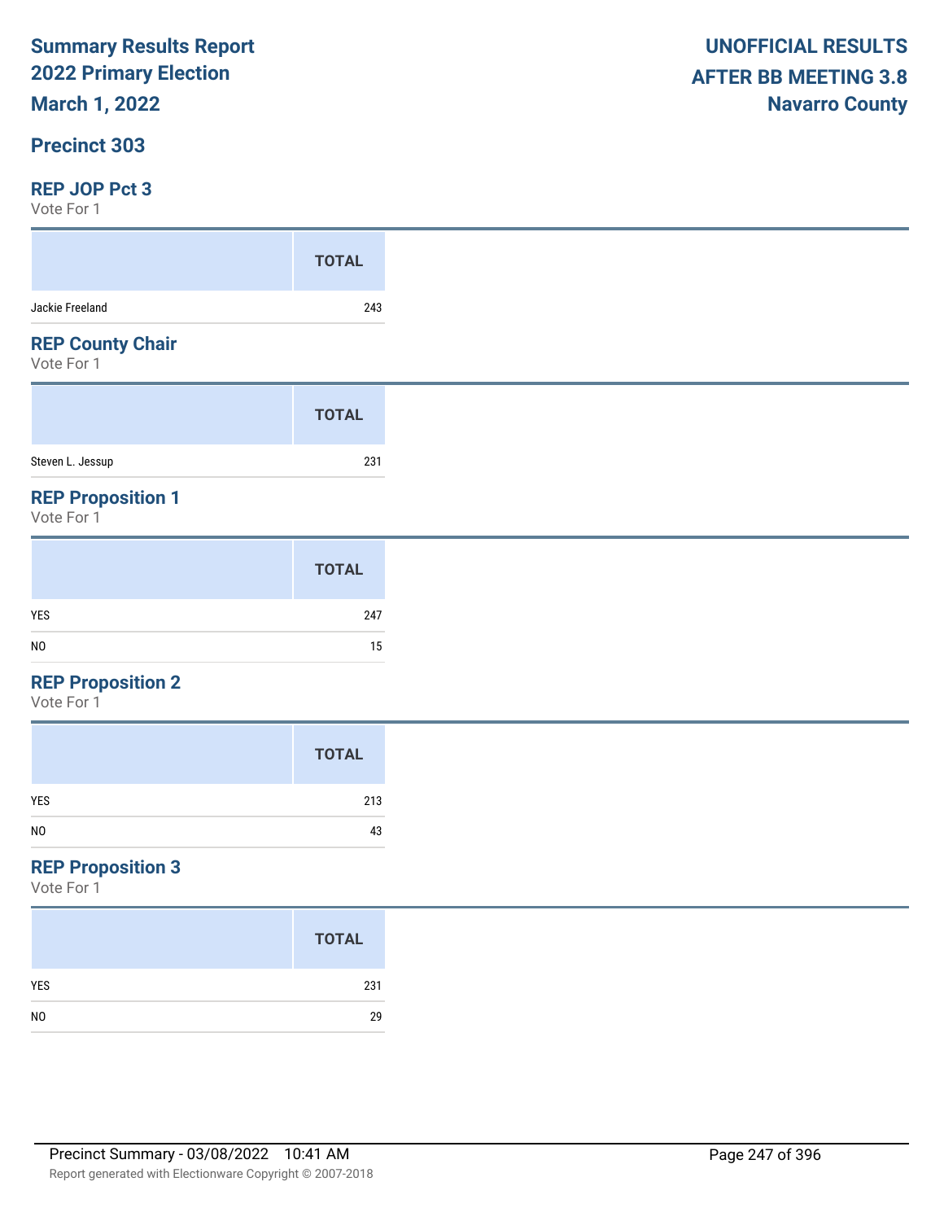# Summary Results Report
# 2022 Primary Election
# March 1, 2022

**UNOFFICIAL RESULTS**
**AFTER BB MEETING 3.8**
**Navarro County**

## Precinct 303

### REP JOP Pct 3
Vote For 1

| | TOTAL |
|---|---|
| Jackie Freeland | 243 |

### REP County Chair
Vote For 1

| | TOTAL |
|---|---|
| Steven L. Jessup | 231 |

### REP Proposition 1
Vote For 1

| | TOTAL |
|---|---|
| YES | 247 |
| NO | 15 |

### REP Proposition 2
Vote For 1

| | TOTAL |
|---|---|
| YES | 213 |
| NO | 43 |

### REP Proposition 3
Vote For 1

| | TOTAL |
|---|---|
| YES | 231 |
| NO | 29 |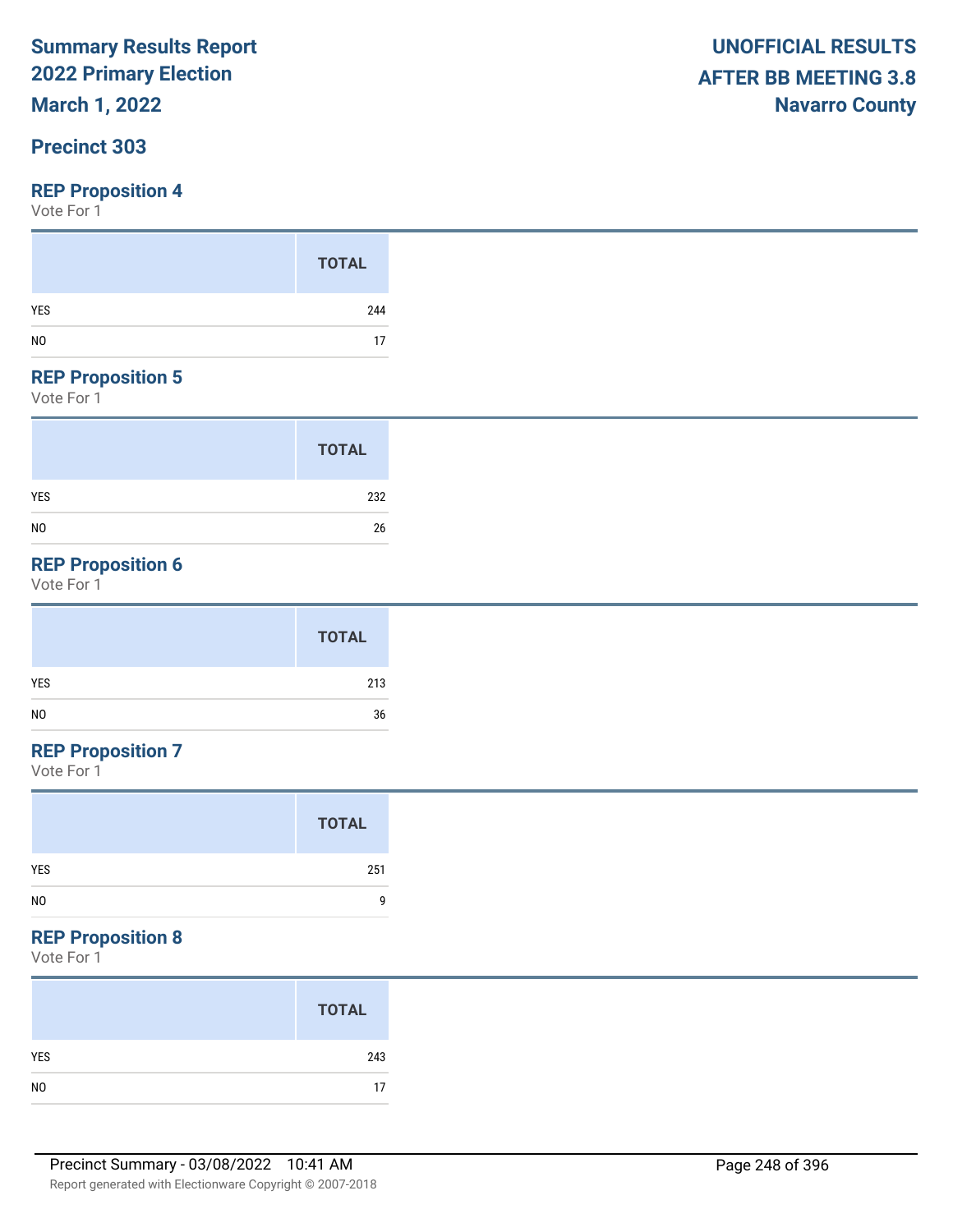# Summary Results Report
## 2022 Primary Election
## March 1, 2022

**UNOFFICIAL RESULTS**
**AFTER BB MEETING 3.8**
**Navarro County**

## Precinct 303

### REP Proposition 4
Vote For 1

| | TOTAL |
|---|---|
| YES | 244 |
| NO | 17 |

### REP Proposition 5
Vote For 1

| | TOTAL |
|---|---|
| YES | 232 |
| NO | 26 |

### REP Proposition 6
Vote For 1

| | TOTAL |
|---|---|
| YES | 213 |
| NO | 36 |

### REP Proposition 7
Vote For 1

| | TOTAL |
|---|---|
| YES | 251 |
| NO | 9 |

### REP Proposition 8
Vote For 1

| | TOTAL |
|---|---|
| YES | 243 |
| NO | 17 |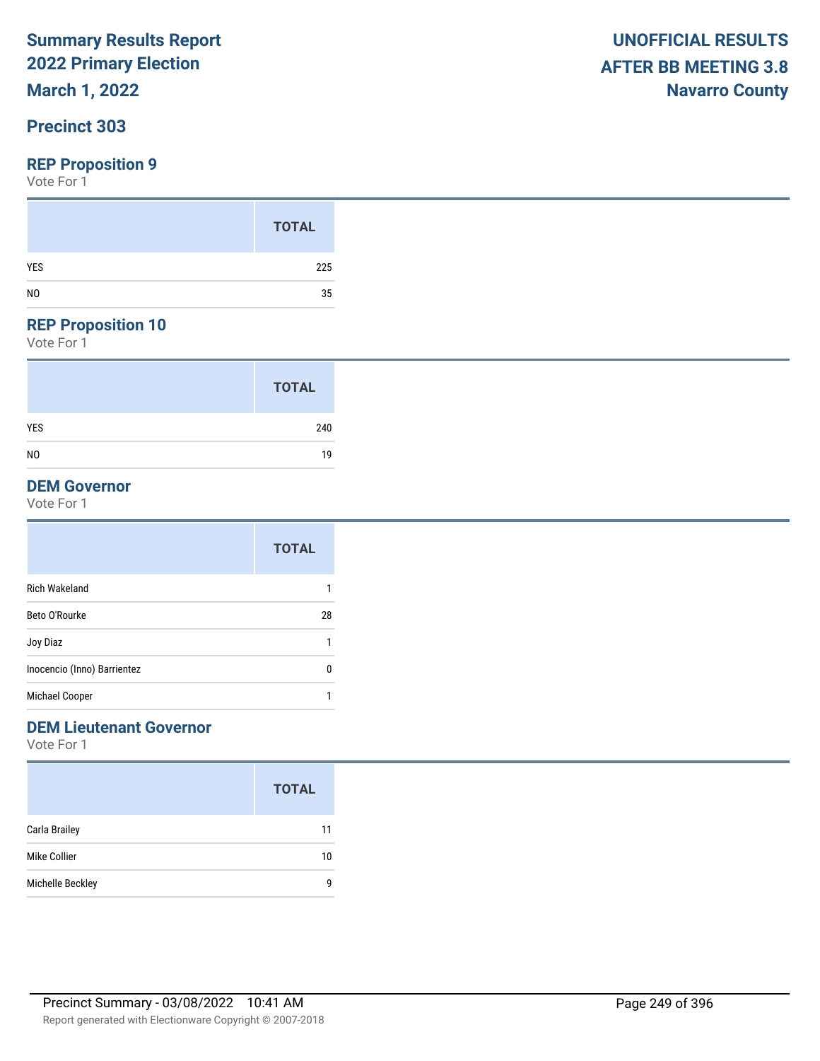# Summary Results Report
# 2022 Primary Election
# March 1, 2022

**UNOFFICIAL RESULTS**
**AFTER BB MEETING 3.8**
**Navarro County**

## Precinct 303

### REP Proposition 9

Vote For 1

| | TOTAL |
|---|---|
| YES | 225 |
| NO | 35 |

### REP Proposition 10

Vote For 1

| | TOTAL |
|---|---|
| YES | 240 |
| NO | 19 |

### DEM Governor

Vote For 1

| | TOTAL |
|---|---|
| Rich Wakeland | 1 |
| Beto O'Rourke | 28 |
| Joy Diaz | 1 |
| Inocencio (Inno) Barrientez | 0 |
| Michael Cooper | 1 |

### DEM Lieutenant Governor

Vote For 1

| | TOTAL |
|---|---|
| Carla Brailey | 11 |
| Mike Collier | 10 |
| Michelle Beckley | 9 |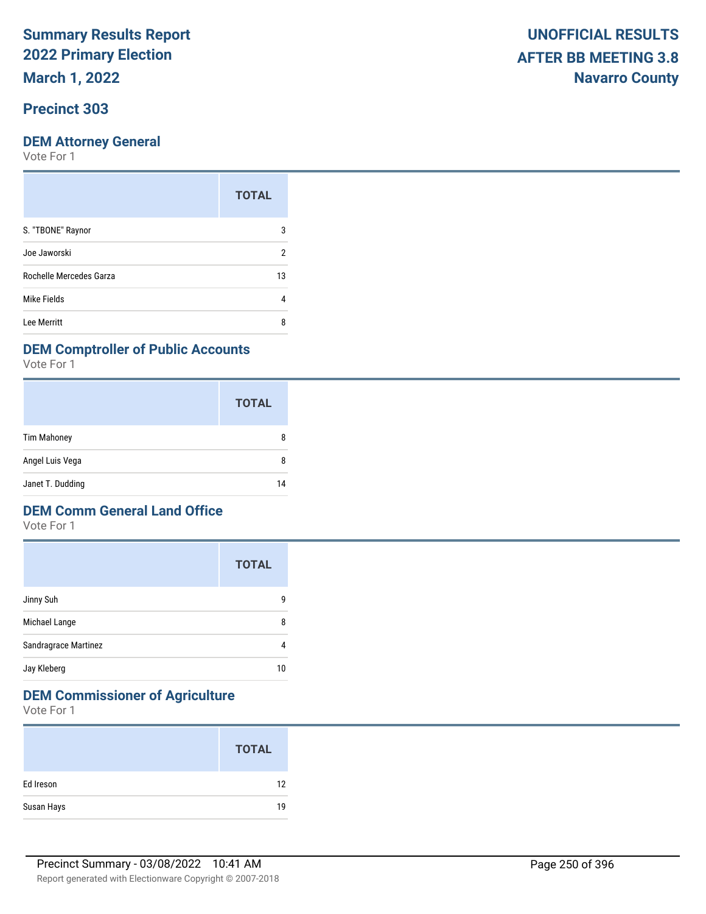# Summary Results Report
# 2022 Primary Election
# March 1, 2022

**UNOFFICIAL RESULTS**
**AFTER BB MEETING 3.8**
**Navarro County**

## Precinct 303

### DEM Attorney General

Vote For 1

| | TOTAL |
|---|---|
| S. "TBONE" Raynor | 3 |
| Joe Jaworski | 2 |
| Rochelle Mercedes Garza | 13 |
| Mike Fields | 4 |
| Lee Merritt | 8 |

### DEM Comptroller of Public Accounts

Vote For 1

| | TOTAL |
|---|---|
| Tim Mahoney | 8 |
| Angel Luis Vega | 8 |
| Janet T. Dudding | 14 |

### DEM Comm General Land Office

Vote For 1

| | TOTAL |
|---|---|
| Jinny Suh | 9 |
| Michael Lange | 8 |
| Sandragrace Martinez | 4 |
| Jay Kleberg | 10 |

### DEM Commissioner of Agriculture

Vote For 1

| | TOTAL |
|---|---|
| Ed Ireson | 12 |
| Susan Hays | 19 |

Precinct Summary - 03/08/2022 10:41 AM

Report generated with Electionware Copyright © 2007-2018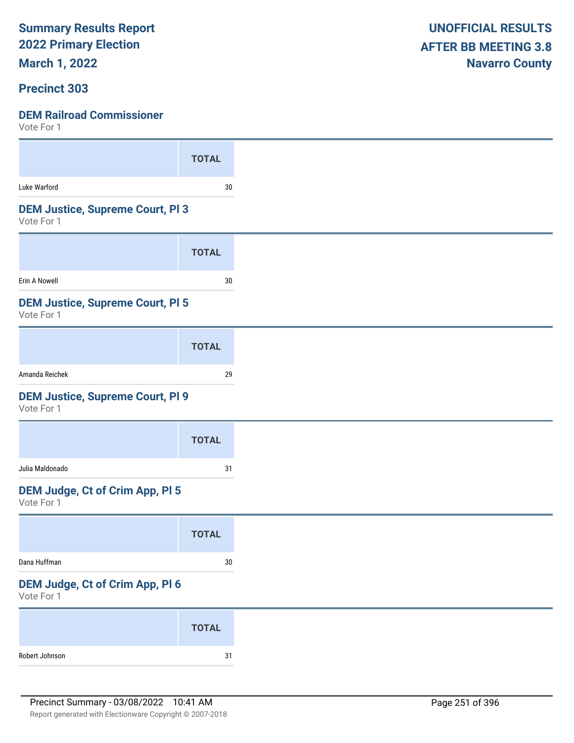**Summary Results Report**
**2022 Primary Election**
**March 1, 2022**

**UNOFFICIAL RESULTS**
**AFTER BB MEETING 3.8**
**Navarro County**

## Precinct 303

### DEM Railroad Commissioner
Vote For 1

| | TOTAL |
|---|---|
| Luke Warford | 30 |

### DEM Justice, Supreme Court, Pl 3
Vote For 1

| | TOTAL |
|---|---|
| Erin A Nowell | 30 |

### DEM Justice, Supreme Court, Pl 5
Vote For 1

| | TOTAL |
|---|---|
| Amanda Reichek | 29 |

### DEM Justice, Supreme Court, Pl 9
Vote For 1

| | TOTAL |
|---|---|
| Julia Maldonado | 31 |

### DEM Judge, Ct of Crim App, Pl 5
Vote For 1

| | TOTAL |
|---|---|
| Dana Huffman | 30 |

### DEM Judge, Ct of Crim App, Pl 6
Vote For 1

| | TOTAL |
|---|---|
| Robert Johnson | 31 |

Precinct Summary - 03/08/2022 10:41 AM

Report generated with Electionware Copyright © 2007-2018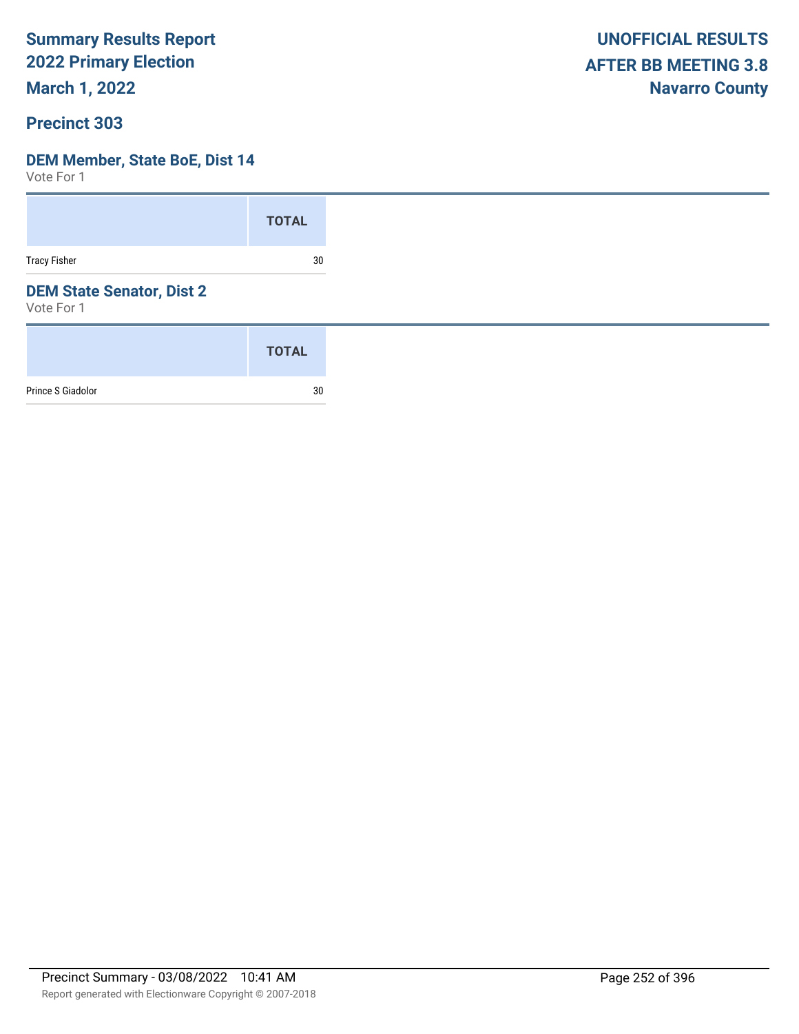# Summary Results Report
## 2022 Primary Election
## March 1, 2022

**UNOFFICIAL RESULTS**
**AFTER BB MEETING 3.8**
**Navarro County**

## Precinct 303

### DEM Member, State BoE, Dist 14

Vote For 1

| | TOTAL |
|---|---|
| Tracy Fisher | 30 |

### DEM State Senator, Dist 2

Vote For 1

| | TOTAL |
|---|---|
| Prince S Giadolor | 30 |

Precinct Summary - 03/08/2022 10:41 AM

Report generated with Electionware Copyright © 2007-2018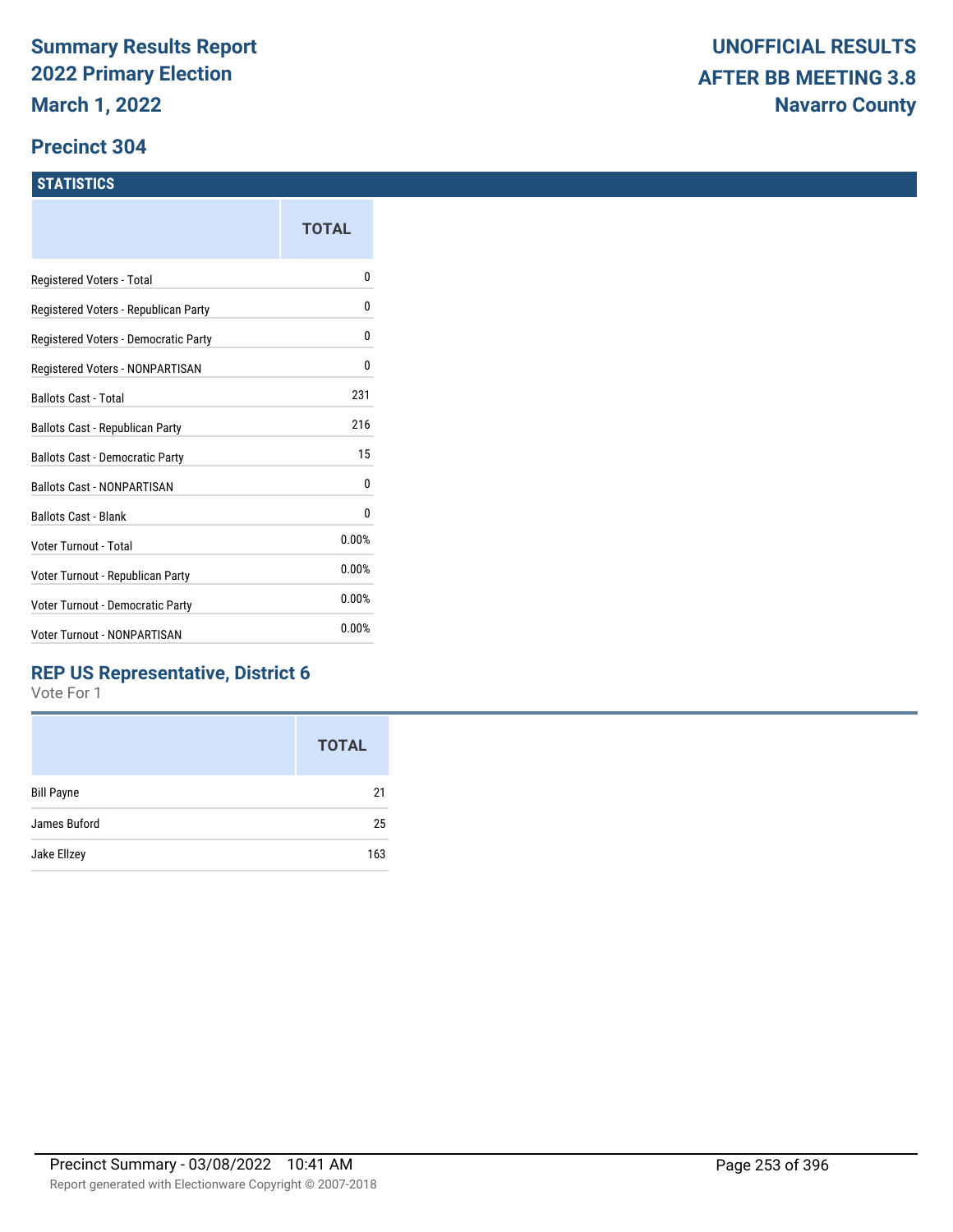# Summary Results Report
# 2022 Primary Election
# March 1, 2022

**UNOFFICIAL RESULTS**
**AFTER BB MEETING 3.8**
**Navarro County**

## Precinct 304

### STATISTICS

| | TOTAL |
|---|---|
| Registered Voters - Total | 0 |
| Registered Voters - Republican Party | 0 |
| Registered Voters - Democratic Party | 0 |
| Registered Voters - NONPARTISAN | 0 |
| Ballots Cast - Total | 231 |
| Ballots Cast - Republican Party | 216 |
| Ballots Cast - Democratic Party | 15 |
| Ballots Cast - NONPARTISAN | 0 |
| Ballots Cast - Blank | 0 |
| Voter Turnout - Total | 0.00% |
| Voter Turnout - Republican Party | 0.00% |
| Voter Turnout - Democratic Party | 0.00% |
| Voter Turnout - NONPARTISAN | 0.00% |

### REP US Representative, District 6

Vote For 1

| | TOTAL |
|---|---|
| Bill Payne | 21 |
| James Buford | 25 |
| Jake Ellzey | 163 |

Precinct Summary - 03/08/2022 10:41 AM

Report generated with Electionware Copyright © 2007-2018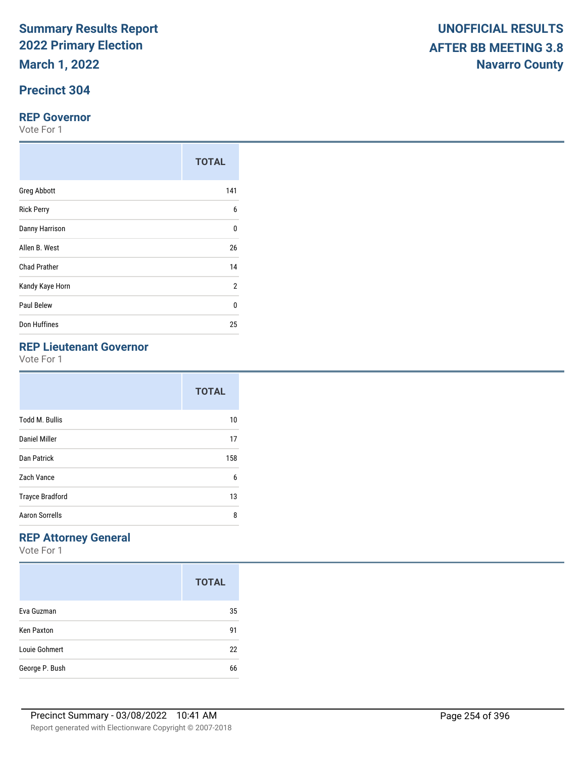# Summary Results Report
# 2022 Primary Election
# March 1, 2022

**UNOFFICIAL RESULTS**
**AFTER BB MEETING 3.8**
**Navarro County**

## Precinct 304

### REP Governor

Vote For 1

| | TOTAL |
|---|---|
| Greg Abbott | 141 |
| Rick Perry | 6 |
| Danny Harrison | 0 |
| Allen B. West | 26 |
| Chad Prather | 14 |
| Kandy Kaye Horn | 2 |
| Paul Belew | 0 |
| Don Huffines | 25 |

### REP Lieutenant Governor

Vote For 1

| | TOTAL |
|---|---|
| Todd M. Bullis | 10 |
| Daniel Miller | 17 |
| Dan Patrick | 158 |
| Zach Vance | 6 |
| Trayce Bradford | 13 |
| Aaron Sorrells | 8 |

### REP Attorney General

Vote For 1

| | TOTAL |
|---|---|
| Eva Guzman | 35 |
| Ken Paxton | 91 |
| Louie Gohmert | 22 |
| George P. Bush | 66 |

Precinct Summary - 03/08/2022 10:41 AM

Report generated with Electionware Copyright © 2007-2018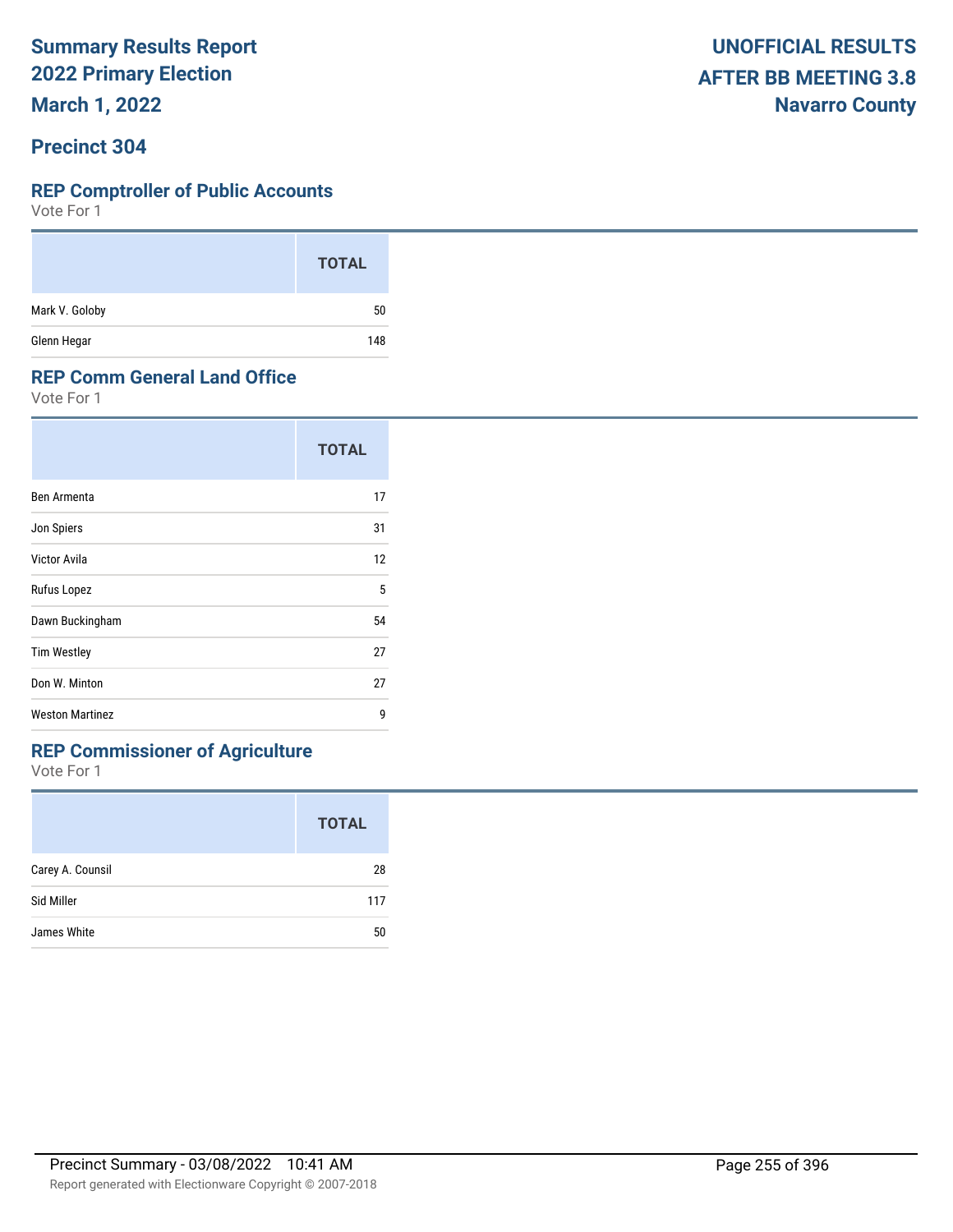# Summary Results Report
## 2022 Primary Election
## March 1, 2022

**UNOFFICIAL RESULTS**
**AFTER BB MEETING 3.8**
**Navarro County**

## Precinct 304

### REP Comptroller of Public Accounts

Vote For 1

| | TOTAL |
|---|---|
| Mark V. Goloby | 50 |
| Glenn Hegar | 148 |

### REP Comm General Land Office

Vote For 1

| | TOTAL |
|---|---|
| Ben Armenta | 17 |
| Jon Spiers | 31 |
| Victor Avila | 12 |
| Rufus Lopez | 5 |
| Dawn Buckingham | 54 |
| Tim Westley | 27 |
| Don W. Minton | 27 |
| Weston Martinez | 9 |

### REP Commissioner of Agriculture

Vote For 1

| | TOTAL |
|---|---|
| Carey A. Counsil | 28 |
| Sid Miller | 117 |
| James White | 50 |

Precinct Summary - 03/08/2022 10:41 AM

Report generated with Electionware Copyright © 2007-2018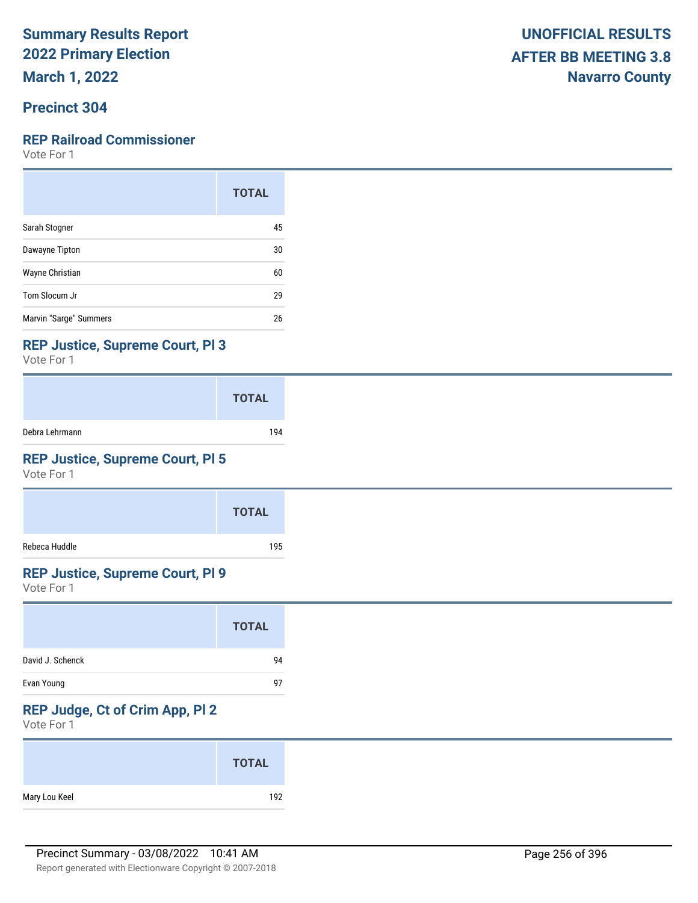# Summary Results Report
# 2022 Primary Election
# March 1, 2022

**UNOFFICIAL RESULTS**
**AFTER BB MEETING 3.8**
**Navarro County**

## Precinct 304

### REP Railroad Commissioner

Vote For 1

| | TOTAL |
|---|---|
| Sarah Stogner | 45 |
| Dawayne Tipton | 30 |
| Wayne Christian | 60 |
| Tom Slocum Jr | 29 |
| Marvin "Sarge" Summers | 26 |

### REP Justice, Supreme Court, Pl 3

Vote For 1

| | TOTAL |
|---|---|
| Debra Lehrmann | 194 |

### REP Justice, Supreme Court, Pl 5

Vote For 1

| | TOTAL |
|---|---|
| Rebeca Huddle | 195 |

### REP Justice, Supreme Court, Pl 9

Vote For 1

| | TOTAL |
|---|---|
| David J. Schenck | 94 |
| Evan Young | 97 |

### REP Judge, Ct of Crim App, Pl 2

Vote For 1

| | TOTAL |
|---|---|
| Mary Lou Keel | 192 |

Precinct Summary - 03/08/2022 10:41 AM

Report generated with Electionware Copyright © 2007-2018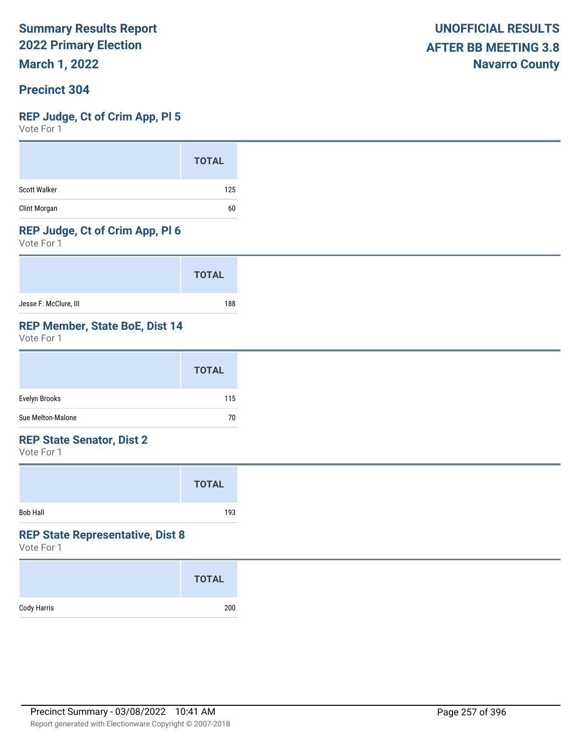**Summary Results Report**
**2022 Primary Election**
**March 1, 2022**

**UNOFFICIAL RESULTS**
**AFTER BB MEETING 3.8**
**Navarro County**

## Precinct 304

### REP Judge, Ct of Crim App, Pl 5

Vote For 1

| | TOTAL |
|---|---|
| Scott Walker | 125 |
| Clint Morgan | 60 |

### REP Judge, Ct of Crim App, Pl 6

Vote For 1

| | TOTAL |
|---|---|
| Jesse F. McClure, III | 188 |

### REP Member, State BoE, Dist 14

Vote For 1

| | TOTAL |
|---|---|
| Evelyn Brooks | 115 |
| Sue Melton-Malone | 70 |

### REP State Senator, Dist 2

Vote For 1

| | TOTAL |
|---|---|
| Bob Hall | 193 |

### REP State Representative, Dist 8

Vote For 1

| | TOTAL |
|---|---|
| Cody Harris | 200 |

Precinct Summary - 03/08/2022 10:41 AM

Report generated with Electionware Copyright © 2007-2018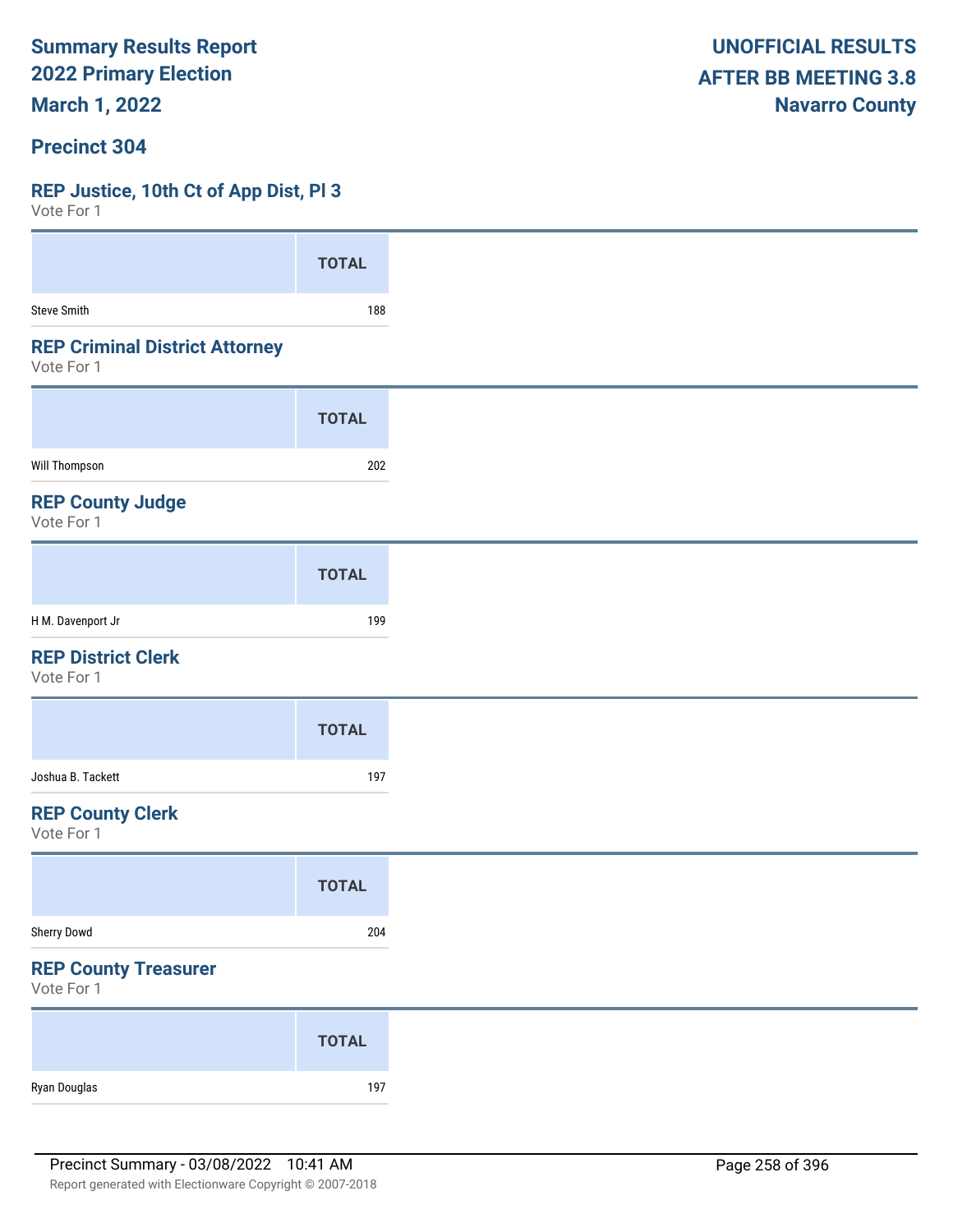**Summary Results Report**
**2022 Primary Election**
**March 1, 2022**

**UNOFFICIAL RESULTS**
**AFTER BB MEETING 3.8**
**Navarro County**

## Precinct 304

### REP Justice, 10th Ct of App Dist, Pl 3

Vote For 1

| | TOTAL |
|---|---|
| Steve Smith | 188 |

### REP Criminal District Attorney

Vote For 1

| | TOTAL |
|---|---|
| Will Thompson | 202 |

### REP County Judge

Vote For 1

| | TOTAL |
|---|---|
| H M. Davenport Jr | 199 |

### REP District Clerk

Vote For 1

| | TOTAL |
|---|---|
| Joshua B. Tackett | 197 |

### REP County Clerk

Vote For 1

| | TOTAL |
|---|---|
| Sherry Dowd | 204 |

### REP County Treasurer

Vote For 1

| | TOTAL |
|---|---|
| Ryan Douglas | 197 |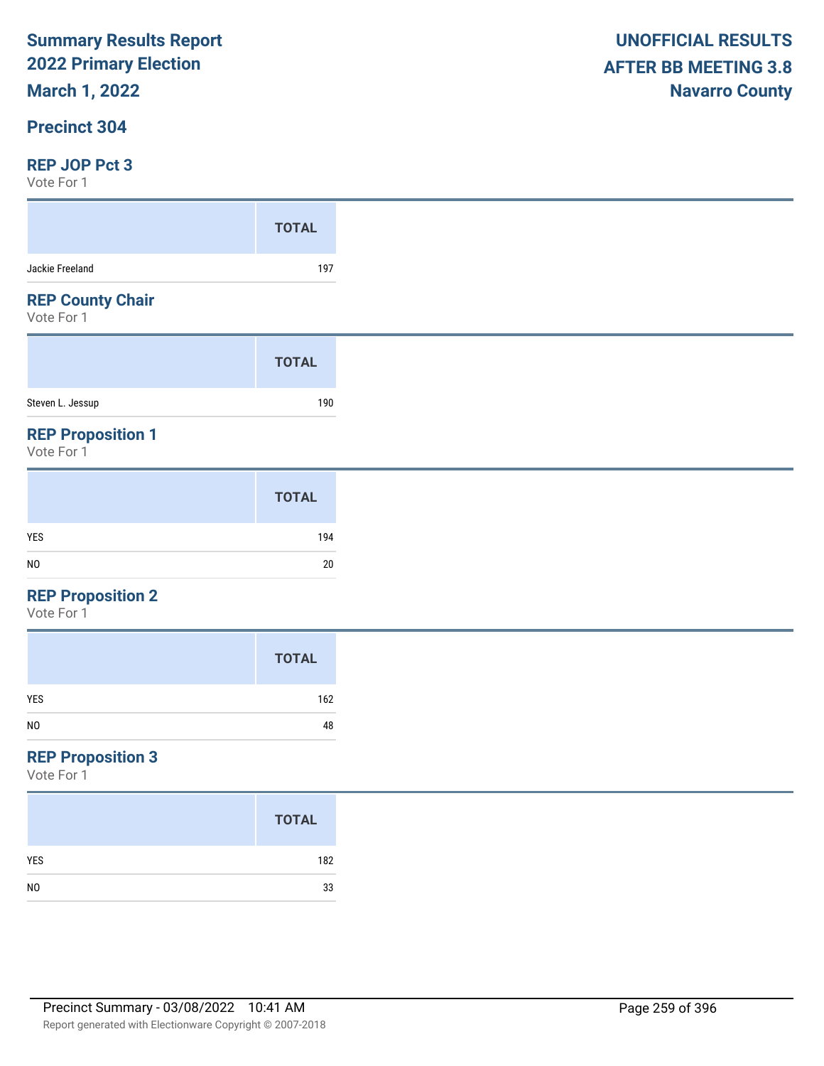# Summary Results Report
## 2022 Primary Election
## March 1, 2022

**UNOFFICIAL RESULTS**
**AFTER BB MEETING 3.8**
**Navarro County**

## Precinct 304

### REP JOP Pct 3
Vote For 1

| | TOTAL |
|---|---|
| Jackie Freeland | 197 |

### REP County Chair
Vote For 1

| | TOTAL |
|---|---|
| Steven L. Jessup | 190 |

### REP Proposition 1
Vote For 1

| | TOTAL |
|---|---|
| YES | 194 |
| NO | 20 |

### REP Proposition 2
Vote For 1

| | TOTAL |
|---|---|
| YES | 162 |
| NO | 48 |

### REP Proposition 3
Vote For 1

| | TOTAL |
|---|---|
| YES | 182 |
| NO | 33 |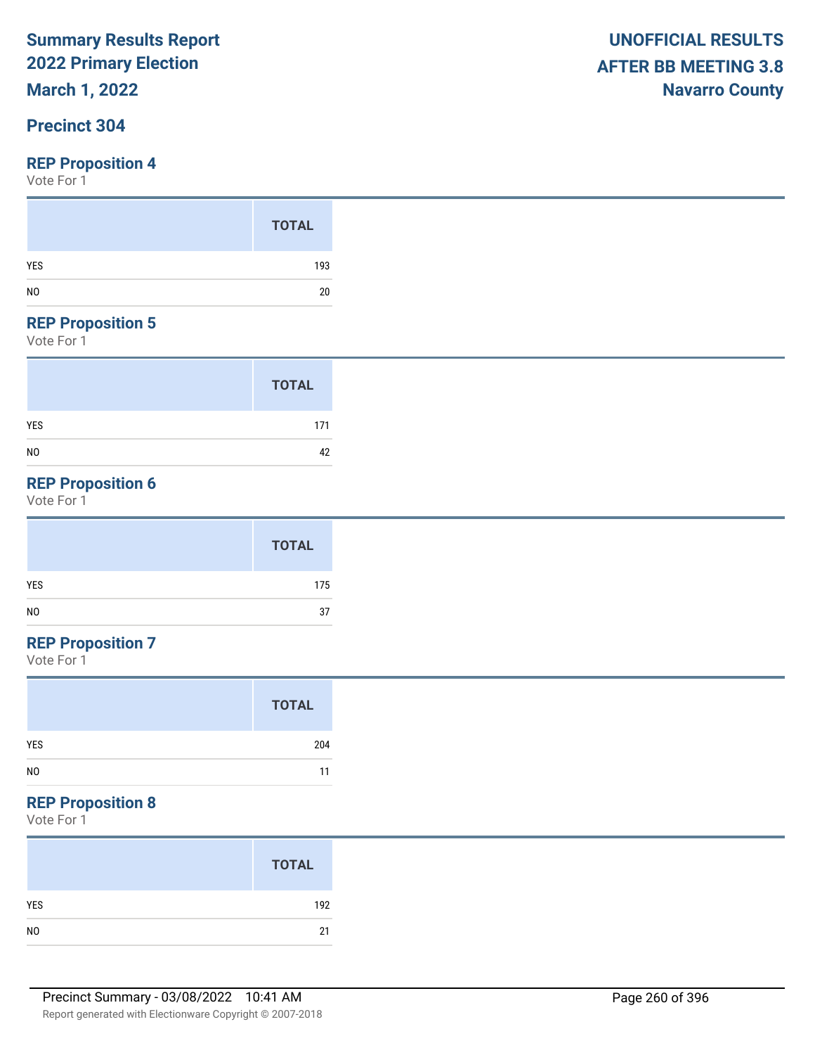Summary Results Report
2022 Primary Election
March 1, 2022

UNOFFICIAL RESULTS
AFTER BB MEETING 3.8
Navarro County

## Precinct 304

### REP Proposition 4

Vote For 1

| | TOTAL |
|---|---|
| YES | 193 |
| NO | 20 |

### REP Proposition 5

Vote For 1

| | TOTAL |
|---|---|
| YES | 171 |
| NO | 42 |

### REP Proposition 6

Vote For 1

| | TOTAL |
|---|---|
| YES | 175 |
| NO | 37 |

### REP Proposition 7

Vote For 1

| | TOTAL |
|---|---|
| YES | 204 |
| NO | 11 |

### REP Proposition 8

Vote For 1

| | TOTAL |
|---|---|
| YES | 192 |
| NO | 21 |

Precinct Summary - 03/08/2022 10:41 AM

Report generated with Electionware Copyright © 2007-2018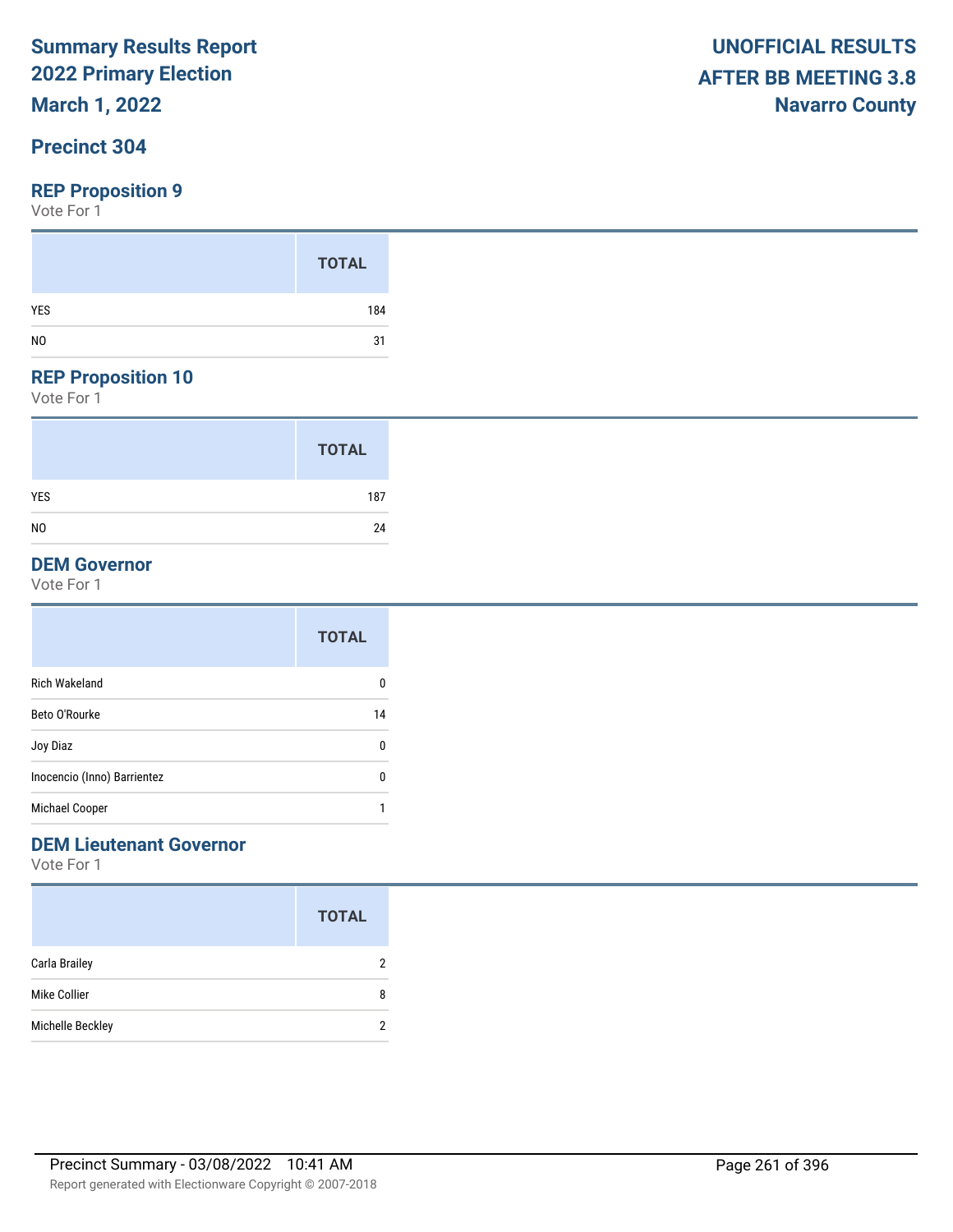# Summary Results Report
# 2022 Primary Election
# March 1, 2022

**UNOFFICIAL RESULTS**
**AFTER BB MEETING 3.8**
**Navarro County**

## Precinct 304

### REP Proposition 9

Vote For 1

| | TOTAL |
|---|---|
| YES | 184 |
| NO | 31 |

### REP Proposition 10

Vote For 1

| | TOTAL |
|---|---|
| YES | 187 |
| NO | 24 |

### DEM Governor

Vote For 1

| | TOTAL |
|---|---|
| Rich Wakeland | 0 |
| Beto O'Rourke | 14 |
| Joy Diaz | 0 |
| Inocencio (Inno) Barrientez | 0 |
| Michael Cooper | 1 |

### DEM Lieutenant Governor

Vote For 1

| | TOTAL |
|---|---|
| Carla Brailey | 2 |
| Mike Collier | 8 |
| Michelle Beckley | 2 |

Precinct Summary - 03/08/2022 10:41 AM

Report generated with Electionware Copyright © 2007-2018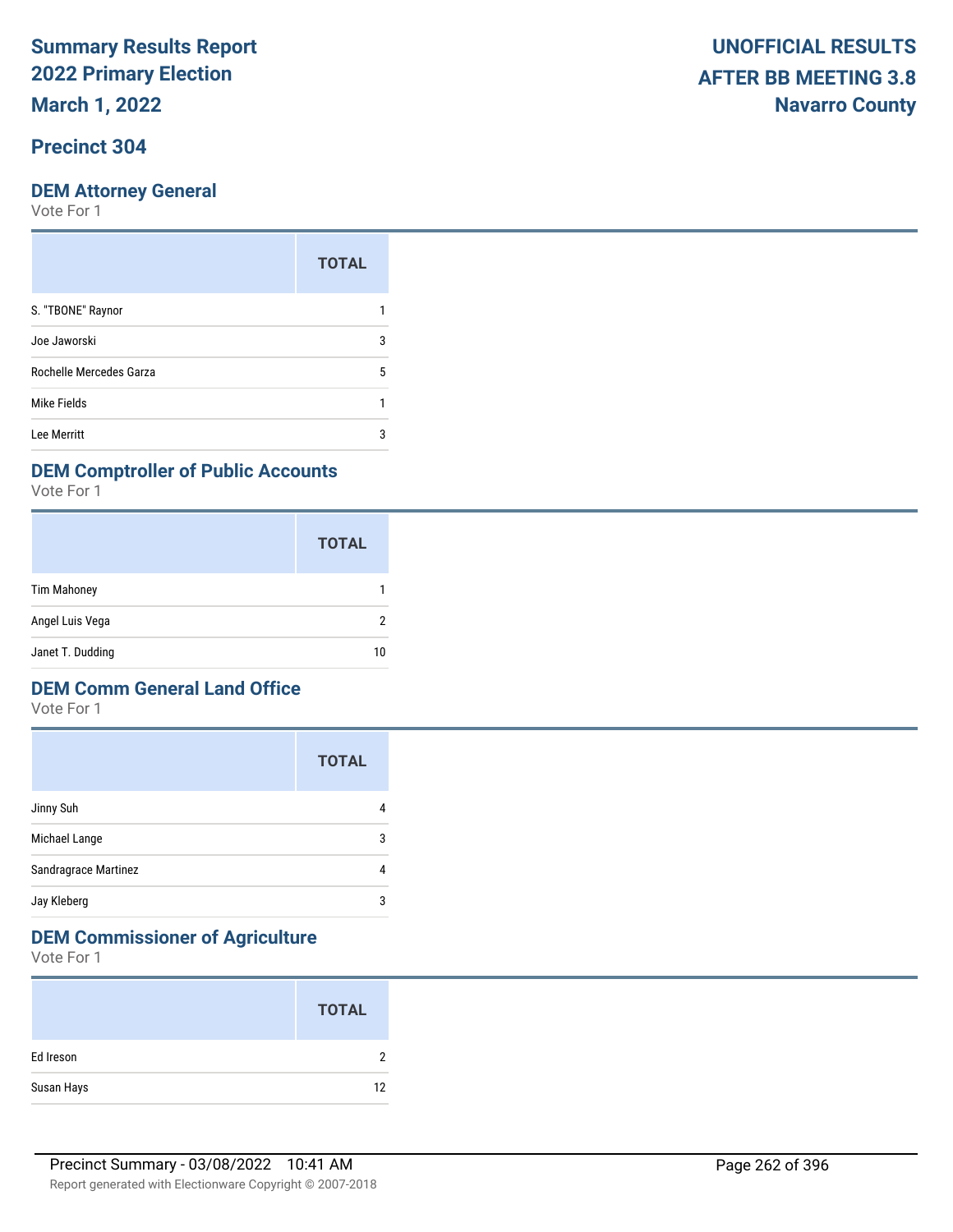# Summary Results Report
# 2022 Primary Election
# March 1, 2022

**UNOFFICIAL RESULTS**
**AFTER BB MEETING 3.8**
**Navarro County**

## Precinct 304

### DEM Attorney General

Vote For 1

| | TOTAL |
|---|---|
| S. "TBONE" Raynor | 1 |
| Joe Jaworski | 3 |
| Rochelle Mercedes Garza | 5 |
| Mike Fields | 1 |
| Lee Merritt | 3 |

### DEM Comptroller of Public Accounts

Vote For 1

| | TOTAL |
|---|---|
| Tim Mahoney | 1 |
| Angel Luis Vega | 2 |
| Janet T. Dudding | 10 |

### DEM Comm General Land Office

Vote For 1

| | TOTAL |
|---|---|
| Jinny Suh | 4 |
| Michael Lange | 3 |
| Sandragrace Martinez | 4 |
| Jay Kleberg | 3 |

### DEM Commissioner of Agriculture

Vote For 1

| | TOTAL |
|---|---|
| Ed Ireson | 2 |
| Susan Hays | 12 |

Precinct Summary - 03/08/2022 10:41 AM

Report generated with Electionware Copyright © 2007-2018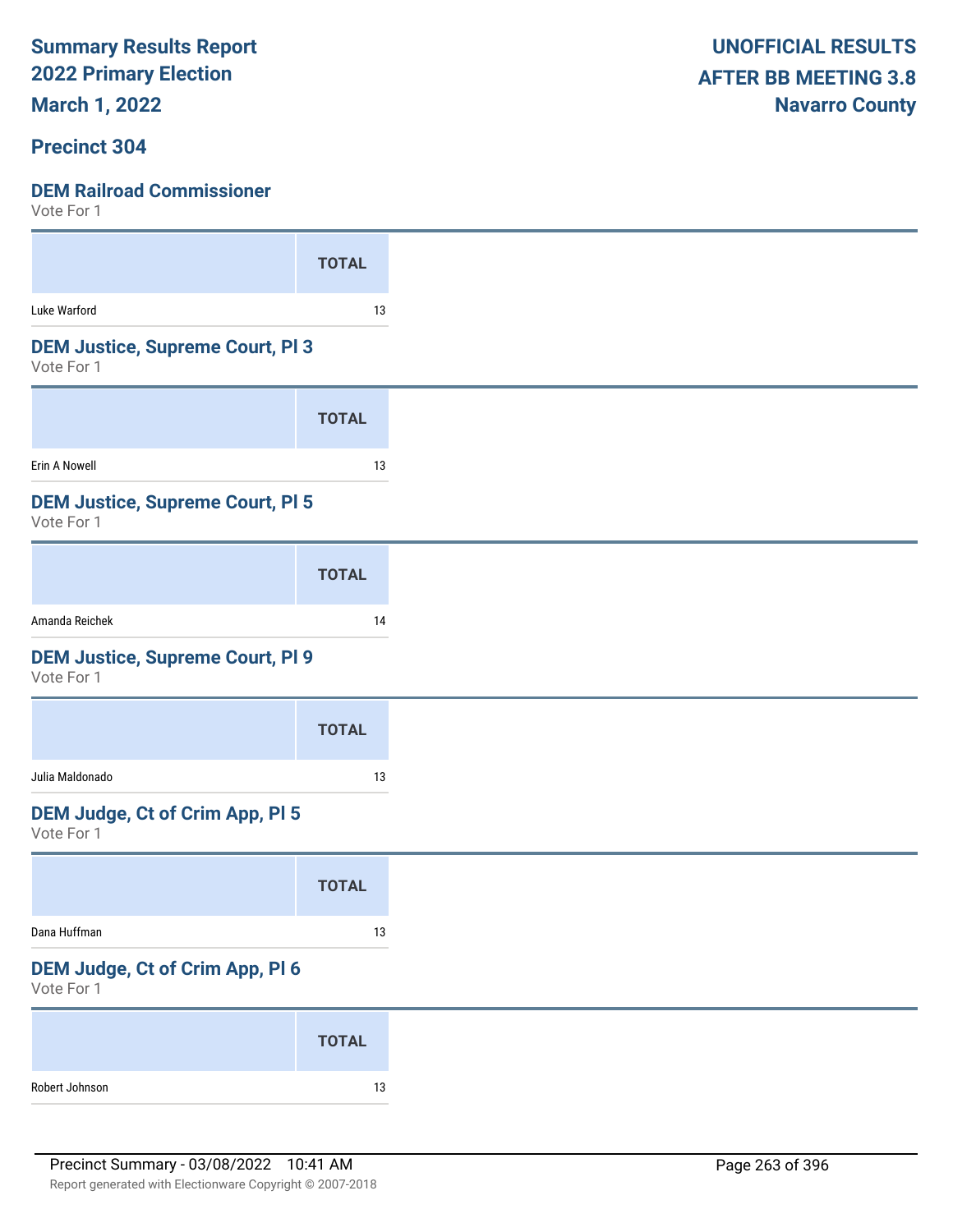# Summary Results Report
## 2022 Primary Election
## March 1, 2022

**UNOFFICIAL RESULTS**
**AFTER BB MEETING 3.8**
**Navarro County**

## Precinct 304

### DEM Railroad Commissioner
Vote For 1

| | TOTAL |
|---|---|
| Luke Warford | 13 |

### DEM Justice, Supreme Court, Pl 3
Vote For 1

| | TOTAL |
|---|---|
| Erin A Nowell | 13 |

### DEM Justice, Supreme Court, Pl 5
Vote For 1

| | TOTAL |
|---|---|
| Amanda Reichek | 14 |

### DEM Justice, Supreme Court, Pl 9
Vote For 1

| | TOTAL |
|---|---|
| Julia Maldonado | 13 |

### DEM Judge, Ct of Crim App, Pl 5
Vote For 1

| | TOTAL |
|---|---|
| Dana Huffman | 13 |

### DEM Judge, Ct of Crim App, Pl 6
Vote For 1

| | TOTAL |
|---|---|
| Robert Johnson | 13 |

Precinct Summary - 03/08/2022 10:41 AM

Report generated with Electionware Copyright © 2007-2018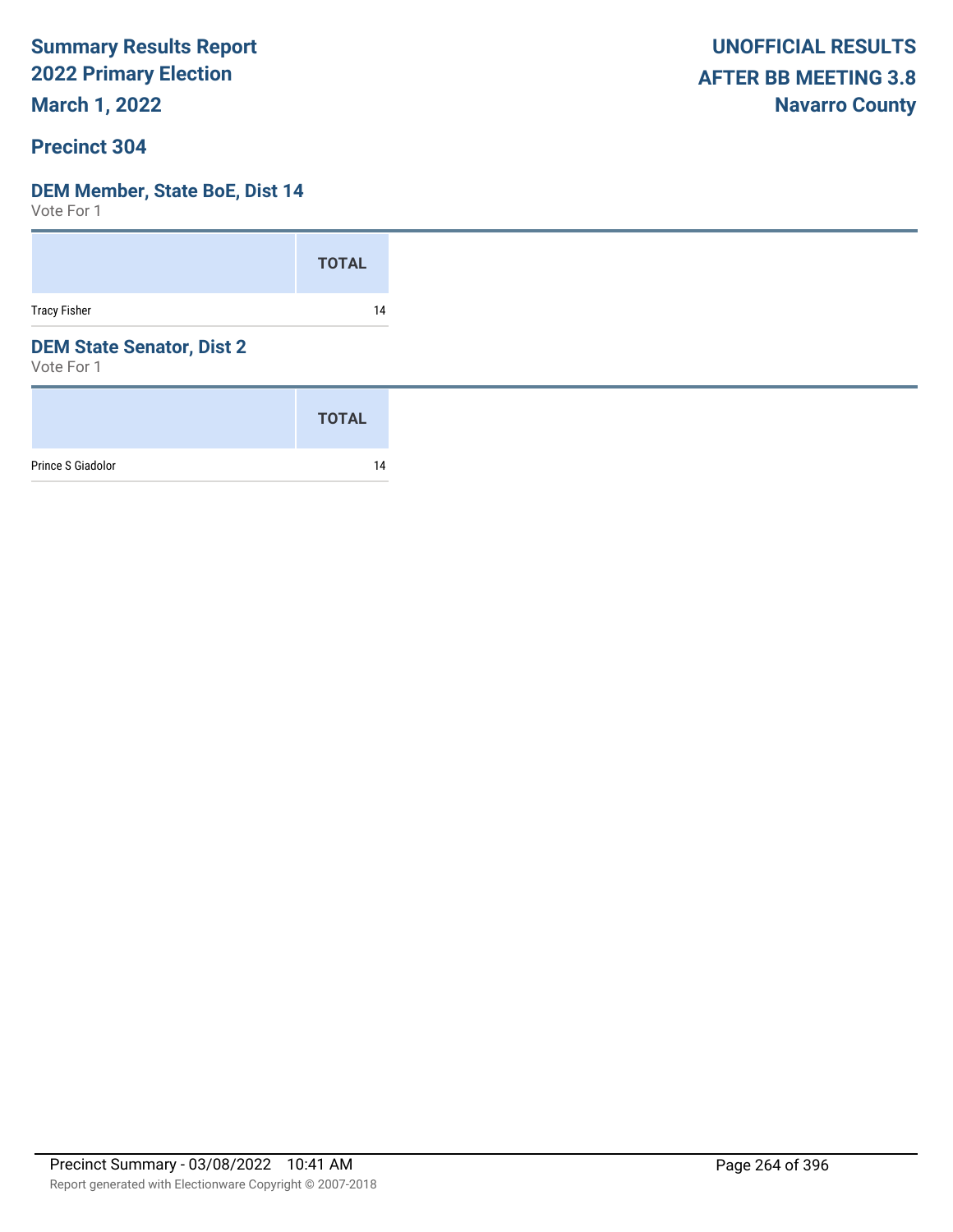# Summary Results Report
# 2022 Primary Election
# March 1, 2022

**UNOFFICIAL RESULTS**
**AFTER BB MEETING 3.8**
**Navarro County**

## Precinct 304

### DEM Member, State BoE, Dist 14

Vote For 1

| | TOTAL |
|---|---|
| Tracy Fisher | 14 |

### DEM State Senator, Dist 2

Vote For 1

| | TOTAL |
|---|---|
| Prince S Giadolor | 14 |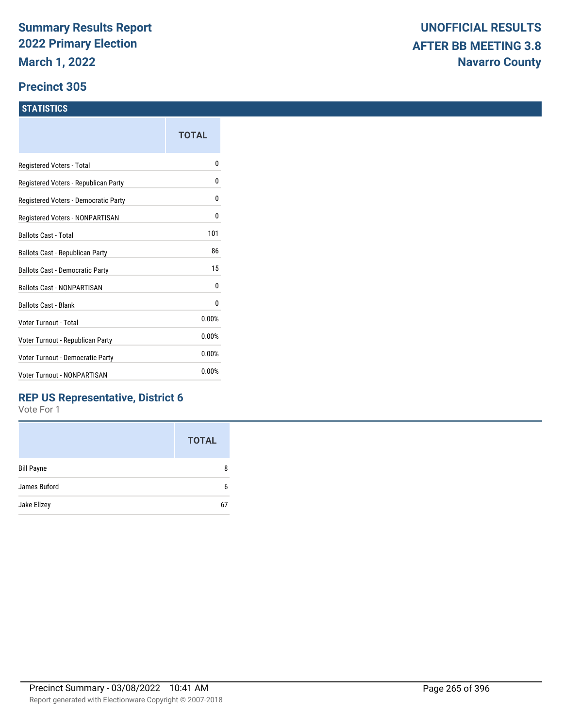# Summary Results Report
# 2022 Primary Election
# March 1, 2022

**UNOFFICIAL RESULTS**
**AFTER BB MEETING 3.8**
**Navarro County**

## Precinct 305

### STATISTICS

| | TOTAL |
|---|---|
| Registered Voters - Total | 0 |
| Registered Voters - Republican Party | 0 |
| Registered Voters - Democratic Party | 0 |
| Registered Voters - NONPARTISAN | 0 |
| Ballots Cast - Total | 101 |
| Ballots Cast - Republican Party | 86 |
| Ballots Cast - Democratic Party | 15 |
| Ballots Cast - NONPARTISAN | 0 |
| Ballots Cast - Blank | 0 |
| Voter Turnout - Total | 0.00% |
| Voter Turnout - Republican Party | 0.00% |
| Voter Turnout - Democratic Party | 0.00% |
| Voter Turnout - NONPARTISAN | 0.00% |

### REP US Representative, District 6

Vote For 1

| | TOTAL |
|---|---|
| Bill Payne | 8 |
| James Buford | 6 |
| Jake Ellzey | 67 |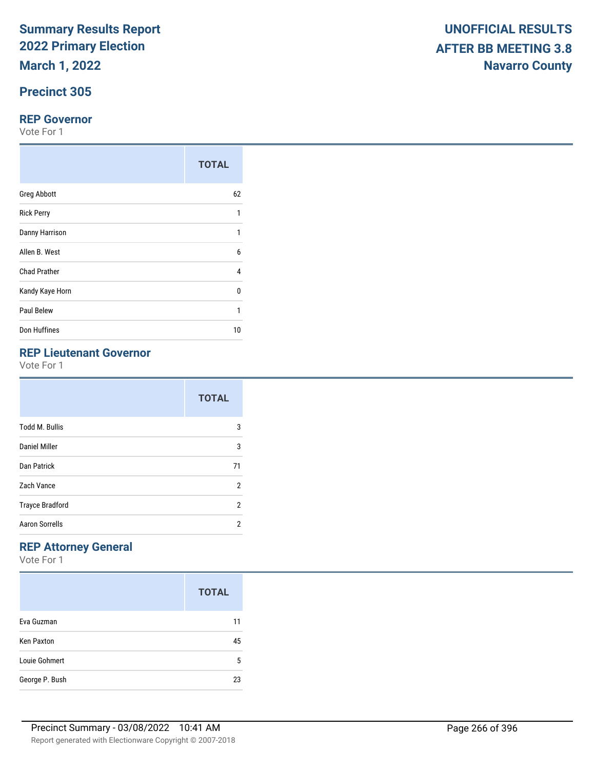**Summary Results Report**
**2022 Primary Election**
**March 1, 2022**

**UNOFFICIAL RESULTS**
**AFTER BB MEETING 3.8**
**Navarro County**

## Precinct 305

### REP Governor

Vote For 1

| | TOTAL |
|---|---|
| Greg Abbott | 62 |
| Rick Perry | 1 |
| Danny Harrison | 1 |
| Allen B. West | 6 |
| Chad Prather | 4 |
| Kandy Kaye Horn | 0 |
| Paul Belew | 1 |
| Don Huffines | 10 |

### REP Lieutenant Governor

Vote For 1

| | TOTAL |
|---|---|
| Todd M. Bullis | 3 |
| Daniel Miller | 3 |
| Dan Patrick | 71 |
| Zach Vance | 2 |
| Trayce Bradford | 2 |
| Aaron Sorrells | 2 |

### REP Attorney General

Vote For 1

| | TOTAL |
|---|---|
| Eva Guzman | 11 |
| Ken Paxton | 45 |
| Louie Gohmert | 5 |
| George P. Bush | 23 |

Precinct Summary - 03/08/2022 10:41 AM

Report generated with Electionware Copyright © 2007-2018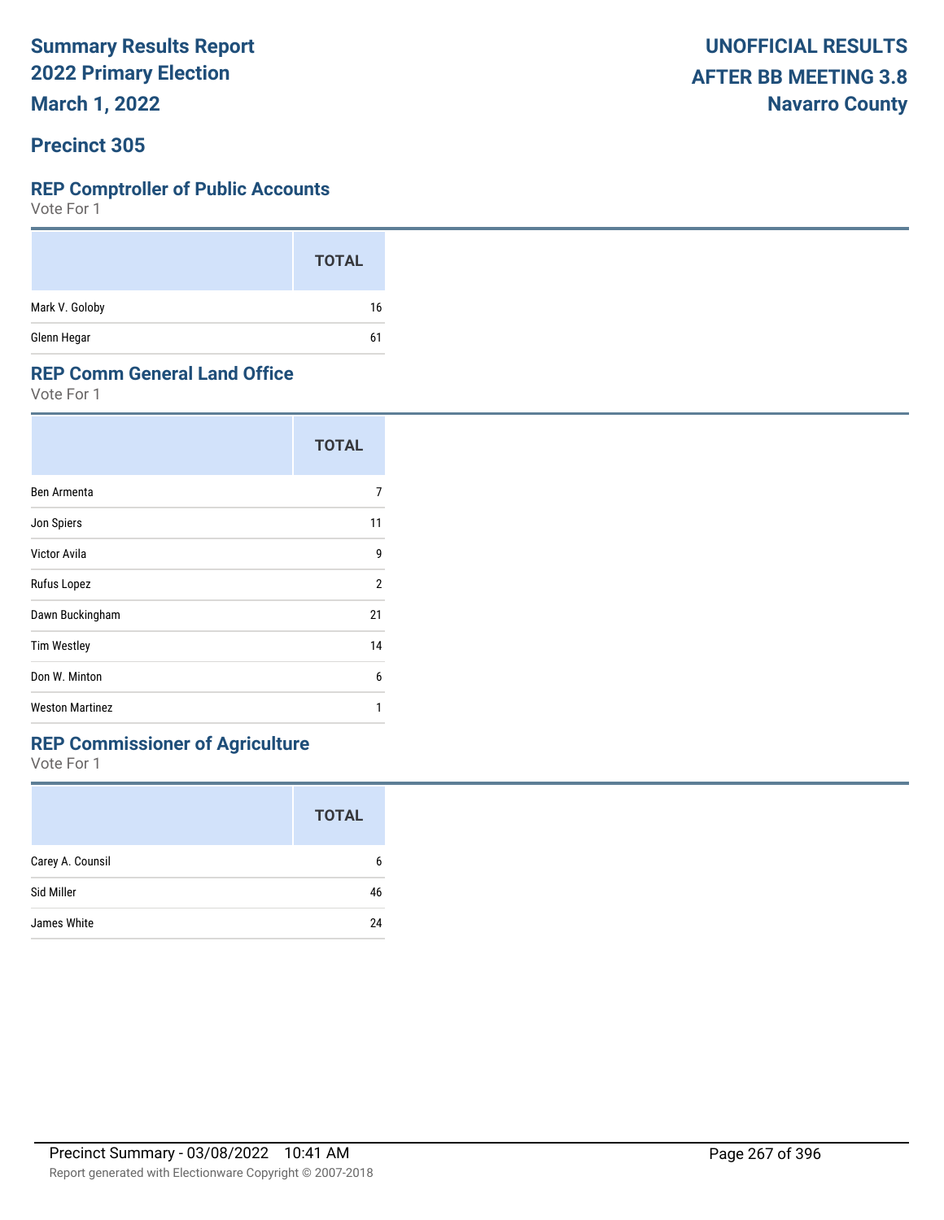**Summary Results Report**
**2022 Primary Election**
**March 1, 2022**

**UNOFFICIAL RESULTS**
**AFTER BB MEETING 3.8**
**Navarro County**

## Precinct 305

### REP Comptroller of Public Accounts

Vote For 1

| | TOTAL |
|---|---|
| Mark V. Goloby | 16 |
| Glenn Hegar | 61 |

### REP Comm General Land Office

Vote For 1

| | TOTAL |
|---|---|
| Ben Armenta | 7 |
| Jon Spiers | 11 |
| Victor Avila | 9 |
| Rufus Lopez | 2 |
| Dawn Buckingham | 21 |
| Tim Westley | 14 |
| Don W. Minton | 6 |
| Weston Martinez | 1 |

### REP Commissioner of Agriculture

Vote For 1

| | TOTAL |
|---|---|
| Carey A. Counsil | 6 |
| Sid Miller | 46 |
| James White | 24 |

Precinct Summary - 03/08/2022 10:41 AM

Report generated with Electionware Copyright © 2007-2018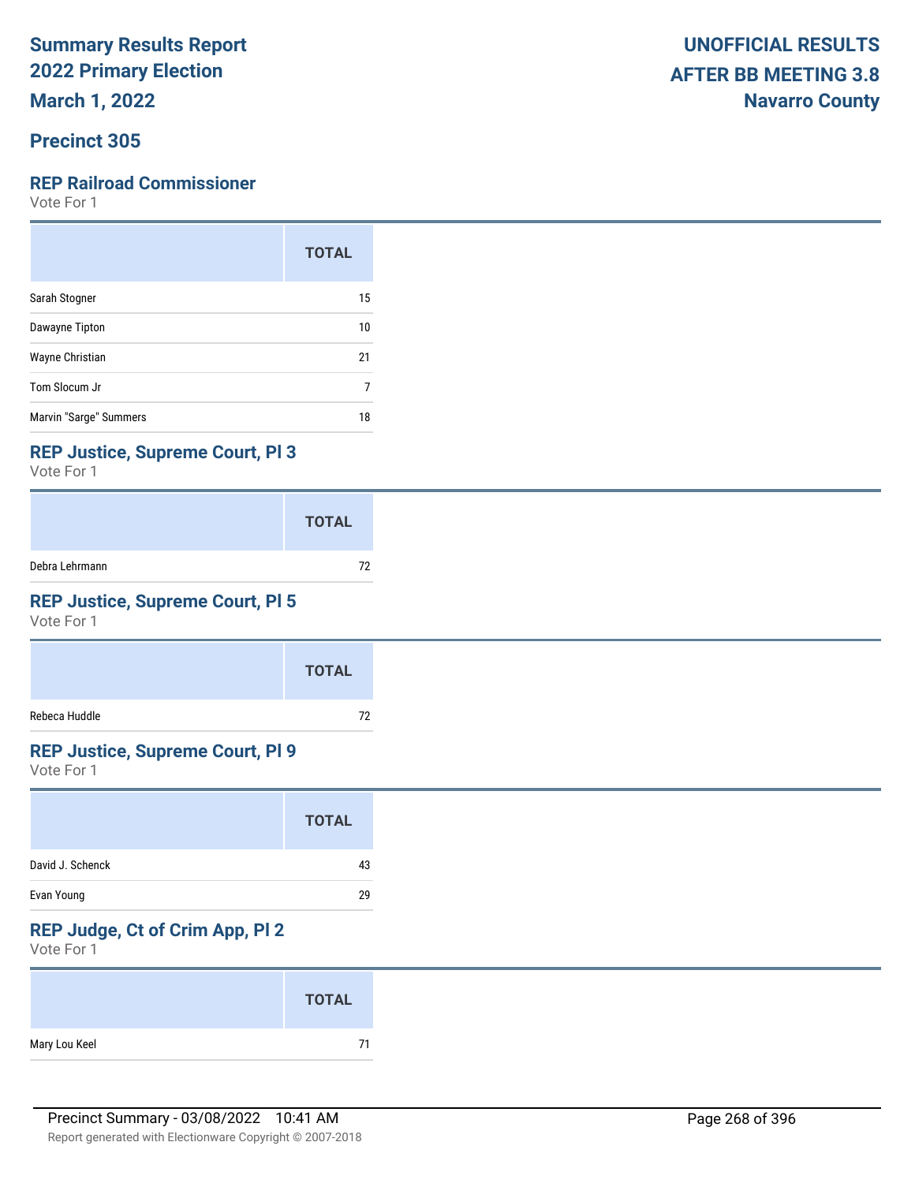# Summary Results Report
## 2022 Primary Election
## March 1, 2022

**UNOFFICIAL RESULTS**
**AFTER BB MEETING 3.8**
**Navarro County**

## Precinct 305

### REP Railroad Commissioner
Vote For 1

| | TOTAL |
|---|---|
| Sarah Stogner | 15 |
| Dawayne Tipton | 10 |
| Wayne Christian | 21 |
| Tom Slocum Jr | 7 |
| Marvin "Sarge" Summers | 18 |

### REP Justice, Supreme Court, Pl 3
Vote For 1

| | TOTAL |
|---|---|
| Debra Lehrmann | 72 |

### REP Justice, Supreme Court, Pl 5
Vote For 1

| | TOTAL |
|---|---|
| Rebeca Huddle | 72 |

### REP Justice, Supreme Court, Pl 9
Vote For 1

| | TOTAL |
|---|---|
| David J. Schenck | 43 |
| Evan Young | 29 |

### REP Judge, Ct of Crim App, Pl 2
Vote For 1

| | TOTAL |
|---|---|
| Mary Lou Keel | 71 |

Precinct Summary - 03/08/2022 10:41 AM

Report generated with Electionware Copyright © 2007-2018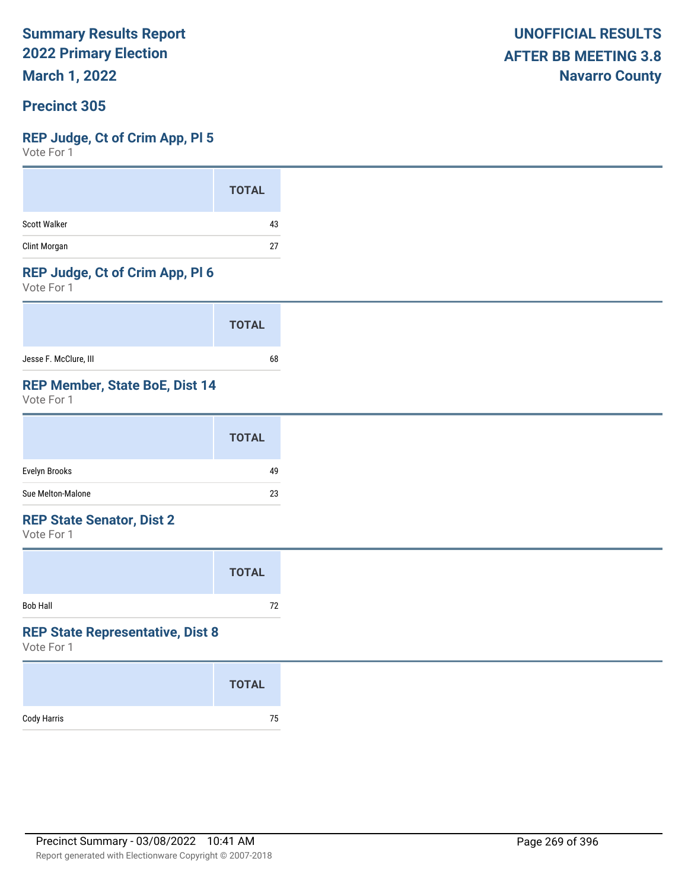**Summary Results Report**
**2022 Primary Election**
**March 1, 2022**

**UNOFFICIAL RESULTS**
**AFTER BB MEETING 3.8**
**Navarro County**

## Precinct 305

### REP Judge, Ct of Crim App, Pl 5

Vote For 1

| | TOTAL |
|---|---|
| Scott Walker | 43 |
| Clint Morgan | 27 |

### REP Judge, Ct of Crim App, Pl 6

Vote For 1

| | TOTAL |
|---|---|
| Jesse F. McClure, III | 68 |

### REP Member, State BoE, Dist 14

Vote For 1

| | TOTAL |
|---|---|
| Evelyn Brooks | 49 |
| Sue Melton-Malone | 23 |

### REP State Senator, Dist 2

Vote For 1

| | TOTAL |
|---|---|
| Bob Hall | 72 |

### REP State Representative, Dist 8

Vote For 1

| | TOTAL |
|---|---|
| Cody Harris | 75 |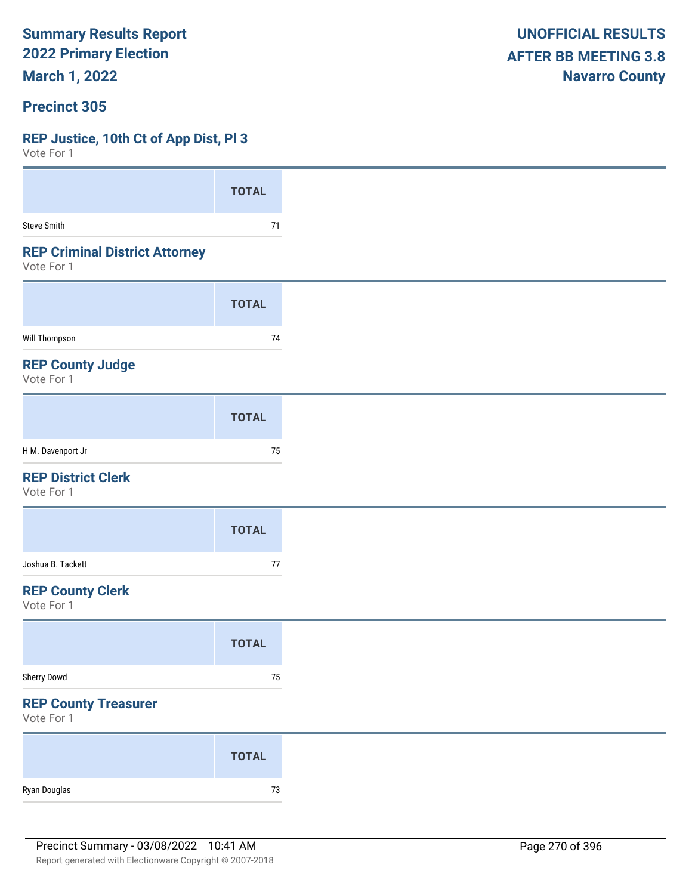# Summary Results Report
# 2022 Primary Election
# March 1, 2022

**UNOFFICIAL RESULTS**
**AFTER BB MEETING 3.8**
**Navarro County**

## Precinct 305

### REP Justice, 10th Ct of App Dist, Pl 3
Vote For 1

| | TOTAL |
|---|---|
| Steve Smith | 71 |

### REP Criminal District Attorney
Vote For 1

| | TOTAL |
|---|---|
| Will Thompson | 74 |

### REP County Judge
Vote For 1

| | TOTAL |
|---|---|
| H M. Davenport Jr | 75 |

### REP District Clerk
Vote For 1

| | TOTAL |
|---|---|
| Joshua B. Tackett | 77 |

### REP County Clerk
Vote For 1

| | TOTAL |
|---|---|
| Sherry Dowd | 75 |

### REP County Treasurer
Vote For 1

| | TOTAL |
|---|---|
| Ryan Douglas | 73 |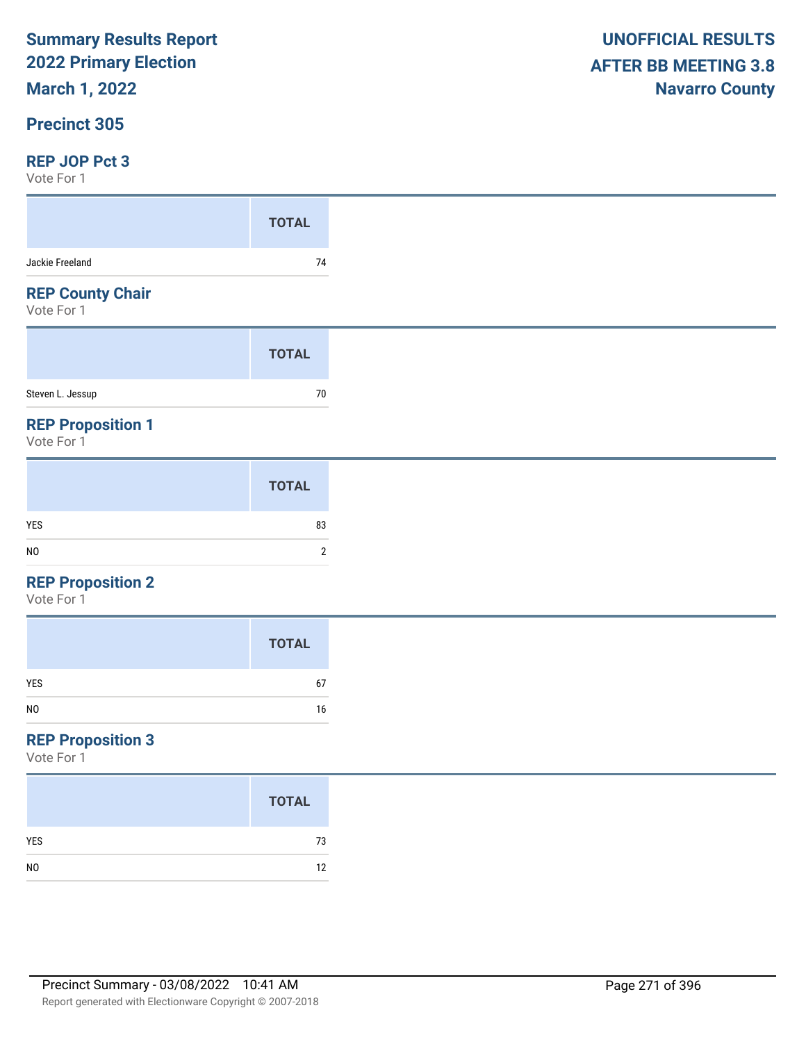# Summary Results Report
# 2022 Primary Election
# March 1, 2022

**UNOFFICIAL RESULTS**
**AFTER BB MEETING 3.8**
**Navarro County**

## Precinct 305

### REP JOP Pct 3
Vote For 1

| | TOTAL |
|---|---|
| Jackie Freeland | 74 |

### REP County Chair
Vote For 1

| | TOTAL |
|---|---|
| Steven L. Jessup | 70 |

### REP Proposition 1
Vote For 1

| | TOTAL |
|---|---|
| YES | 83 |
| NO | 2 |

### REP Proposition 2
Vote For 1

| | TOTAL |
|---|---|
| YES | 67 |
| NO | 16 |

### REP Proposition 3
Vote For 1

| | TOTAL |
|---|---|
| YES | 73 |
| NO | 12 |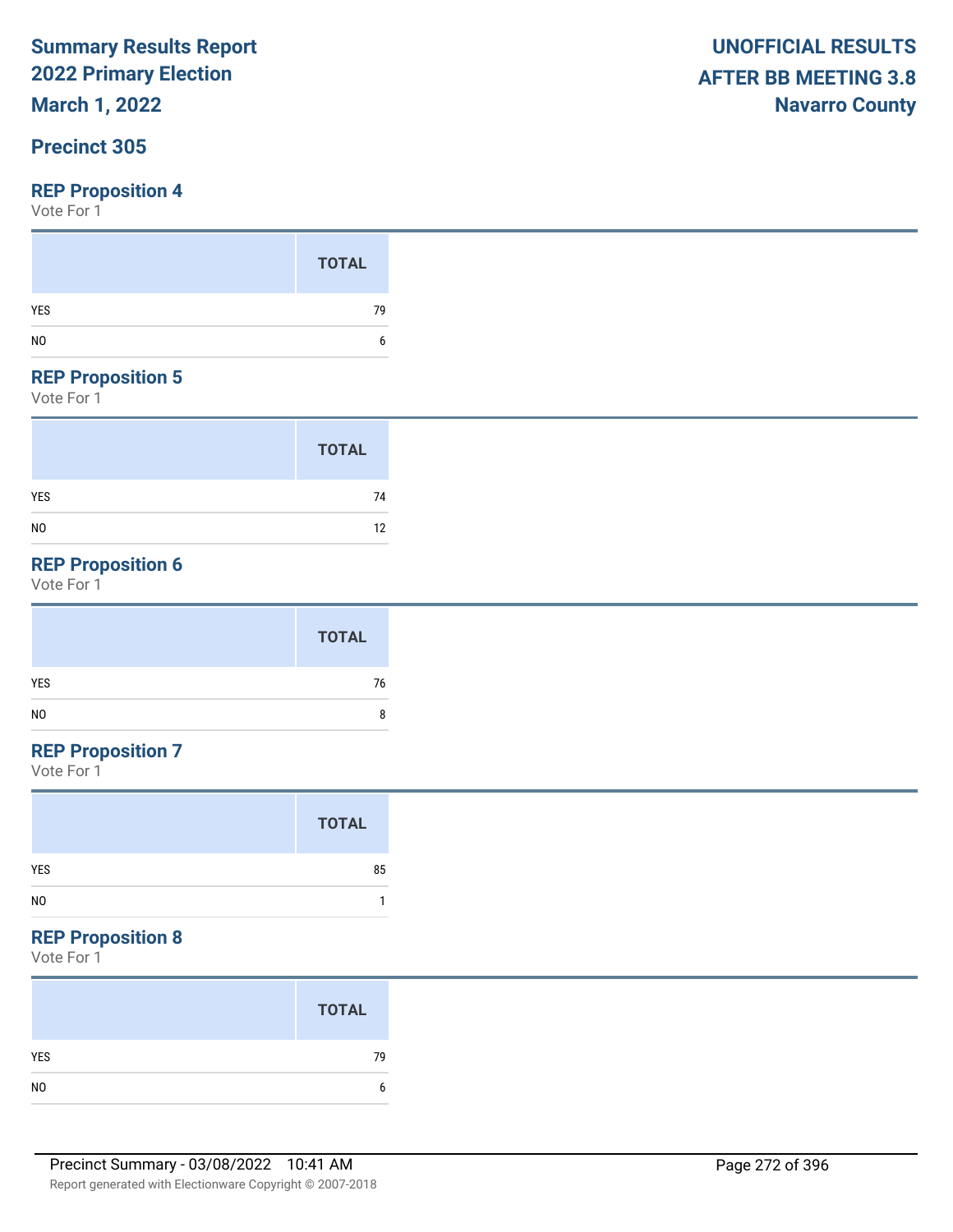# Summary Results Report
# 2022 Primary Election
# March 1, 2022

**UNOFFICIAL RESULTS**
**AFTER BB MEETING 3.8**
**Navarro County**

## Precinct 305

### REP Proposition 4

Vote For 1

| | TOTAL |
|---|---|
| YES | 79 |
| NO | 6 |

### REP Proposition 5

Vote For 1

| | TOTAL |
|---|---|
| YES | 74 |
| NO | 12 |

### REP Proposition 6

Vote For 1

| | TOTAL |
|---|---|
| YES | 76 |
| NO | 8 |

### REP Proposition 7

Vote For 1

| | TOTAL |
|---|---|
| YES | 85 |
| NO | 1 |

### REP Proposition 8

Vote For 1

| | TOTAL |
|---|---|
| YES | 79 |
| NO | 6 |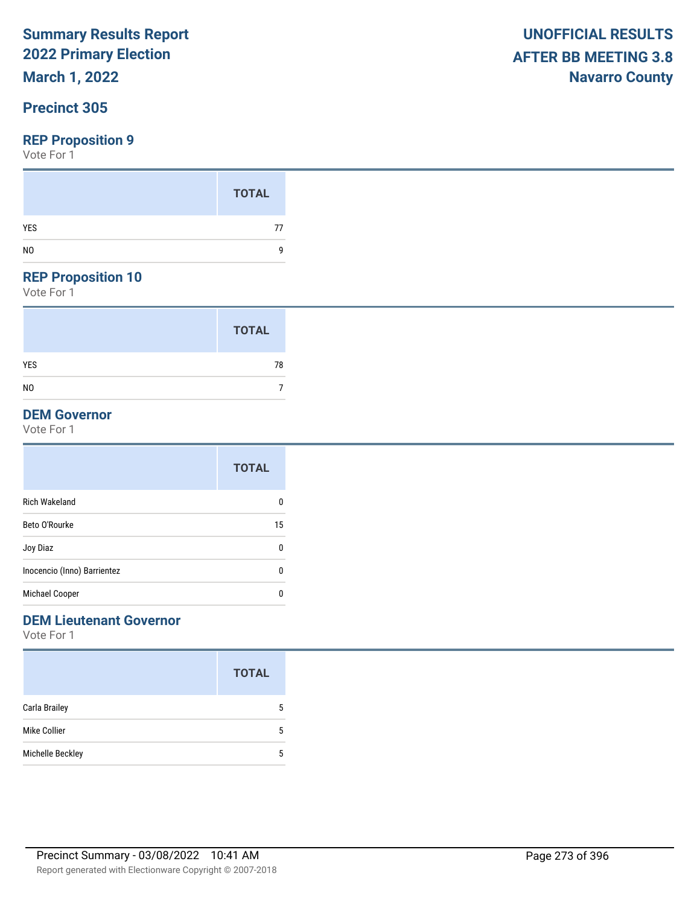# Summary Results Report
# 2022 Primary Election
# March 1, 2022

**UNOFFICIAL RESULTS**
**AFTER BB MEETING 3.8**
**Navarro County**

## Precinct 305

### REP Proposition 9

Vote For 1

| | TOTAL |
|---|---|
| YES | 77 |
| NO | 9 |

### REP Proposition 10

Vote For 1

| | TOTAL |
|---|---|
| YES | 78 |
| NO | 7 |

### DEM Governor

Vote For 1

| | TOTAL |
|---|---|
| Rich Wakeland | 0 |
| Beto O'Rourke | 15 |
| Joy Diaz | 0 |
| Inocencio (Inno) Barrientez | 0 |
| Michael Cooper | 0 |

### DEM Lieutenant Governor

Vote For 1

| | TOTAL |
|---|---|
| Carla Brailey | 5 |
| Mike Collier | 5 |
| Michelle Beckley | 5 |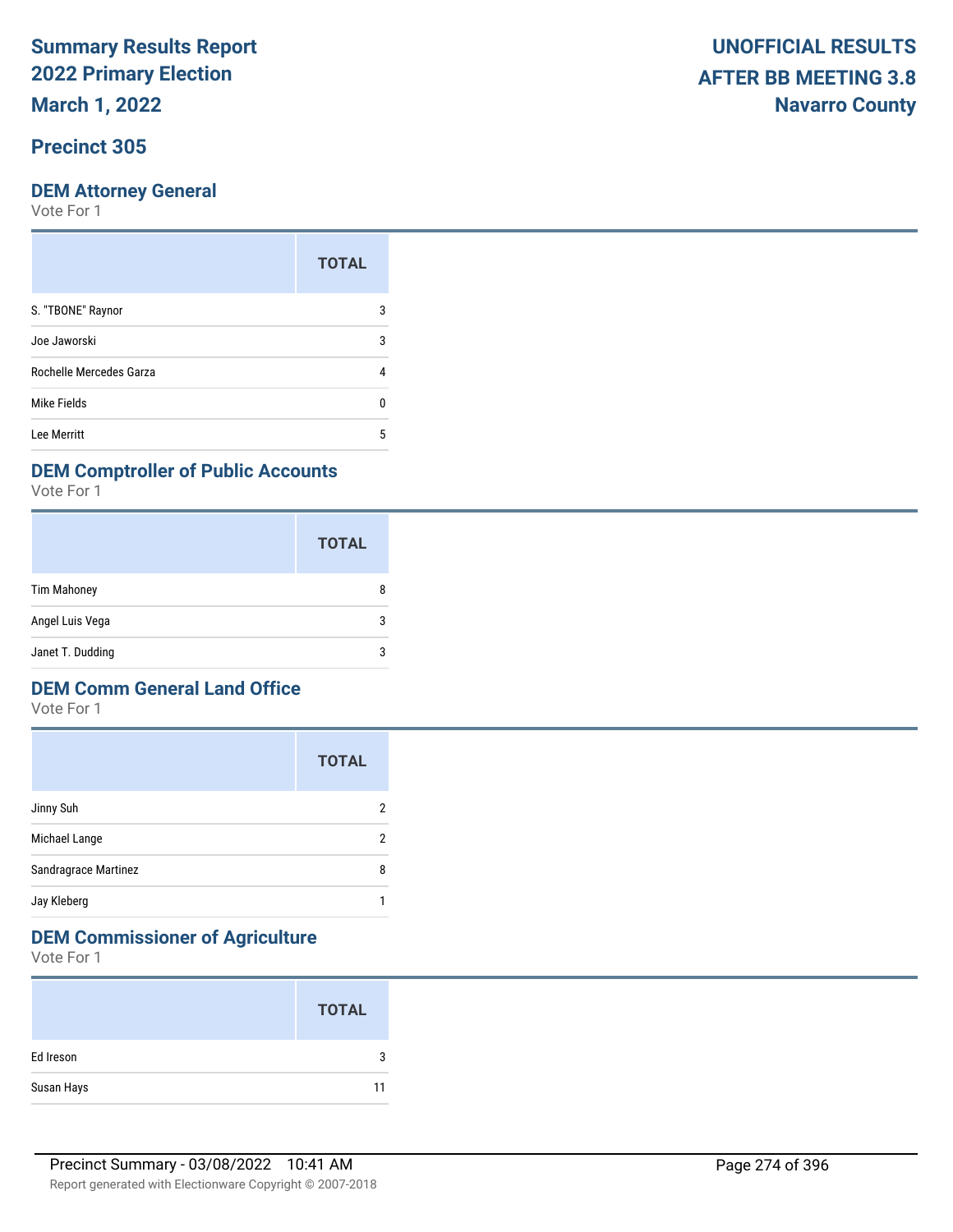# Summary Results Report
# 2022 Primary Election
# March 1, 2022

**UNOFFICIAL RESULTS**
**AFTER BB MEETING 3.8**
**Navarro County**

## Precinct 305

### DEM Attorney General

Vote For 1

| | TOTAL |
|---|---|
| S. "TBONE" Raynor | 3 |
| Joe Jaworski | 3 |
| Rochelle Mercedes Garza | 4 |
| Mike Fields | 0 |
| Lee Merritt | 5 |

### DEM Comptroller of Public Accounts

Vote For 1

| | TOTAL |
|---|---|
| Tim Mahoney | 8 |
| Angel Luis Vega | 3 |
| Janet T. Dudding | 3 |

### DEM Comm General Land Office

Vote For 1

| | TOTAL |
|---|---|
| Jinny Suh | 2 |
| Michael Lange | 2 |
| Sandragrace Martinez | 8 |
| Jay Kleberg | 1 |

### DEM Commissioner of Agriculture

Vote For 1

| | TOTAL |
|---|---|
| Ed Ireson | 3 |
| Susan Hays | 11 |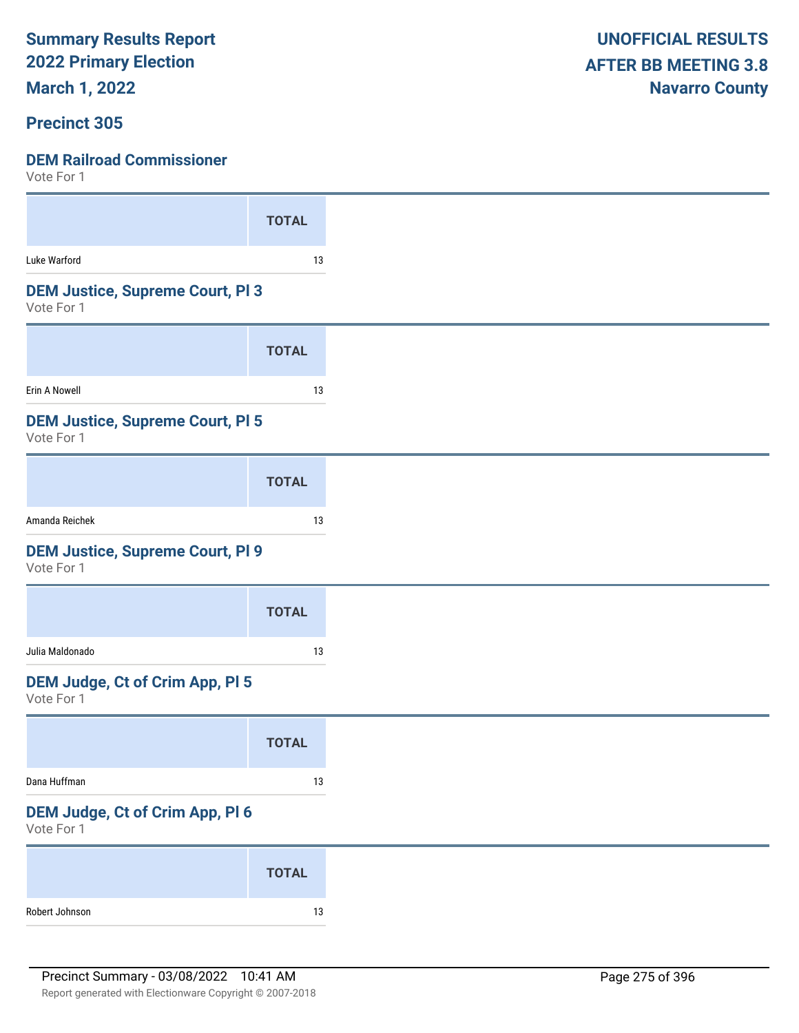Summary Results Report
2022 Primary Election
March 1, 2022

UNOFFICIAL RESULTS
AFTER BB MEETING 3.8
Navarro County

## Precinct 305

### DEM Railroad Commissioner
Vote For 1

| | TOTAL |
|---|---|
| Luke Warford | 13 |

### DEM Justice, Supreme Court, Pl 3
Vote For 1

| | TOTAL |
|---|---|
| Erin A Nowell | 13 |

### DEM Justice, Supreme Court, Pl 5
Vote For 1

| | TOTAL |
|---|---|
| Amanda Reichek | 13 |

### DEM Justice, Supreme Court, Pl 9
Vote For 1

| | TOTAL |
|---|---|
| Julia Maldonado | 13 |

### DEM Judge, Ct of Crim App, Pl 5
Vote For 1

| | TOTAL |
|---|---|
| Dana Huffman | 13 |

### DEM Judge, Ct of Crim App, Pl 6
Vote For 1

| | TOTAL |
|---|---|
| Robert Johnson | 13 |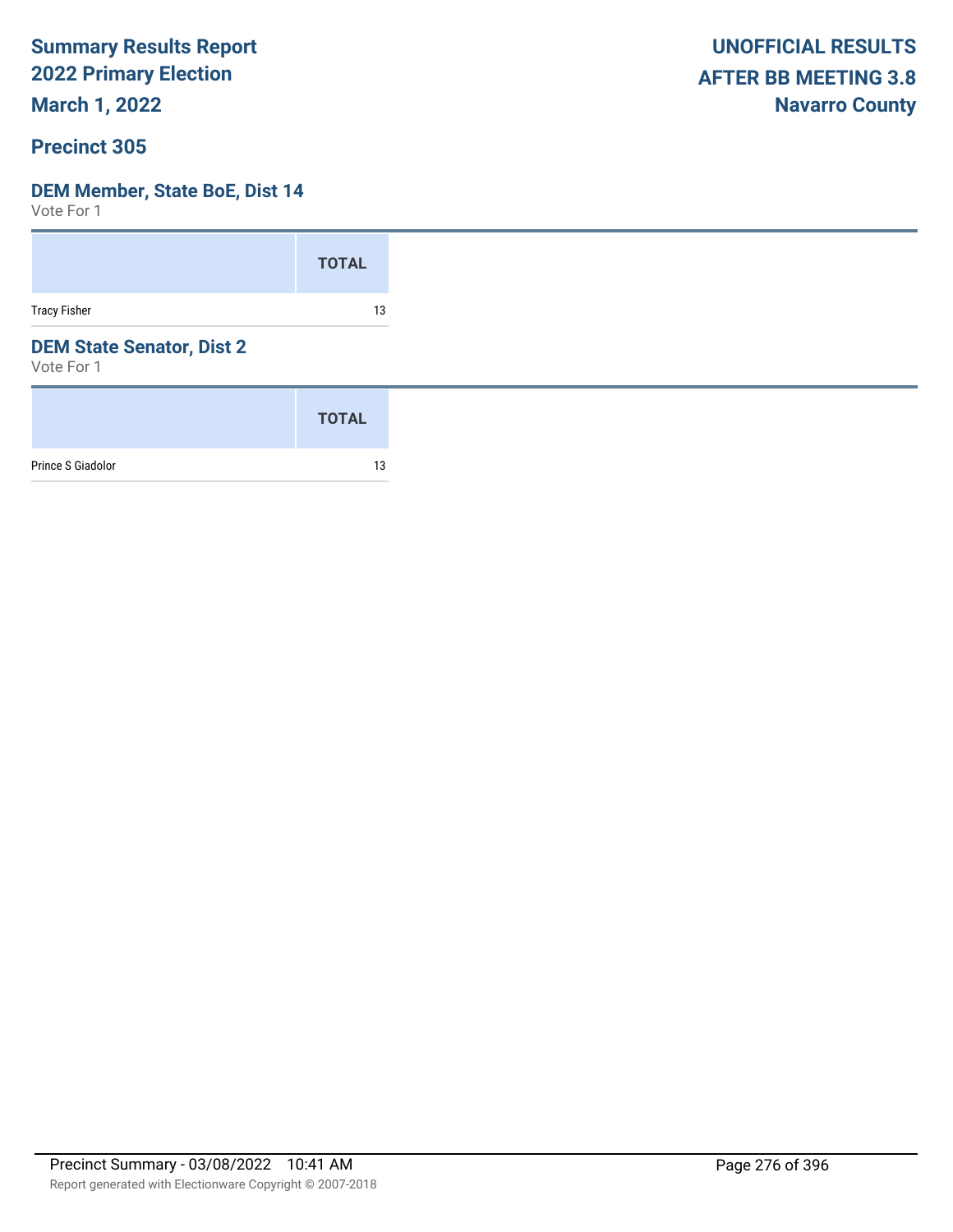**Summary Results Report**
**2022 Primary Election**
**March 1, 2022**

**UNOFFICIAL RESULTS**
**AFTER BB MEETING 3.8**
**Navarro County**

## Precinct 305

### DEM Member, State BoE, Dist 14

Vote For 1

| | TOTAL |
|---|---|
| Tracy Fisher | 13 |

### DEM State Senator, Dist 2

Vote For 1

| | TOTAL |
|---|---|
| Prince S Giadolor | 13 |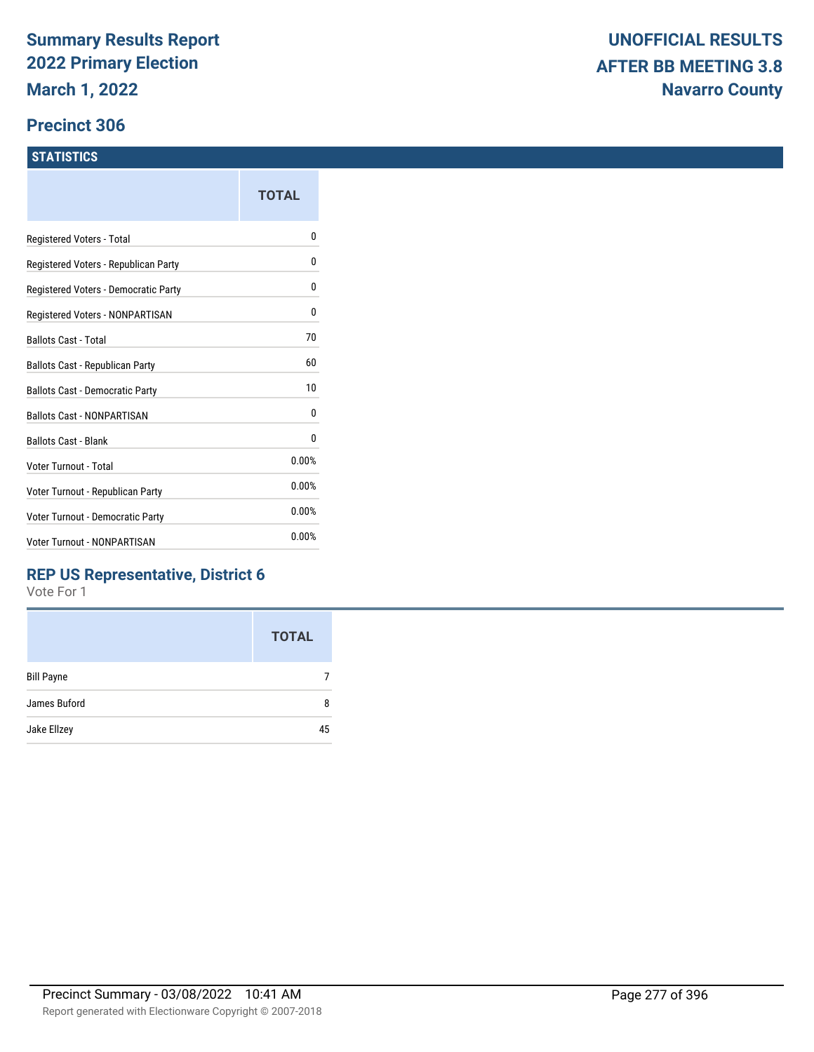# Summary Results Report 2022 Primary Election

**March 1, 2022**

**UNOFFICIAL RESULTS AFTER BB MEETING 3.8**
**Navarro County**

## Precinct 306

### STATISTICS

| | TOTAL |
|---|---|
| Registered Voters - Total | 0 |
| Registered Voters - Republican Party | 0 |
| Registered Voters - Democratic Party | 0 |
| Registered Voters - NONPARTISAN | 0 |
| Ballots Cast - Total | 70 |
| Ballots Cast - Republican Party | 60 |
| Ballots Cast - Democratic Party | 10 |
| Ballots Cast - NONPARTISAN | 0 |
| Ballots Cast - Blank | 0 |
| Voter Turnout - Total | 0.00% |
| Voter Turnout - Republican Party | 0.00% |
| Voter Turnout - Democratic Party | 0.00% |
| Voter Turnout - NONPARTISAN | 0.00% |

### REP US Representative, District 6

Vote For 1

| | TOTAL |
|---|---|
| Bill Payne | 7 |
| James Buford | 8 |
| Jake Ellzey | 45 |

Precinct Summary - 03/08/2022 10:41 AM

Report generated with Electionware Copyright © 2007-2018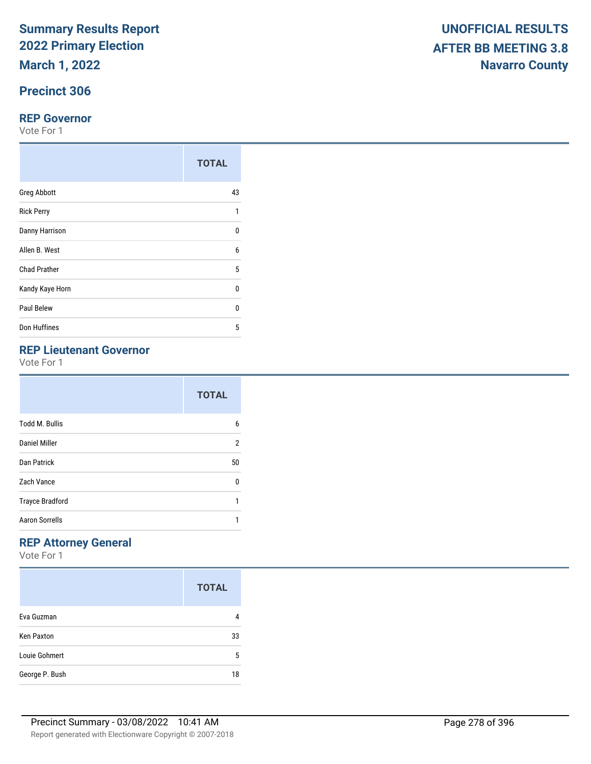**Summary Results Report**
**2022 Primary Election**
**March 1, 2022**

**UNOFFICIAL RESULTS**
**AFTER BB MEETING 3.8**
**Navarro County**

## Precinct 306

### REP Governor

Vote For 1

| | TOTAL |
|---|---|
| Greg Abbott | 43 |
| Rick Perry | 1 |
| Danny Harrison | 0 |
| Allen B. West | 6 |
| Chad Prather | 5 |
| Kandy Kaye Horn | 0 |
| Paul Belew | 0 |
| Don Huffines | 5 |

### REP Lieutenant Governor

Vote For 1

| | TOTAL |
|---|---|
| Todd M. Bullis | 6 |
| Daniel Miller | 2 |
| Dan Patrick | 50 |
| Zach Vance | 0 |
| Trayce Bradford | 1 |
| Aaron Sorrells | 1 |

### REP Attorney General

Vote For 1

| | TOTAL |
|---|---|
| Eva Guzman | 4 |
| Ken Paxton | 33 |
| Louie Gohmert | 5 |
| George P. Bush | 18 |

Precinct Summary - 03/08/2022 10:41 AM

Report generated with Electionware Copyright © 2007-2018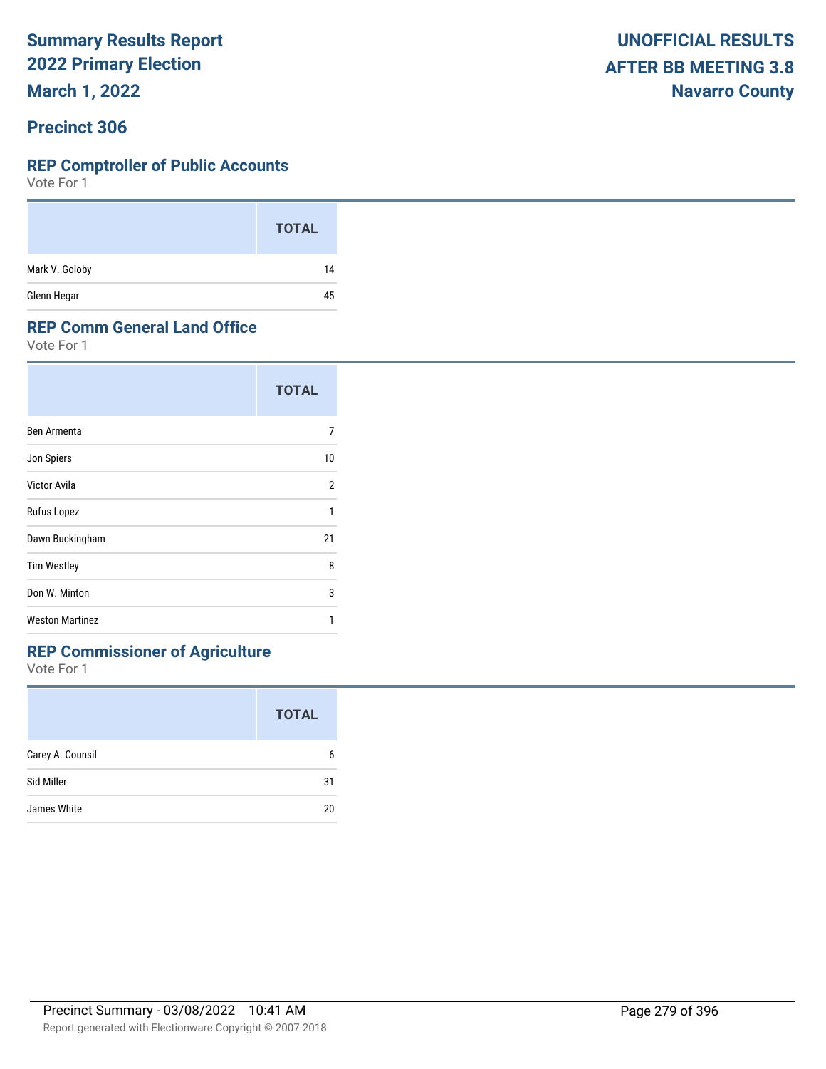# Summary Results Report
## 2022 Primary Election
## March 1, 2022

**UNOFFICIAL RESULTS**
**AFTER BB MEETING 3.8**
**Navarro County**

## Precinct 306

### REP Comptroller of Public Accounts
Vote For 1

| | TOTAL |
|---|---|
| Mark V. Goloby | 14 |
| Glenn Hegar | 45 |

### REP Comm General Land Office
Vote For 1

| | TOTAL |
|---|---|
| Ben Armenta | 7 |
| Jon Spiers | 10 |
| Victor Avila | 2 |
| Rufus Lopez | 1 |
| Dawn Buckingham | 21 |
| Tim Westley | 8 |
| Don W. Minton | 3 |
| Weston Martinez | 1 |

### REP Commissioner of Agriculture
Vote For 1

| | TOTAL |
|---|---|
| Carey A. Counsil | 6 |
| Sid Miller | 31 |
| James White | 20 |

Precinct Summary - 03/08/2022 10:41 AM

Report generated with Electionware Copyright © 2007-2018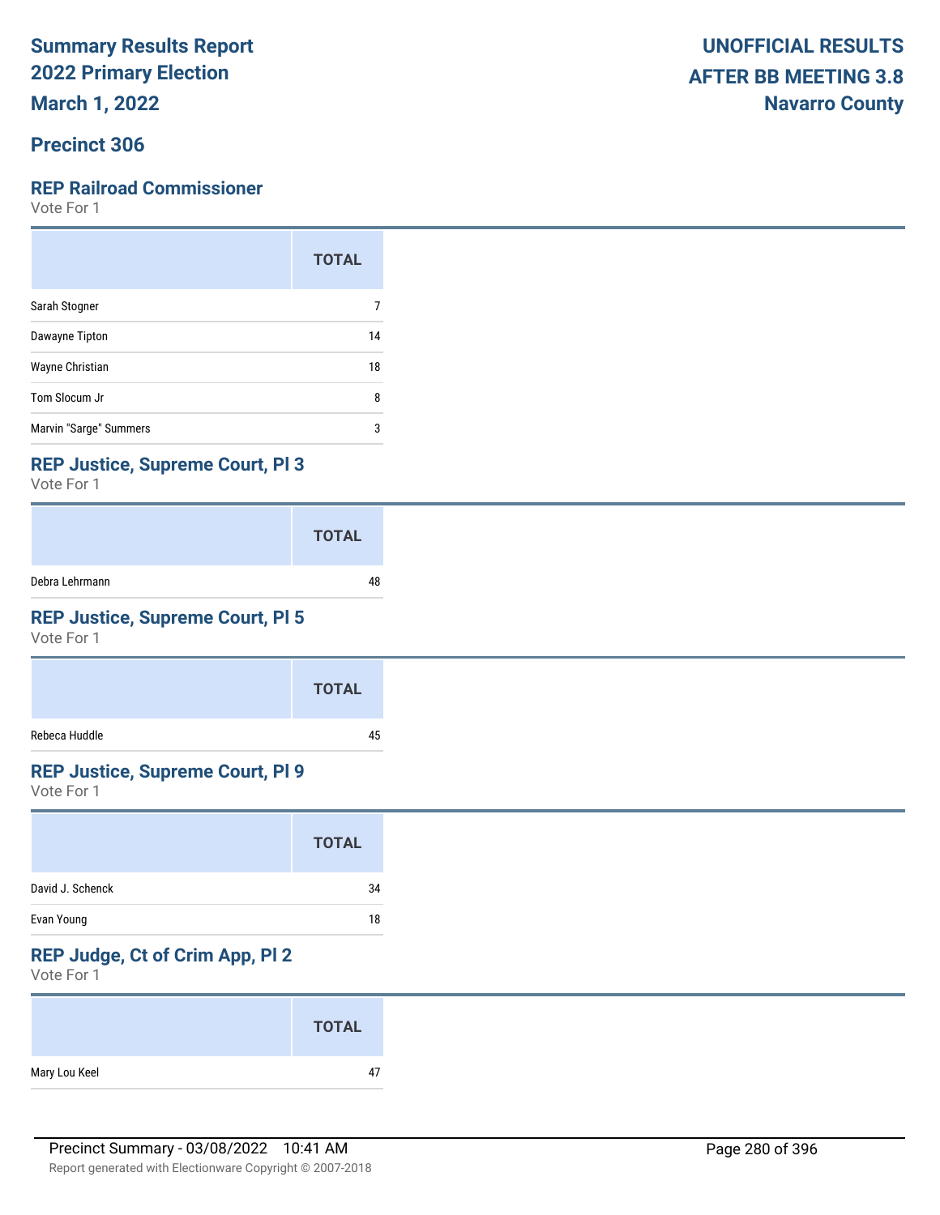# Summary Results Report
# 2022 Primary Election
# March 1, 2022

**UNOFFICIAL RESULTS AFTER BB MEETING 3.8 Navarro County**

## Precinct 306

### REP Railroad Commissioner

Vote For 1

| | TOTAL |
|---|---|
| Sarah Stogner | 7 |
| Dawayne Tipton | 14 |
| Wayne Christian | 18 |
| Tom Slocum Jr | 8 |
| Marvin "Sarge" Summers | 3 |

### REP Justice, Supreme Court, Pl 3

Vote For 1

| | TOTAL |
|---|---|
| Debra Lehrmann | 48 |

### REP Justice, Supreme Court, Pl 5

Vote For 1

| | TOTAL |
|---|---|
| Rebeca Huddle | 45 |

### REP Justice, Supreme Court, Pl 9

Vote For 1

| | TOTAL |
|---|---|
| David J. Schenck | 34 |
| Evan Young | 18 |

### REP Judge, Ct of Crim App, Pl 2

Vote For 1

| | TOTAL |
|---|---|
| Mary Lou Keel | 47 |

Precinct Summary - 03/08/2022 10:41 AM

Report generated with Electionware Copyright © 2007-2018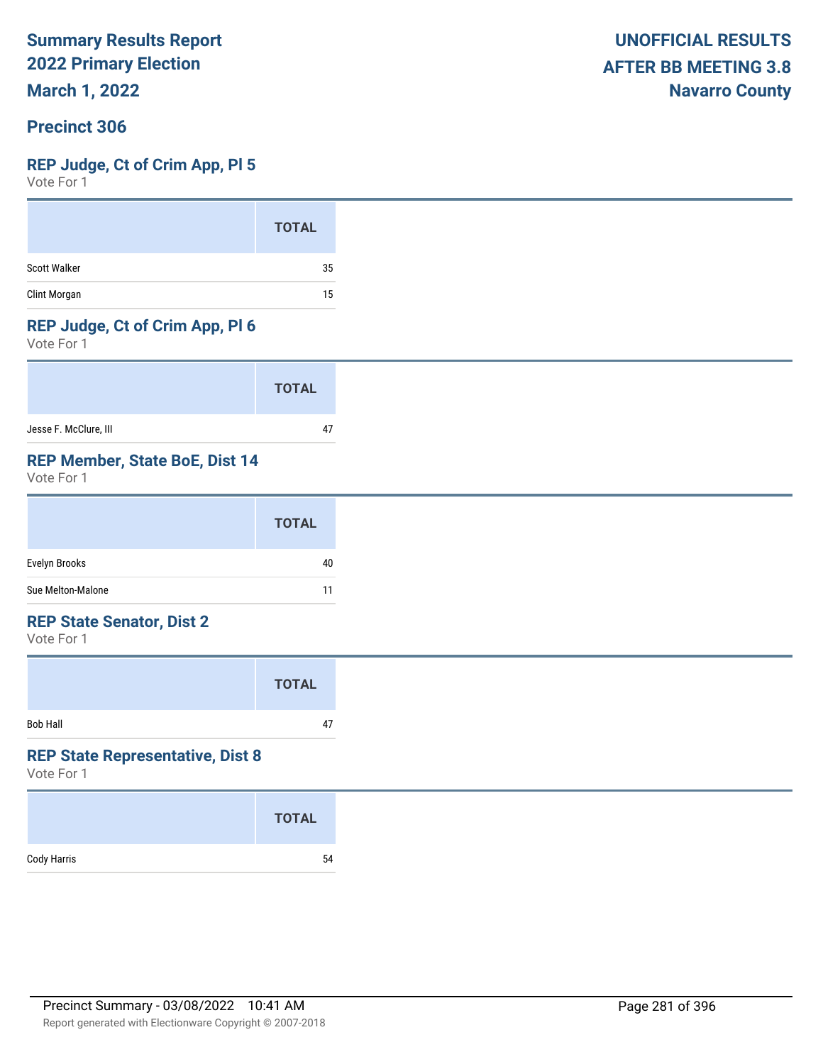**Summary Results Report**
**2022 Primary Election**
**March 1, 2022**

**UNOFFICIAL RESULTS**
**AFTER BB MEETING 3.8**
**Navarro County**

## Precinct 306

### REP Judge, Ct of Crim App, Pl 5

Vote For 1

| | TOTAL |
|---|---|
| Scott Walker | 35 |
| Clint Morgan | 15 |

### REP Judge, Ct of Crim App, Pl 6

Vote For 1

| | TOTAL |
|---|---|
| Jesse F. McClure, III | 47 |

### REP Member, State BoE, Dist 14

Vote For 1

| | TOTAL |
|---|---|
| Evelyn Brooks | 40 |
| Sue Melton-Malone | 11 |

### REP State Senator, Dist 2

Vote For 1

| | TOTAL |
|---|---|
| Bob Hall | 47 |

### REP State Representative, Dist 8

Vote For 1

| | TOTAL |
|---|---|
| Cody Harris | 54 |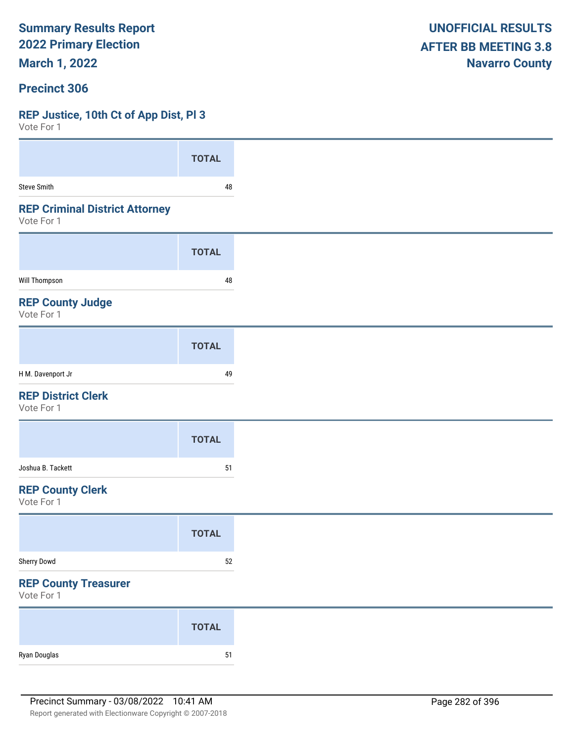**Summary Results Report**
**2022 Primary Election**
**March 1, 2022**

**UNOFFICIAL RESULTS**
**AFTER BB MEETING 3.8**
**Navarro County**

## Precinct 306

### REP Justice, 10th Ct of App Dist, Pl 3

Vote For 1

| | TOTAL |
|---|---|
| Steve Smith | 48 |

### REP Criminal District Attorney

Vote For 1

| | TOTAL |
|---|---|
| Will Thompson | 48 |

### REP County Judge

Vote For 1

| | TOTAL |
|---|---|
| H M. Davenport Jr | 49 |

### REP District Clerk

Vote For 1

| | TOTAL |
|---|---|
| Joshua B. Tackett | 51 |

### REP County Clerk

Vote For 1

| | TOTAL |
|---|---|
| Sherry Dowd | 52 |

### REP County Treasurer

Vote For 1

| | TOTAL |
|---|---|
| Ryan Douglas | 51 |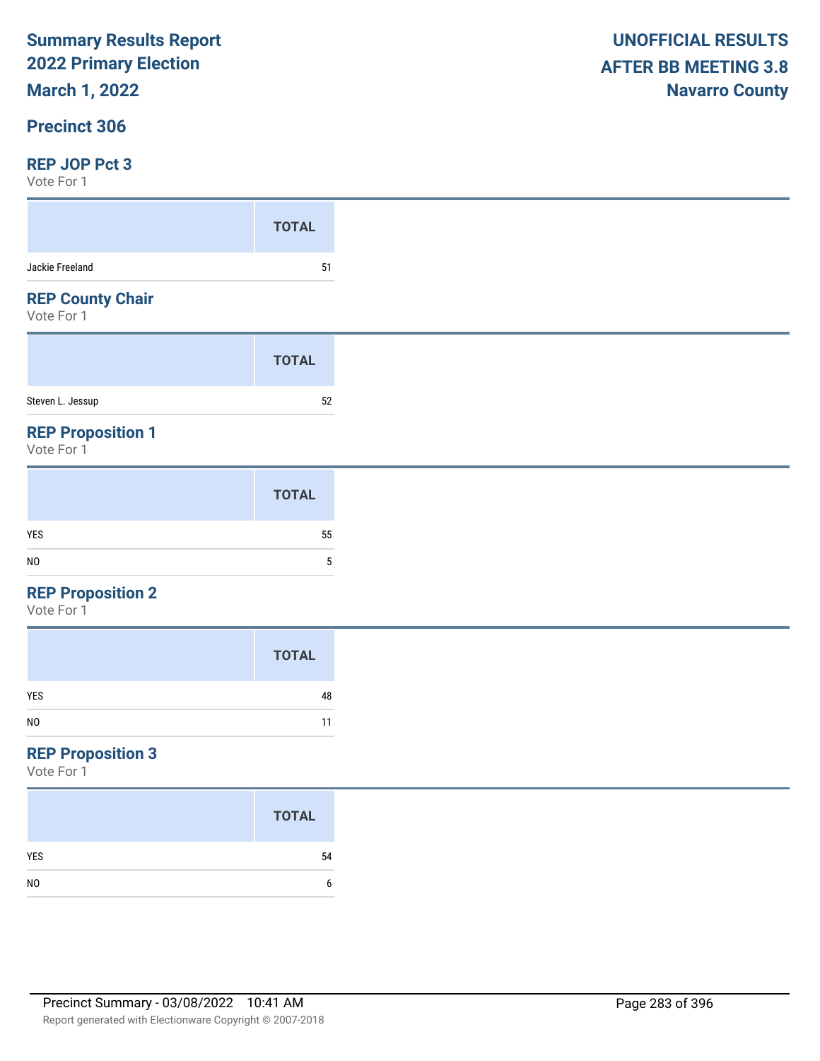**Summary Results Report**
**2022 Primary Election**
**March 1, 2022**

**UNOFFICIAL RESULTS**
**AFTER BB MEETING 3.8**
**Navarro County**

## Precinct 306

### REP JOP Pct 3

Vote For 1

| | TOTAL |
|---|---|
| Jackie Freeland | 51 |

### REP County Chair

Vote For 1

| | TOTAL |
|---|---|
| Steven L. Jessup | 52 |

### REP Proposition 1

Vote For 1

| | TOTAL |
|---|---|
| YES | 55 |
| NO | 5 |

### REP Proposition 2

Vote For 1

| | TOTAL |
|---|---|
| YES | 48 |
| NO | 11 |

### REP Proposition 3

Vote For 1

| | TOTAL |
|---|---|
| YES | 54 |
| NO | 6 |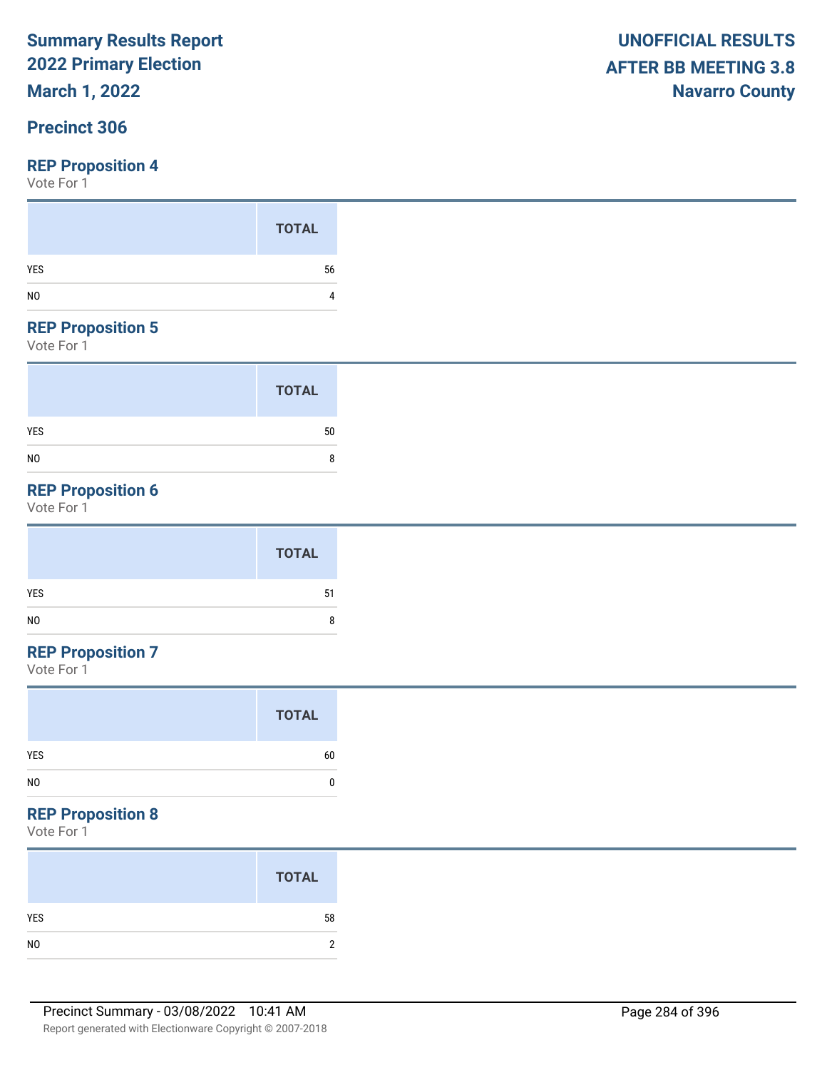**Summary Results Report**
**2022 Primary Election**
**March 1, 2022**

**UNOFFICIAL RESULTS**
**AFTER BB MEETING 3.8**
**Navarro County**

## Precinct 306

### REP Proposition 4

Vote For 1

| | TOTAL |
|---|---|
| YES | 56 |
| NO | 4 |

### REP Proposition 5

Vote For 1

| | TOTAL |
|---|---|
| YES | 50 |
| NO | 8 |

### REP Proposition 6

Vote For 1

| | TOTAL |
|---|---|
| YES | 51 |
| NO | 8 |

### REP Proposition 7

Vote For 1

| | TOTAL |
|---|---|
| YES | 60 |
| NO | 0 |

### REP Proposition 8

Vote For 1

| | TOTAL |
|---|---|
| YES | 58 |
| NO | 2 |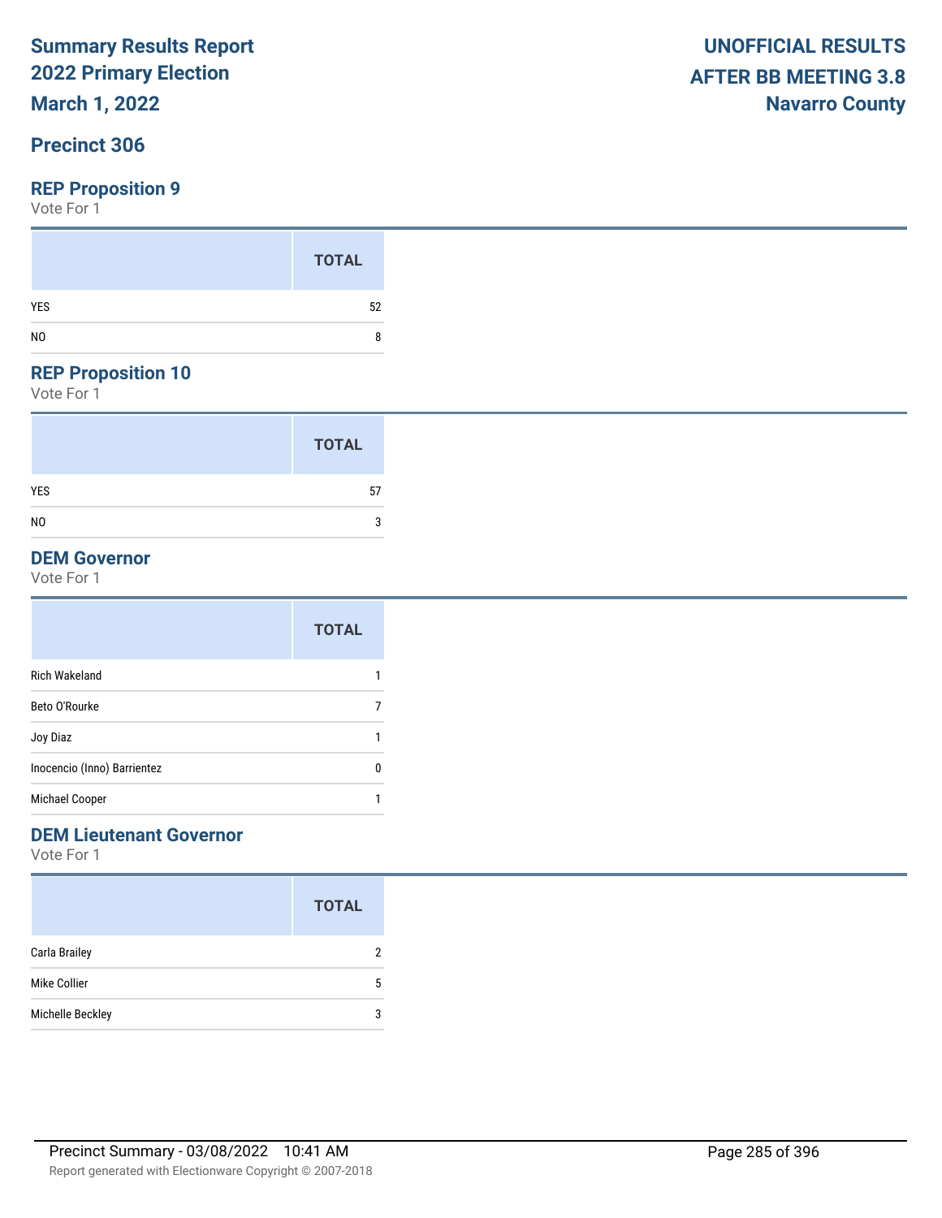# Summary Results Report
## 2022 Primary Election
### March 1, 2022

**UNOFFICIAL RESULTS**
**AFTER BB MEETING 3.8**
**Navarro County**

## Precinct 306

### REP Proposition 9

Vote For 1

| | TOTAL |
|---|---|
| YES | 52 |
| NO | 8 |

### REP Proposition 10

Vote For 1

| | TOTAL |
|---|---|
| YES | 57 |
| NO | 3 |

### DEM Governor

Vote For 1

| | TOTAL |
|---|---|
| Rich Wakeland | 1 |
| Beto O'Rourke | 7 |
| Joy Diaz | 1 |
| Inocencio (Inno) Barrientez | 0 |
| Michael Cooper | 1 |

### DEM Lieutenant Governor

Vote For 1

| | TOTAL |
|---|---|
| Carla Brailey | 2 |
| Mike Collier | 5 |
| Michelle Beckley | 3 |

Precinct Summary - 03/08/2022 10:41 AM

Report generated with Electionware Copyright © 2007-2018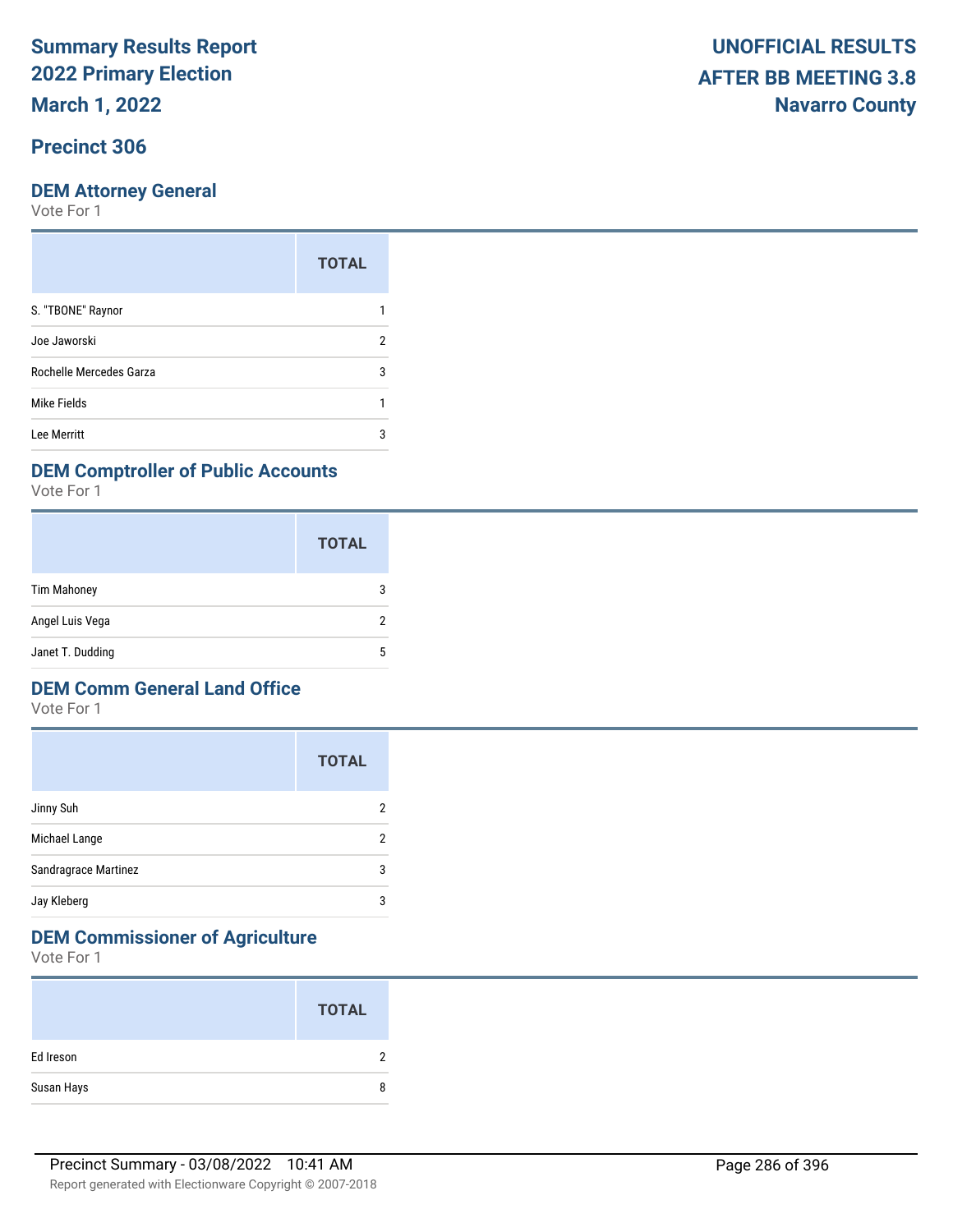**Summary Results Report**
**2022 Primary Election**
**March 1, 2022**

**UNOFFICIAL RESULTS**
**AFTER BB MEETING 3.8**
**Navarro County**

## Precinct 306

### DEM Attorney General

Vote For 1

| | TOTAL |
|---|---|
| S. "TBONE" Raynor | 1 |
| Joe Jaworski | 2 |
| Rochelle Mercedes Garza | 3 |
| Mike Fields | 1 |
| Lee Merritt | 3 |

### DEM Comptroller of Public Accounts

Vote For 1

| | TOTAL |
|---|---|
| Tim Mahoney | 3 |
| Angel Luis Vega | 2 |
| Janet T. Dudding | 5 |

### DEM Comm General Land Office

Vote For 1

| | TOTAL |
|---|---|
| Jinny Suh | 2 |
| Michael Lange | 2 |
| Sandragrace Martinez | 3 |
| Jay Kleberg | 3 |

### DEM Commissioner of Agriculture

Vote For 1

| | TOTAL |
|---|---|
| Ed Ireson | 2 |
| Susan Hays | 8 |

Precinct Summary - 03/08/2022 10:41 AM

Report generated with Electionware Copyright © 2007-2018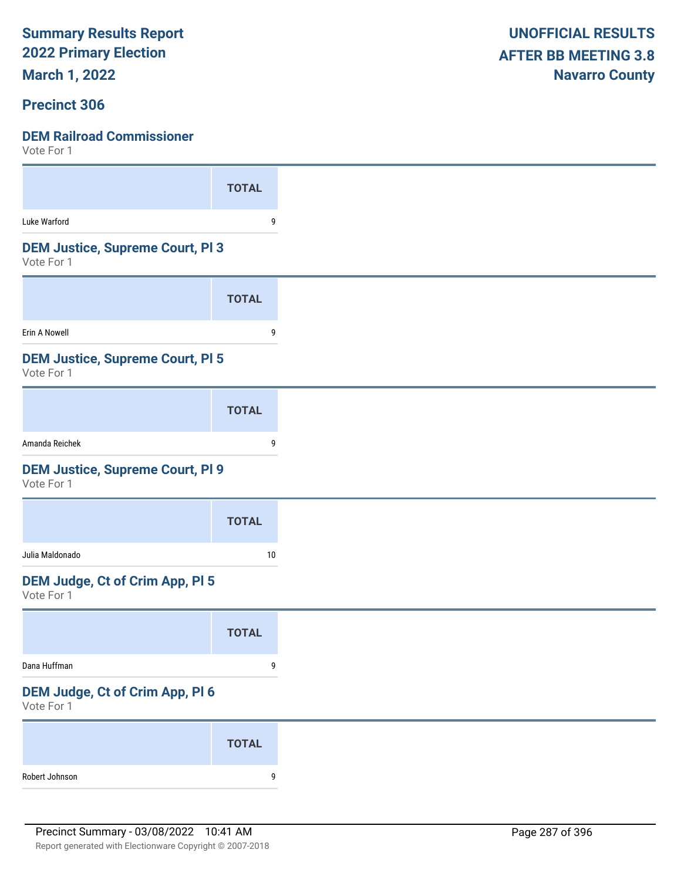**Summary Results Report**
**2022 Primary Election**
**March 1, 2022**

**UNOFFICIAL RESULTS**
**AFTER BB MEETING 3.8**
**Navarro County**

## Precinct 306

### DEM Railroad Commissioner
Vote For 1

| | TOTAL |
|---|---|
| Luke Warford | 9 |

### DEM Justice, Supreme Court, Pl 3
Vote For 1

| | TOTAL |
|---|---|
| Erin A Nowell | 9 |

### DEM Justice, Supreme Court, Pl 5
Vote For 1

| | TOTAL |
|---|---|
| Amanda Reichek | 9 |

### DEM Justice, Supreme Court, Pl 9
Vote For 1

| | TOTAL |
|---|---|
| Julia Maldonado | 10 |

### DEM Judge, Ct of Crim App, Pl 5
Vote For 1

| | TOTAL |
|---|---|
| Dana Huffman | 9 |

### DEM Judge, Ct of Crim App, Pl 6
Vote For 1

| | TOTAL |
|---|---|
| Robert Johnson | 9 |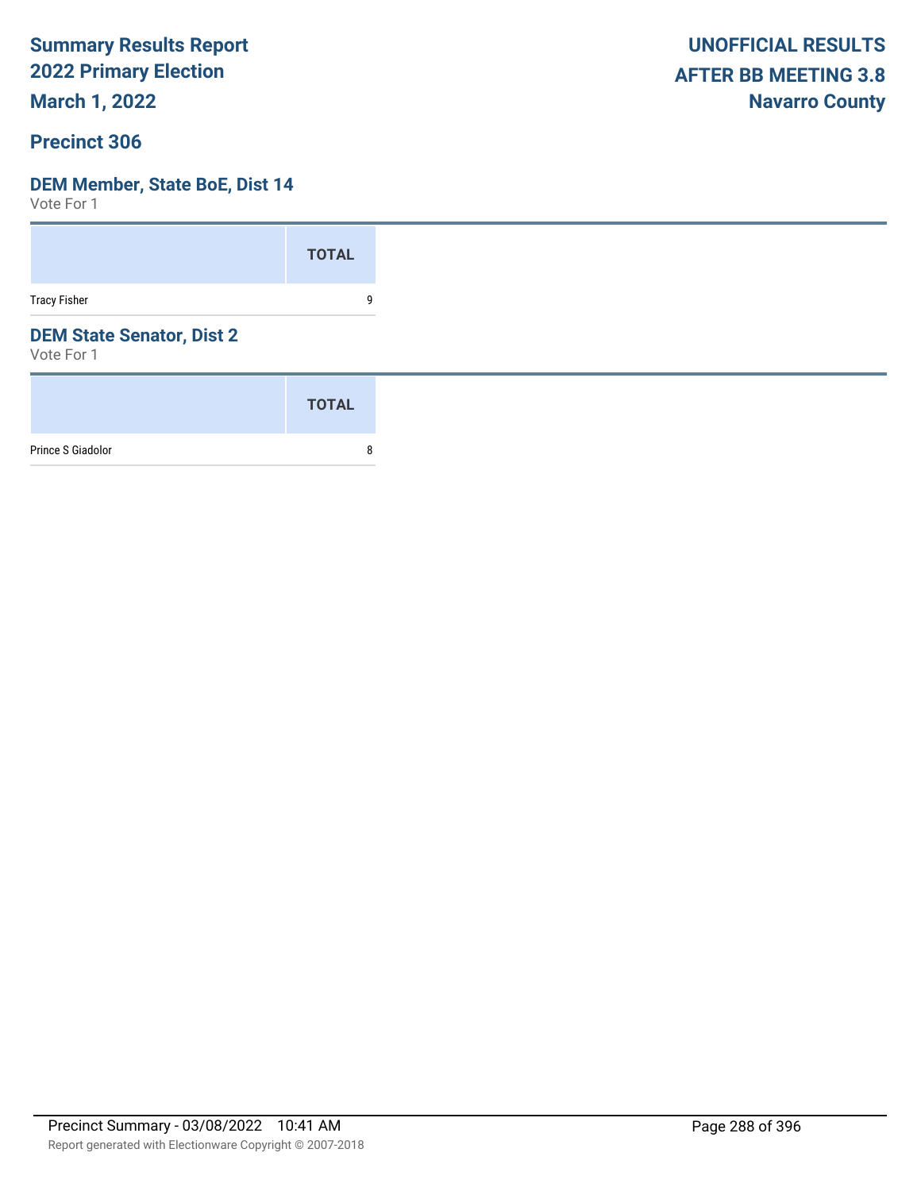# Summary Results Report
## 2022 Primary Election
## March 1, 2022

**UNOFFICIAL RESULTS**
**AFTER BB MEETING 3.8**
**Navarro County**

## Precinct 306

### DEM Member, State BoE, Dist 14
Vote For 1

| | TOTAL |
|---|---|
| Tracy Fisher | 9 |

### DEM State Senator, Dist 2
Vote For 1

| | TOTAL |
|---|---|
| Prince S Giadolor | 8 |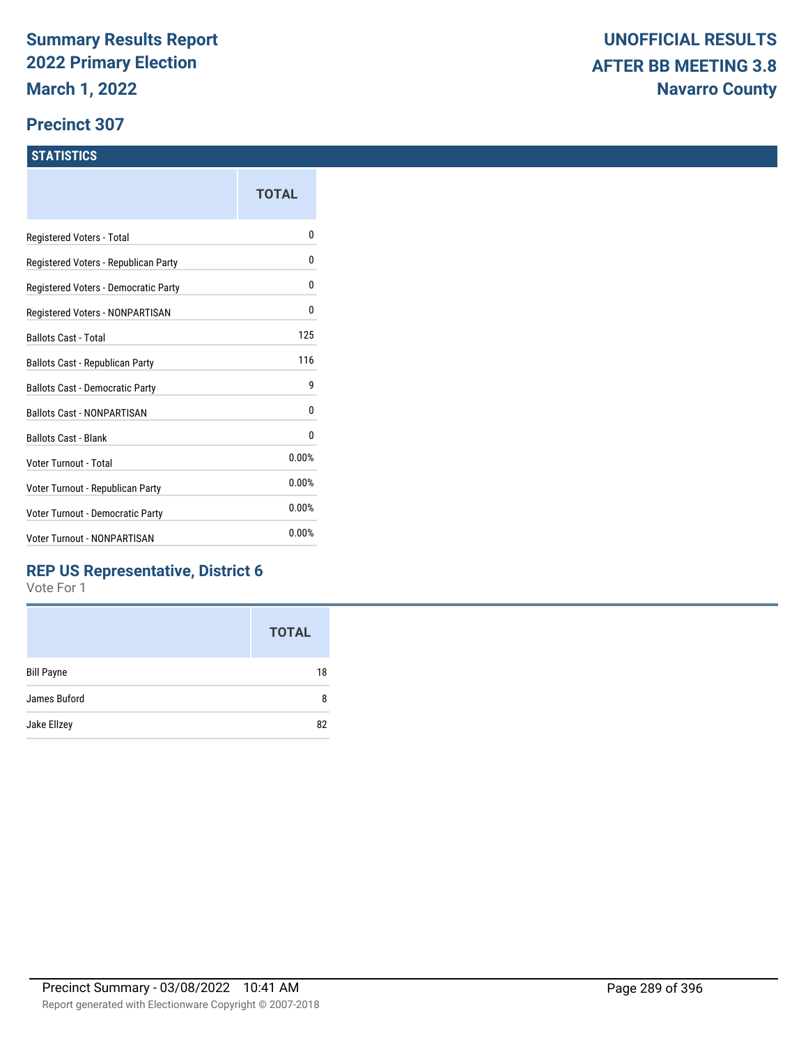# Summary Results Report
## 2022 Primary Election
### March 1, 2022

**UNOFFICIAL RESULTS**
**AFTER BB MEETING 3.8**
**Navarro County**

## Precinct 307

### STATISTICS

| | TOTAL |
|---|---|
| Registered Voters - Total | 0 |
| Registered Voters - Republican Party | 0 |
| Registered Voters - Democratic Party | 0 |
| Registered Voters - NONPARTISAN | 0 |
| Ballots Cast - Total | 125 |
| Ballots Cast - Republican Party | 116 |
| Ballots Cast - Democratic Party | 9 |
| Ballots Cast - NONPARTISAN | 0 |
| Ballots Cast - Blank | 0 |
| Voter Turnout - Total | 0.00% |
| Voter Turnout - Republican Party | 0.00% |
| Voter Turnout - Democratic Party | 0.00% |
| Voter Turnout - NONPARTISAN | 0.00% |

### REP US Representative, District 6

Vote For 1

| | TOTAL |
|---|---|
| Bill Payne | 18 |
| James Buford | 8 |
| Jake Ellzey | 82 |

Precinct Summary - 03/08/2022 10:41 AM

Report generated with Electionware Copyright © 2007-2018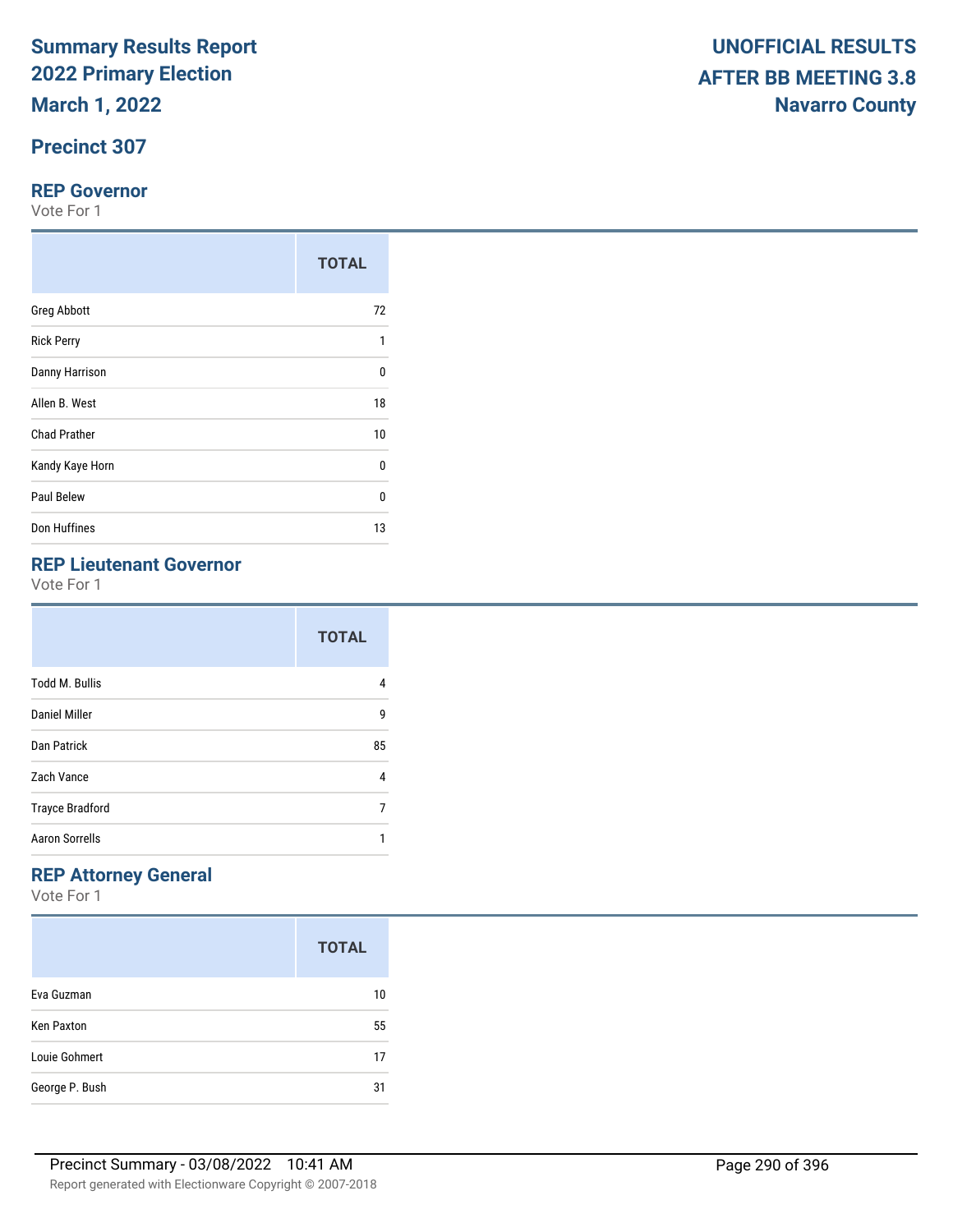# Summary Results Report
# 2022 Primary Election
# March 1, 2022

**UNOFFICIAL RESULTS**
**AFTER BB MEETING 3.8**
**Navarro County**

## Precinct 307

### REP Governor

Vote For 1

| | TOTAL |
|---|---|
| Greg Abbott | 72 |
| Rick Perry | 1 |
| Danny Harrison | 0 |
| Allen B. West | 18 |
| Chad Prather | 10 |
| Kandy Kaye Horn | 0 |
| Paul Belew | 0 |
| Don Huffines | 13 |

### REP Lieutenant Governor

Vote For 1

| | TOTAL |
|---|---|
| Todd M. Bullis | 4 |
| Daniel Miller | 9 |
| Dan Patrick | 85 |
| Zach Vance | 4 |
| Trayce Bradford | 7 |
| Aaron Sorrells | 1 |

### REP Attorney General

Vote For 1

| | TOTAL |
|---|---|
| Eva Guzman | 10 |
| Ken Paxton | 55 |
| Louie Gohmert | 17 |
| George P. Bush | 31 |

Precinct Summary - 03/08/2022 10:41 AM

Report generated with Electionware Copyright © 2007-2018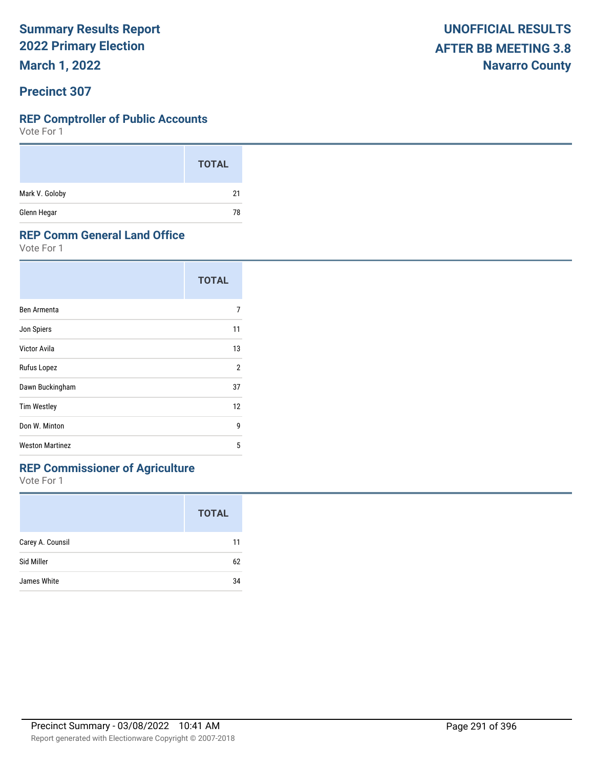# Summary Results Report
# 2022 Primary Election
# March 1, 2022

**UNOFFICIAL RESULTS**
**AFTER BB MEETING 3.8**
**Navarro County**

## Precinct 307

### REP Comptroller of Public Accounts

Vote For 1

| | TOTAL |
|---|---|
| Mark V. Goloby | 21 |
| Glenn Hegar | 78 |

### REP Comm General Land Office

Vote For 1

| | TOTAL |
|---|---|
| Ben Armenta | 7 |
| Jon Spiers | 11 |
| Victor Avila | 13 |
| Rufus Lopez | 2 |
| Dawn Buckingham | 37 |
| Tim Westley | 12 |
| Don W. Minton | 9 |
| Weston Martinez | 5 |

### REP Commissioner of Agriculture

Vote For 1

| | TOTAL |
|---|---|
| Carey A. Counsil | 11 |
| Sid Miller | 62 |
| James White | 34 |

Precinct Summary - 03/08/2022 10:41 AM

Report generated with Electionware Copyright © 2007-2018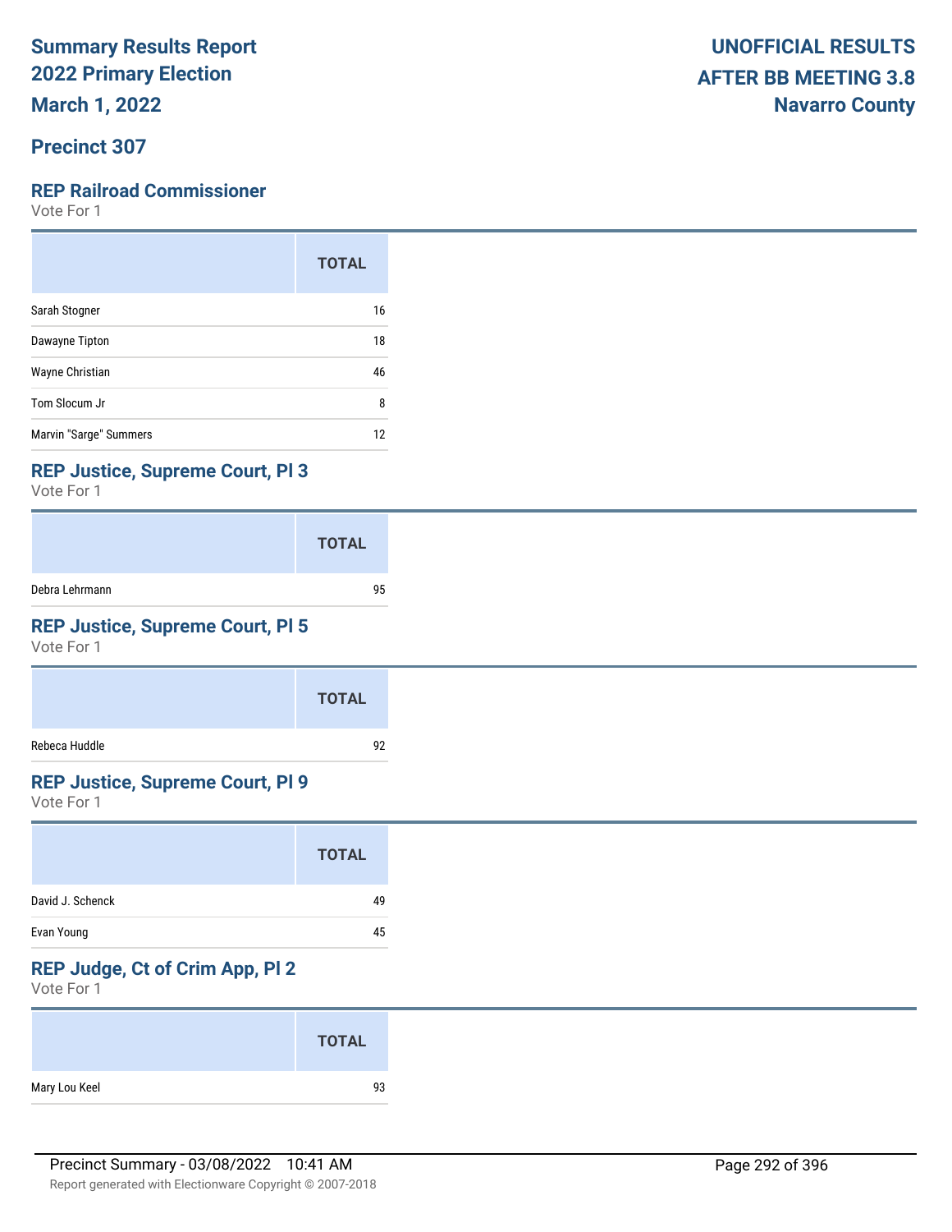# Summary Results Report
# 2022 Primary Election
# March 1, 2022

**UNOFFICIAL RESULTS**
**AFTER BB MEETING 3.8**
**Navarro County**

## Precinct 307

### REP Railroad Commissioner

Vote For 1

| | TOTAL |
|---|---|
| Sarah Stogner | 16 |
| Dawayne Tipton | 18 |
| Wayne Christian | 46 |
| Tom Slocum Jr | 8 |
| Marvin "Sarge" Summers | 12 |

### REP Justice, Supreme Court, Pl 3

Vote For 1

| | TOTAL |
|---|---|
| Debra Lehrmann | 95 |

### REP Justice, Supreme Court, Pl 5

Vote For 1

| | TOTAL |
|---|---|
| Rebeca Huddle | 92 |

### REP Justice, Supreme Court, Pl 9

Vote For 1

| | TOTAL |
|---|---|
| David J. Schenck | 49 |
| Evan Young | 45 |

### REP Judge, Ct of Crim App, Pl 2

Vote For 1

| | TOTAL |
|---|---|
| Mary Lou Keel | 93 |

Precinct Summary - 03/08/2022 10:41 AM

Report generated with Electionware Copyright © 2007-2018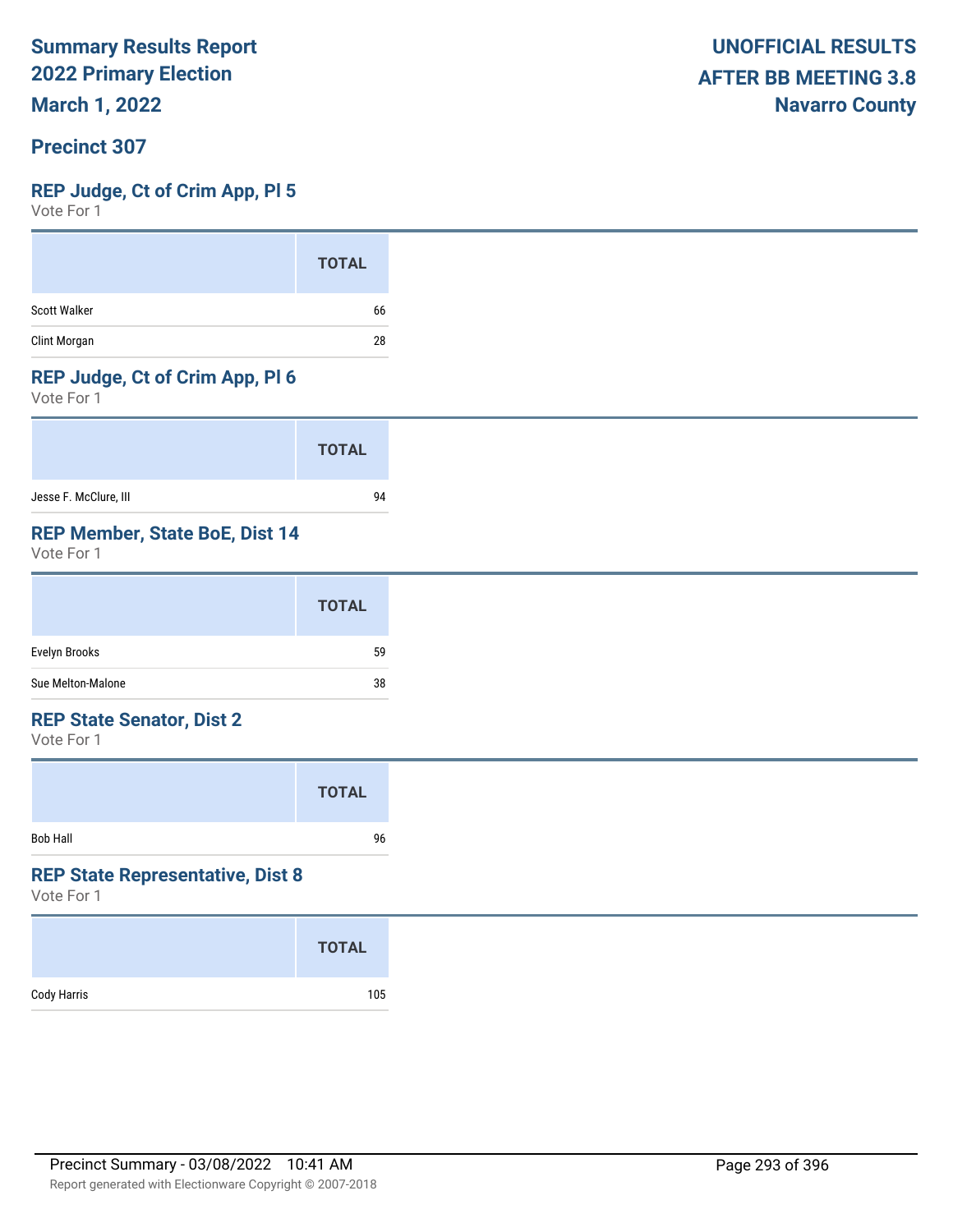# Summary Results Report
## 2022 Primary Election
## March 1, 2022

**UNOFFICIAL RESULTS**
**AFTER BB MEETING 3.8**
**Navarro County**

## Precinct 307

### REP Judge, Ct of Crim App, Pl 5
Vote For 1

| | TOTAL |
|---|---|
| Scott Walker | 66 |
| Clint Morgan | 28 |

### REP Judge, Ct of Crim App, Pl 6
Vote For 1

| | TOTAL |
|---|---|
| Jesse F. McClure, III | 94 |

### REP Member, State BoE, Dist 14
Vote For 1

| | TOTAL |
|---|---|
| Evelyn Brooks | 59 |
| Sue Melton-Malone | 38 |

### REP State Senator, Dist 2
Vote For 1

| | TOTAL |
|---|---|
| Bob Hall | 96 |

### REP State Representative, Dist 8
Vote For 1

| | TOTAL |
|---|---|
| Cody Harris | 105 |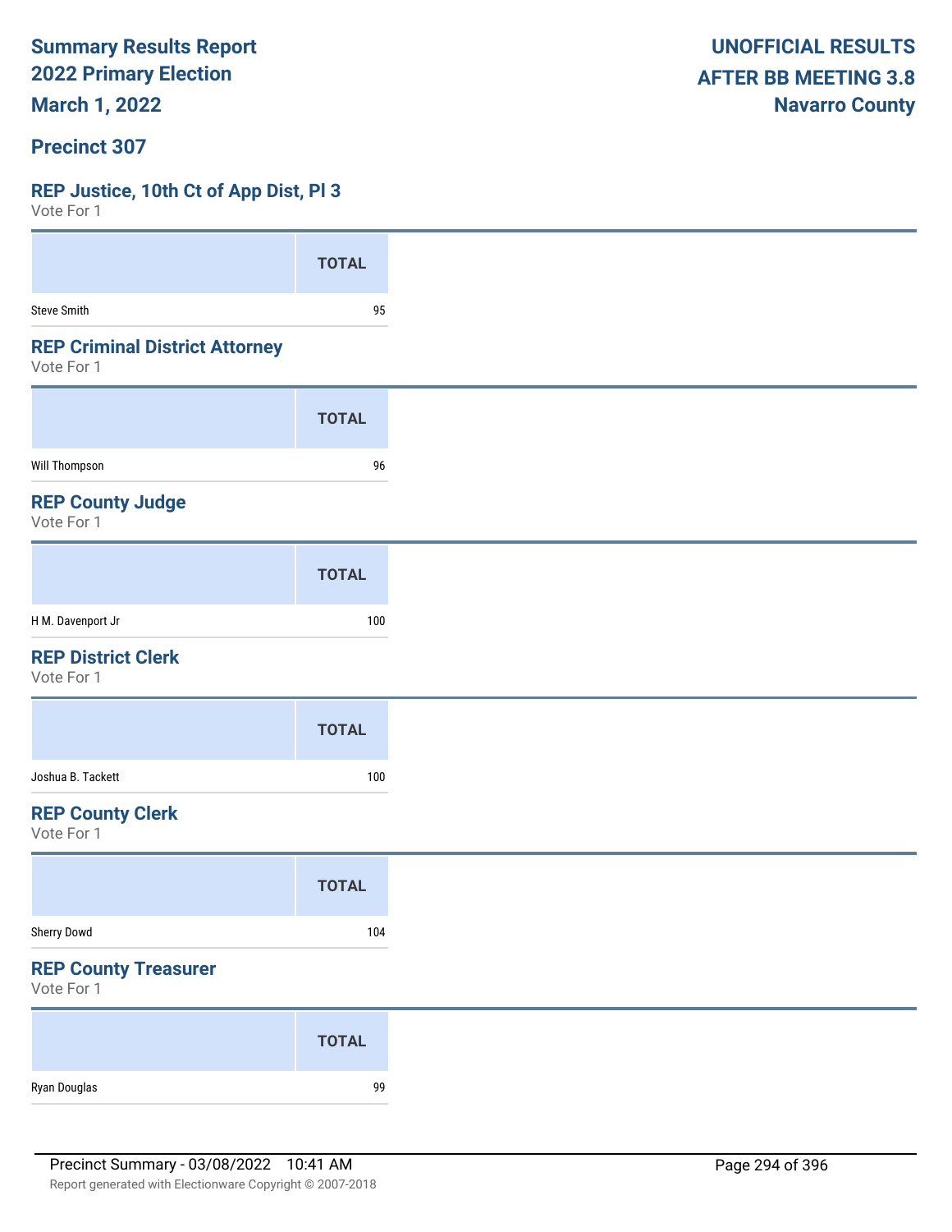# Summary Results Report
# 2022 Primary Election
# March 1, 2022

**UNOFFICIAL RESULTS**
**AFTER BB MEETING 3.8**
**Navarro County**

## Precinct 307

### REP Justice, 10th Ct of App Dist, Pl 3
Vote For 1

| | TOTAL |
|---|---|
| Steve Smith | 95 |

### REP Criminal District Attorney
Vote For 1

| | TOTAL |
|---|---|
| Will Thompson | 96 |

### REP County Judge
Vote For 1

| | TOTAL |
|---|---|
| H M. Davenport Jr | 100 |

### REP District Clerk
Vote For 1

| | TOTAL |
|---|---|
| Joshua B. Tackett | 100 |

### REP County Clerk
Vote For 1

| | TOTAL |
|---|---|
| Sherry Dowd | 104 |

### REP County Treasurer
Vote For 1

| | TOTAL |
|---|---|
| Ryan Douglas | 99 |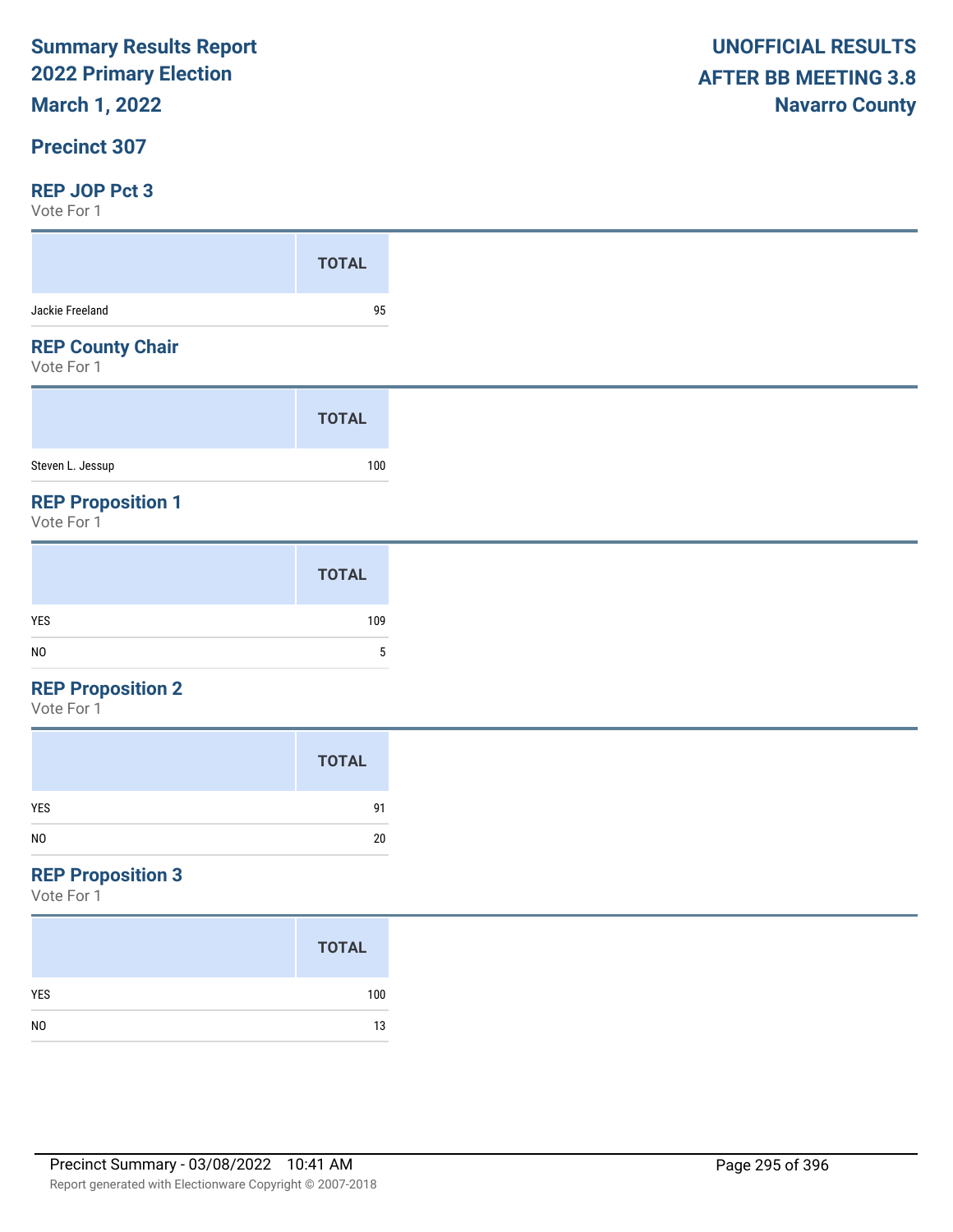# Summary Results Report
## 2022 Primary Election
## March 1, 2022

**UNOFFICIAL RESULTS**
**AFTER BB MEETING 3.8**
**Navarro County**

## Precinct 307

### REP JOP Pct 3
Vote For 1

| | TOTAL |
|---|---|
| Jackie Freeland | 95 |

### REP County Chair
Vote For 1

| | TOTAL |
|---|---|
| Steven L. Jessup | 100 |

### REP Proposition 1
Vote For 1

| | TOTAL |
|---|---|
| YES | 109 |
| NO | 5 |

### REP Proposition 2
Vote For 1

| | TOTAL |
|---|---|
| YES | 91 |
| NO | 20 |

### REP Proposition 3
Vote For 1

| | TOTAL |
|---|---|
| YES | 100 |
| NO | 13 |

Precinct Summary - 03/08/2022 10:41 AM

Report generated with Electionware Copyright © 2007-2018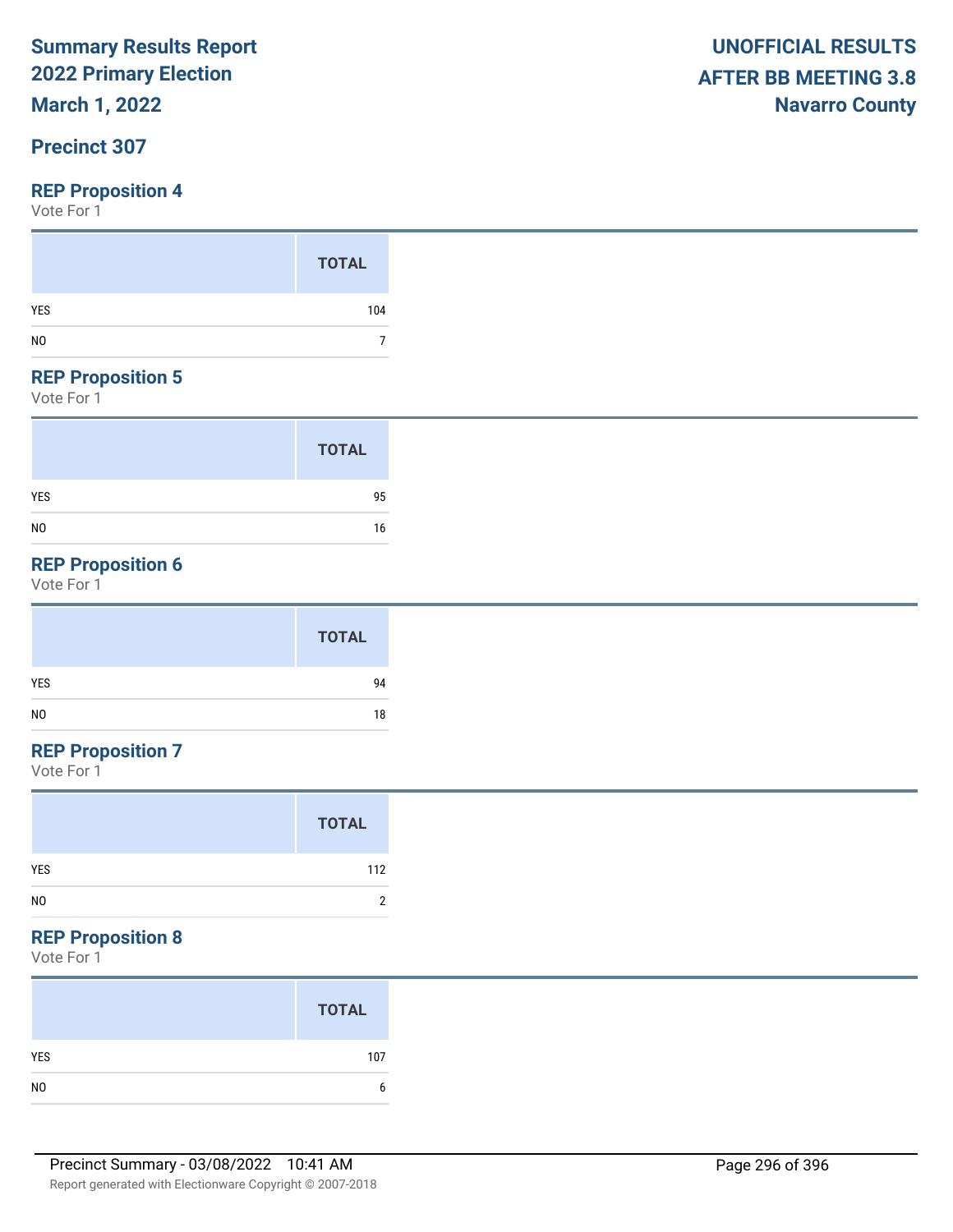**Summary Results Report**
**2022 Primary Election**
**March 1, 2022**

**UNOFFICIAL RESULTS**
**AFTER BB MEETING 3.8**
**Navarro County**

## Precinct 307

### REP Proposition 4

Vote For 1

| | TOTAL |
|---|---|
| YES | 104 |
| NO | 7 |

### REP Proposition 5

Vote For 1

| | TOTAL |
|---|---|
| YES | 95 |
| NO | 16 |

### REP Proposition 6

Vote For 1

| | TOTAL |
|---|---|
| YES | 94 |
| NO | 18 |

### REP Proposition 7

Vote For 1

| | TOTAL |
|---|---|
| YES | 112 |
| NO | 2 |

### REP Proposition 8

Vote For 1

| | TOTAL |
|---|---|
| YES | 107 |
| NO | 6 |

Precinct Summary - 03/08/2022 10:41 AM

Report generated with Electionware Copyright © 2007-2018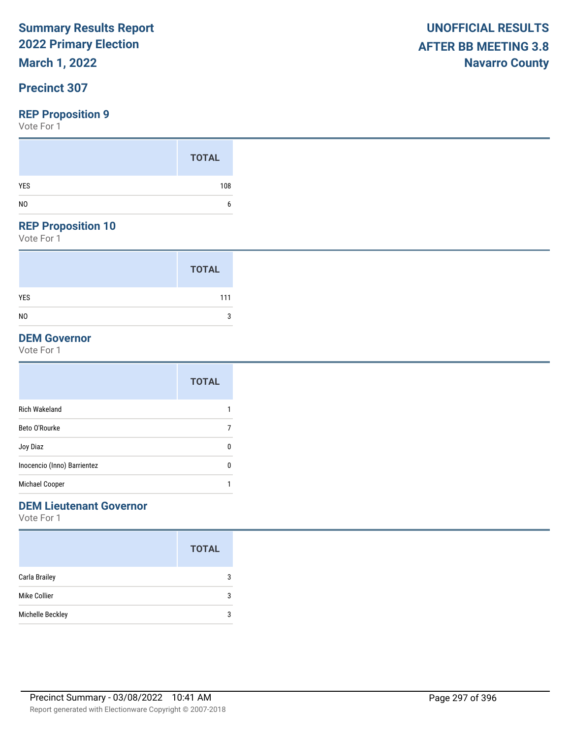# Summary Results Report
# 2022 Primary Election
# March 1, 2022

**UNOFFICIAL RESULTS**
**AFTER BB MEETING 3.8**
**Navarro County**

## Precinct 307

### REP Proposition 9

Vote For 1

| | TOTAL |
|---|---|
| YES | 108 |
| NO | 6 |

### REP Proposition 10

Vote For 1

| | TOTAL |
|---|---|
| YES | 111 |
| NO | 3 |

### DEM Governor

Vote For 1

| | TOTAL |
|---|---|
| Rich Wakeland | 1 |
| Beto O'Rourke | 7 |
| Joy Diaz | 0 |
| Inocencio (Inno) Barrientez | 0 |
| Michael Cooper | 1 |

### DEM Lieutenant Governor

Vote For 1

| | TOTAL |
|---|---|
| Carla Brailey | 3 |
| Mike Collier | 3 |
| Michelle Beckley | 3 |

Precinct Summary - 03/08/2022 10:41 AM

Report generated with Electionware Copyright © 2007-2018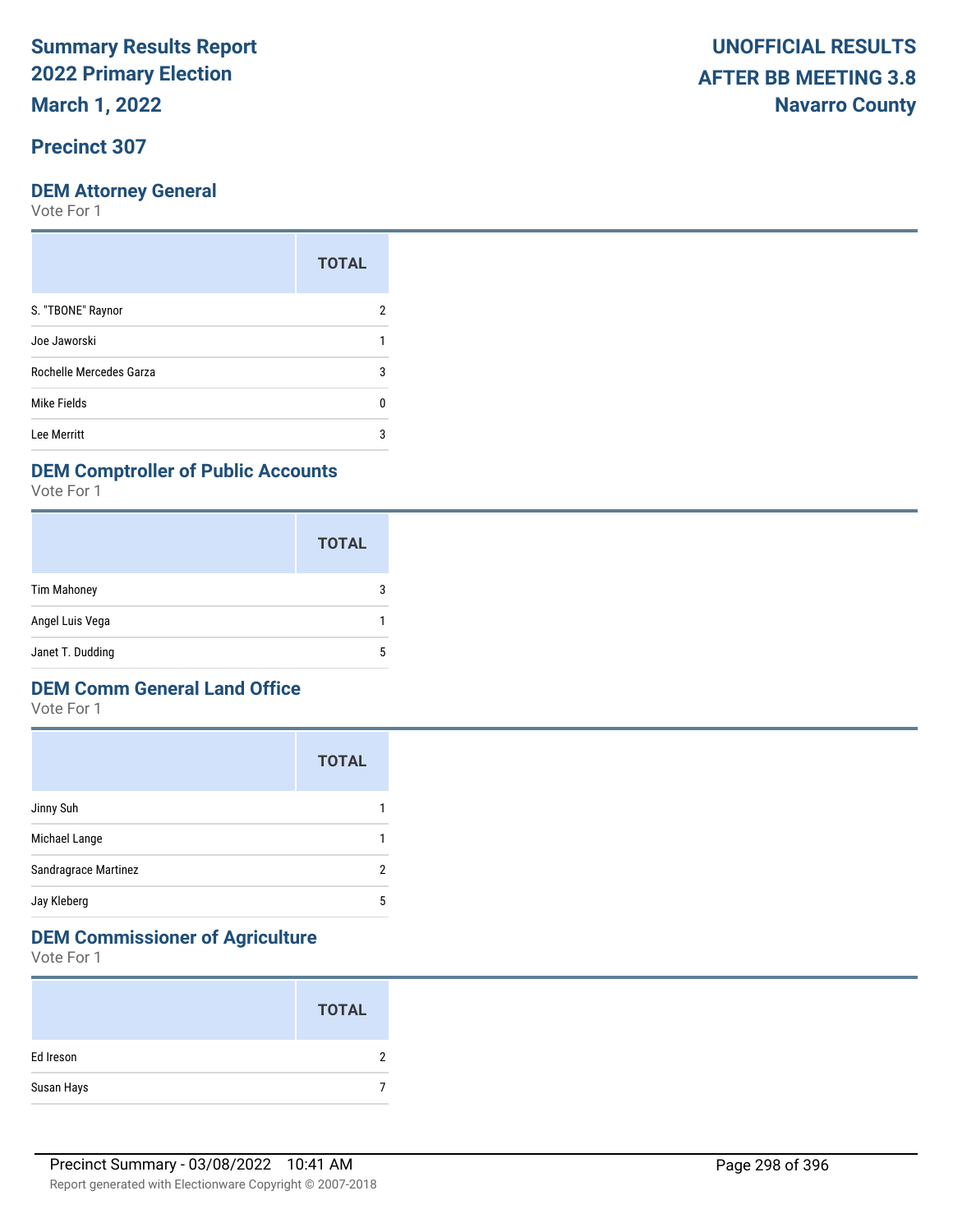# Summary Results Report
# 2022 Primary Election
# March 1, 2022

**UNOFFICIAL RESULTS AFTER BB MEETING 3.8**
**Navarro County**

## Precinct 307

### DEM Attorney General

Vote For 1

| | TOTAL |
|---|---|
| S. "TBONE" Raynor | 2 |
| Joe Jaworski | 1 |
| Rochelle Mercedes Garza | 3 |
| Mike Fields | 0 |
| Lee Merritt | 3 |

### DEM Comptroller of Public Accounts

Vote For 1

| | TOTAL |
|---|---|
| Tim Mahoney | 3 |
| Angel Luis Vega | 1 |
| Janet T. Dudding | 5 |

### DEM Comm General Land Office

Vote For 1

| | TOTAL |
|---|---|
| Jinny Suh | 1 |
| Michael Lange | 1 |
| Sandragrace Martinez | 2 |
| Jay Kleberg | 5 |

### DEM Commissioner of Agriculture

Vote For 1

| | TOTAL |
|---|---|
| Ed Ireson | 2 |
| Susan Hays | 7 |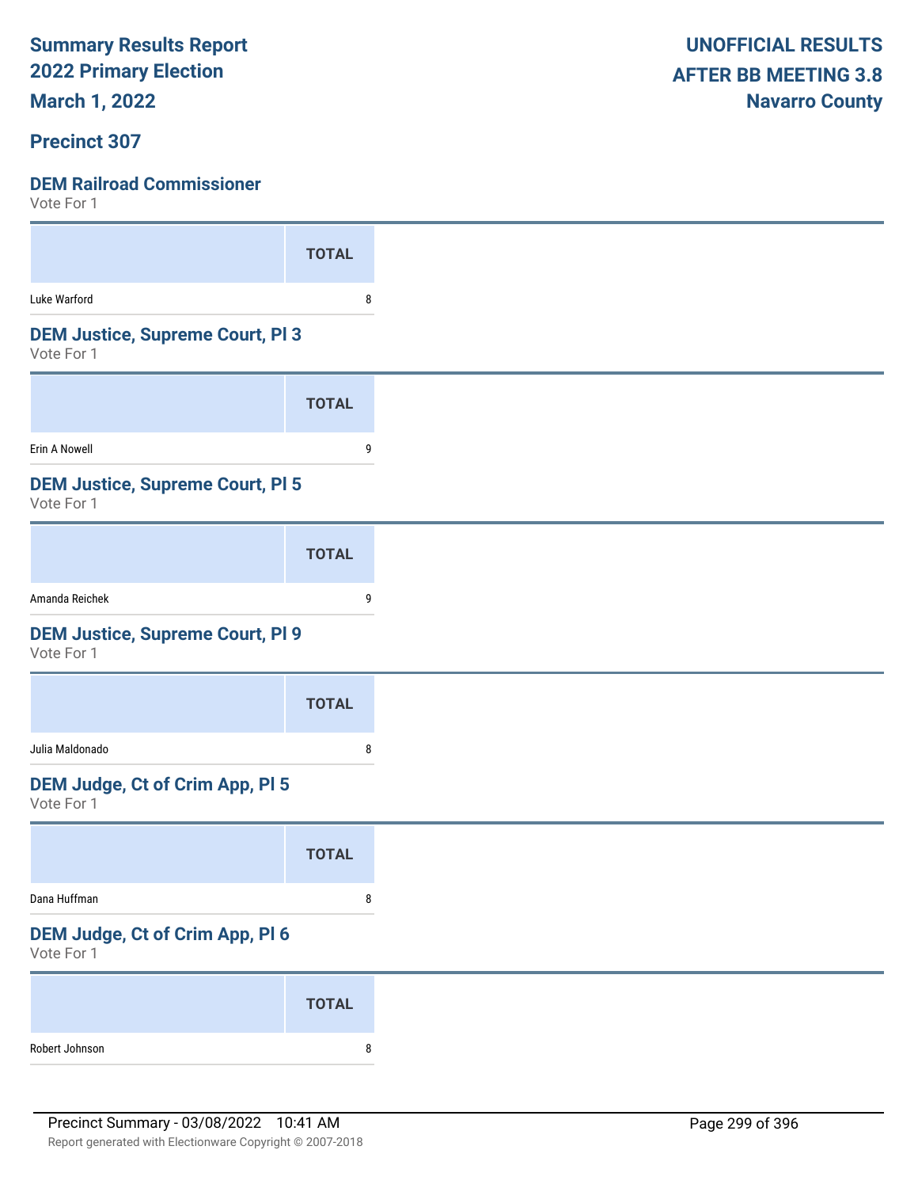**Summary Results Report**
**2022 Primary Election**
**March 1, 2022**

**UNOFFICIAL RESULTS**
**AFTER BB MEETING 3.8**
**Navarro County**

## Precinct 307

### DEM Railroad Commissioner
Vote For 1

| | TOTAL |
|---|---|
| Luke Warford | 8 |

### DEM Justice, Supreme Court, Pl 3
Vote For 1

| | TOTAL |
|---|---|
| Erin A Nowell | 9 |

### DEM Justice, Supreme Court, Pl 5
Vote For 1

| | TOTAL |
|---|---|
| Amanda Reichek | 9 |

### DEM Justice, Supreme Court, Pl 9
Vote For 1

| | TOTAL |
|---|---|
| Julia Maldonado | 8 |

### DEM Judge, Ct of Crim App, Pl 5
Vote For 1

| | TOTAL |
|---|---|
| Dana Huffman | 8 |

### DEM Judge, Ct of Crim App, Pl 6
Vote For 1

| | TOTAL |
|---|---|
| Robert Johnson | 8 |

Precinct Summary - 03/08/2022 10:41 AM

Report generated with Electionware Copyright © 2007-2018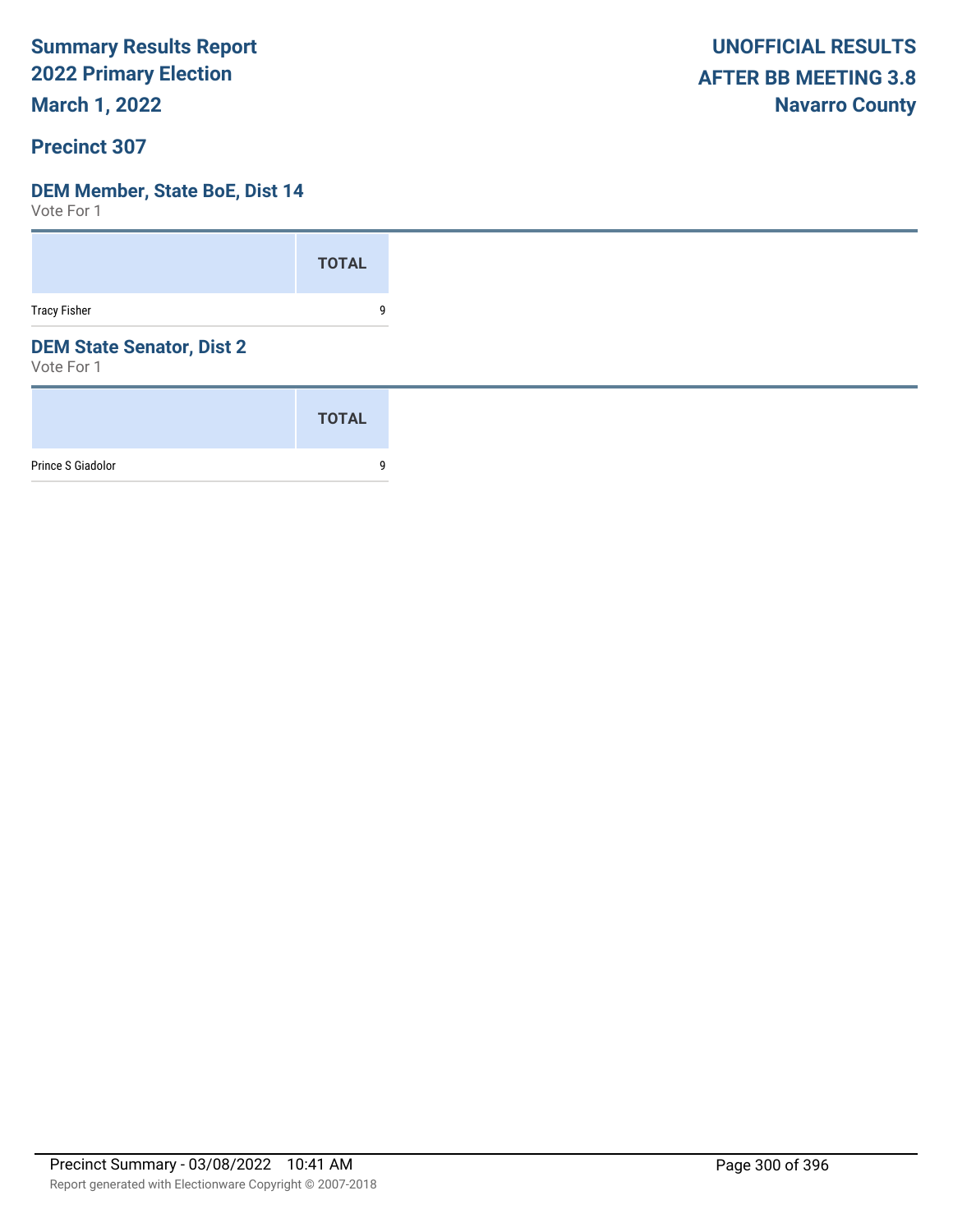Summary Results Report
2022 Primary Election
March 1, 2022

UNOFFICIAL RESULTS
AFTER BB MEETING 3.8
Navarro County

## Precinct 307

### DEM Member, State BoE, Dist 14

Vote For 1

| | TOTAL |
|---|---|
| Tracy Fisher | 9 |

### DEM State Senator, Dist 2

Vote For 1

| | TOTAL |
|---|---|
| Prince S Giadolor | 9 |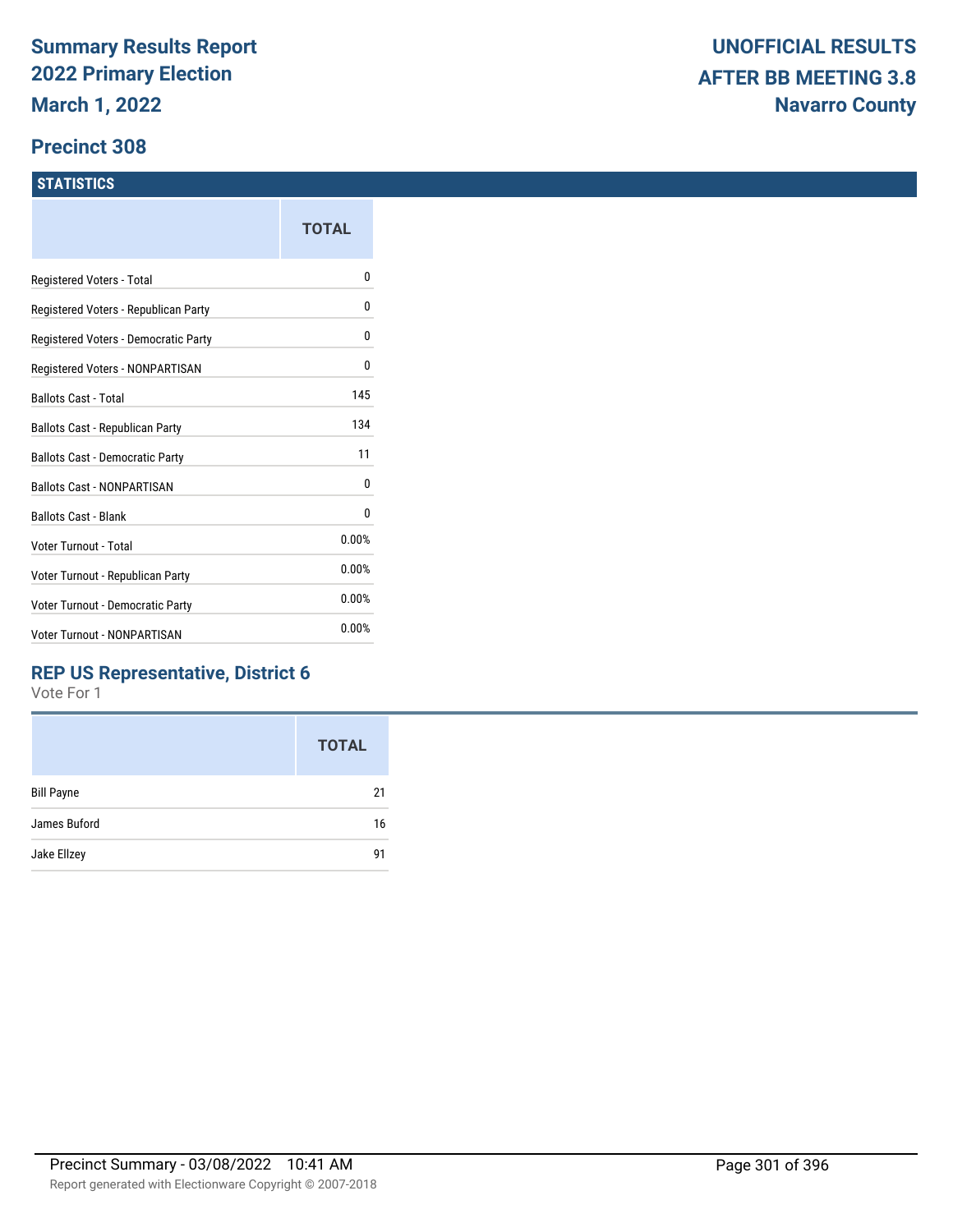# Summary Results Report
# 2022 Primary Election
# March 1, 2022

**UNOFFICIAL RESULTS**
**AFTER BB MEETING 3.8**
**Navarro County**

## Precinct 308

### STATISTICS

| | TOTAL |
|---|---|
| Registered Voters - Total | 0 |
| Registered Voters - Republican Party | 0 |
| Registered Voters - Democratic Party | 0 |
| Registered Voters - NONPARTISAN | 0 |
| Ballots Cast - Total | 145 |
| Ballots Cast - Republican Party | 134 |
| Ballots Cast - Democratic Party | 11 |
| Ballots Cast - NONPARTISAN | 0 |
| Ballots Cast - Blank | 0 |
| Voter Turnout - Total | 0.00% |
| Voter Turnout - Republican Party | 0.00% |
| Voter Turnout - Democratic Party | 0.00% |
| Voter Turnout - NONPARTISAN | 0.00% |

### REP US Representative, District 6

Vote For 1

| | TOTAL |
|---|---|
| Bill Payne | 21 |
| James Buford | 16 |
| Jake Ellzey | 91 |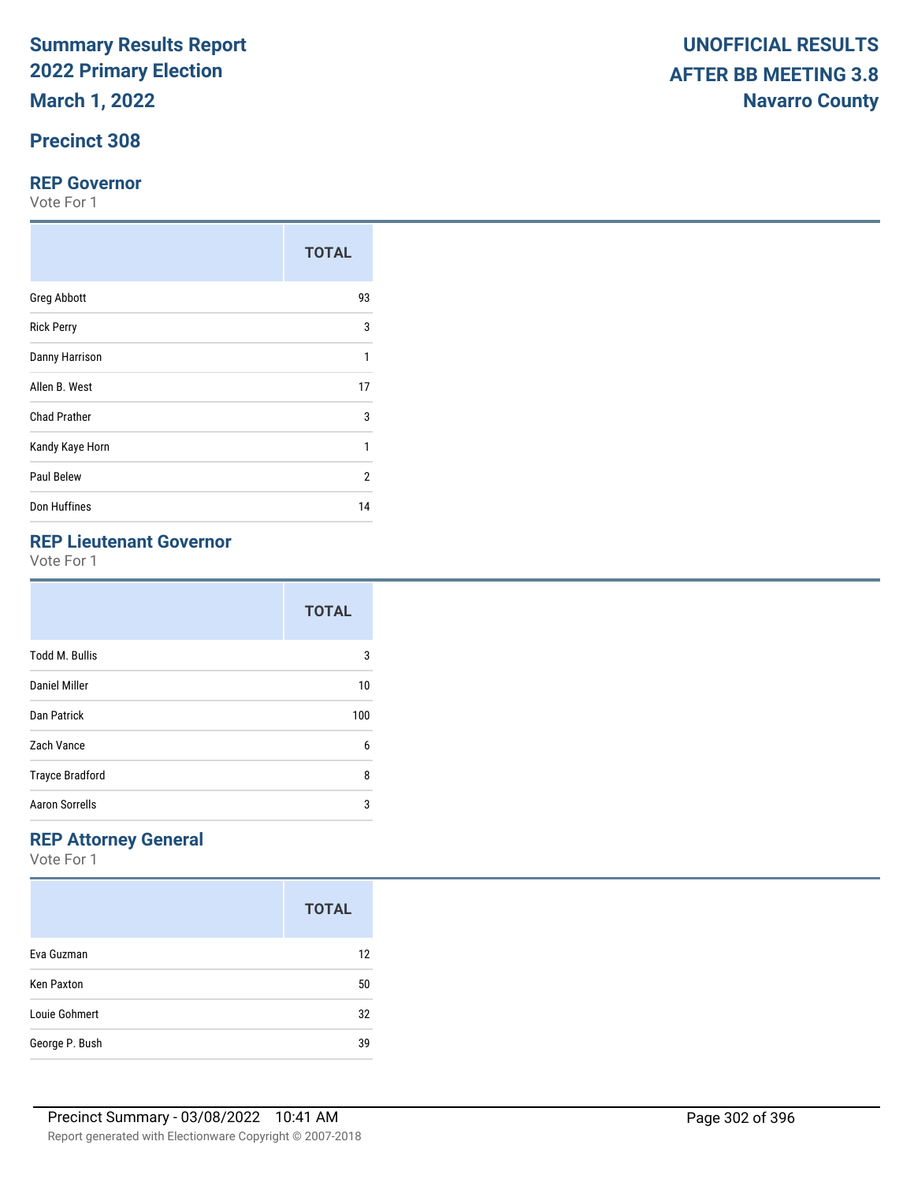# Summary Results Report
# 2022 Primary Election
# March 1, 2022

**UNOFFICIAL RESULTS**
**AFTER BB MEETING 3.8**
**Navarro County**

## Precinct 308

### REP Governor

Vote For 1

| | TOTAL |
|---|---|
| Greg Abbott | 93 |
| Rick Perry | 3 |
| Danny Harrison | 1 |
| Allen B. West | 17 |
| Chad Prather | 3 |
| Kandy Kaye Horn | 1 |
| Paul Belew | 2 |
| Don Huffines | 14 |

### REP Lieutenant Governor

Vote For 1

| | TOTAL |
|---|---|
| Todd M. Bullis | 3 |
| Daniel Miller | 10 |
| Dan Patrick | 100 |
| Zach Vance | 6 |
| Trayce Bradford | 8 |
| Aaron Sorrells | 3 |

### REP Attorney General

Vote For 1

| | TOTAL |
|---|---|
| Eva Guzman | 12 |
| Ken Paxton | 50 |
| Louie Gohmert | 32 |
| George P. Bush | 39 |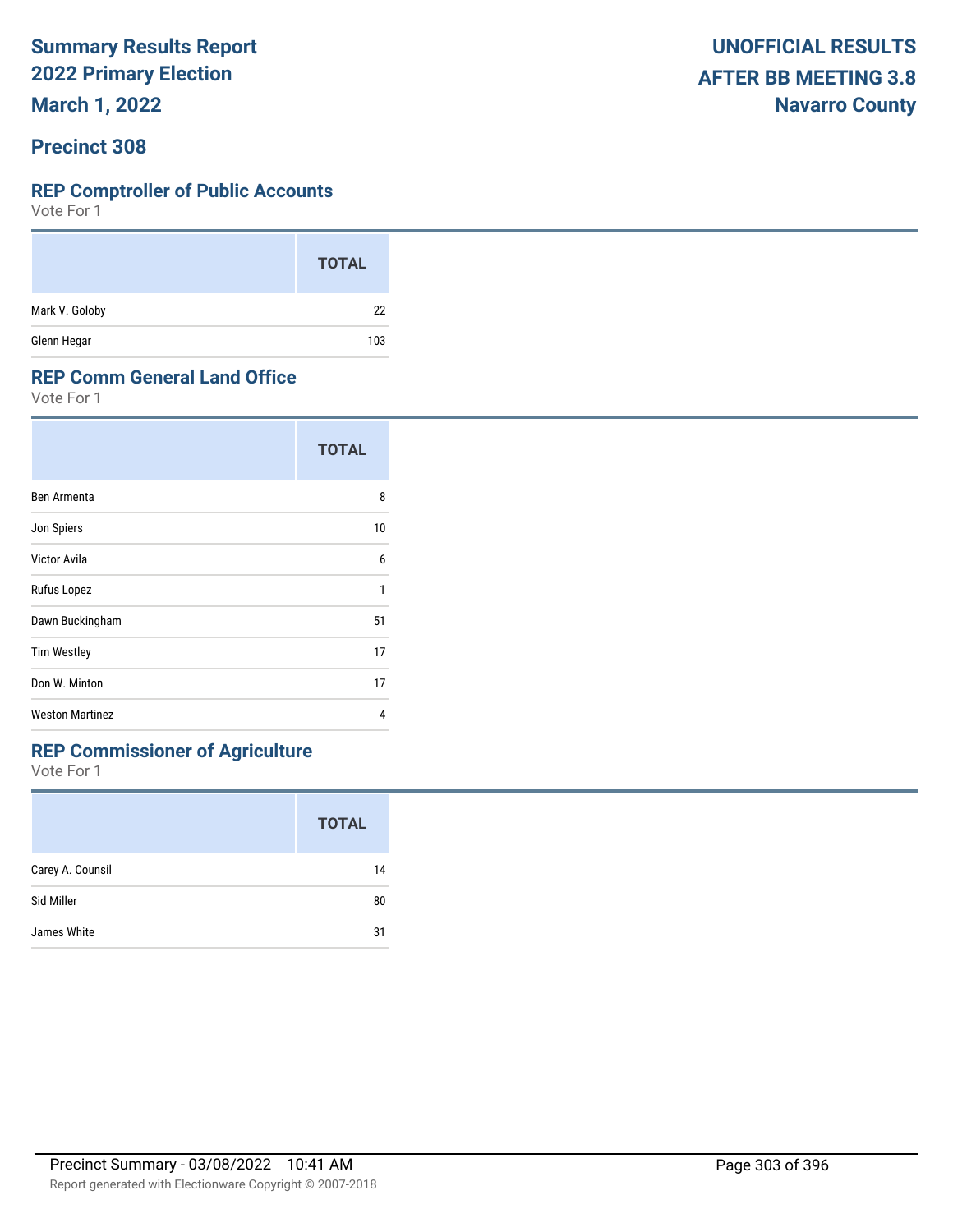**Summary Results Report**
**2022 Primary Election**
**March 1, 2022**

**UNOFFICIAL RESULTS**
**AFTER BB MEETING 3.8**
**Navarro County**

## Precinct 308

### REP Comptroller of Public Accounts

Vote For 1

| | TOTAL |
|---|---|
| Mark V. Goloby | 22 |
| Glenn Hegar | 103 |

### REP Comm General Land Office

Vote For 1

| | TOTAL |
|---|---|
| Ben Armenta | 8 |
| Jon Spiers | 10 |
| Victor Avila | 6 |
| Rufus Lopez | 1 |
| Dawn Buckingham | 51 |
| Tim Westley | 17 |
| Don W. Minton | 17 |
| Weston Martinez | 4 |

### REP Commissioner of Agriculture

Vote For 1

| | TOTAL |
|---|---|
| Carey A. Counsil | 14 |
| Sid Miller | 80 |
| James White | 31 |

Precinct Summary - 03/08/2022 10:41 AM

Report generated with Electionware Copyright © 2007-2018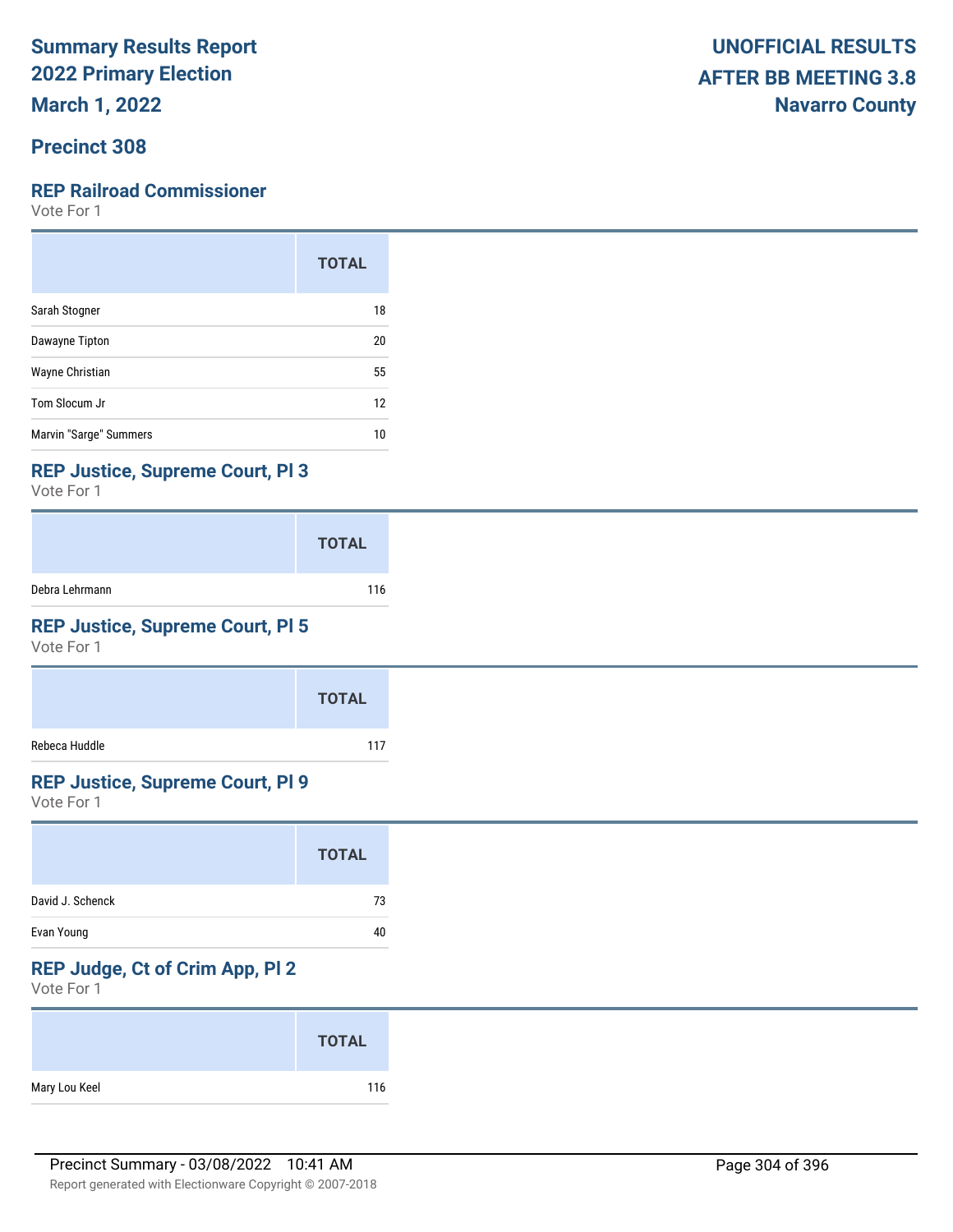# Summary Results Report
## 2022 Primary Election
## March 1, 2022

**UNOFFICIAL RESULTS**
**AFTER BB MEETING 3.8**
**Navarro County**

## Precinct 308

### REP Railroad Commissioner

Vote For 1

| | TOTAL |
|---|---|
| Sarah Stogner | 18 |
| Dawayne Tipton | 20 |
| Wayne Christian | 55 |
| Tom Slocum Jr | 12 |
| Marvin "Sarge" Summers | 10 |

### REP Justice, Supreme Court, Pl 3

Vote For 1

| | TOTAL |
|---|---|
| Debra Lehrmann | 116 |

### REP Justice, Supreme Court, Pl 5

Vote For 1

| | TOTAL |
|---|---|
| Rebeca Huddle | 117 |

### REP Justice, Supreme Court, Pl 9

Vote For 1

| | TOTAL |
|---|---|
| David J. Schenck | 73 |
| Evan Young | 40 |

### REP Judge, Ct of Crim App, Pl 2

Vote For 1

| | TOTAL |
|---|---|
| Mary Lou Keel | 116 |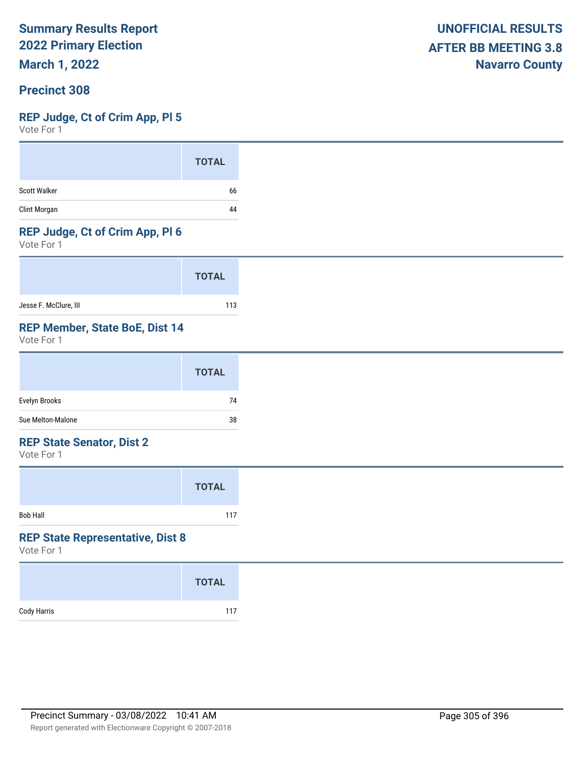Summary Results Report
2022 Primary Election
March 1, 2022

**UNOFFICIAL RESULTS**
**AFTER BB MEETING 3.8**
**Navarro County**

## Precinct 308

### REP Judge, Ct of Crim App, Pl 5
Vote For 1

| | TOTAL |
|---|---|
| Scott Walker | 66 |
| Clint Morgan | 44 |

### REP Judge, Ct of Crim App, Pl 6
Vote For 1

| | TOTAL |
|---|---|
| Jesse F. McClure, III | 113 |

### REP Member, State BoE, Dist 14
Vote For 1

| | TOTAL |
|---|---|
| Evelyn Brooks | 74 |
| Sue Melton-Malone | 38 |

### REP State Senator, Dist 2
Vote For 1

| | TOTAL |
|---|---|
| Bob Hall | 117 |

### REP State Representative, Dist 8
Vote For 1

| | TOTAL |
|---|---|
| Cody Harris | 117 |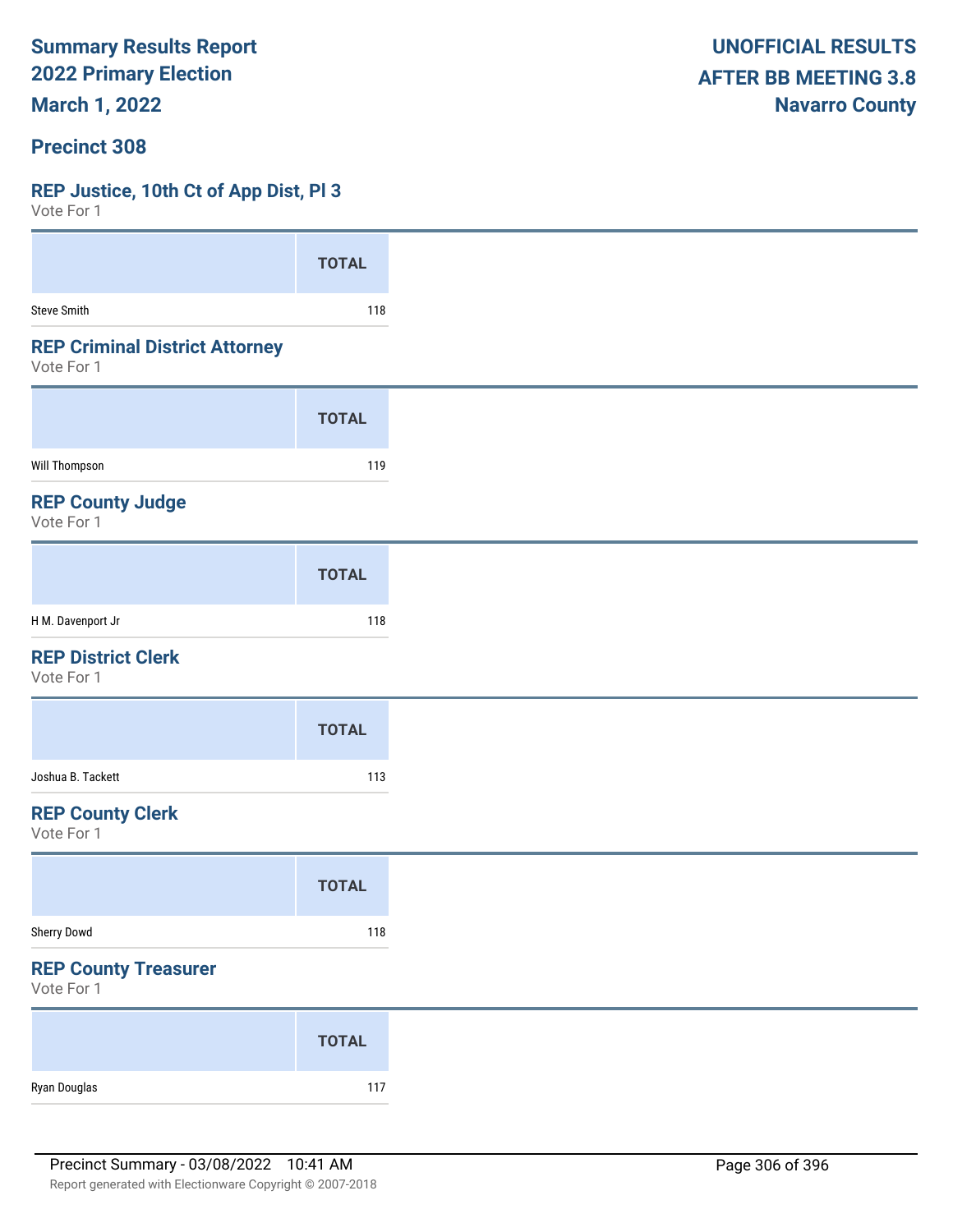# Summary Results Report
## 2022 Primary Election
## March 1, 2022

**UNOFFICIAL RESULTS**
**AFTER BB MEETING 3.8**
**Navarro County**

## Precinct 308

### REP Justice, 10th Ct of App Dist, Pl 3
Vote For 1

| | TOTAL |
|---|---|
| Steve Smith | 118 |

### REP Criminal District Attorney
Vote For 1

| | TOTAL |
|---|---|
| Will Thompson | 119 |

### REP County Judge
Vote For 1

| | TOTAL |
|---|---|
| H M. Davenport Jr | 118 |

### REP District Clerk
Vote For 1

| | TOTAL |
|---|---|
| Joshua B. Tackett | 113 |

### REP County Clerk
Vote For 1

| | TOTAL |
|---|---|
| Sherry Dowd | 118 |

### REP County Treasurer
Vote For 1

| | TOTAL |
|---|---|
| Ryan Douglas | 117 |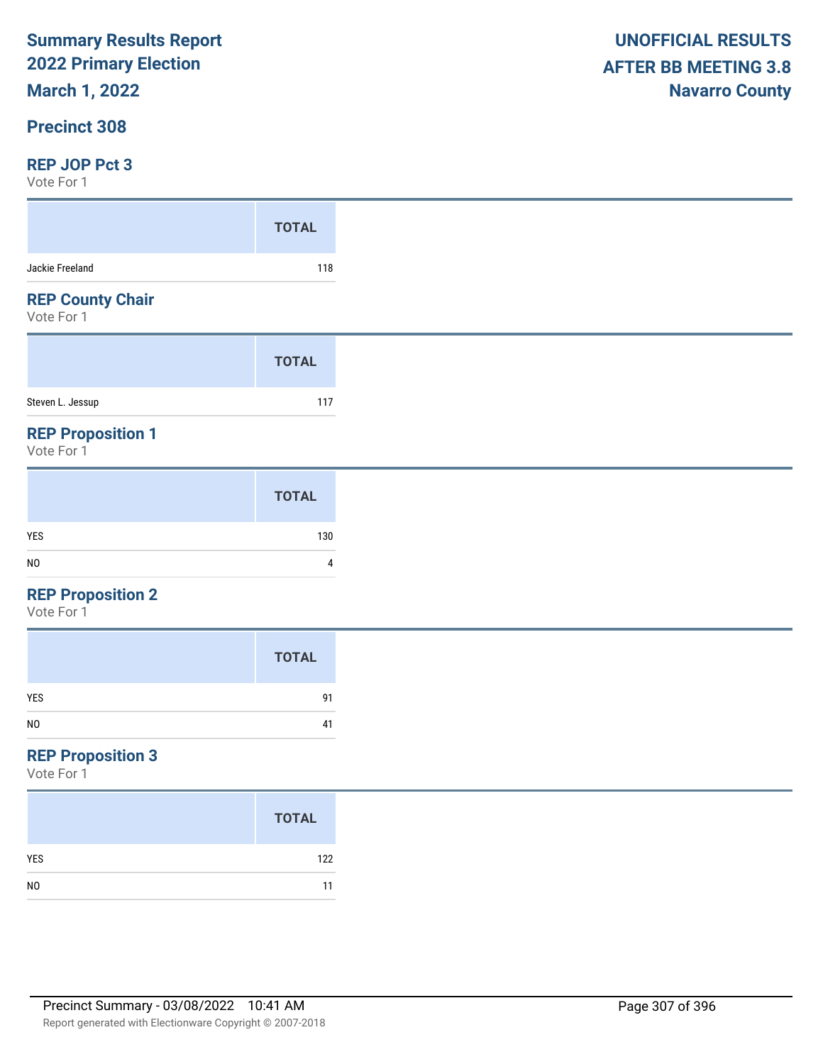# Summary Results Report
## 2022 Primary Election
**March 1, 2022**

**UNOFFICIAL RESULTS**
**AFTER BB MEETING 3.8**
**Navarro County**

## Precinct 308

### REP JOP Pct 3
Vote For 1

| | TOTAL |
|---|---|
| Jackie Freeland | 118 |

### REP County Chair
Vote For 1

| | TOTAL |
|---|---|
| Steven L. Jessup | 117 |

### REP Proposition 1
Vote For 1

| | TOTAL |
|---|---|
| YES | 130 |
| NO | 4 |

### REP Proposition 2
Vote For 1

| | TOTAL |
|---|---|
| YES | 91 |
| NO | 41 |

### REP Proposition 3
Vote For 1

| | TOTAL |
|---|---|
| YES | 122 |
| NO | 11 |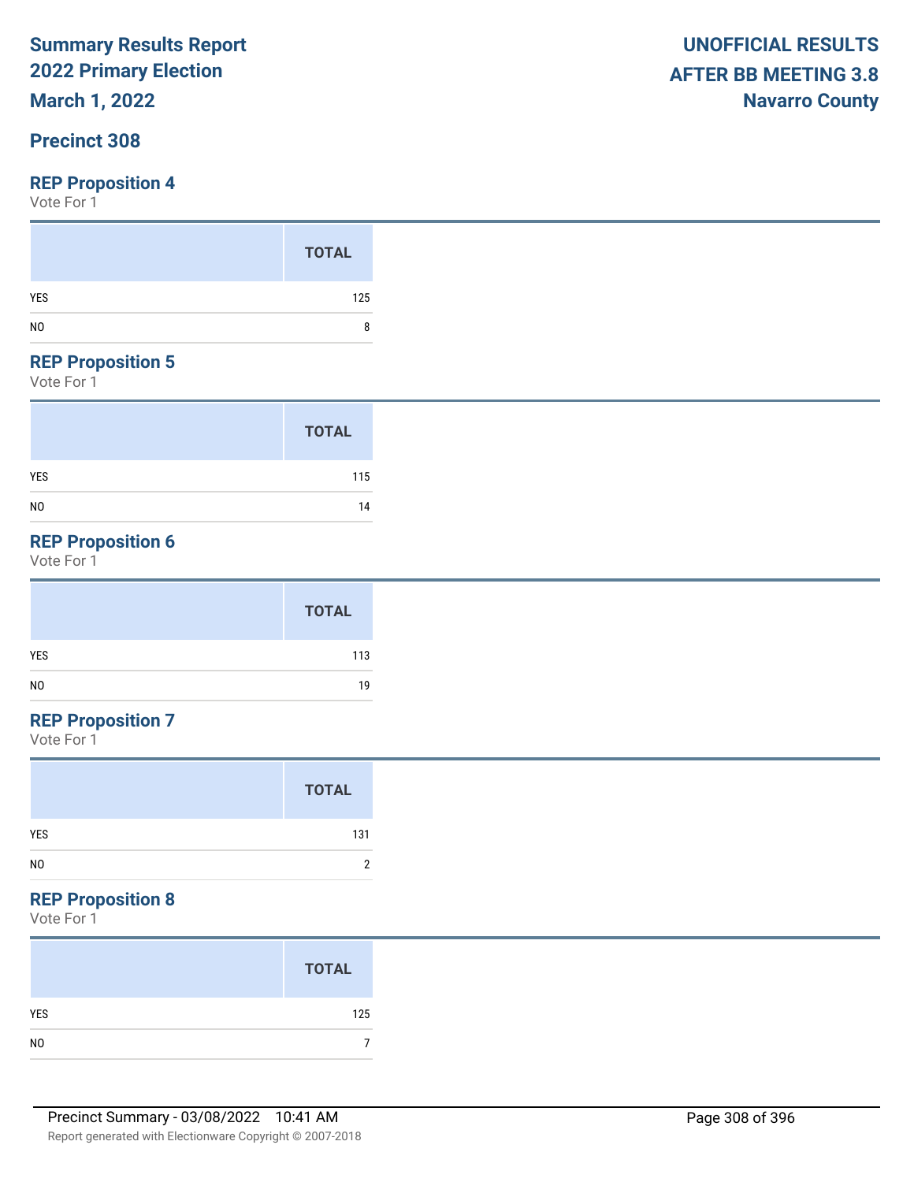**Summary Results Report**
**2022 Primary Election**
**March 1, 2022**

**UNOFFICIAL RESULTS**
**AFTER BB MEETING 3.8**
**Navarro County**

## Precinct 308

### REP Proposition 4

Vote For 1

| | TOTAL |
|---|---|
| YES | 125 |
| NO | 8 |

### REP Proposition 5

Vote For 1

| | TOTAL |
|---|---|
| YES | 115 |
| NO | 14 |

### REP Proposition 6

Vote For 1

| | TOTAL |
|---|---|
| YES | 113 |
| NO | 19 |

### REP Proposition 7

Vote For 1

| | TOTAL |
|---|---|
| YES | 131 |
| NO | 2 |

### REP Proposition 8

Vote For 1

| | TOTAL |
|---|---|
| YES | 125 |
| NO | 7 |

Precinct Summary - 03/08/2022 10:41 AM

Report generated with Electionware Copyright © 2007-2018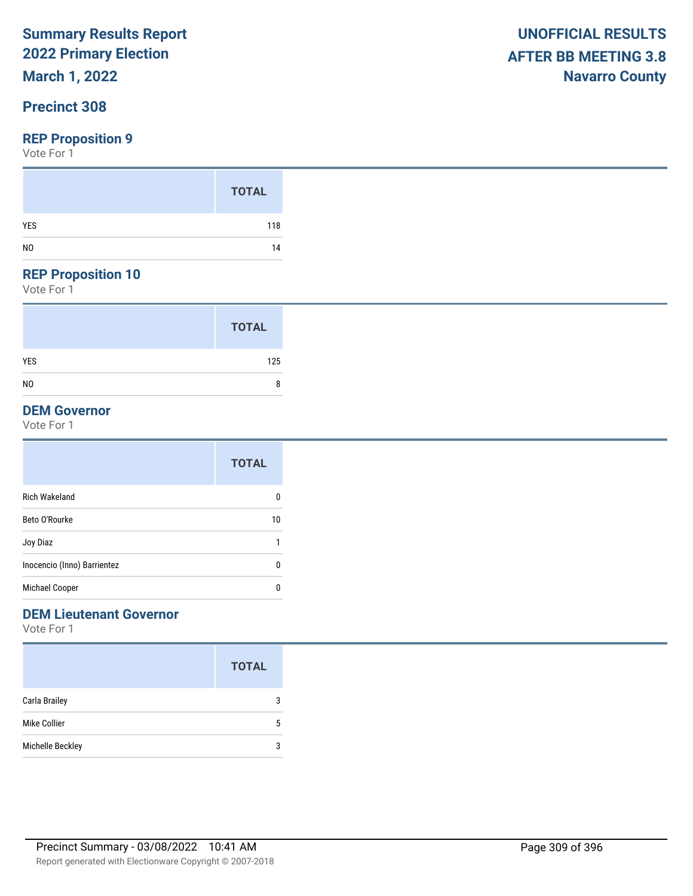# Summary Results Report
# 2022 Primary Election
# March 1, 2022

**UNOFFICIAL RESULTS**
**AFTER BB MEETING 3.8**
**Navarro County**

## Precinct 308

### REP Proposition 9

Vote For 1

| | TOTAL |
|---|---|
| YES | 118 |
| NO | 14 |

### REP Proposition 10

Vote For 1

| | TOTAL |
|---|---|
| YES | 125 |
| NO | 8 |

### DEM Governor

Vote For 1

| | TOTAL |
|---|---|
| Rich Wakeland | 0 |
| Beto O'Rourke | 10 |
| Joy Diaz | 1 |
| Inocencio (Inno) Barrientez | 0 |
| Michael Cooper | 0 |

### DEM Lieutenant Governor

Vote For 1

| | TOTAL |
|---|---|
| Carla Brailey | 3 |
| Mike Collier | 5 |
| Michelle Beckley | 3 |

Precinct Summary - 03/08/2022 10:41 AM

Report generated with Electionware Copyright © 2007-2018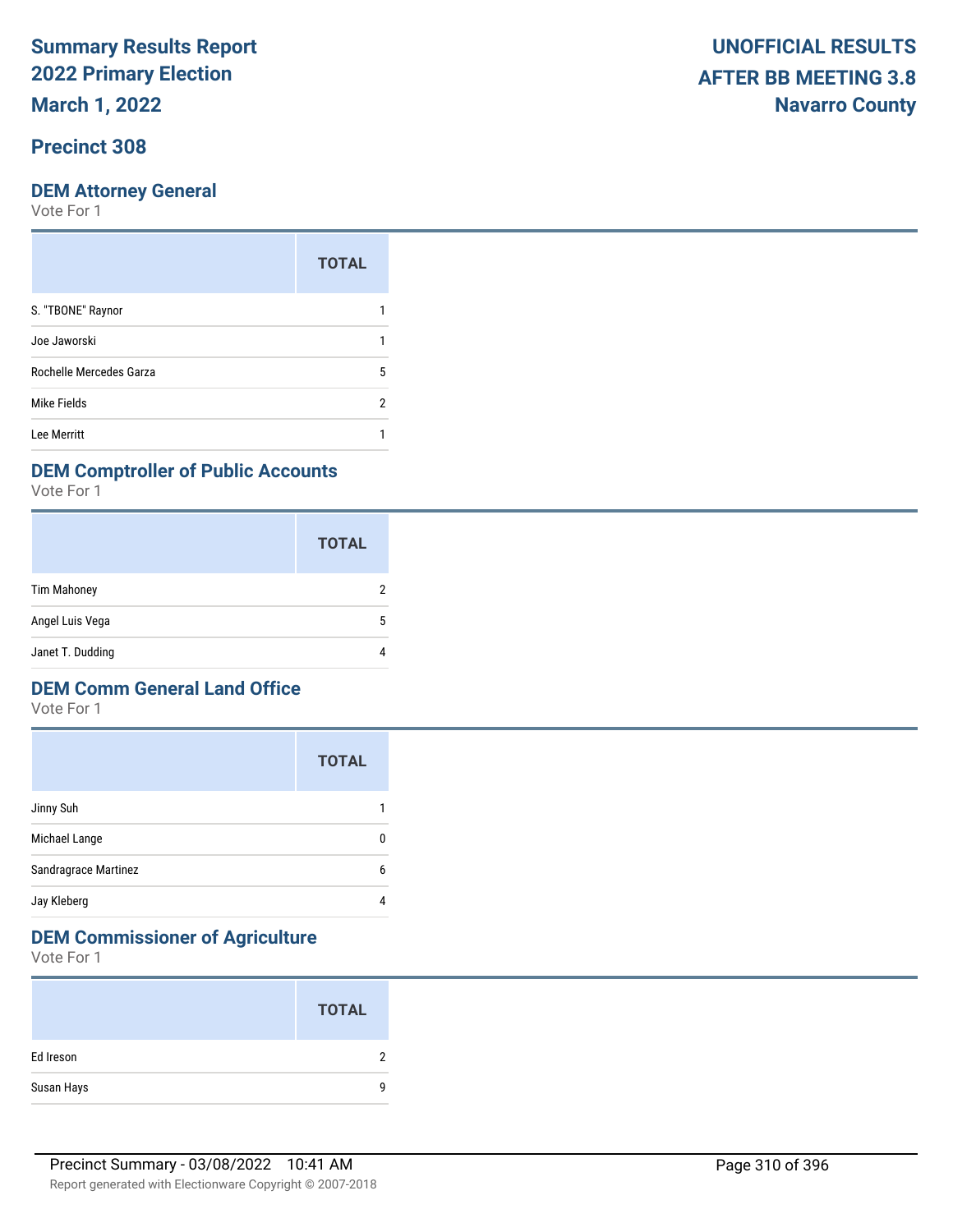# Summary Results Report
# 2022 Primary Election
# March 1, 2022

**UNOFFICIAL RESULTS**
**AFTER BB MEETING 3.8**
**Navarro County**

## Precinct 308

### DEM Attorney General

Vote For 1

| | TOTAL |
|---|---|
| S. "TBONE" Raynor | 1 |
| Joe Jaworski | 1 |
| Rochelle Mercedes Garza | 5 |
| Mike Fields | 2 |
| Lee Merritt | 1 |

### DEM Comptroller of Public Accounts

Vote For 1

| | TOTAL |
|---|---|
| Tim Mahoney | 2 |
| Angel Luis Vega | 5 |
| Janet T. Dudding | 4 |

### DEM Comm General Land Office

Vote For 1

| | TOTAL |
|---|---|
| Jinny Suh | 1 |
| Michael Lange | 0 |
| Sandragrace Martinez | 6 |
| Jay Kleberg | 4 |

### DEM Commissioner of Agriculture

Vote For 1

| | TOTAL |
|---|---|
| Ed Ireson | 2 |
| Susan Hays | 9 |

Precinct Summary - 03/08/2022 10:41 AM

Report generated with Electionware Copyright © 2007-2018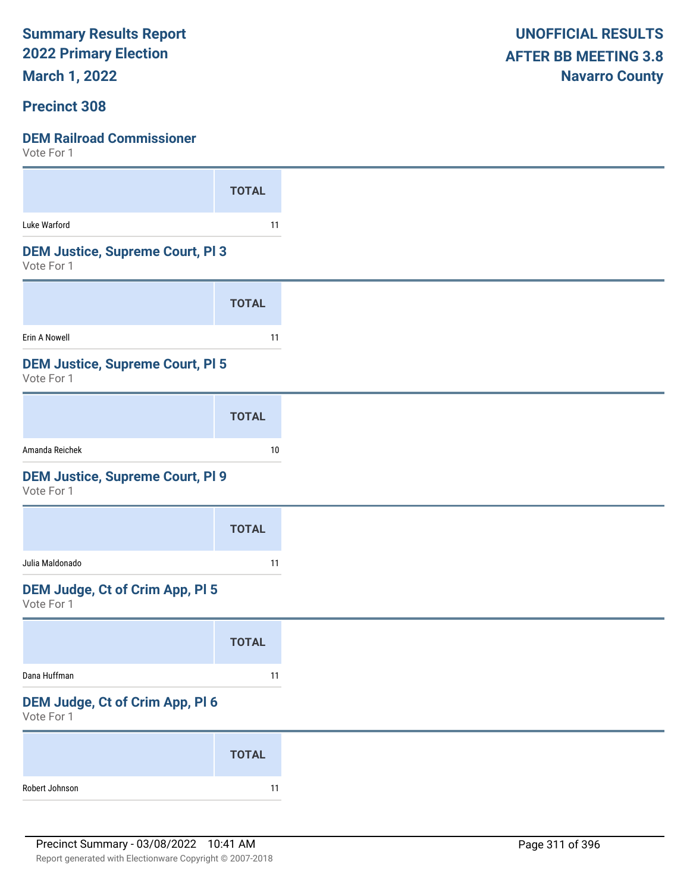**Summary Results Report**
**2022 Primary Election**
**March 1, 2022**

**UNOFFICIAL RESULTS**
**AFTER BB MEETING 3.8**
**Navarro County**

## Precinct 308

### DEM Railroad Commissioner
Vote For 1

| | TOTAL |
|---|---|
| Luke Warford | 11 |

### DEM Justice, Supreme Court, Pl 3
Vote For 1

| | TOTAL |
|---|---|
| Erin A Nowell | 11 |

### DEM Justice, Supreme Court, Pl 5
Vote For 1

| | TOTAL |
|---|---|
| Amanda Reichek | 10 |

### DEM Justice, Supreme Court, Pl 9
Vote For 1

| | TOTAL |
|---|---|
| Julia Maldonado | 11 |

### DEM Judge, Ct of Crim App, Pl 5
Vote For 1

| | TOTAL |
|---|---|
| Dana Huffman | 11 |

### DEM Judge, Ct of Crim App, Pl 6
Vote For 1

| | TOTAL |
|---|---|
| Robert Johnson | 11 |

Precinct Summary - 03/08/2022 10:41 AM

Report generated with Electionware Copyright © 2007-2018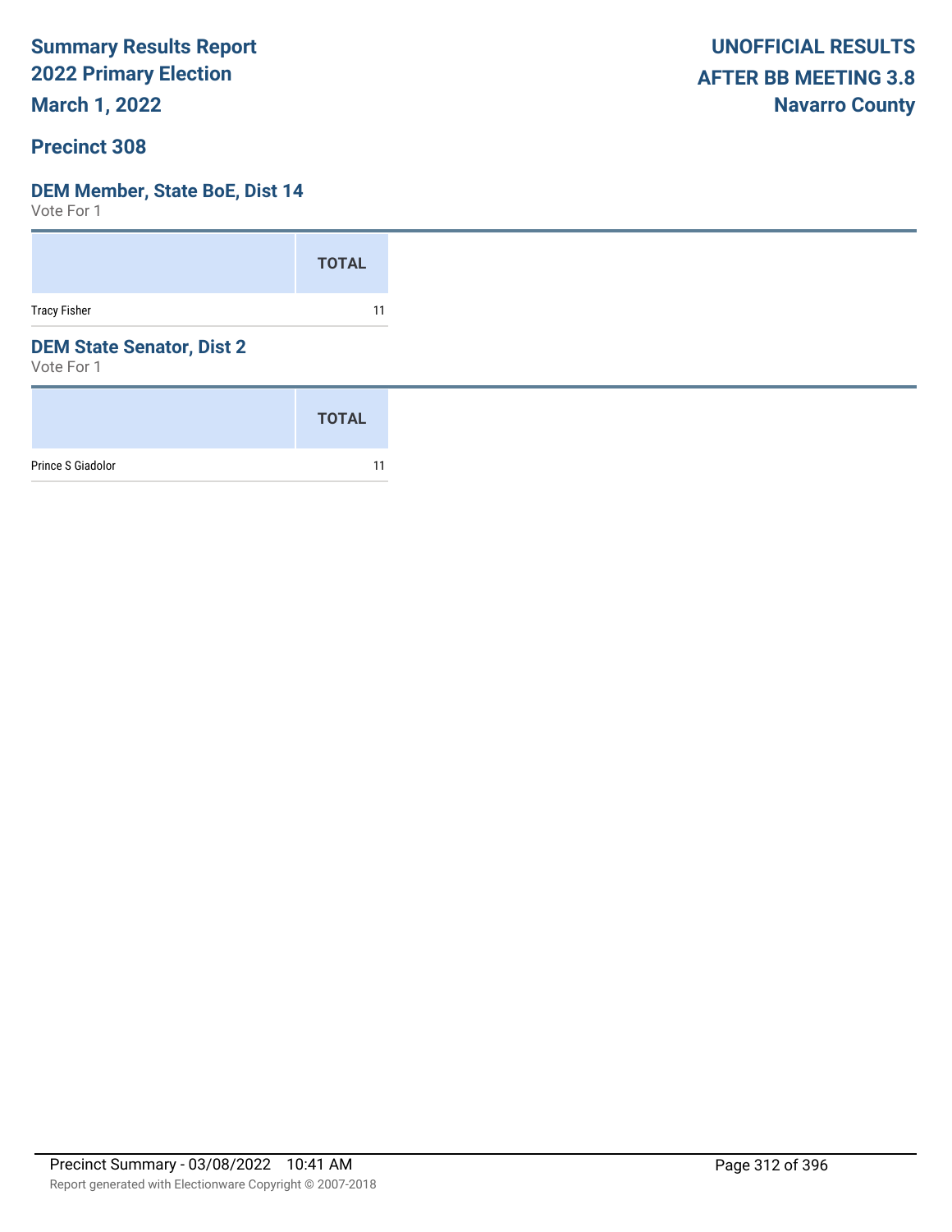# Summary Results Report
## 2022 Primary Election
## March 1, 2022

**UNOFFICIAL RESULTS**
**AFTER BB MEETING 3.8**
**Navarro County**

## Precinct 308

### DEM Member, State BoE, Dist 14

Vote For 1

| | TOTAL |
|---|---|
| Tracy Fisher | 11 |

### DEM State Senator, Dist 2

Vote For 1

| | TOTAL |
|---|---|
| Prince S Giadolor | 11 |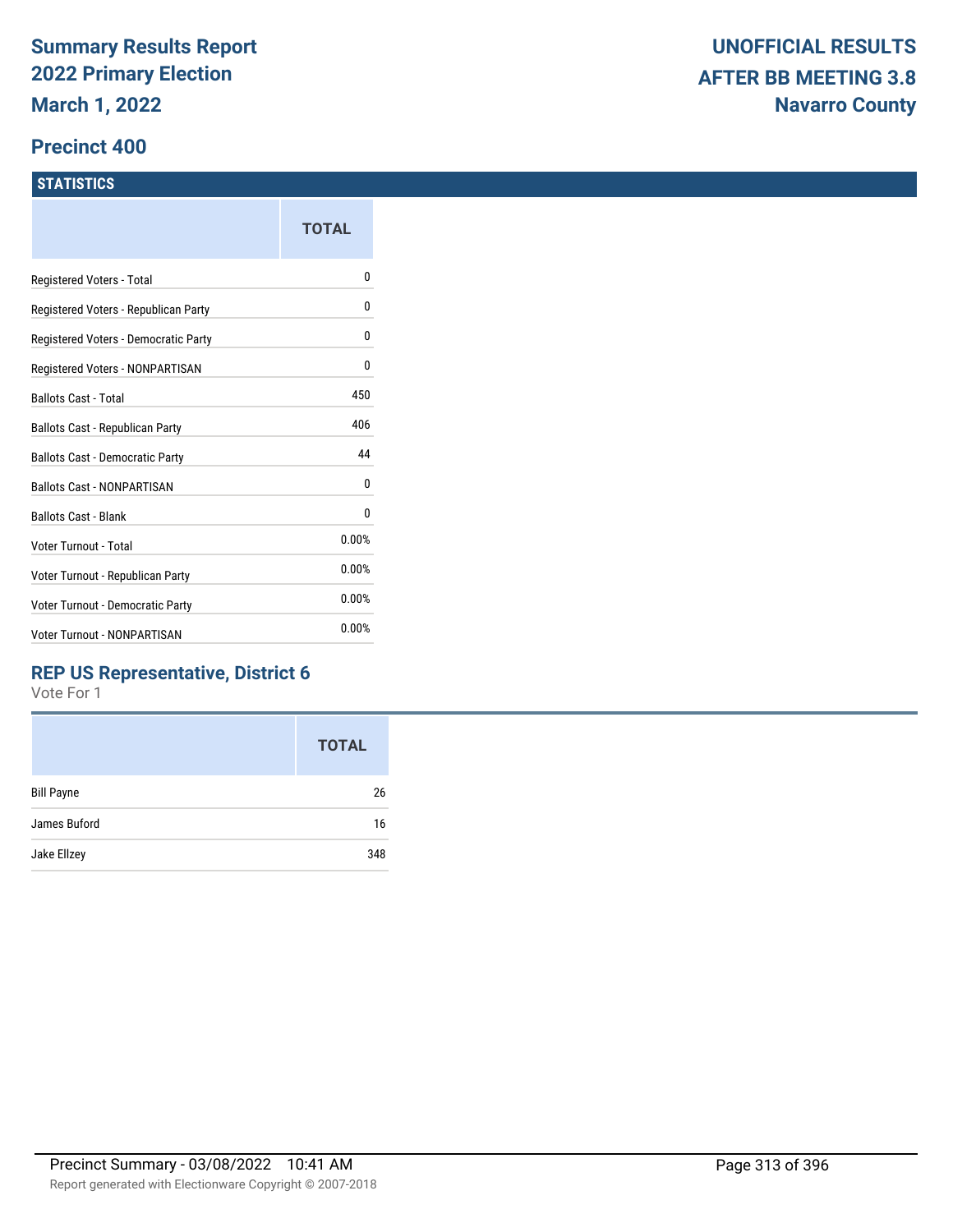# Summary Results Report
# 2022 Primary Election
# March 1, 2022

# UNOFFICIAL RESULTS
# AFTER BB MEETING 3.8
# Navarro County

## Precinct 400

### STATISTICS

| | TOTAL |
|---|---|
| Registered Voters - Total | 0 |
| Registered Voters - Republican Party | 0 |
| Registered Voters - Democratic Party | 0 |
| Registered Voters - NONPARTISAN | 0 |
| Ballots Cast - Total | 450 |
| Ballots Cast - Republican Party | 406 |
| Ballots Cast - Democratic Party | 44 |
| Ballots Cast - NONPARTISAN | 0 |
| Ballots Cast - Blank | 0 |
| Voter Turnout - Total | 0.00% |
| Voter Turnout - Republican Party | 0.00% |
| Voter Turnout - Democratic Party | 0.00% |
| Voter Turnout - NONPARTISAN | 0.00% |

### REP US Representative, District 6

Vote For 1

| | TOTAL |
|---|---|
| Bill Payne | 26 |
| James Buford | 16 |
| Jake Ellzey | 348 |

Precinct Summary - 03/08/2022 10:41 AM

Report generated with Electionware Copyright © 2007-2018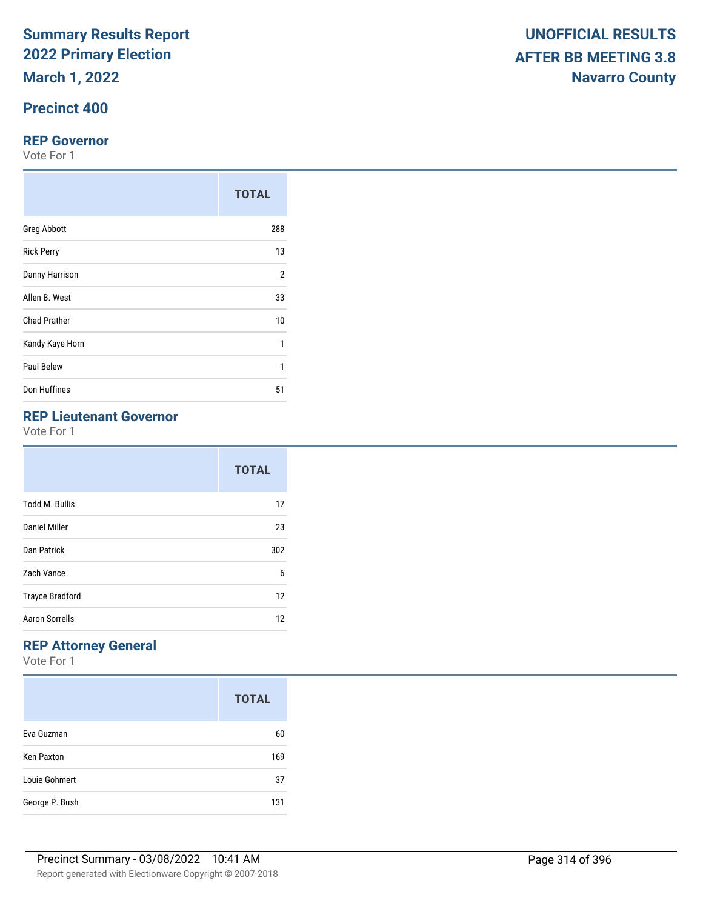# Summary Results Report
# 2022 Primary Election
# March 1, 2022

**UNOFFICIAL RESULTS**
**AFTER BB MEETING 3.8**
**Navarro County**

## Precinct 400

### REP Governor

Vote For 1

| | TOTAL |
|---|---|
| Greg Abbott | 288 |
| Rick Perry | 13 |
| Danny Harrison | 2 |
| Allen B. West | 33 |
| Chad Prather | 10 |
| Kandy Kaye Horn | 1 |
| Paul Belew | 1 |
| Don Huffines | 51 |

### REP Lieutenant Governor

Vote For 1

| | TOTAL |
|---|---|
| Todd M. Bullis | 17 |
| Daniel Miller | 23 |
| Dan Patrick | 302 |
| Zach Vance | 6 |
| Trayce Bradford | 12 |
| Aaron Sorrells | 12 |

### REP Attorney General

Vote For 1

| | TOTAL |
|---|---|
| Eva Guzman | 60 |
| Ken Paxton | 169 |
| Louie Gohmert | 37 |
| George P. Bush | 131 |

Precinct Summary - 03/08/2022 10:41 AM

Report generated with Electionware Copyright © 2007-2018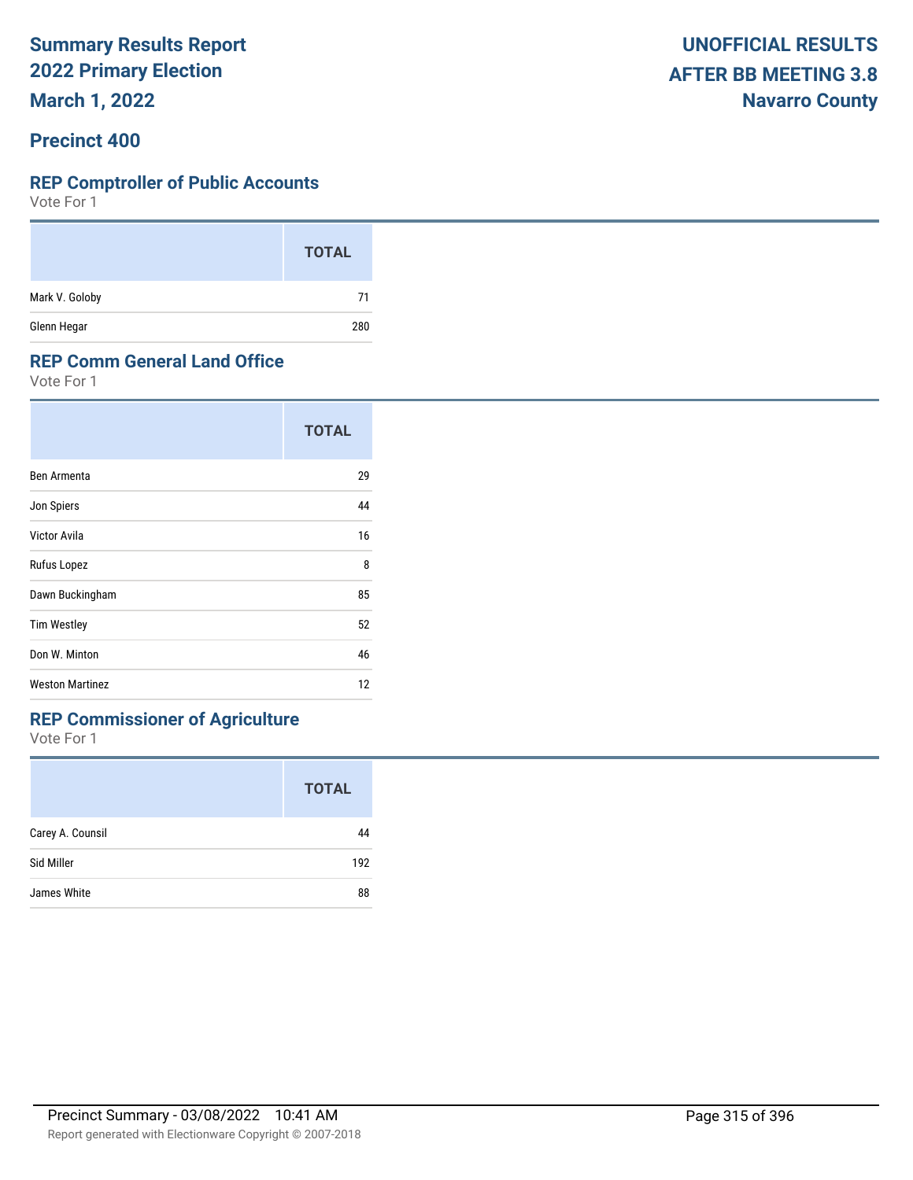# Summary Results Report
# 2022 Primary Election
# March 1, 2022

**UNOFFICIAL RESULTS**
**AFTER BB MEETING 3.8**
**Navarro County**

## Precinct 400

### REP Comptroller of Public Accounts

Vote For 1

| | TOTAL |
|---|---|
| Mark V. Goloby | 71 |
| Glenn Hegar | 280 |

### REP Comm General Land Office

Vote For 1

| | TOTAL |
|---|---|
| Ben Armenta | 29 |
| Jon Spiers | 44 |
| Victor Avila | 16 |
| Rufus Lopez | 8 |
| Dawn Buckingham | 85 |
| Tim Westley | 52 |
| Don W. Minton | 46 |
| Weston Martinez | 12 |

### REP Commissioner of Agriculture

Vote For 1

| | TOTAL |
|---|---|
| Carey A. Counsil | 44 |
| Sid Miller | 192 |
| James White | 88 |

Precinct Summary - 03/08/2022 10:41 AM

Report generated with Electionware Copyright © 2007-2018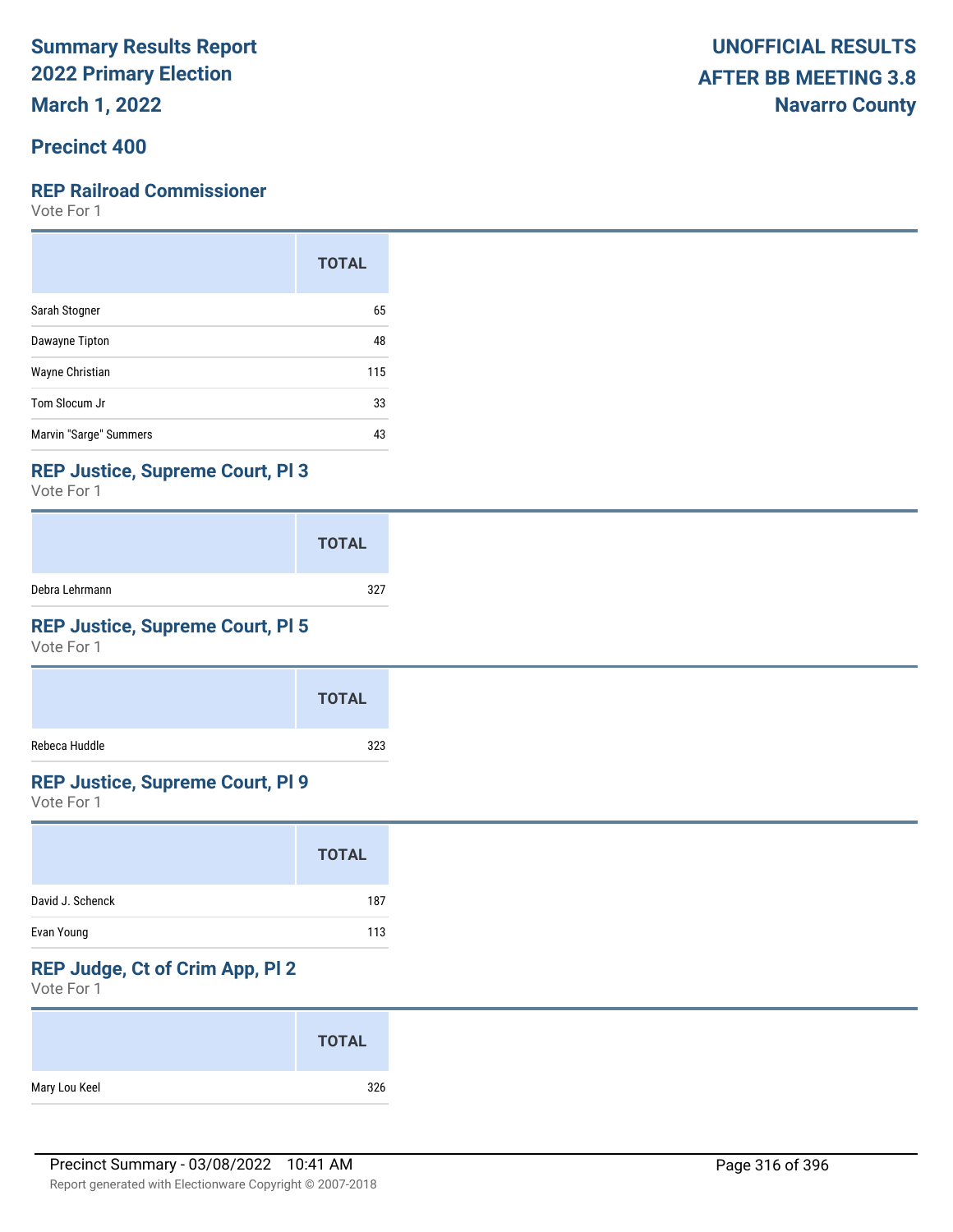# Summary Results Report
# 2022 Primary Election
# March 1, 2022

**UNOFFICIAL RESULTS**
**AFTER BB MEETING 3.8**
**Navarro County**

## Precinct 400

### REP Railroad Commissioner
Vote For 1

| | TOTAL |
|---|---|
| Sarah Stogner | 65 |
| Dawayne Tipton | 48 |
| Wayne Christian | 115 |
| Tom Slocum Jr | 33 |
| Marvin "Sarge" Summers | 43 |

### REP Justice, Supreme Court, Pl 3
Vote For 1

| | TOTAL |
|---|---|
| Debra Lehrmann | 327 |

### REP Justice, Supreme Court, Pl 5
Vote For 1

| | TOTAL |
|---|---|
| Rebeca Huddle | 323 |

### REP Justice, Supreme Court, Pl 9
Vote For 1

| | TOTAL |
|---|---|
| David J. Schenck | 187 |
| Evan Young | 113 |

### REP Judge, Ct of Crim App, Pl 2
Vote For 1

| | TOTAL |
|---|---|
| Mary Lou Keel | 326 |

Precinct Summary - 03/08/2022 10:41 AM

Report generated with Electionware Copyright © 2007-2018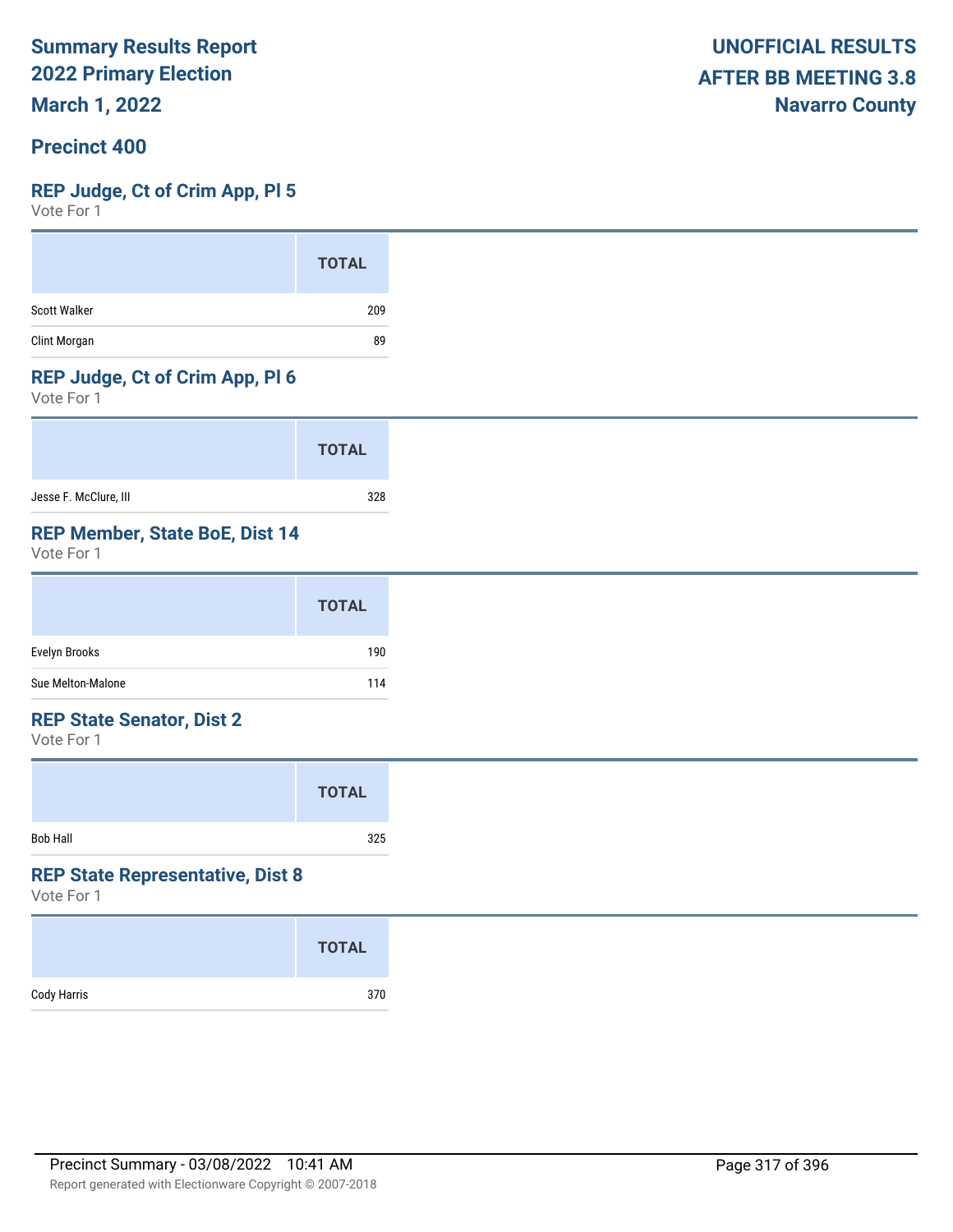# Summary Results Report
## 2022 Primary Election
## March 1, 2022

**UNOFFICIAL RESULTS**
**AFTER BB MEETING 3.8**
**Navarro County**

## Precinct 400

### REP Judge, Ct of Crim App, Pl 5
Vote For 1

| | TOTAL |
|---|---|
| Scott Walker | 209 |
| Clint Morgan | 89 |

### REP Judge, Ct of Crim App, Pl 6
Vote For 1

| | TOTAL |
|---|---|
| Jesse F. McClure, III | 328 |

### REP Member, State BoE, Dist 14
Vote For 1

| | TOTAL |
|---|---|
| Evelyn Brooks | 190 |
| Sue Melton-Malone | 114 |

### REP State Senator, Dist 2
Vote For 1

| | TOTAL |
|---|---|
| Bob Hall | 325 |

### REP State Representative, Dist 8
Vote For 1

| | TOTAL |
|---|---|
| Cody Harris | 370 |

Precinct Summary - 03/08/2022 10:41 AM

Report generated with Electionware Copyright © 2007-2018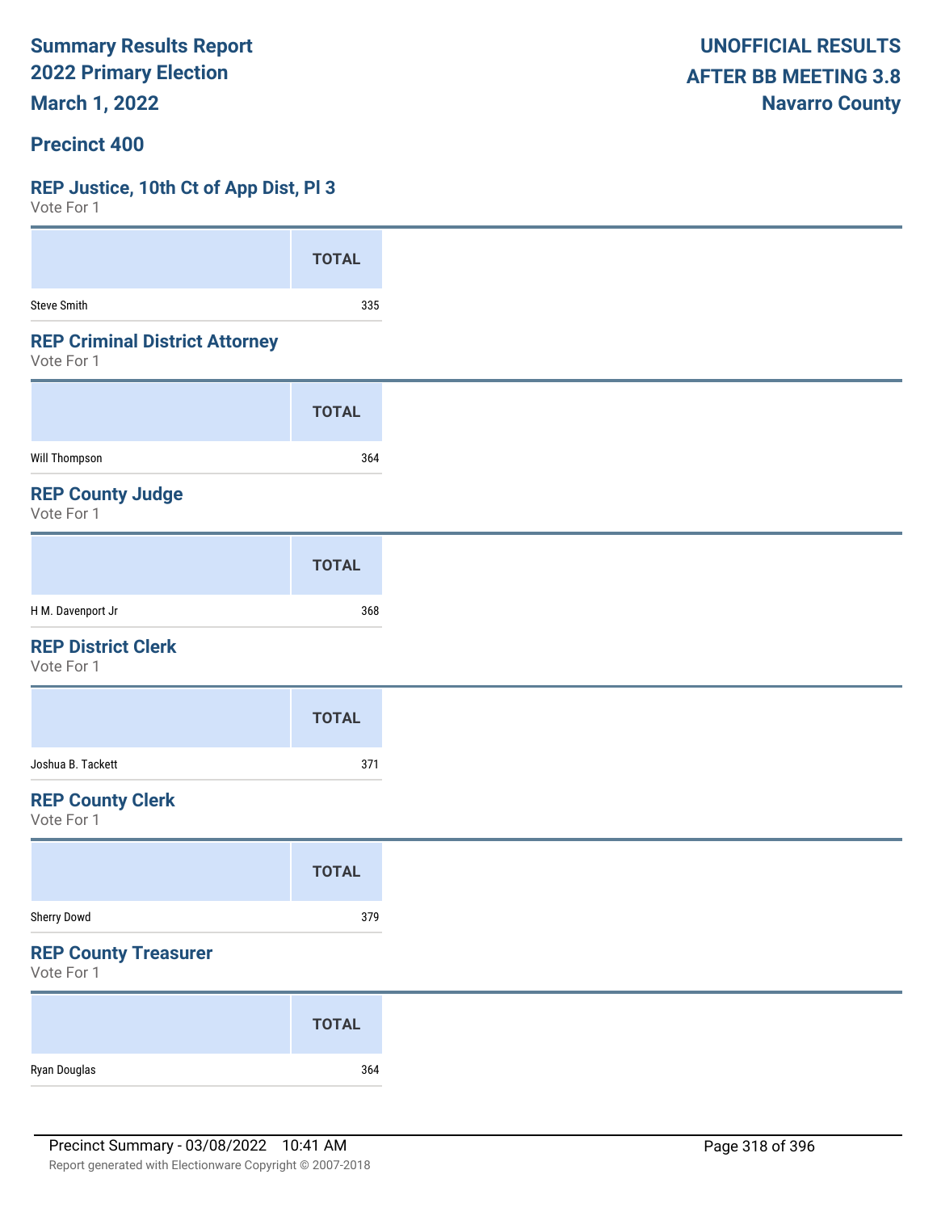# Summary Results Report
## 2022 Primary Election
## March 1, 2022

**UNOFFICIAL RESULTS**
**AFTER BB MEETING 3.8**
**Navarro County**

## Precinct 400

### REP Justice, 10th Ct of App Dist, Pl 3

Vote For 1

| | TOTAL |
|---|---|
| Steve Smith | 335 |

### REP Criminal District Attorney

Vote For 1

| | TOTAL |
|---|---|
| Will Thompson | 364 |

### REP County Judge

Vote For 1

| | TOTAL |
|---|---|
| H M. Davenport Jr | 368 |

### REP District Clerk

Vote For 1

| | TOTAL |
|---|---|
| Joshua B. Tackett | 371 |

### REP County Clerk

Vote For 1

| | TOTAL |
|---|---|
| Sherry Dowd | 379 |

### REP County Treasurer

Vote For 1

| | TOTAL |
|---|---|
| Ryan Douglas | 364 |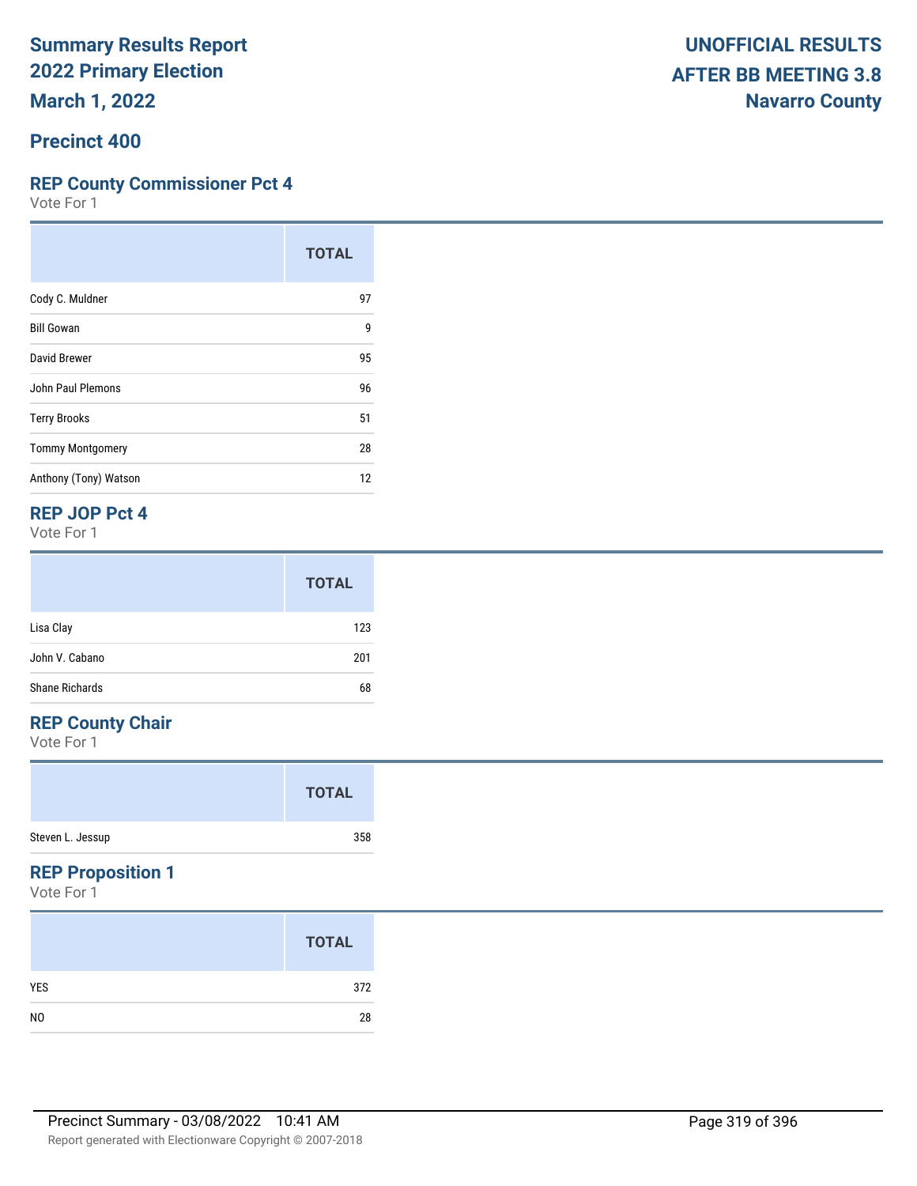# Summary Results Report
## 2022 Primary Election
## March 1, 2022

**UNOFFICIAL RESULTS**
**AFTER BB MEETING 3.8**
**Navarro County**

## Precinct 400

### REP County Commissioner Pct 4

Vote For 1

| | TOTAL |
|---|---|
| Cody C. Muldner | 97 |
| Bill Gowan | 9 |
| David Brewer | 95 |
| John Paul Plemons | 96 |
| Terry Brooks | 51 |
| Tommy Montgomery | 28 |
| Anthony (Tony) Watson | 12 |

### REP JOP Pct 4

Vote For 1

| | TOTAL |
|---|---|
| Lisa Clay | 123 |
| John V. Cabano | 201 |
| Shane Richards | 68 |

### REP County Chair

Vote For 1

| | TOTAL |
|---|---|
| Steven L. Jessup | 358 |

### REP Proposition 1

Vote For 1

| | TOTAL |
|---|---|
| YES | 372 |
| NO | 28 |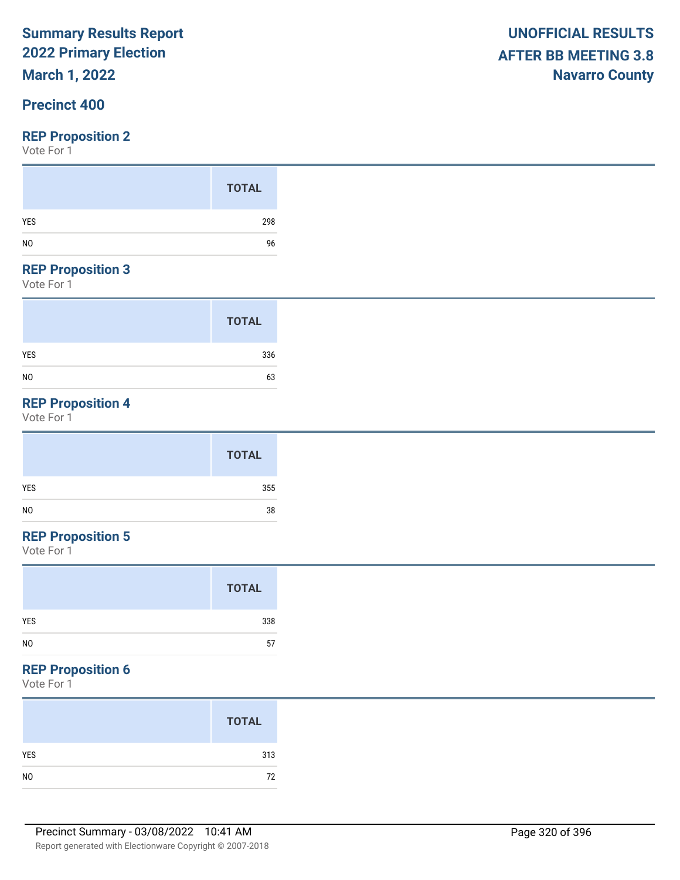**Summary Results Report**
**2022 Primary Election**
**March 1, 2022**

**UNOFFICIAL RESULTS**
**AFTER BB MEETING 3.8**
**Navarro County**

## Precinct 400

### REP Proposition 2

Vote For 1

| | TOTAL |
|---|---|
| YES | 298 |
| NO | 96 |

### REP Proposition 3

Vote For 1

| | TOTAL |
|---|---|
| YES | 336 |
| NO | 63 |

### REP Proposition 4

Vote For 1

| | TOTAL |
|---|---|
| YES | 355 |
| NO | 38 |

### REP Proposition 5

Vote For 1

| | TOTAL |
|---|---|
| YES | 338 |
| NO | 57 |

### REP Proposition 6

Vote For 1

| | TOTAL |
|---|---|
| YES | 313 |
| NO | 72 |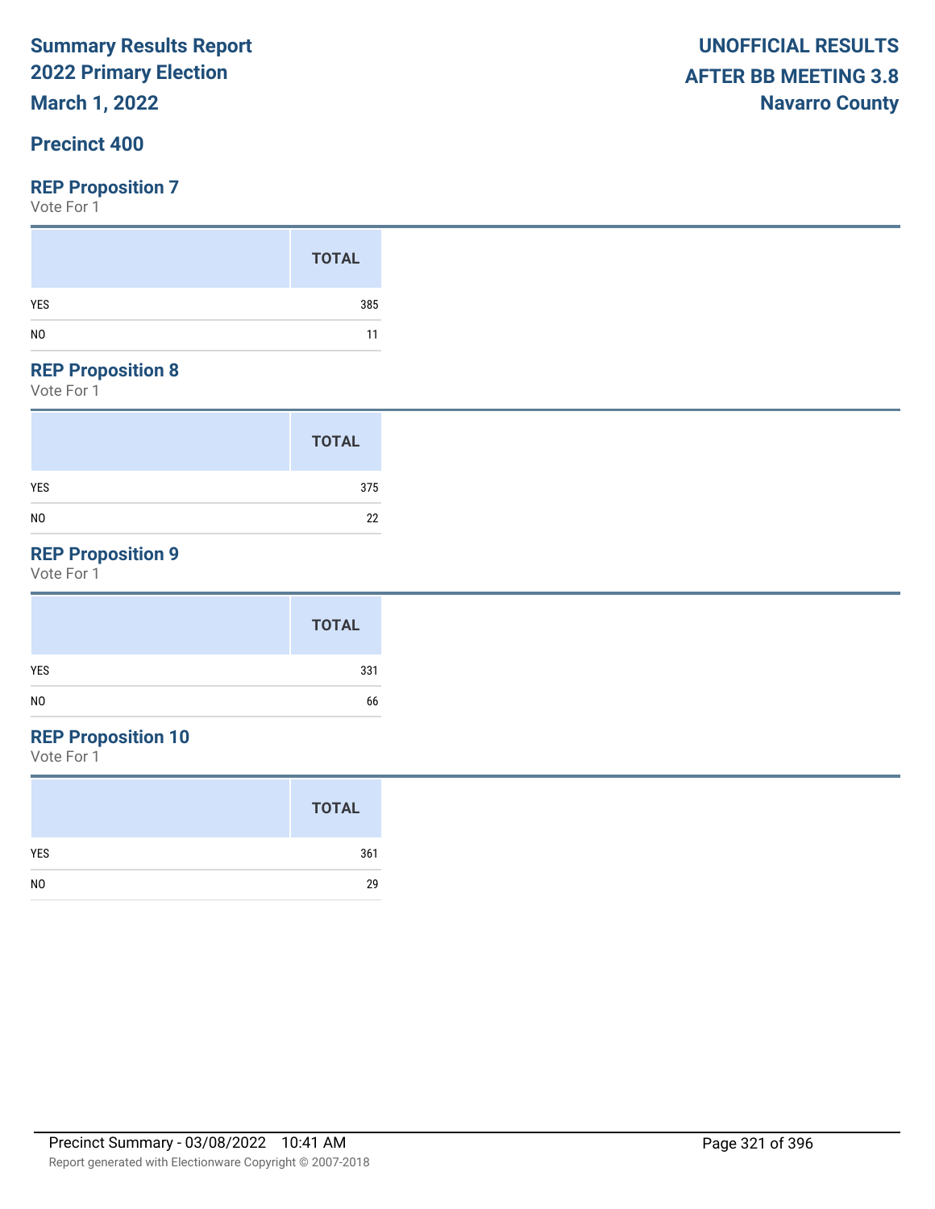# Summary Results Report
## 2022 Primary Election
### March 1, 2022

**UNOFFICIAL RESULTS**
**AFTER BB MEETING 3.8**
**Navarro County**

### Precinct 400

### REP Proposition 7
Vote For 1

| | TOTAL |
|---|---|
| YES | 385 |
| NO | 11 |

### REP Proposition 8
Vote For 1

| | TOTAL |
|---|---|
| YES | 375 |
| NO | 22 |

### REP Proposition 9
Vote For 1

| | TOTAL |
|---|---|
| YES | 331 |
| NO | 66 |

### REP Proposition 10
Vote For 1

| | TOTAL |
|---|---|
| YES | 361 |
| NO | 29 |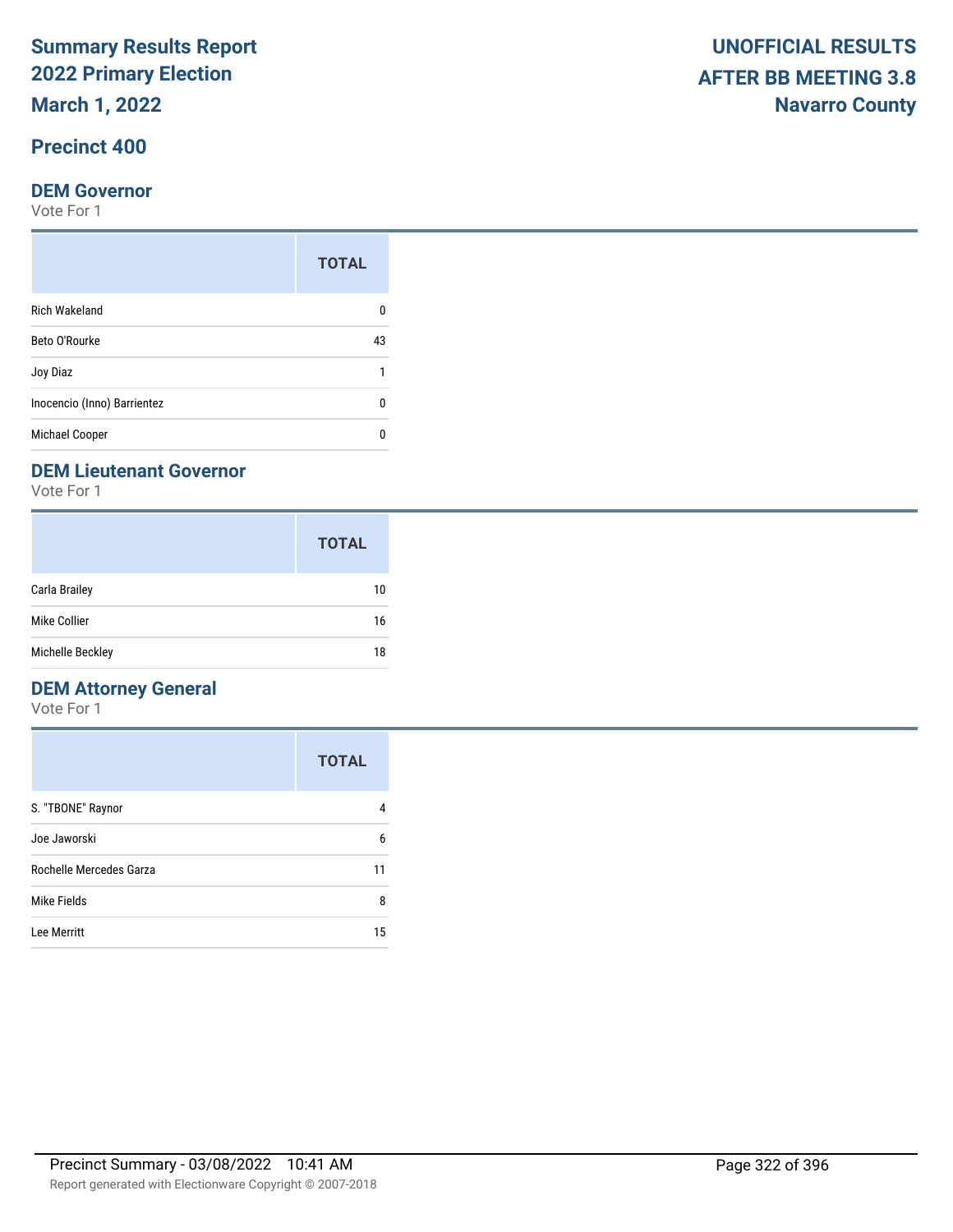# Summary Results Report
## 2022 Primary Election
## March 1, 2022

**UNOFFICIAL RESULTS**
**AFTER BB MEETING 3.8**
**Navarro County**

## Precinct 400

### DEM Governor

Vote For 1

| | TOTAL |
|---|---|
| Rich Wakeland | 0 |
| Beto O'Rourke | 43 |
| Joy Diaz | 1 |
| Inocencio (Inno) Barrientez | 0 |
| Michael Cooper | 0 |

### DEM Lieutenant Governor

Vote For 1

| | TOTAL |
|---|---|
| Carla Brailey | 10 |
| Mike Collier | 16 |
| Michelle Beckley | 18 |

### DEM Attorney General

Vote For 1

| | TOTAL |
|---|---|
| S. "TBONE" Raynor | 4 |
| Joe Jaworski | 6 |
| Rochelle Mercedes Garza | 11 |
| Mike Fields | 8 |
| Lee Merritt | 15 |

Precinct Summary - 03/08/2022 10:41 AM

Report generated with Electionware Copyright © 2007-2018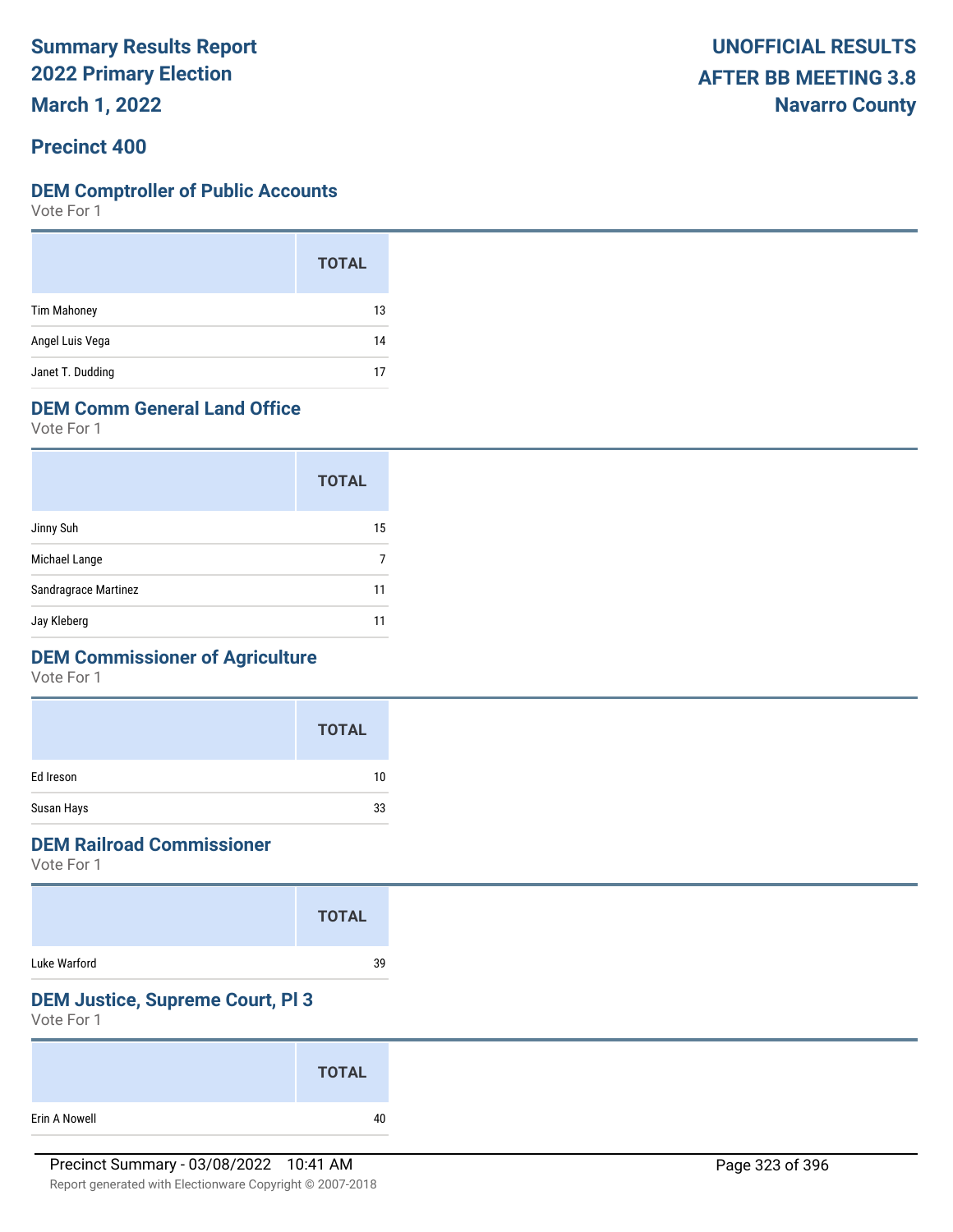# Summary Results Report
## 2022 Primary Election
## March 1, 2022

**UNOFFICIAL RESULTS**
**AFTER BB MEETING 3.8**
**Navarro County**

## Precinct 400

### DEM Comptroller of Public Accounts
Vote For 1

| | TOTAL |
|---|---|
| Tim Mahoney | 13 |
| Angel Luis Vega | 14 |
| Janet T. Dudding | 17 |

### DEM Comm General Land Office
Vote For 1

| | TOTAL |
|---|---|
| Jinny Suh | 15 |
| Michael Lange | 7 |
| Sandragrace Martinez | 11 |
| Jay Kleberg | 11 |

### DEM Commissioner of Agriculture
Vote For 1

| | TOTAL |
|---|---|
| Ed Ireson | 10 |
| Susan Hays | 33 |

### DEM Railroad Commissioner
Vote For 1

| | TOTAL |
|---|---|
| Luke Warford | 39 |

### DEM Justice, Supreme Court, Pl 3
Vote For 1

| | TOTAL |
|---|---|
| Erin A Nowell | 40 |

Precinct Summary - 03/08/2022 10:41 AM

Report generated with Electionware Copyright © 2007-2018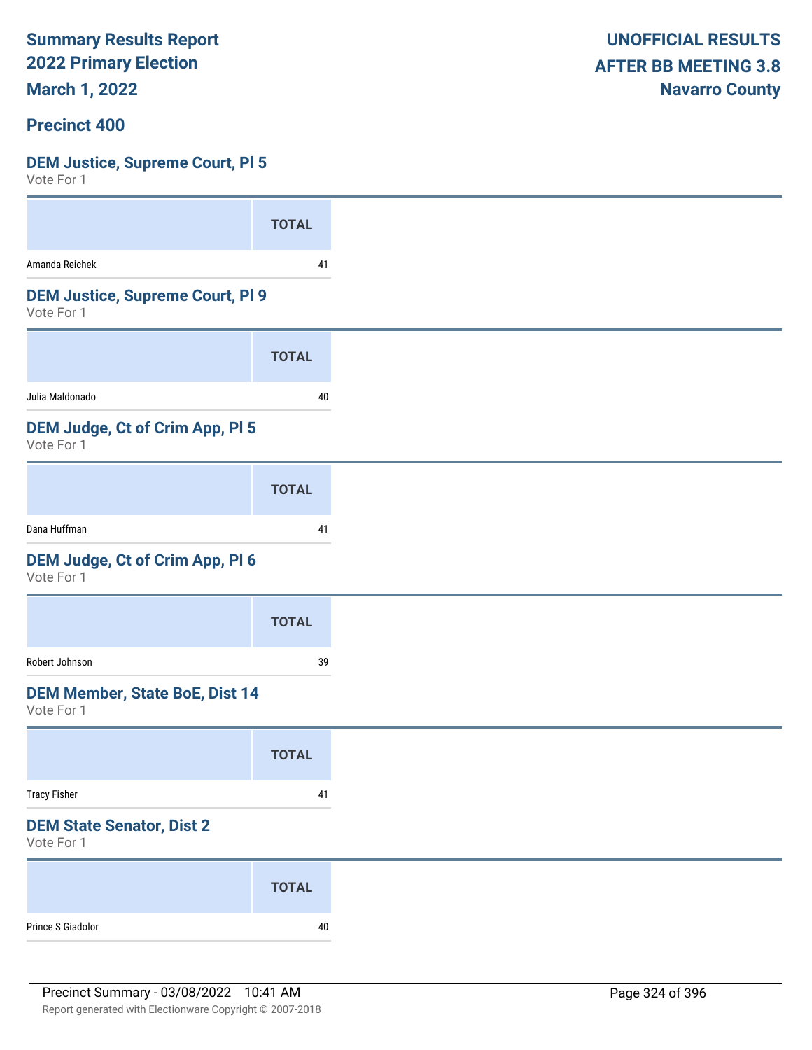**Summary Results Report**
**2022 Primary Election**
**March 1, 2022**

**UNOFFICIAL RESULTS**
**AFTER BB MEETING 3.8**
**Navarro County**

## Precinct 400

### DEM Justice, Supreme Court, Pl 5

Vote For 1

| | TOTAL |
|---|---|
| Amanda Reichek | 41 |

### DEM Justice, Supreme Court, Pl 9

Vote For 1

| | TOTAL |
|---|---|
| Julia Maldonado | 40 |

### DEM Judge, Ct of Crim App, Pl 5

Vote For 1

| | TOTAL |
|---|---|
| Dana Huffman | 41 |

### DEM Judge, Ct of Crim App, Pl 6

Vote For 1

| | TOTAL |
|---|---|
| Robert Johnson | 39 |

### DEM Member, State BoE, Dist 14

Vote For 1

| | TOTAL |
|---|---|
| Tracy Fisher | 41 |

### DEM State Senator, Dist 2

Vote For 1

| | TOTAL |
|---|---|
| Prince S Giadolor | 40 |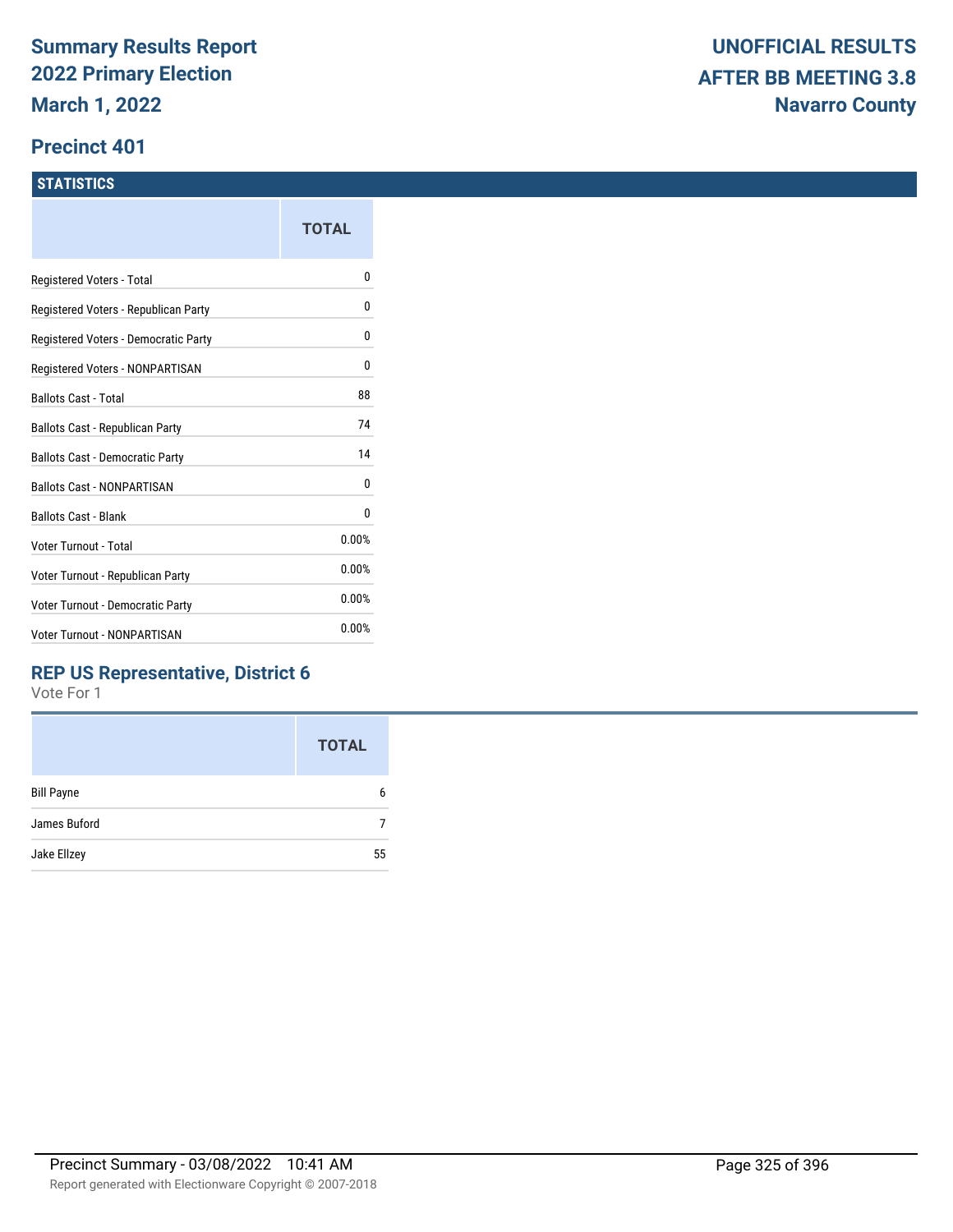**Summary Results Report**
**2022 Primary Election**
**March 1, 2022**

**UNOFFICIAL RESULTS**
**AFTER BB MEETING 3.8**
**Navarro County**

## Precinct 401

### STATISTICS

| | TOTAL |
|---|---|
| Registered Voters - Total | 0 |
| Registered Voters - Republican Party | 0 |
| Registered Voters - Democratic Party | 0 |
| Registered Voters - NONPARTISAN | 0 |
| Ballots Cast - Total | 88 |
| Ballots Cast - Republican Party | 74 |
| Ballots Cast - Democratic Party | 14 |
| Ballots Cast - NONPARTISAN | 0 |
| Ballots Cast - Blank | 0 |
| Voter Turnout - Total | 0.00% |
| Voter Turnout - Republican Party | 0.00% |
| Voter Turnout - Democratic Party | 0.00% |
| Voter Turnout - NONPARTISAN | 0.00% |

### REP US Representative, District 6

Vote For 1

| | TOTAL |
|---|---|
| Bill Payne | 6 |
| James Buford | 7 |
| Jake Ellzey | 55 |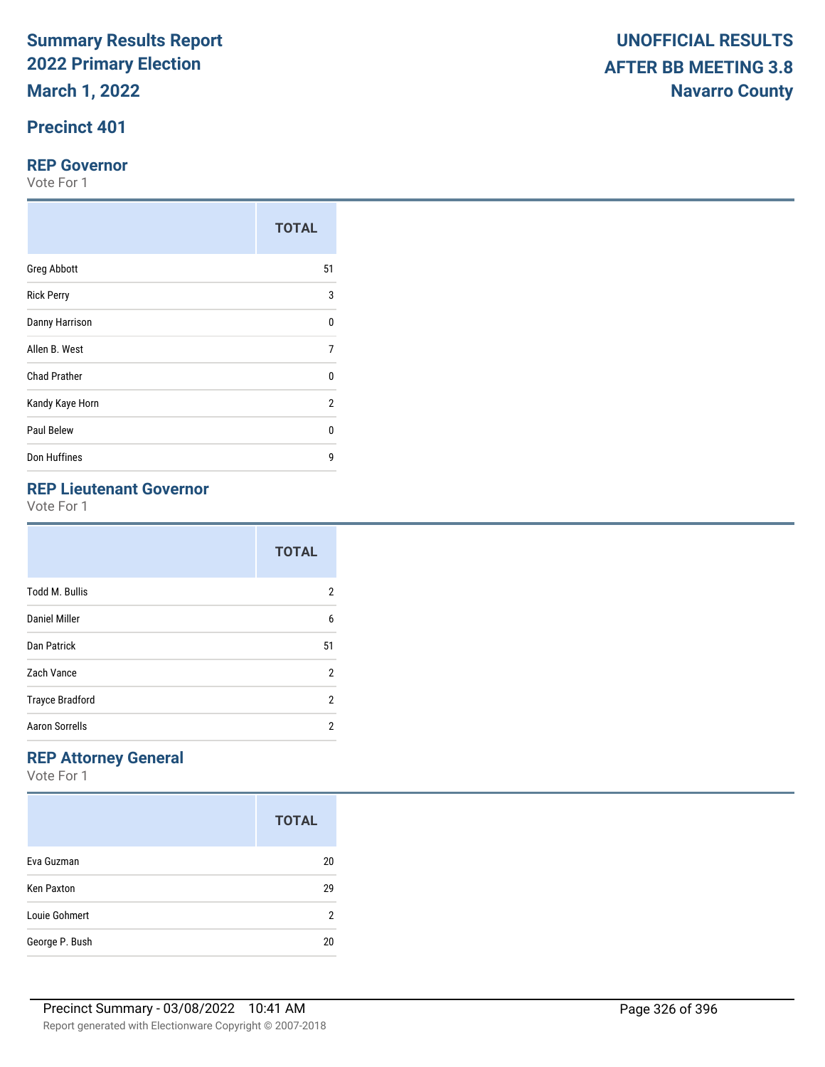# Summary Results Report
# 2022 Primary Election
# March 1, 2022

**UNOFFICIAL RESULTS**
**AFTER BB MEETING 3.8**
**Navarro County**

## Precinct 401

### REP Governor

Vote For 1

| | TOTAL |
|---|---|
| Greg Abbott | 51 |
| Rick Perry | 3 |
| Danny Harrison | 0 |
| Allen B. West | 7 |
| Chad Prather | 0 |
| Kandy Kaye Horn | 2 |
| Paul Belew | 0 |
| Don Huffines | 9 |

### REP Lieutenant Governor

Vote For 1

| | TOTAL |
|---|---|
| Todd M. Bullis | 2 |
| Daniel Miller | 6 |
| Dan Patrick | 51 |
| Zach Vance | 2 |
| Trayce Bradford | 2 |
| Aaron Sorrells | 2 |

### REP Attorney General

Vote For 1

| | TOTAL |
|---|---|
| Eva Guzman | 20 |
| Ken Paxton | 29 |
| Louie Gohmert | 2 |
| George P. Bush | 20 |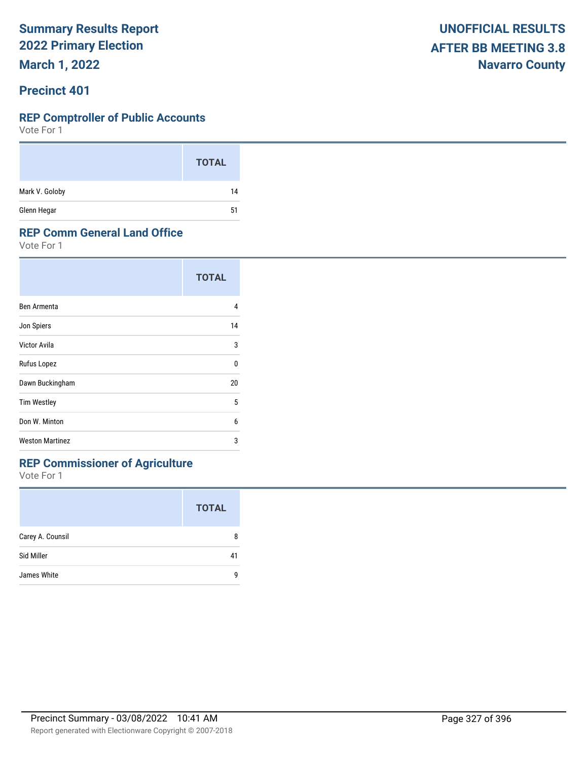# Summary Results Report
# 2022 Primary Election
## March 1, 2022

**UNOFFICIAL RESULTS**
**AFTER BB MEETING 3.8**
**Navarro County**

## Precinct 401

### REP Comptroller of Public Accounts
Vote For 1

| | TOTAL |
|---|---|
| Mark V. Goloby | 14 |
| Glenn Hegar | 51 |

### REP Comm General Land Office
Vote For 1

| | TOTAL |
|---|---|
| Ben Armenta | 4 |
| Jon Spiers | 14 |
| Victor Avila | 3 |
| Rufus Lopez | 0 |
| Dawn Buckingham | 20 |
| Tim Westley | 5 |
| Don W. Minton | 6 |
| Weston Martinez | 3 |

### REP Commissioner of Agriculture
Vote For 1

| | TOTAL |
|---|---|
| Carey A. Counsil | 8 |
| Sid Miller | 41 |
| James White | 9 |

Precinct Summary - 03/08/2022 10:41 AM

Report generated with Electionware Copyright © 2007-2018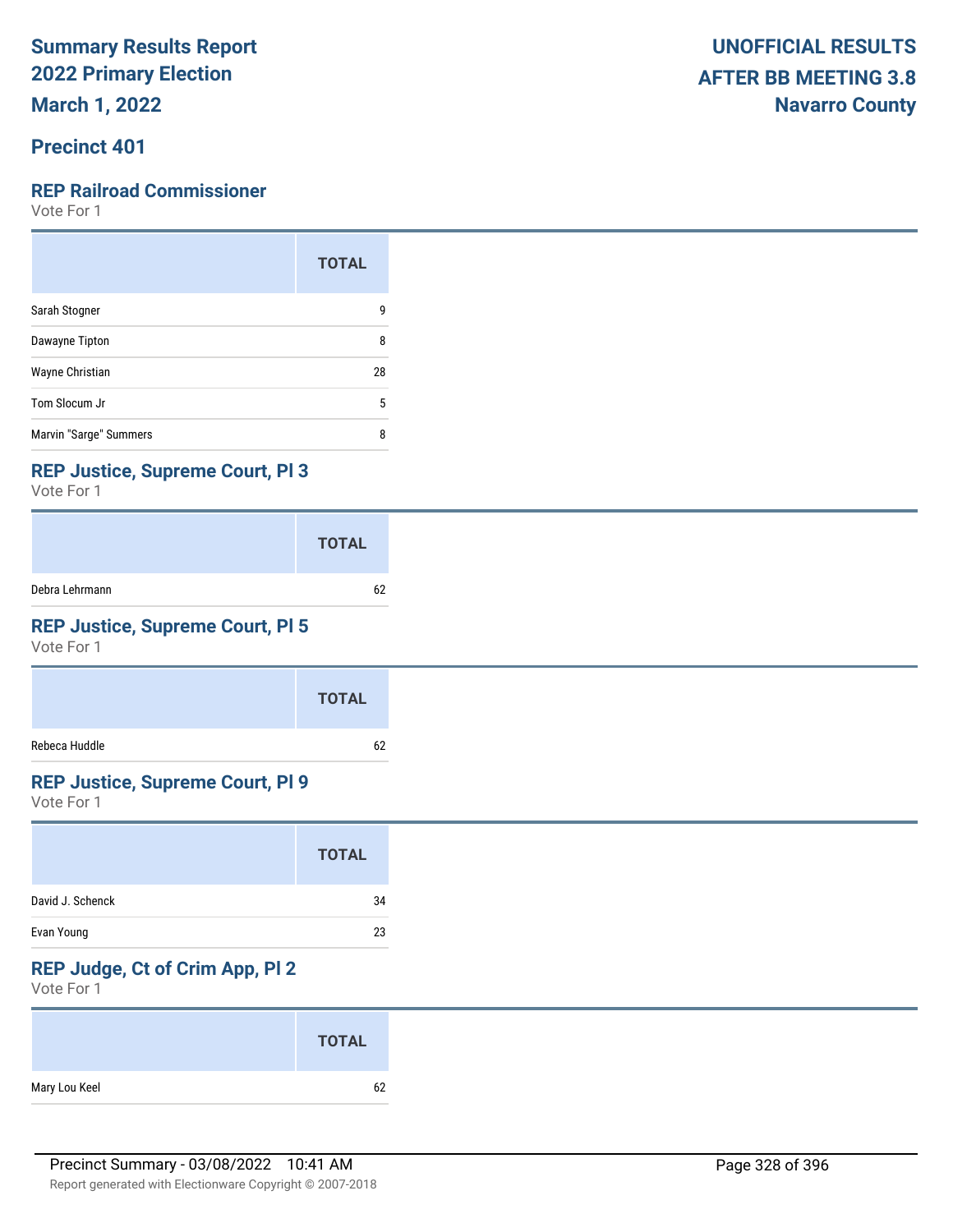# Summary Results Report
# 2022 Primary Election
# March 1, 2022

**UNOFFICIAL RESULTS**
**AFTER BB MEETING 3.8**
**Navarro County**

## Precinct 401

### REP Railroad Commissioner

Vote For 1

| | TOTAL |
|---|---|
| Sarah Stogner | 9 |
| Dawayne Tipton | 8 |
| Wayne Christian | 28 |
| Tom Slocum Jr | 5 |
| Marvin "Sarge" Summers | 8 |

### REP Justice, Supreme Court, Pl 3

Vote For 1

| | TOTAL |
|---|---|
| Debra Lehrmann | 62 |

### REP Justice, Supreme Court, Pl 5

Vote For 1

| | TOTAL |
|---|---|
| Rebeca Huddle | 62 |

### REP Justice, Supreme Court, Pl 9

Vote For 1

| | TOTAL |
|---|---|
| David J. Schenck | 34 |
| Evan Young | 23 |

### REP Judge, Ct of Crim App, Pl 2

Vote For 1

| | TOTAL |
|---|---|
| Mary Lou Keel | 62 |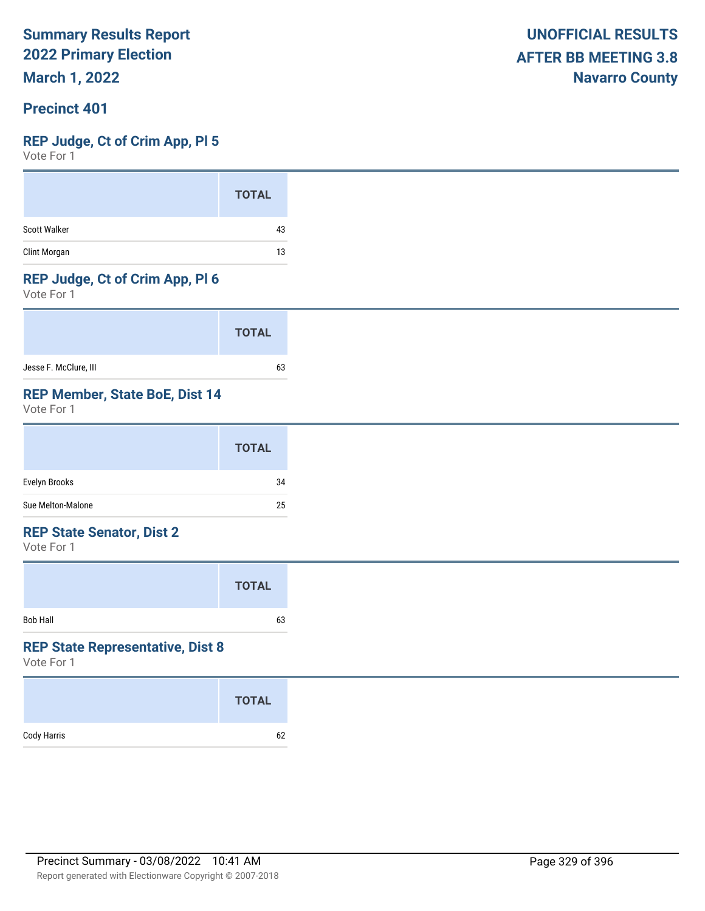**Summary Results Report**
**2022 Primary Election**
**March 1, 2022**

**UNOFFICIAL RESULTS**
**AFTER BB MEETING 3.8**
**Navarro County**

## Precinct 401

### REP Judge, Ct of Crim App, Pl 5

Vote For 1

| | TOTAL |
|---|---|
| Scott Walker | 43 |
| Clint Morgan | 13 |

### REP Judge, Ct of Crim App, Pl 6

Vote For 1

| | TOTAL |
|---|---|
| Jesse F. McClure, III | 63 |

### REP Member, State BoE, Dist 14

Vote For 1

| | TOTAL |
|---|---|
| Evelyn Brooks | 34 |
| Sue Melton-Malone | 25 |

### REP State Senator, Dist 2

Vote For 1

| | TOTAL |
|---|---|
| Bob Hall | 63 |

### REP State Representative, Dist 8

Vote For 1

| | TOTAL |
|---|---|
| Cody Harris | 62 |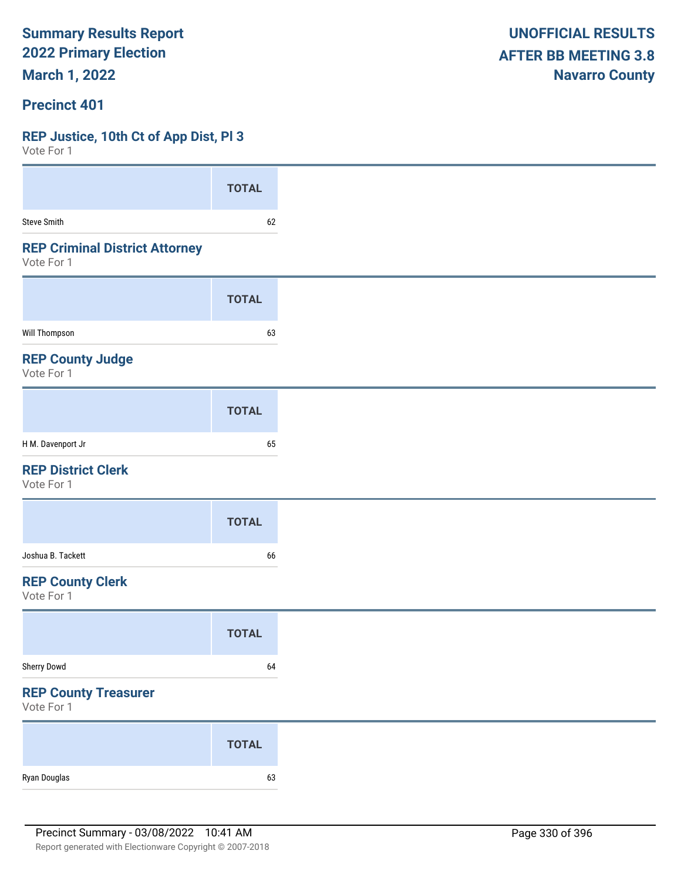**Summary Results Report**
**2022 Primary Election**
**March 1, 2022**

**UNOFFICIAL RESULTS**
**AFTER BB MEETING 3.8**
**Navarro County**

## Precinct 401

### REP Justice, 10th Ct of App Dist, Pl 3

Vote For 1

| | TOTAL |
|---|---|
| Steve Smith | 62 |

### REP Criminal District Attorney

Vote For 1

| | TOTAL |
|---|---|
| Will Thompson | 63 |

### REP County Judge

Vote For 1

| | TOTAL |
|---|---|
| H M. Davenport Jr | 65 |

### REP District Clerk

Vote For 1

| | TOTAL |
|---|---|
| Joshua B. Tackett | 66 |

### REP County Clerk

Vote For 1

| | TOTAL |
|---|---|
| Sherry Dowd | 64 |

### REP County Treasurer

Vote For 1

| | TOTAL |
|---|---|
| Ryan Douglas | 63 |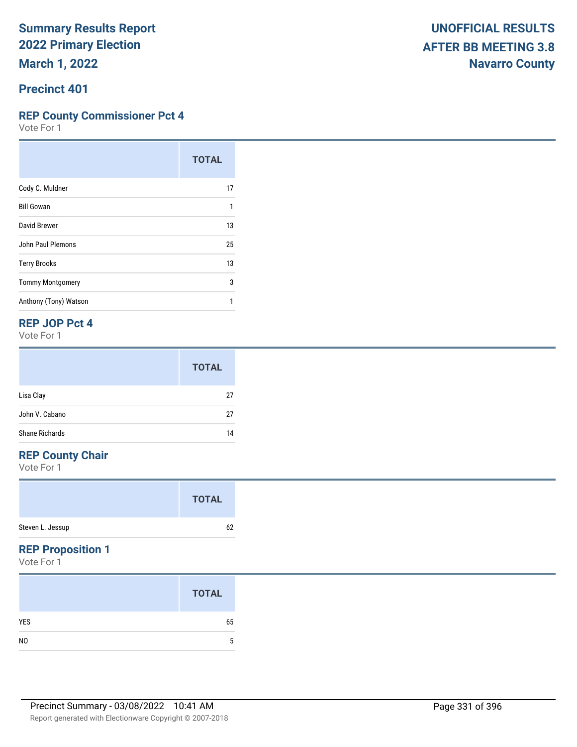# Summary Results Report
## 2022 Primary Election
## March 1, 2022

**UNOFFICIAL RESULTS**
**AFTER BB MEETING 3.8**
**Navarro County**

## Precinct 401

### REP County Commissioner Pct 4
Vote For 1

| | TOTAL |
|---|---|
| Cody C. Muldner | 17 |
| Bill Gowan | 1 |
| David Brewer | 13 |
| John Paul Plemons | 25 |
| Terry Brooks | 13 |
| Tommy Montgomery | 3 |
| Anthony (Tony) Watson | 1 |

### REP JOP Pct 4
Vote For 1

| | TOTAL |
|---|---|
| Lisa Clay | 27 |
| John V. Cabano | 27 |
| Shane Richards | 14 |

### REP County Chair
Vote For 1

| | TOTAL |
|---|---|
| Steven L. Jessup | 62 |

### REP Proposition 1
Vote For 1

| | TOTAL |
|---|---|
| YES | 65 |
| NO | 5 |

Precinct Summary - 03/08/2022 10:41 AM

Report generated with Electionware Copyright © 2007-2018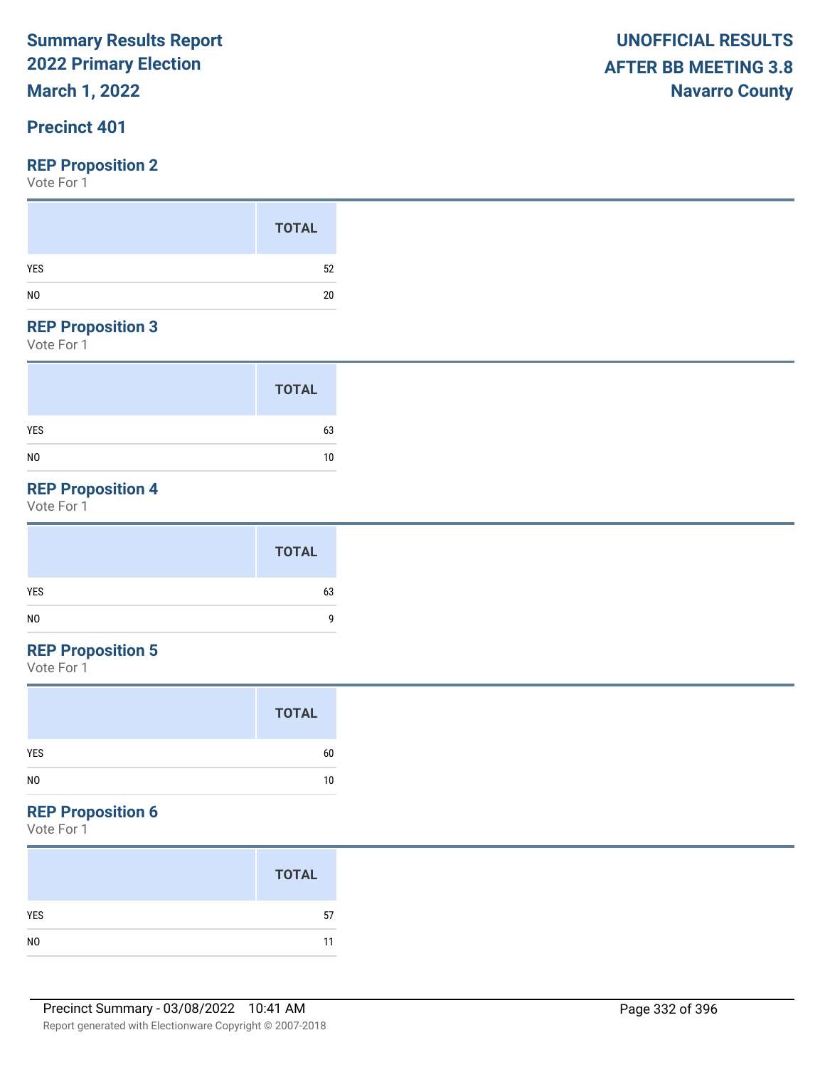Summary Results Report
2022 Primary Election
March 1, 2022

UNOFFICIAL RESULTS
AFTER BB MEETING 3.8
Navarro County

## Precinct 401

### REP Proposition 2

Vote For 1

| | TOTAL |
|---|---|
| YES | 52 |
| NO | 20 |

### REP Proposition 3

Vote For 1

| | TOTAL |
|---|---|
| YES | 63 |
| NO | 10 |

### REP Proposition 4

Vote For 1

| | TOTAL |
|---|---|
| YES | 63 |
| NO | 9 |

### REP Proposition 5

Vote For 1

| | TOTAL |
|---|---|
| YES | 60 |
| NO | 10 |

### REP Proposition 6

Vote For 1

| | TOTAL |
|---|---|
| YES | 57 |
| NO | 11 |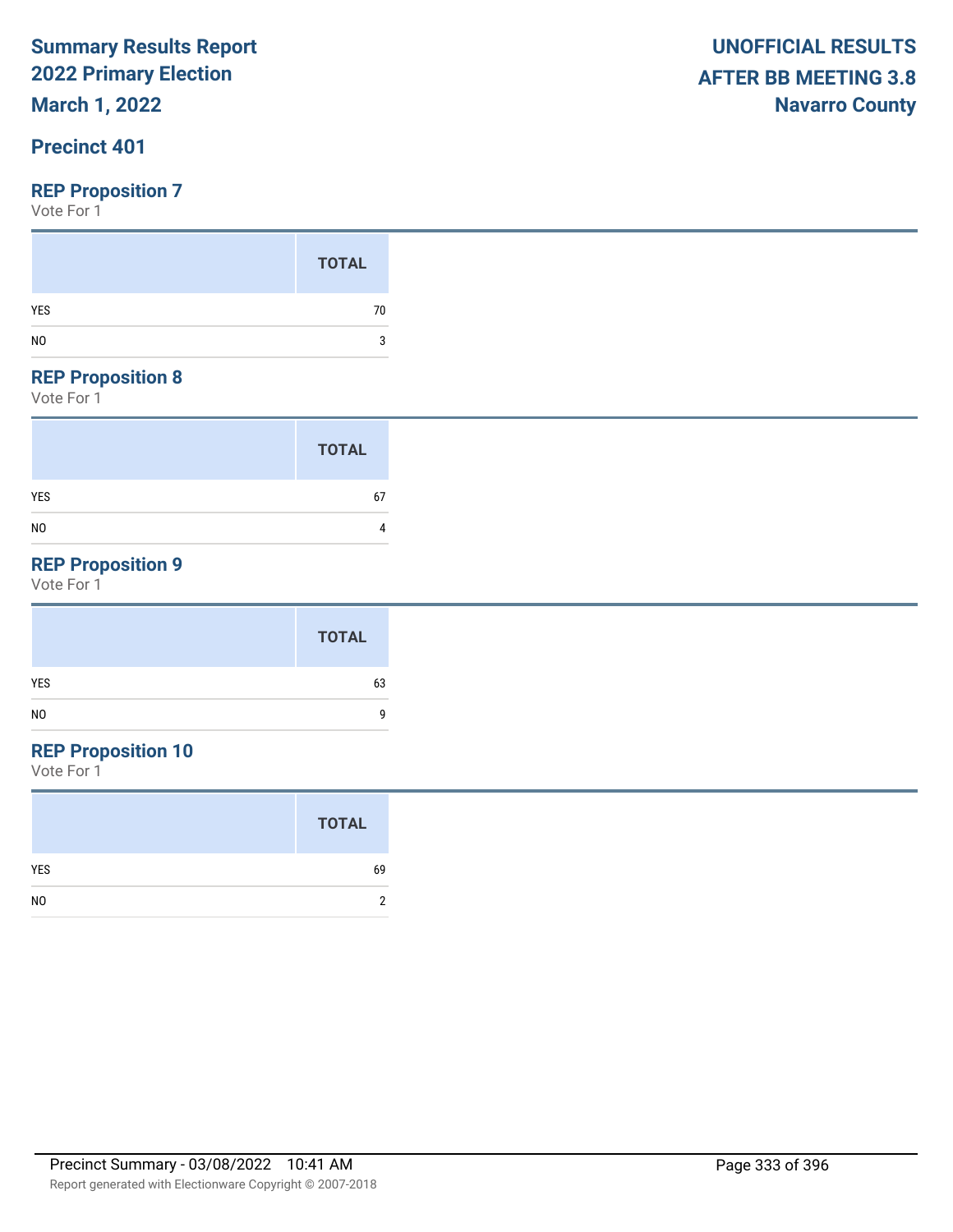**Summary Results Report**
**2022 Primary Election**
**March 1, 2022**

**UNOFFICIAL RESULTS**
**AFTER BB MEETING 3.8**
**Navarro County**

## Precinct 401

### REP Proposition 7

Vote For 1

| | TOTAL |
|---|---|
| YES | 70 |
| NO | 3 |

### REP Proposition 8

Vote For 1

| | TOTAL |
|---|---|
| YES | 67 |
| NO | 4 |

### REP Proposition 9

Vote For 1

| | TOTAL |
|---|---|
| YES | 63 |
| NO | 9 |

### REP Proposition 10

Vote For 1

| | TOTAL |
|---|---|
| YES | 69 |
| NO | 2 |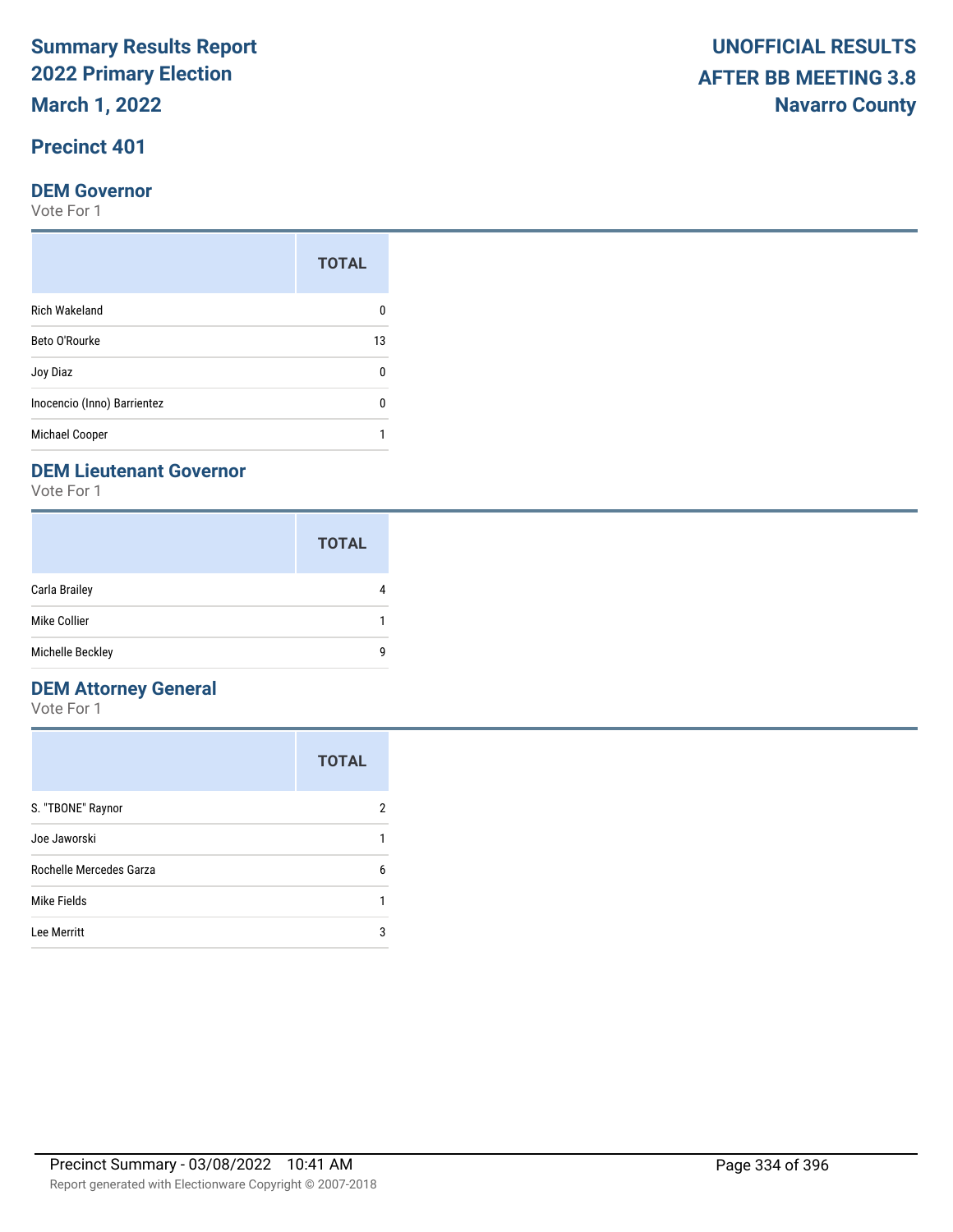# Summary Results Report
## 2022 Primary Election
## March 1, 2022

**UNOFFICIAL RESULTS**
**AFTER BB MEETING 3.8**
**Navarro County**

## Precinct 401

### DEM Governor

Vote For 1

| | TOTAL |
|---|---|
| Rich Wakeland | 0 |
| Beto O'Rourke | 13 |
| Joy Diaz | 0 |
| Inocencio (Inno) Barrientez | 0 |
| Michael Cooper | 1 |

### DEM Lieutenant Governor

Vote For 1

| | TOTAL |
|---|---|
| Carla Brailey | 4 |
| Mike Collier | 1 |
| Michelle Beckley | 9 |

### DEM Attorney General

Vote For 1

| | TOTAL |
|---|---|
| S. "TBONE" Raynor | 2 |
| Joe Jaworski | 1 |
| Rochelle Mercedes Garza | 6 |
| Mike Fields | 1 |
| Lee Merritt | 3 |

Precinct Summary - 03/08/2022 10:41 AM

Report generated with Electionware Copyright © 2007-2018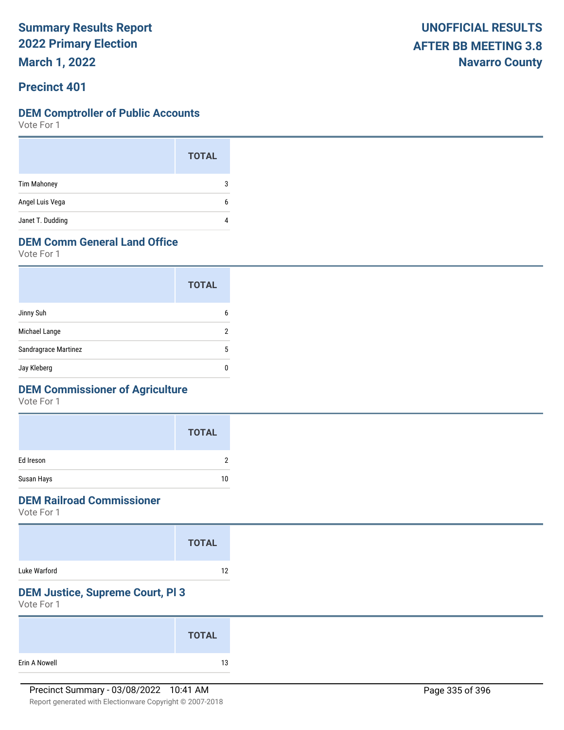# Summary Results Report
## 2022 Primary Election
## March 1, 2022

**UNOFFICIAL RESULTS**
**AFTER BB MEETING 3.8**
**Navarro County**

## Precinct 401

### DEM Comptroller of Public Accounts
Vote For 1

| | TOTAL |
|---|---|
| Tim Mahoney | 3 |
| Angel Luis Vega | 6 |
| Janet T. Dudding | 4 |

### DEM Comm General Land Office
Vote For 1

| | TOTAL |
|---|---|
| Jinny Suh | 6 |
| Michael Lange | 2 |
| Sandragrace Martinez | 5 |
| Jay Kleberg | 0 |

### DEM Commissioner of Agriculture
Vote For 1

| | TOTAL |
|---|---|
| Ed Ireson | 2 |
| Susan Hays | 10 |

### DEM Railroad Commissioner
Vote For 1

| | TOTAL |
|---|---|
| Luke Warford | 12 |

### DEM Justice, Supreme Court, Pl 3
Vote For 1

| | TOTAL |
|---|---|
| Erin A Nowell | 13 |

Precinct Summary - 03/08/2022 10:41 AM

Report generated with Electionware Copyright © 2007-2018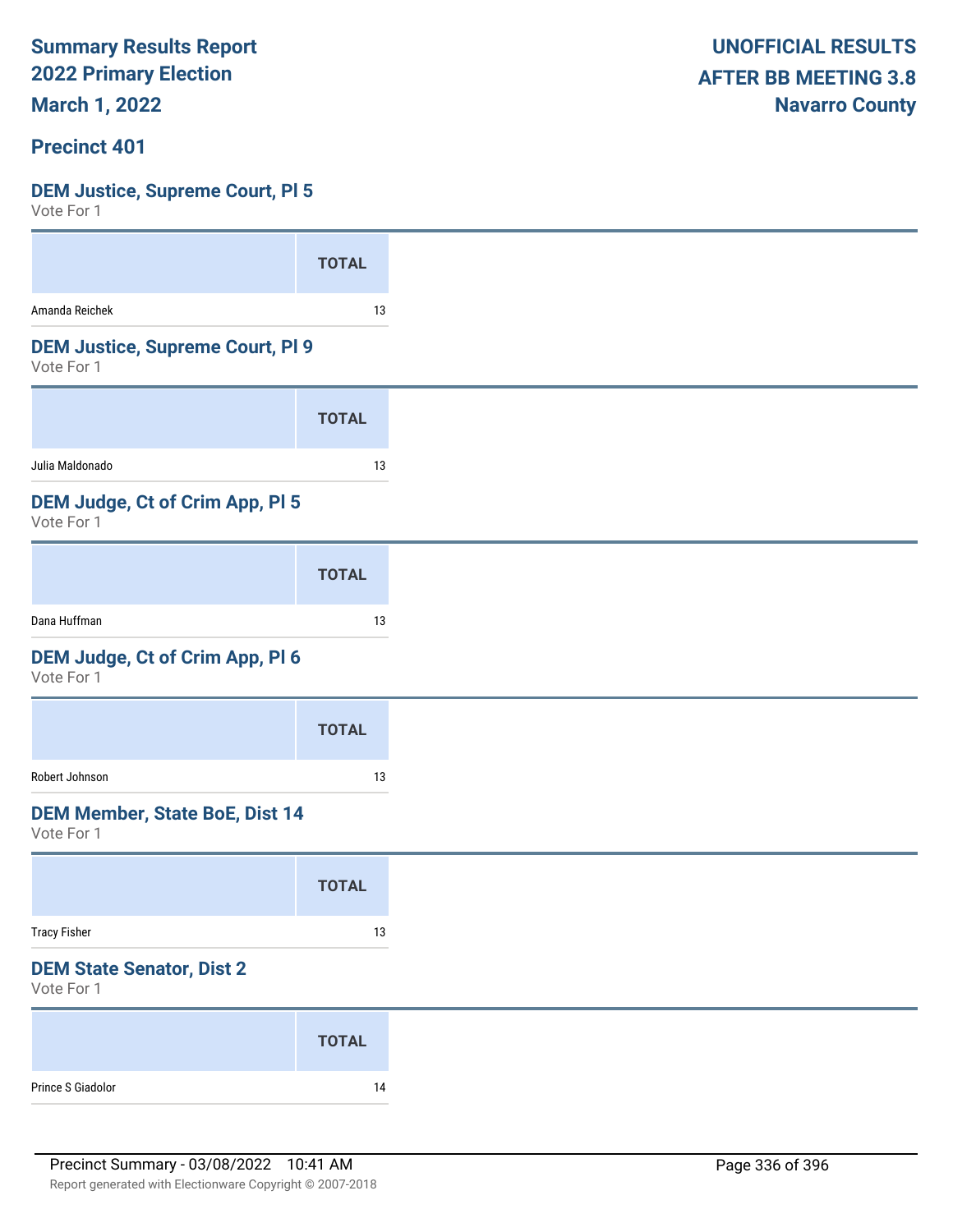**Summary Results Report**
**2022 Primary Election**
**March 1, 2022**

**UNOFFICIAL RESULTS**
**AFTER BB MEETING 3.8**
**Navarro County**

## Precinct 401

### DEM Justice, Supreme Court, Pl 5

Vote For 1

| | TOTAL |
|---|---|
| Amanda Reichek | 13 |

### DEM Justice, Supreme Court, Pl 9

Vote For 1

| | TOTAL |
|---|---|
| Julia Maldonado | 13 |

### DEM Judge, Ct of Crim App, Pl 5

Vote For 1

| | TOTAL |
|---|---|
| Dana Huffman | 13 |

### DEM Judge, Ct of Crim App, Pl 6

Vote For 1

| | TOTAL |
|---|---|
| Robert Johnson | 13 |

### DEM Member, State BoE, Dist 14

Vote For 1

| | TOTAL |
|---|---|
| Tracy Fisher | 13 |

### DEM State Senator, Dist 2

Vote For 1

| | TOTAL |
|---|---|
| Prince S Giadolor | 14 |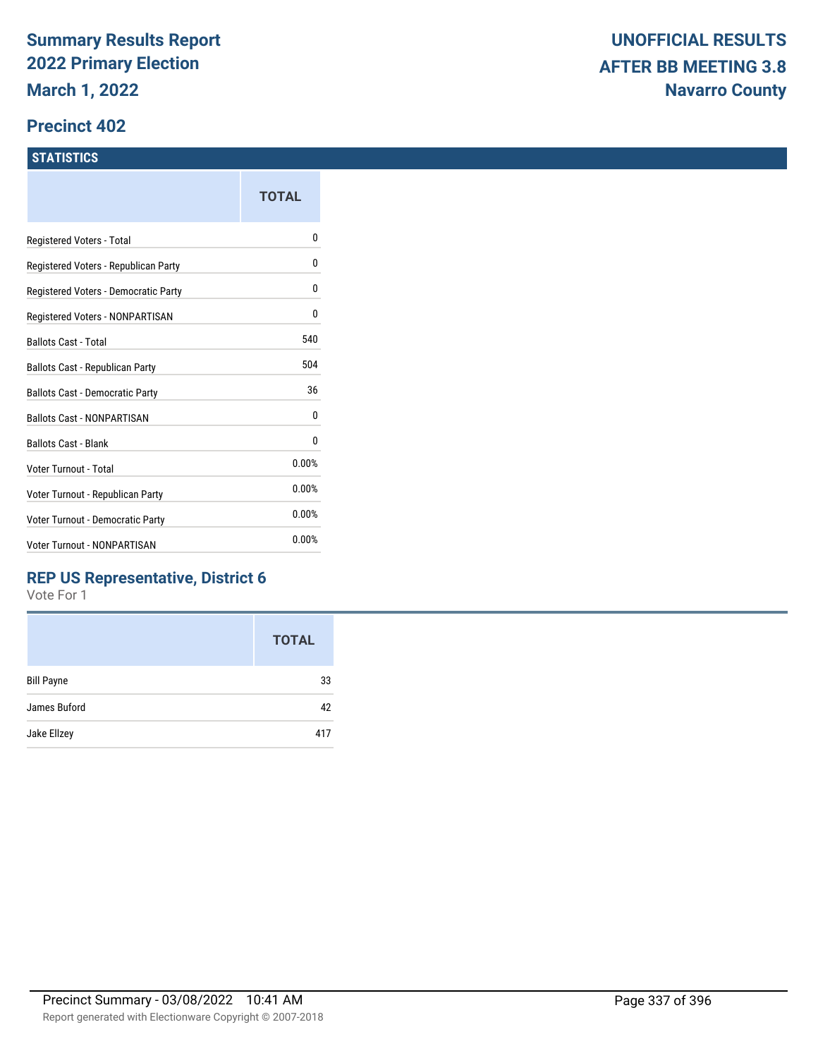# Summary Results Report 2022 Primary Election

**March 1, 2022**

**UNOFFICIAL RESULTS AFTER BB MEETING 3.8**
**Navarro County**

## Precinct 402

### STATISTICS

| | TOTAL |
|---|---|
| Registered Voters - Total | 0 |
| Registered Voters - Republican Party | 0 |
| Registered Voters - Democratic Party | 0 |
| Registered Voters - NONPARTISAN | 0 |
| Ballots Cast - Total | 540 |
| Ballots Cast - Republican Party | 504 |
| Ballots Cast - Democratic Party | 36 |
| Ballots Cast - NONPARTISAN | 0 |
| Ballots Cast - Blank | 0 |
| Voter Turnout - Total | 0.00% |
| Voter Turnout - Republican Party | 0.00% |
| Voter Turnout - Democratic Party | 0.00% |
| Voter Turnout - NONPARTISAN | 0.00% |

### REP US Representative, District 6

Vote For 1

| | TOTAL |
|---|---|
| Bill Payne | 33 |
| James Buford | 42 |
| Jake Ellzey | 417 |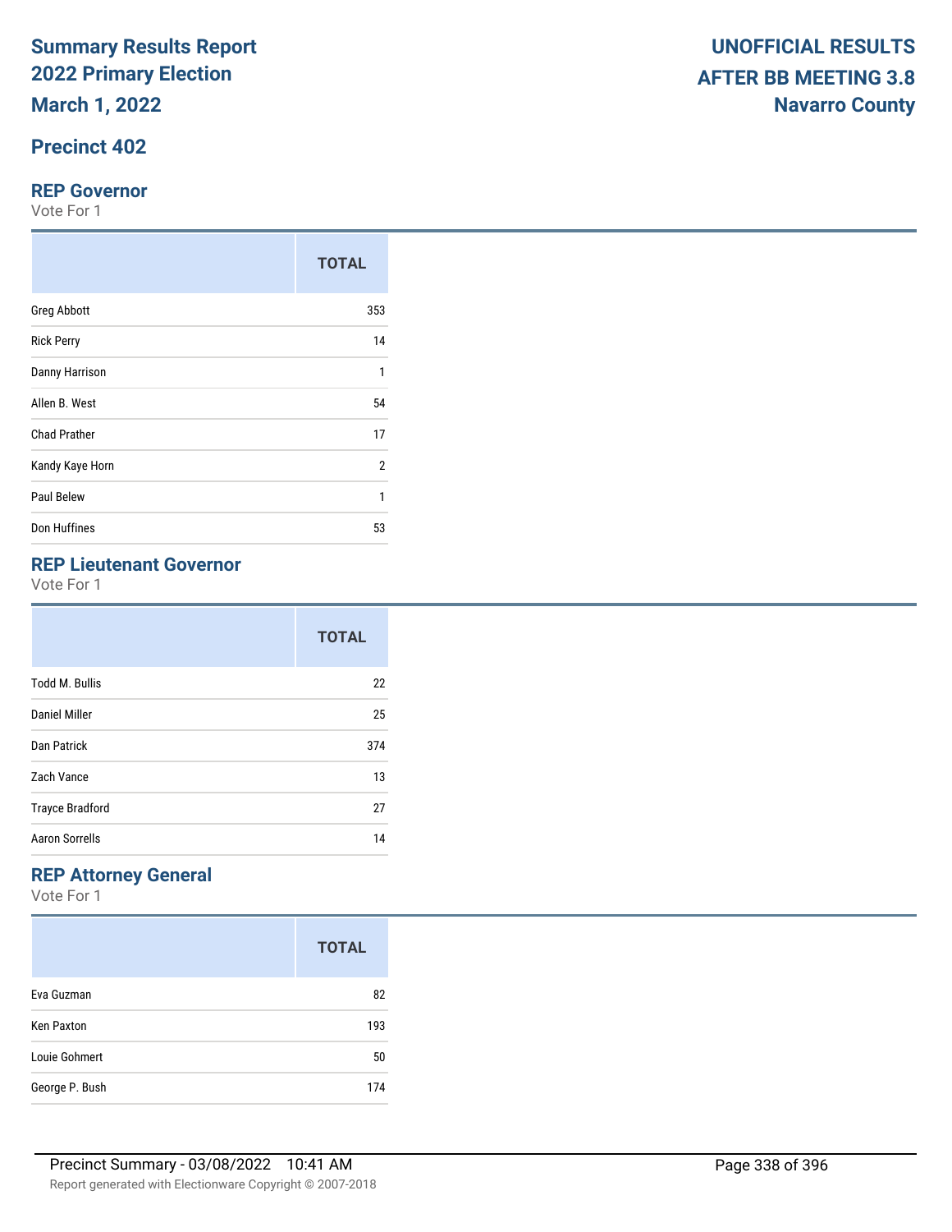# Summary Results Report
# 2022 Primary Election
# March 1, 2022

**UNOFFICIAL RESULTS**
**AFTER BB MEETING 3.8**
**Navarro County**

## Precinct 402

### REP Governor

Vote For 1

| | TOTAL |
|---|---|
| Greg Abbott | 353 |
| Rick Perry | 14 |
| Danny Harrison | 1 |
| Allen B. West | 54 |
| Chad Prather | 17 |
| Kandy Kaye Horn | 2 |
| Paul Belew | 1 |
| Don Huffines | 53 |

### REP Lieutenant Governor

Vote For 1

| | TOTAL |
|---|---|
| Todd M. Bullis | 22 |
| Daniel Miller | 25 |
| Dan Patrick | 374 |
| Zach Vance | 13 |
| Trayce Bradford | 27 |
| Aaron Sorrells | 14 |

### REP Attorney General

Vote For 1

| | TOTAL |
|---|---|
| Eva Guzman | 82 |
| Ken Paxton | 193 |
| Louie Gohmert | 50 |
| George P. Bush | 174 |

Precinct Summary - 03/08/2022 10:41 AM

Report generated with Electionware Copyright © 2007-2018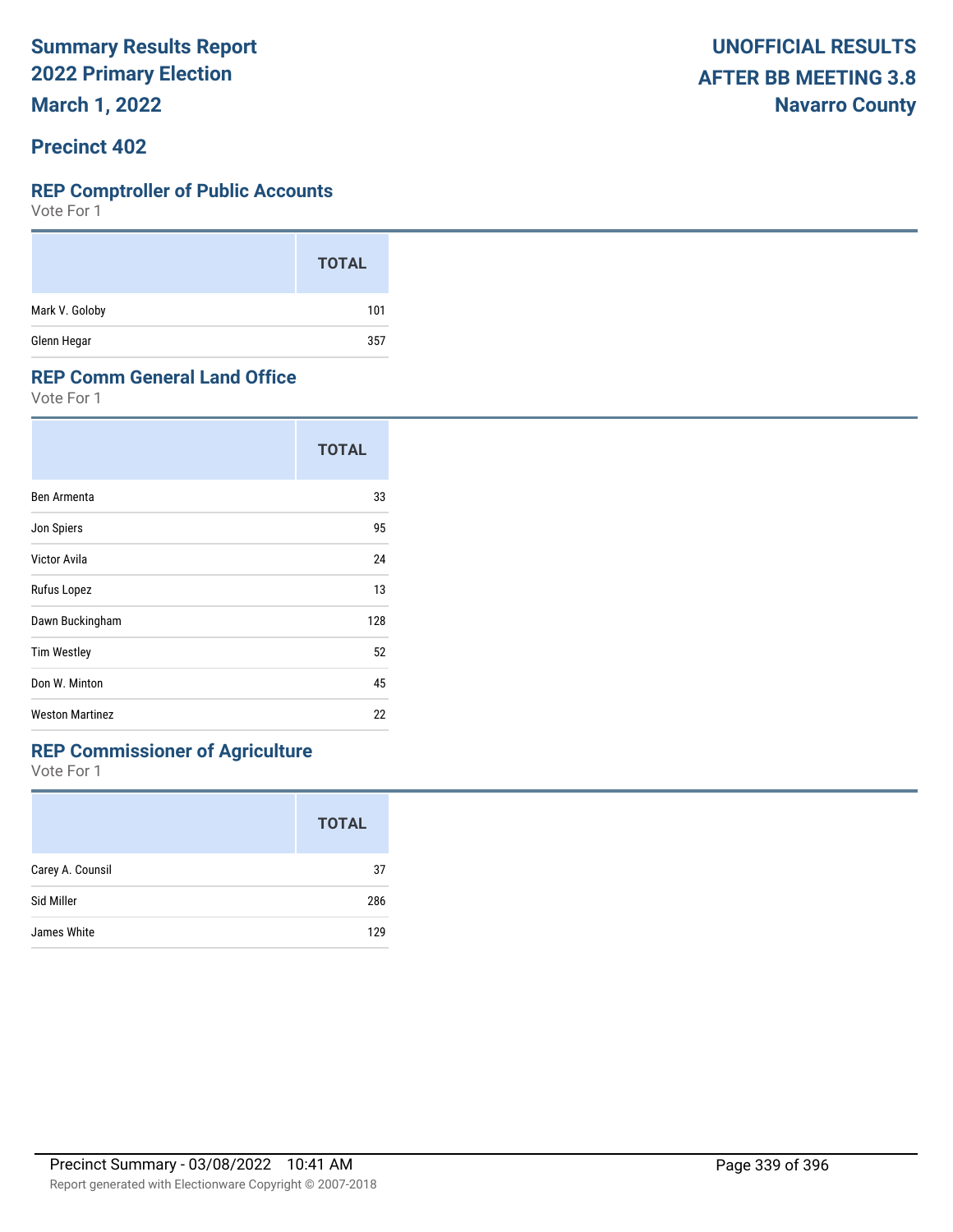# Summary Results Report
# 2022 Primary Election
# March 1, 2022

**UNOFFICIAL RESULTS**
**AFTER BB MEETING 3.8**
**Navarro County**

## Precinct 402

### REP Comptroller of Public Accounts

Vote For 1

| | TOTAL |
|---|---|
| Mark V. Goloby | 101 |
| Glenn Hegar | 357 |

### REP Comm General Land Office

Vote For 1

| | TOTAL |
|---|---|
| Ben Armenta | 33 |
| Jon Spiers | 95 |
| Victor Avila | 24 |
| Rufus Lopez | 13 |
| Dawn Buckingham | 128 |
| Tim Westley | 52 |
| Don W. Minton | 45 |
| Weston Martinez | 22 |

### REP Commissioner of Agriculture

Vote For 1

| | TOTAL |
|---|---|
| Carey A. Counsil | 37 |
| Sid Miller | 286 |
| James White | 129 |

Precinct Summary - 03/08/2022 10:41 AM

Report generated with Electionware Copyright © 2007-2018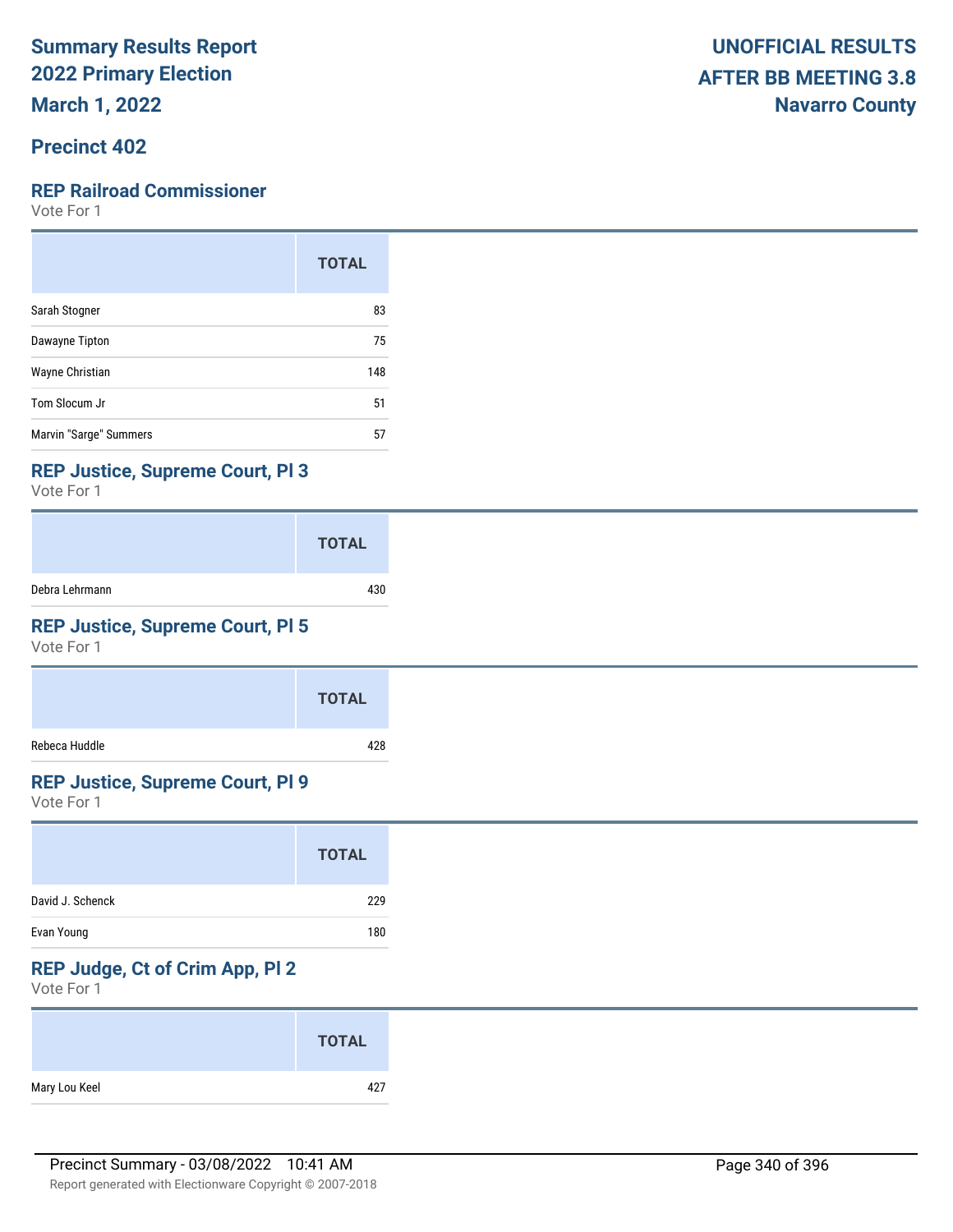# Summary Results Report 2022 Primary Election

**March 1, 2022**

**UNOFFICIAL RESULTS AFTER BB MEETING 3.8**
**Navarro County**

## Precinct 402

### REP Railroad Commissioner

Vote For 1

| | TOTAL |
|---|---|
| Sarah Stogner | 83 |
| Dawayne Tipton | 75 |
| Wayne Christian | 148 |
| Tom Slocum Jr | 51 |
| Marvin "Sarge" Summers | 57 |

### REP Justice, Supreme Court, Pl 3

Vote For 1

| | TOTAL |
|---|---|
| Debra Lehrmann | 430 |

### REP Justice, Supreme Court, Pl 5

Vote For 1

| | TOTAL |
|---|---|
| Rebeca Huddle | 428 |

### REP Justice, Supreme Court, Pl 9

Vote For 1

| | TOTAL |
|---|---|
| David J. Schenck | 229 |
| Evan Young | 180 |

### REP Judge, Ct of Crim App, Pl 2

Vote For 1

| | TOTAL |
|---|---|
| Mary Lou Keel | 427 |

Precinct Summary - 03/08/2022 10:41 AM

Report generated with Electionware Copyright © 2007-2018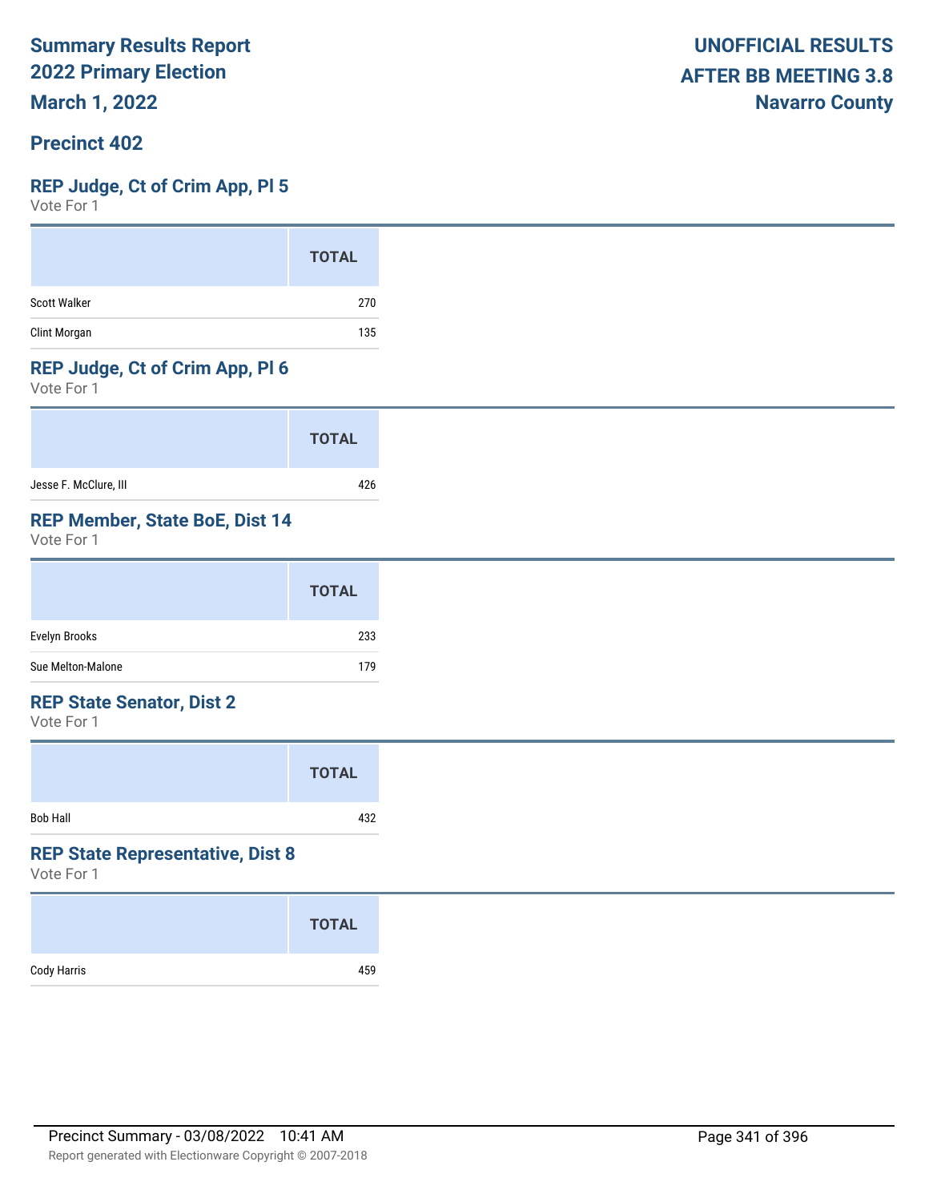**Summary Results Report**
**2022 Primary Election**
**March 1, 2022**

**UNOFFICIAL RESULTS**
**AFTER BB MEETING 3.8**
**Navarro County**

## Precinct 402

### REP Judge, Ct of Crim App, Pl 5
Vote For 1

| | TOTAL |
|---|---|
| Scott Walker | 270 |
| Clint Morgan | 135 |

### REP Judge, Ct of Crim App, Pl 6
Vote For 1

| | TOTAL |
|---|---|
| Jesse F. McClure, III | 426 |

### REP Member, State BoE, Dist 14
Vote For 1

| | TOTAL |
|---|---|
| Evelyn Brooks | 233 |
| Sue Melton-Malone | 179 |

### REP State Senator, Dist 2
Vote For 1

| | TOTAL |
|---|---|
| Bob Hall | 432 |

### REP State Representative, Dist 8
Vote For 1

| | TOTAL |
|---|---|
| Cody Harris | 459 |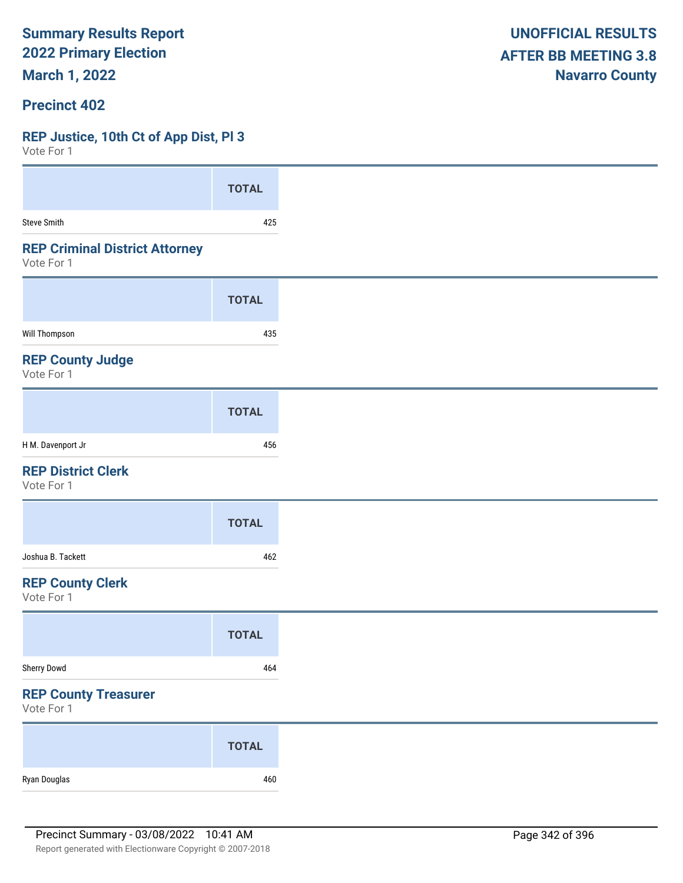**Summary Results Report**
**2022 Primary Election**
**March 1, 2022**

**UNOFFICIAL RESULTS**
**AFTER BB MEETING 3.8**
**Navarro County**

## Precinct 402

### REP Justice, 10th Ct of App Dist, Pl 3

Vote For 1

| | TOTAL |
|---|---|
| Steve Smith | 425 |

### REP Criminal District Attorney

Vote For 1

| | TOTAL |
|---|---|
| Will Thompson | 435 |

### REP County Judge

Vote For 1

| | TOTAL |
|---|---|
| H M. Davenport Jr | 456 |

### REP District Clerk

Vote For 1

| | TOTAL |
|---|---|
| Joshua B. Tackett | 462 |

### REP County Clerk

Vote For 1

| | TOTAL |
|---|---|
| Sherry Dowd | 464 |

### REP County Treasurer

Vote For 1

| | TOTAL |
|---|---|
| Ryan Douglas | 460 |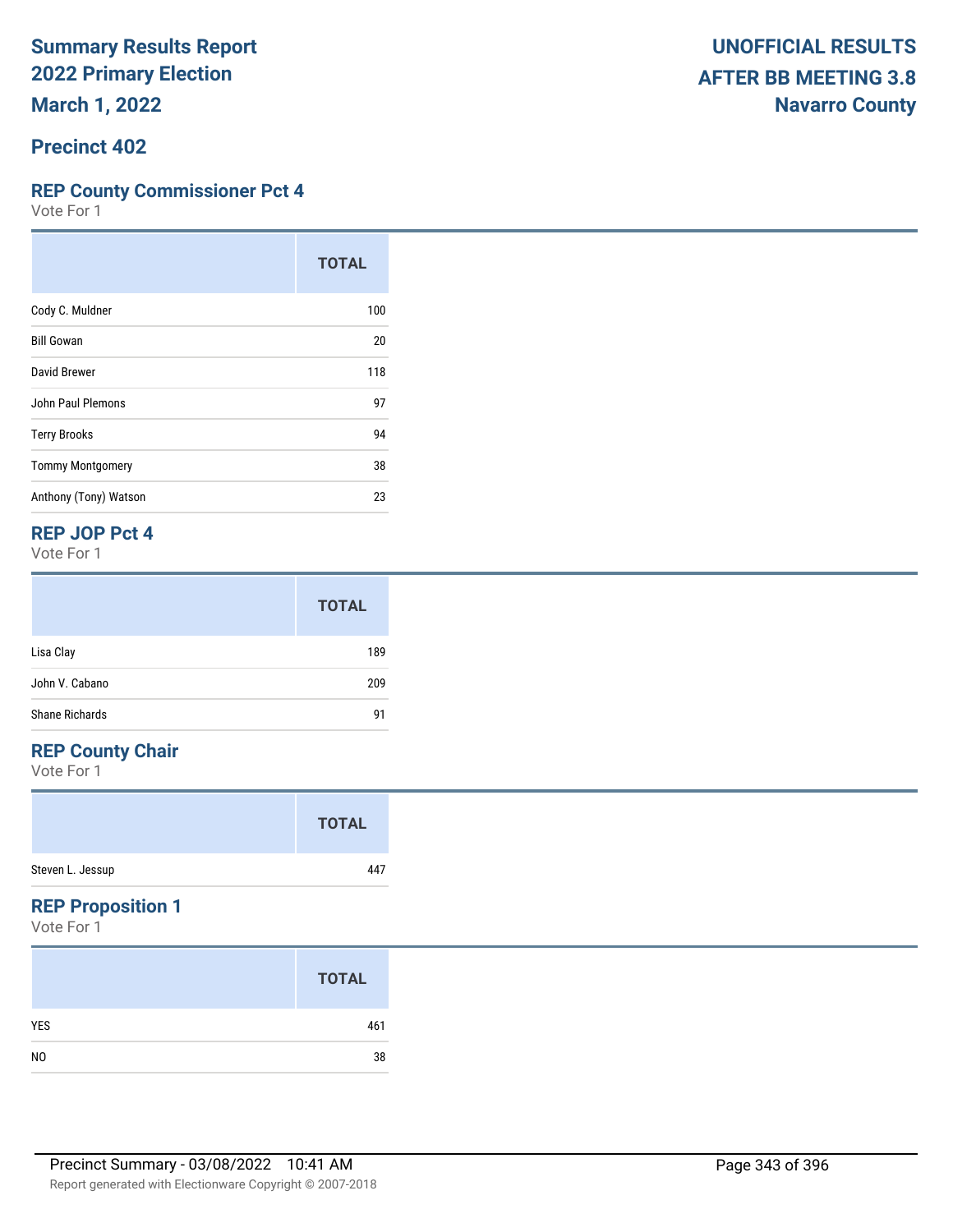**Summary Results Report**
**2022 Primary Election**
**March 1, 2022**

**UNOFFICIAL RESULTS**
**AFTER BB MEETING 3.8**
**Navarro County**

## Precinct 402

### REP County Commissioner Pct 4

Vote For 1

| | TOTAL |
|---|---|
| Cody C. Muldner | 100 |
| Bill Gowan | 20 |
| David Brewer | 118 |
| John Paul Plemons | 97 |
| Terry Brooks | 94 |
| Tommy Montgomery | 38 |
| Anthony (Tony) Watson | 23 |

### REP JOP Pct 4

Vote For 1

| | TOTAL |
|---|---|
| Lisa Clay | 189 |
| John V. Cabano | 209 |
| Shane Richards | 91 |

### REP County Chair

Vote For 1

| | TOTAL |
|---|---|
| Steven L. Jessup | 447 |

### REP Proposition 1

Vote For 1

| | TOTAL |
|---|---|
| YES | 461 |
| NO | 38 |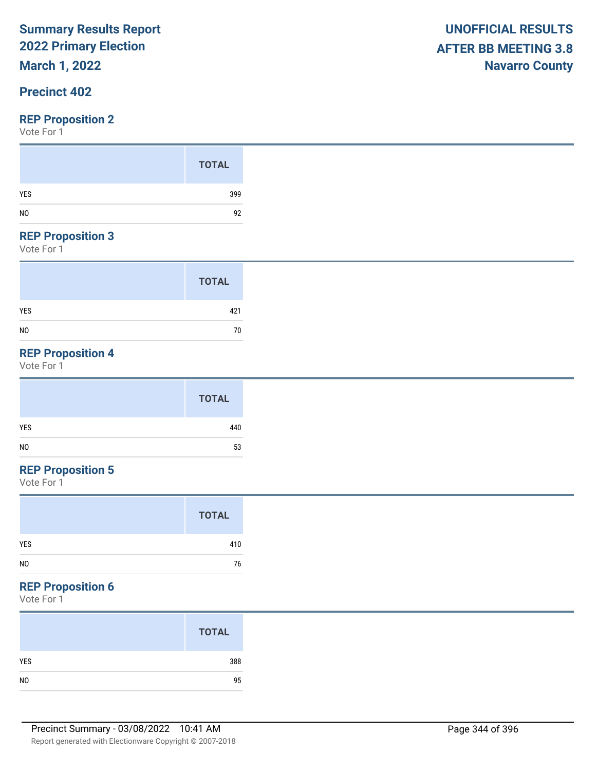**Summary Results Report**
**2022 Primary Election**
**March 1, 2022**

**UNOFFICIAL RESULTS**
**AFTER BB MEETING 3.8**
**Navarro County**

## Precinct 402

### REP Proposition 2

Vote For 1

| | TOTAL |
|---|---|
| YES | 399 |
| NO | 92 |

### REP Proposition 3

Vote For 1

| | TOTAL |
|---|---|
| YES | 421 |
| NO | 70 |

### REP Proposition 4

Vote For 1

| | TOTAL |
|---|---|
| YES | 440 |
| NO | 53 |

### REP Proposition 5

Vote For 1

| | TOTAL |
|---|---|
| YES | 410 |
| NO | 76 |

### REP Proposition 6

Vote For 1

| | TOTAL |
|---|---|
| YES | 388 |
| NO | 95 |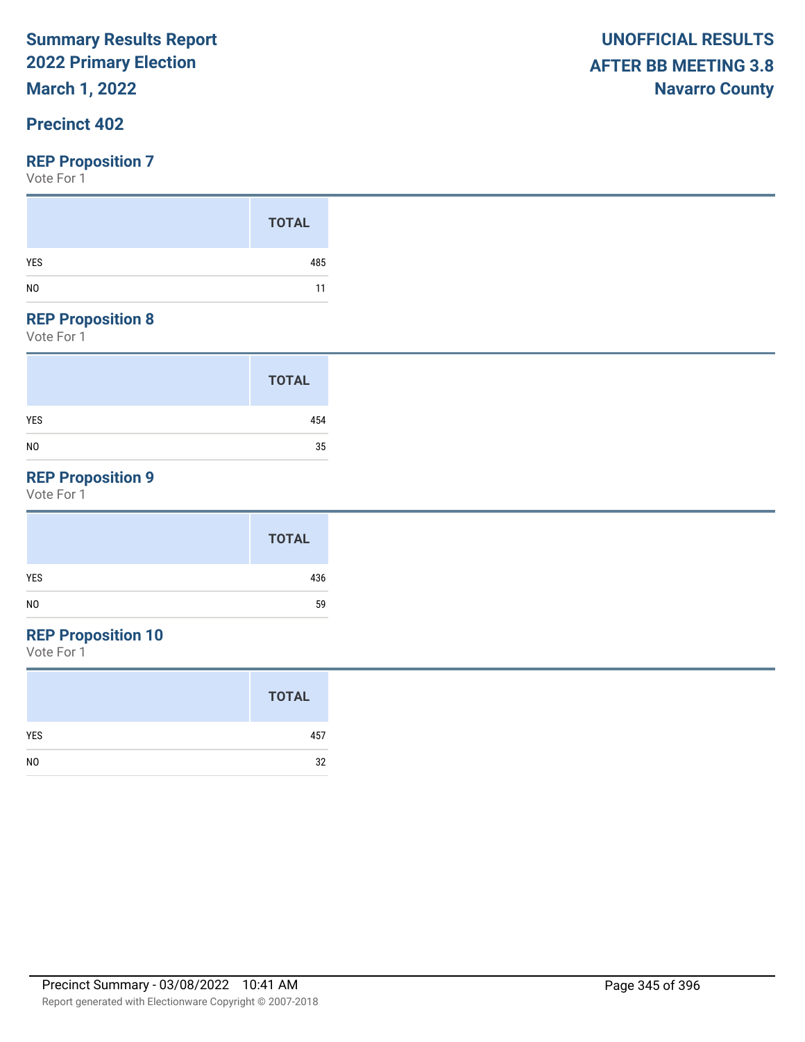# Summary Results Report
## 2022 Primary Election
## March 1, 2022

**UNOFFICIAL RESULTS**
**AFTER BB MEETING 3.8**
**Navarro County**

## Precinct 402

### REP Proposition 7

Vote For 1

| | TOTAL |
|---|---|
| YES | 485 |
| NO | 11 |

### REP Proposition 8

Vote For 1

| | TOTAL |
|---|---|
| YES | 454 |
| NO | 35 |

### REP Proposition 9

Vote For 1

| | TOTAL |
|---|---|
| YES | 436 |
| NO | 59 |

### REP Proposition 10

Vote For 1

| | TOTAL |
|---|---|
| YES | 457 |
| NO | 32 |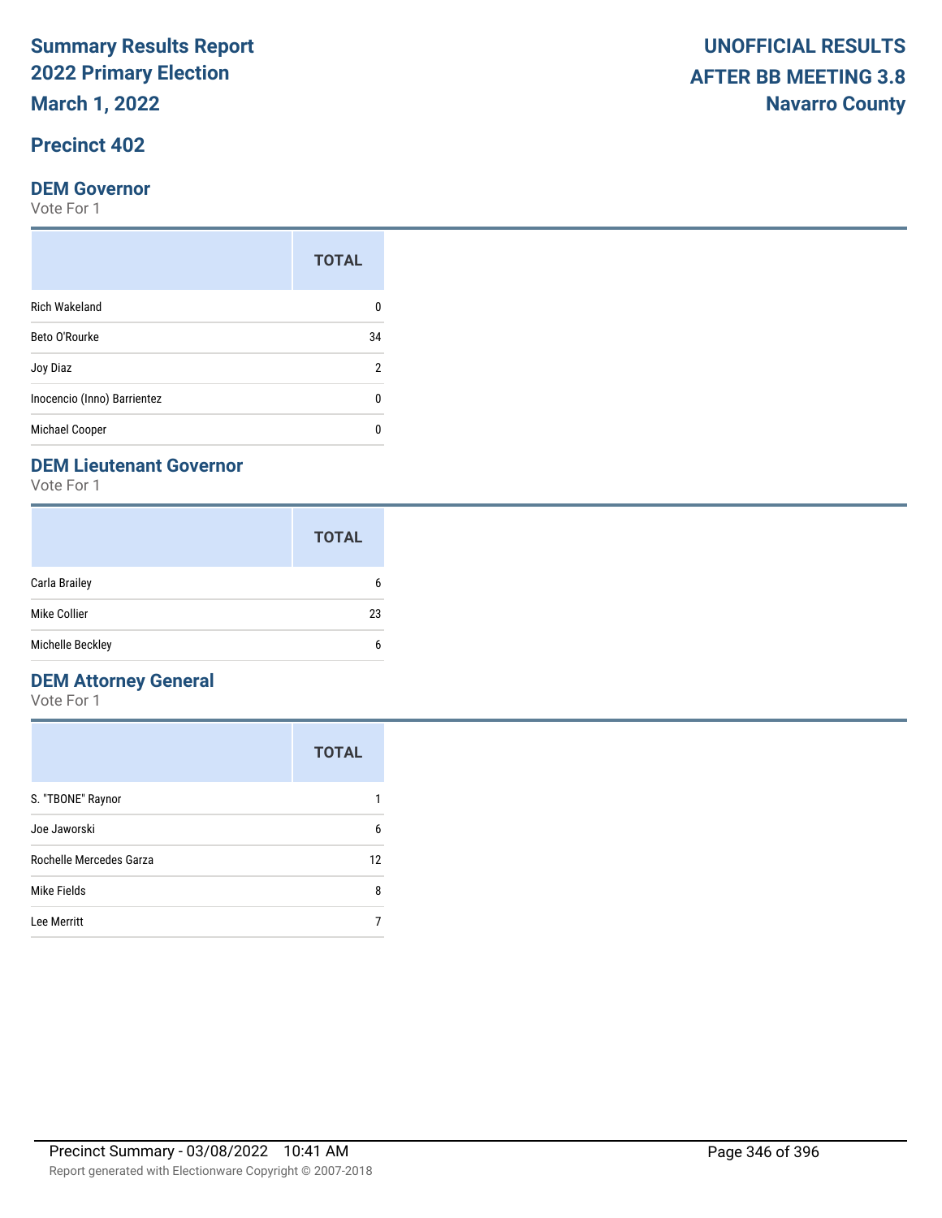# Summary Results Report
# 2022 Primary Election
# March 1, 2022

# UNOFFICIAL RESULTS
# AFTER BB MEETING 3.8
# Navarro County

## Precinct 402

### DEM Governor

Vote For 1

| | TOTAL |
|---|---|
| Rich Wakeland | 0 |
| Beto O'Rourke | 34 |
| Joy Diaz | 2 |
| Inocencio (Inno) Barrientez | 0 |
| Michael Cooper | 0 |

### DEM Lieutenant Governor

Vote For 1

| | TOTAL |
|---|---|
| Carla Brailey | 6 |
| Mike Collier | 23 |
| Michelle Beckley | 6 |

### DEM Attorney General

Vote For 1

| | TOTAL |
|---|---|
| S. "TBONE" Raynor | 1 |
| Joe Jaworski | 6 |
| Rochelle Mercedes Garza | 12 |
| Mike Fields | 8 |
| Lee Merritt | 7 |

Precinct Summary - 03/08/2022 10:41 AM

Report generated with Electionware Copyright © 2007-2018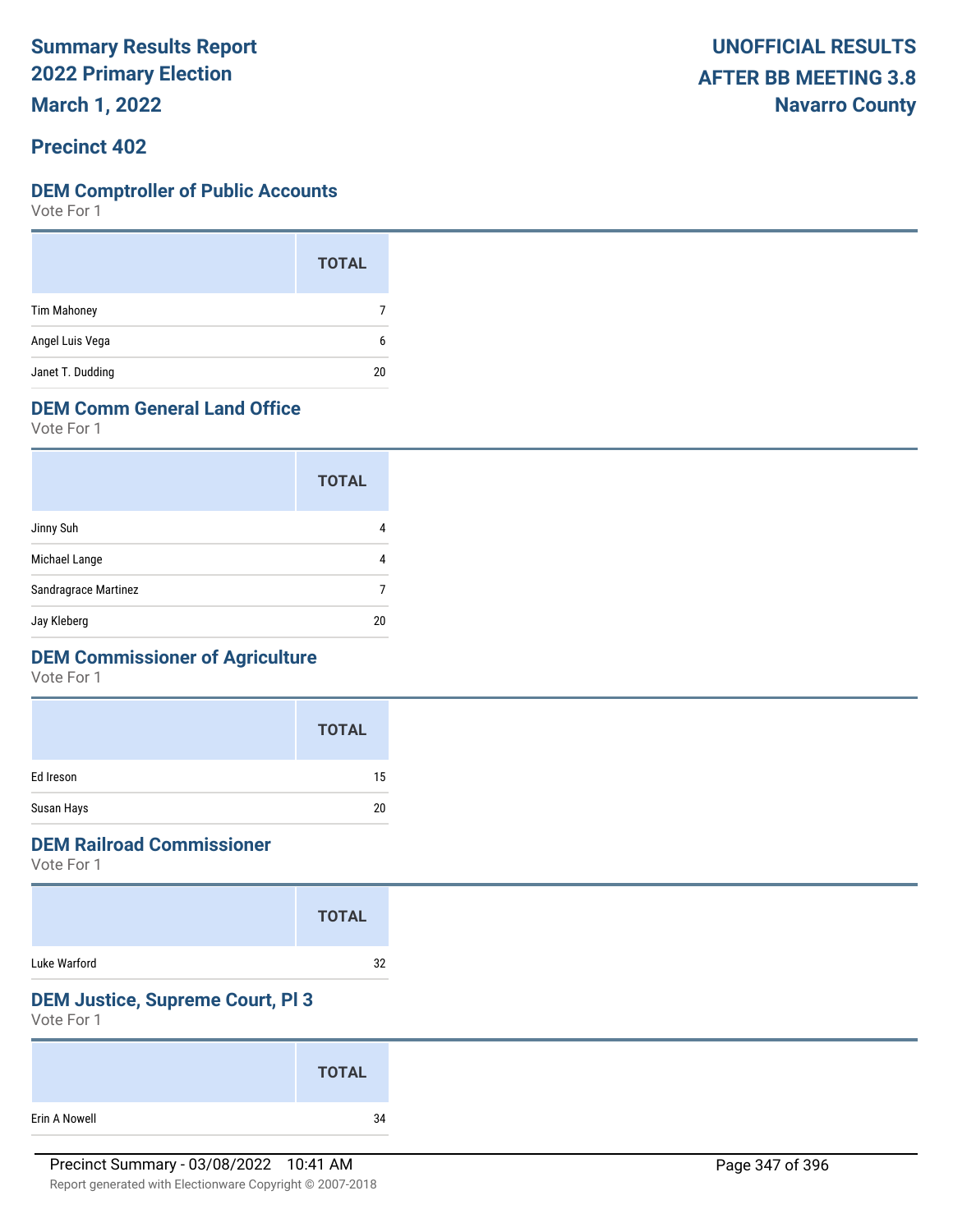# Summary Results Report
# 2022 Primary Election
# March 1, 2022

**UNOFFICIAL RESULTS**
**AFTER BB MEETING 3.8**
**Navarro County**

## Precinct 402

### DEM Comptroller of Public Accounts
Vote For 1

| | TOTAL |
|---|---|
| Tim Mahoney | 7 |
| Angel Luis Vega | 6 |
| Janet T. Dudding | 20 |

### DEM Comm General Land Office
Vote For 1

| | TOTAL |
|---|---|
| Jinny Suh | 4 |
| Michael Lange | 4 |
| Sandragrace Martinez | 7 |
| Jay Kleberg | 20 |

### DEM Commissioner of Agriculture
Vote For 1

| | TOTAL |
|---|---|
| Ed Ireson | 15 |
| Susan Hays | 20 |

### DEM Railroad Commissioner
Vote For 1

| | TOTAL |
|---|---|
| Luke Warford | 32 |

### DEM Justice, Supreme Court, Pl 3
Vote For 1

| | TOTAL |
|---|---|
| Erin A Nowell | 34 |

Precinct Summary - 03/08/2022 10:41 AM

Report generated with Electionware Copyright © 2007-2018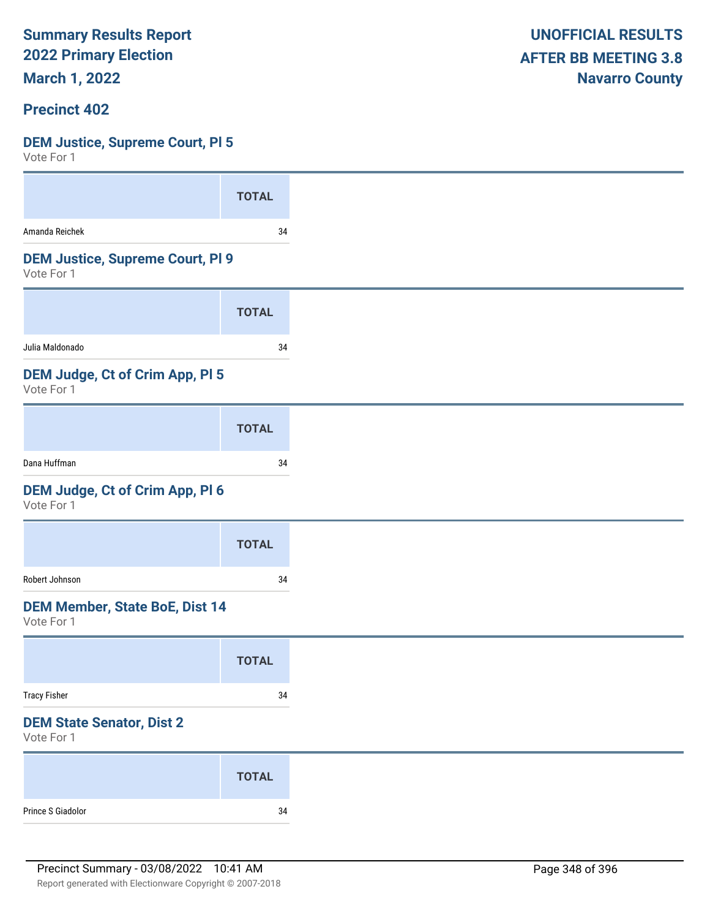**Summary Results Report**
**2022 Primary Election**
**March 1, 2022**

**UNOFFICIAL RESULTS**
**AFTER BB MEETING 3.8**
**Navarro County**

## Precinct 402

### DEM Justice, Supreme Court, Pl 5

Vote For 1

| | TOTAL |
|---|---|
| Amanda Reichek | 34 |

### DEM Justice, Supreme Court, Pl 9

Vote For 1

| | TOTAL |
|---|---|
| Julia Maldonado | 34 |

### DEM Judge, Ct of Crim App, Pl 5

Vote For 1

| | TOTAL |
|---|---|
| Dana Huffman | 34 |

### DEM Judge, Ct of Crim App, Pl 6

Vote For 1

| | TOTAL |
|---|---|
| Robert Johnson | 34 |

### DEM Member, State BoE, Dist 14

Vote For 1

| | TOTAL |
|---|---|
| Tracy Fisher | 34 |

### DEM State Senator, Dist 2

Vote For 1

| | TOTAL |
|---|---|
| Prince S Giadolor | 34 |

Precinct Summary - 03/08/2022 10:41 AM

Report generated with Electionware Copyright © 2007-2018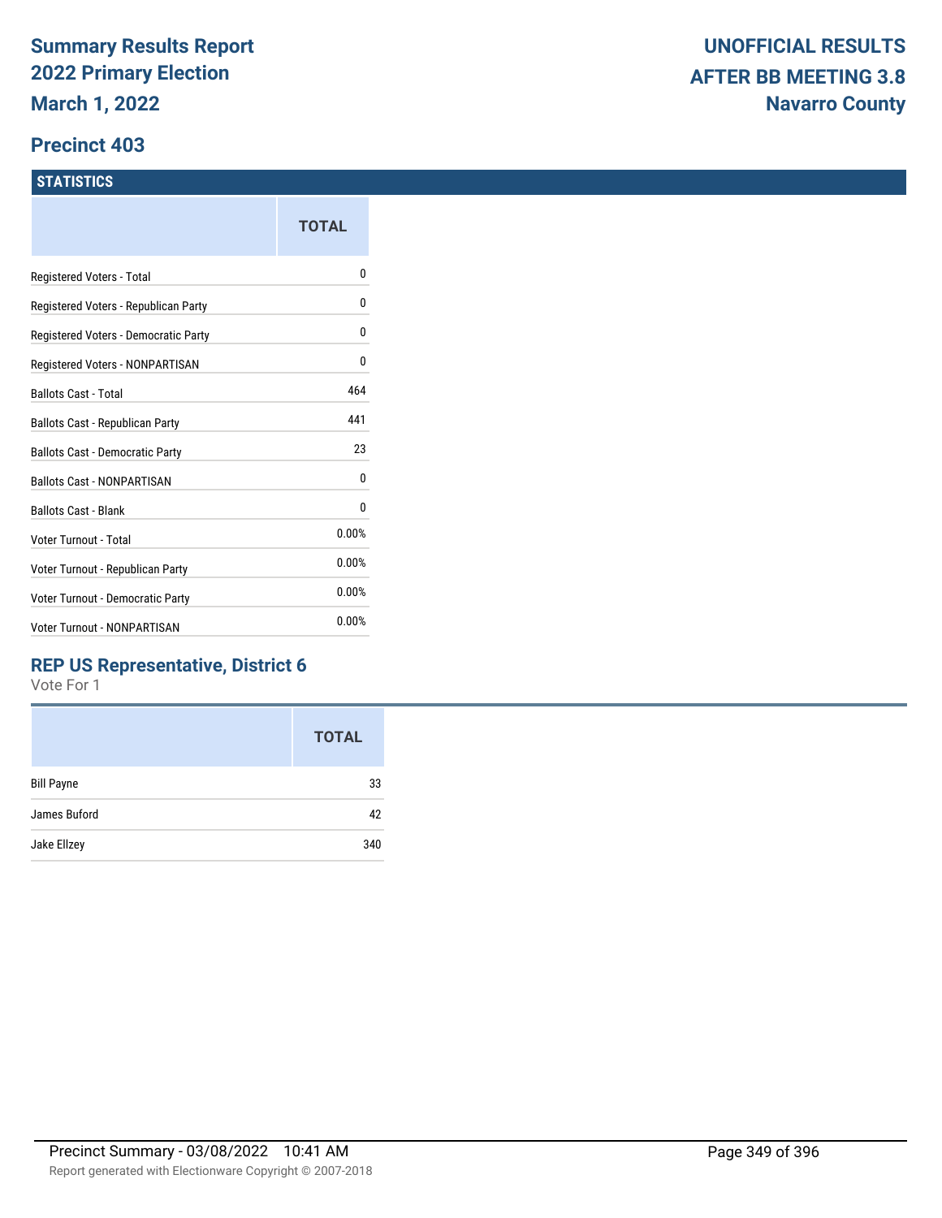# Summary Results Report
# 2022 Primary Election
# March 1, 2022

**UNOFFICIAL RESULTS**
**AFTER BB MEETING 3.8**
**Navarro County**

## Precinct 403

### STATISTICS

| | TOTAL |
|---|---|
| Registered Voters - Total | 0 |
| Registered Voters - Republican Party | 0 |
| Registered Voters - Democratic Party | 0 |
| Registered Voters - NONPARTISAN | 0 |
| Ballots Cast - Total | 464 |
| Ballots Cast - Republican Party | 441 |
| Ballots Cast - Democratic Party | 23 |
| Ballots Cast - NONPARTISAN | 0 |
| Ballots Cast - Blank | 0 |
| Voter Turnout - Total | 0.00% |
| Voter Turnout - Republican Party | 0.00% |
| Voter Turnout - Democratic Party | 0.00% |
| Voter Turnout - NONPARTISAN | 0.00% |

### REP US Representative, District 6

Vote For 1

| | TOTAL |
|---|---|
| Bill Payne | 33 |
| James Buford | 42 |
| Jake Ellzey | 340 |

Precinct Summary - 03/08/2022 10:41 AM

Report generated with Electionware Copyright © 2007-2018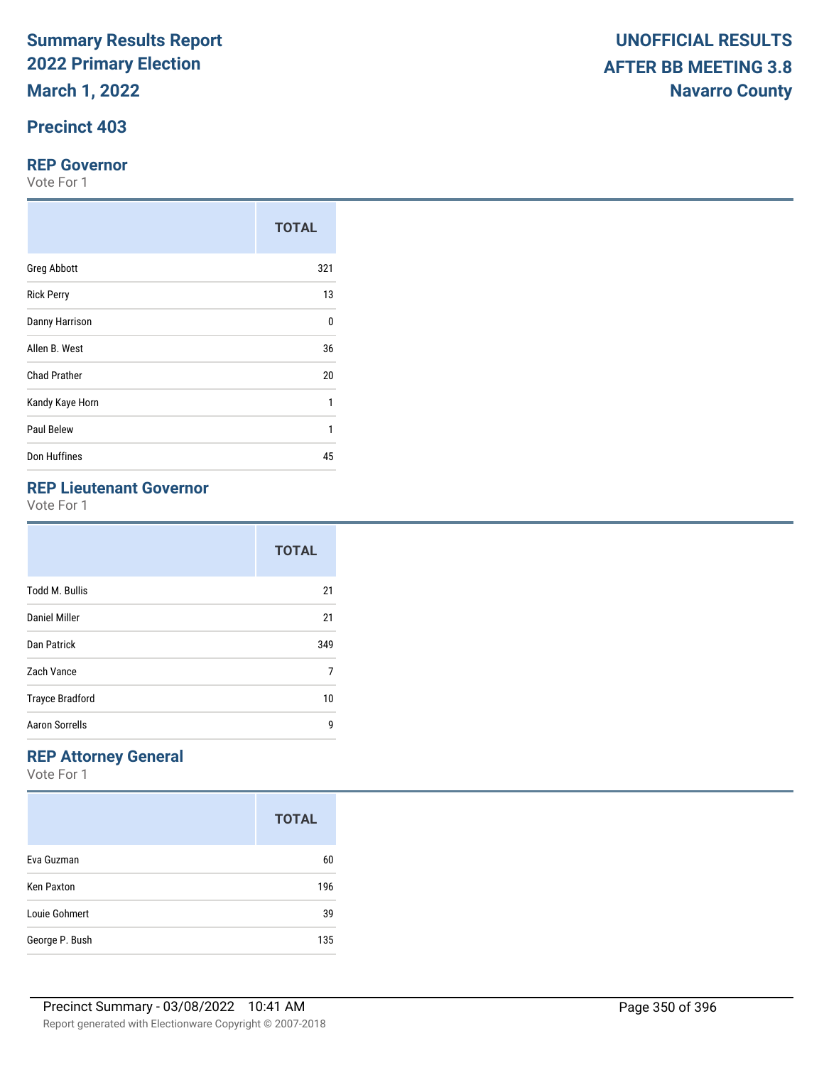# Summary Results Report
# 2022 Primary Election
# March 1, 2022

**UNOFFICIAL RESULTS**
**AFTER BB MEETING 3.8**
**Navarro County**

## Precinct 403

### REP Governor

Vote For 1

| | TOTAL |
|---|---|
| Greg Abbott | 321 |
| Rick Perry | 13 |
| Danny Harrison | 0 |
| Allen B. West | 36 |
| Chad Prather | 20 |
| Kandy Kaye Horn | 1 |
| Paul Belew | 1 |
| Don Huffines | 45 |

### REP Lieutenant Governor

Vote For 1

| | TOTAL |
|---|---|
| Todd M. Bullis | 21 |
| Daniel Miller | 21 |
| Dan Patrick | 349 |
| Zach Vance | 7 |
| Trayce Bradford | 10 |
| Aaron Sorrells | 9 |

### REP Attorney General

Vote For 1

| | TOTAL |
|---|---|
| Eva Guzman | 60 |
| Ken Paxton | 196 |
| Louie Gohmert | 39 |
| George P. Bush | 135 |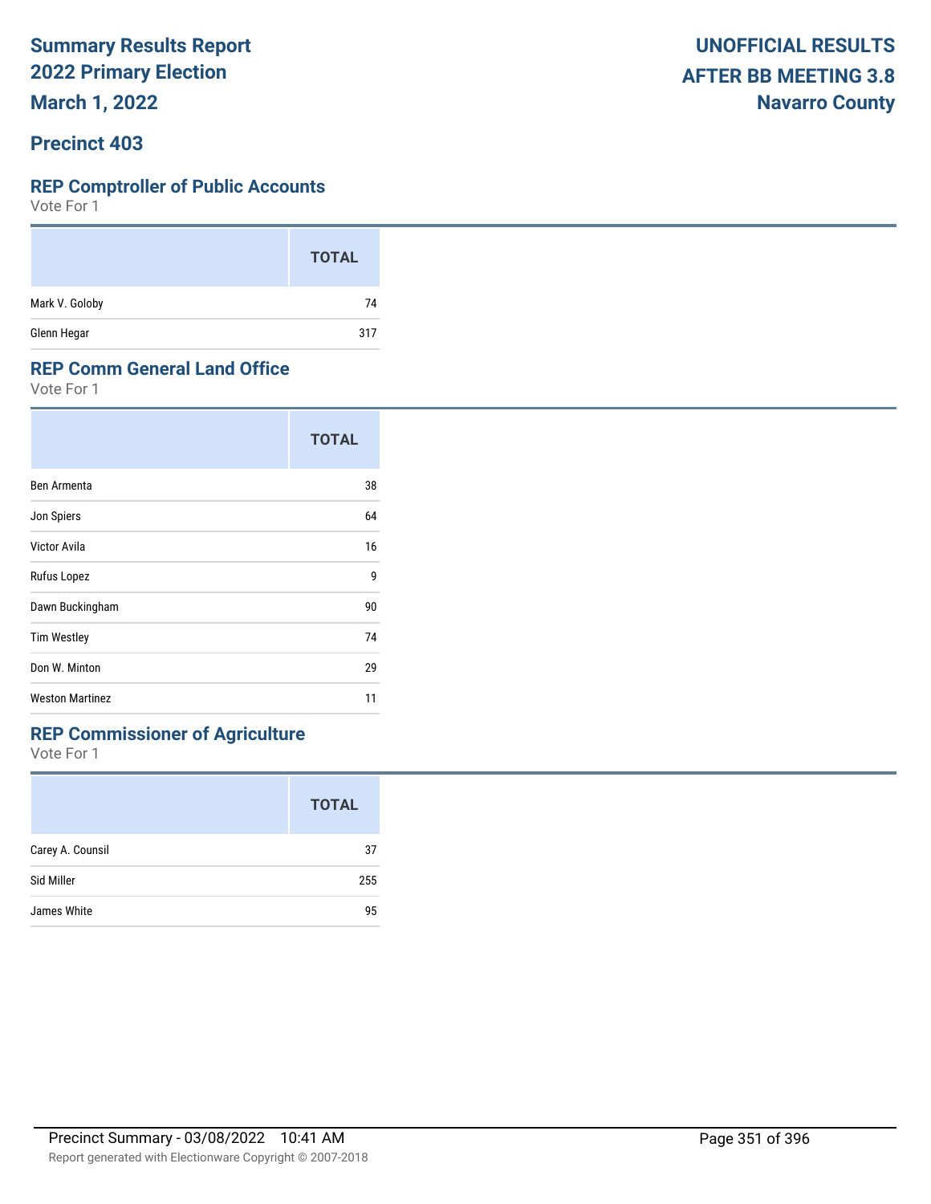# Summary Results Report
## 2022 Primary Election
## March 1, 2022

**UNOFFICIAL RESULTS**
**AFTER BB MEETING 3.8**
**Navarro County**

## Precinct 403

### REP Comptroller of Public Accounts

Vote For 1

| | TOTAL |
|---|---|
| Mark V. Goloby | 74 |
| Glenn Hegar | 317 |

### REP Comm General Land Office

Vote For 1

| | TOTAL |
|---|---|
| Ben Armenta | 38 |
| Jon Spiers | 64 |
| Victor Avila | 16 |
| Rufus Lopez | 9 |
| Dawn Buckingham | 90 |
| Tim Westley | 74 |
| Don W. Minton | 29 |
| Weston Martinez | 11 |

### REP Commissioner of Agriculture

Vote For 1

| | TOTAL |
|---|---|
| Carey A. Counsil | 37 |
| Sid Miller | 255 |
| James White | 95 |

Precinct Summary - 03/08/2022 10:41 AM

Report generated with Electionware Copyright © 2007-2018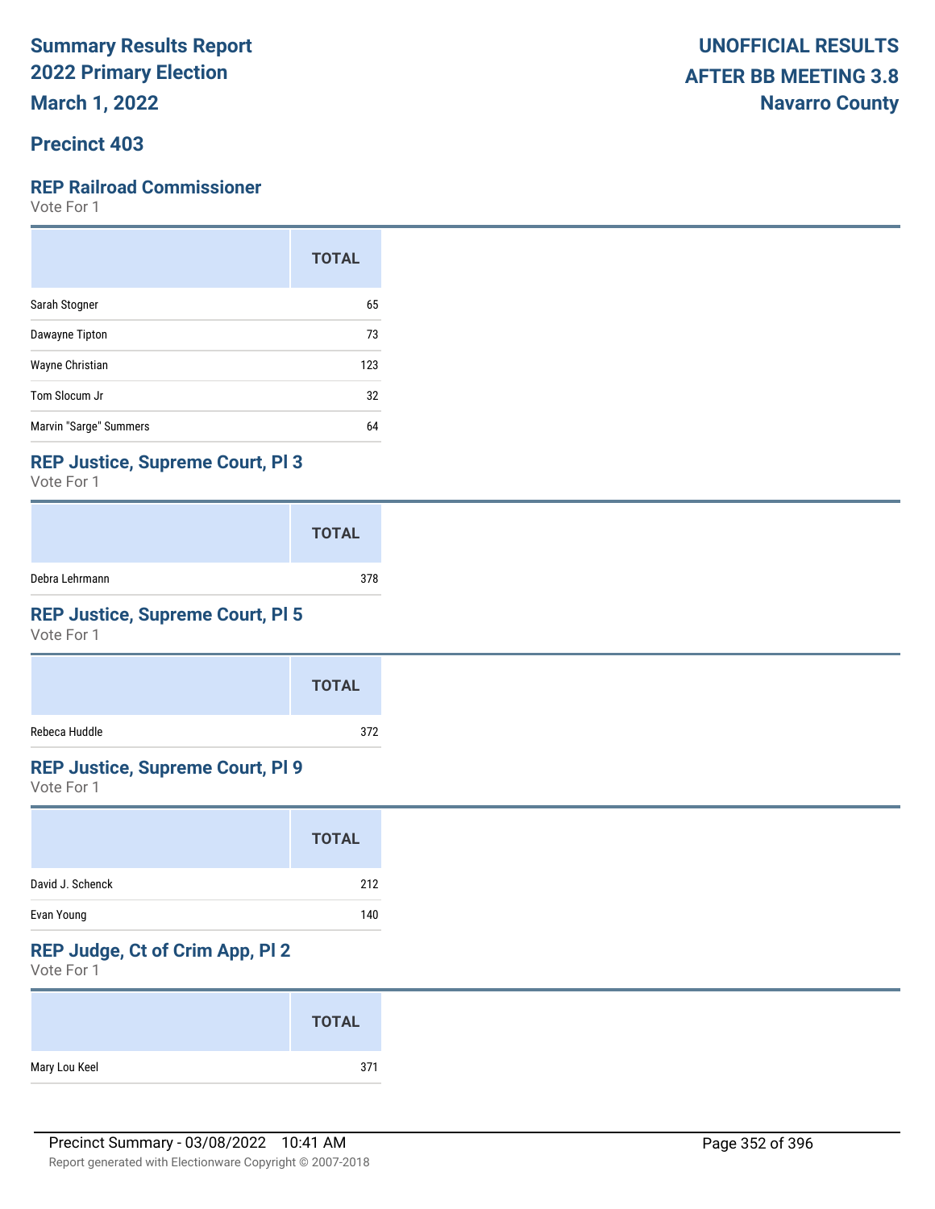**Summary Results Report**
**2022 Primary Election**
**March 1, 2022**

**UNOFFICIAL RESULTS**
**AFTER BB MEETING 3.8**
**Navarro County**

## Precinct 403

### REP Railroad Commissioner

Vote For 1

| | TOTAL |
|---|---|
| Sarah Stogner | 65 |
| Dawayne Tipton | 73 |
| Wayne Christian | 123 |
| Tom Slocum Jr | 32 |
| Marvin "Sarge" Summers | 64 |

### REP Justice, Supreme Court, Pl 3

Vote For 1

| | TOTAL |
|---|---|
| Debra Lehrmann | 378 |

### REP Justice, Supreme Court, Pl 5

Vote For 1

| | TOTAL |
|---|---|
| Rebeca Huddle | 372 |

### REP Justice, Supreme Court, Pl 9

Vote For 1

| | TOTAL |
|---|---|
| David J. Schenck | 212 |
| Evan Young | 140 |

### REP Judge, Ct of Crim App, Pl 2

Vote For 1

| | TOTAL |
|---|---|
| Mary Lou Keel | 371 |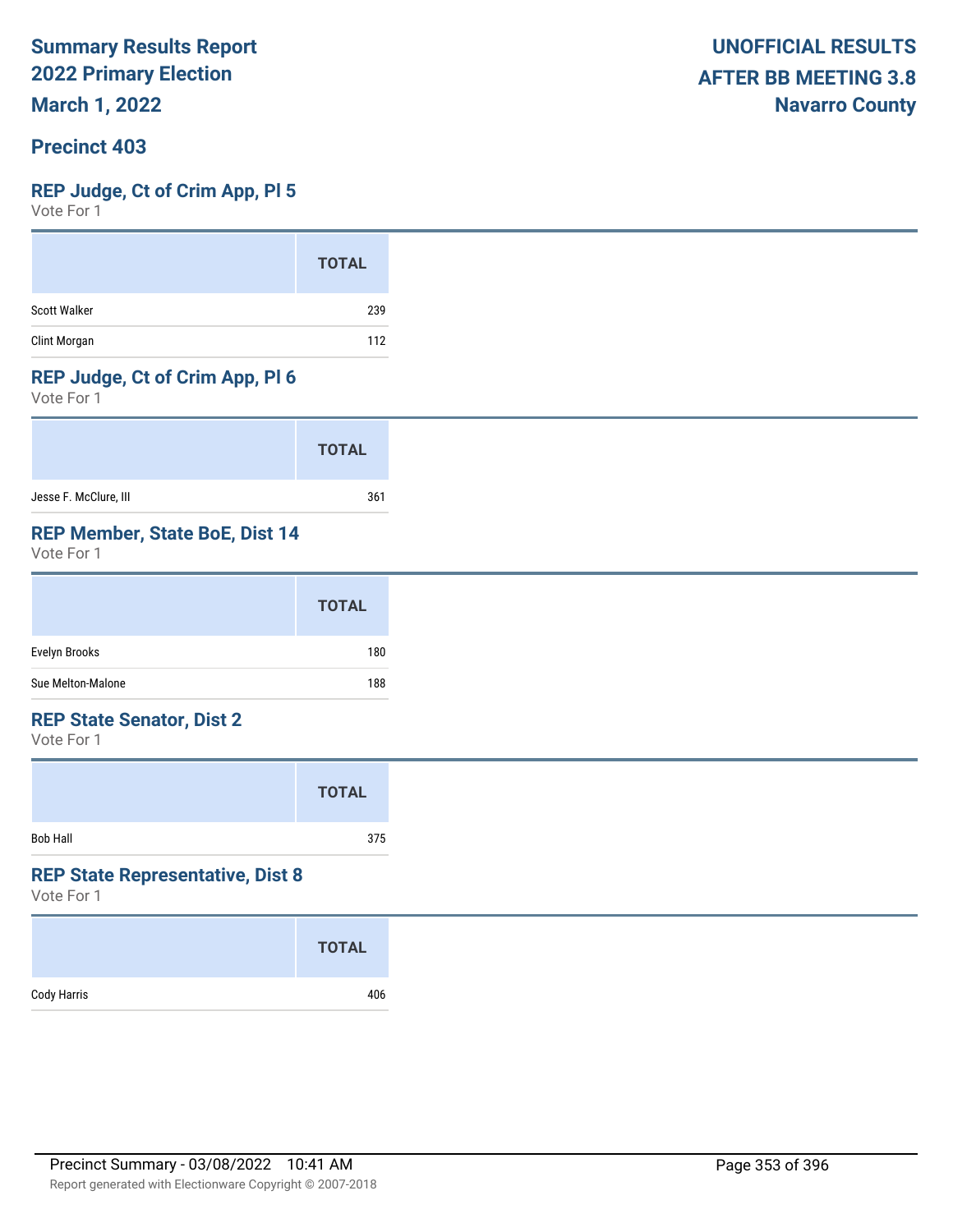# Summary Results Report
## 2022 Primary Election
## March 1, 2022

**UNOFFICIAL RESULTS**
**AFTER BB MEETING 3.8**
**Navarro County**

## Precinct 403

### REP Judge, Ct of Crim App, Pl 5
Vote For 1

| | TOTAL |
|---|---|
| Scott Walker | 239 |
| Clint Morgan | 112 |

### REP Judge, Ct of Crim App, Pl 6
Vote For 1

| | TOTAL |
|---|---|
| Jesse F. McClure, III | 361 |

### REP Member, State BoE, Dist 14
Vote For 1

| | TOTAL |
|---|---|
| Evelyn Brooks | 180 |
| Sue Melton-Malone | 188 |

### REP State Senator, Dist 2
Vote For 1

| | TOTAL |
|---|---|
| Bob Hall | 375 |

### REP State Representative, Dist 8
Vote For 1

| | TOTAL |
|---|---|
| Cody Harris | 406 |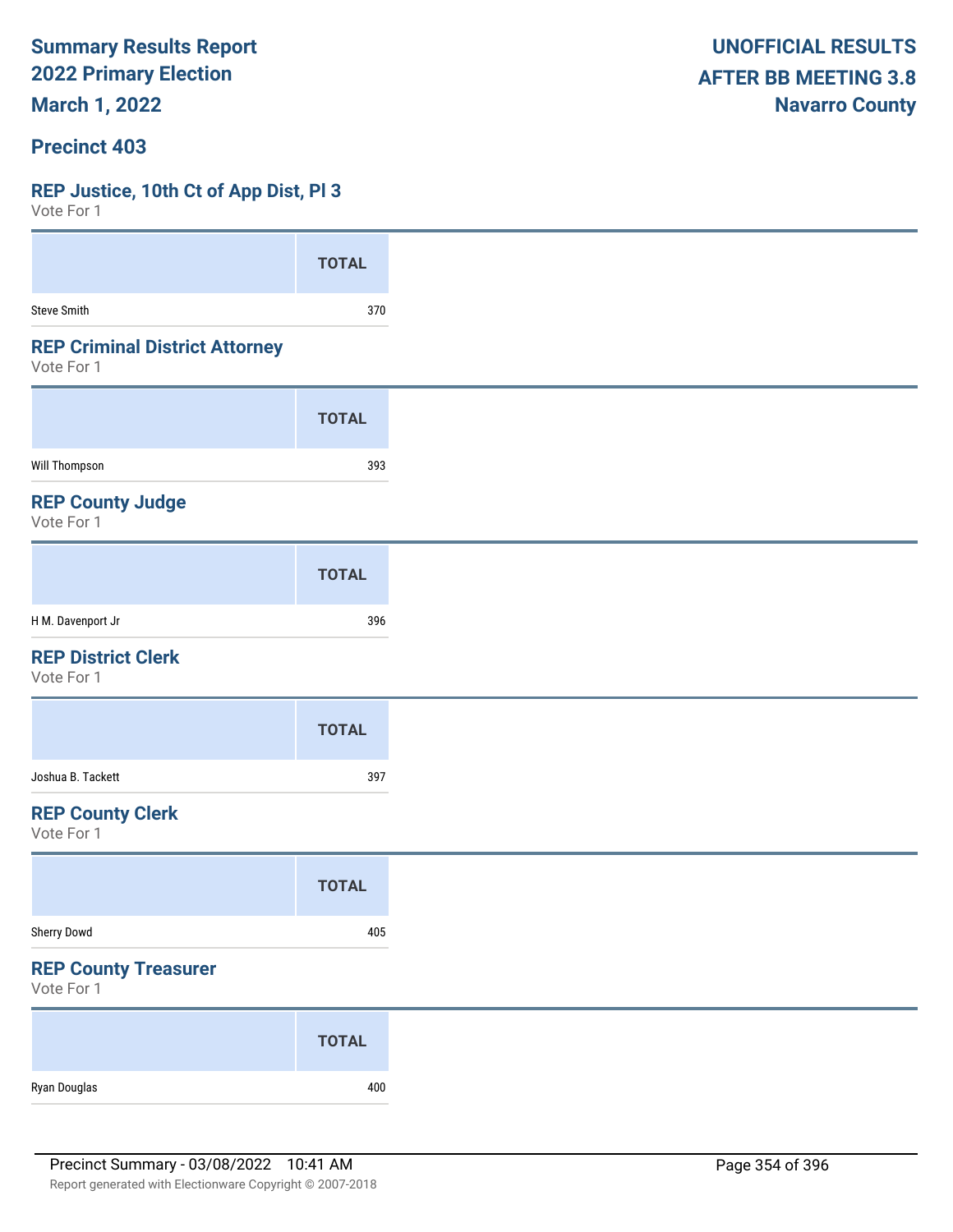**Summary Results Report**
**2022 Primary Election**
**March 1, 2022**

**UNOFFICIAL RESULTS**
**AFTER BB MEETING 3.8**
**Navarro County**

## Precinct 403

### REP Justice, 10th Ct of App Dist, Pl 3

Vote For 1

| | TOTAL |
|---|---|
| Steve Smith | 370 |

### REP Criminal District Attorney

Vote For 1

| | TOTAL |
|---|---|
| Will Thompson | 393 |

### REP County Judge

Vote For 1

| | TOTAL |
|---|---|
| H M. Davenport Jr | 396 |

### REP District Clerk

Vote For 1

| | TOTAL |
|---|---|
| Joshua B. Tackett | 397 |

### REP County Clerk

Vote For 1

| | TOTAL |
|---|---|
| Sherry Dowd | 405 |

### REP County Treasurer

Vote For 1

| | TOTAL |
|---|---|
| Ryan Douglas | 400 |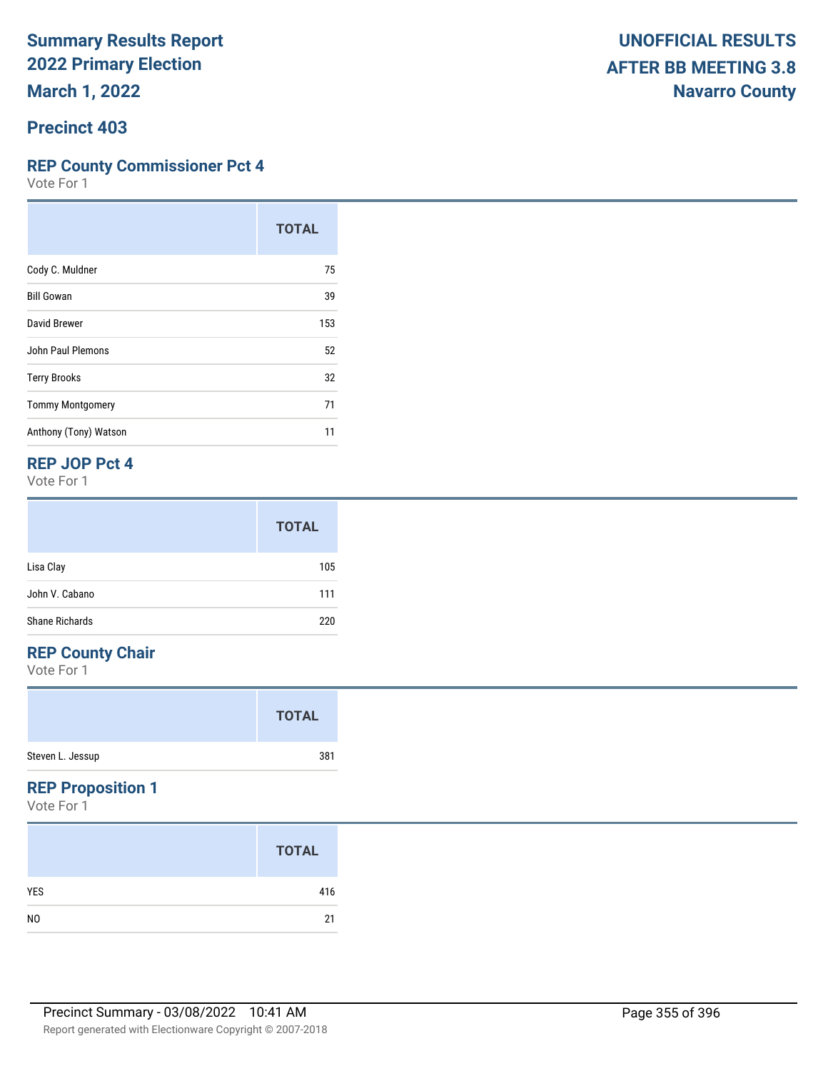**Summary Results Report**
**2022 Primary Election**
**March 1, 2022**

**UNOFFICIAL RESULTS**
**AFTER BB MEETING 3.8**
**Navarro County**

## Precinct 403

### REP County Commissioner Pct 4

Vote For 1

| | TOTAL |
|---|---|
| Cody C. Muldner | 75 |
| Bill Gowan | 39 |
| David Brewer | 153 |
| John Paul Plemons | 52 |
| Terry Brooks | 32 |
| Tommy Montgomery | 71 |
| Anthony (Tony) Watson | 11 |

### REP JOP Pct 4

Vote For 1

| | TOTAL |
|---|---|
| Lisa Clay | 105 |
| John V. Cabano | 111 |
| Shane Richards | 220 |

### REP County Chair

Vote For 1

| | TOTAL |
|---|---|
| Steven L. Jessup | 381 |

### REP Proposition 1

Vote For 1

| | TOTAL |
|---|---|
| YES | 416 |
| NO | 21 |

Precinct Summary - 03/08/2022 10:41 AM

Report generated with Electionware Copyright © 2007-2018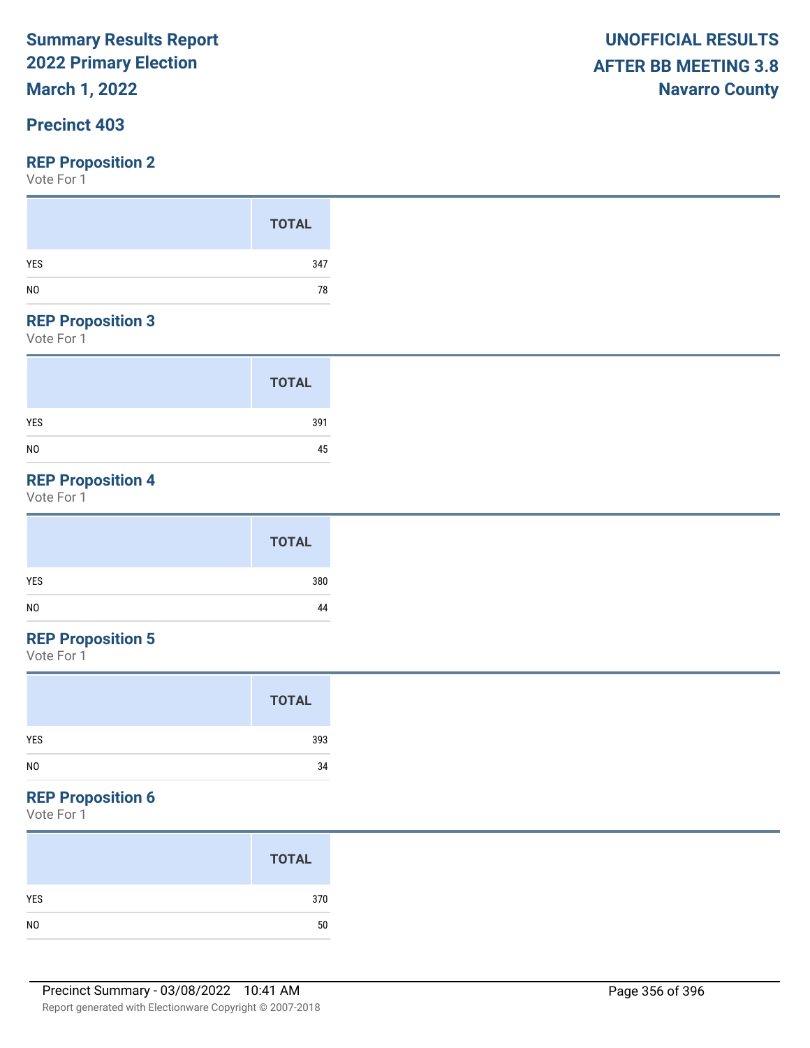**Summary Results Report**
**2022 Primary Election**
**March 1, 2022**

**UNOFFICIAL RESULTS**
**AFTER BB MEETING 3.8**
**Navarro County**

## Precinct 403

### REP Proposition 2

Vote For 1

| | TOTAL |
|---|---|
| YES | 347 |
| NO | 78 |

### REP Proposition 3

Vote For 1

| | TOTAL |
|---|---|
| YES | 391 |
| NO | 45 |

### REP Proposition 4

Vote For 1

| | TOTAL |
|---|---|
| YES | 380 |
| NO | 44 |

### REP Proposition 5

Vote For 1

| | TOTAL |
|---|---|
| YES | 393 |
| NO | 34 |

### REP Proposition 6

Vote For 1

| | TOTAL |
|---|---|
| YES | 370 |
| NO | 50 |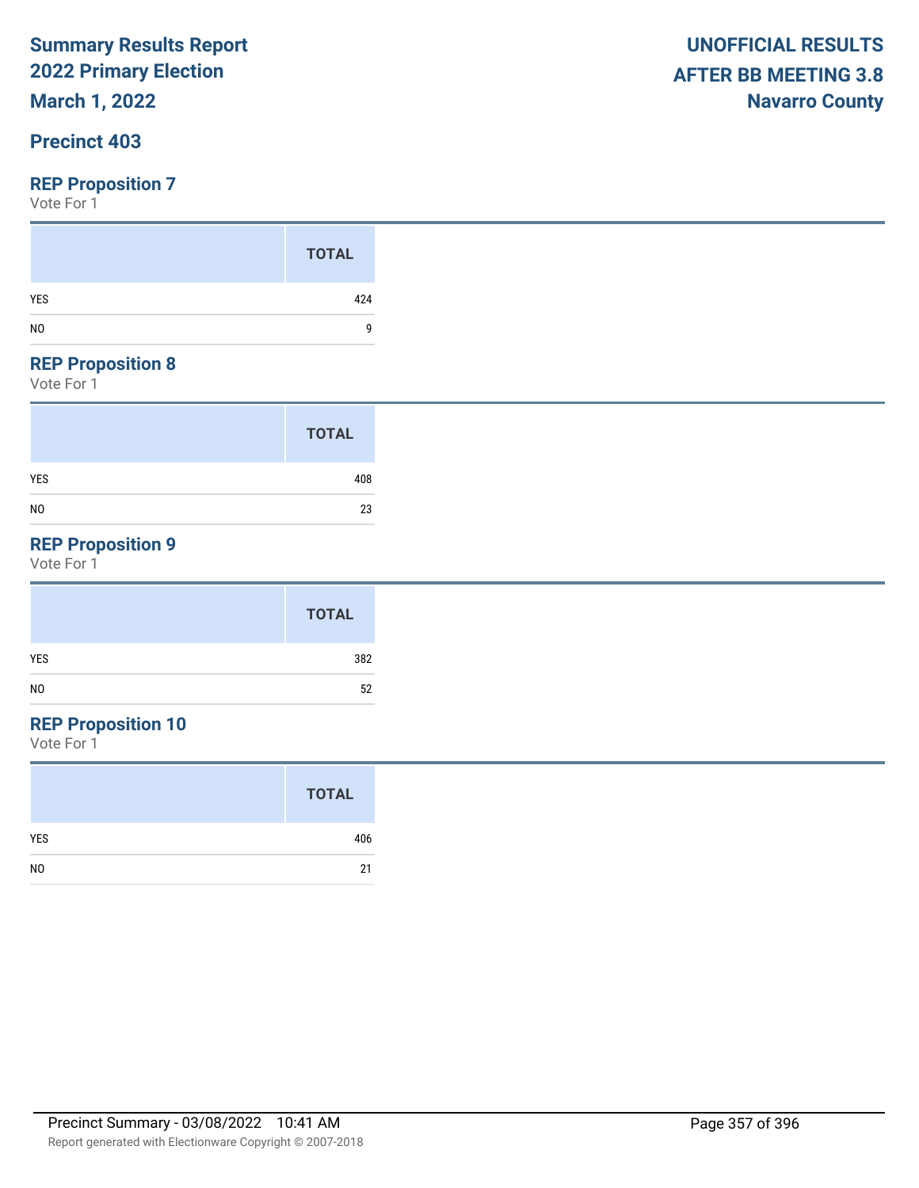**Summary Results Report**
**2022 Primary Election**
**March 1, 2022**

**UNOFFICIAL RESULTS**
**AFTER BB MEETING 3.8**
**Navarro County**

## Precinct 403

### REP Proposition 7

Vote For 1

| | TOTAL |
|---|---|
| YES | 424 |
| NO | 9 |

### REP Proposition 8

Vote For 1

| | TOTAL |
|---|---|
| YES | 408 |
| NO | 23 |

### REP Proposition 9

Vote For 1

| | TOTAL |
|---|---|
| YES | 382 |
| NO | 52 |

### REP Proposition 10

Vote For 1

| | TOTAL |
|---|---|
| YES | 406 |
| NO | 21 |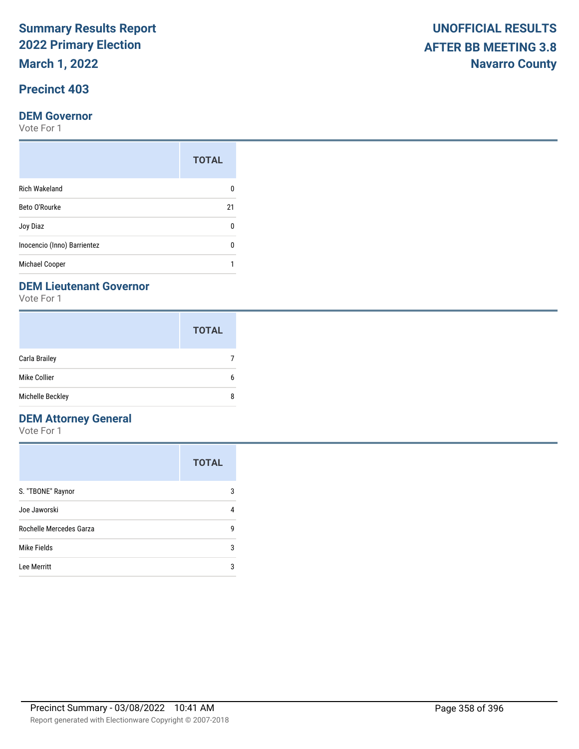# Summary Results Report
# 2022 Primary Election
# March 1, 2022

**UNOFFICIAL RESULTS**
**AFTER BB MEETING 3.8**
**Navarro County**

## Precinct 403

### DEM Governor

Vote For 1

| | TOTAL |
|---|---|
| Rich Wakeland | 0 |
| Beto O'Rourke | 21 |
| Joy Diaz | 0 |
| Inocencio (Inno) Barrientez | 0 |
| Michael Cooper | 1 |

### DEM Lieutenant Governor

Vote For 1

| | TOTAL |
|---|---|
| Carla Brailey | 7 |
| Mike Collier | 6 |
| Michelle Beckley | 8 |

### DEM Attorney General

Vote For 1

| | TOTAL |
|---|---|
| S. "TBONE" Raynor | 3 |
| Joe Jaworski | 4 |
| Rochelle Mercedes Garza | 9 |
| Mike Fields | 3 |
| Lee Merritt | 3 |

Precinct Summary - 03/08/2022 10:41 AM

Report generated with Electionware Copyright © 2007-2018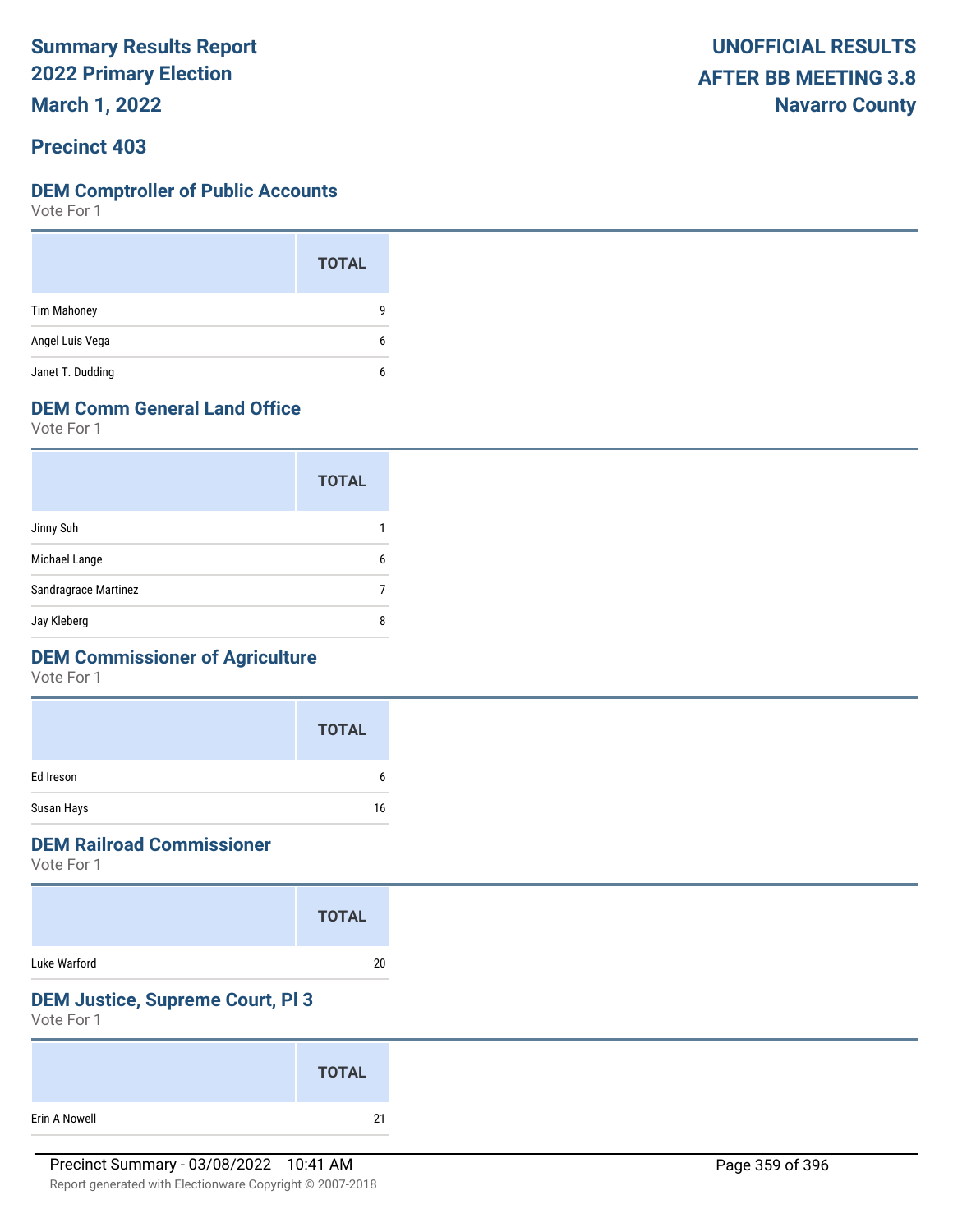# Summary Results Report
# 2022 Primary Election
# March 1, 2022

**UNOFFICIAL RESULTS**
**AFTER BB MEETING 3.8**
**Navarro County**

## Precinct 403

### DEM Comptroller of Public Accounts
Vote For 1

| | TOTAL |
|---|---|
| Tim Mahoney | 9 |
| Angel Luis Vega | 6 |
| Janet T. Dudding | 6 |

### DEM Comm General Land Office
Vote For 1

| | TOTAL |
|---|---|
| Jinny Suh | 1 |
| Michael Lange | 6 |
| Sandragrace Martinez | 7 |
| Jay Kleberg | 8 |

### DEM Commissioner of Agriculture
Vote For 1

| | TOTAL |
|---|---|
| Ed Ireson | 6 |
| Susan Hays | 16 |

### DEM Railroad Commissioner
Vote For 1

| | TOTAL |
|---|---|
| Luke Warford | 20 |

### DEM Justice, Supreme Court, Pl 3
Vote For 1

| | TOTAL |
|---|---|
| Erin A Nowell | 21 |

Precinct Summary - 03/08/2022 10:41 AM

Report generated with Electionware Copyright © 2007-2018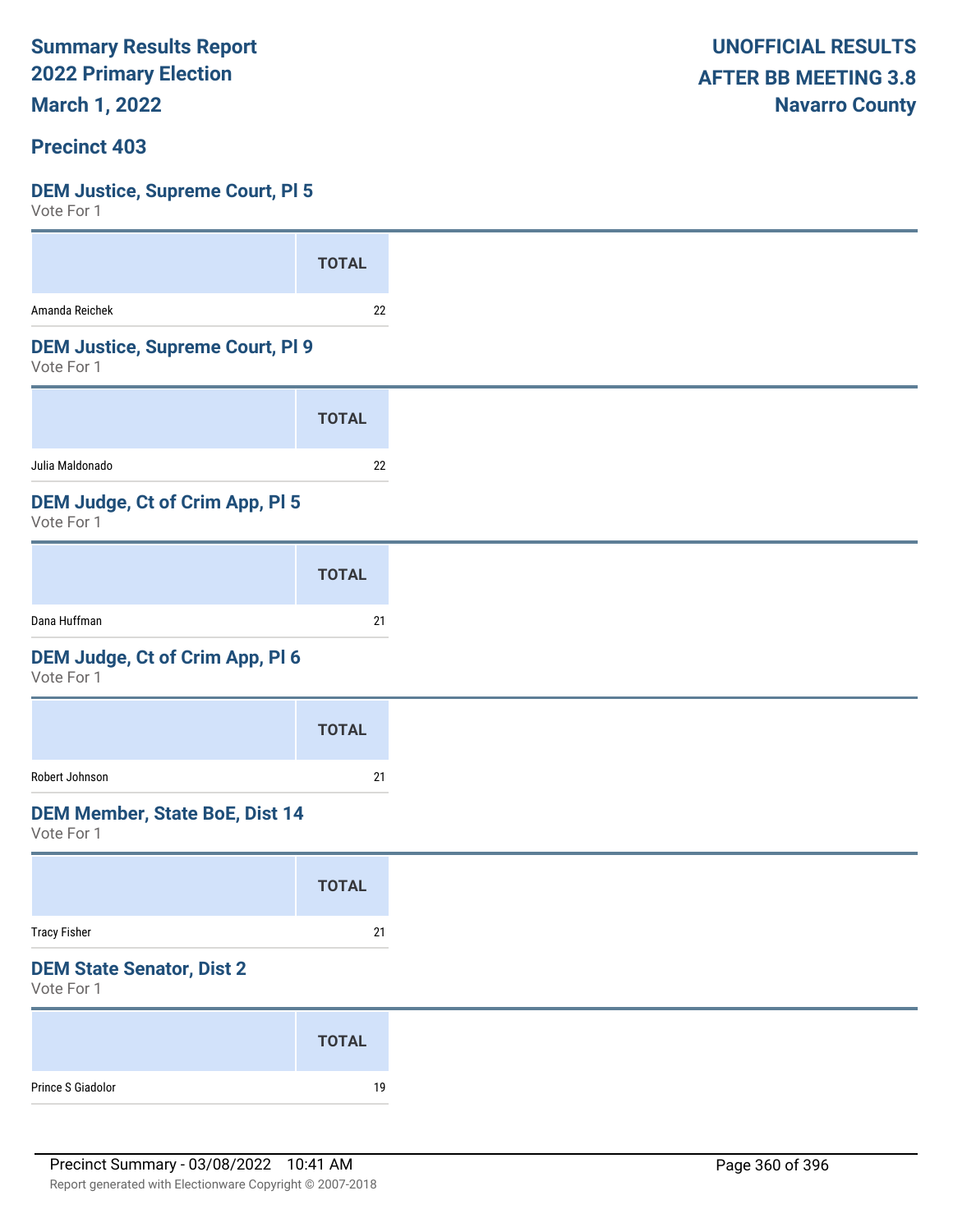**Summary Results Report**
**2022 Primary Election**
**March 1, 2022**

**UNOFFICIAL RESULTS**
**AFTER BB MEETING 3.8**
**Navarro County**

## Precinct 403

### DEM Justice, Supreme Court, Pl 5

Vote For 1

| | TOTAL |
|---|---|
| Amanda Reichek | 22 |

### DEM Justice, Supreme Court, Pl 9

Vote For 1

| | TOTAL |
|---|---|
| Julia Maldonado | 22 |

### DEM Judge, Ct of Crim App, Pl 5

Vote For 1

| | TOTAL |
|---|---|
| Dana Huffman | 21 |

### DEM Judge, Ct of Crim App, Pl 6

Vote For 1

| | TOTAL |
|---|---|
| Robert Johnson | 21 |

### DEM Member, State BoE, Dist 14

Vote For 1

| | TOTAL |
|---|---|
| Tracy Fisher | 21 |

### DEM State Senator, Dist 2

Vote For 1

| | TOTAL |
|---|---|
| Prince S Giadolor | 19 |

Precinct Summary - 03/08/2022 10:41 AM

Report generated with Electionware Copyright © 2007-2018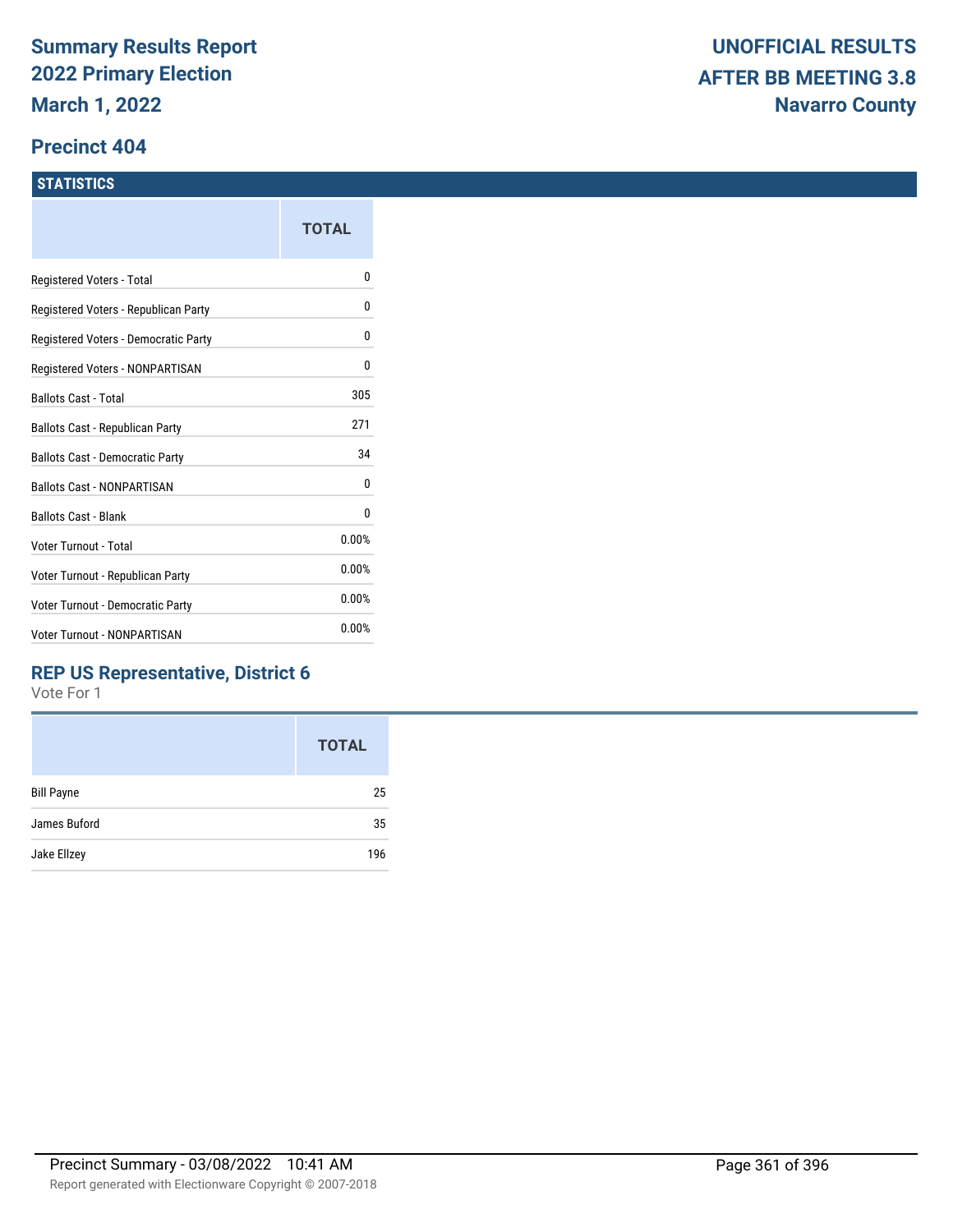# Summary Results Report
## 2022 Primary Election
## March 1, 2022

**UNOFFICIAL RESULTS**
**AFTER BB MEETING 3.8**
**Navarro County**

## Precinct 404

### STATISTICS

| | TOTAL |
|---|---|
| Registered Voters - Total | 0 |
| Registered Voters - Republican Party | 0 |
| Registered Voters - Democratic Party | 0 |
| Registered Voters - NONPARTISAN | 0 |
| Ballots Cast - Total | 305 |
| Ballots Cast - Republican Party | 271 |
| Ballots Cast - Democratic Party | 34 |
| Ballots Cast - NONPARTISAN | 0 |
| Ballots Cast - Blank | 0 |
| Voter Turnout - Total | 0.00% |
| Voter Turnout - Republican Party | 0.00% |
| Voter Turnout - Democratic Party | 0.00% |
| Voter Turnout - NONPARTISAN | 0.00% |

### REP US Representative, District 6

Vote For 1

| | TOTAL |
|---|---|
| Bill Payne | 25 |
| James Buford | 35 |
| Jake Ellzey | 196 |

Precinct Summary - 03/08/2022 10:41 AM

Report generated with Electionware Copyright © 2007-2018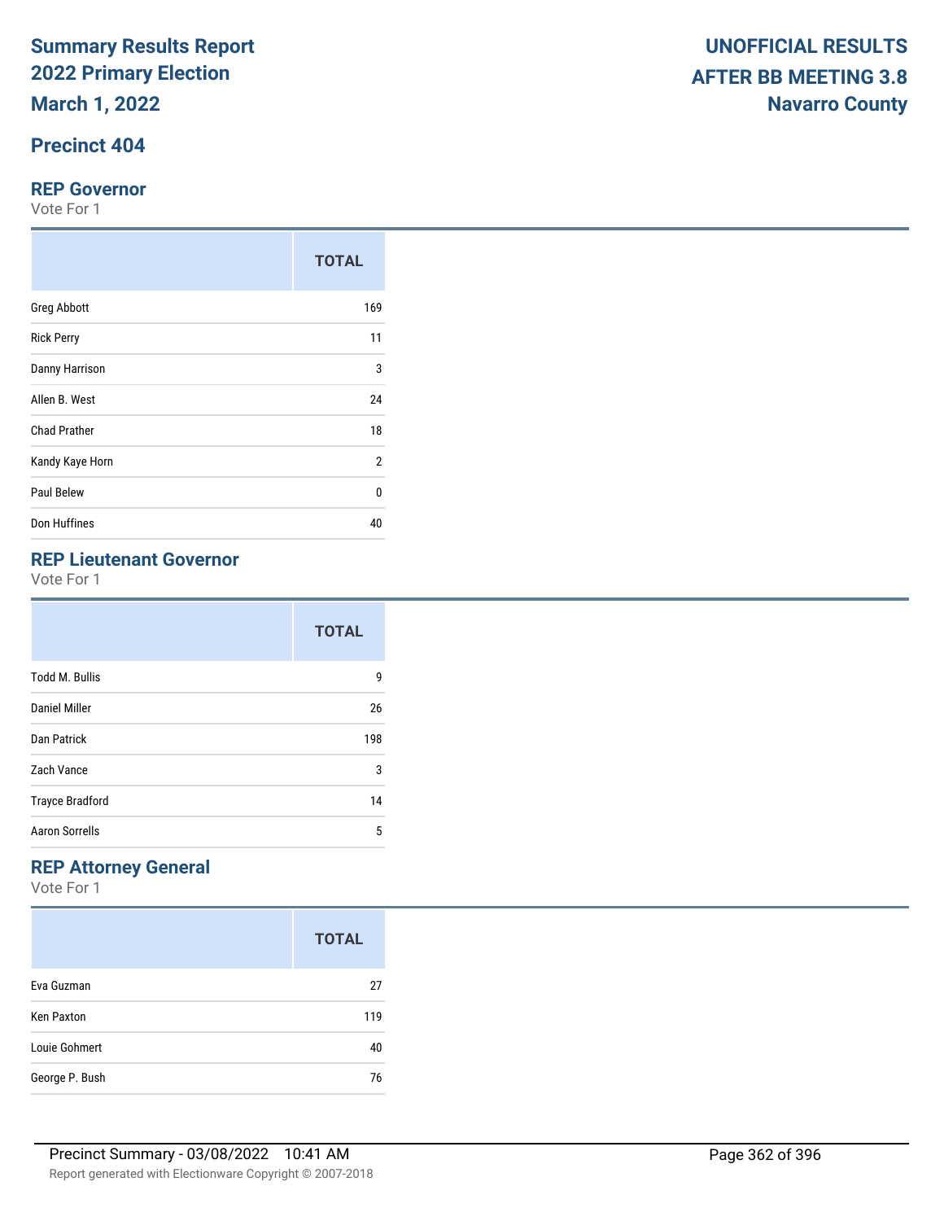**Summary Results Report**
**2022 Primary Election**
**March 1, 2022**

**UNOFFICIAL RESULTS**
**AFTER BB MEETING 3.8**
**Navarro County**

## Precinct 404

### REP Governor

Vote For 1

| | TOTAL |
|---|---|
| Greg Abbott | 169 |
| Rick Perry | 11 |
| Danny Harrison | 3 |
| Allen B. West | 24 |
| Chad Prather | 18 |
| Kandy Kaye Horn | 2 |
| Paul Belew | 0 |
| Don Huffines | 40 |

### REP Lieutenant Governor

Vote For 1

| | TOTAL |
|---|---|
| Todd M. Bullis | 9 |
| Daniel Miller | 26 |
| Dan Patrick | 198 |
| Zach Vance | 3 |
| Trayce Bradford | 14 |
| Aaron Sorrells | 5 |

### REP Attorney General

Vote For 1

| | TOTAL |
|---|---|
| Eva Guzman | 27 |
| Ken Paxton | 119 |
| Louie Gohmert | 40 |
| George P. Bush | 76 |

Precinct Summary - 03/08/2022 10:41 AM

Report generated with Electionware Copyright © 2007-2018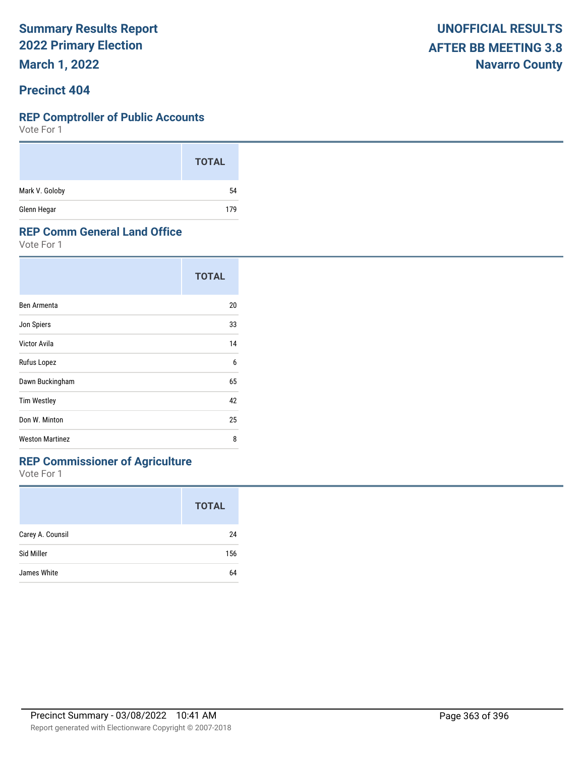# Summary Results Report
## 2022 Primary Election
## March 1, 2022

**UNOFFICIAL RESULTS**
**AFTER BB MEETING 3.8**
**Navarro County**

## Precinct 404

### REP Comptroller of Public Accounts

Vote For 1

| | TOTAL |
|---|---|
| Mark V. Goloby | 54 |
| Glenn Hegar | 179 |

### REP Comm General Land Office

Vote For 1

| | TOTAL |
|---|---|
| Ben Armenta | 20 |
| Jon Spiers | 33 |
| Victor Avila | 14 |
| Rufus Lopez | 6 |
| Dawn Buckingham | 65 |
| Tim Westley | 42 |
| Don W. Minton | 25 |
| Weston Martinez | 8 |

### REP Commissioner of Agriculture

Vote For 1

| | TOTAL |
|---|---|
| Carey A. Counsil | 24 |
| Sid Miller | 156 |
| James White | 64 |

Precinct Summary - 03/08/2022 10:41 AM

Report generated with Electionware Copyright © 2007-2018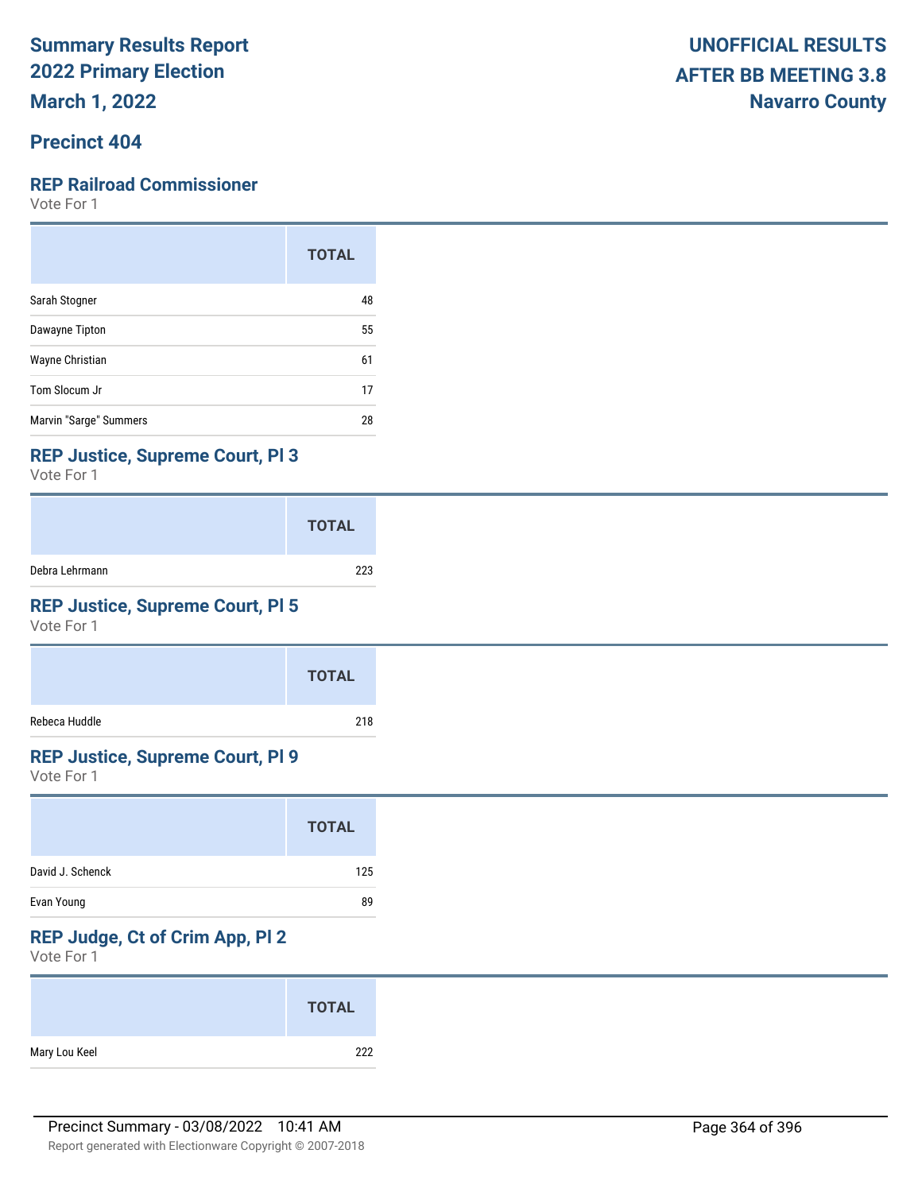**Summary Results Report**
**2022 Primary Election**
**March 1, 2022**

**UNOFFICIAL RESULTS**
**AFTER BB MEETING 3.8**
**Navarro County**

## Precinct 404

### REP Railroad Commissioner

Vote For 1

| | TOTAL |
|---|---|
| Sarah Stogner | 48 |
| Dawayne Tipton | 55 |
| Wayne Christian | 61 |
| Tom Slocum Jr | 17 |
| Marvin "Sarge" Summers | 28 |

### REP Justice, Supreme Court, Pl 3

Vote For 1

| | TOTAL |
|---|---|
| Debra Lehrmann | 223 |

### REP Justice, Supreme Court, Pl 5

Vote For 1

| | TOTAL |
|---|---|
| Rebeca Huddle | 218 |

### REP Justice, Supreme Court, Pl 9

Vote For 1

| | TOTAL |
|---|---|
| David J. Schenck | 125 |
| Evan Young | 89 |

### REP Judge, Ct of Crim App, Pl 2

Vote For 1

| | TOTAL |
|---|---|
| Mary Lou Keel | 222 |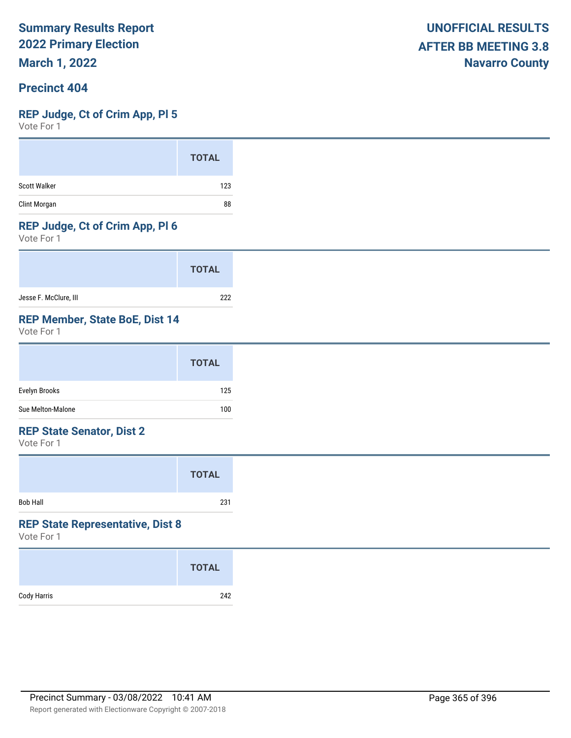**Summary Results Report**
**2022 Primary Election**
**March 1, 2022**

**UNOFFICIAL RESULTS**
**AFTER BB MEETING 3.8**
**Navarro County**

## Precinct 404

### REP Judge, Ct of Crim App, Pl 5
Vote For 1

| | TOTAL |
|---|---|
| Scott Walker | 123 |
| Clint Morgan | 88 |

### REP Judge, Ct of Crim App, Pl 6
Vote For 1

| | TOTAL |
|---|---|
| Jesse F. McClure, III | 222 |

### REP Member, State BoE, Dist 14
Vote For 1

| | TOTAL |
|---|---|
| Evelyn Brooks | 125 |
| Sue Melton-Malone | 100 |

### REP State Senator, Dist 2
Vote For 1

| | TOTAL |
|---|---|
| Bob Hall | 231 |

### REP State Representative, Dist 8
Vote For 1

| | TOTAL |
|---|---|
| Cody Harris | 242 |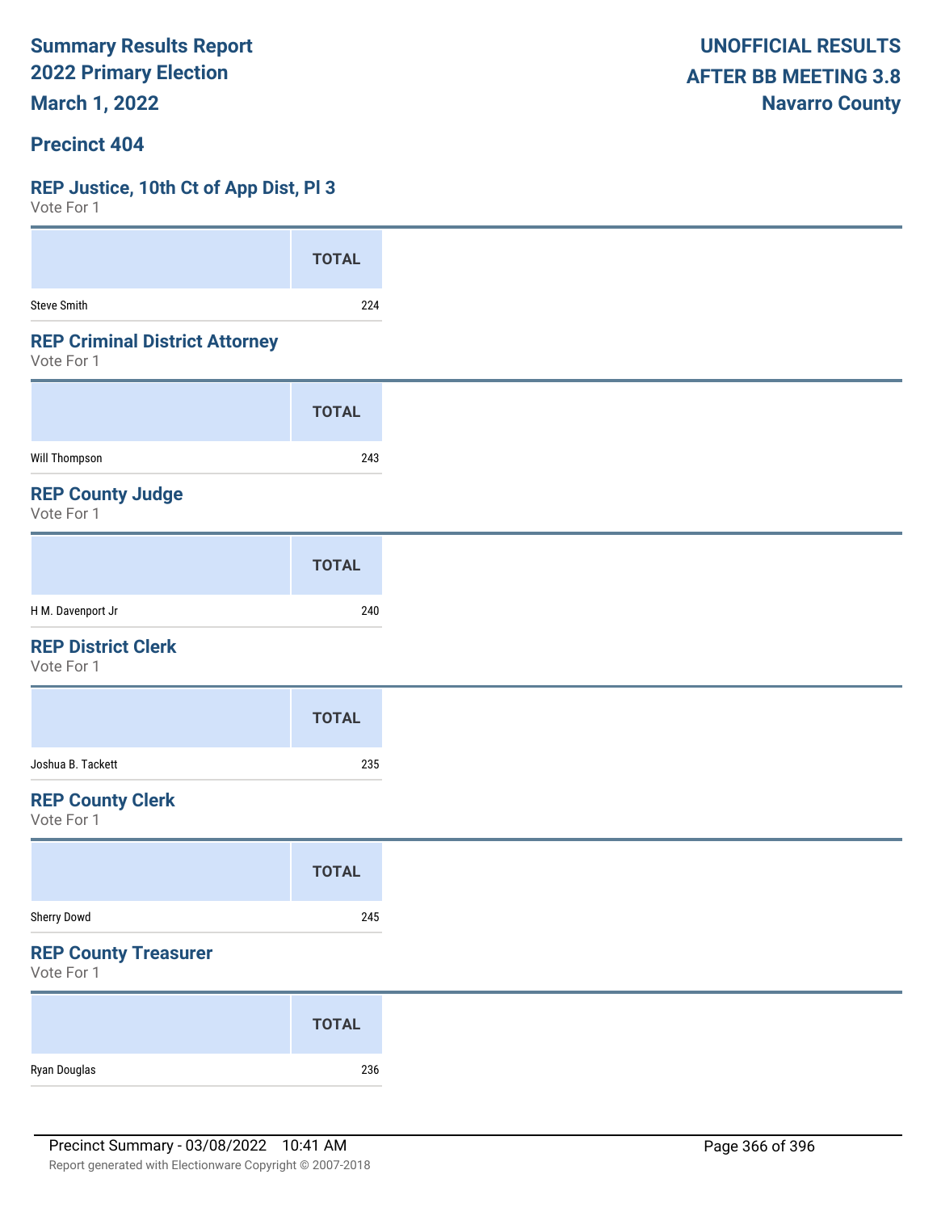Summary Results Report
2022 Primary Election
March 1, 2022

UNOFFICIAL RESULTS
AFTER BB MEETING 3.8
Navarro County

## Precinct 404

### REP Justice, 10th Ct of App Dist, Pl 3

Vote For 1

| | TOTAL |
|---|---|
| Steve Smith | 224 |

### REP Criminal District Attorney

Vote For 1

| | TOTAL |
|---|---|
| Will Thompson | 243 |

### REP County Judge

Vote For 1

| | TOTAL |
|---|---|
| H M. Davenport Jr | 240 |

### REP District Clerk

Vote For 1

| | TOTAL |
|---|---|
| Joshua B. Tackett | 235 |

### REP County Clerk

Vote For 1

| | TOTAL |
|---|---|
| Sherry Dowd | 245 |

### REP County Treasurer

Vote For 1

| | TOTAL |
|---|---|
| Ryan Douglas | 236 |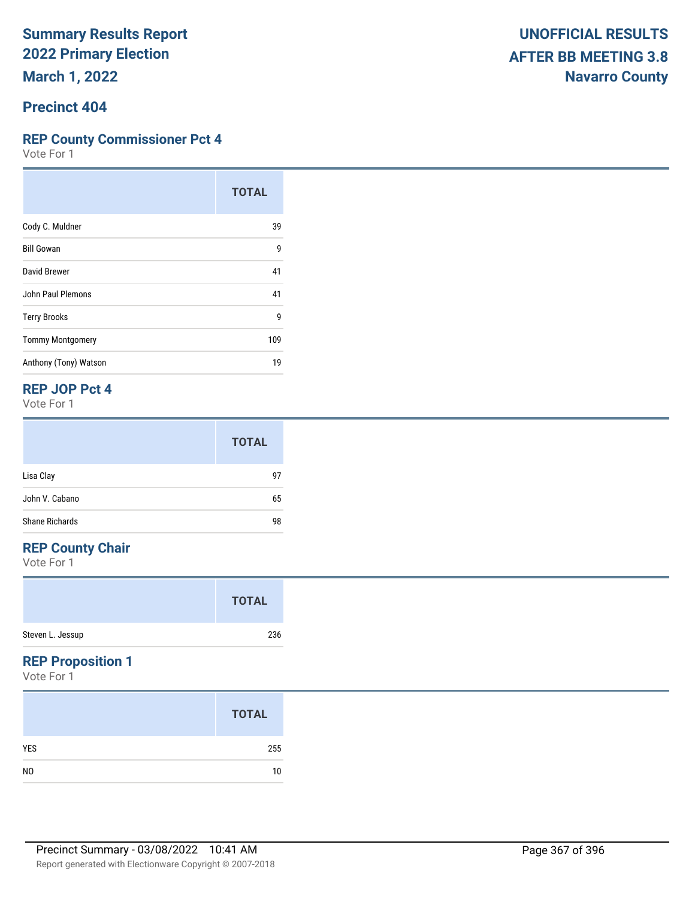# Summary Results Report
# 2022 Primary Election
# March 1, 2022

**UNOFFICIAL RESULTS**
**AFTER BB MEETING 3.8**
**Navarro County**

## Precinct 404

### REP County Commissioner Pct 4

Vote For 1

| | TOTAL |
|---|---|
| Cody C. Muldner | 39 |
| Bill Gowan | 9 |
| David Brewer | 41 |
| John Paul Plemons | 41 |
| Terry Brooks | 9 |
| Tommy Montgomery | 109 |
| Anthony (Tony) Watson | 19 |

### REP JOP Pct 4

Vote For 1

| | TOTAL |
|---|---|
| Lisa Clay | 97 |
| John V. Cabano | 65 |
| Shane Richards | 98 |

### REP County Chair

Vote For 1

| | TOTAL |
|---|---|
| Steven L. Jessup | 236 |

### REP Proposition 1

Vote For 1

| | TOTAL |
|---|---|
| YES | 255 |
| NO | 10 |

Precinct Summary - 03/08/2022 10:41 AM

Report generated with Electionware Copyright © 2007-2018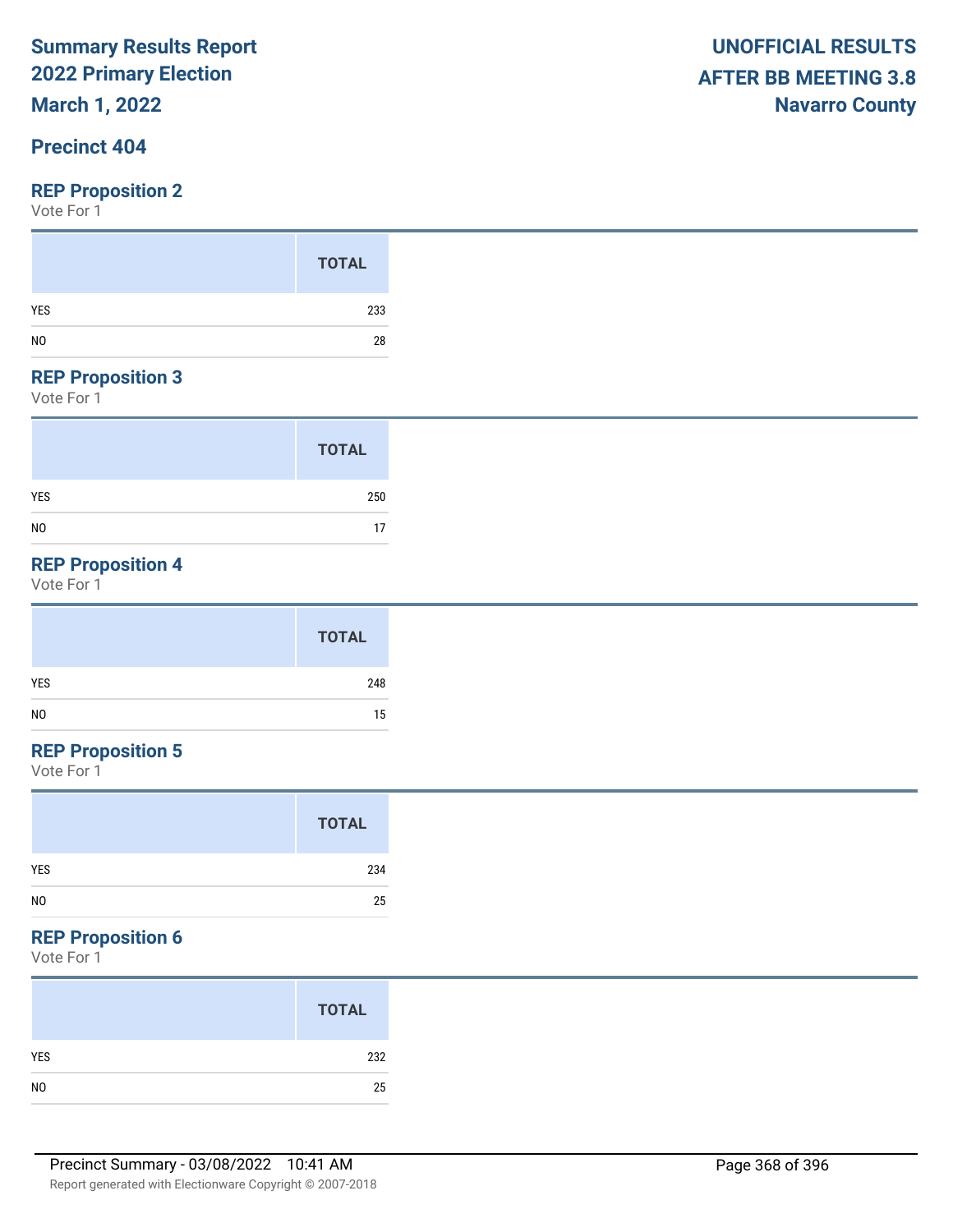# Summary Results Report
## 2022 Primary Election
## March 1, 2022

**UNOFFICIAL RESULTS**
**AFTER BB MEETING 3.8**
**Navarro County**

## Precinct 404

### REP Proposition 2

Vote For 1

| | TOTAL |
|---|---|
| YES | 233 |
| NO | 28 |

### REP Proposition 3

Vote For 1

| | TOTAL |
|---|---|
| YES | 250 |
| NO | 17 |

### REP Proposition 4

Vote For 1

| | TOTAL |
|---|---|
| YES | 248 |
| NO | 15 |

### REP Proposition 5

Vote For 1

| | TOTAL |
|---|---|
| YES | 234 |
| NO | 25 |

### REP Proposition 6

Vote For 1

| | TOTAL |
|---|---|
| YES | 232 |
| NO | 25 |

Precinct Summary - 03/08/2022 10:41 AM

Report generated with Electionware Copyright © 2007-2018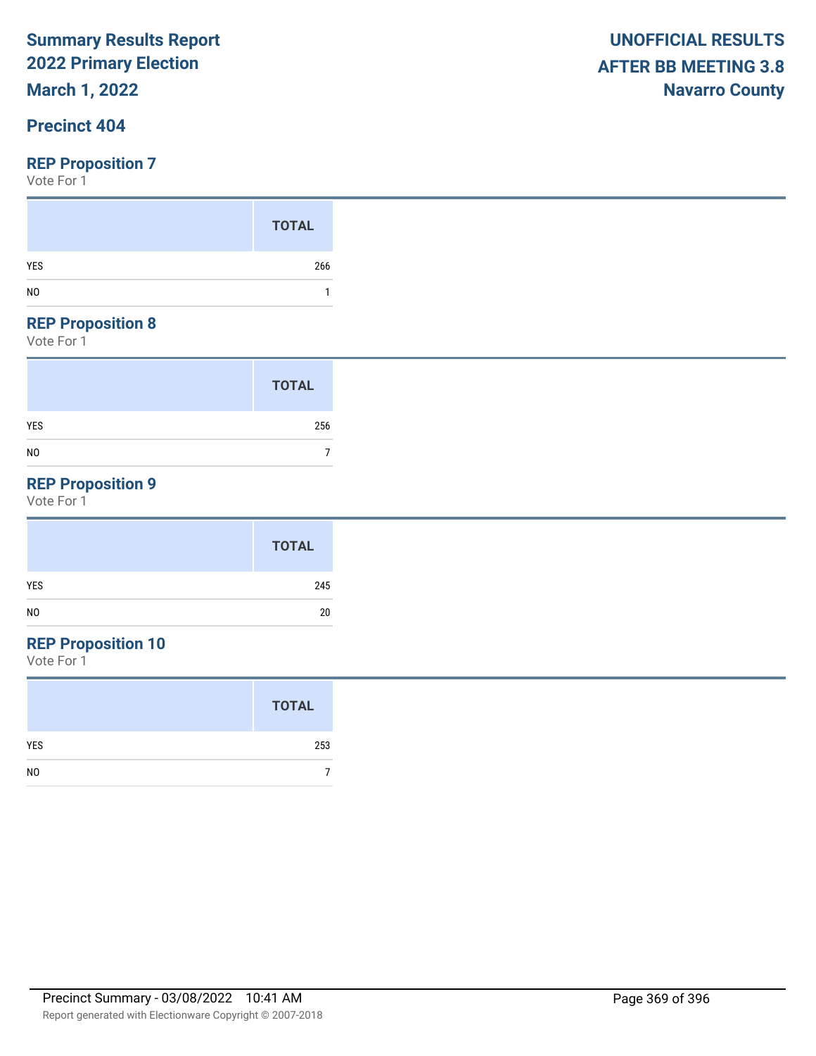# Summary Results Report
## 2022 Primary Election
## March 1, 2022

**UNOFFICIAL RESULTS**
**AFTER BB MEETING 3.8**
**Navarro County**

## Precinct 404

### REP Proposition 7
Vote For 1

| | TOTAL |
|---|---|
| YES | 266 |
| NO | 1 |

### REP Proposition 8
Vote For 1

| | TOTAL |
|---|---|
| YES | 256 |
| NO | 7 |

### REP Proposition 9
Vote For 1

| | TOTAL |
|---|---|
| YES | 245 |
| NO | 20 |

### REP Proposition 10
Vote For 1

| | TOTAL |
|---|---|
| YES | 253 |
| NO | 7 |

Precinct Summary - 03/08/2022 10:41 AM

Report generated with Electionware Copyright © 2007-2018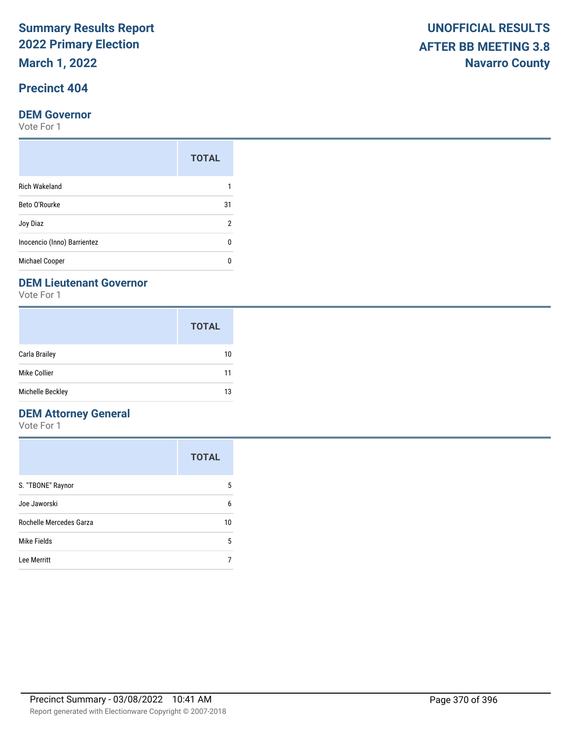# Summary Results Report
# 2022 Primary Election
# March 1, 2022

**UNOFFICIAL RESULTS**
**AFTER BB MEETING 3.8**
**Navarro County**

## Precinct 404

### DEM Governor

Vote For 1

| | TOTAL |
|---|---|
| Rich Wakeland | 1 |
| Beto O'Rourke | 31 |
| Joy Diaz | 2 |
| Inocencio (Inno) Barrientez | 0 |
| Michael Cooper | 0 |

### DEM Lieutenant Governor

Vote For 1

| | TOTAL |
|---|---|
| Carla Brailey | 10 |
| Mike Collier | 11 |
| Michelle Beckley | 13 |

### DEM Attorney General

Vote For 1

| | TOTAL |
|---|---|
| S. "TBONE" Raynor | 5 |
| Joe Jaworski | 6 |
| Rochelle Mercedes Garza | 10 |
| Mike Fields | 5 |
| Lee Merritt | 7 |

Precinct Summary - 03/08/2022 10:41 AM

Report generated with Electionware Copyright © 2007-2018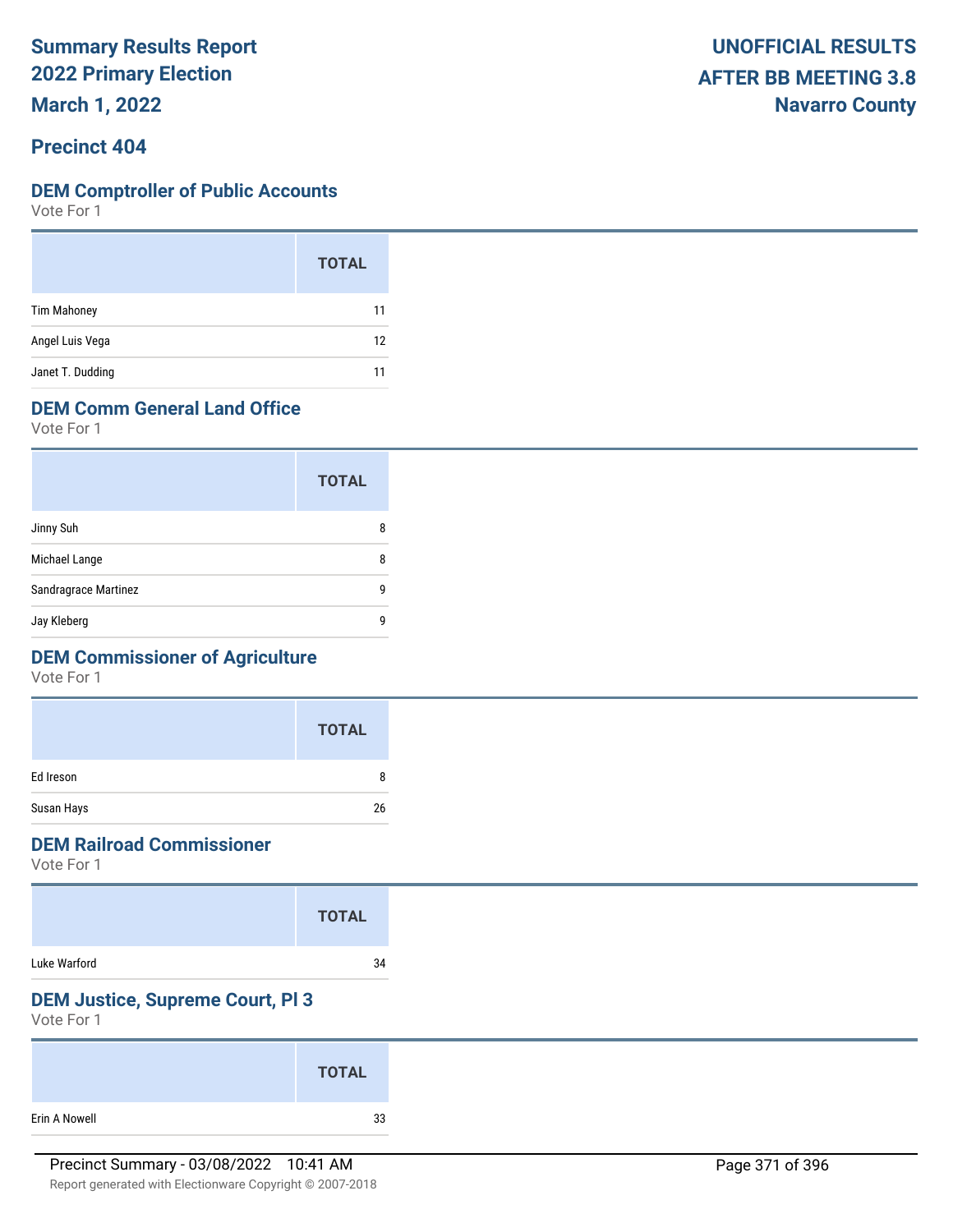**Summary Results Report**
**2022 Primary Election**
**March 1, 2022**

**UNOFFICIAL RESULTS**
**AFTER BB MEETING 3.8**
**Navarro County**

## Precinct 404

### DEM Comptroller of Public Accounts

Vote For 1

| | TOTAL |
|---|---|
| Tim Mahoney | 11 |
| Angel Luis Vega | 12 |
| Janet T. Dudding | 11 |

### DEM Comm General Land Office

Vote For 1

| | TOTAL |
|---|---|
| Jinny Suh | 8 |
| Michael Lange | 8 |
| Sandragrace Martinez | 9 |
| Jay Kleberg | 9 |

### DEM Commissioner of Agriculture

Vote For 1

| | TOTAL |
|---|---|
| Ed Ireson | 8 |
| Susan Hays | 26 |

### DEM Railroad Commissioner

Vote For 1

| | TOTAL |
|---|---|
| Luke Warford | 34 |

### DEM Justice, Supreme Court, Pl 3

Vote For 1

| | TOTAL |
|---|---|
| Erin A Nowell | 33 |

Precinct Summary - 03/08/2022 10:41 AM

Report generated with Electionware Copyright © 2007-2018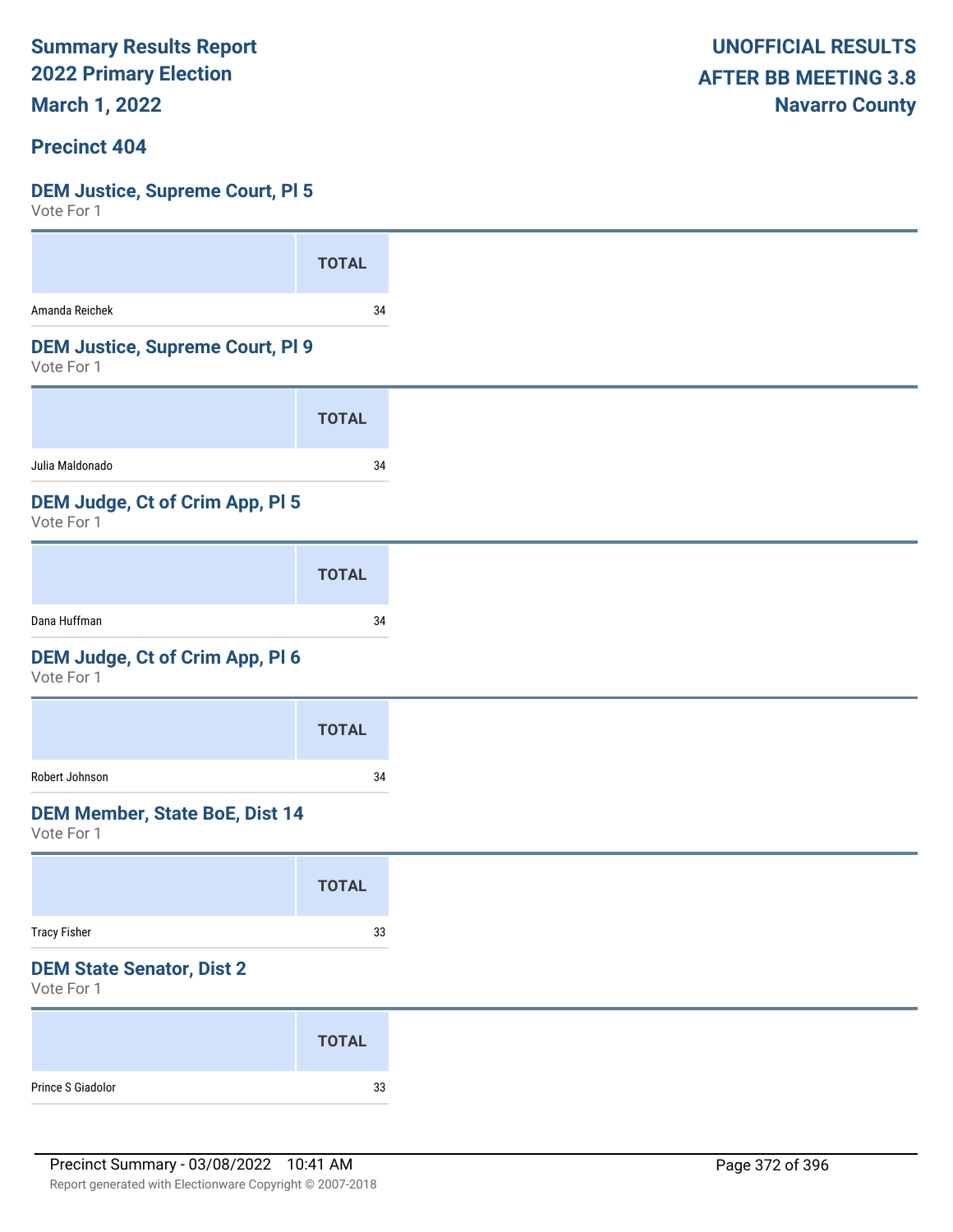**Summary Results Report**
**2022 Primary Election**
**March 1, 2022**

**UNOFFICIAL RESULTS**
**AFTER BB MEETING 3.8**
**Navarro County**

## Precinct 404

### DEM Justice, Supreme Court, Pl 5

Vote For 1

| | TOTAL |
|---|---|
| Amanda Reichek | 34 |

### DEM Justice, Supreme Court, Pl 9

Vote For 1

| | TOTAL |
|---|---|
| Julia Maldonado | 34 |

### DEM Judge, Ct of Crim App, Pl 5

Vote For 1

| | TOTAL |
|---|---|
| Dana Huffman | 34 |

### DEM Judge, Ct of Crim App, Pl 6

Vote For 1

| | TOTAL |
|---|---|
| Robert Johnson | 34 |

### DEM Member, State BoE, Dist 14

Vote For 1

| | TOTAL |
|---|---|
| Tracy Fisher | 33 |

### DEM State Senator, Dist 2

Vote For 1

| | TOTAL |
|---|---|
| Prince S Giadolor | 33 |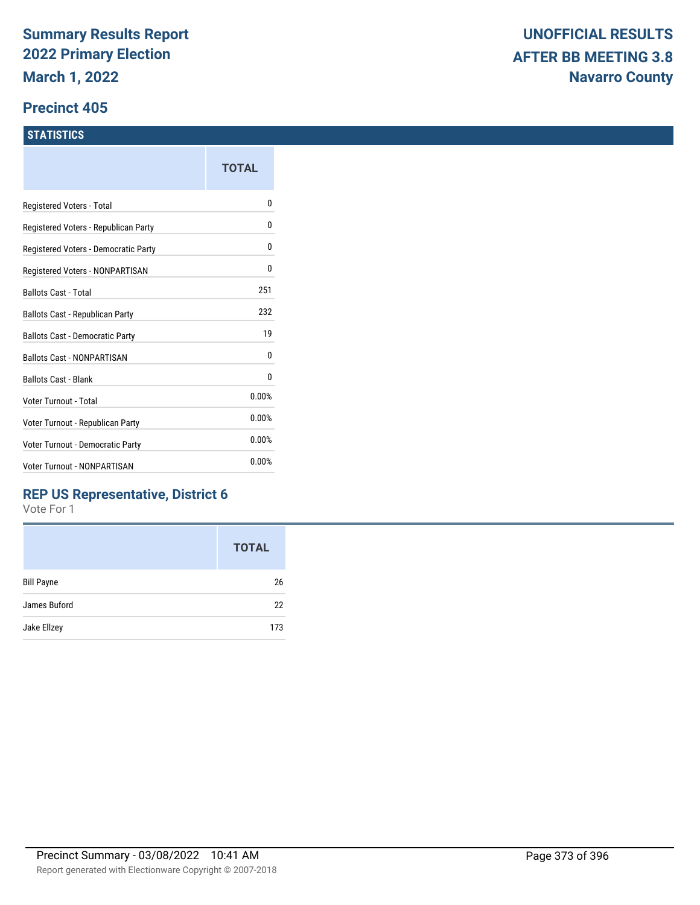# Summary Results Report
## 2022 Primary Election
## March 1, 2022

**UNOFFICIAL RESULTS**
**AFTER BB MEETING 3.8**
**Navarro County**

## Precinct 405

### STATISTICS

| | TOTAL |
|---|---|
| Registered Voters - Total | 0 |
| Registered Voters - Republican Party | 0 |
| Registered Voters - Democratic Party | 0 |
| Registered Voters - NONPARTISAN | 0 |
| Ballots Cast - Total | 251 |
| Ballots Cast - Republican Party | 232 |
| Ballots Cast - Democratic Party | 19 |
| Ballots Cast - NONPARTISAN | 0 |
| Ballots Cast - Blank | 0 |
| Voter Turnout - Total | 0.00% |
| Voter Turnout - Republican Party | 0.00% |
| Voter Turnout - Democratic Party | 0.00% |
| Voter Turnout - NONPARTISAN | 0.00% |

### REP US Representative, District 6

Vote For 1

| | TOTAL |
|---|---|
| Bill Payne | 26 |
| James Buford | 22 |
| Jake Ellzey | 173 |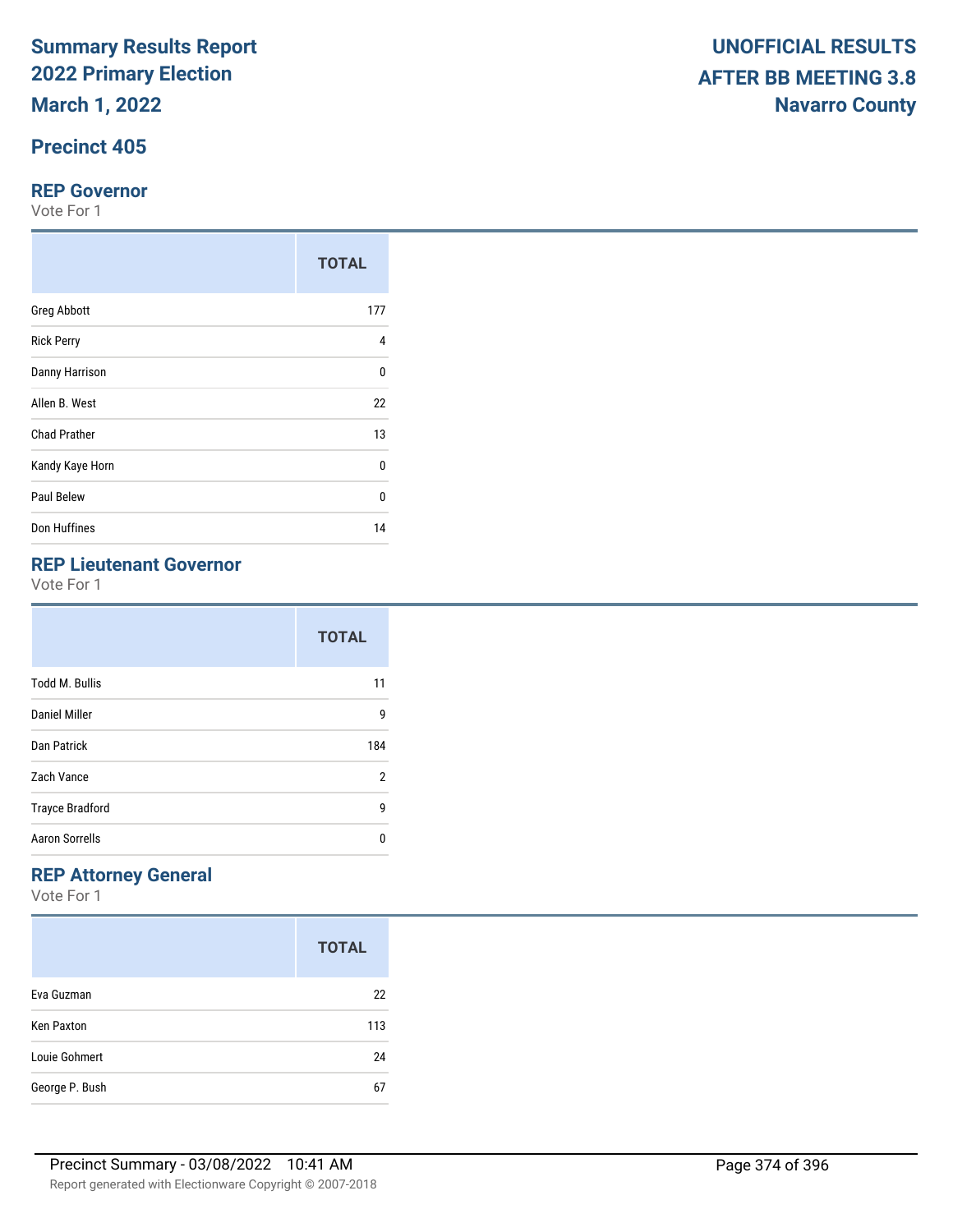# Summary Results Report
# 2022 Primary Election
# March 1, 2022

**UNOFFICIAL RESULTS**
**AFTER BB MEETING 3.8**
**Navarro County**

## Precinct 405

### REP Governor

Vote For 1

| | TOTAL |
|---|---|
| Greg Abbott | 177 |
| Rick Perry | 4 |
| Danny Harrison | 0 |
| Allen B. West | 22 |
| Chad Prather | 13 |
| Kandy Kaye Horn | 0 |
| Paul Belew | 0 |
| Don Huffines | 14 |

### REP Lieutenant Governor

Vote For 1

| | TOTAL |
|---|---|
| Todd M. Bullis | 11 |
| Daniel Miller | 9 |
| Dan Patrick | 184 |
| Zach Vance | 2 |
| Trayce Bradford | 9 |
| Aaron Sorrells | 0 |

### REP Attorney General

Vote For 1

| | TOTAL |
|---|---|
| Eva Guzman | 22 |
| Ken Paxton | 113 |
| Louie Gohmert | 24 |
| George P. Bush | 67 |

Precinct Summary - 03/08/2022 10:41 AM

Report generated with Electionware Copyright © 2007-2018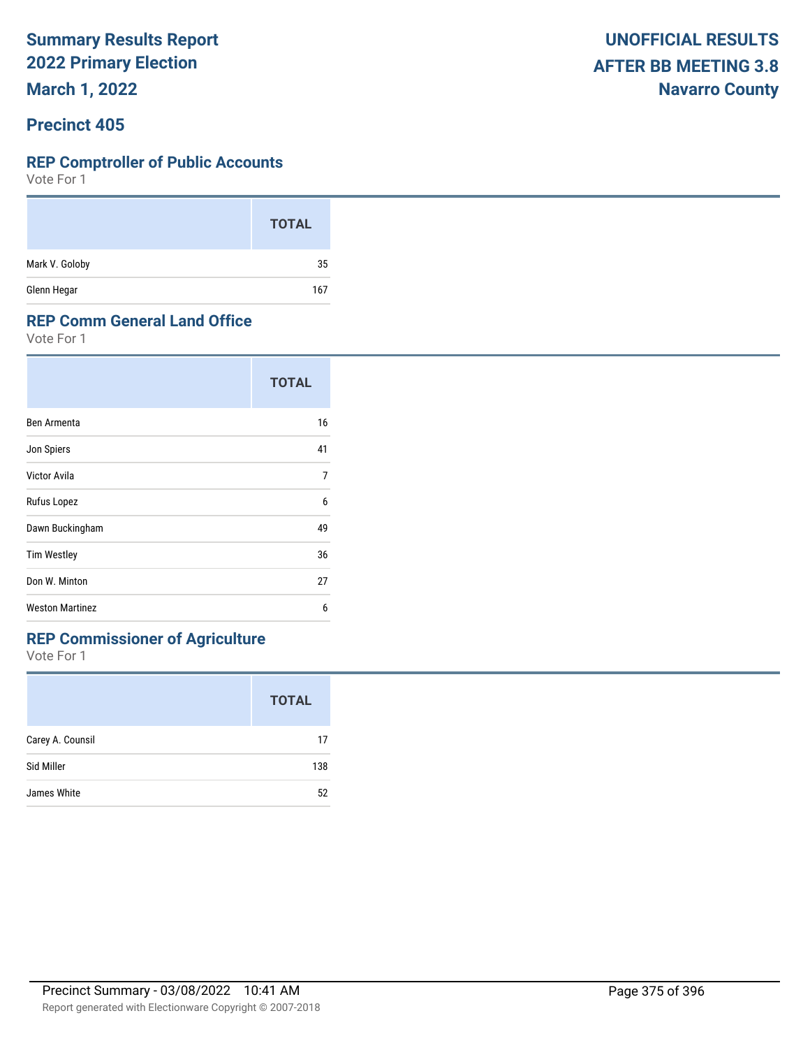# Summary Results Report
# 2022 Primary Election
# March 1, 2022

**UNOFFICIAL RESULTS**
**AFTER BB MEETING 3.8**
**Navarro County**

## Precinct 405

### REP Comptroller of Public Accounts

Vote For 1

| | TOTAL |
|---|---|
| Mark V. Goloby | 35 |
| Glenn Hegar | 167 |

### REP Comm General Land Office

Vote For 1

| | TOTAL |
|---|---|
| Ben Armenta | 16 |
| Jon Spiers | 41 |
| Victor Avila | 7 |
| Rufus Lopez | 6 |
| Dawn Buckingham | 49 |
| Tim Westley | 36 |
| Don W. Minton | 27 |
| Weston Martinez | 6 |

### REP Commissioner of Agriculture

Vote For 1

| | TOTAL |
|---|---|
| Carey A. Counsil | 17 |
| Sid Miller | 138 |
| James White | 52 |

Precinct Summary - 03/08/2022 10:41 AM

Report generated with Electionware Copyright © 2007-2018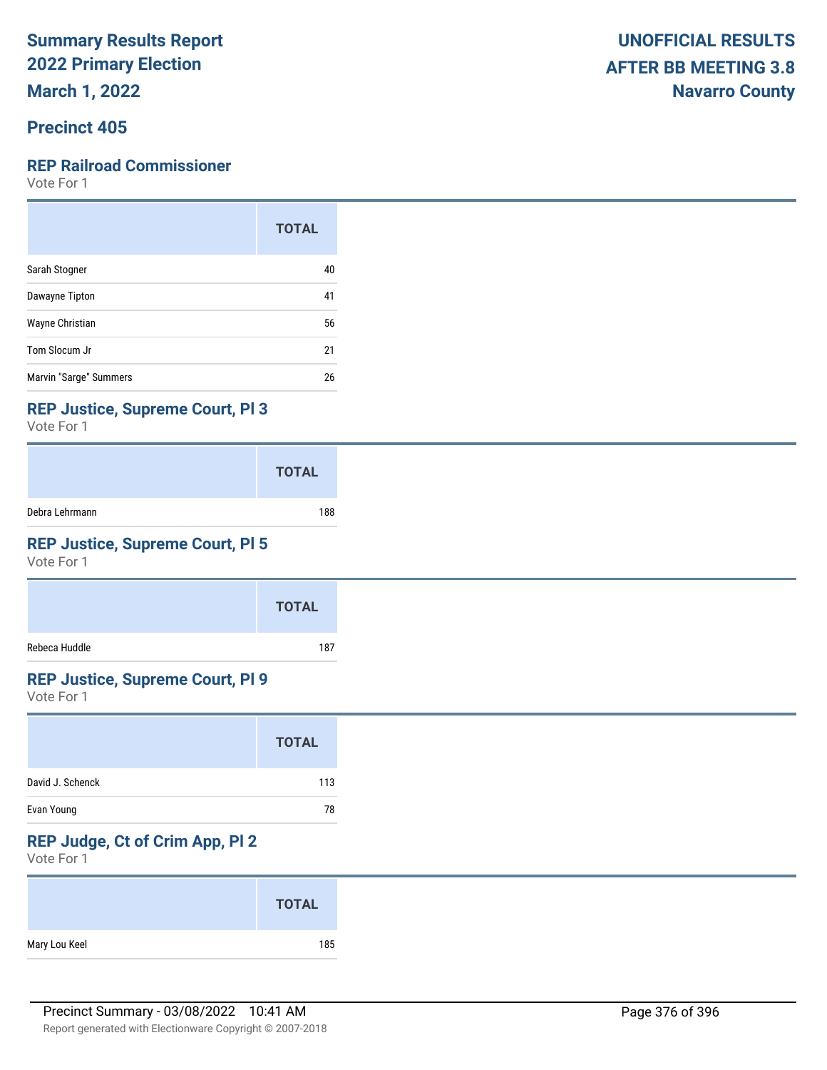**Summary Results Report**
**2022 Primary Election**
**March 1, 2022**

**UNOFFICIAL RESULTS**
**AFTER BB MEETING 3.8**
**Navarro County**

## Precinct 405

### REP Railroad Commissioner

Vote For 1

| | TOTAL |
|---|---|
| Sarah Stogner | 40 |
| Dawayne Tipton | 41 |
| Wayne Christian | 56 |
| Tom Slocum Jr | 21 |
| Marvin "Sarge" Summers | 26 |

### REP Justice, Supreme Court, Pl 3

Vote For 1

| | TOTAL |
|---|---|
| Debra Lehrmann | 188 |

### REP Justice, Supreme Court, Pl 5

Vote For 1

| | TOTAL |
|---|---|
| Rebeca Huddle | 187 |

### REP Justice, Supreme Court, Pl 9

Vote For 1

| | TOTAL |
|---|---|
| David J. Schenck | 113 |
| Evan Young | 78 |

### REP Judge, Ct of Crim App, Pl 2

Vote For 1

| | TOTAL |
|---|---|
| Mary Lou Keel | 185 |

Precinct Summary - 03/08/2022 10:41 AM

Report generated with Electionware Copyright © 2007-2018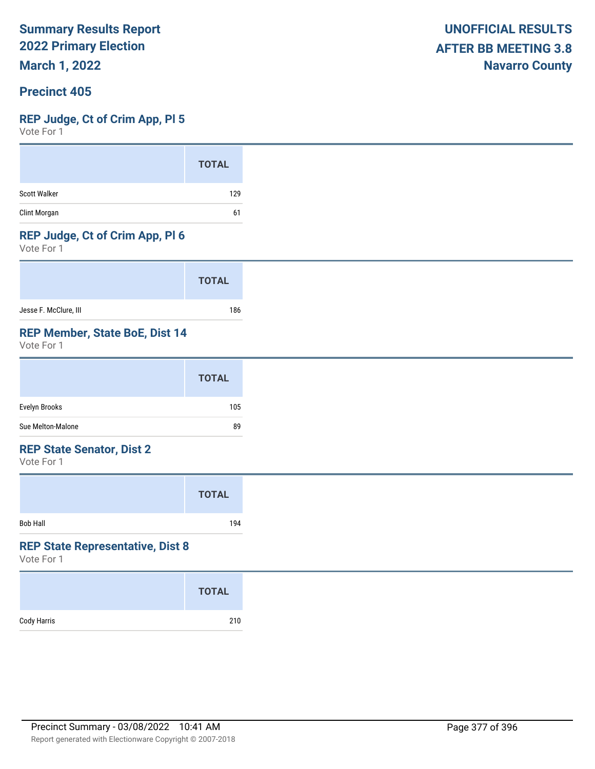**Summary Results Report**
**2022 Primary Election**
**March 1, 2022**

**UNOFFICIAL RESULTS**
**AFTER BB MEETING 3.8**
**Navarro County**

## Precinct 405

### REP Judge, Ct of Crim App, Pl 5

Vote For 1

| | TOTAL |
|---|---|
| Scott Walker | 129 |
| Clint Morgan | 61 |

### REP Judge, Ct of Crim App, Pl 6

Vote For 1

| | TOTAL |
|---|---|
| Jesse F. McClure, III | 186 |

### REP Member, State BoE, Dist 14

Vote For 1

| | TOTAL |
|---|---|
| Evelyn Brooks | 105 |
| Sue Melton-Malone | 89 |

### REP State Senator, Dist 2

Vote For 1

| | TOTAL |
|---|---|
| Bob Hall | 194 |

### REP State Representative, Dist 8

Vote For 1

| | TOTAL |
|---|---|
| Cody Harris | 210 |

Precinct Summary - 03/08/2022 10:41 AM

Report generated with Electionware Copyright © 2007-2018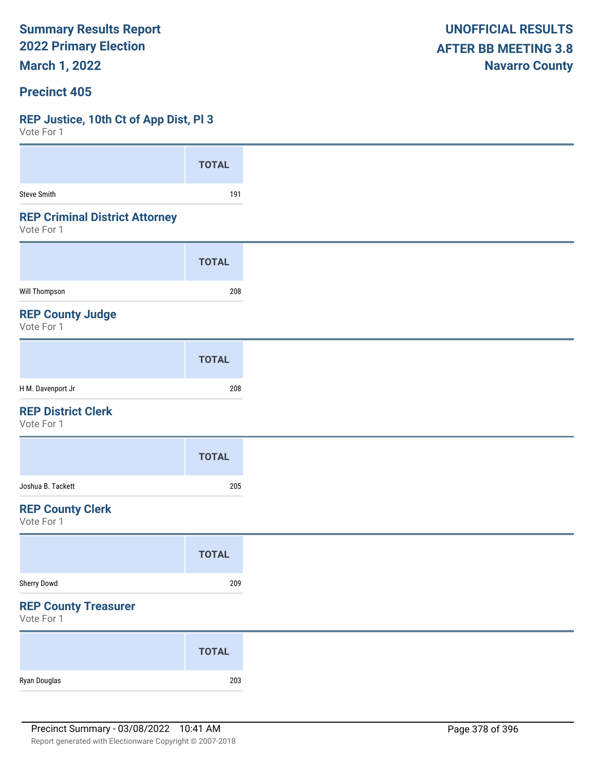Summary Results Report
2022 Primary Election
March 1, 2022

**UNOFFICIAL RESULTS**
**AFTER BB MEETING 3.8**
**Navarro County**

## Precinct 405

### REP Justice, 10th Ct of App Dist, Pl 3

Vote For 1

| | TOTAL |
|---|---|
| Steve Smith | 191 |

### REP Criminal District Attorney

Vote For 1

| | TOTAL |
|---|---|
| Will Thompson | 208 |

### REP County Judge

Vote For 1

| | TOTAL |
|---|---|
| H M. Davenport Jr | 208 |

### REP District Clerk

Vote For 1

| | TOTAL |
|---|---|
| Joshua B. Tackett | 205 |

### REP County Clerk

Vote For 1

| | TOTAL |
|---|---|
| Sherry Dowd | 209 |

### REP County Treasurer

Vote For 1

| | TOTAL |
|---|---|
| Ryan Douglas | 203 |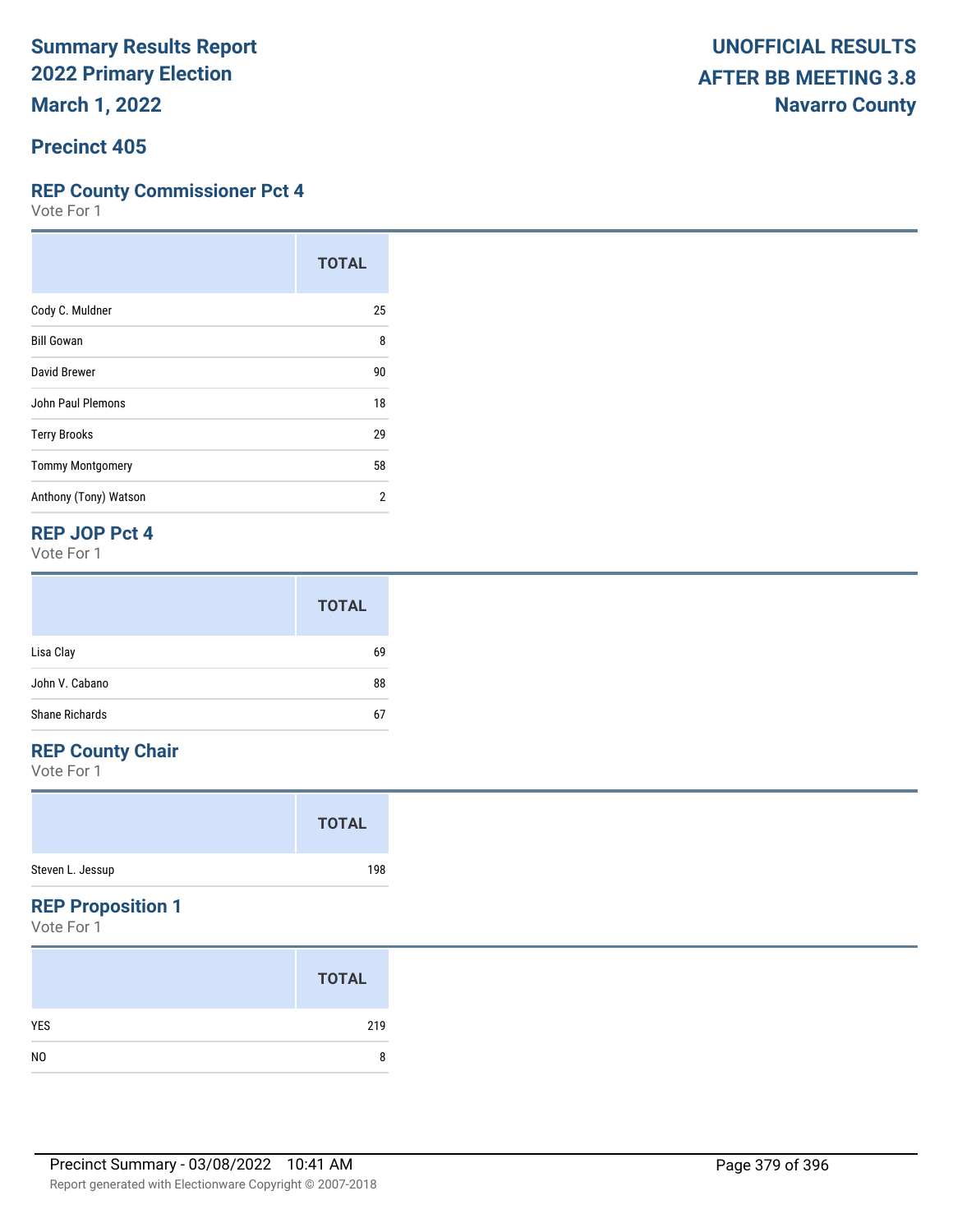# Summary Results Report
# 2022 Primary Election
# March 1, 2022

**UNOFFICIAL RESULTS**
**AFTER BB MEETING 3.8**
**Navarro County**

## Precinct 405

### REP County Commissioner Pct 4

Vote For 1

| | TOTAL |
|---|---|
| Cody C. Muldner | 25 |
| Bill Gowan | 8 |
| David Brewer | 90 |
| John Paul Plemons | 18 |
| Terry Brooks | 29 |
| Tommy Montgomery | 58 |
| Anthony (Tony) Watson | 2 |

### REP JOP Pct 4

Vote For 1

| | TOTAL |
|---|---|
| Lisa Clay | 69 |
| John V. Cabano | 88 |
| Shane Richards | 67 |

### REP County Chair

Vote For 1

| | TOTAL |
|---|---|
| Steven L. Jessup | 198 |

### REP Proposition 1

Vote For 1

| | TOTAL |
|---|---|
| YES | 219 |
| NO | 8 |

Precinct Summary - 03/08/2022 10:41 AM

Report generated with Electionware Copyright © 2007-2018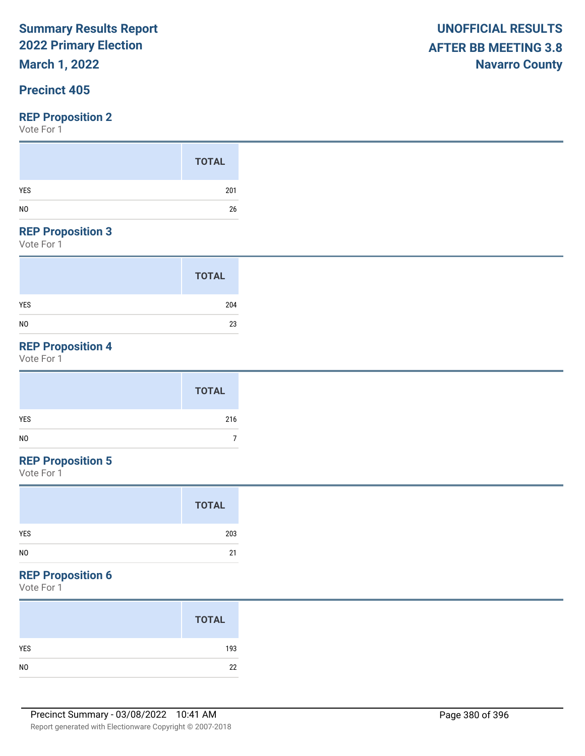**Summary Results Report**
**2022 Primary Election**
**March 1, 2022**

**UNOFFICIAL RESULTS**
**AFTER BB MEETING 3.8**
**Navarro County**

## Precinct 405

### REP Proposition 2

Vote For 1

| | TOTAL |
|---|---|
| YES | 201 |
| NO | 26 |

### REP Proposition 3

Vote For 1

| | TOTAL |
|---|---|
| YES | 204 |
| NO | 23 |

### REP Proposition 4

Vote For 1

| | TOTAL |
|---|---|
| YES | 216 |
| NO | 7 |

### REP Proposition 5

Vote For 1

| | TOTAL |
|---|---|
| YES | 203 |
| NO | 21 |

### REP Proposition 6

Vote For 1

| | TOTAL |
|---|---|
| YES | 193 |
| NO | 22 |

Precinct Summary - 03/08/2022 10:41 AM

Report generated with Electionware Copyright © 2007-2018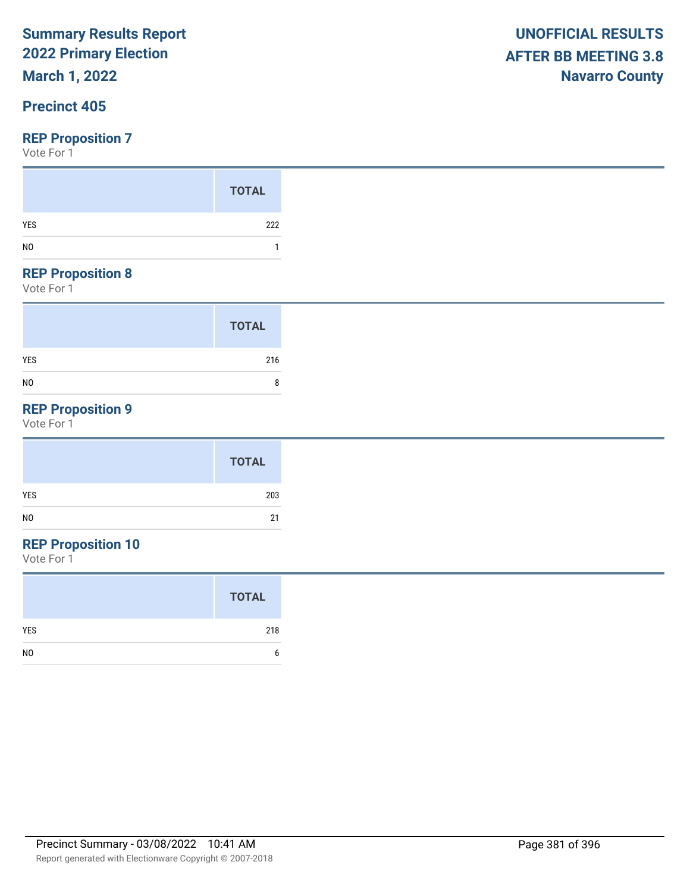# Summary Results Report
## 2022 Primary Election
## March 1, 2022

**UNOFFICIAL RESULTS**
**AFTER BB MEETING 3.8**
**Navarro County**

## Precinct 405

### REP Proposition 7
Vote For 1

| | TOTAL |
|---|---|
| YES | 222 |
| NO | 1 |

### REP Proposition 8
Vote For 1

| | TOTAL |
|---|---|
| YES | 216 |
| NO | 8 |

### REP Proposition 9
Vote For 1

| | TOTAL |
|---|---|
| YES | 203 |
| NO | 21 |

### REP Proposition 10
Vote For 1

| | TOTAL |
|---|---|
| YES | 218 |
| NO | 6 |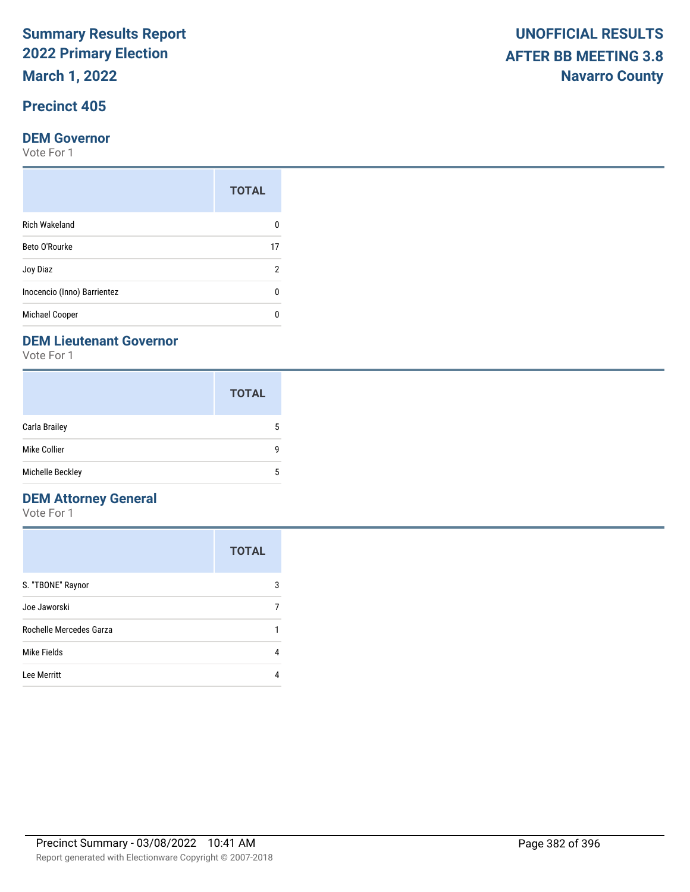# Summary Results Report
# 2022 Primary Election
# March 1, 2022

**UNOFFICIAL RESULTS**
**AFTER BB MEETING 3.8**
**Navarro County**

## Precinct 405

### DEM Governor

Vote For 1

| | TOTAL |
|---|---|
| Rich Wakeland | 0 |
| Beto O'Rourke | 17 |
| Joy Diaz | 2 |
| Inocencio (Inno) Barrientez | 0 |
| Michael Cooper | 0 |

### DEM Lieutenant Governor

Vote For 1

| | TOTAL |
|---|---|
| Carla Brailey | 5 |
| Mike Collier | 9 |
| Michelle Beckley | 5 |

### DEM Attorney General

Vote For 1

| | TOTAL |
|---|---|
| S. "TBONE" Raynor | 3 |
| Joe Jaworski | 7 |
| Rochelle Mercedes Garza | 1 |
| Mike Fields | 4 |
| Lee Merritt | 4 |

Precinct Summary - 03/08/2022 10:41 AM

Report generated with Electionware Copyright © 2007-2018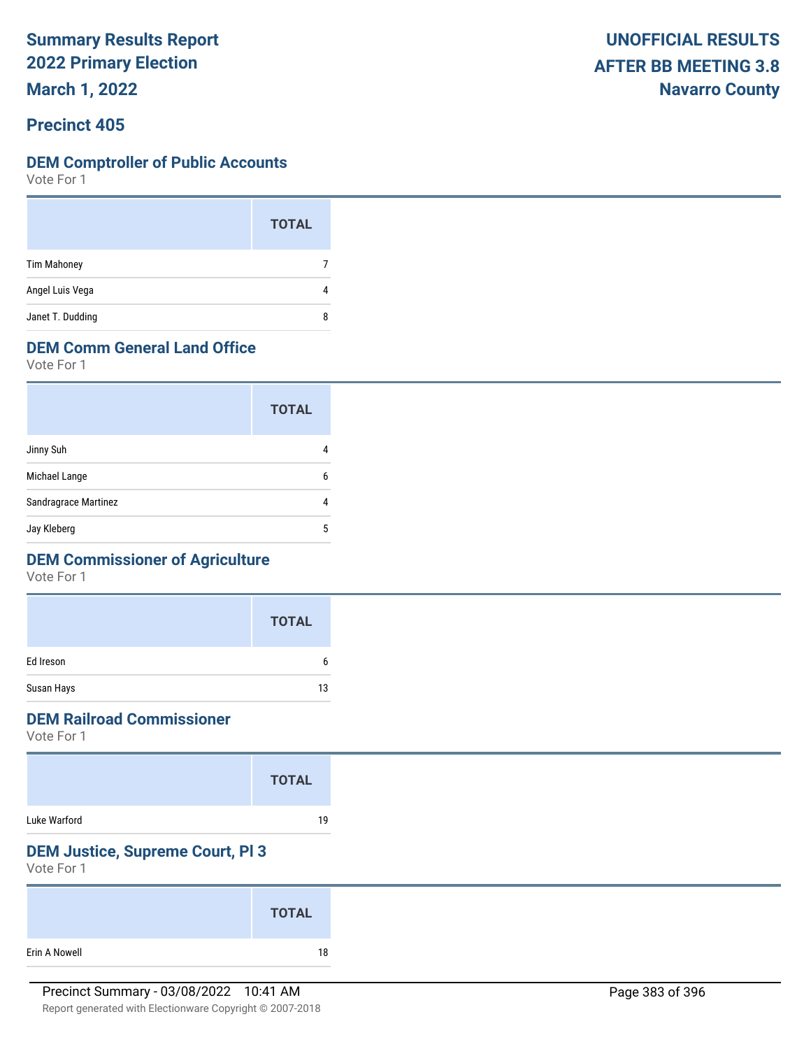# Summary Results Report
# 2022 Primary Election
# March 1, 2022

**UNOFFICIAL RESULTS**
**AFTER BB MEETING 3.8**
**Navarro County**

## Precinct 405

### DEM Comptroller of Public Accounts
Vote For 1

| | TOTAL |
|---|---|
| Tim Mahoney | 7 |
| Angel Luis Vega | 4 |
| Janet T. Dudding | 8 |

### DEM Comm General Land Office
Vote For 1

| | TOTAL |
|---|---|
| Jinny Suh | 4 |
| Michael Lange | 6 |
| Sandragrace Martinez | 4 |
| Jay Kleberg | 5 |

### DEM Commissioner of Agriculture
Vote For 1

| | TOTAL |
|---|---|
| Ed Ireson | 6 |
| Susan Hays | 13 |

### DEM Railroad Commissioner
Vote For 1

| | TOTAL |
|---|---|
| Luke Warford | 19 |

### DEM Justice, Supreme Court, Pl 3
Vote For 1

| | TOTAL |
|---|---|
| Erin A Nowell | 18 |

Precinct Summary - 03/08/2022 10:41 AM

Report generated with Electionware Copyright © 2007-2018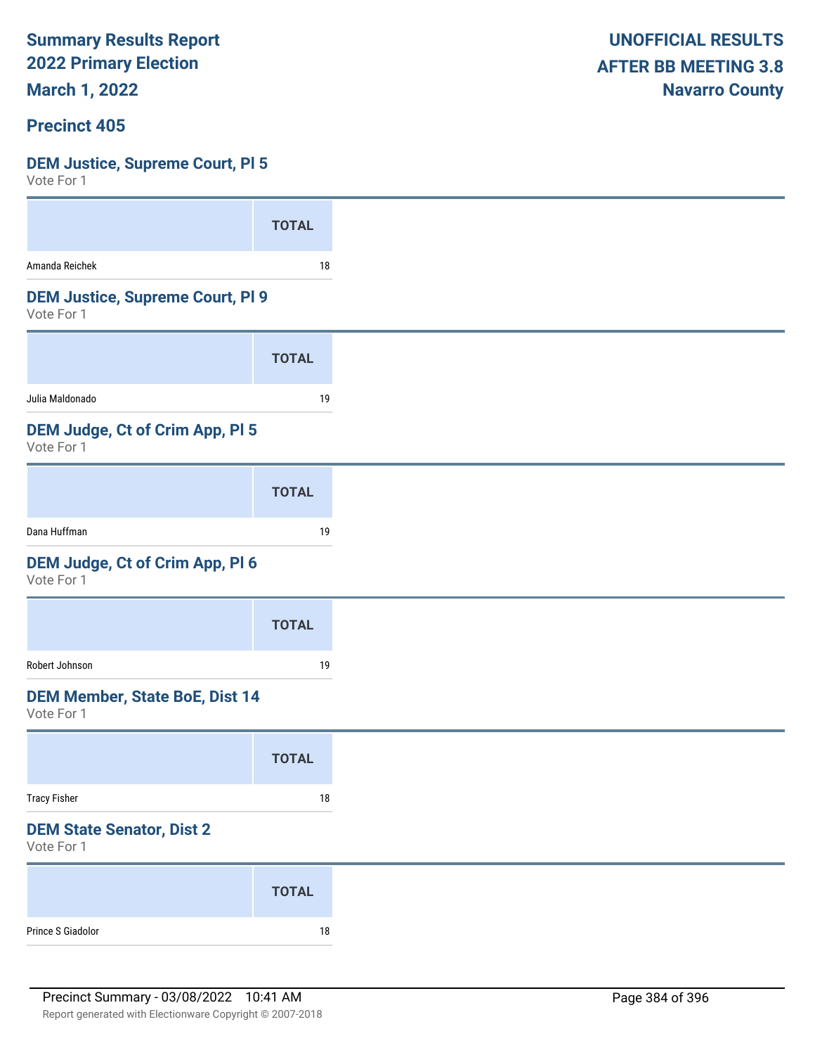**Summary Results Report**
**2022 Primary Election**
**March 1, 2022**

**UNOFFICIAL RESULTS**
**AFTER BB MEETING 3.8**
**Navarro County**

## Precinct 405

### DEM Justice, Supreme Court, Pl 5
Vote For 1

| | TOTAL |
|---|---|
| Amanda Reichek | 18 |

### DEM Justice, Supreme Court, Pl 9
Vote For 1

| | TOTAL |
|---|---|
| Julia Maldonado | 19 |

### DEM Judge, Ct of Crim App, Pl 5
Vote For 1

| | TOTAL |
|---|---|
| Dana Huffman | 19 |

### DEM Judge, Ct of Crim App, Pl 6
Vote For 1

| | TOTAL |
|---|---|
| Robert Johnson | 19 |

### DEM Member, State BoE, Dist 14
Vote For 1

| | TOTAL |
|---|---|
| Tracy Fisher | 18 |

### DEM State Senator, Dist 2
Vote For 1

| | TOTAL |
|---|---|
| Prince S Giadolor | 18 |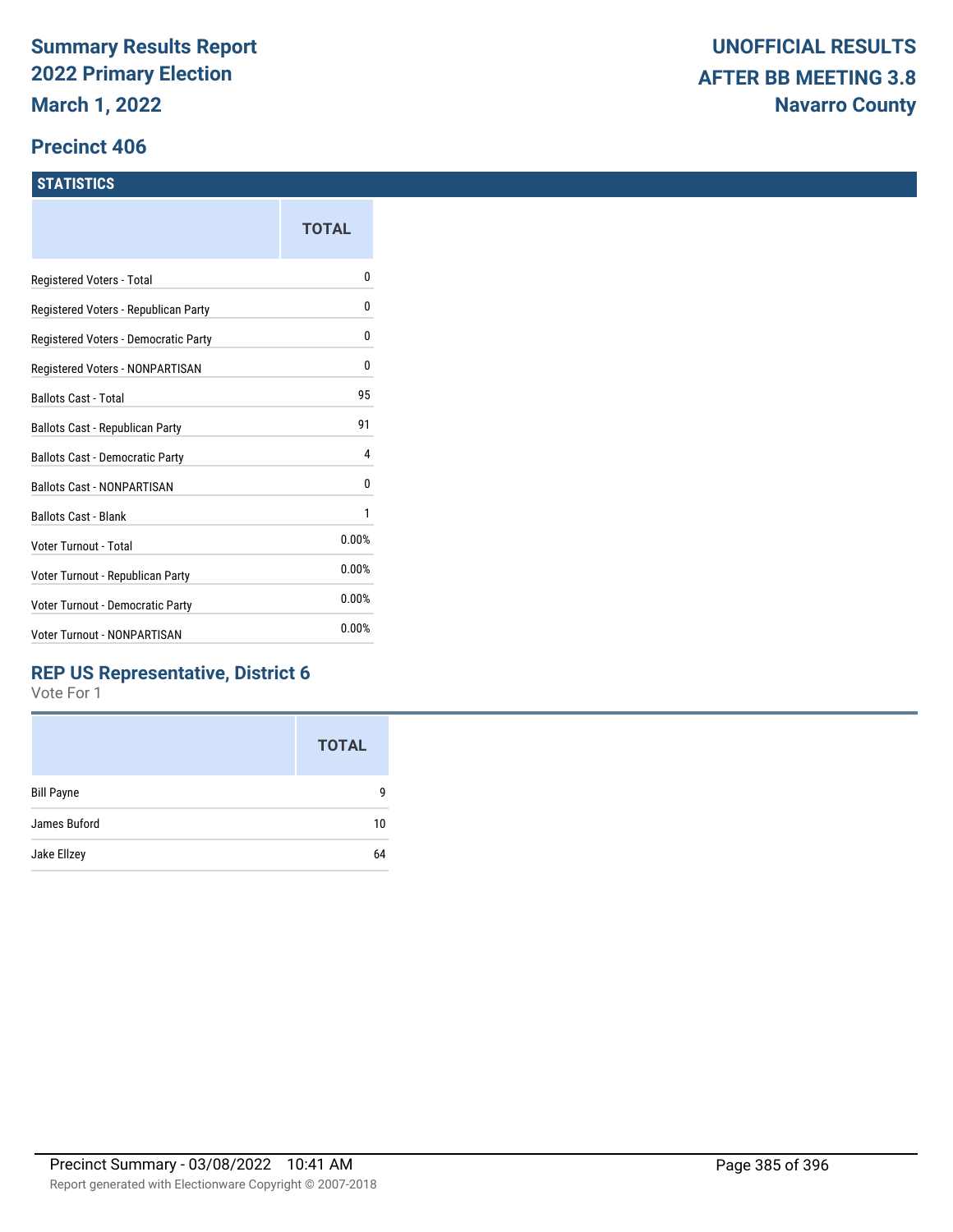# Summary Results Report 2022 Primary Election

**March 1, 2022**

**UNOFFICIAL RESULTS AFTER BB MEETING 3.8**
**Navarro County**

## Precinct 406

### STATISTICS

| | TOTAL |
|---|---|
| Registered Voters - Total | 0 |
| Registered Voters - Republican Party | 0 |
| Registered Voters - Democratic Party | 0 |
| Registered Voters - NONPARTISAN | 0 |
| Ballots Cast - Total | 95 |
| Ballots Cast - Republican Party | 91 |
| Ballots Cast - Democratic Party | 4 |
| Ballots Cast - NONPARTISAN | 0 |
| Ballots Cast - Blank | 1 |
| Voter Turnout - Total | 0.00% |
| Voter Turnout - Republican Party | 0.00% |
| Voter Turnout - Democratic Party | 0.00% |
| Voter Turnout - NONPARTISAN | 0.00% |

### REP US Representative, District 6

Vote For 1

| | TOTAL |
|---|---|
| Bill Payne | 9 |
| James Buford | 10 |
| Jake Ellzey | 64 |

Precinct Summary - 03/08/2022 10:41 AM

Report generated with Electionware Copyright © 2007-2018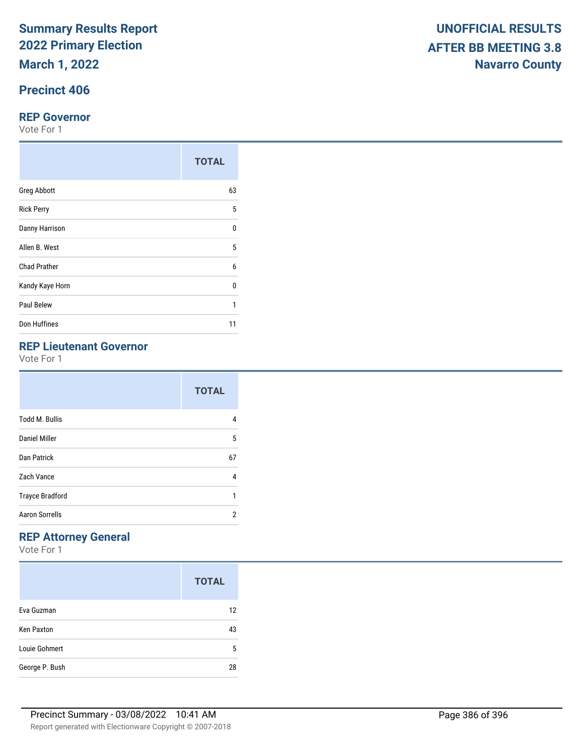# Summary Results Report
# 2022 Primary Election
# March 1, 2022

**UNOFFICIAL RESULTS**
**AFTER BB MEETING 3.8**
**Navarro County**

## Precinct 406

### REP Governor

Vote For 1

| | TOTAL |
|---|---|
| Greg Abbott | 63 |
| Rick Perry | 5 |
| Danny Harrison | 0 |
| Allen B. West | 5 |
| Chad Prather | 6 |
| Kandy Kaye Horn | 0 |
| Paul Belew | 1 |
| Don Huffines | 11 |

### REP Lieutenant Governor

Vote For 1

| | TOTAL |
|---|---|
| Todd M. Bullis | 4 |
| Daniel Miller | 5 |
| Dan Patrick | 67 |
| Zach Vance | 4 |
| Trayce Bradford | 1 |
| Aaron Sorrells | 2 |

### REP Attorney General

Vote For 1

| | TOTAL |
|---|---|
| Eva Guzman | 12 |
| Ken Paxton | 43 |
| Louie Gohmert | 5 |
| George P. Bush | 28 |

Precinct Summary - 03/08/2022 10:41 AM

Report generated with Electionware Copyright © 2007-2018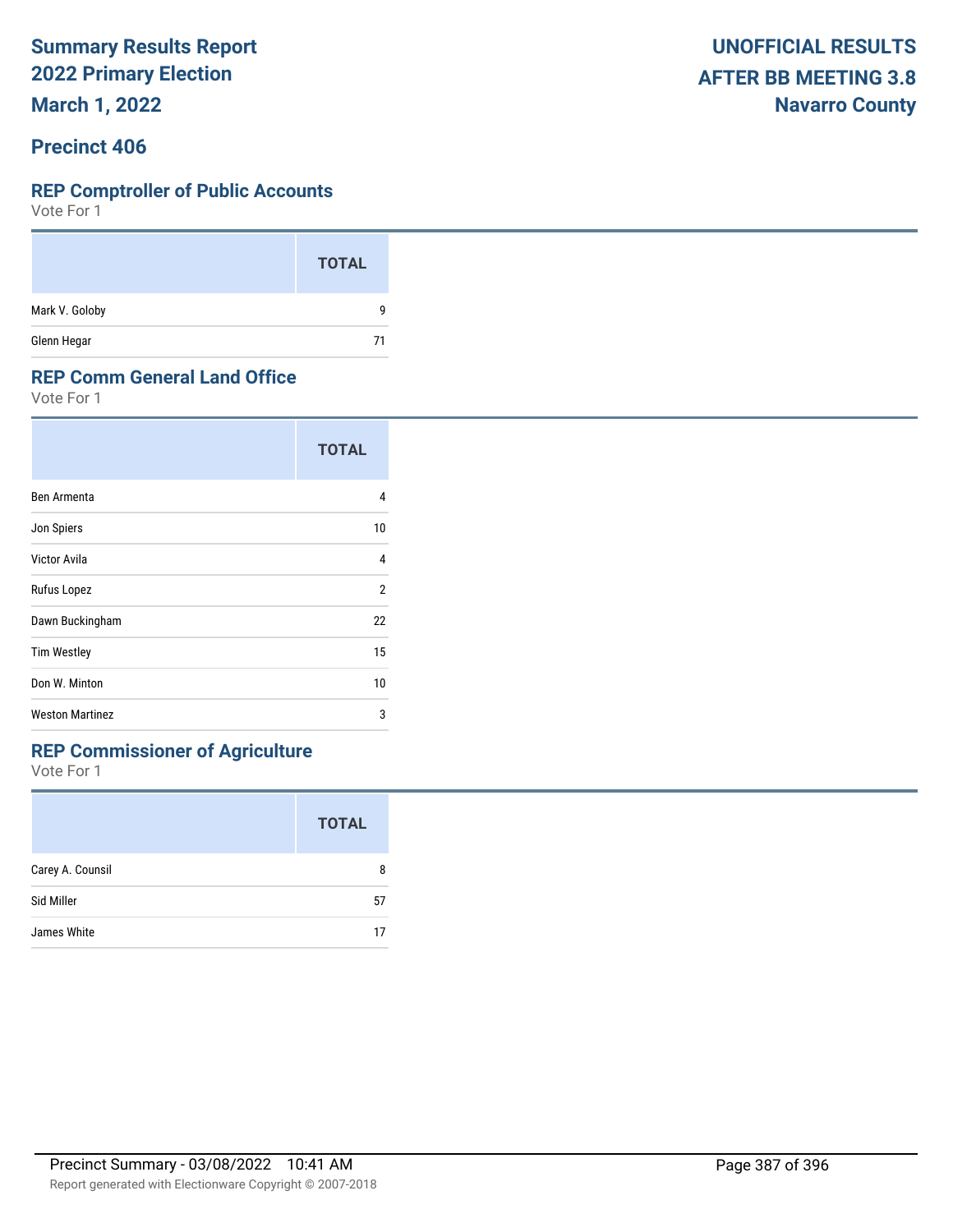# Summary Results Report
# 2022 Primary Election
# March 1, 2022

**UNOFFICIAL RESULTS**
**AFTER BB MEETING 3.8**
**Navarro County**

## Precinct 406

### REP Comptroller of Public Accounts

Vote For 1

| | TOTAL |
|---|---|
| Mark V. Goloby | 9 |
| Glenn Hegar | 71 |

### REP Comm General Land Office

Vote For 1

| | TOTAL |
|---|---|
| Ben Armenta | 4 |
| Jon Spiers | 10 |
| Victor Avila | 4 |
| Rufus Lopez | 2 |
| Dawn Buckingham | 22 |
| Tim Westley | 15 |
| Don W. Minton | 10 |
| Weston Martinez | 3 |

### REP Commissioner of Agriculture

Vote For 1

| | TOTAL |
|---|---|
| Carey A. Counsil | 8 |
| Sid Miller | 57 |
| James White | 17 |

Precinct Summary - 03/08/2022 10:41 AM

Report generated with Electionware Copyright © 2007-2018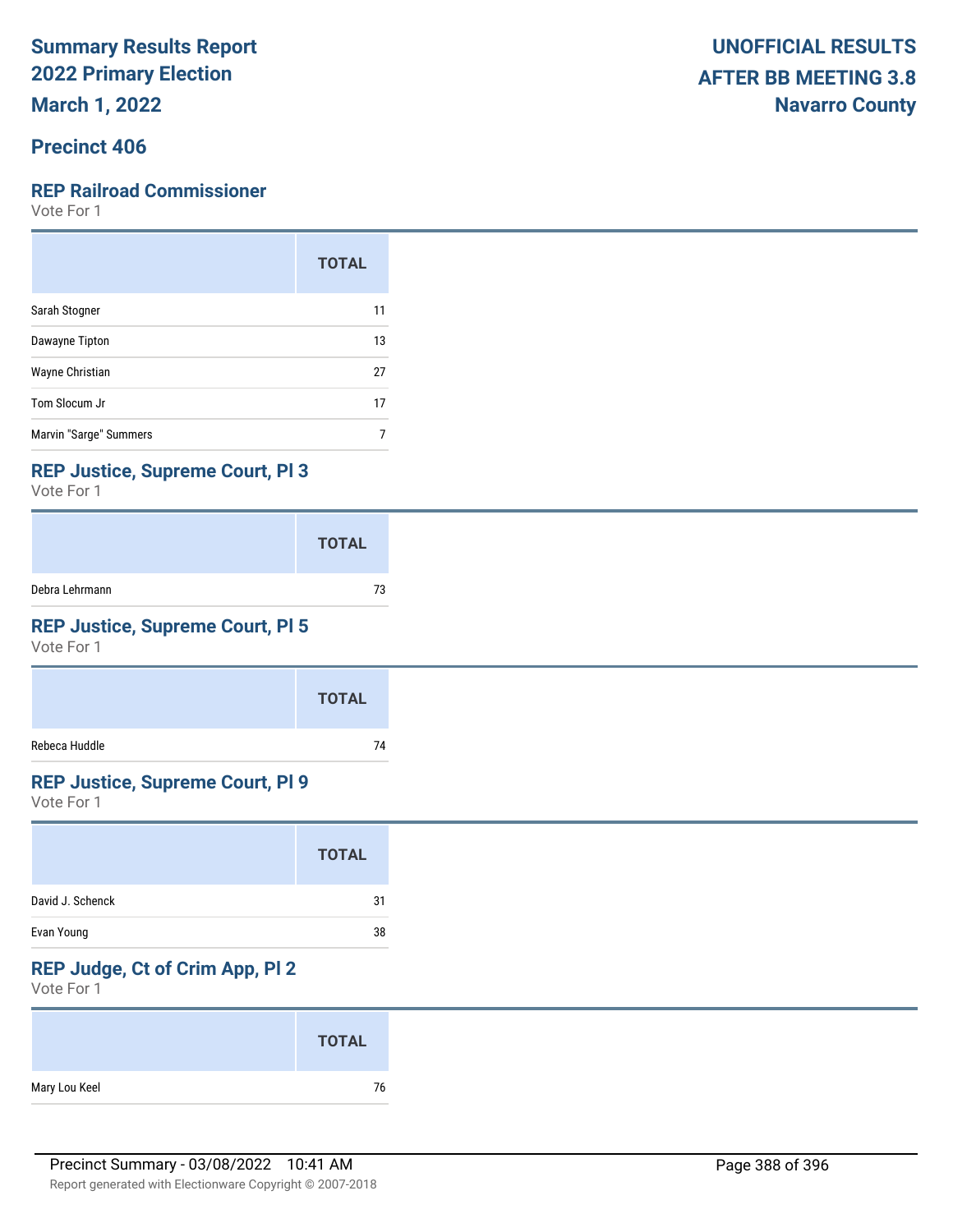# Summary Results Report
# 2022 Primary Election
# March 1, 2022

**UNOFFICIAL RESULTS**
**AFTER BB MEETING 3.8**
**Navarro County**

## Precinct 406

### REP Railroad Commissioner

Vote For 1

| | TOTAL |
|---|---|
| Sarah Stogner | 11 |
| Dawayne Tipton | 13 |
| Wayne Christian | 27 |
| Tom Slocum Jr | 17 |
| Marvin "Sarge" Summers | 7 |

### REP Justice, Supreme Court, Pl 3

Vote For 1

| | TOTAL |
|---|---|
| Debra Lehrmann | 73 |

### REP Justice, Supreme Court, Pl 5

Vote For 1

| | TOTAL |
|---|---|
| Rebeca Huddle | 74 |

### REP Justice, Supreme Court, Pl 9

Vote For 1

| | TOTAL |
|---|---|
| David J. Schenck | 31 |
| Evan Young | 38 |

### REP Judge, Ct of Crim App, Pl 2

Vote For 1

| | TOTAL |
|---|---|
| Mary Lou Keel | 76 |

Precinct Summary - 03/08/2022 10:41 AM

Report generated with Electionware Copyright © 2007-2018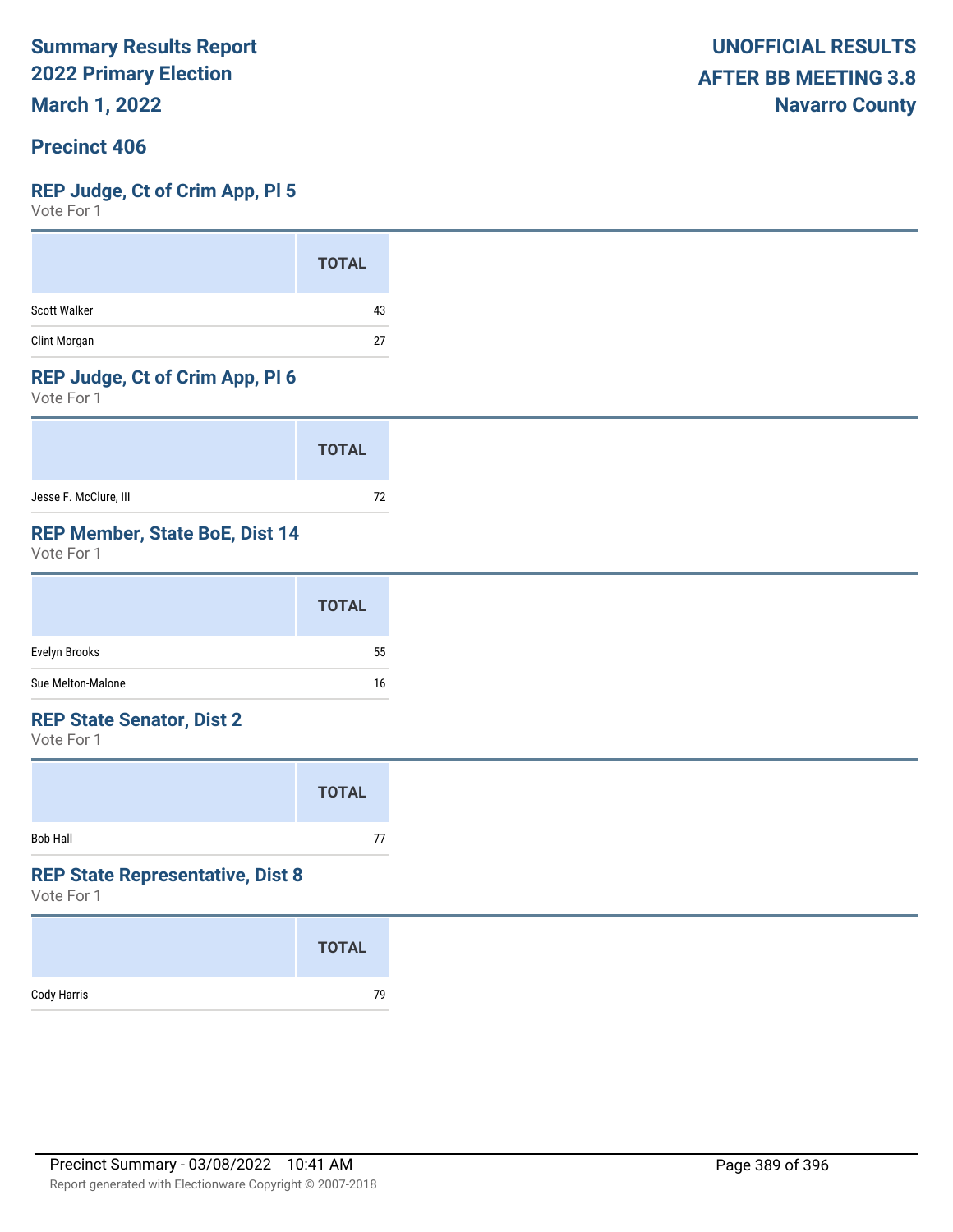Summary Results Report
2022 Primary Election
March 1, 2022

UNOFFICIAL RESULTS
AFTER BB MEETING 3.8
Navarro County

## Precinct 406

### REP Judge, Ct of Crim App, Pl 5

Vote For 1

| | TOTAL |
|---|---|
| Scott Walker | 43 |
| Clint Morgan | 27 |

### REP Judge, Ct of Crim App, Pl 6

Vote For 1

| | TOTAL |
|---|---|
| Jesse F. McClure, III | 72 |

### REP Member, State BoE, Dist 14

Vote For 1

| | TOTAL |
|---|---|
| Evelyn Brooks | 55 |
| Sue Melton-Malone | 16 |

### REP State Senator, Dist 2

Vote For 1

| | TOTAL |
|---|---|
| Bob Hall | 77 |

### REP State Representative, Dist 8

Vote For 1

| | TOTAL |
|---|---|
| Cody Harris | 79 |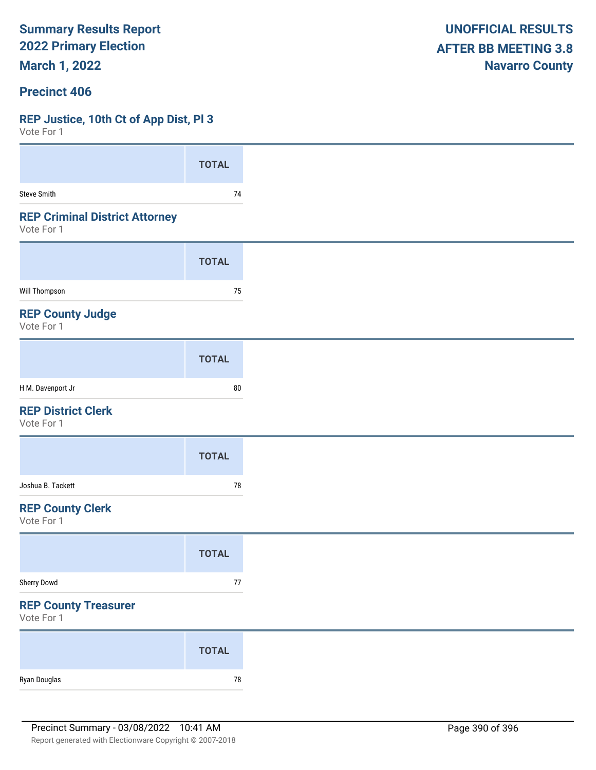# Summary Results Report
# 2022 Primary Election
# March 1, 2022

**UNOFFICIAL RESULTS**
**AFTER BB MEETING 3.8**
**Navarro County**

## Precinct 406

### REP Justice, 10th Ct of App Dist, Pl 3
Vote For 1

| | TOTAL |
|---|---|
| Steve Smith | 74 |

### REP Criminal District Attorney
Vote For 1

| | TOTAL |
|---|---|
| Will Thompson | 75 |

### REP County Judge
Vote For 1

| | TOTAL |
|---|---|
| H M. Davenport Jr | 80 |

### REP District Clerk
Vote For 1

| | TOTAL |
|---|---|
| Joshua B. Tackett | 78 |

### REP County Clerk
Vote For 1

| | TOTAL |
|---|---|
| Sherry Dowd | 77 |

### REP County Treasurer
Vote For 1

| | TOTAL |
|---|---|
| Ryan Douglas | 78 |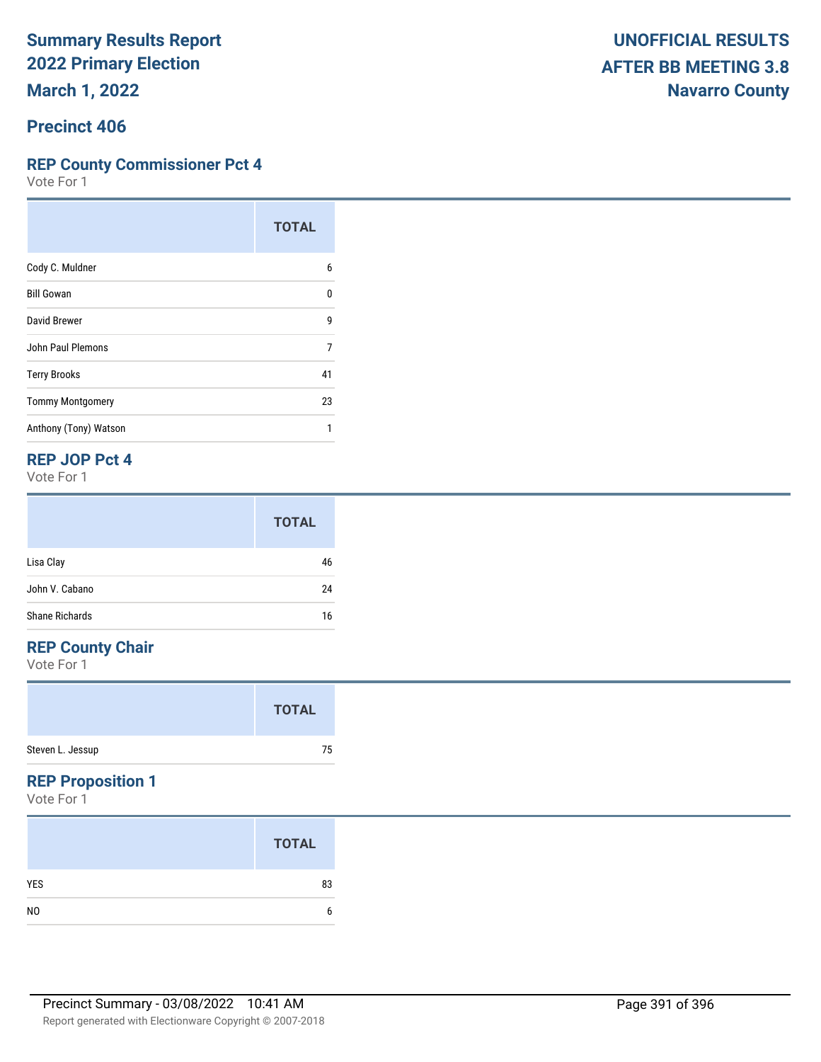Summary Results Report
2022 Primary Election
March 1, 2022

UNOFFICIAL RESULTS
AFTER BB MEETING 3.8
Navarro County

## Precinct 406

### REP County Commissioner Pct 4

Vote For 1

| | TOTAL |
|---|---|
| Cody C. Muldner | 6 |
| Bill Gowan | 0 |
| David Brewer | 9 |
| John Paul Plemons | 7 |
| Terry Brooks | 41 |
| Tommy Montgomery | 23 |
| Anthony (Tony) Watson | 1 |

### REP JOP Pct 4

Vote For 1

| | TOTAL |
|---|---|
| Lisa Clay | 46 |
| John V. Cabano | 24 |
| Shane Richards | 16 |

### REP County Chair

Vote For 1

| | TOTAL |
|---|---|
| Steven L. Jessup | 75 |

### REP Proposition 1

Vote For 1

| | TOTAL |
|---|---|
| YES | 83 |
| NO | 6 |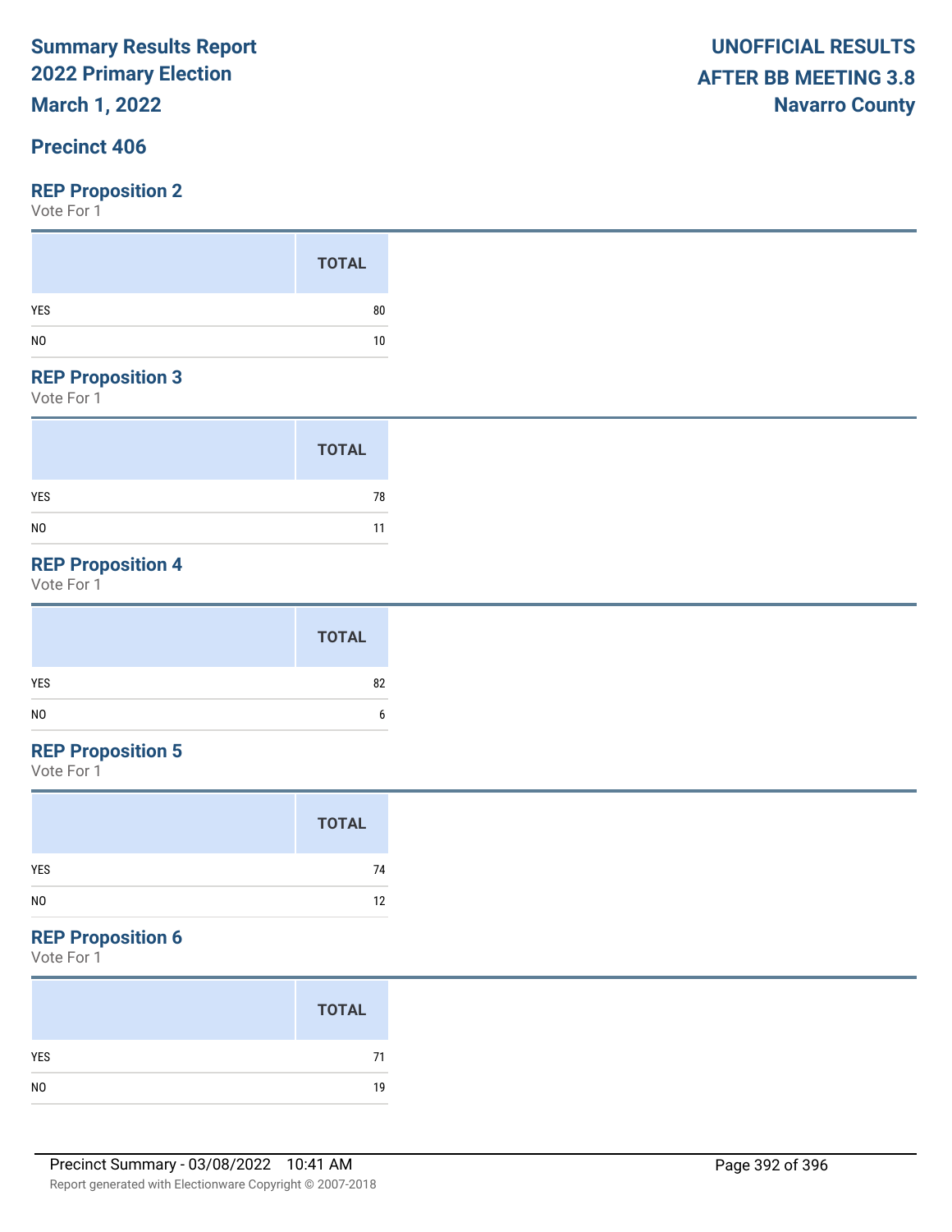# Summary Results Report
## 2022 Primary Election
## March 1, 2022

**UNOFFICIAL RESULTS**
**AFTER BB MEETING 3.8**
**Navarro County**

## Precinct 406

### REP Proposition 2

Vote For 1

| | TOTAL |
|---|---|
| YES | 80 |
| NO | 10 |

### REP Proposition 3

Vote For 1

| | TOTAL |
|---|---|
| YES | 78 |
| NO | 11 |

### REP Proposition 4

Vote For 1

| | TOTAL |
|---|---|
| YES | 82 |
| NO | 6 |

### REP Proposition 5

Vote For 1

| | TOTAL |
|---|---|
| YES | 74 |
| NO | 12 |

### REP Proposition 6

Vote For 1

| | TOTAL |
|---|---|
| YES | 71 |
| NO | 19 |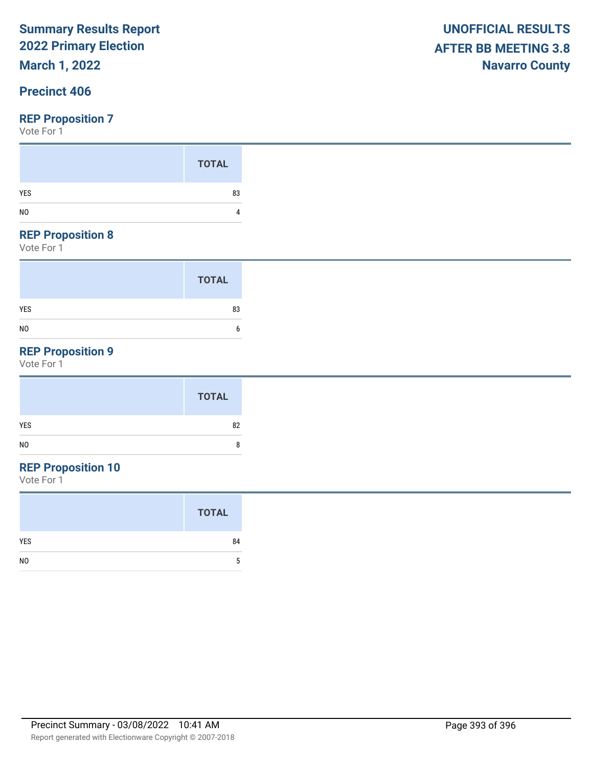Summary Results Report
2022 Primary Election
March 1, 2022

UNOFFICIAL RESULTS
AFTER BB MEETING 3.8
Navarro County

## Precinct 406

### REP Proposition 7

Vote For 1

| | TOTAL |
|---|---|
| YES | 83 |
| NO | 4 |

### REP Proposition 8

Vote For 1

| | TOTAL |
|---|---|
| YES | 83 |
| NO | 6 |

### REP Proposition 9

Vote For 1

| | TOTAL |
|---|---|
| YES | 82 |
| NO | 8 |

### REP Proposition 10

Vote For 1

| | TOTAL |
|---|---|
| YES | 84 |
| NO | 5 |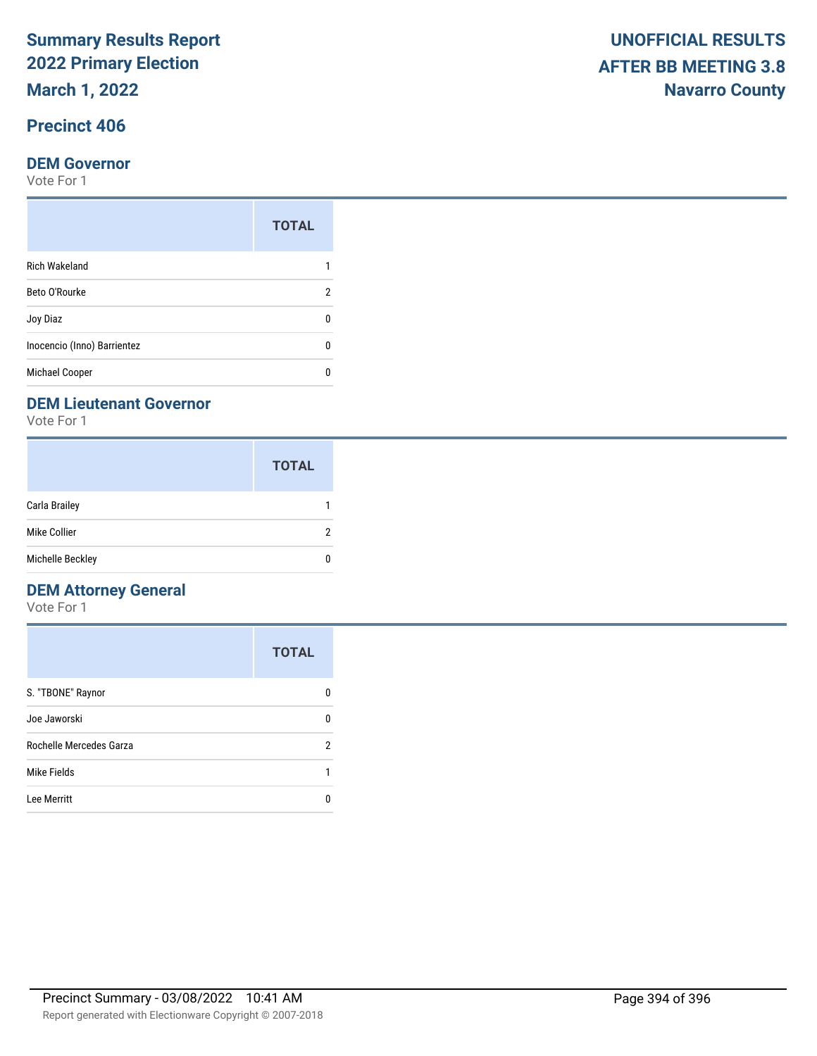# Summary Results Report
# 2022 Primary Election
# March 1, 2022

**UNOFFICIAL RESULTS**
**AFTER BB MEETING 3.8**
**Navarro County**

## Precinct 406

### DEM Governor

Vote For 1

| | TOTAL |
|---|---|
| Rich Wakeland | 1 |
| Beto O'Rourke | 2 |
| Joy Diaz | 0 |
| Inocencio (Inno) Barrientez | 0 |
| Michael Cooper | 0 |

### DEM Lieutenant Governor

Vote For 1

| | TOTAL |
|---|---|
| Carla Brailey | 1 |
| Mike Collier | 2 |
| Michelle Beckley | 0 |

### DEM Attorney General

Vote For 1

| | TOTAL |
|---|---|
| S. "TBONE" Raynor | 0 |
| Joe Jaworski | 0 |
| Rochelle Mercedes Garza | 2 |
| Mike Fields | 1 |
| Lee Merritt | 0 |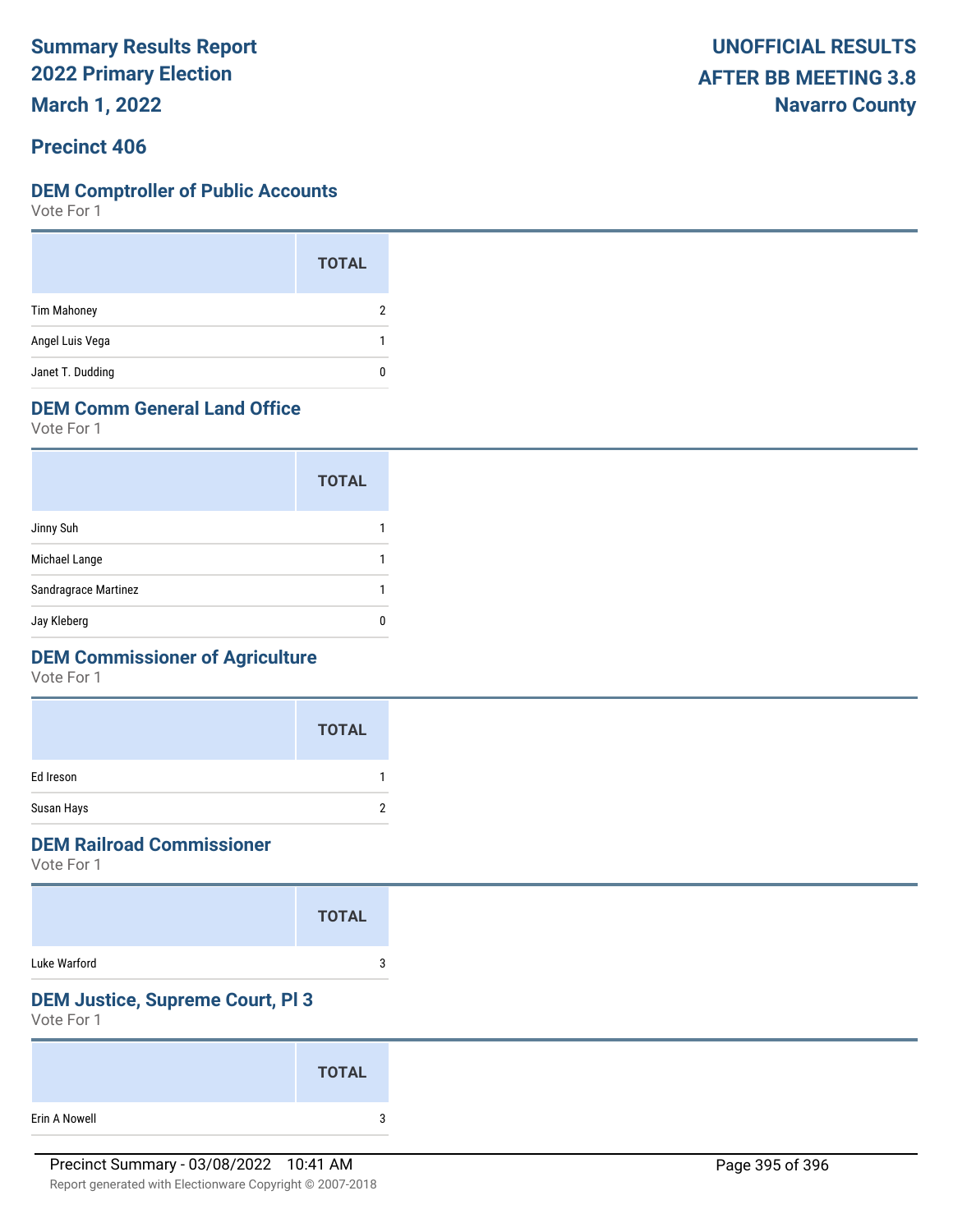**Summary Results Report**
**2022 Primary Election**
**March 1, 2022**

**UNOFFICIAL RESULTS**
**AFTER BB MEETING 3.8**
**Navarro County**

## Precinct 406

### DEM Comptroller of Public Accounts

Vote For 1

| | TOTAL |
|---|---|
| Tim Mahoney | 2 |
| Angel Luis Vega | 1 |
| Janet T. Dudding | 0 |

### DEM Comm General Land Office

Vote For 1

| | TOTAL |
|---|---|
| Jinny Suh | 1 |
| Michael Lange | 1 |
| Sandragrace Martinez | 1 |
| Jay Kleberg | 0 |

### DEM Commissioner of Agriculture

Vote For 1

| | TOTAL |
|---|---|
| Ed Ireson | 1 |
| Susan Hays | 2 |

### DEM Railroad Commissioner

Vote For 1

| | TOTAL |
|---|---|
| Luke Warford | 3 |

### DEM Justice, Supreme Court, Pl 3

Vote For 1

| | TOTAL |
|---|---|
| Erin A Nowell | 3 |

Precinct Summary - 03/08/2022 10:41 AM

Report generated with Electionware Copyright © 2007-2018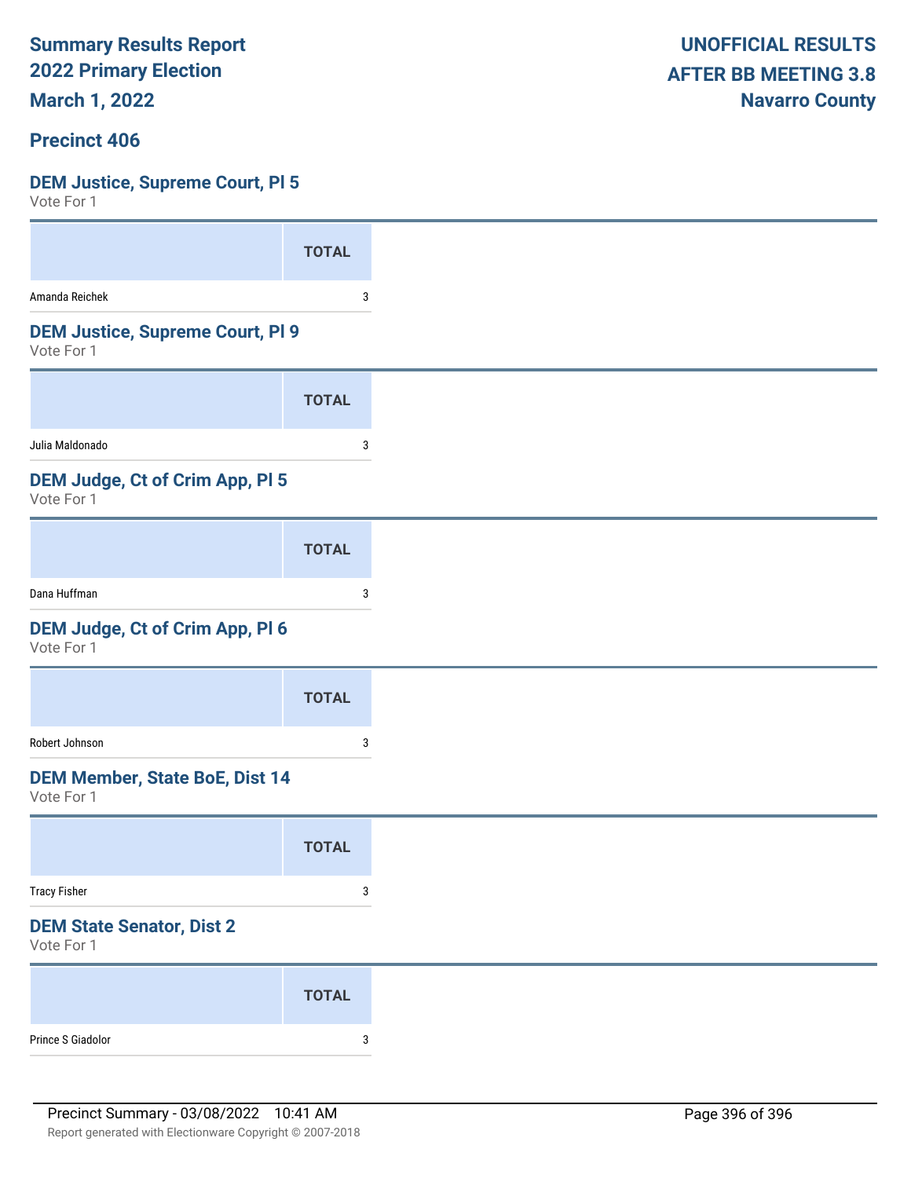**Summary Results Report**
**2022 Primary Election**
**March 1, 2022**

**UNOFFICIAL RESULTS**
**AFTER BB MEETING 3.8**
**Navarro County**

## Precinct 406

### DEM Justice, Supreme Court, Pl 5

Vote For 1

| | TOTAL |
|---|---|
| Amanda Reichek | 3 |

### DEM Justice, Supreme Court, Pl 9

Vote For 1

| | TOTAL |
|---|---|
| Julia Maldonado | 3 |

### DEM Judge, Ct of Crim App, Pl 5

Vote For 1

| | TOTAL |
|---|---|
| Dana Huffman | 3 |

### DEM Judge, Ct of Crim App, Pl 6

Vote For 1

| | TOTAL |
|---|---|
| Robert Johnson | 3 |

### DEM Member, State BoE, Dist 14

Vote For 1

| | TOTAL |
|---|---|
| Tracy Fisher | 3 |

### DEM State Senator, Dist 2

Vote For 1

| | TOTAL |
|---|---|
| Prince S Giadolor | 3 |